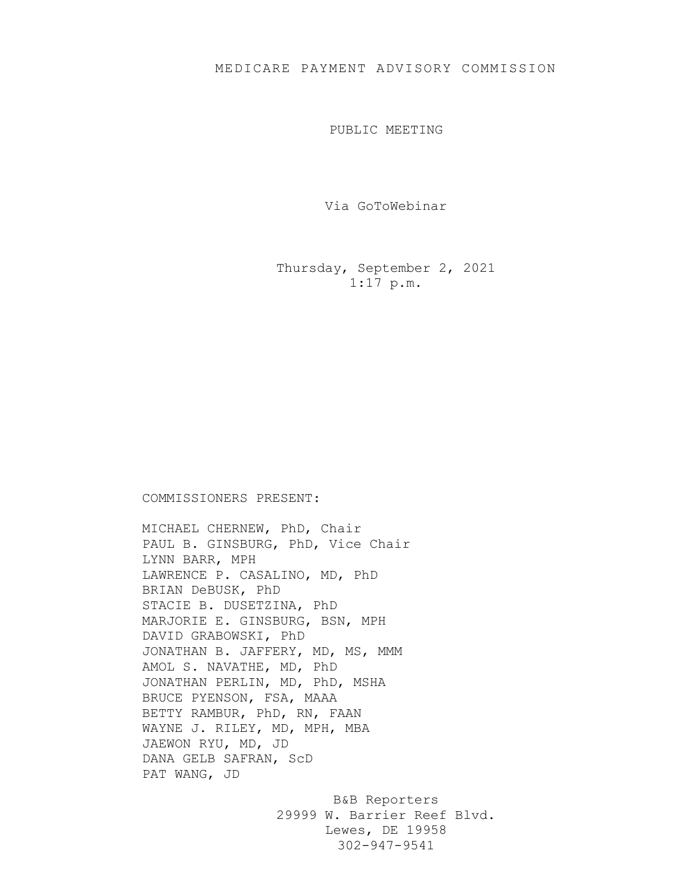# MEDICARE PAYMENT ADVISORY COMMISSION

## PUBLIC MEETING

Via GoToWebinar

Thursday, September 2, 2021
1:17 p.m.

COMMISSIONERS PRESENT:

MICHAEL CHERNEW, PhD, Chair
PAUL B. GINSBURG, PhD, Vice Chair
LYNN BARR, MPH
LAWRENCE P. CASALINO, MD, PhD
BRIAN DeBUSK, PhD
STACIE B. DUSETZINA, PhD
MARJORIE E. GINSBURG, BSN, MPH
DAVID GRABOWSKI, PhD
JONATHAN B. JAFFERY, MD, MS, MMM
AMOL S. NAVATHE, MD, PhD
JONATHAN PERLIN, MD, PhD, MSHA
BRUCE PYENSON, FSA, MAAA
BETTY RAMBUR, PhD, RN, FAAN
WAYNE J. RILEY, MD, MPH, MBA
JAEWON RYU, MD, JD
DANA GELB SAFRAN, ScD
PAT WANG, JD

B&B Reporters
29999 W. Barrier Reef Blvd.
Lewes, DE 19958
302-947-9541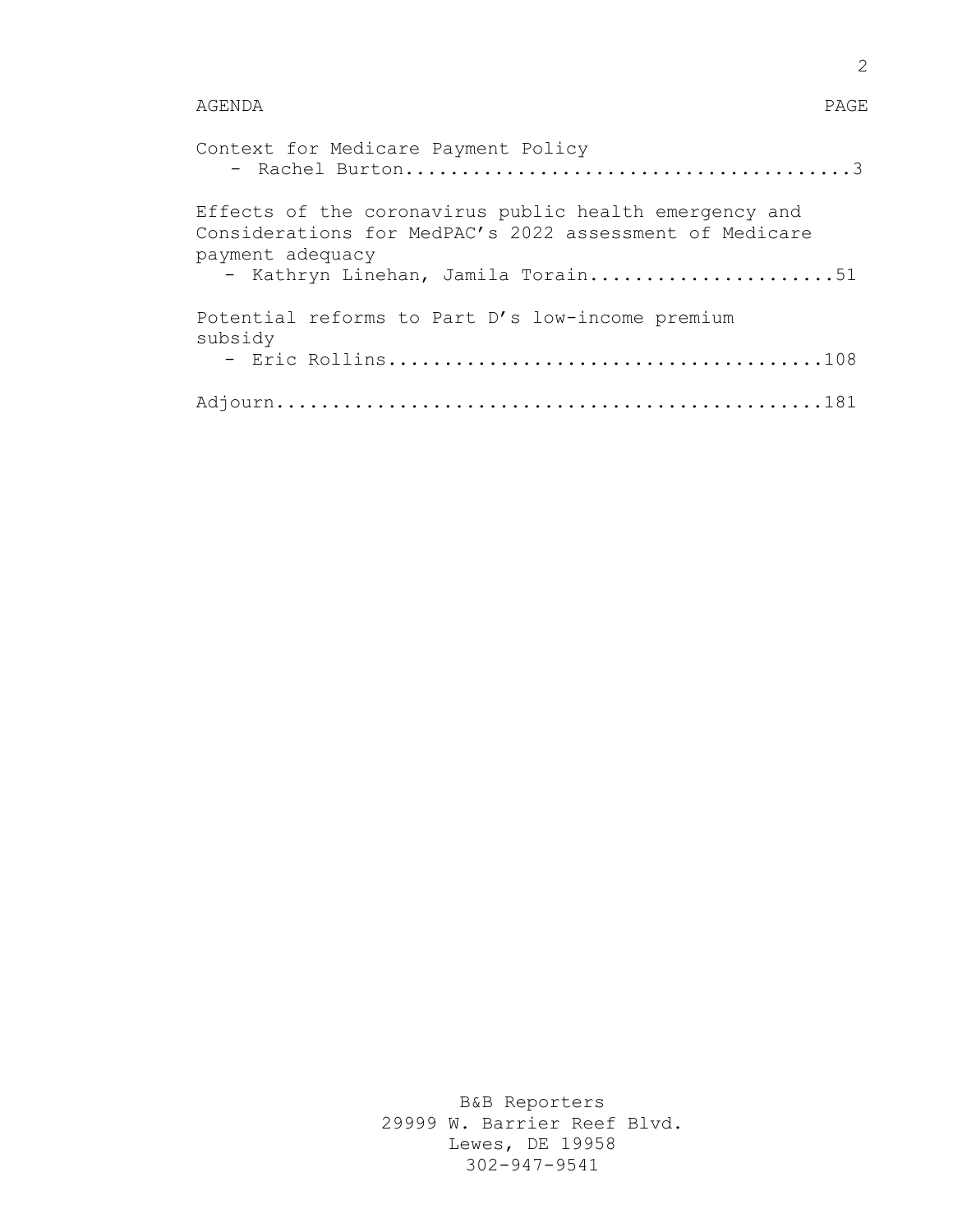AGENDA PAGE

Context for Medicare Payment Policy
- Rachel Burton.......................................3

Effects of the coronavirus public health emergency and Considerations for MedPAC's 2022 assessment of Medicare payment adequacy
- Kathryn Linehan, Jamila Torain......................51

Potential reforms to Part D's low-income premium subsidy
- Eric Rollins.......................................108

Adjourn................................................181

B&B Reporters
29999 W. Barrier Reef Blvd.
Lewes, DE 19958
302-947-9541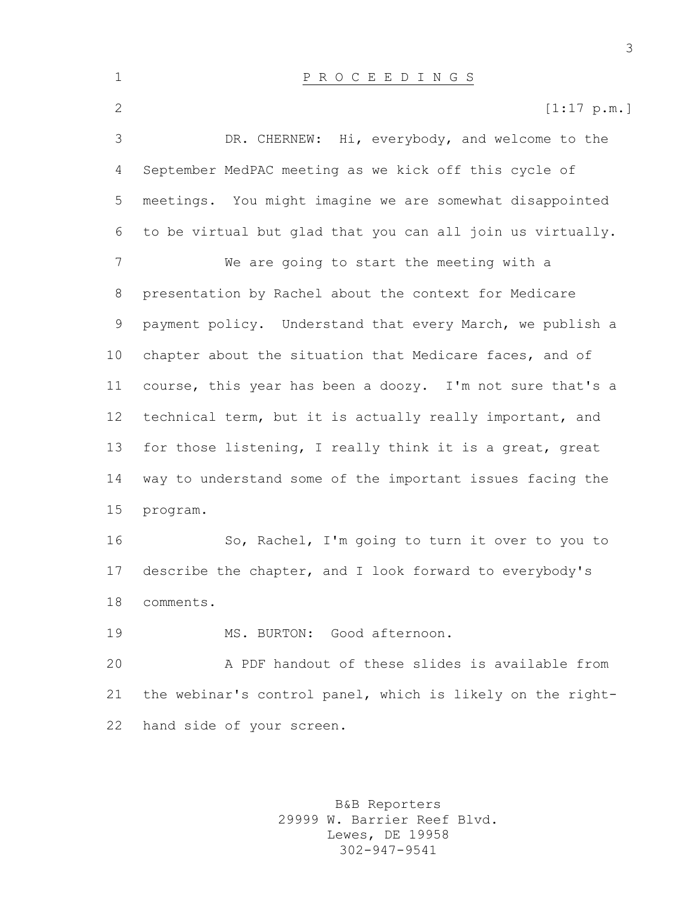# P R O C E E D I N G S

[1:17 p.m.]

DR. CHERNEW: Hi, everybody, and welcome to the September MedPAC meeting as we kick off this cycle of meetings. You might imagine we are somewhat disappointed to be virtual but glad that you can all join us virtually.

We are going to start the meeting with a presentation by Rachel about the context for Medicare payment policy. Understand that every March, we publish a chapter about the situation that Medicare faces, and of course, this year has been a doozy. I'm not sure that's a technical term, but it is actually really important, and for those listening, I really think it is a great, great way to understand some of the important issues facing the program.

So, Rachel, I'm going to turn it over to you to describe the chapter, and I look forward to everybody's comments.

MS. BURTON: Good afternoon.

A PDF handout of these slides is available from the webinar's control panel, which is likely on the right-hand side of your screen.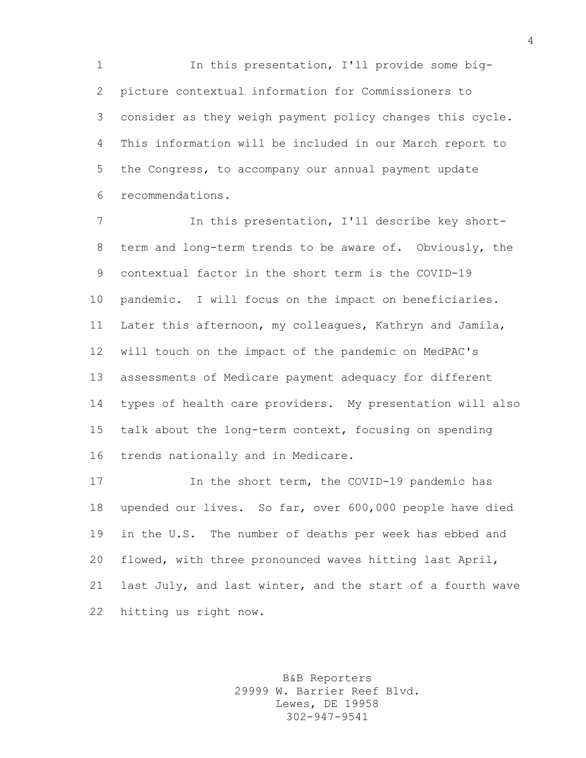In this presentation, I'll provide some big-picture contextual information for Commissioners to consider as they weigh payment policy changes this cycle. This information will be included in our March report to the Congress, to accompany our annual payment update recommendations.

In this presentation, I'll describe key short-term and long-term trends to be aware of. Obviously, the contextual factor in the short term is the COVID-19 pandemic. I will focus on the impact on beneficiaries. Later this afternoon, my colleagues, Kathryn and Jamila, will touch on the impact of the pandemic on MedPAC's assessments of Medicare payment adequacy for different types of health care providers. My presentation will also talk about the long-term context, focusing on spending trends nationally and in Medicare.

In the short term, the COVID-19 pandemic has upended our lives. So far, over 600,000 people have died in the U.S. The number of deaths per week has ebbed and flowed, with three pronounced waves hitting last April, last July, and last winter, and the start of a fourth wave hitting us right now.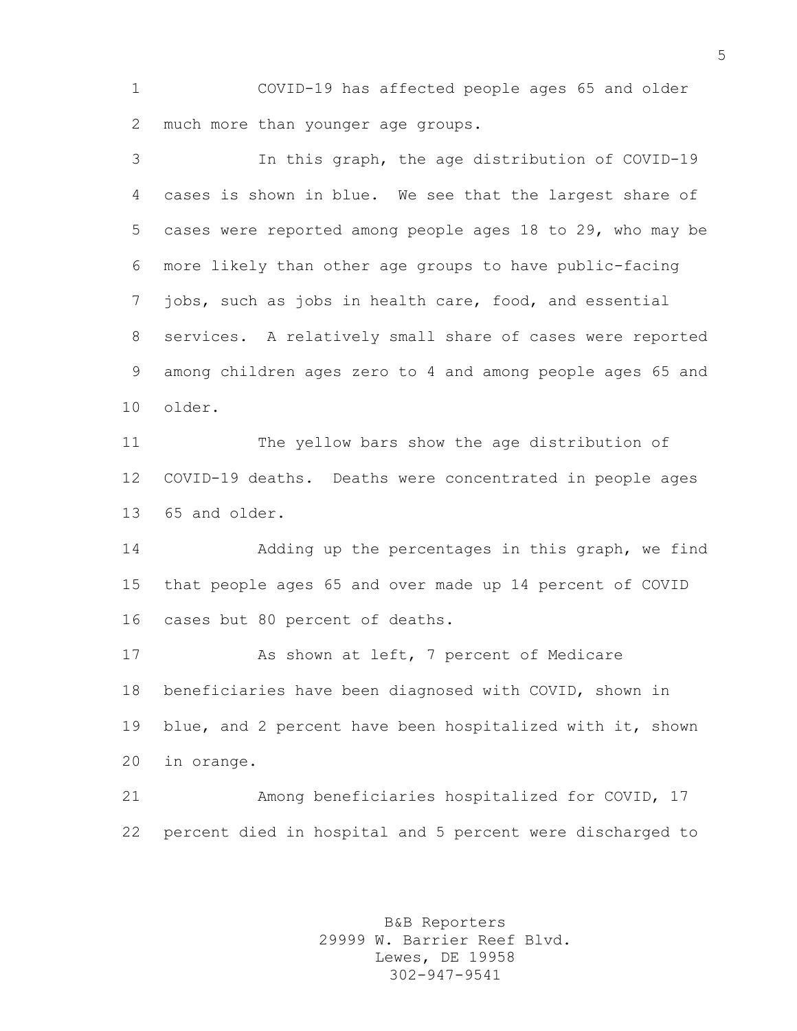COVID-19 has affected people ages 65 and older much more than younger age groups.

In this graph, the age distribution of COVID-19 cases is shown in blue. We see that the largest share of cases were reported among people ages 18 to 29, who may be more likely than other age groups to have public-facing jobs, such as jobs in health care, food, and essential services. A relatively small share of cases were reported among children ages zero to 4 and among people ages 65 and older.

The yellow bars show the age distribution of COVID-19 deaths. Deaths were concentrated in people ages 65 and older.

Adding up the percentages in this graph, we find that people ages 65 and over made up 14 percent of COVID cases but 80 percent of deaths.

As shown at left, 7 percent of Medicare beneficiaries have been diagnosed with COVID, shown in blue, and 2 percent have been hospitalized with it, shown in orange.

Among beneficiaries hospitalized for COVID, 17 percent died in hospital and 5 percent were discharged to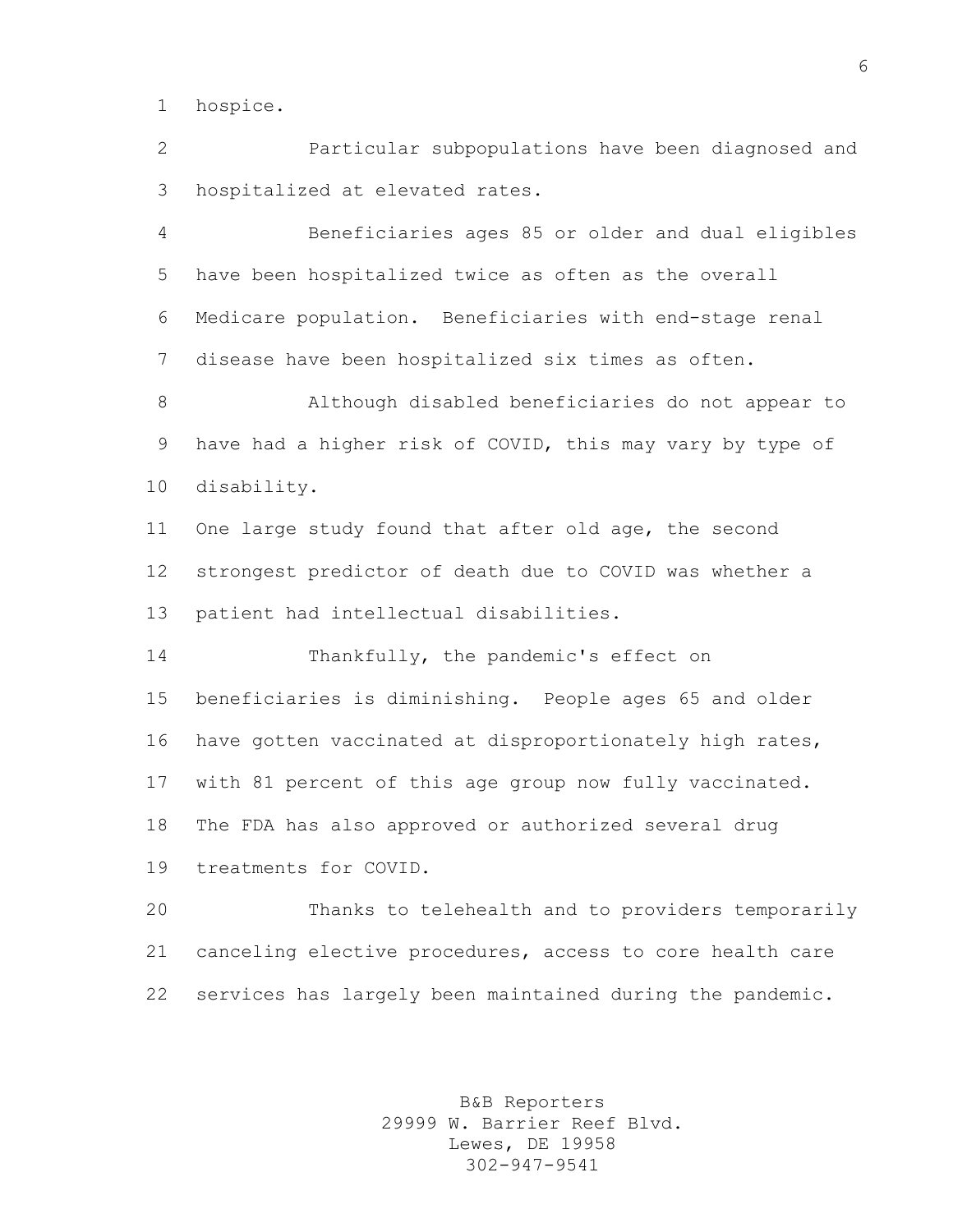hospice.

Particular subpopulations have been diagnosed and hospitalized at elevated rates.

Beneficiaries ages 85 or older and dual eligibles have been hospitalized twice as often as the overall Medicare population. Beneficiaries with end-stage renal disease have been hospitalized six times as often.

Although disabled beneficiaries do not appear to have had a higher risk of COVID, this may vary by type of disability.

One large study found that after old age, the second strongest predictor of death due to COVID was whether a patient had intellectual disabilities.

Thankfully, the pandemic's effect on beneficiaries is diminishing. People ages 65 and older have gotten vaccinated at disproportionately high rates, with 81 percent of this age group now fully vaccinated. The FDA has also approved or authorized several drug treatments for COVID.

Thanks to telehealth and to providers temporarily canceling elective procedures, access to core health care services has largely been maintained during the pandemic.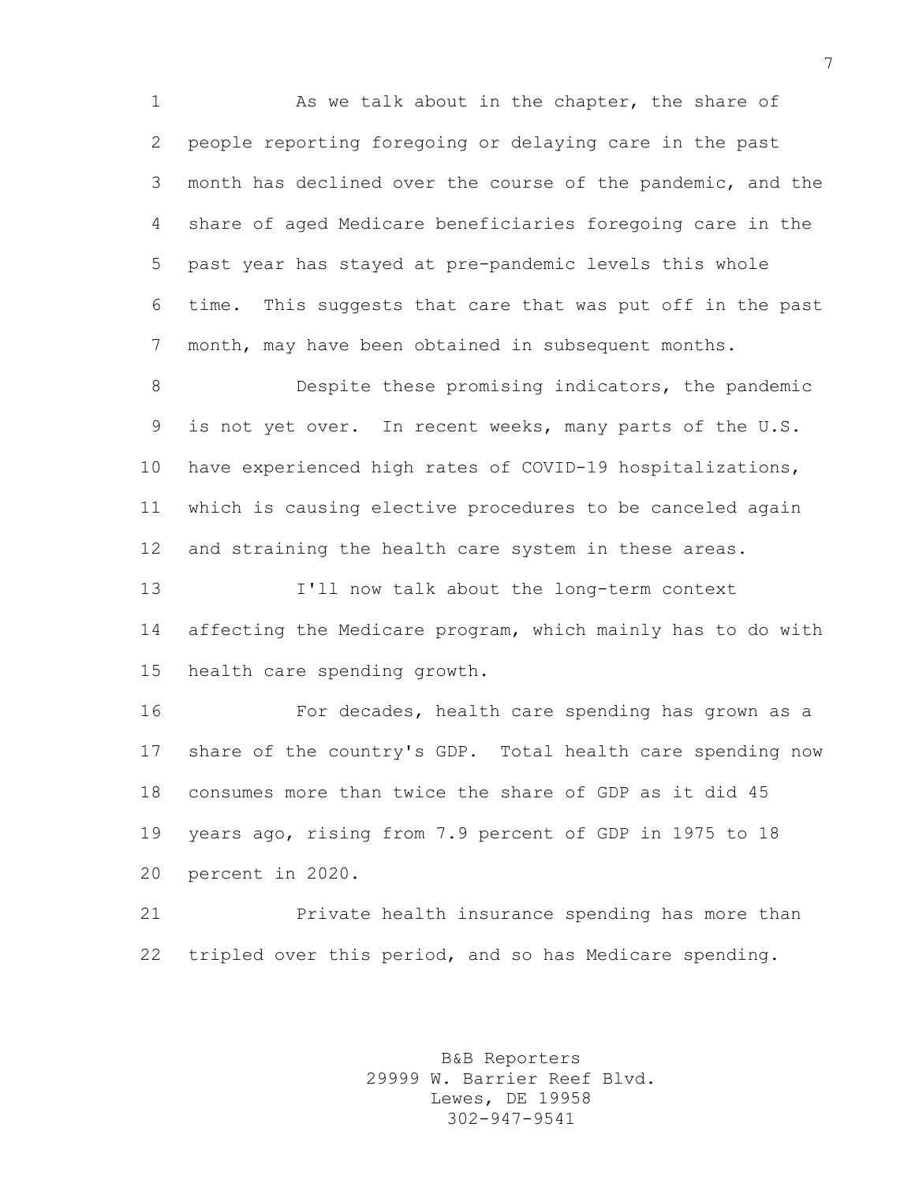As we talk about in the chapter, the share of people reporting foregoing or delaying care in the past month has declined over the course of the pandemic, and the share of aged Medicare beneficiaries foregoing care in the past year has stayed at pre-pandemic levels this whole time. This suggests that care that was put off in the past month, may have been obtained in subsequent months.

Despite these promising indicators, the pandemic is not yet over. In recent weeks, many parts of the U.S. have experienced high rates of COVID-19 hospitalizations, which is causing elective procedures to be canceled again and straining the health care system in these areas.

I'll now talk about the long-term context affecting the Medicare program, which mainly has to do with health care spending growth.

For decades, health care spending has grown as a share of the country's GDP. Total health care spending now consumes more than twice the share of GDP as it did 45 years ago, rising from 7.9 percent of GDP in 1975 to 18 percent in 2020.

Private health insurance spending has more than tripled over this period, and so has Medicare spending.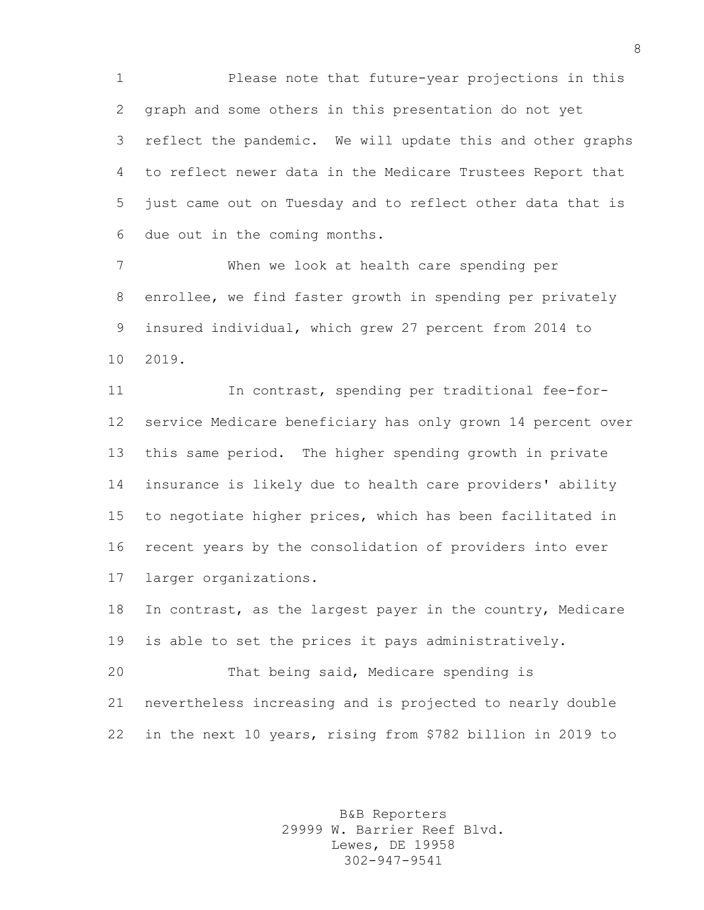Please note that future-year projections in this graph and some others in this presentation do not yet reflect the pandemic. We will update this and other graphs to reflect newer data in the Medicare Trustees Report that just came out on Tuesday and to reflect other data that is due out in the coming months.

When we look at health care spending per enrollee, we find faster growth in spending per privately insured individual, which grew 27 percent from 2014 to 2019.

In contrast, spending per traditional fee-for-service Medicare beneficiary has only grown 14 percent over this same period. The higher spending growth in private insurance is likely due to health care providers' ability to negotiate higher prices, which has been facilitated in recent years by the consolidation of providers into ever larger organizations.

In contrast, as the largest payer in the country, Medicare is able to set the prices it pays administratively.

That being said, Medicare spending is nevertheless increasing and is projected to nearly double in the next 10 years, rising from $782 billion in 2019 to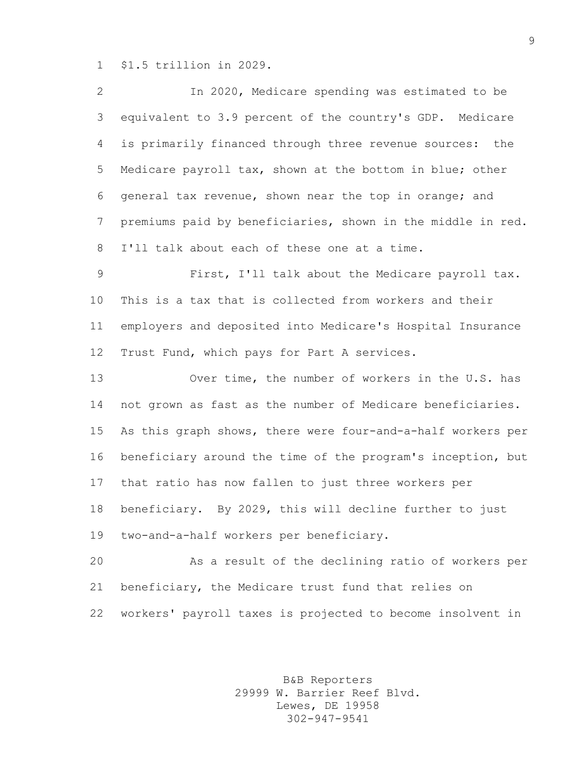$1.5 trillion in 2029.

In 2020, Medicare spending was estimated to be equivalent to 3.9 percent of the country's GDP. Medicare is primarily financed through three revenue sources: the Medicare payroll tax, shown at the bottom in blue; other general tax revenue, shown near the top in orange; and premiums paid by beneficiaries, shown in the middle in red. I'll talk about each of these one at a time.

First, I'll talk about the Medicare payroll tax. This is a tax that is collected from workers and their employers and deposited into Medicare's Hospital Insurance Trust Fund, which pays for Part A services.

Over time, the number of workers in the U.S. has not grown as fast as the number of Medicare beneficiaries. As this graph shows, there were four-and-a-half workers per beneficiary around the time of the program's inception, but that ratio has now fallen to just three workers per beneficiary. By 2029, this will decline further to just two-and-a-half workers per beneficiary.

As a result of the declining ratio of workers per beneficiary, the Medicare trust fund that relies on workers' payroll taxes is projected to become insolvent in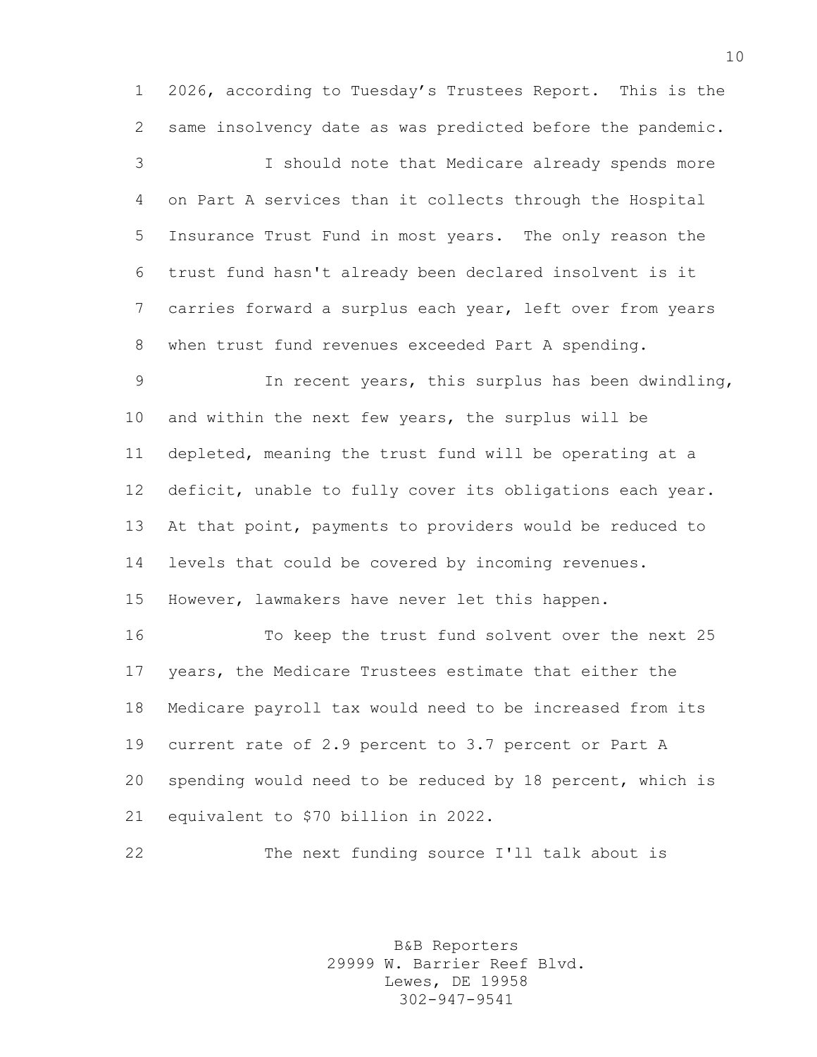2026, according to Tuesday's Trustees Report. This is the same insolvency date as was predicted before the pandemic.

I should note that Medicare already spends more on Part A services than it collects through the Hospital Insurance Trust Fund in most years. The only reason the trust fund hasn't already been declared insolvent is it carries forward a surplus each year, left over from years when trust fund revenues exceeded Part A spending.

In recent years, this surplus has been dwindling, and within the next few years, the surplus will be depleted, meaning the trust fund will be operating at a deficit, unable to fully cover its obligations each year. At that point, payments to providers would be reduced to levels that could be covered by incoming revenues. However, lawmakers have never let this happen.

To keep the trust fund solvent over the next 25 years, the Medicare Trustees estimate that either the Medicare payroll tax would need to be increased from its current rate of 2.9 percent to 3.7 percent or Part A spending would need to be reduced by 18 percent, which is equivalent to $70 billion in 2022.

The next funding source I'll talk about is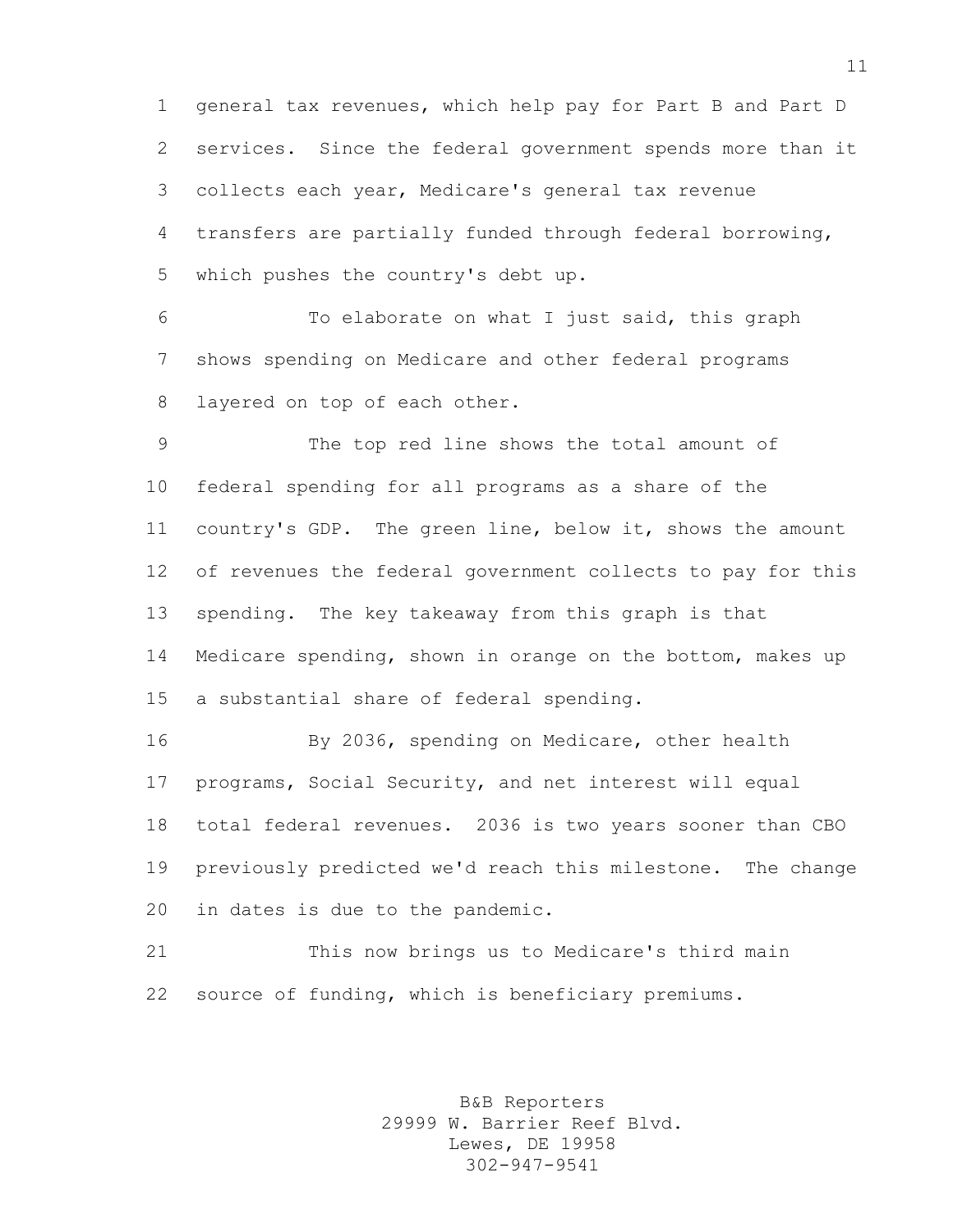general tax revenues, which help pay for Part B and Part D services. Since the federal government spends more than it collects each year, Medicare's general tax revenue transfers are partially funded through federal borrowing, which pushes the country's debt up.

To elaborate on what I just said, this graph shows spending on Medicare and other federal programs layered on top of each other.

The top red line shows the total amount of federal spending for all programs as a share of the country's GDP. The green line, below it, shows the amount of revenues the federal government collects to pay for this spending. The key takeaway from this graph is that Medicare spending, shown in orange on the bottom, makes up a substantial share of federal spending.

By 2036, spending on Medicare, other health programs, Social Security, and net interest will equal total federal revenues. 2036 is two years sooner than CBO previously predicted we'd reach this milestone. The change in dates is due to the pandemic.

This now brings us to Medicare's third main source of funding, which is beneficiary premiums.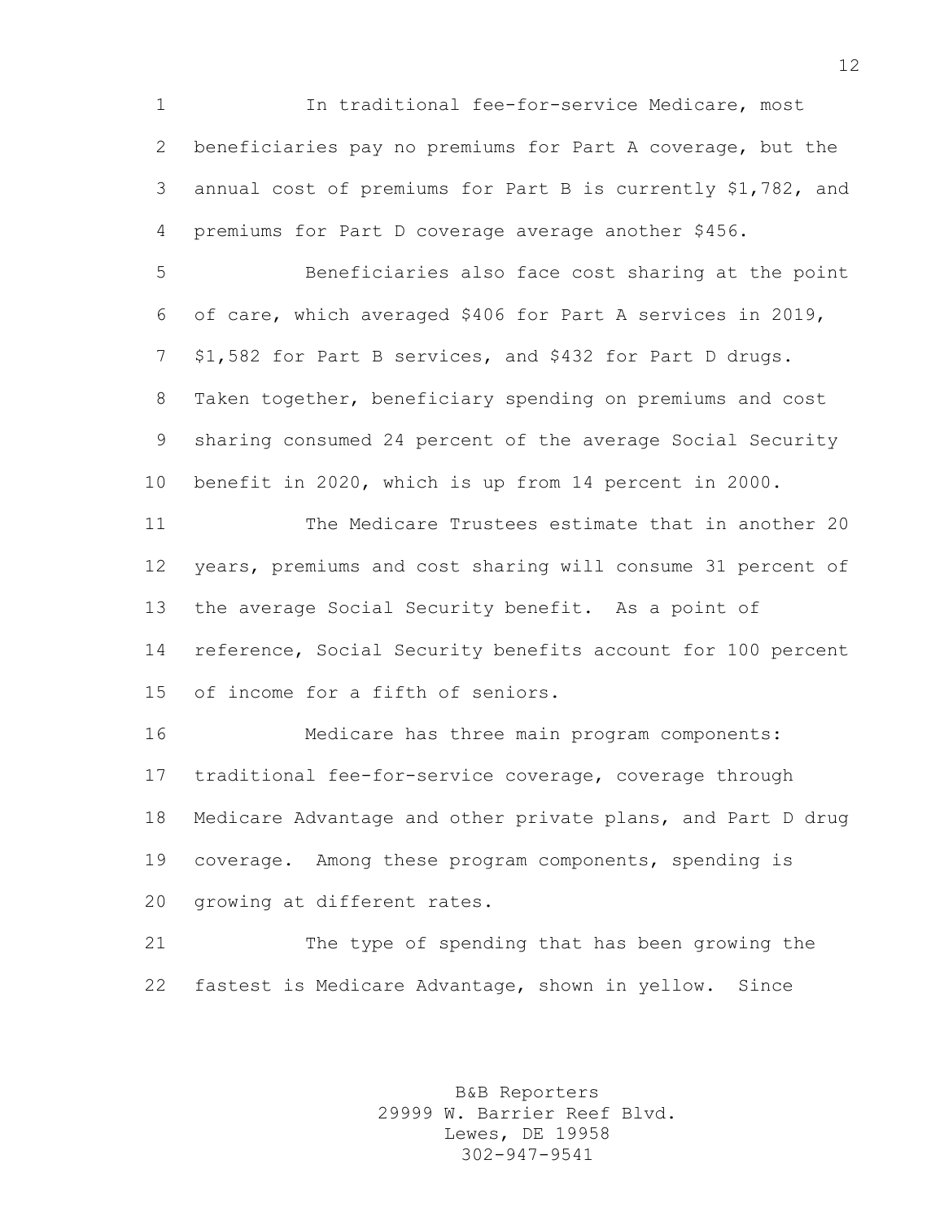In traditional fee-for-service Medicare, most beneficiaries pay no premiums for Part A coverage, but the annual cost of premiums for Part B is currently $1,782, and premiums for Part D coverage average another $456.

Beneficiaries also face cost sharing at the point of care, which averaged $406 for Part A services in 2019, $1,582 for Part B services, and $432 for Part D drugs. Taken together, beneficiary spending on premiums and cost sharing consumed 24 percent of the average Social Security benefit in 2020, which is up from 14 percent in 2000.

The Medicare Trustees estimate that in another 20 years, premiums and cost sharing will consume 31 percent of the average Social Security benefit. As a point of reference, Social Security benefits account for 100 percent of income for a fifth of seniors.

Medicare has three main program components: traditional fee-for-service coverage, coverage through Medicare Advantage and other private plans, and Part D drug coverage. Among these program components, spending is growing at different rates.

The type of spending that has been growing the fastest is Medicare Advantage, shown in yellow. Since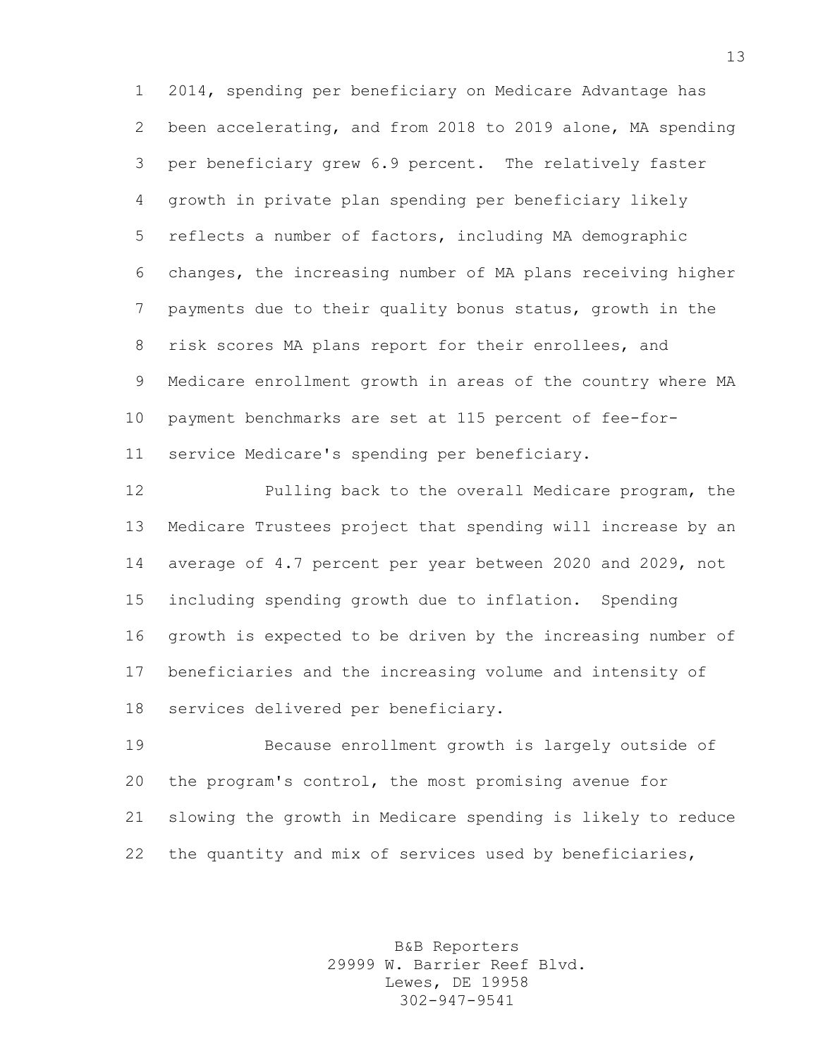2014, spending per beneficiary on Medicare Advantage has been accelerating, and from 2018 to 2019 alone, MA spending per beneficiary grew 6.9 percent. The relatively faster growth in private plan spending per beneficiary likely reflects a number of factors, including MA demographic changes, the increasing number of MA plans receiving higher payments due to their quality bonus status, growth in the risk scores MA plans report for their enrollees, and Medicare enrollment growth in areas of the country where MA payment benchmarks are set at 115 percent of fee-for-service Medicare's spending per beneficiary.

Pulling back to the overall Medicare program, the Medicare Trustees project that spending will increase by an average of 4.7 percent per year between 2020 and 2029, not including spending growth due to inflation. Spending growth is expected to be driven by the increasing number of beneficiaries and the increasing volume and intensity of services delivered per beneficiary.

Because enrollment growth is largely outside of the program's control, the most promising avenue for slowing the growth in Medicare spending is likely to reduce the quantity and mix of services used by beneficiaries,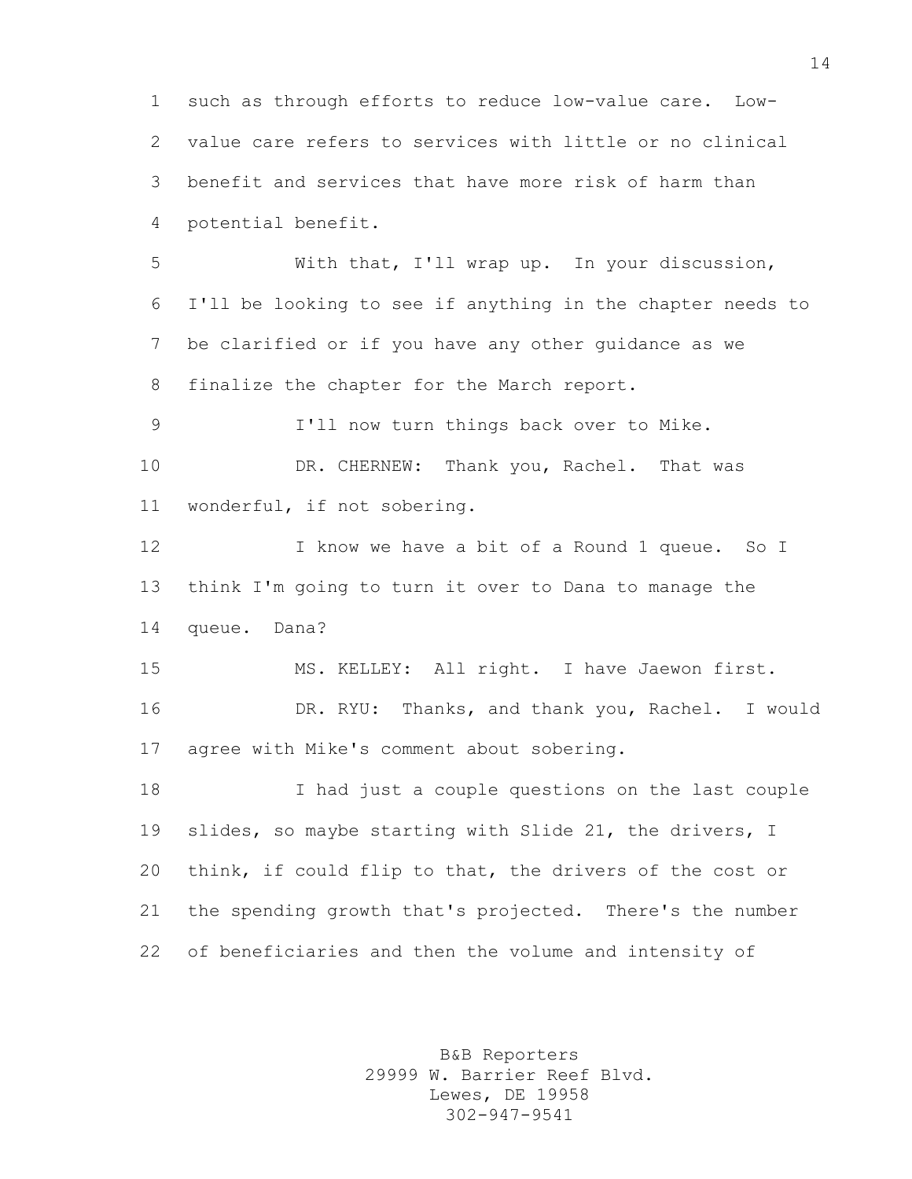such as through efforts to reduce low-value care. Low-value care refers to services with little or no clinical benefit and services that have more risk of harm than potential benefit.

With that, I'll wrap up. In your discussion, I'll be looking to see if anything in the chapter needs to be clarified or if you have any other guidance as we finalize the chapter for the March report.

I'll now turn things back over to Mike.

DR. CHERNEW: Thank you, Rachel. That was wonderful, if not sobering.

I know we have a bit of a Round 1 queue. So I think I'm going to turn it over to Dana to manage the queue. Dana?

MS. KELLEY: All right. I have Jaewon first.

DR. RYU: Thanks, and thank you, Rachel. I would agree with Mike's comment about sobering.

I had just a couple questions on the last couple slides, so maybe starting with Slide 21, the drivers, I think, if could flip to that, the drivers of the cost or the spending growth that's projected. There's the number of beneficiaries and then the volume and intensity of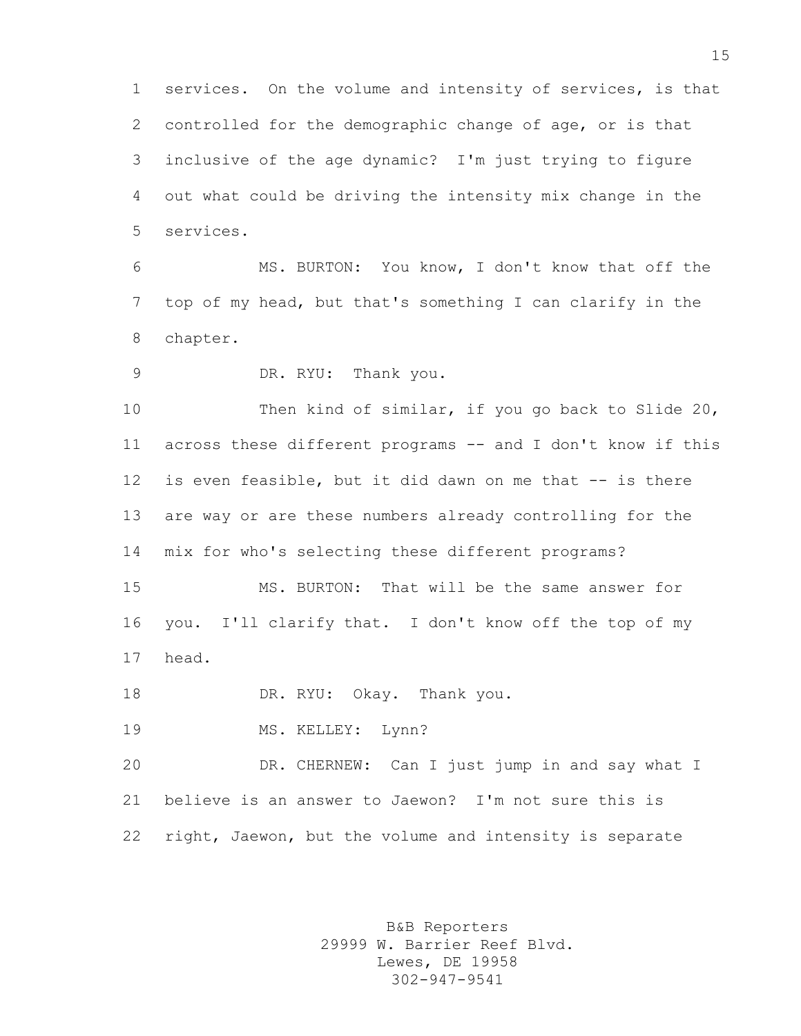services. On the volume and intensity of services, is that controlled for the demographic change of age, or is that inclusive of the age dynamic? I'm just trying to figure out what could be driving the intensity mix change in the services.

MS. BURTON: You know, I don't know that off the top of my head, but that's something I can clarify in the chapter.

DR. RYU: Thank you.

Then kind of similar, if you go back to Slide 20, across these different programs -- and I don't know if this is even feasible, but it did dawn on me that -- is there are way or are these numbers already controlling for the mix for who's selecting these different programs?

MS. BURTON: That will be the same answer for you. I'll clarify that. I don't know off the top of my head.

DR. RYU: Okay. Thank you.

MS. KELLEY: Lynn?

DR. CHERNEW: Can I just jump in and say what I believe is an answer to Jaewon? I'm not sure this is right, Jaewon, but the volume and intensity is separate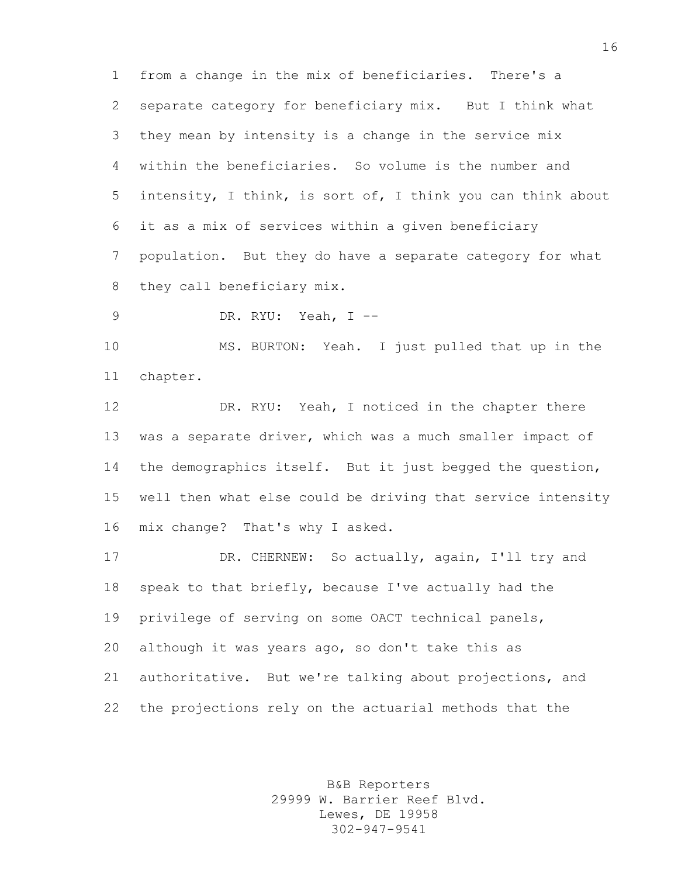from a change in the mix of beneficiaries. There's a separate category for beneficiary mix. But I think what they mean by intensity is a change in the service mix within the beneficiaries. So volume is the number and intensity, I think, is sort of, I think you can think about it as a mix of services within a given beneficiary population. But they do have a separate category for what they call beneficiary mix.

DR. RYU: Yeah, I --

MS. BURTON: Yeah. I just pulled that up in the chapter.

DR. RYU: Yeah, I noticed in the chapter there was a separate driver, which was a much smaller impact of the demographics itself. But it just begged the question, well then what else could be driving that service intensity mix change? That's why I asked.

DR. CHERNEW: So actually, again, I'll try and speak to that briefly, because I've actually had the privilege of serving on some OACT technical panels, although it was years ago, so don't take this as authoritative. But we're talking about projections, and the projections rely on the actuarial methods that the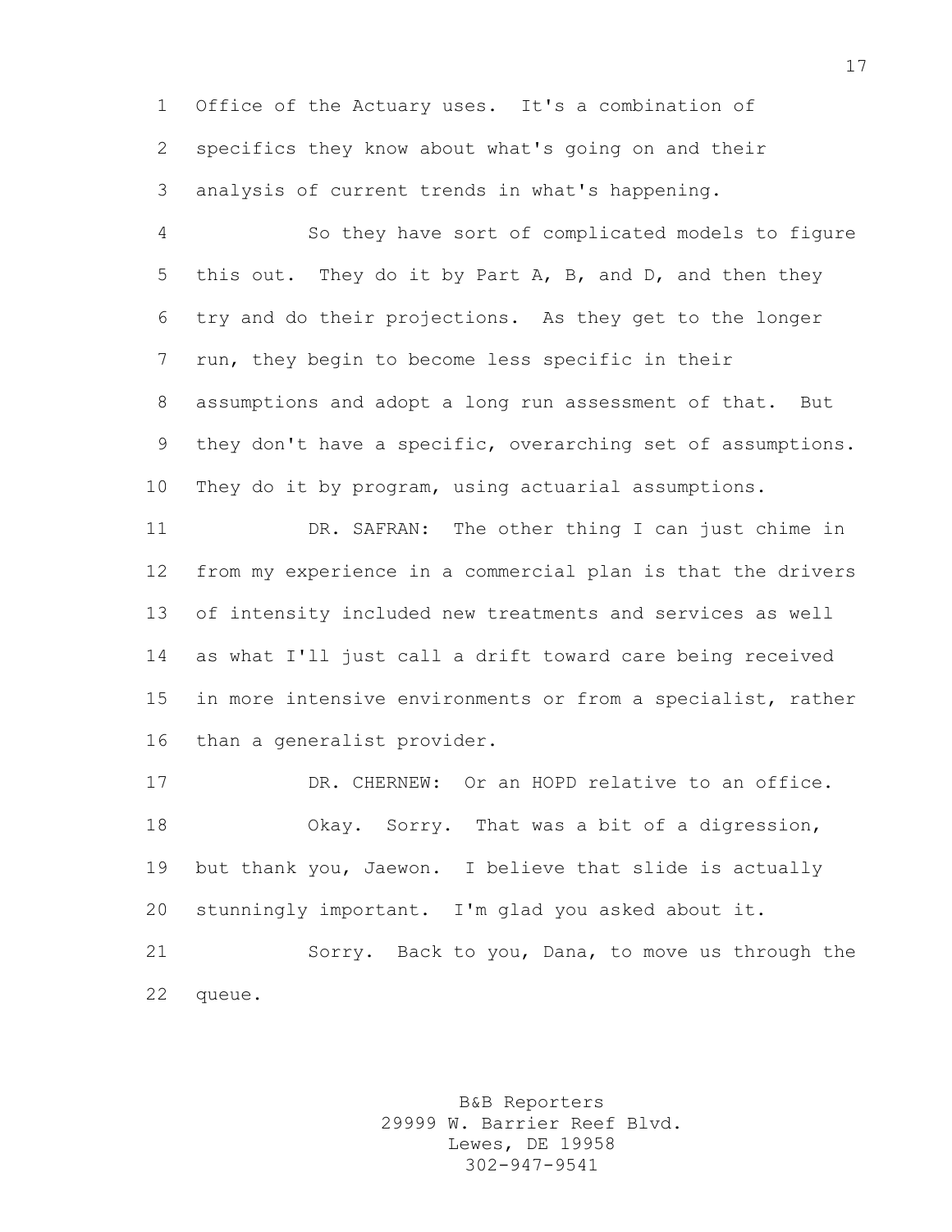Office of the Actuary uses. It's a combination of specifics they know about what's going on and their analysis of current trends in what's happening.

So they have sort of complicated models to figure this out. They do it by Part A, B, and D, and then they try and do their projections. As they get to the longer run, they begin to become less specific in their assumptions and adopt a long run assessment of that. But they don't have a specific, overarching set of assumptions. They do it by program, using actuarial assumptions.

DR. SAFRAN: The other thing I can just chime in from my experience in a commercial plan is that the drivers of intensity included new treatments and services as well as what I'll just call a drift toward care being received in more intensive environments or from a specialist, rather than a generalist provider.

DR. CHERNEW: Or an HOPD relative to an office.

Okay. Sorry. That was a bit of a digression, but thank you, Jaewon. I believe that slide is actually stunningly important. I'm glad you asked about it.

Sorry. Back to you, Dana, to move us through the queue.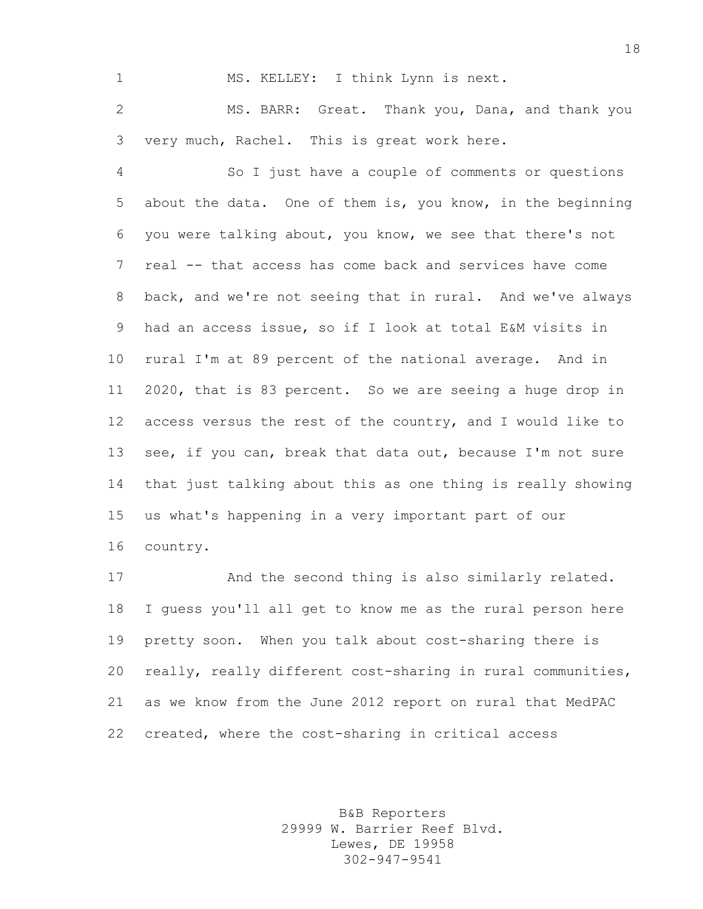MS. KELLEY: I think Lynn is next.

MS. BARR: Great. Thank you, Dana, and thank you very much, Rachel. This is great work here.

So I just have a couple of comments or questions about the data. One of them is, you know, in the beginning you were talking about, you know, we see that there's not real -- that access has come back and services have come back, and we're not seeing that in rural. And we've always had an access issue, so if I look at total E&M visits in rural I'm at 89 percent of the national average. And in 2020, that is 83 percent. So we are seeing a huge drop in access versus the rest of the country, and I would like to see, if you can, break that data out, because I'm not sure that just talking about this as one thing is really showing us what's happening in a very important part of our country.

And the second thing is also similarly related. I guess you'll all get to know me as the rural person here pretty soon. When you talk about cost-sharing there is really, really different cost-sharing in rural communities, as we know from the June 2012 report on rural that MedPAC created, where the cost-sharing in critical access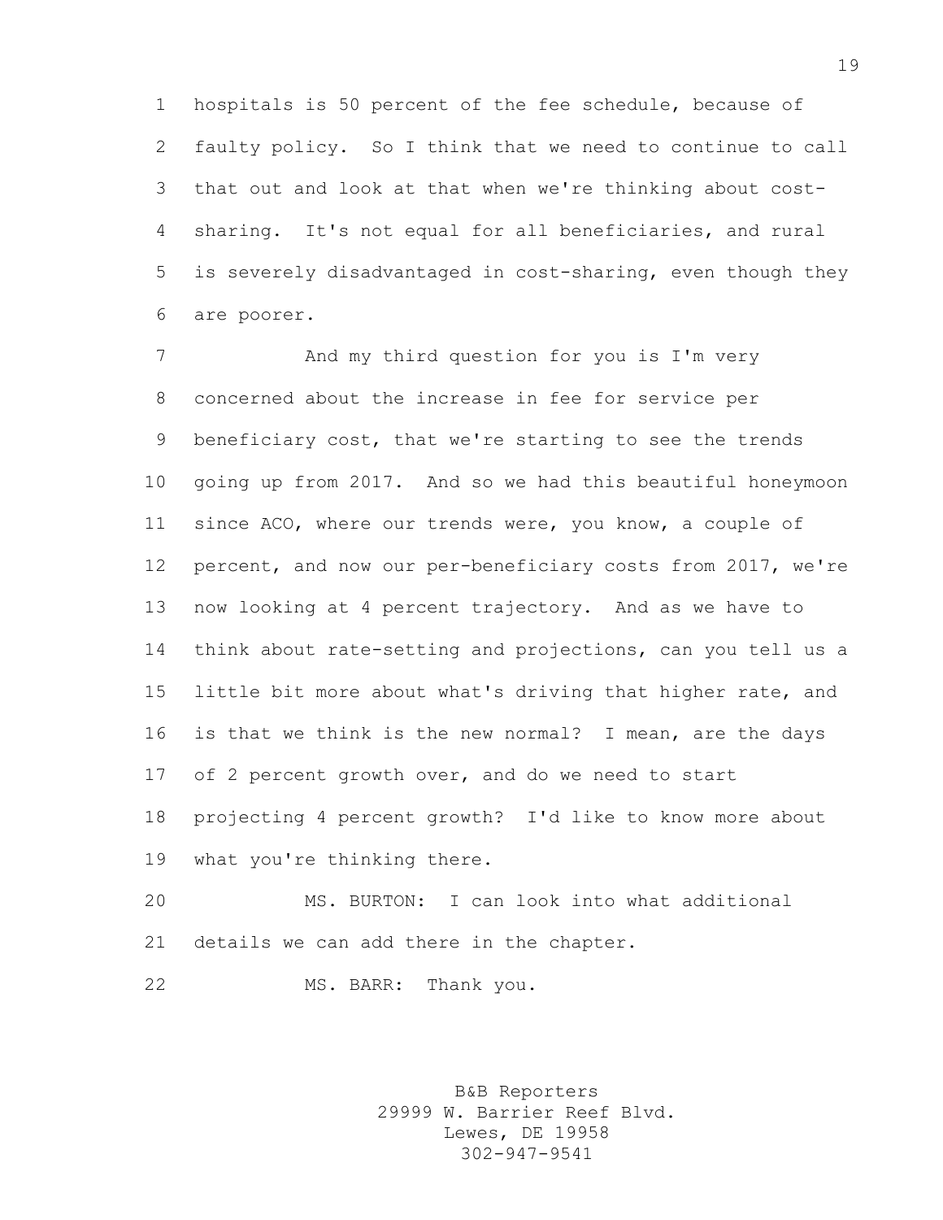hospitals is 50 percent of the fee schedule, because of faulty policy. So I think that we need to continue to call that out and look at that when we're thinking about cost-sharing. It's not equal for all beneficiaries, and rural is severely disadvantaged in cost-sharing, even though they are poorer.

And my third question for you is I'm very concerned about the increase in fee for service per beneficiary cost, that we're starting to see the trends going up from 2017. And so we had this beautiful honeymoon since ACO, where our trends were, you know, a couple of percent, and now our per-beneficiary costs from 2017, we're now looking at 4 percent trajectory. And as we have to think about rate-setting and projections, can you tell us a little bit more about what's driving that higher rate, and is that we think is the new normal? I mean, are the days of 2 percent growth over, and do we need to start projecting 4 percent growth? I'd like to know more about what you're thinking there.

MS. BURTON: I can look into what additional details we can add there in the chapter.

MS. BARR: Thank you.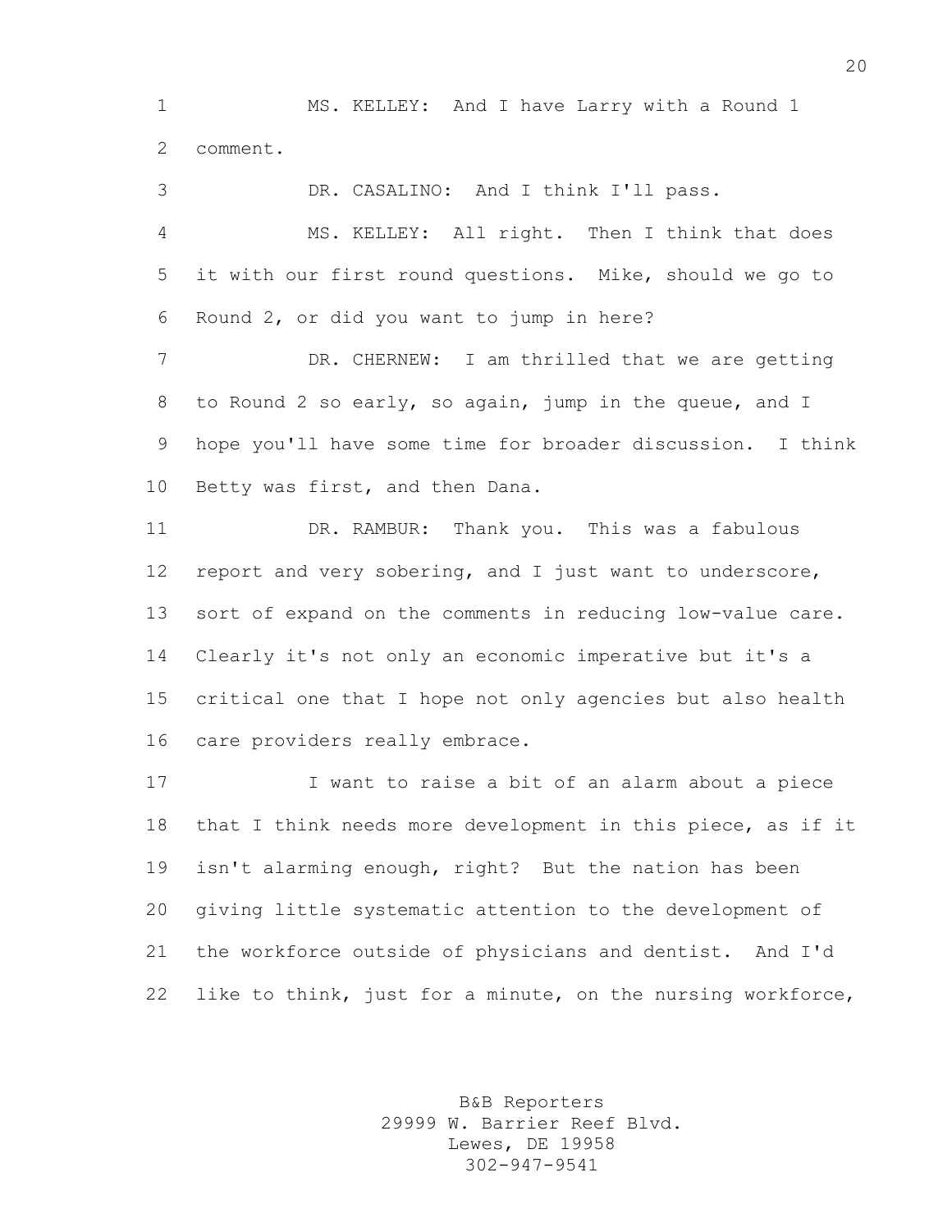MS. KELLEY: And I have Larry with a Round 1 comment.

DR. CASALINO: And I think I'll pass.

MS. KELLEY: All right. Then I think that does it with our first round questions. Mike, should we go to Round 2, or did you want to jump in here?

DR. CHERNEW: I am thrilled that we are getting to Round 2 so early, so again, jump in the queue, and I hope you'll have some time for broader discussion. I think Betty was first, and then Dana.

DR. RAMBUR: Thank you. This was a fabulous report and very sobering, and I just want to underscore, sort of expand on the comments in reducing low-value care. Clearly it's not only an economic imperative but it's a critical one that I hope not only agencies but also health care providers really embrace.

I want to raise a bit of an alarm about a piece that I think needs more development in this piece, as if it isn't alarming enough, right? But the nation has been giving little systematic attention to the development of the workforce outside of physicians and dentist. And I'd like to think, just for a minute, on the nursing workforce,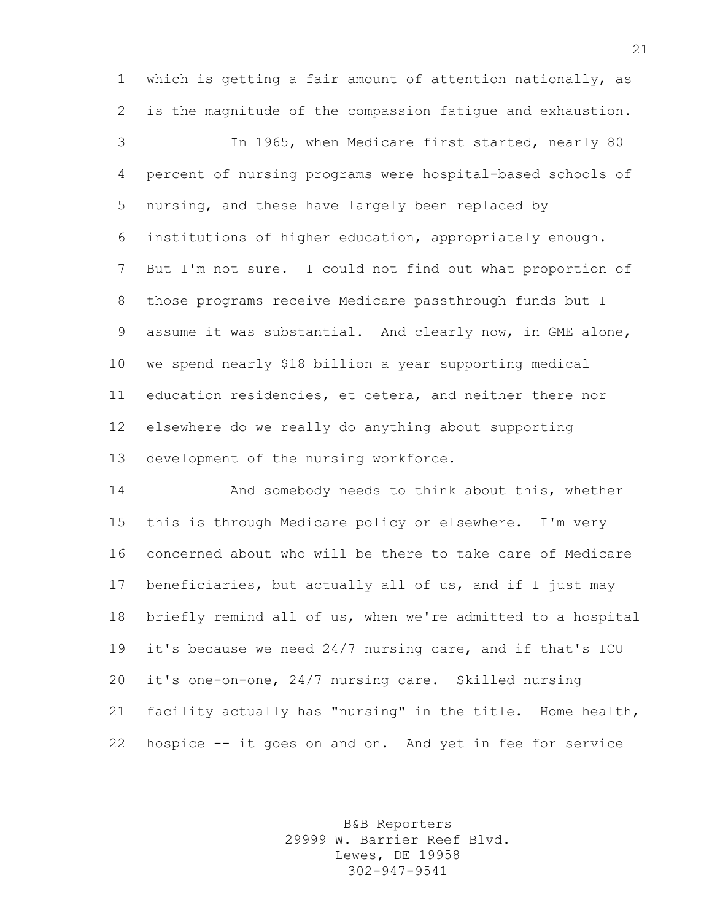which is getting a fair amount of attention nationally, as is the magnitude of the compassion fatigue and exhaustion.

In 1965, when Medicare first started, nearly 80 percent of nursing programs were hospital-based schools of nursing, and these have largely been replaced by institutions of higher education, appropriately enough. But I'm not sure. I could not find out what proportion of those programs receive Medicare passthrough funds but I assume it was substantial. And clearly now, in GME alone, we spend nearly $18 billion a year supporting medical education residencies, et cetera, and neither there nor elsewhere do we really do anything about supporting development of the nursing workforce.

And somebody needs to think about this, whether this is through Medicare policy or elsewhere. I'm very concerned about who will be there to take care of Medicare beneficiaries, but actually all of us, and if I just may briefly remind all of us, when we're admitted to a hospital it's because we need 24/7 nursing care, and if that's ICU it's one-on-one, 24/7 nursing care. Skilled nursing facility actually has "nursing" in the title. Home health, hospice -- it goes on and on. And yet in fee for service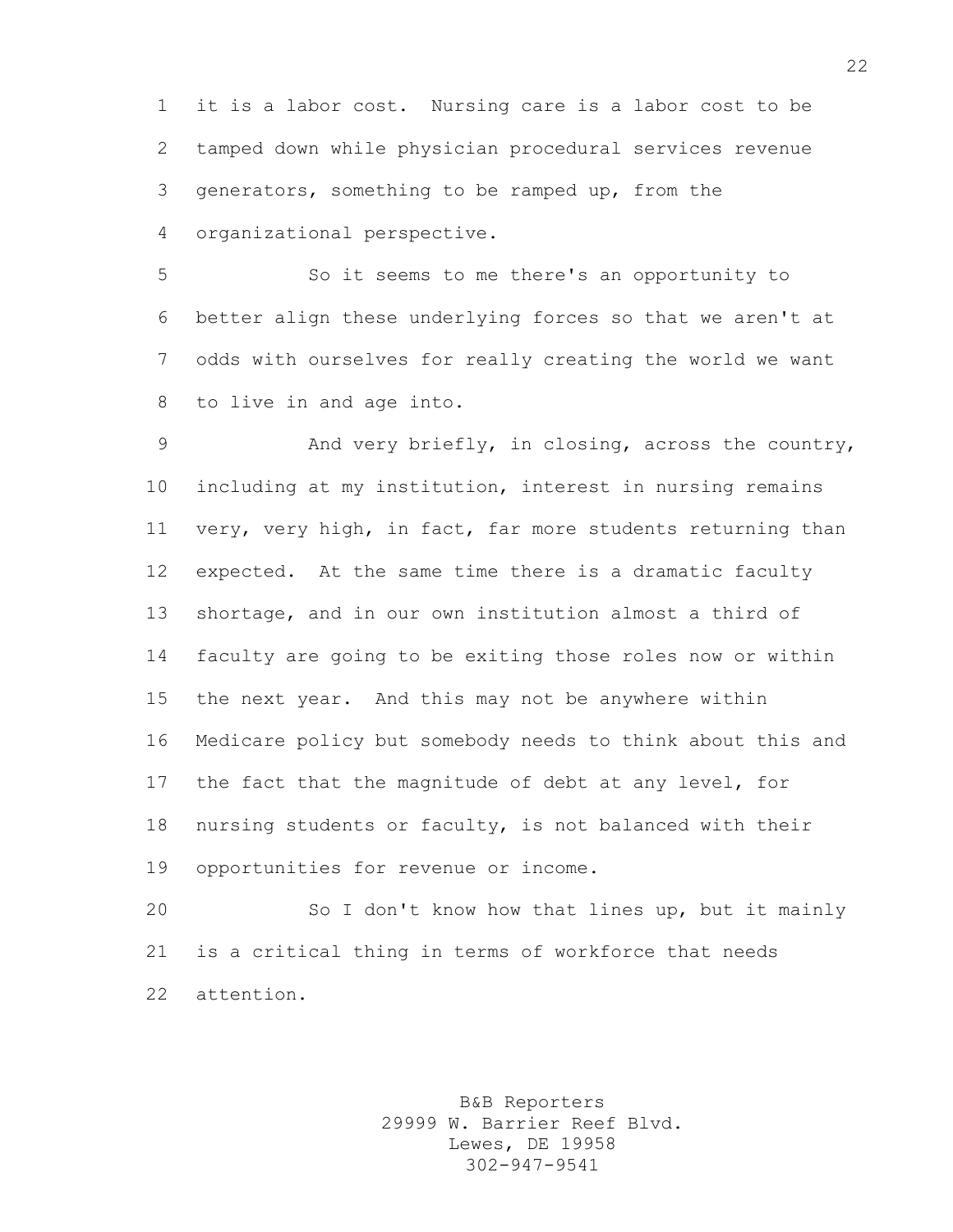it is a labor cost. Nursing care is a labor cost to be tamped down while physician procedural services revenue generators, something to be ramped up, from the organizational perspective.

So it seems to me there's an opportunity to better align these underlying forces so that we aren't at odds with ourselves for really creating the world we want to live in and age into.

And very briefly, in closing, across the country, including at my institution, interest in nursing remains very, very high, in fact, far more students returning than expected. At the same time there is a dramatic faculty shortage, and in our own institution almost a third of faculty are going to be exiting those roles now or within the next year. And this may not be anywhere within Medicare policy but somebody needs to think about this and the fact that the magnitude of debt at any level, for nursing students or faculty, is not balanced with their opportunities for revenue or income.

So I don't know how that lines up, but it mainly is a critical thing in terms of workforce that needs attention.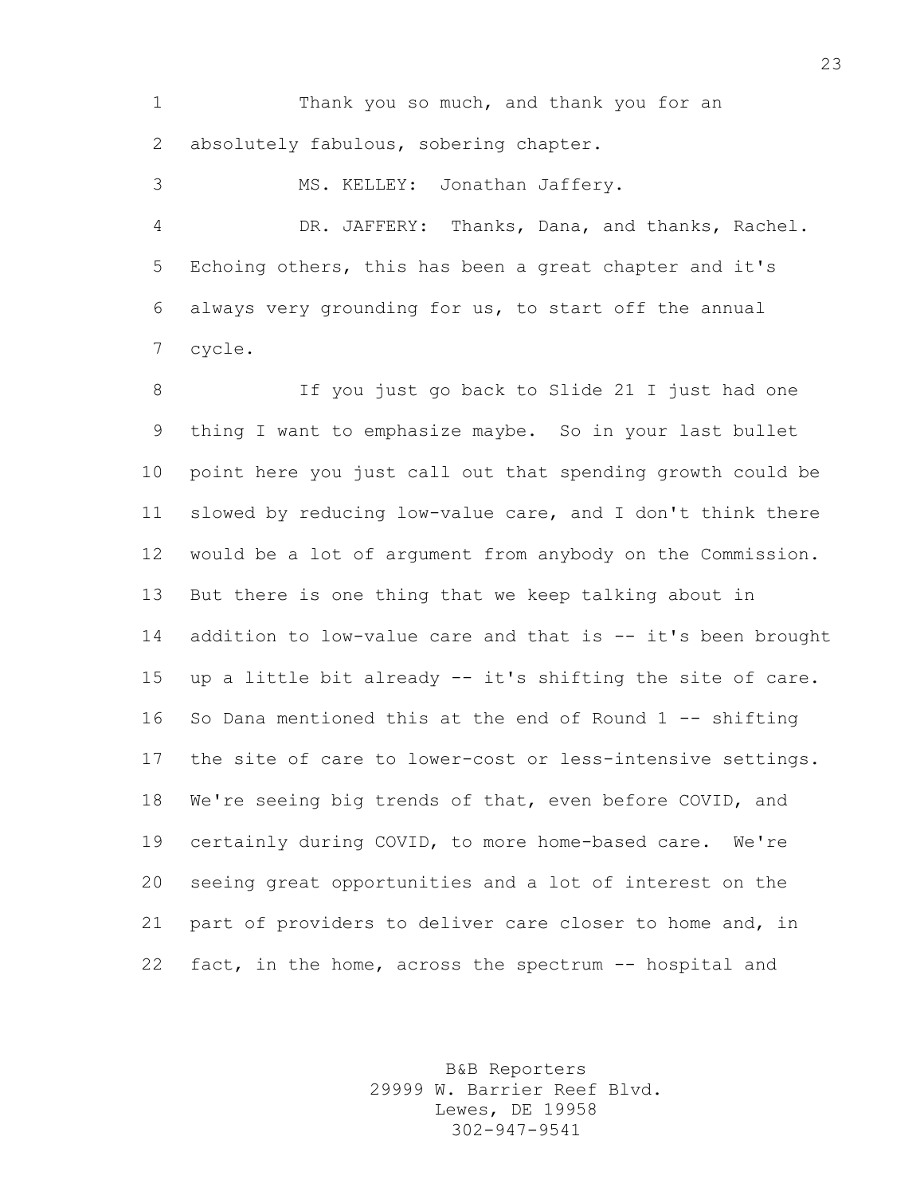Thank you so much, and thank you for an absolutely fabulous, sobering chapter.

MS. KELLEY: Jonathan Jaffery.

DR. JAFFERY: Thanks, Dana, and thanks, Rachel. Echoing others, this has been a great chapter and it's always very grounding for us, to start off the annual cycle.

If you just go back to Slide 21 I just had one thing I want to emphasize maybe. So in your last bullet point here you just call out that spending growth could be slowed by reducing low-value care, and I don't think there would be a lot of argument from anybody on the Commission. But there is one thing that we keep talking about in addition to low-value care and that is -- it's been brought up a little bit already -- it's shifting the site of care. So Dana mentioned this at the end of Round 1 -- shifting the site of care to lower-cost or less-intensive settings. We're seeing big trends of that, even before COVID, and certainly during COVID, to more home-based care. We're seeing great opportunities and a lot of interest on the part of providers to deliver care closer to home and, in fact, in the home, across the spectrum -- hospital and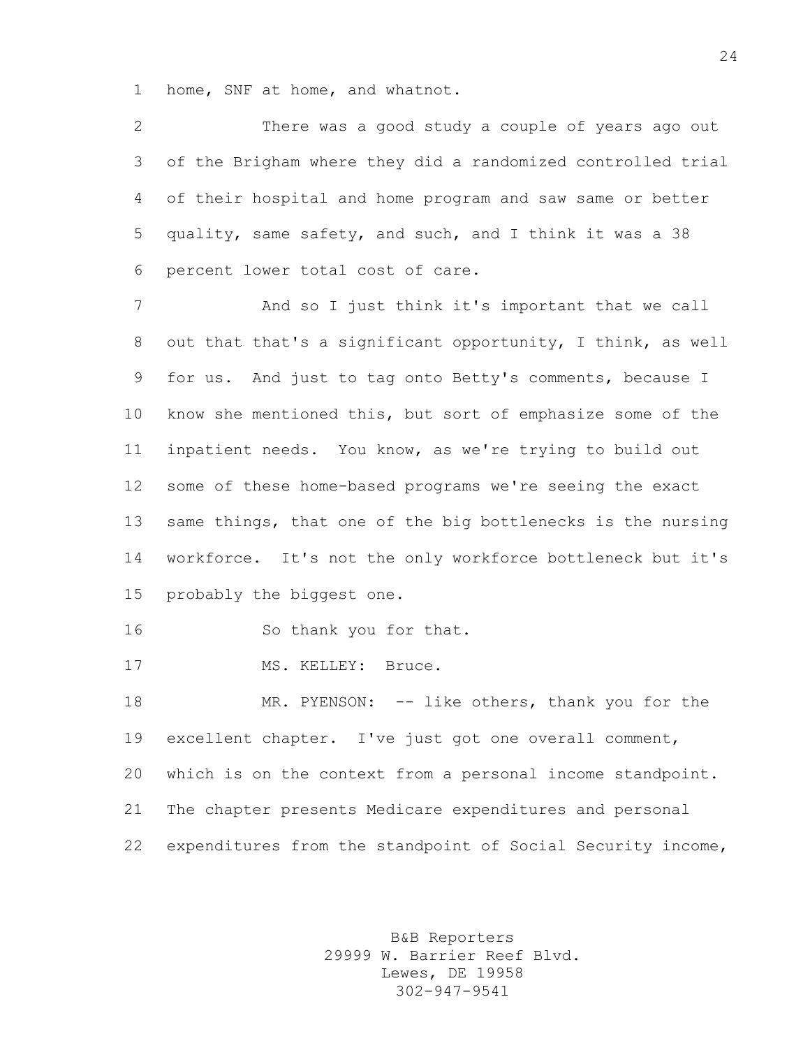home, SNF at home, and whatnot.

There was a good study a couple of years ago out of the Brigham where they did a randomized controlled trial of their hospital and home program and saw same or better quality, same safety, and such, and I think it was a 38 percent lower total cost of care.

And so I just think it's important that we call out that that's a significant opportunity, I think, as well for us. And just to tag onto Betty's comments, because I know she mentioned this, but sort of emphasize some of the inpatient needs. You know, as we're trying to build out some of these home-based programs we're seeing the exact same things, that one of the big bottlenecks is the nursing workforce. It's not the only workforce bottleneck but it's probably the biggest one.

So thank you for that.

MS. KELLEY: Bruce.

MR. PYENSON: -- like others, thank you for the excellent chapter. I've just got one overall comment, which is on the context from a personal income standpoint. The chapter presents Medicare expenditures and personal expenditures from the standpoint of Social Security income,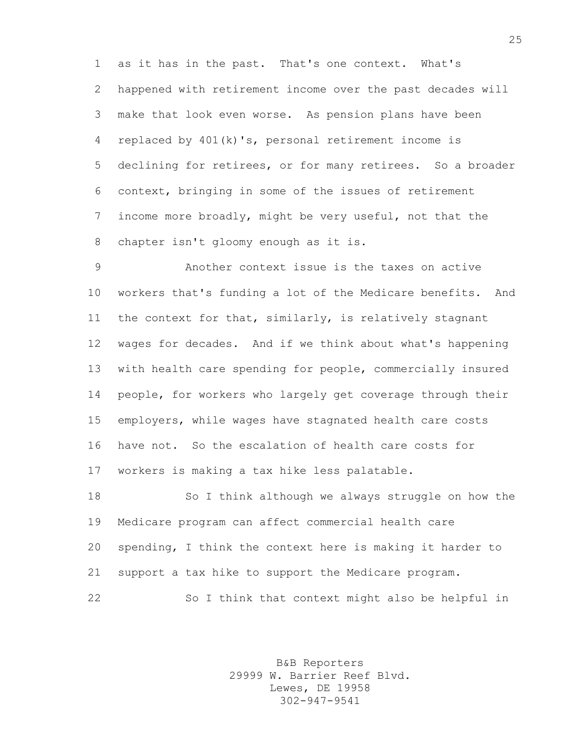as it has in the past. That's one context. What's happened with retirement income over the past decades will make that look even worse. As pension plans have been replaced by 401(k)'s, personal retirement income is declining for retirees, or for many retirees. So a broader context, bringing in some of the issues of retirement income more broadly, might be very useful, not that the chapter isn't gloomy enough as it is.

Another context issue is the taxes on active workers that's funding a lot of the Medicare benefits. And the context for that, similarly, is relatively stagnant wages for decades. And if we think about what's happening with health care spending for people, commercially insured people, for workers who largely get coverage through their employers, while wages have stagnated health care costs have not. So the escalation of health care costs for workers is making a tax hike less palatable.

So I think although we always struggle on how the Medicare program can affect commercial health care spending, I think the context here is making it harder to support a tax hike to support the Medicare program.

So I think that context might also be helpful in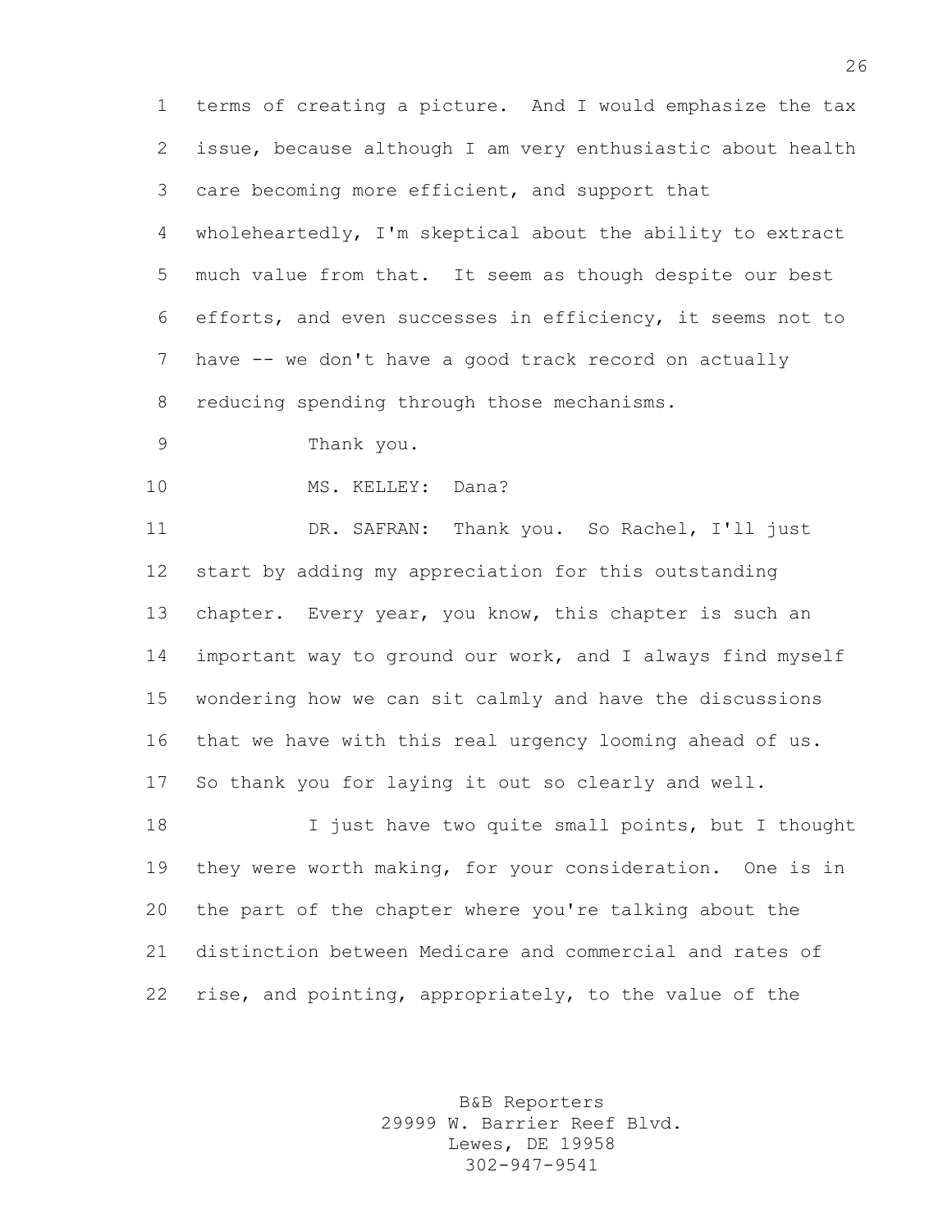terms of creating a picture. And I would emphasize the tax issue, because although I am very enthusiastic about health care becoming more efficient, and support that wholeheartedly, I'm skeptical about the ability to extract much value from that. It seem as though despite our best efforts, and even successes in efficiency, it seems not to have -- we don't have a good track record on actually reducing spending through those mechanisms.

Thank you.

MS. KELLEY: Dana?

DR. SAFRAN: Thank you. So Rachel, I'll just start by adding my appreciation for this outstanding chapter. Every year, you know, this chapter is such an important way to ground our work, and I always find myself wondering how we can sit calmly and have the discussions that we have with this real urgency looming ahead of us. So thank you for laying it out so clearly and well.

I just have two quite small points, but I thought they were worth making, for your consideration. One is in the part of the chapter where you're talking about the distinction between Medicare and commercial and rates of rise, and pointing, appropriately, to the value of the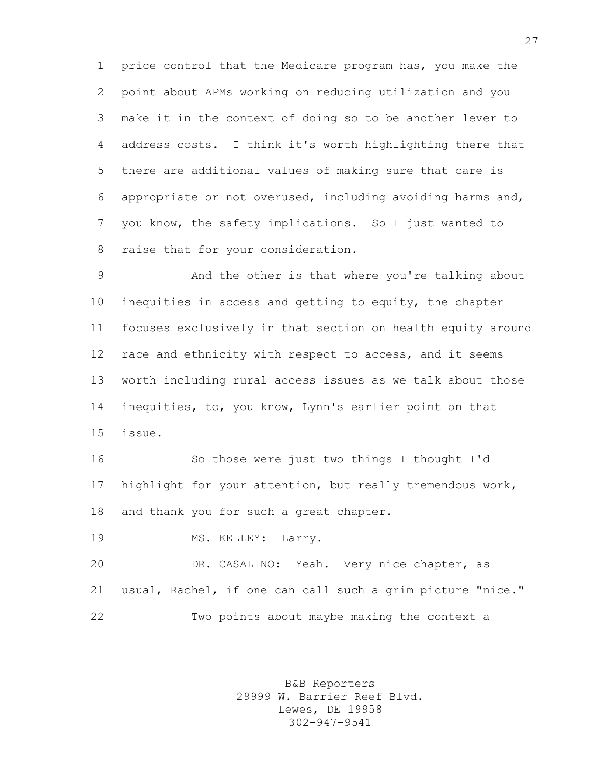price control that the Medicare program has, you make the point about APMs working on reducing utilization and you make it in the context of doing so to be another lever to address costs. I think it's worth highlighting there that there are additional values of making sure that care is appropriate or not overused, including avoiding harms and, you know, the safety implications. So I just wanted to raise that for your consideration.

And the other is that where you're talking about inequities in access and getting to equity, the chapter focuses exclusively in that section on health equity around race and ethnicity with respect to access, and it seems worth including rural access issues as we talk about those inequities, to, you know, Lynn's earlier point on that issue.

So those were just two things I thought I'd highlight for your attention, but really tremendous work, and thank you for such a great chapter.

MS. KELLEY: Larry.

DR. CASALINO: Yeah. Very nice chapter, as usual, Rachel, if one can call such a grim picture "nice."

Two points about maybe making the context a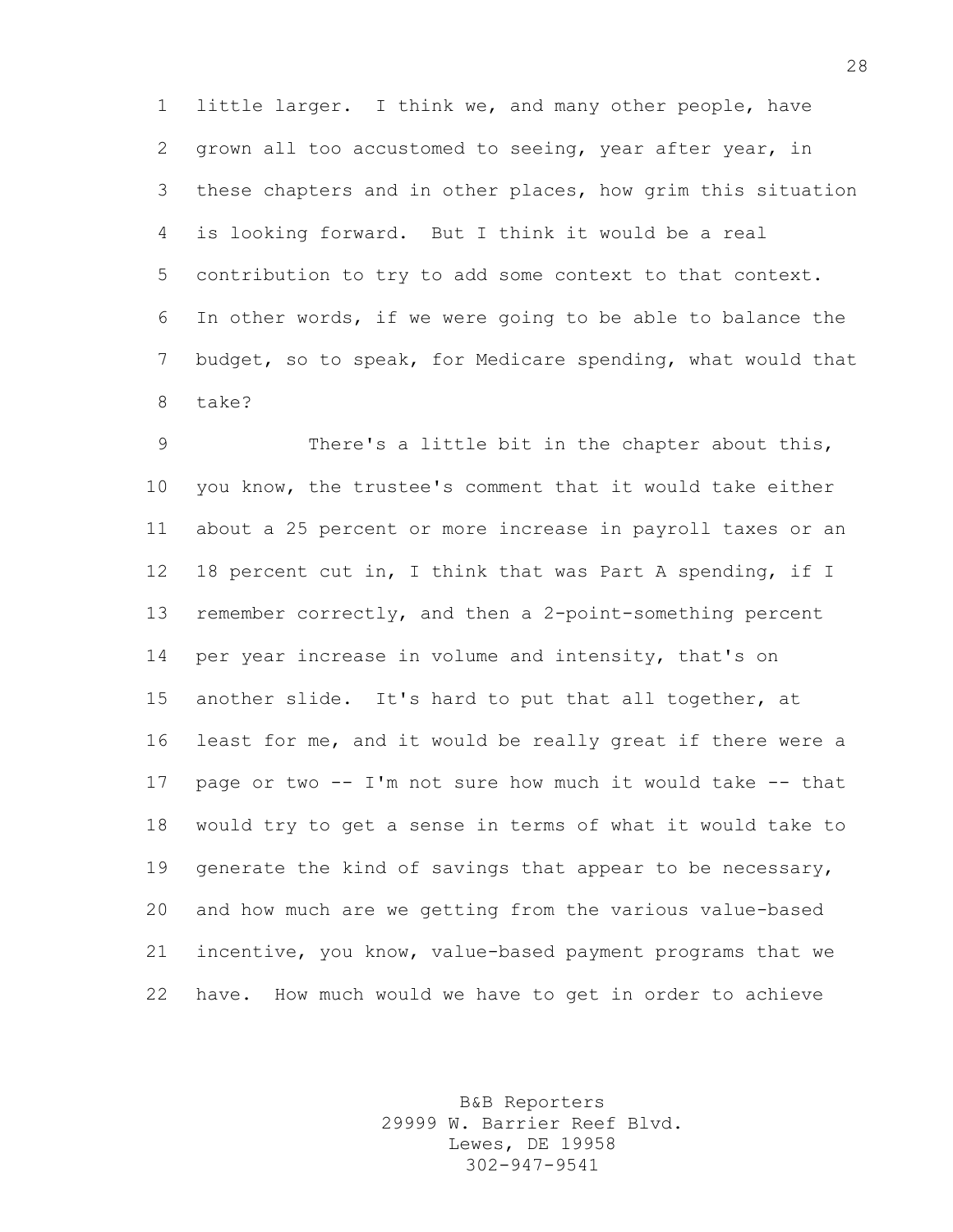little larger. I think we, and many other people, have grown all too accustomed to seeing, year after year, in these chapters and in other places, how grim this situation is looking forward. But I think it would be a real contribution to try to add some context to that context. In other words, if we were going to be able to balance the budget, so to speak, for Medicare spending, what would that take?

There's a little bit in the chapter about this, you know, the trustee's comment that it would take either about a 25 percent or more increase in payroll taxes or an 18 percent cut in, I think that was Part A spending, if I remember correctly, and then a 2-point-something percent per year increase in volume and intensity, that's on another slide. It's hard to put that all together, at least for me, and it would be really great if there were a page or two -- I'm not sure how much it would take -- that would try to get a sense in terms of what it would take to generate the kind of savings that appear to be necessary, and how much are we getting from the various value-based incentive, you know, value-based payment programs that we have. How much would we have to get in order to achieve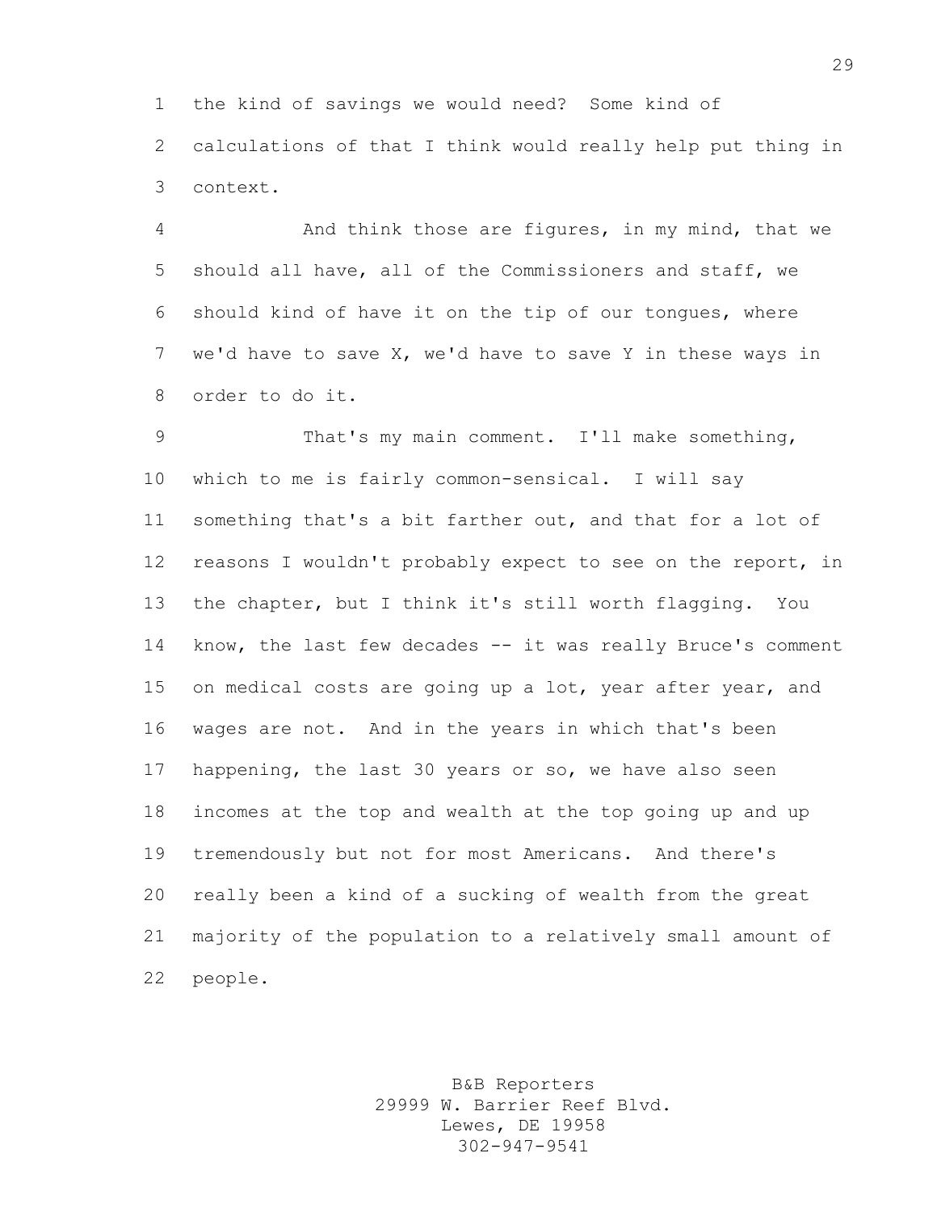the kind of savings we would need? Some kind of calculations of that I think would really help put thing in context.

And think those are figures, in my mind, that we should all have, all of the Commissioners and staff, we should kind of have it on the tip of our tongues, where we'd have to save X, we'd have to save Y in these ways in order to do it.

That's my main comment. I'll make something, which to me is fairly common-sensical. I will say something that's a bit farther out, and that for a lot of reasons I wouldn't probably expect to see on the report, in the chapter, but I think it's still worth flagging. You know, the last few decades -- it was really Bruce's comment on medical costs are going up a lot, year after year, and wages are not. And in the years in which that's been happening, the last 30 years or so, we have also seen incomes at the top and wealth at the top going up and up tremendously but not for most Americans. And there's really been a kind of a sucking of wealth from the great majority of the population to a relatively small amount of people.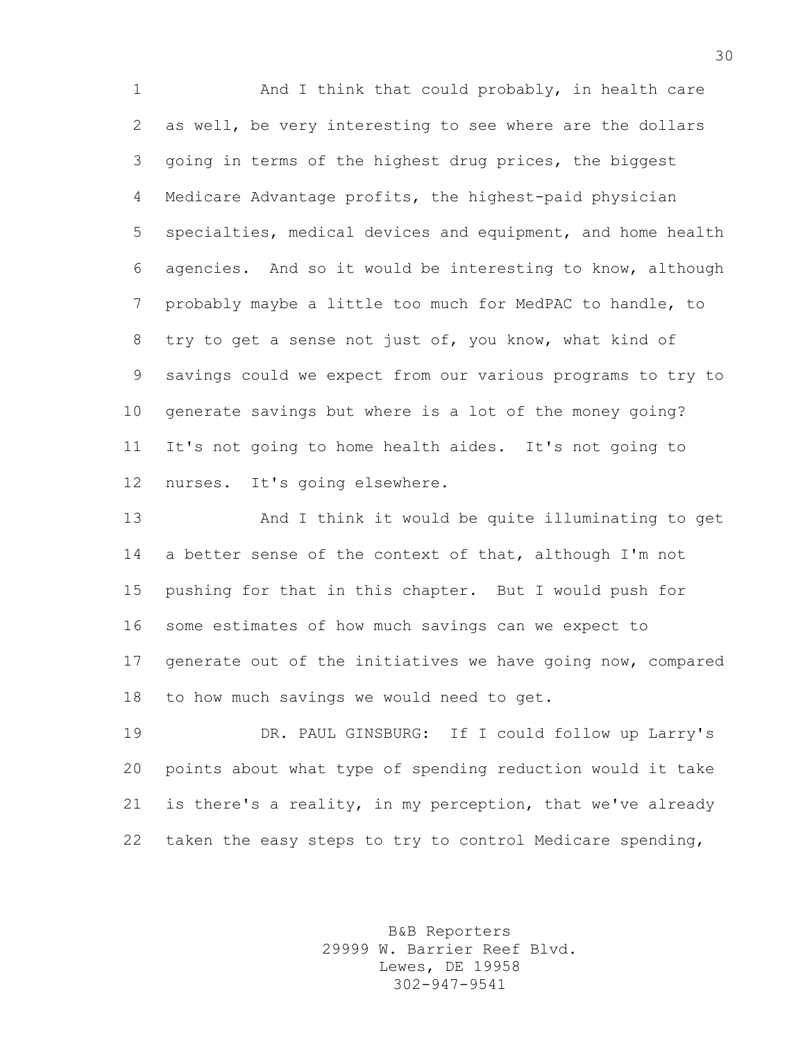And I think that could probably, in health care as well, be very interesting to see where are the dollars going in terms of the highest drug prices, the biggest Medicare Advantage profits, the highest-paid physician specialties, medical devices and equipment, and home health agencies. And so it would be interesting to know, although probably maybe a little too much for MedPAC to handle, to try to get a sense not just of, you know, what kind of savings could we expect from our various programs to try to generate savings but where is a lot of the money going? It's not going to home health aides. It's not going to nurses. It's going elsewhere.

And I think it would be quite illuminating to get a better sense of the context of that, although I'm not pushing for that in this chapter. But I would push for some estimates of how much savings can we expect to generate out of the initiatives we have going now, compared to how much savings we would need to get.

DR. PAUL GINSBURG: If I could follow up Larry's points about what type of spending reduction would it take is there's a reality, in my perception, that we've already taken the easy steps to try to control Medicare spending,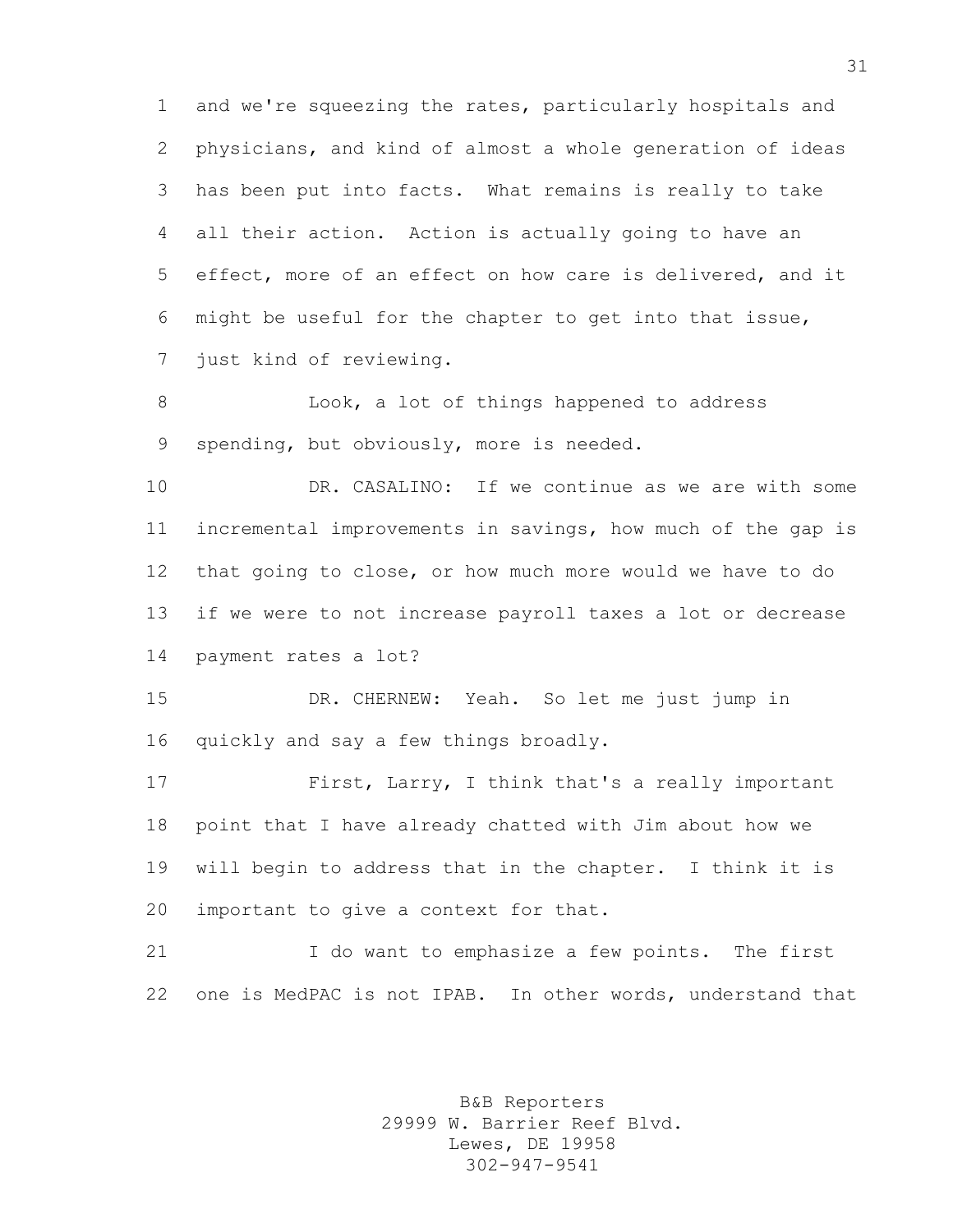and we're squeezing the rates, particularly hospitals and physicians, and kind of almost a whole generation of ideas has been put into facts. What remains is really to take all their action. Action is actually going to have an effect, more of an effect on how care is delivered, and it might be useful for the chapter to get into that issue, just kind of reviewing.

Look, a lot of things happened to address spending, but obviously, more is needed.

DR. CASALINO: If we continue as we are with some incremental improvements in savings, how much of the gap is that going to close, or how much more would we have to do if we were to not increase payroll taxes a lot or decrease payment rates a lot?

DR. CHERNEW: Yeah. So let me just jump in quickly and say a few things broadly.

First, Larry, I think that's a really important point that I have already chatted with Jim about how we will begin to address that in the chapter. I think it is important to give a context for that.

I do want to emphasize a few points. The first one is MedPAC is not IPAB. In other words, understand that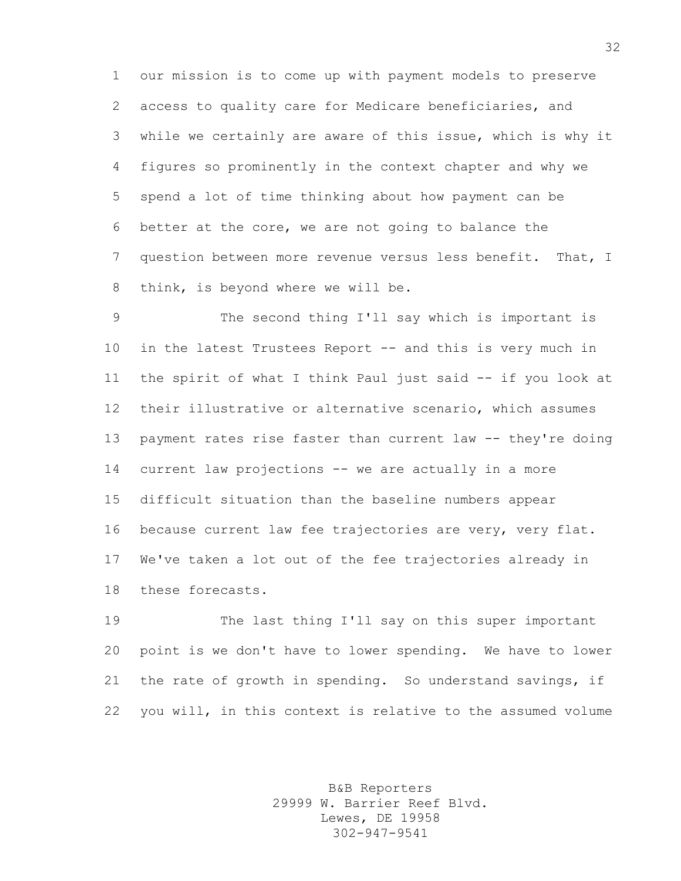our mission is to come up with payment models to preserve access to quality care for Medicare beneficiaries, and while we certainly are aware of this issue, which is why it figures so prominently in the context chapter and why we spend a lot of time thinking about how payment can be better at the core, we are not going to balance the question between more revenue versus less benefit. That, I think, is beyond where we will be.

The second thing I'll say which is important is in the latest Trustees Report -- and this is very much in the spirit of what I think Paul just said -- if you look at their illustrative or alternative scenario, which assumes payment rates rise faster than current law -- they're doing current law projections -- we are actually in a more difficult situation than the baseline numbers appear because current law fee trajectories are very, very flat. We've taken a lot out of the fee trajectories already in these forecasts.

The last thing I'll say on this super important point is we don't have to lower spending. We have to lower the rate of growth in spending. So understand savings, if you will, in this context is relative to the assumed volume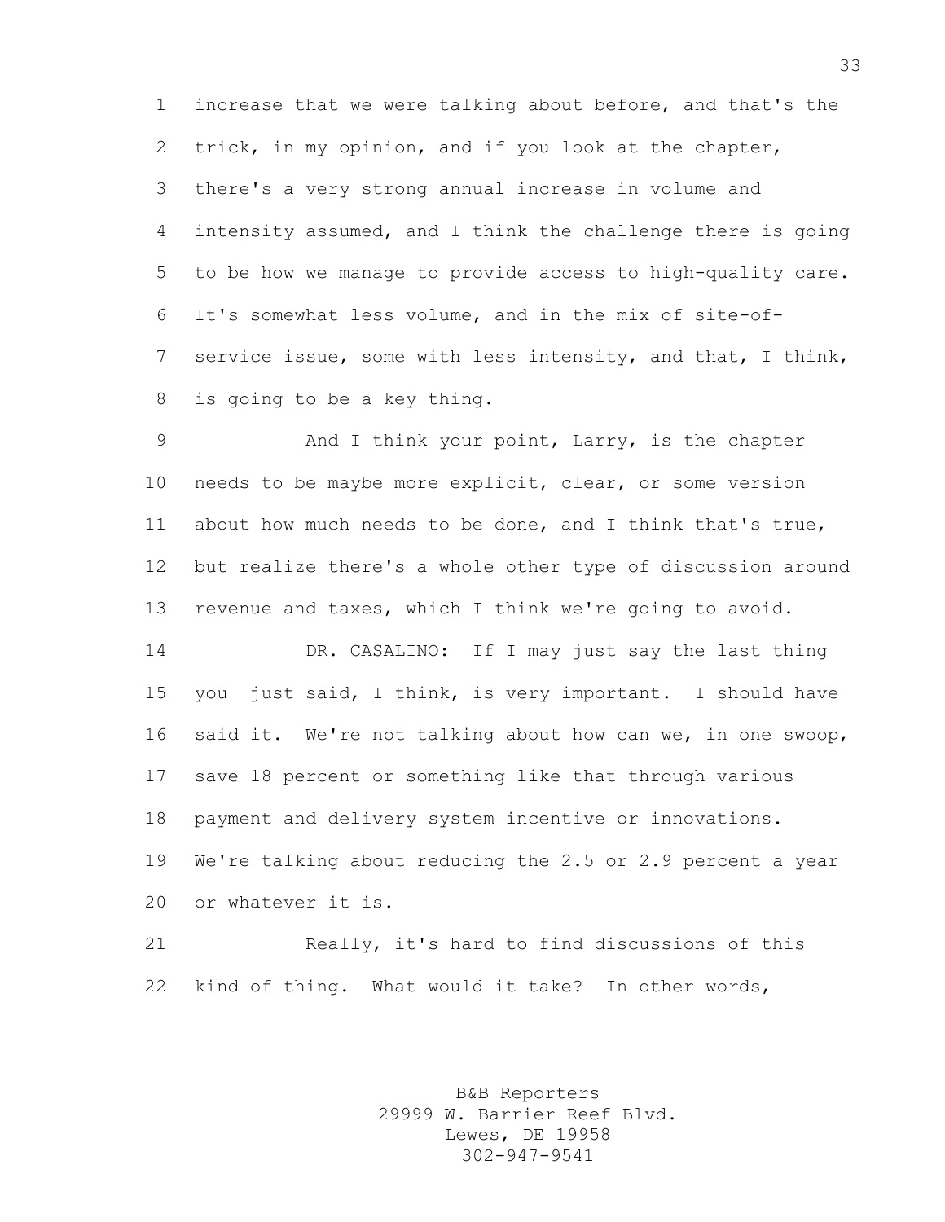increase that we were talking about before, and that's the trick, in my opinion, and if you look at the chapter, there's a very strong annual increase in volume and intensity assumed, and I think the challenge there is going to be how we manage to provide access to high-quality care. It's somewhat less volume, and in the mix of site-of-service issue, some with less intensity, and that, I think, is going to be a key thing.

And I think your point, Larry, is the chapter needs to be maybe more explicit, clear, or some version about how much needs to be done, and I think that's true, but realize there's a whole other type of discussion around revenue and taxes, which I think we're going to avoid.

DR. CASALINO: If I may just say the last thing you just said, I think, is very important. I should have said it. We're not talking about how can we, in one swoop, save 18 percent or something like that through various payment and delivery system incentive or innovations. We're talking about reducing the 2.5 or 2.9 percent a year or whatever it is.

Really, it's hard to find discussions of this kind of thing. What would it take? In other words,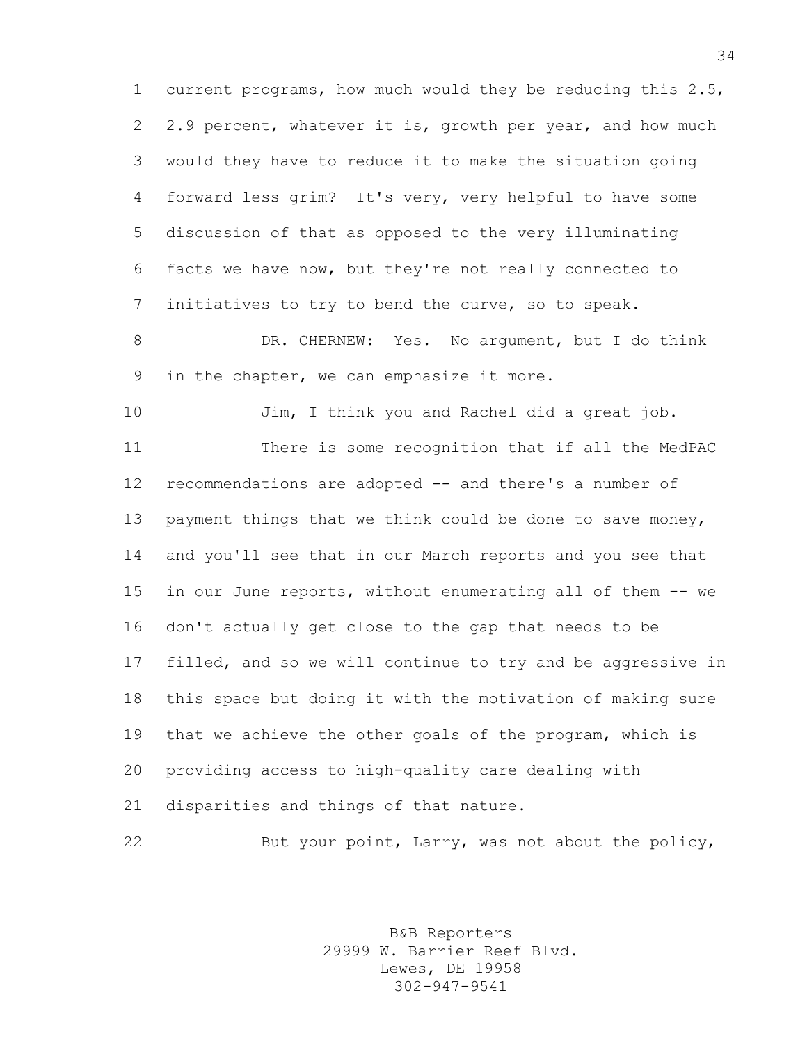current programs, how much would they be reducing this 2.5, 2.9 percent, whatever it is, growth per year, and how much would they have to reduce it to make the situation going forward less grim? It's very, very helpful to have some discussion of that as opposed to the very illuminating facts we have now, but they're not really connected to initiatives to try to bend the curve, so to speak.

DR. CHERNEW: Yes. No argument, but I do think in the chapter, we can emphasize it more.

Jim, I think you and Rachel did a great job.

There is some recognition that if all the MedPAC recommendations are adopted -- and there's a number of payment things that we think could be done to save money, and you'll see that in our March reports and you see that in our June reports, without enumerating all of them -- we don't actually get close to the gap that needs to be filled, and so we will continue to try and be aggressive in this space but doing it with the motivation of making sure that we achieve the other goals of the program, which is providing access to high-quality care dealing with disparities and things of that nature.

But your point, Larry, was not about the policy,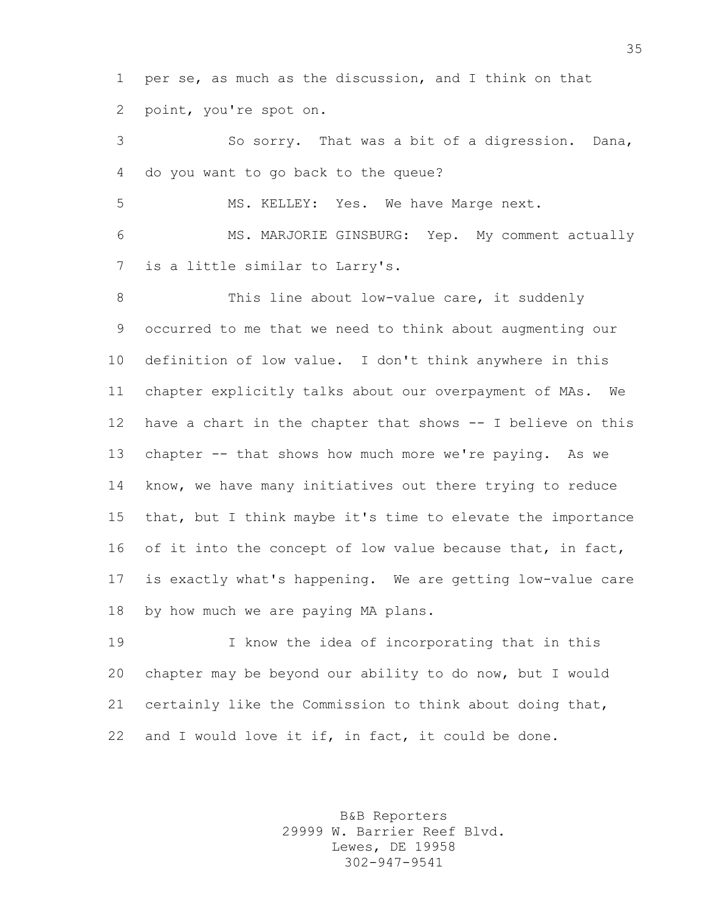per se, as much as the discussion, and I think on that point, you're spot on.

So sorry. That was a bit of a digression. Dana, do you want to go back to the queue?

MS. KELLEY: Yes. We have Marge next.

MS. MARJORIE GINSBURG: Yep. My comment actually is a little similar to Larry's.

This line about low-value care, it suddenly occurred to me that we need to think about augmenting our definition of low value. I don't think anywhere in this chapter explicitly talks about our overpayment of MAs. We have a chart in the chapter that shows -- I believe on this chapter -- that shows how much more we're paying. As we know, we have many initiatives out there trying to reduce that, but I think maybe it's time to elevate the importance of it into the concept of low value because that, in fact, is exactly what's happening. We are getting low-value care by how much we are paying MA plans.

I know the idea of incorporating that in this chapter may be beyond our ability to do now, but I would certainly like the Commission to think about doing that, and I would love it if, in fact, it could be done.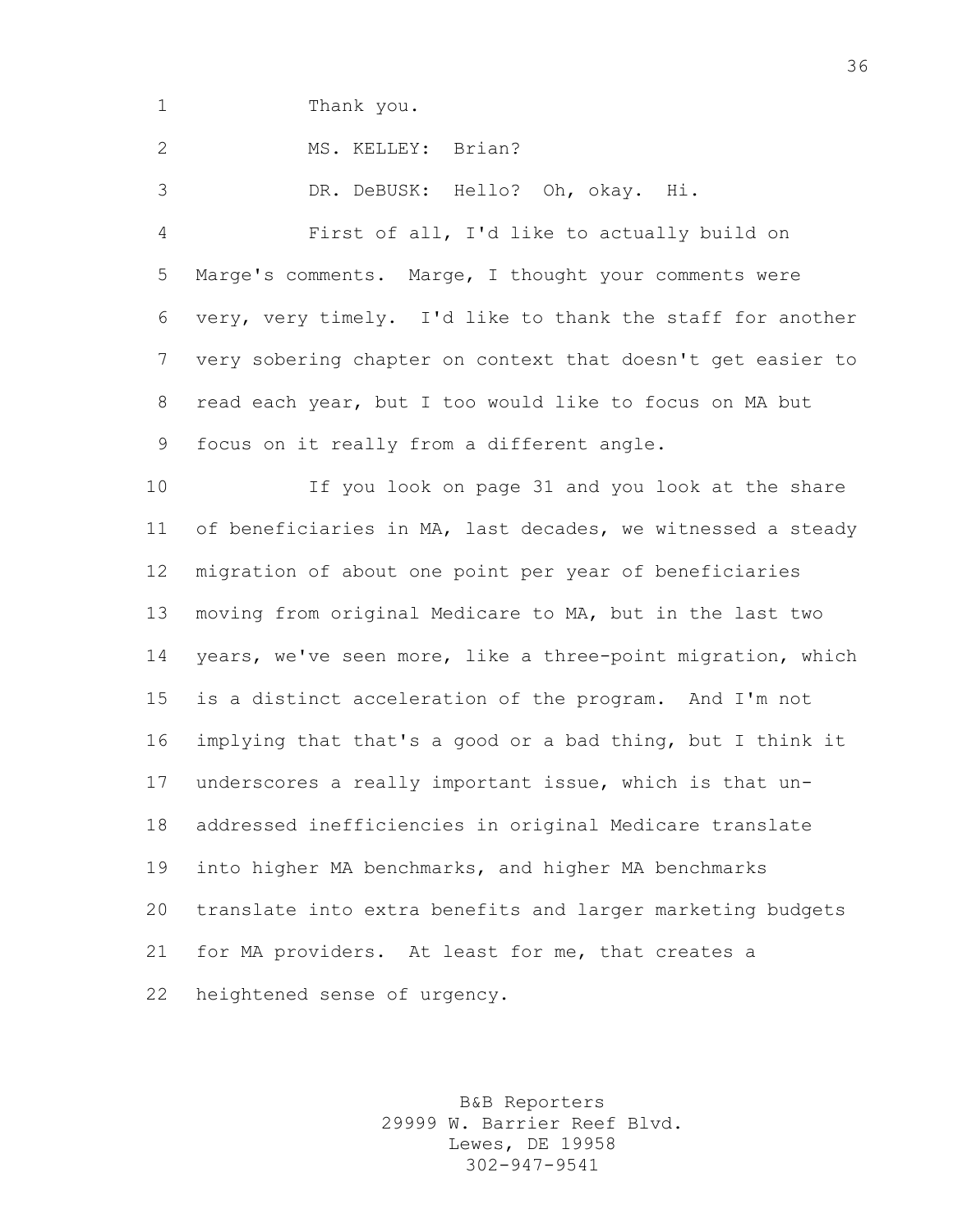Thank you.

MS. KELLEY: Brian?

DR. DeBUSK: Hello? Oh, okay. Hi.

First of all, I'd like to actually build on Marge's comments. Marge, I thought your comments were very, very timely. I'd like to thank the staff for another very sobering chapter on context that doesn't get easier to read each year, but I too would like to focus on MA but focus on it really from a different angle.

If you look on page 31 and you look at the share of beneficiaries in MA, last decades, we witnessed a steady migration of about one point per year of beneficiaries moving from original Medicare to MA, but in the last two years, we've seen more, like a three-point migration, which is a distinct acceleration of the program. And I'm not implying that that's a good or a bad thing, but I think it underscores a really important issue, which is that un-addressed inefficiencies in original Medicare translate into higher MA benchmarks, and higher MA benchmarks translate into extra benefits and larger marketing budgets for MA providers. At least for me, that creates a heightened sense of urgency.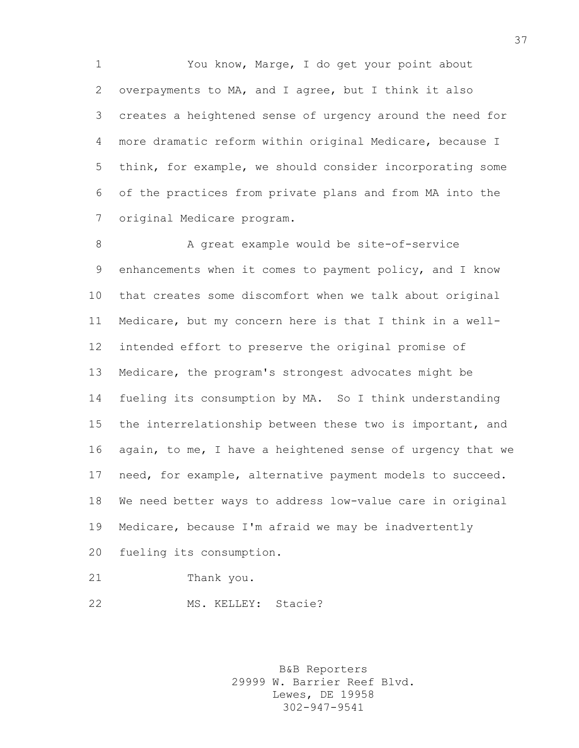You know, Marge, I do get your point about overpayments to MA, and I agree, but I think it also creates a heightened sense of urgency around the need for more dramatic reform within original Medicare, because I think, for example, we should consider incorporating some of the practices from private plans and from MA into the original Medicare program.

A great example would be site-of-service enhancements when it comes to payment policy, and I know that creates some discomfort when we talk about original Medicare, but my concern here is that I think in a well-intended effort to preserve the original promise of Medicare, the program's strongest advocates might be fueling its consumption by MA. So I think understanding the interrelationship between these two is important, and again, to me, I have a heightened sense of urgency that we need, for example, alternative payment models to succeed. We need better ways to address low-value care in original Medicare, because I'm afraid we may be inadvertently fueling its consumption.

Thank you.

MS. KELLEY: Stacie?

B&B Reporters
29999 W. Barrier Reef Blvd.
Lewes, DE 19958
302-947-9541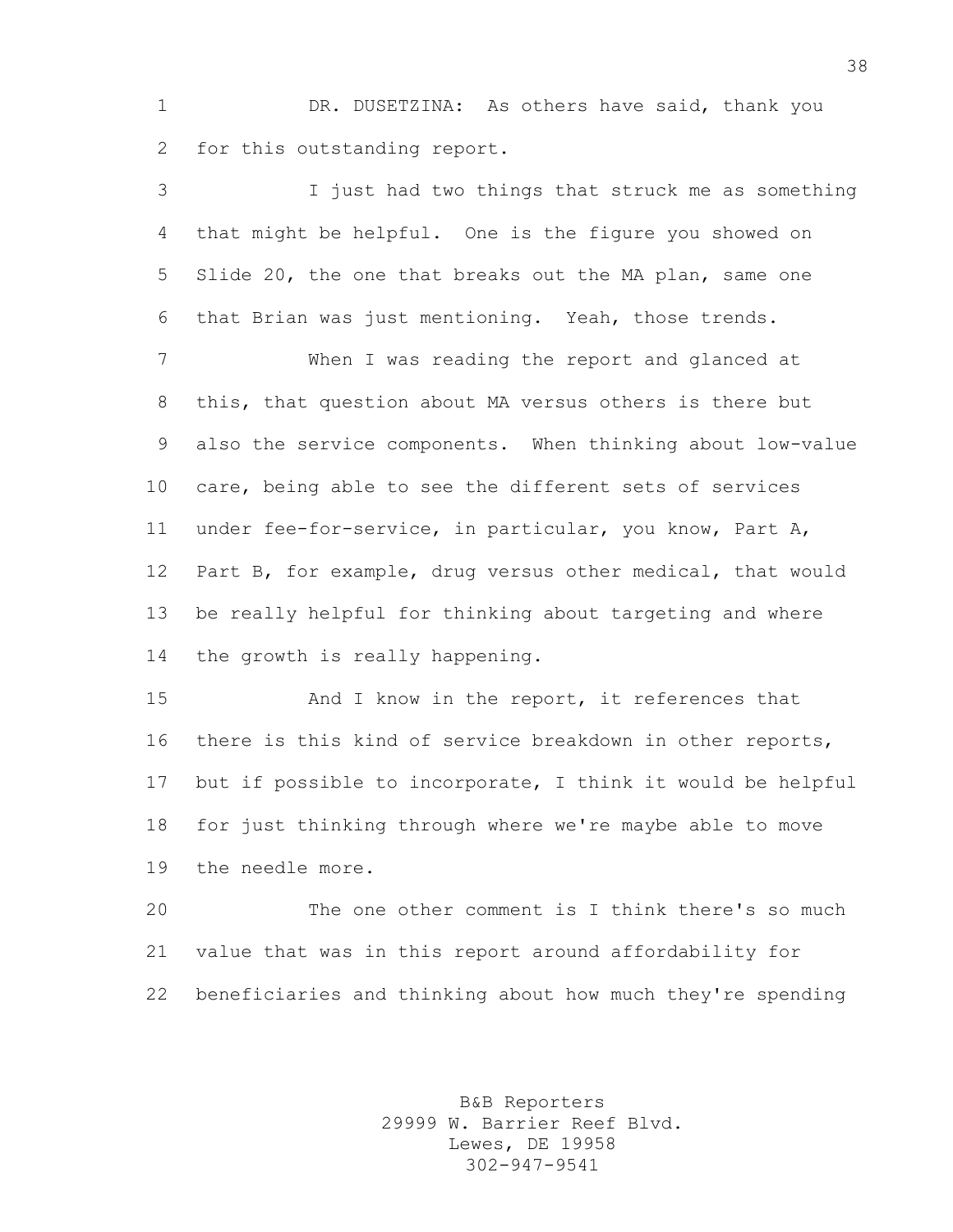DR. DUSETZINA: As others have said, thank you for this outstanding report.

I just had two things that struck me as something that might be helpful. One is the figure you showed on Slide 20, the one that breaks out the MA plan, same one that Brian was just mentioning. Yeah, those trends.

When I was reading the report and glanced at this, that question about MA versus others is there but also the service components. When thinking about low-value care, being able to see the different sets of services under fee-for-service, in particular, you know, Part A, Part B, for example, drug versus other medical, that would be really helpful for thinking about targeting and where the growth is really happening.

And I know in the report, it references that there is this kind of service breakdown in other reports, but if possible to incorporate, I think it would be helpful for just thinking through where we're maybe able to move the needle more.

The one other comment is I think there's so much value that was in this report around affordability for beneficiaries and thinking about how much they're spending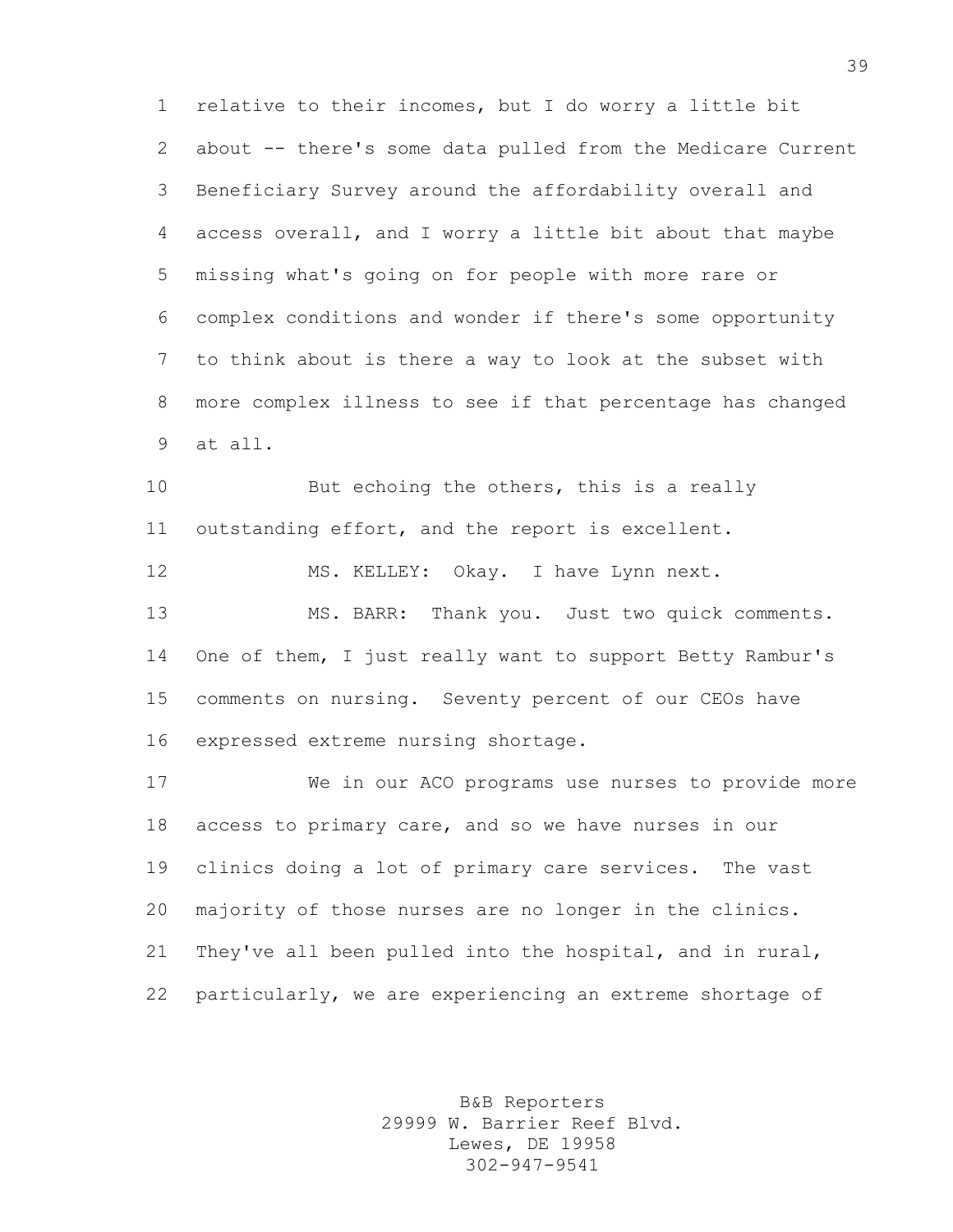relative to their incomes, but I do worry a little bit about -- there's some data pulled from the Medicare Current Beneficiary Survey around the affordability overall and access overall, and I worry a little bit about that maybe missing what's going on for people with more rare or complex conditions and wonder if there's some opportunity to think about is there a way to look at the subset with more complex illness to see if that percentage has changed at all.

But echoing the others, this is a really outstanding effort, and the report is excellent.

MS. KELLEY: Okay. I have Lynn next.

MS. BARR: Thank you. Just two quick comments. One of them, I just really want to support Betty Rambur's comments on nursing. Seventy percent of our CEOs have expressed extreme nursing shortage.

We in our ACO programs use nurses to provide more access to primary care, and so we have nurses in our clinics doing a lot of primary care services. The vast majority of those nurses are no longer in the clinics. They've all been pulled into the hospital, and in rural, particularly, we are experiencing an extreme shortage of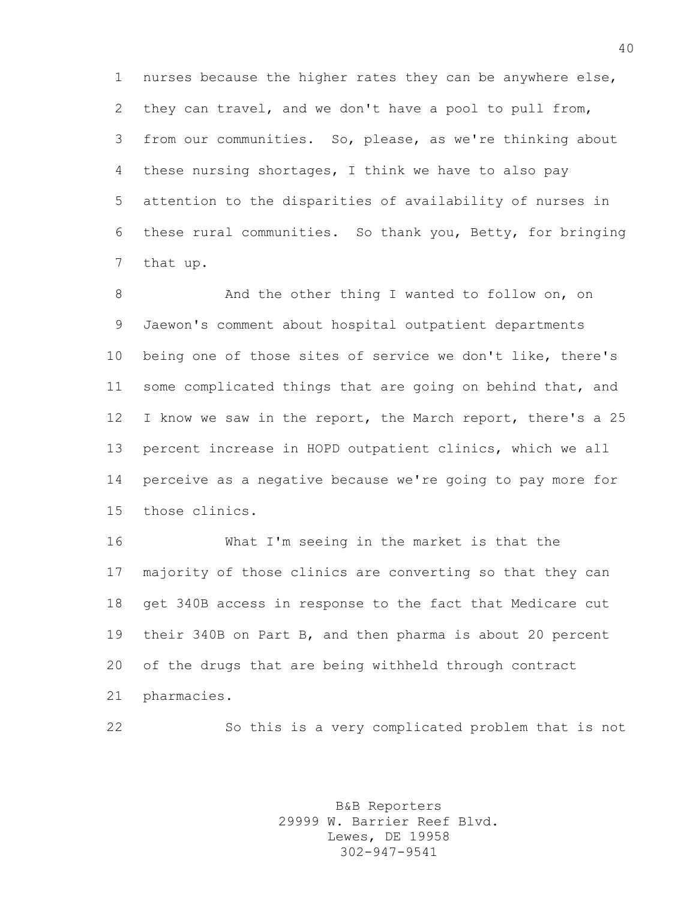nurses because the higher rates they can be anywhere else, they can travel, and we don't have a pool to pull from, from our communities. So, please, as we're thinking about these nursing shortages, I think we have to also pay attention to the disparities of availability of nurses in these rural communities. So thank you, Betty, for bringing that up.

And the other thing I wanted to follow on, on Jaewon's comment about hospital outpatient departments being one of those sites of service we don't like, there's some complicated things that are going on behind that, and I know we saw in the report, the March report, there's a 25 percent increase in HOPD outpatient clinics, which we all perceive as a negative because we're going to pay more for those clinics.

What I'm seeing in the market is that the majority of those clinics are converting so that they can get 340B access in response to the fact that Medicare cut their 340B on Part B, and then pharma is about 20 percent of the drugs that are being withheld through contract pharmacies.

So this is a very complicated problem that is not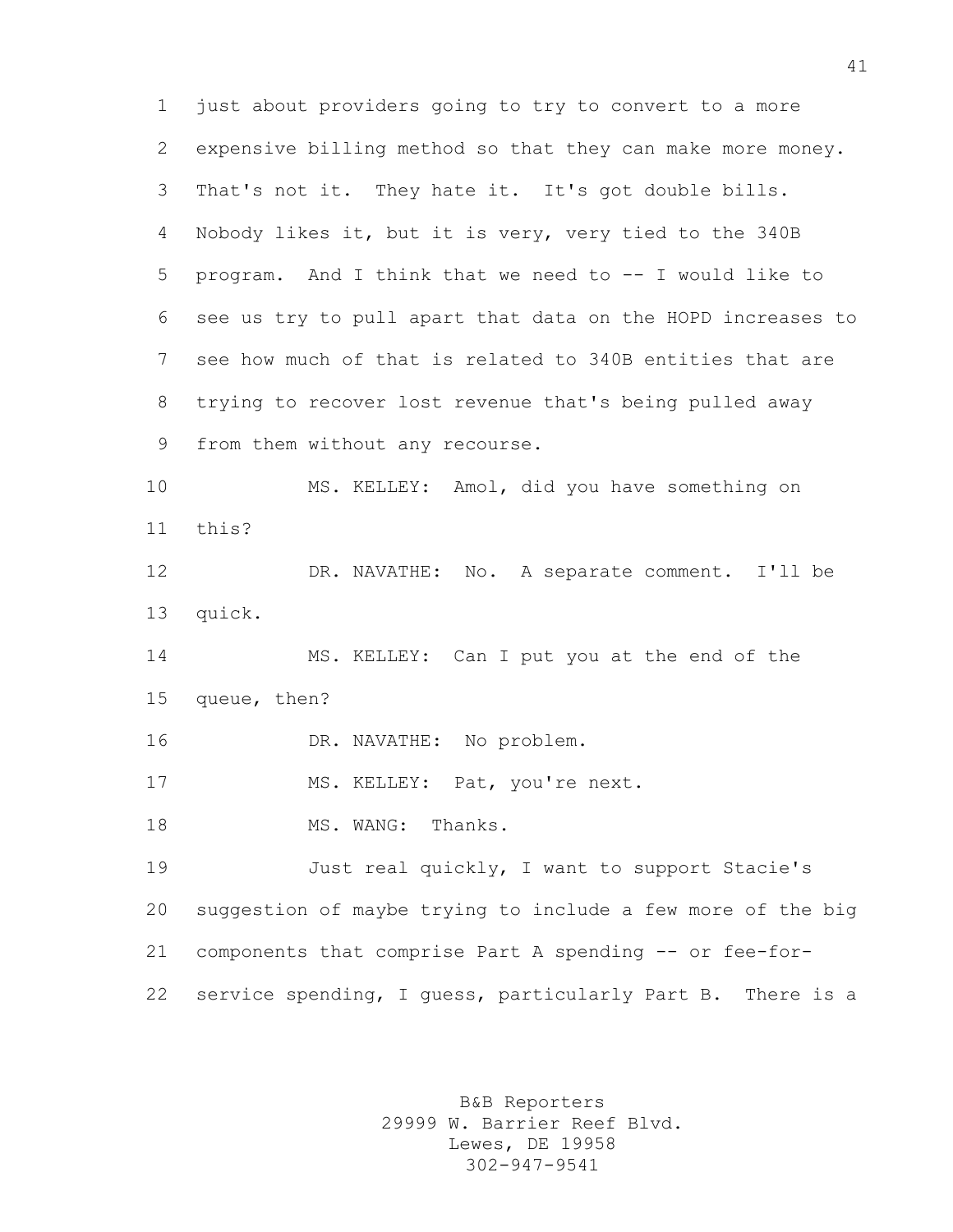just about providers going to try to convert to a more expensive billing method so that they can make more money. That's not it. They hate it. It's got double bills. Nobody likes it, but it is very, very tied to the 340B program. And I think that we need to -- I would like to see us try to pull apart that data on the HOPD increases to see how much of that is related to 340B entities that are trying to recover lost revenue that's being pulled away from them without any recourse.

MS. KELLEY: Amol, did you have something on this?

DR. NAVATHE: No. A separate comment. I'll be quick.

MS. KELLEY: Can I put you at the end of the queue, then?

DR. NAVATHE: No problem.

MS. KELLEY: Pat, you're next.

MS. WANG: Thanks.

Just real quickly, I want to support Stacie's suggestion of maybe trying to include a few more of the big components that comprise Part A spending -- or fee-for-service spending, I guess, particularly Part B. There is a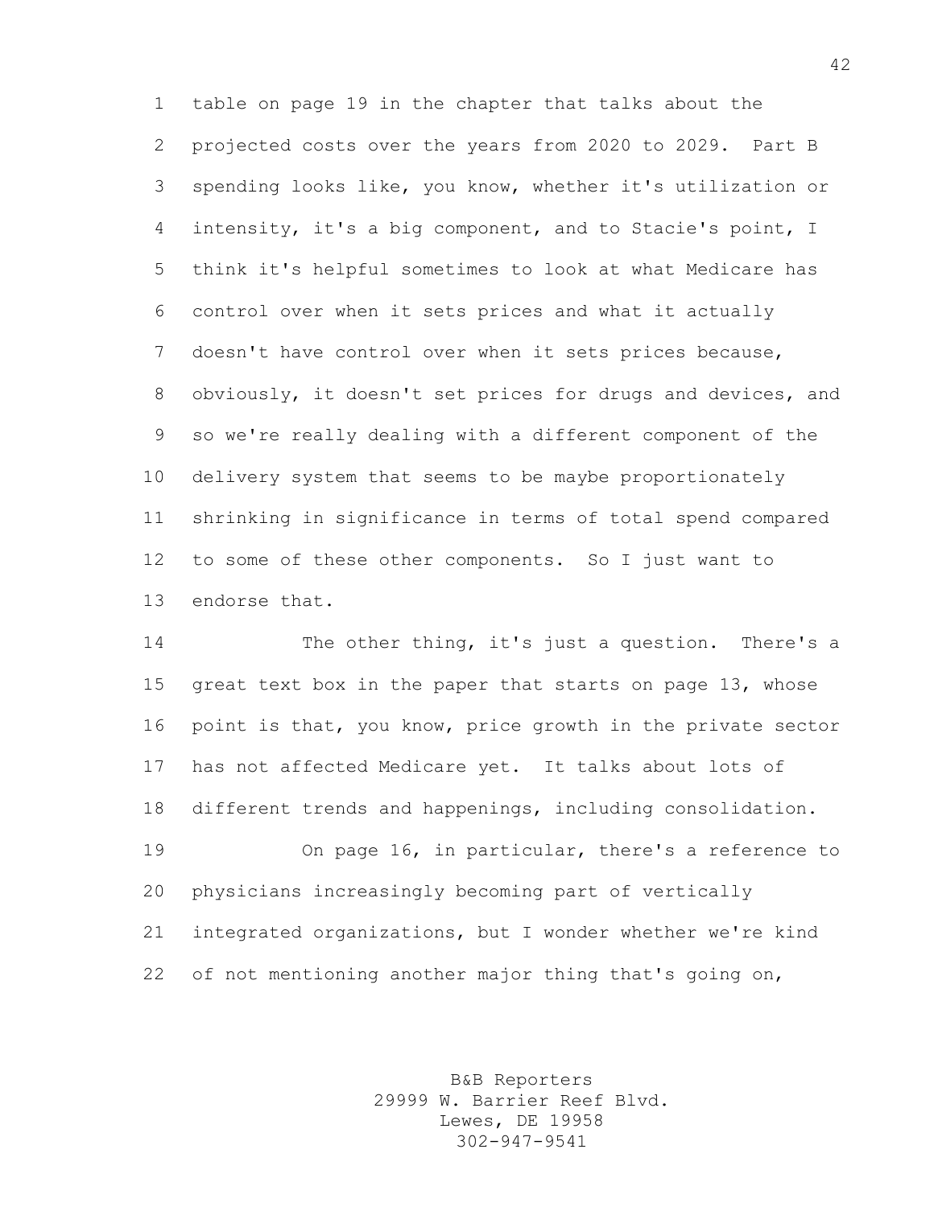table on page 19 in the chapter that talks about the projected costs over the years from 2020 to 2029. Part B spending looks like, you know, whether it's utilization or intensity, it's a big component, and to Stacie's point, I think it's helpful sometimes to look at what Medicare has control over when it sets prices and what it actually doesn't have control over when it sets prices because, obviously, it doesn't set prices for drugs and devices, and so we're really dealing with a different component of the delivery system that seems to be maybe proportionately shrinking in significance in terms of total spend compared to some of these other components. So I just want to endorse that.

The other thing, it's just a question. There's a great text box in the paper that starts on page 13, whose point is that, you know, price growth in the private sector has not affected Medicare yet. It talks about lots of different trends and happenings, including consolidation.

On page 16, in particular, there's a reference to physicians increasingly becoming part of vertically integrated organizations, but I wonder whether we're kind of not mentioning another major thing that's going on,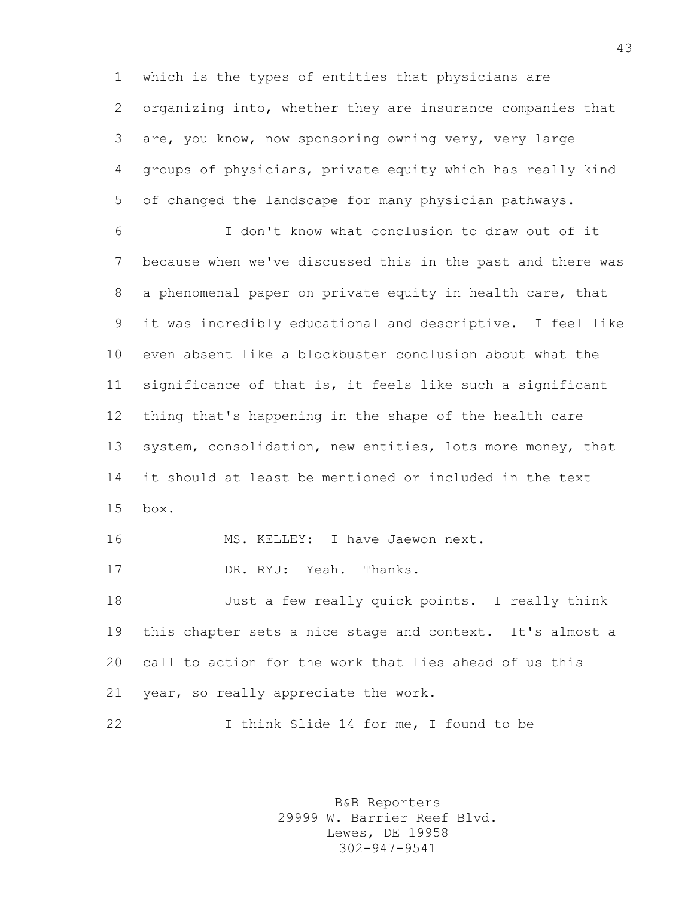which is the types of entities that physicians are organizing into, whether they are insurance companies that are, you know, now sponsoring owning very, very large groups of physicians, private equity which has really kind of changed the landscape for many physician pathways.

I don't know what conclusion to draw out of it because when we've discussed this in the past and there was a phenomenal paper on private equity in health care, that it was incredibly educational and descriptive. I feel like even absent like a blockbuster conclusion about what the significance of that is, it feels like such a significant thing that's happening in the shape of the health care system, consolidation, new entities, lots more money, that it should at least be mentioned or included in the text box.

MS. KELLEY: I have Jaewon next.

DR. RYU: Yeah. Thanks.

Just a few really quick points. I really think this chapter sets a nice stage and context. It's almost a call to action for the work that lies ahead of us this year, so really appreciate the work.

I think Slide 14 for me, I found to be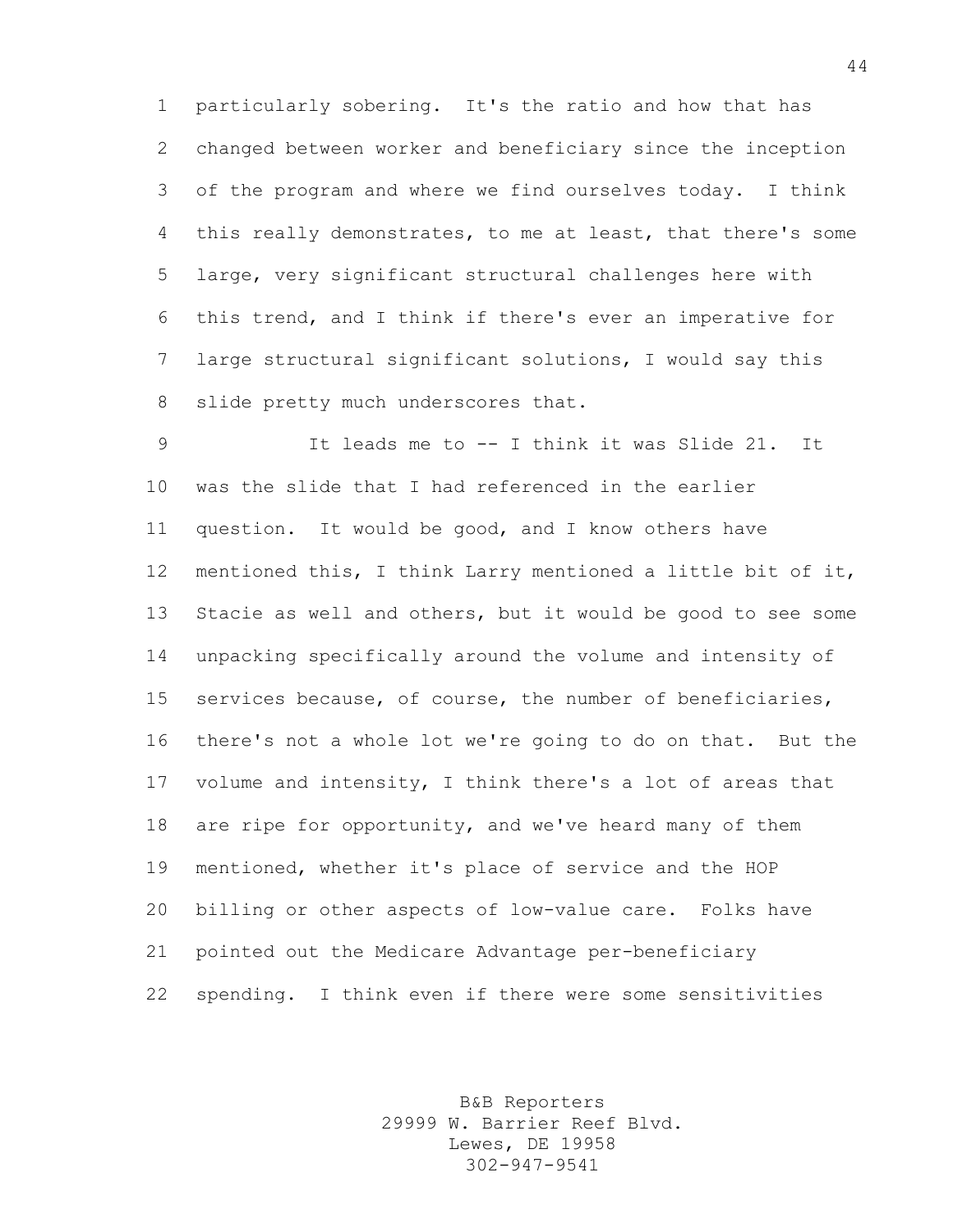particularly sobering. It's the ratio and how that has changed between worker and beneficiary since the inception of the program and where we find ourselves today. I think this really demonstrates, to me at least, that there's some large, very significant structural challenges here with this trend, and I think if there's ever an imperative for large structural significant solutions, I would say this slide pretty much underscores that.

It leads me to -- I think it was Slide 21. It was the slide that I had referenced in the earlier question. It would be good, and I know others have mentioned this, I think Larry mentioned a little bit of it, Stacie as well and others, but it would be good to see some unpacking specifically around the volume and intensity of services because, of course, the number of beneficiaries, there's not a whole lot we're going to do on that. But the volume and intensity, I think there's a lot of areas that are ripe for opportunity, and we've heard many of them mentioned, whether it's place of service and the HOP billing or other aspects of low-value care. Folks have pointed out the Medicare Advantage per-beneficiary spending. I think even if there were some sensitivities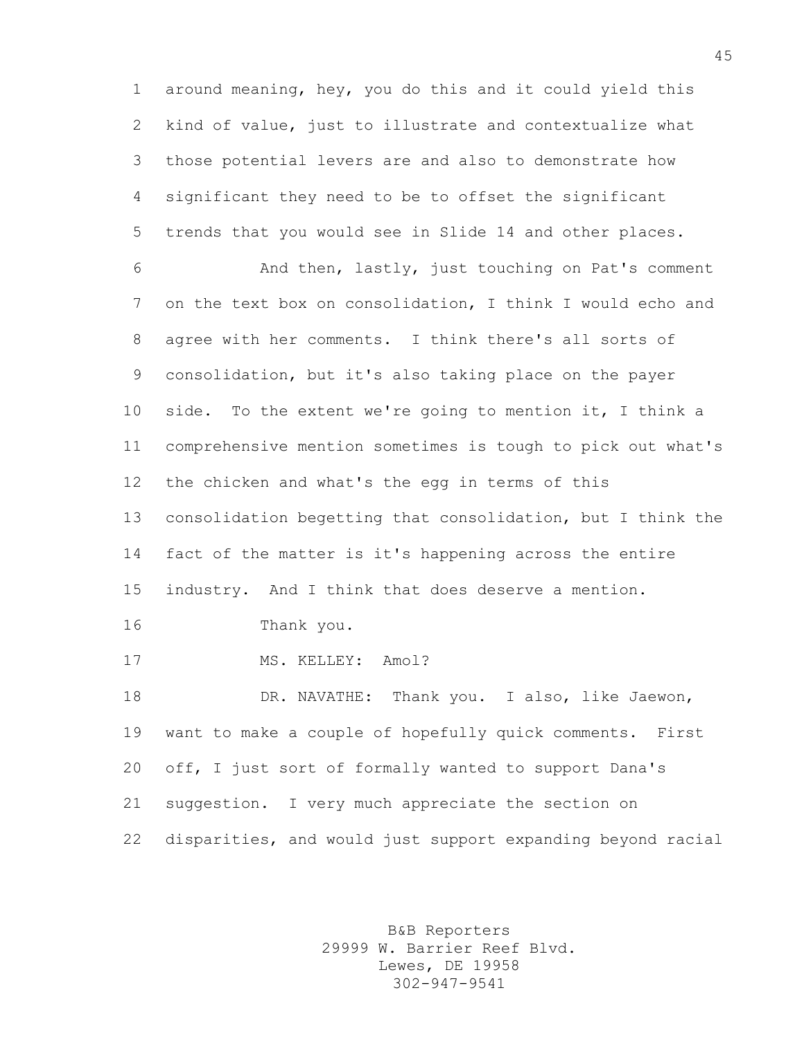around meaning, hey, you do this and it could yield this kind of value, just to illustrate and contextualize what those potential levers are and also to demonstrate how significant they need to be to offset the significant trends that you would see in Slide 14 and other places.

And then, lastly, just touching on Pat's comment on the text box on consolidation, I think I would echo and agree with her comments. I think there's all sorts of consolidation, but it's also taking place on the payer side. To the extent we're going to mention it, I think a comprehensive mention sometimes is tough to pick out what's the chicken and what's the egg in terms of this consolidation begetting that consolidation, but I think the fact of the matter is it's happening across the entire industry. And I think that does deserve a mention.

Thank you.

MS. KELLEY: Amol?

DR. NAVATHE: Thank you. I also, like Jaewon, want to make a couple of hopefully quick comments. First off, I just sort of formally wanted to support Dana's suggestion. I very much appreciate the section on disparities, and would just support expanding beyond racial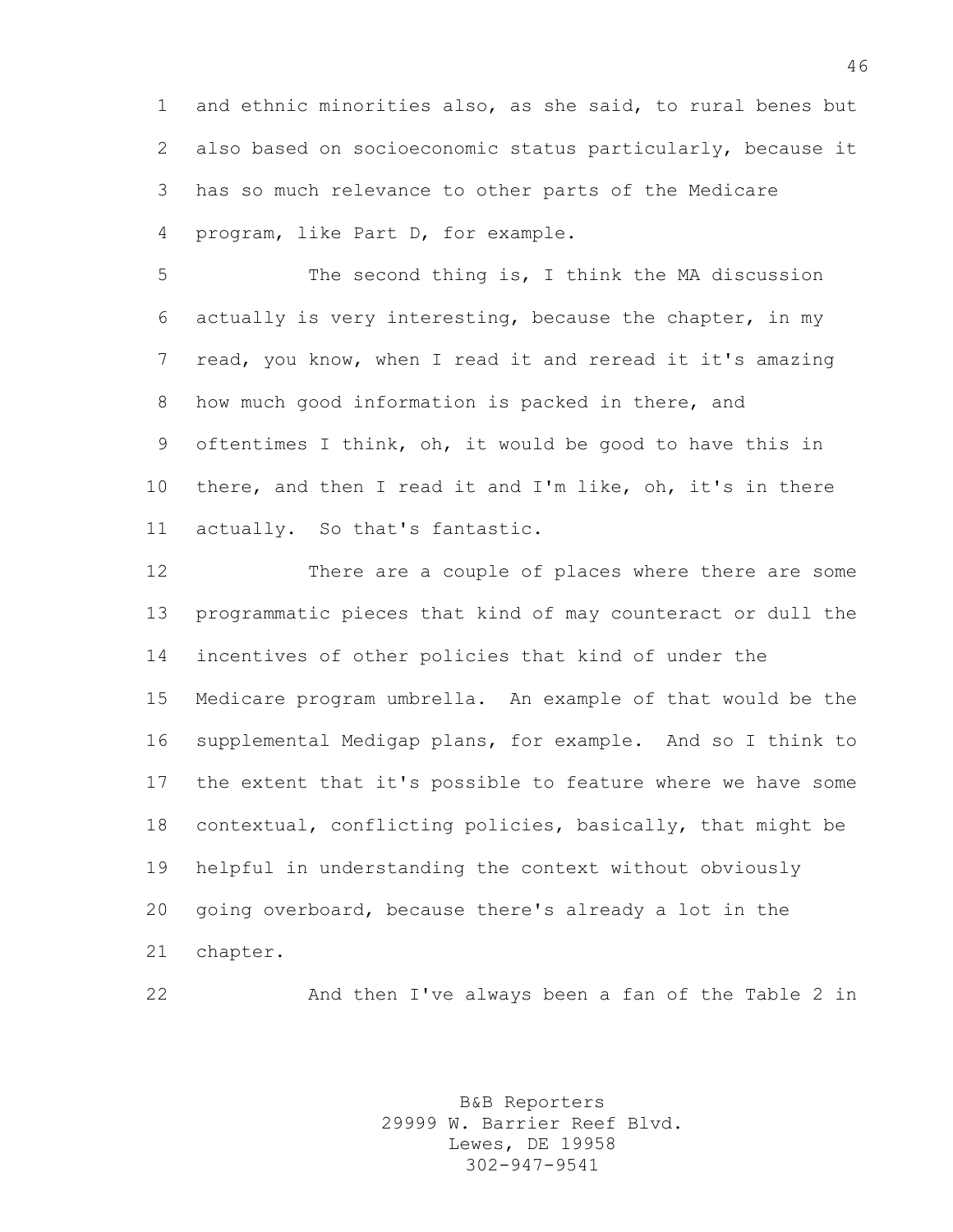and ethnic minorities also, as she said, to rural benes but also based on socioeconomic status particularly, because it has so much relevance to other parts of the Medicare program, like Part D, for example.

The second thing is, I think the MA discussion actually is very interesting, because the chapter, in my read, you know, when I read it and reread it it's amazing how much good information is packed in there, and oftentimes I think, oh, it would be good to have this in there, and then I read it and I'm like, oh, it's in there actually. So that's fantastic.

There are a couple of places where there are some programmatic pieces that kind of may counteract or dull the incentives of other policies that kind of under the Medicare program umbrella. An example of that would be the supplemental Medigap plans, for example. And so I think to the extent that it's possible to feature where we have some contextual, conflicting policies, basically, that might be helpful in understanding the context without obviously going overboard, because there's already a lot in the chapter.

And then I've always been a fan of the Table 2 in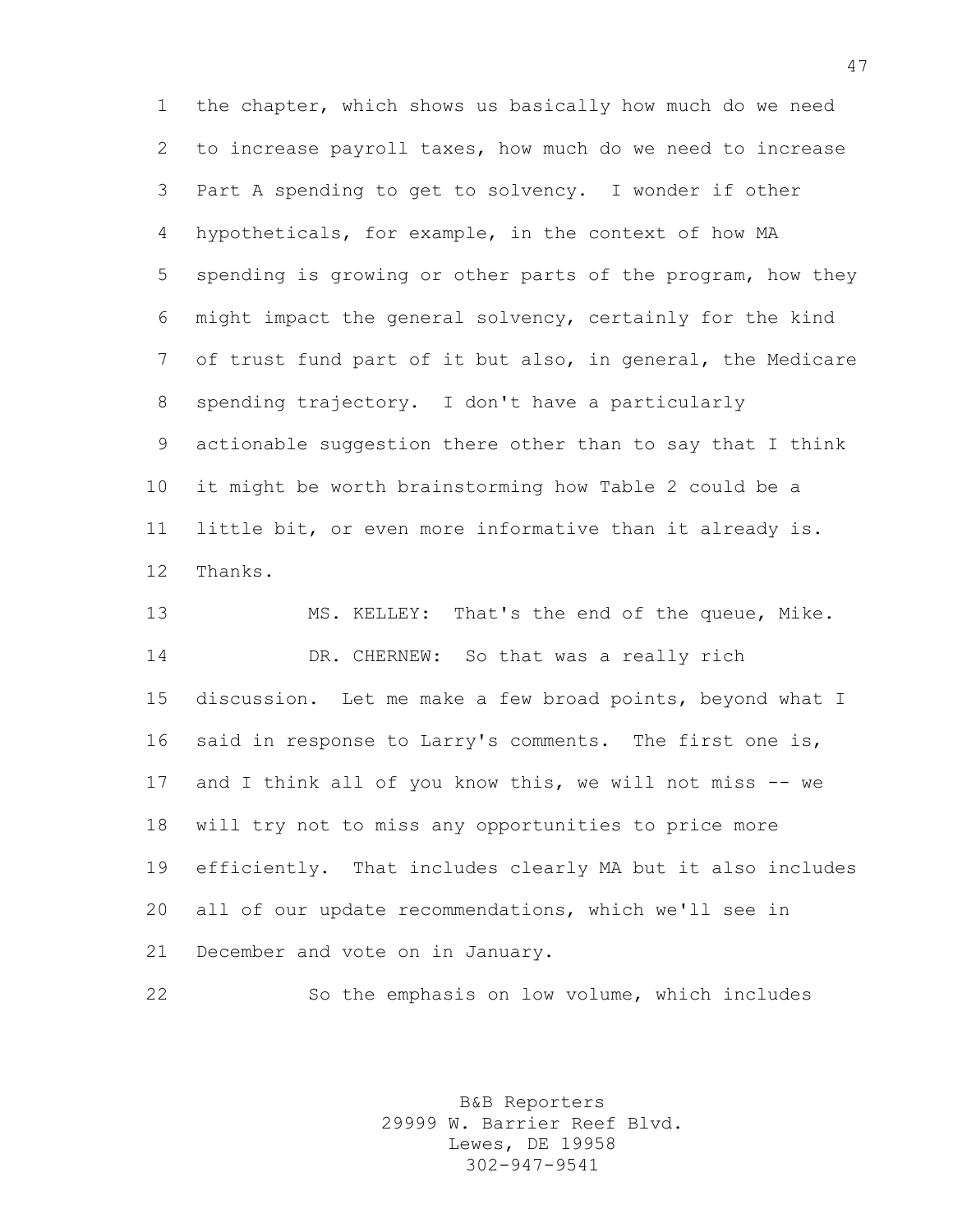the chapter, which shows us basically how much do we need to increase payroll taxes, how much do we need to increase Part A spending to get to solvency. I wonder if other hypotheticals, for example, in the context of how MA spending is growing or other parts of the program, how they might impact the general solvency, certainly for the kind of trust fund part of it but also, in general, the Medicare spending trajectory. I don't have a particularly actionable suggestion there other than to say that I think it might be worth brainstorming how Table 2 could be a little bit, or even more informative than it already is. Thanks.

MS. KELLEY: That's the end of the queue, Mike.

DR. CHERNEW: So that was a really rich discussion. Let me make a few broad points, beyond what I said in response to Larry's comments. The first one is, and I think all of you know this, we will not miss -- we will try not to miss any opportunities to price more efficiently. That includes clearly MA but it also includes all of our update recommendations, which we'll see in December and vote on in January.

So the emphasis on low volume, which includes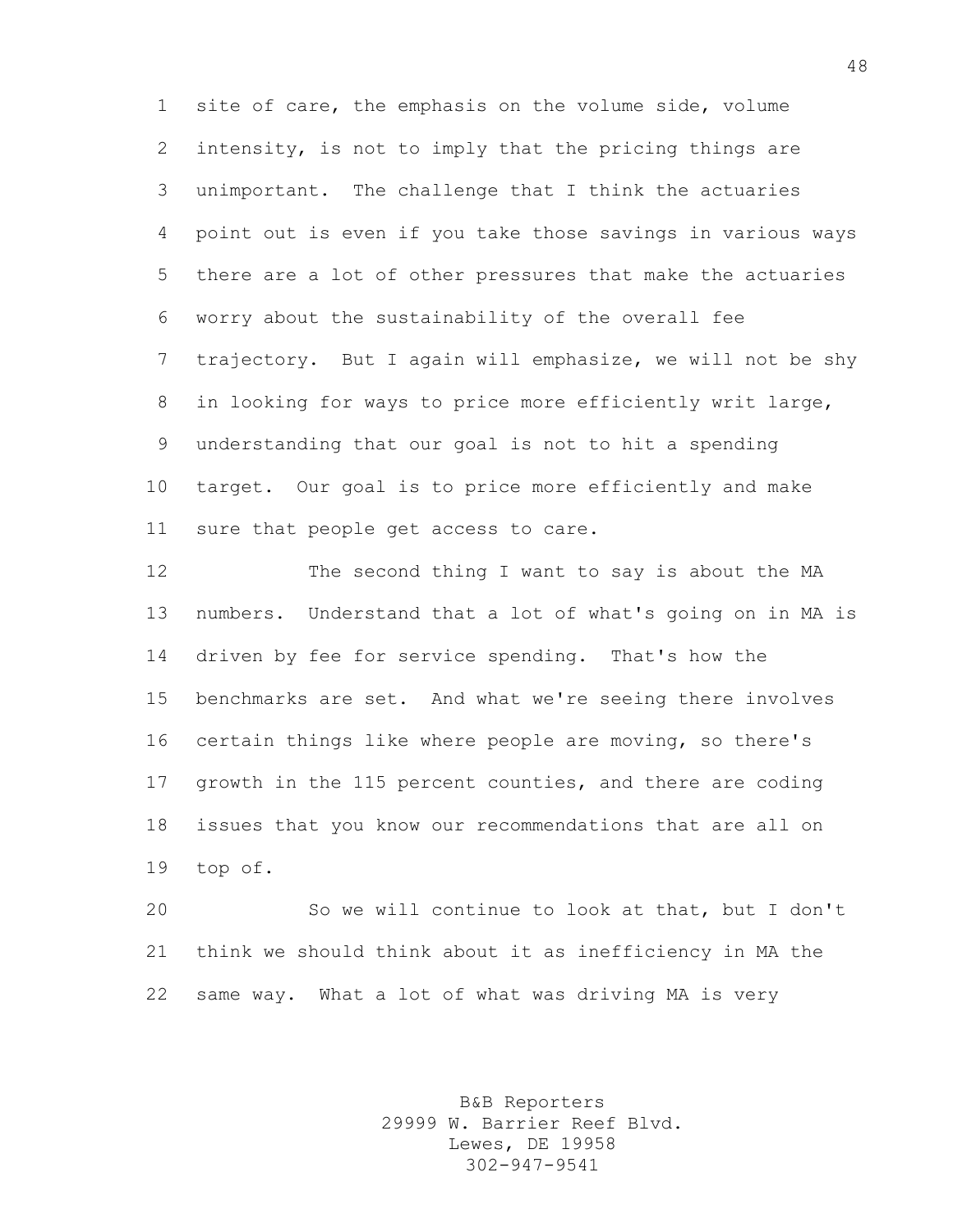site of care, the emphasis on the volume side, volume intensity, is not to imply that the pricing things are unimportant. The challenge that I think the actuaries point out is even if you take those savings in various ways there are a lot of other pressures that make the actuaries worry about the sustainability of the overall fee trajectory. But I again will emphasize, we will not be shy in looking for ways to price more efficiently writ large, understanding that our goal is not to hit a spending target. Our goal is to price more efficiently and make sure that people get access to care.

The second thing I want to say is about the MA numbers. Understand that a lot of what's going on in MA is driven by fee for service spending. That's how the benchmarks are set. And what we're seeing there involves certain things like where people are moving, so there's growth in the 115 percent counties, and there are coding issues that you know our recommendations that are all on top of.

So we will continue to look at that, but I don't think we should think about it as inefficiency in MA the same way. What a lot of what was driving MA is very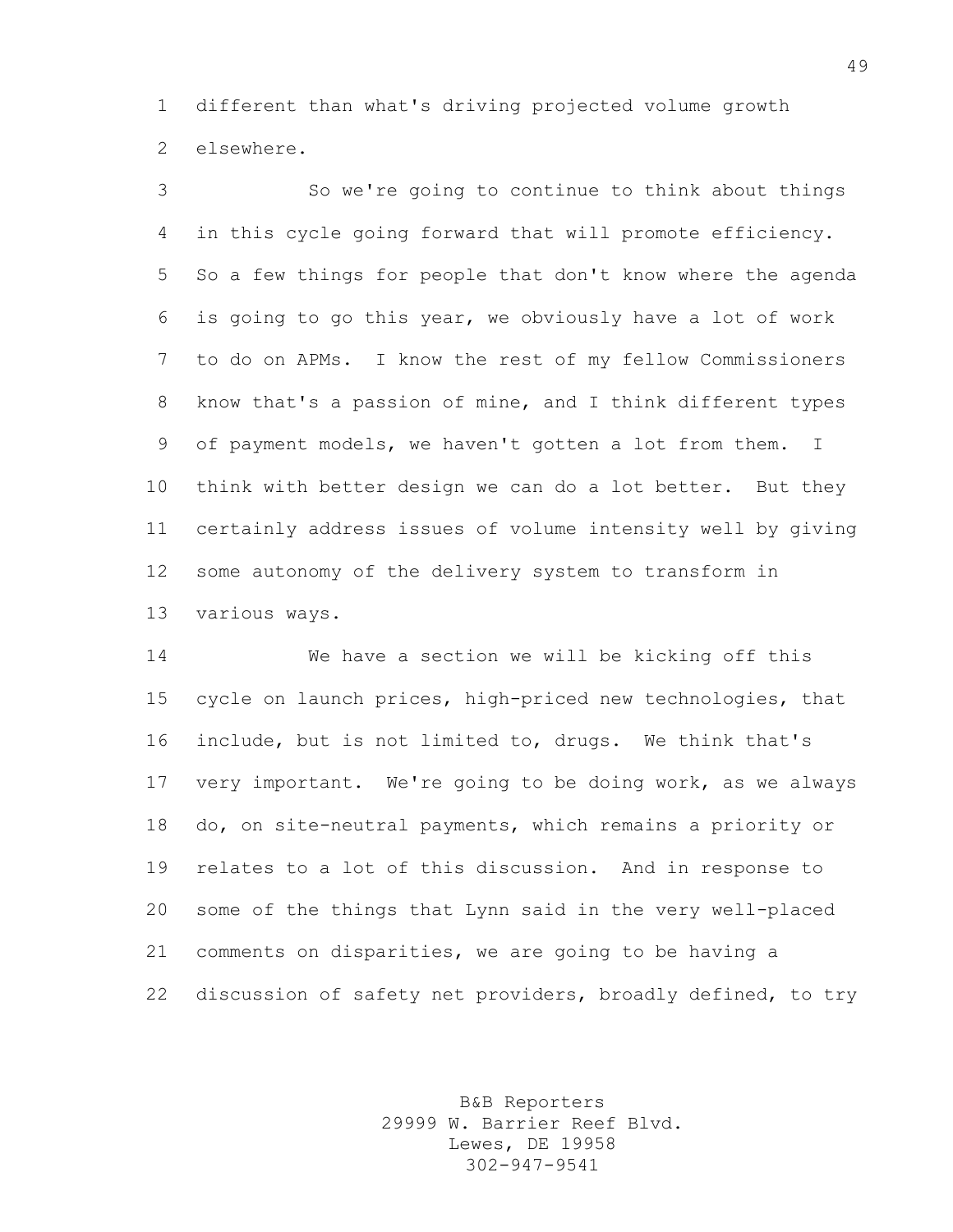different than what's driving projected volume growth elsewhere.

So we're going to continue to think about things in this cycle going forward that will promote efficiency. So a few things for people that don't know where the agenda is going to go this year, we obviously have a lot of work to do on APMs. I know the rest of my fellow Commissioners know that's a passion of mine, and I think different types of payment models, we haven't gotten a lot from them. I think with better design we can do a lot better. But they certainly address issues of volume intensity well by giving some autonomy of the delivery system to transform in various ways.

We have a section we will be kicking off this cycle on launch prices, high-priced new technologies, that include, but is not limited to, drugs. We think that's very important. We're going to be doing work, as we always do, on site-neutral payments, which remains a priority or relates to a lot of this discussion. And in response to some of the things that Lynn said in the very well-placed comments on disparities, we are going to be having a discussion of safety net providers, broadly defined, to try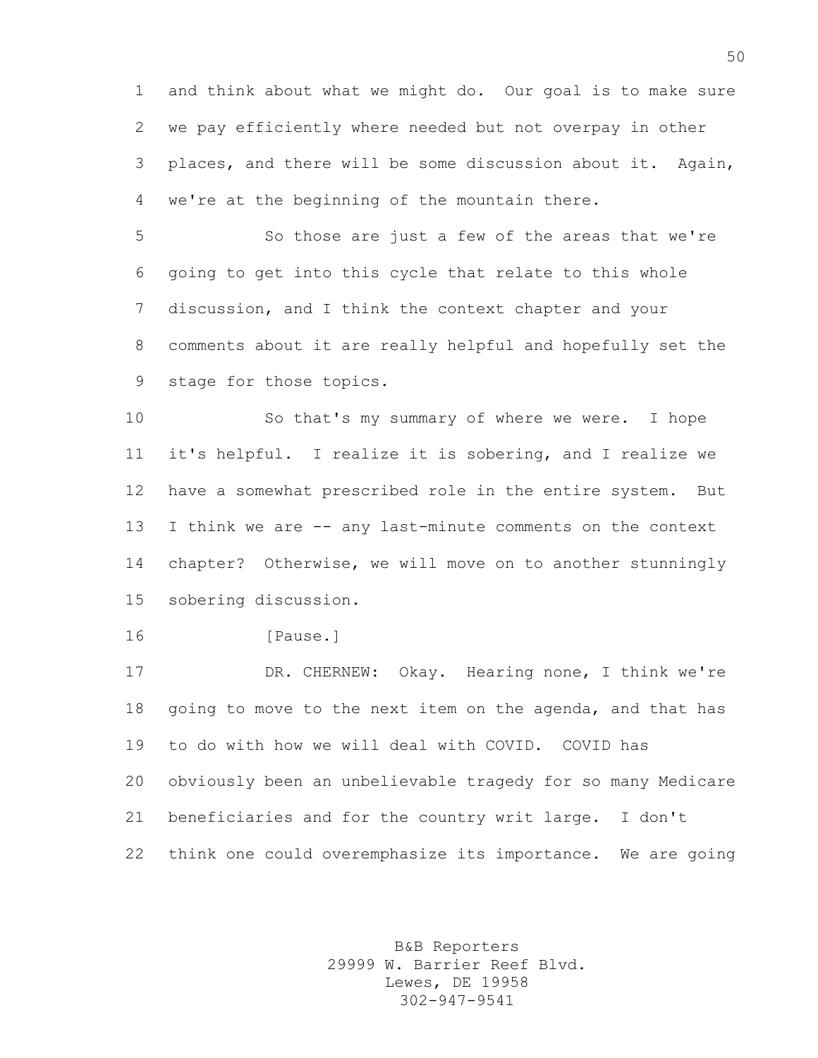and think about what we might do. Our goal is to make sure we pay efficiently where needed but not overpay in other places, and there will be some discussion about it. Again, we're at the beginning of the mountain there.

So those are just a few of the areas that we're going to get into this cycle that relate to this whole discussion, and I think the context chapter and your comments about it are really helpful and hopefully set the stage for those topics.

So that's my summary of where we were. I hope it's helpful. I realize it is sobering, and I realize we have a somewhat prescribed role in the entire system. But I think we are -- any last-minute comments on the context chapter? Otherwise, we will move on to another stunningly sobering discussion.

[Pause.]

DR. CHERNEW: Okay. Hearing none, I think we're going to move to the next item on the agenda, and that has to do with how we will deal with COVID. COVID has obviously been an unbelievable tragedy for so many Medicare beneficiaries and for the country writ large. I don't think one could overemphasize its importance. We are going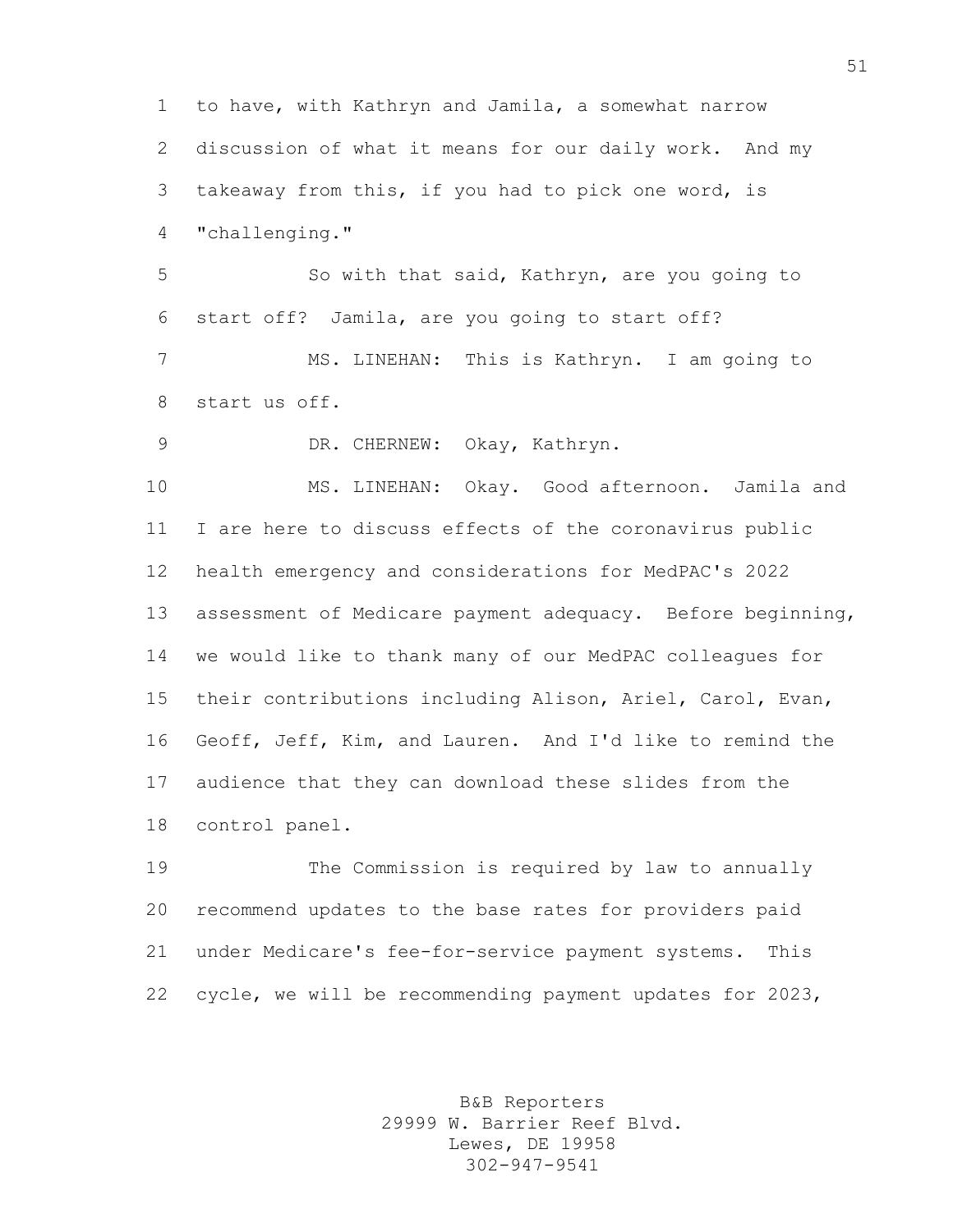to have, with Kathryn and Jamila, a somewhat narrow discussion of what it means for our daily work. And my takeaway from this, if you had to pick one word, is "challenging."

So with that said, Kathryn, are you going to start off? Jamila, are you going to start off?

MS. LINEHAN: This is Kathryn. I am going to start us off.

DR. CHERNEW: Okay, Kathryn.

MS. LINEHAN: Okay. Good afternoon. Jamila and I are here to discuss effects of the coronavirus public health emergency and considerations for MedPAC's 2022 assessment of Medicare payment adequacy. Before beginning, we would like to thank many of our MedPAC colleagues for their contributions including Alison, Ariel, Carol, Evan, Geoff, Jeff, Kim, and Lauren. And I'd like to remind the audience that they can download these slides from the control panel.

The Commission is required by law to annually recommend updates to the base rates for providers paid under Medicare's fee-for-service payment systems. This cycle, we will be recommending payment updates for 2023,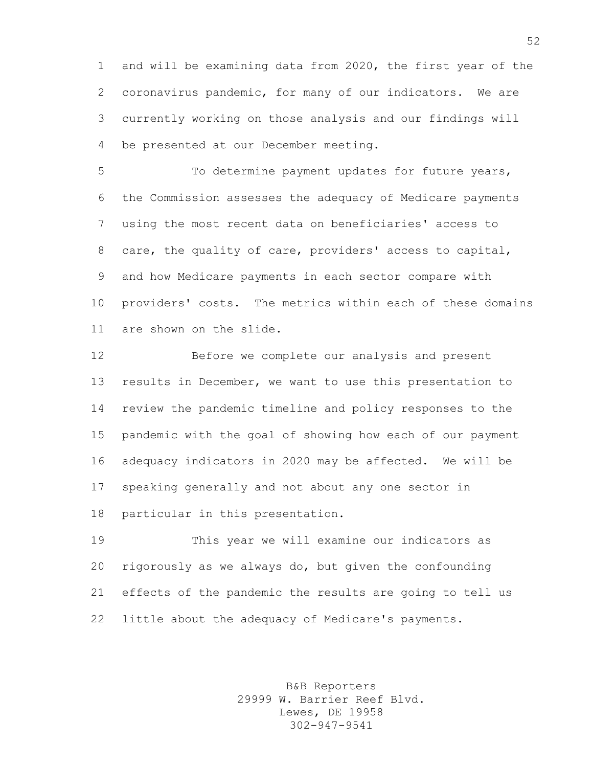and will be examining data from 2020, the first year of the coronavirus pandemic, for many of our indicators. We are currently working on those analysis and our findings will be presented at our December meeting.

To determine payment updates for future years, the Commission assesses the adequacy of Medicare payments using the most recent data on beneficiaries' access to care, the quality of care, providers' access to capital, and how Medicare payments in each sector compare with providers' costs. The metrics within each of these domains are shown on the slide.

Before we complete our analysis and present results in December, we want to use this presentation to review the pandemic timeline and policy responses to the pandemic with the goal of showing how each of our payment adequacy indicators in 2020 may be affected. We will be speaking generally and not about any one sector in particular in this presentation.

This year we will examine our indicators as rigorously as we always do, but given the confounding effects of the pandemic the results are going to tell us little about the adequacy of Medicare's payments.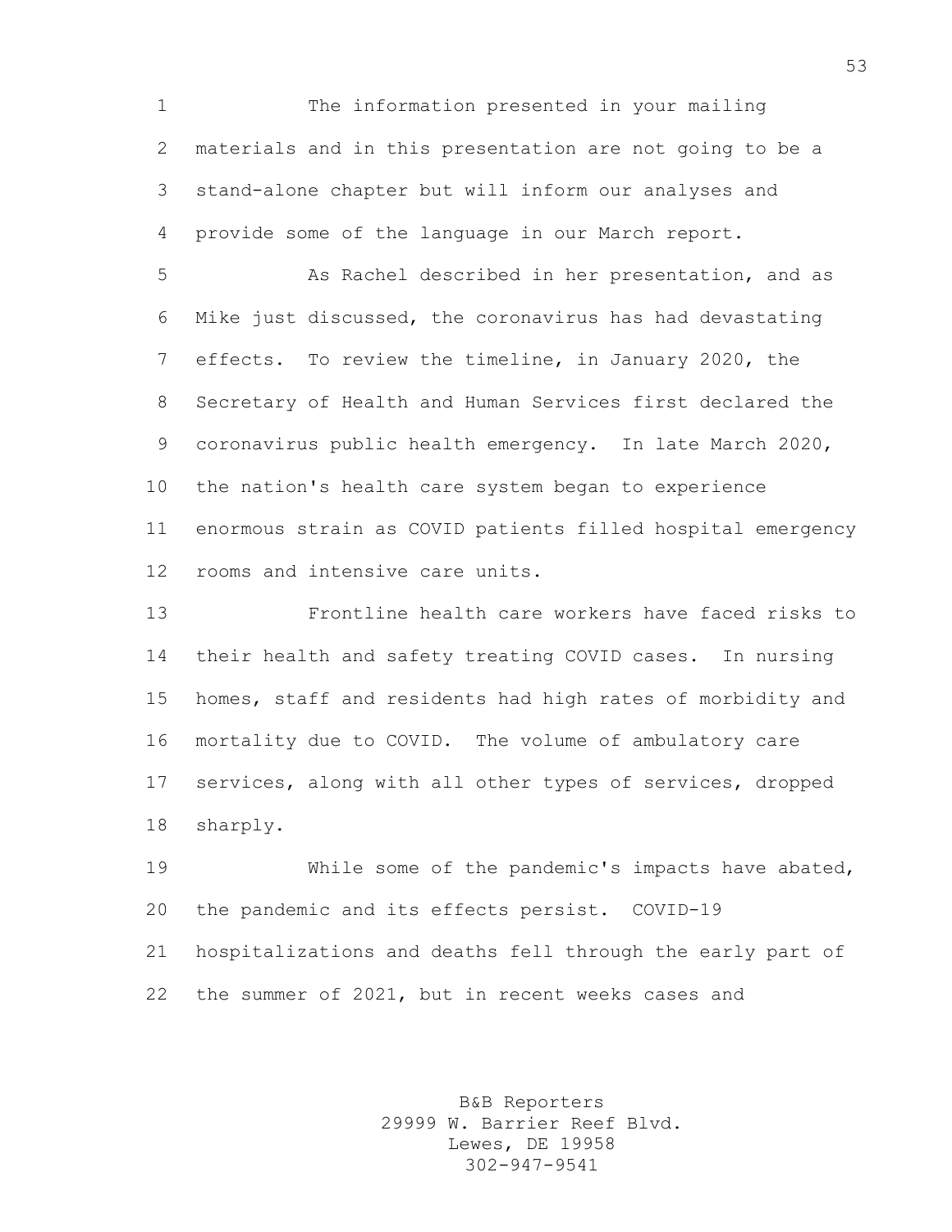The information presented in your mailing materials and in this presentation are not going to be a stand-alone chapter but will inform our analyses and provide some of the language in our March report.

As Rachel described in her presentation, and as Mike just discussed, the coronavirus has had devastating effects. To review the timeline, in January 2020, the Secretary of Health and Human Services first declared the coronavirus public health emergency. In late March 2020, the nation's health care system began to experience enormous strain as COVID patients filled hospital emergency rooms and intensive care units.

Frontline health care workers have faced risks to their health and safety treating COVID cases. In nursing homes, staff and residents had high rates of morbidity and mortality due to COVID. The volume of ambulatory care services, along with all other types of services, dropped sharply.

While some of the pandemic's impacts have abated, the pandemic and its effects persist. COVID-19 hospitalizations and deaths fell through the early part of the summer of 2021, but in recent weeks cases and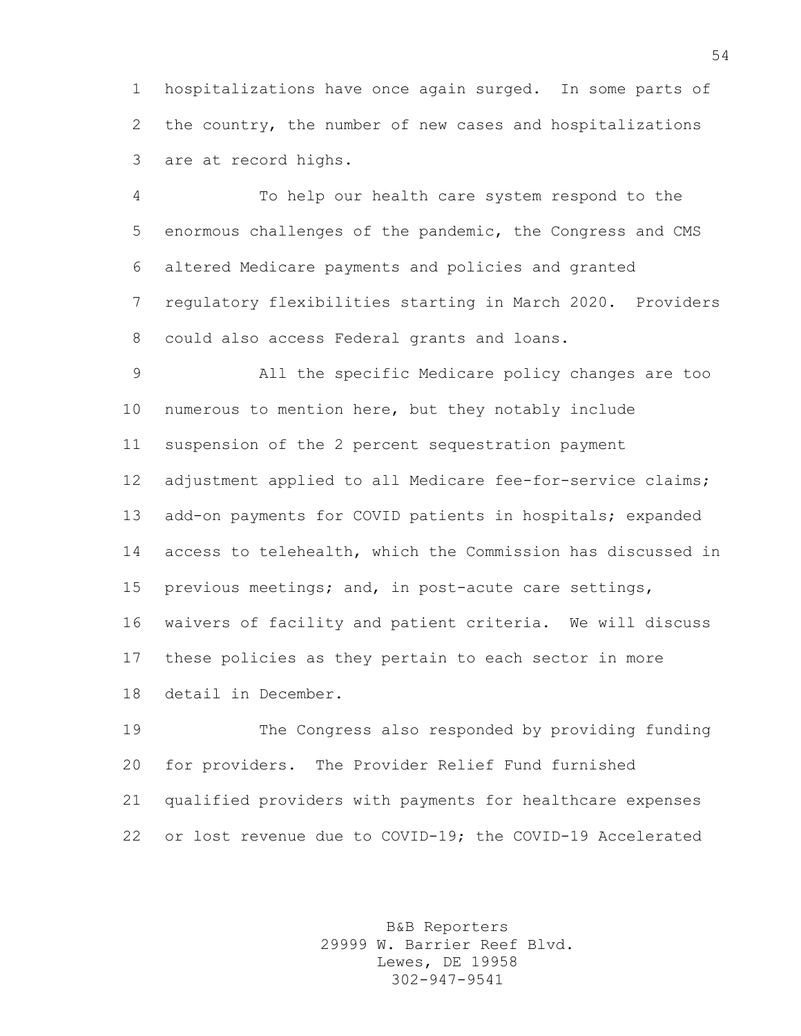hospitalizations have once again surged. In some parts of the country, the number of new cases and hospitalizations are at record highs.

To help our health care system respond to the enormous challenges of the pandemic, the Congress and CMS altered Medicare payments and policies and granted regulatory flexibilities starting in March 2020. Providers could also access Federal grants and loans.

All the specific Medicare policy changes are too numerous to mention here, but they notably include suspension of the 2 percent sequestration payment adjustment applied to all Medicare fee-for-service claims; add-on payments for COVID patients in hospitals; expanded access to telehealth, which the Commission has discussed in previous meetings; and, in post-acute care settings, waivers of facility and patient criteria. We will discuss these policies as they pertain to each sector in more detail in December.

The Congress also responded by providing funding for providers. The Provider Relief Fund furnished qualified providers with payments for healthcare expenses or lost revenue due to COVID-19; the COVID-19 Accelerated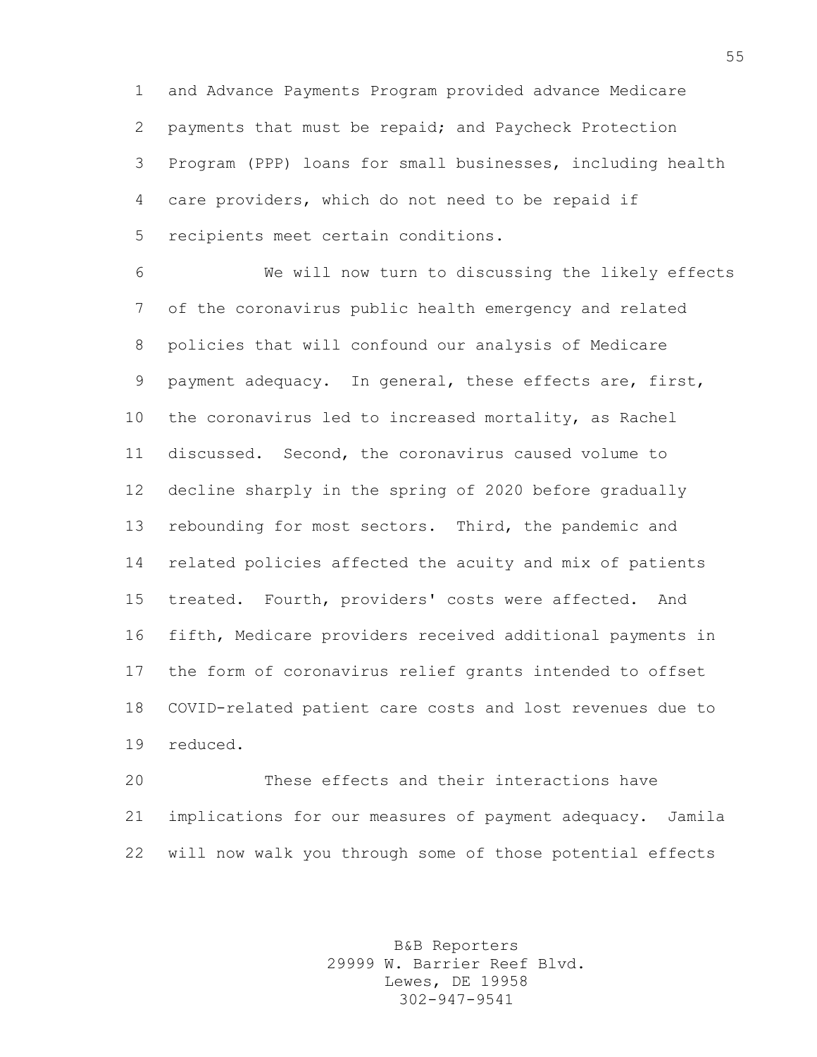and Advance Payments Program provided advance Medicare payments that must be repaid; and Paycheck Protection Program (PPP) loans for small businesses, including health care providers, which do not need to be repaid if recipients meet certain conditions.

We will now turn to discussing the likely effects of the coronavirus public health emergency and related policies that will confound our analysis of Medicare payment adequacy. In general, these effects are, first, the coronavirus led to increased mortality, as Rachel discussed. Second, the coronavirus caused volume to decline sharply in the spring of 2020 before gradually rebounding for most sectors. Third, the pandemic and related policies affected the acuity and mix of patients treated. Fourth, providers' costs were affected. And fifth, Medicare providers received additional payments in the form of coronavirus relief grants intended to offset COVID-related patient care costs and lost revenues due to reduced.

These effects and their interactions have implications for our measures of payment adequacy. Jamila will now walk you through some of those potential effects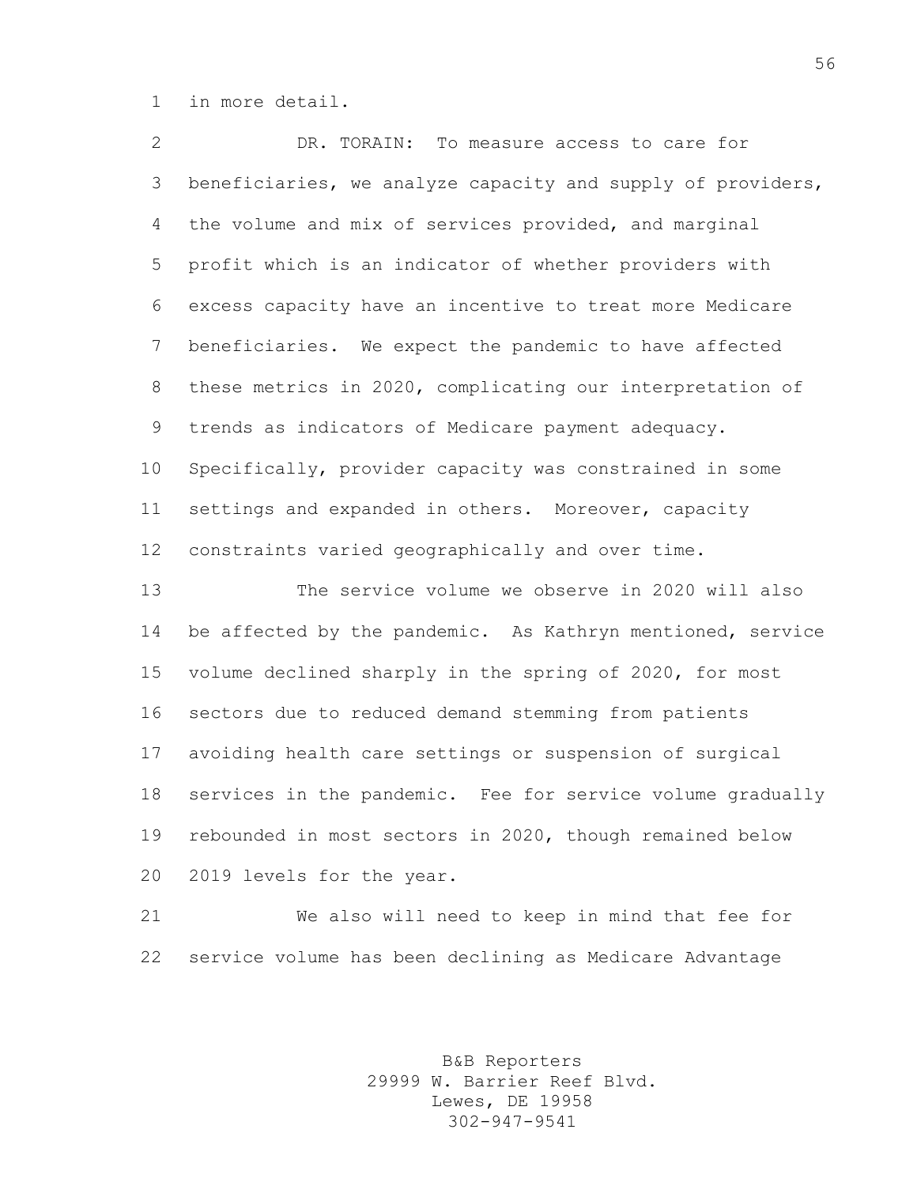in more detail.

DR. TORAIN: To measure access to care for beneficiaries, we analyze capacity and supply of providers, the volume and mix of services provided, and marginal profit which is an indicator of whether providers with excess capacity have an incentive to treat more Medicare beneficiaries. We expect the pandemic to have affected these metrics in 2020, complicating our interpretation of trends as indicators of Medicare payment adequacy. Specifically, provider capacity was constrained in some settings and expanded in others. Moreover, capacity constraints varied geographically and over time.

The service volume we observe in 2020 will also be affected by the pandemic. As Kathryn mentioned, service volume declined sharply in the spring of 2020, for most sectors due to reduced demand stemming from patients avoiding health care settings or suspension of surgical services in the pandemic. Fee for service volume gradually rebounded in most sectors in 2020, though remained below 2019 levels for the year.

We also will need to keep in mind that fee for service volume has been declining as Medicare Advantage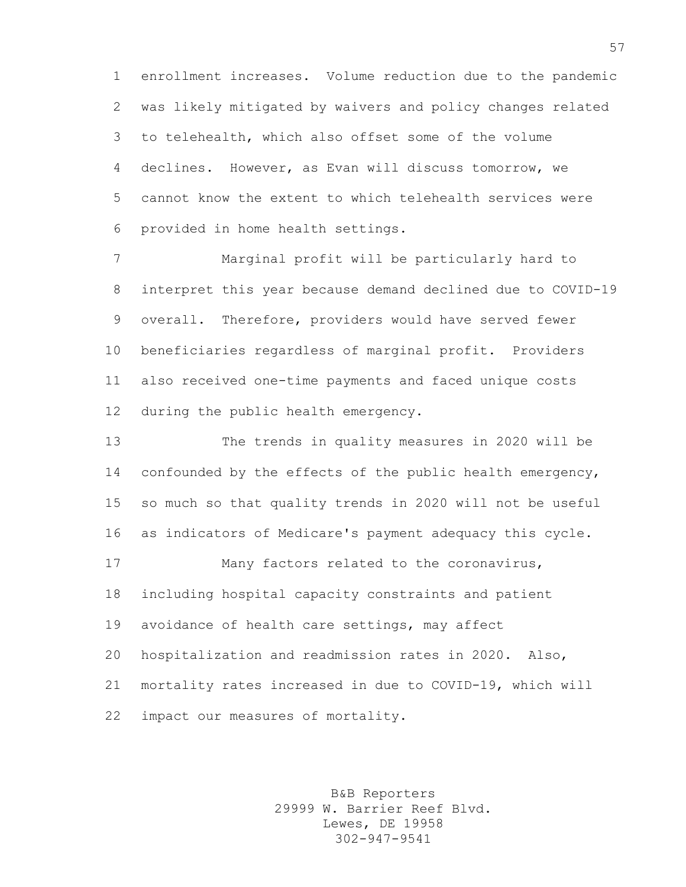enrollment increases. Volume reduction due to the pandemic was likely mitigated by waivers and policy changes related to telehealth, which also offset some of the volume declines. However, as Evan will discuss tomorrow, we cannot know the extent to which telehealth services were provided in home health settings.

Marginal profit will be particularly hard to interpret this year because demand declined due to COVID-19 overall. Therefore, providers would have served fewer beneficiaries regardless of marginal profit. Providers also received one-time payments and faced unique costs during the public health emergency.

The trends in quality measures in 2020 will be confounded by the effects of the public health emergency, so much so that quality trends in 2020 will not be useful as indicators of Medicare's payment adequacy this cycle.

Many factors related to the coronavirus, including hospital capacity constraints and patient avoidance of health care settings, may affect hospitalization and readmission rates in 2020. Also, mortality rates increased in due to COVID-19, which will impact our measures of mortality.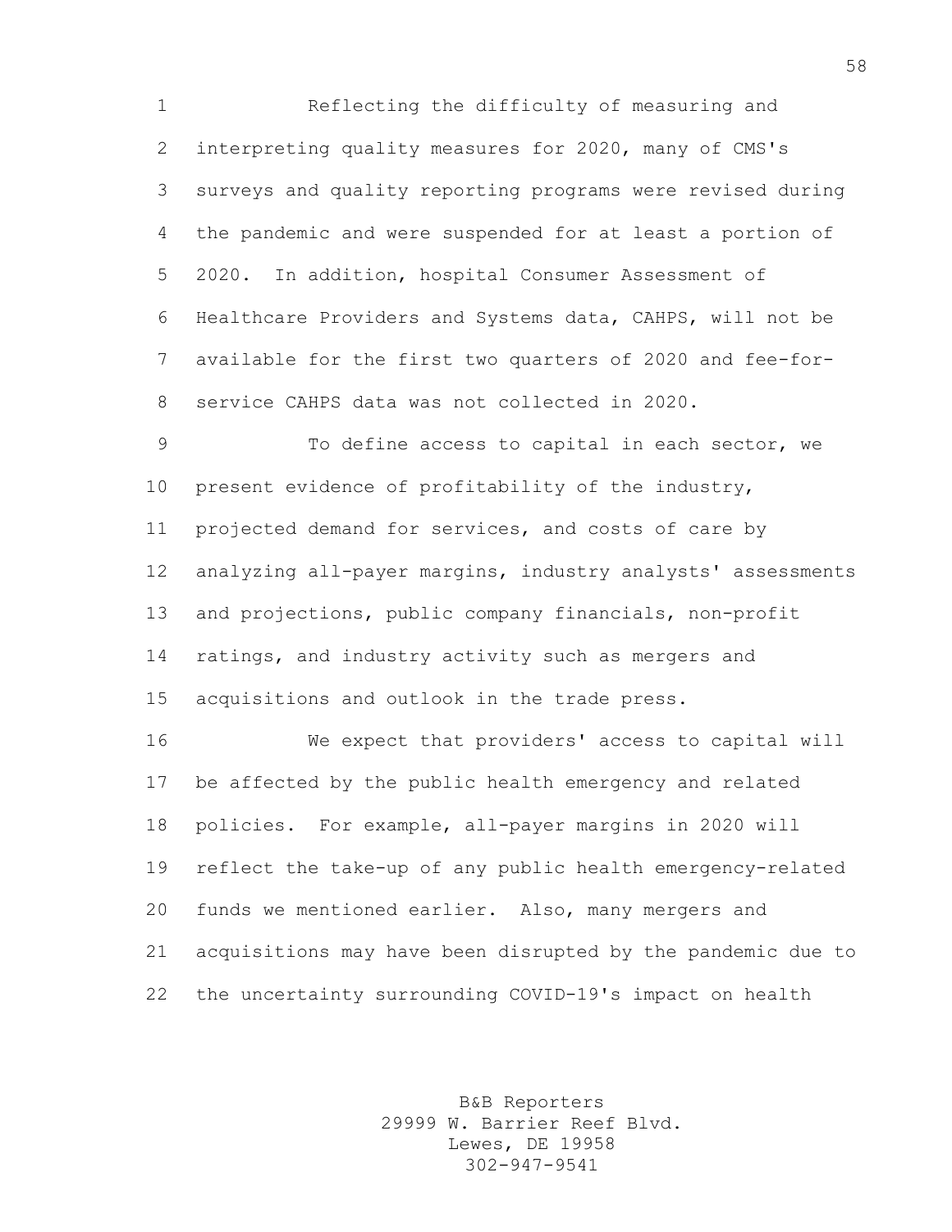Reflecting the difficulty of measuring and interpreting quality measures for 2020, many of CMS's surveys and quality reporting programs were revised during the pandemic and were suspended for at least a portion of 2020. In addition, hospital Consumer Assessment of Healthcare Providers and Systems data, CAHPS, will not be available for the first two quarters of 2020 and fee-for-service CAHPS data was not collected in 2020.

To define access to capital in each sector, we present evidence of profitability of the industry, projected demand for services, and costs of care by analyzing all-payer margins, industry analysts' assessments and projections, public company financials, non-profit ratings, and industry activity such as mergers and acquisitions and outlook in the trade press.

We expect that providers' access to capital will be affected by the public health emergency and related policies. For example, all-payer margins in 2020 will reflect the take-up of any public health emergency-related funds we mentioned earlier. Also, many mergers and acquisitions may have been disrupted by the pandemic due to the uncertainty surrounding COVID-19's impact on health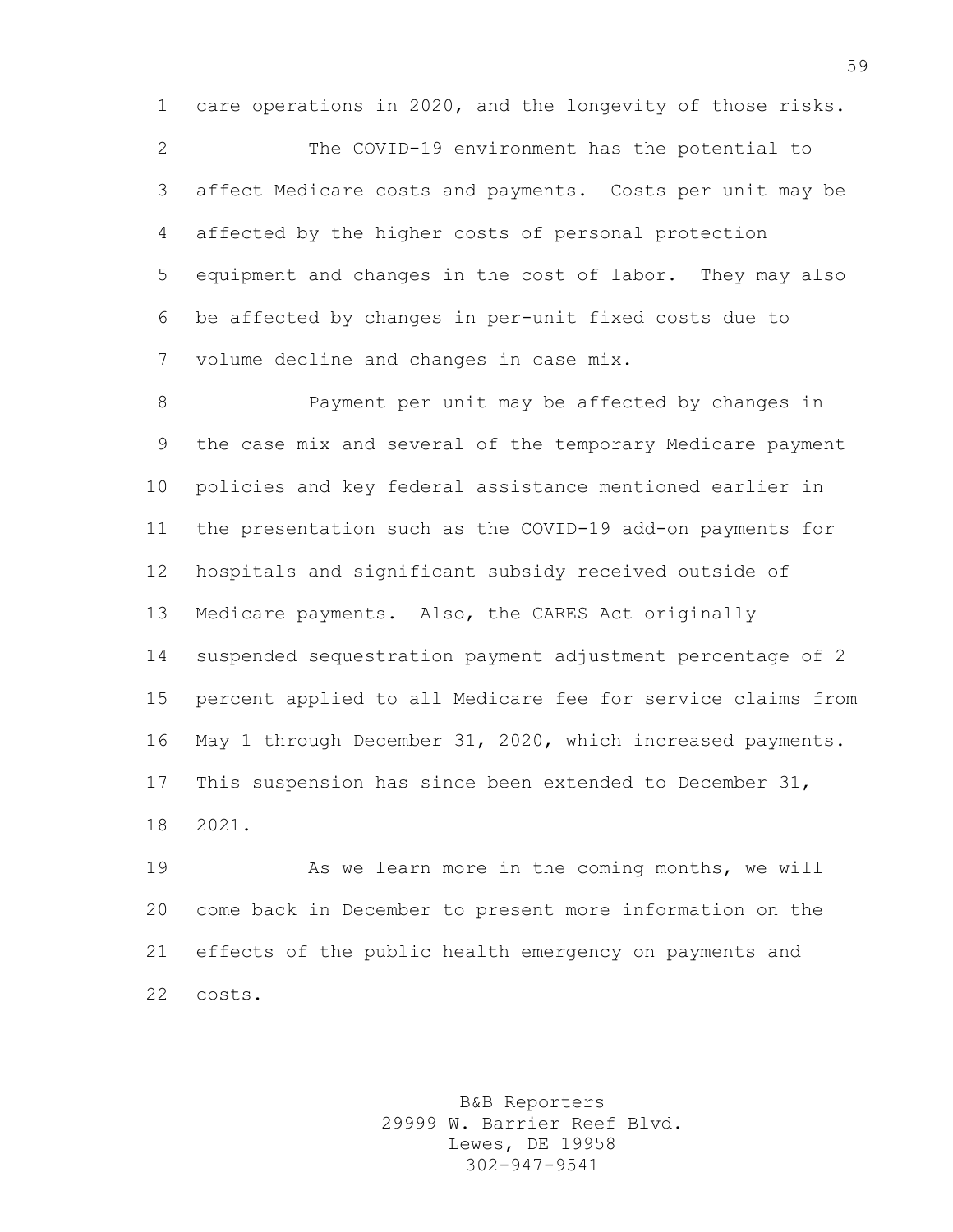care operations in 2020, and the longevity of those risks.

The COVID-19 environment has the potential to affect Medicare costs and payments. Costs per unit may be affected by the higher costs of personal protection equipment and changes in the cost of labor. They may also be affected by changes in per-unit fixed costs due to volume decline and changes in case mix.

Payment per unit may be affected by changes in the case mix and several of the temporary Medicare payment policies and key federal assistance mentioned earlier in the presentation such as the COVID-19 add-on payments for hospitals and significant subsidy received outside of Medicare payments. Also, the CARES Act originally suspended sequestration payment adjustment percentage of 2 percent applied to all Medicare fee for service claims from May 1 through December 31, 2020, which increased payments. This suspension has since been extended to December 31, 2021.

As we learn more in the coming months, we will come back in December to present more information on the effects of the public health emergency on payments and costs.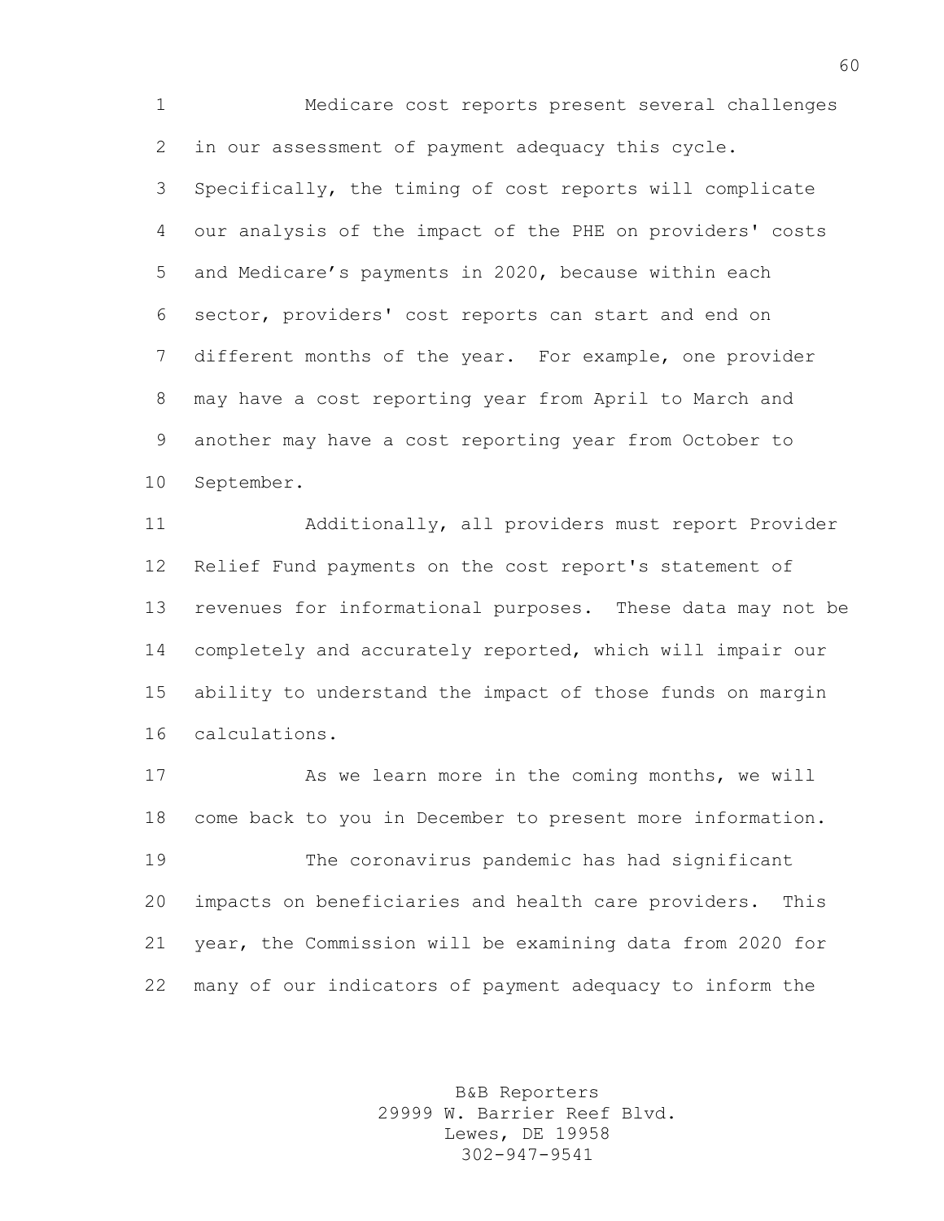Medicare cost reports present several challenges in our assessment of payment adequacy this cycle. Specifically, the timing of cost reports will complicate our analysis of the impact of the PHE on providers' costs and Medicare's payments in 2020, because within each sector, providers' cost reports can start and end on different months of the year. For example, one provider may have a cost reporting year from April to March and another may have a cost reporting year from October to September.

Additionally, all providers must report Provider Relief Fund payments on the cost report's statement of revenues for informational purposes. These data may not be completely and accurately reported, which will impair our ability to understand the impact of those funds on margin calculations.

As we learn more in the coming months, we will come back to you in December to present more information.

The coronavirus pandemic has had significant impacts on beneficiaries and health care providers. This year, the Commission will be examining data from 2020 for many of our indicators of payment adequacy to inform the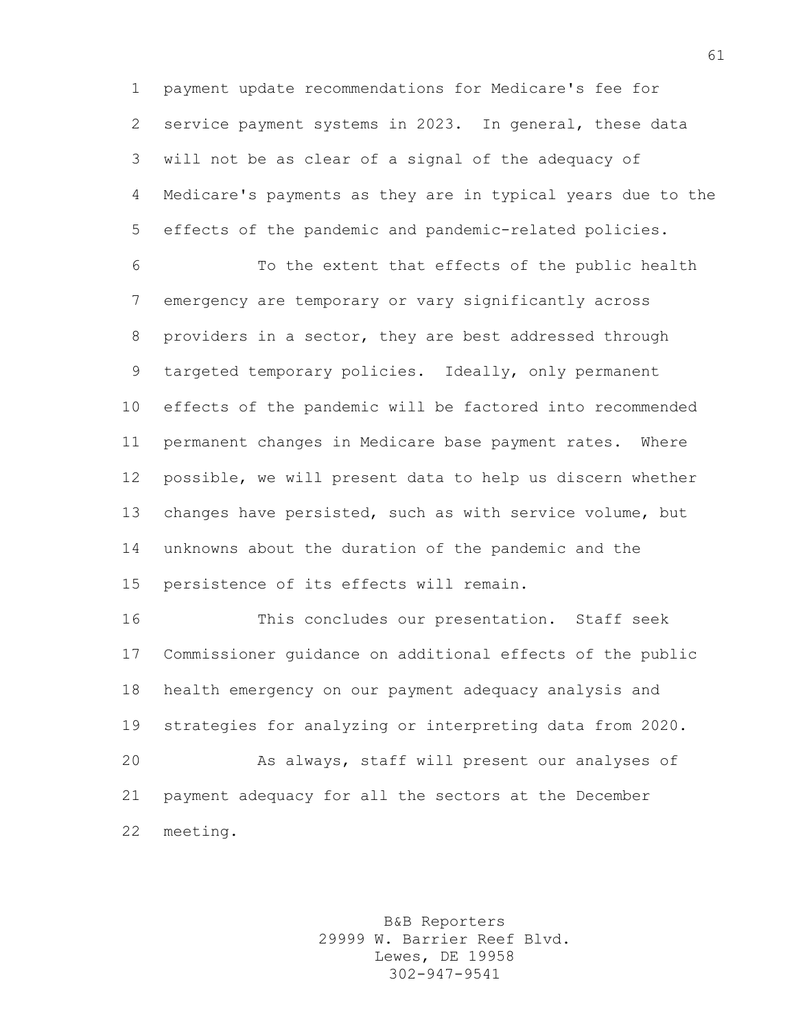payment update recommendations for Medicare's fee for service payment systems in 2023. In general, these data will not be as clear of a signal of the adequacy of Medicare's payments as they are in typical years due to the effects of the pandemic and pandemic-related policies.

To the extent that effects of the public health emergency are temporary or vary significantly across providers in a sector, they are best addressed through targeted temporary policies. Ideally, only permanent effects of the pandemic will be factored into recommended permanent changes in Medicare base payment rates. Where possible, we will present data to help us discern whether changes have persisted, such as with service volume, but unknowns about the duration of the pandemic and the persistence of its effects will remain.

This concludes our presentation. Staff seek Commissioner guidance on additional effects of the public health emergency on our payment adequacy analysis and strategies for analyzing or interpreting data from 2020.

As always, staff will present our analyses of payment adequacy for all the sectors at the December meeting.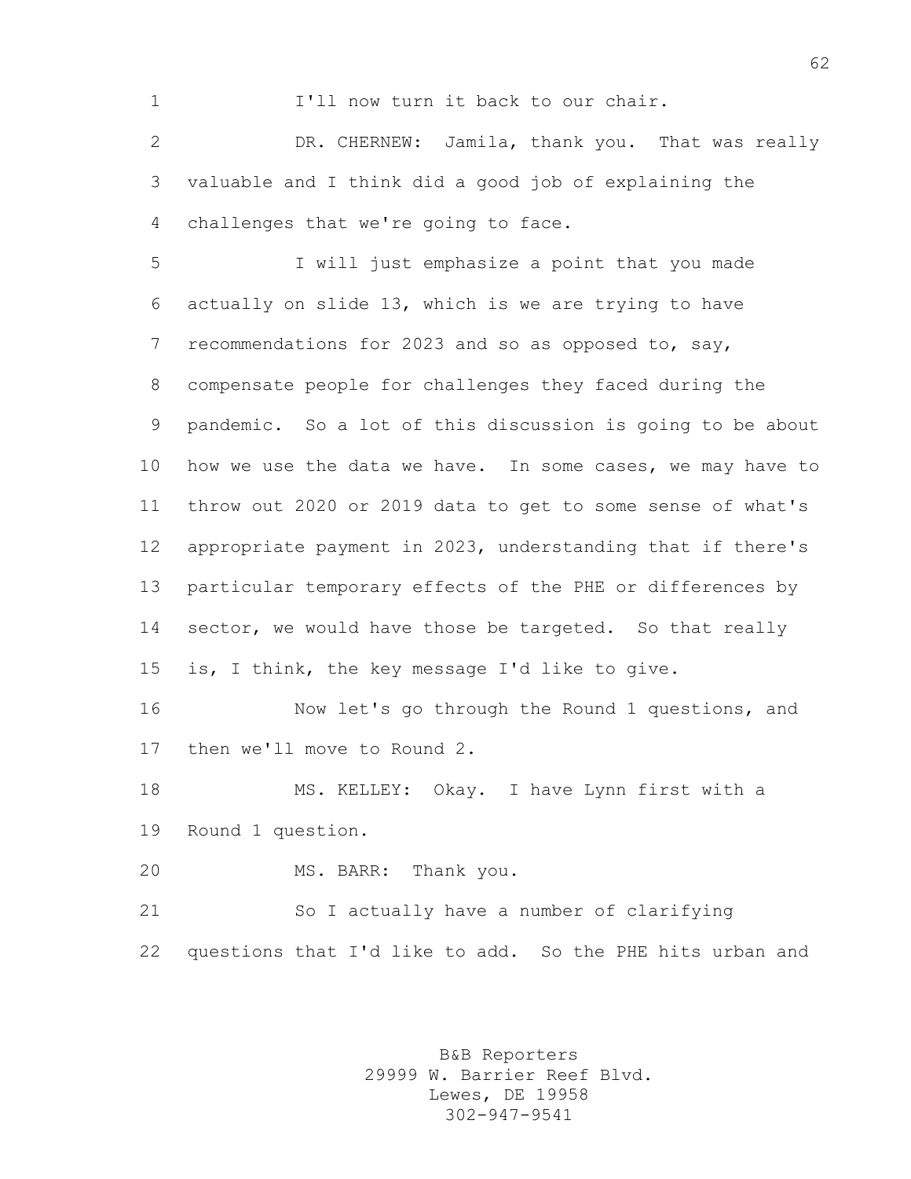I'll now turn it back to our chair.

DR. CHERNEW: Jamila, thank you. That was really valuable and I think did a good job of explaining the challenges that we're going to face.

I will just emphasize a point that you made actually on slide 13, which is we are trying to have recommendations for 2023 and so as opposed to, say, compensate people for challenges they faced during the pandemic. So a lot of this discussion is going to be about how we use the data we have. In some cases, we may have to throw out 2020 or 2019 data to get to some sense of what's appropriate payment in 2023, understanding that if there's particular temporary effects of the PHE or differences by sector, we would have those be targeted. So that really is, I think, the key message I'd like to give.

Now let's go through the Round 1 questions, and then we'll move to Round 2.

MS. KELLEY: Okay. I have Lynn first with a Round 1 question.

MS. BARR: Thank you.

So I actually have a number of clarifying questions that I'd like to add. So the PHE hits urban and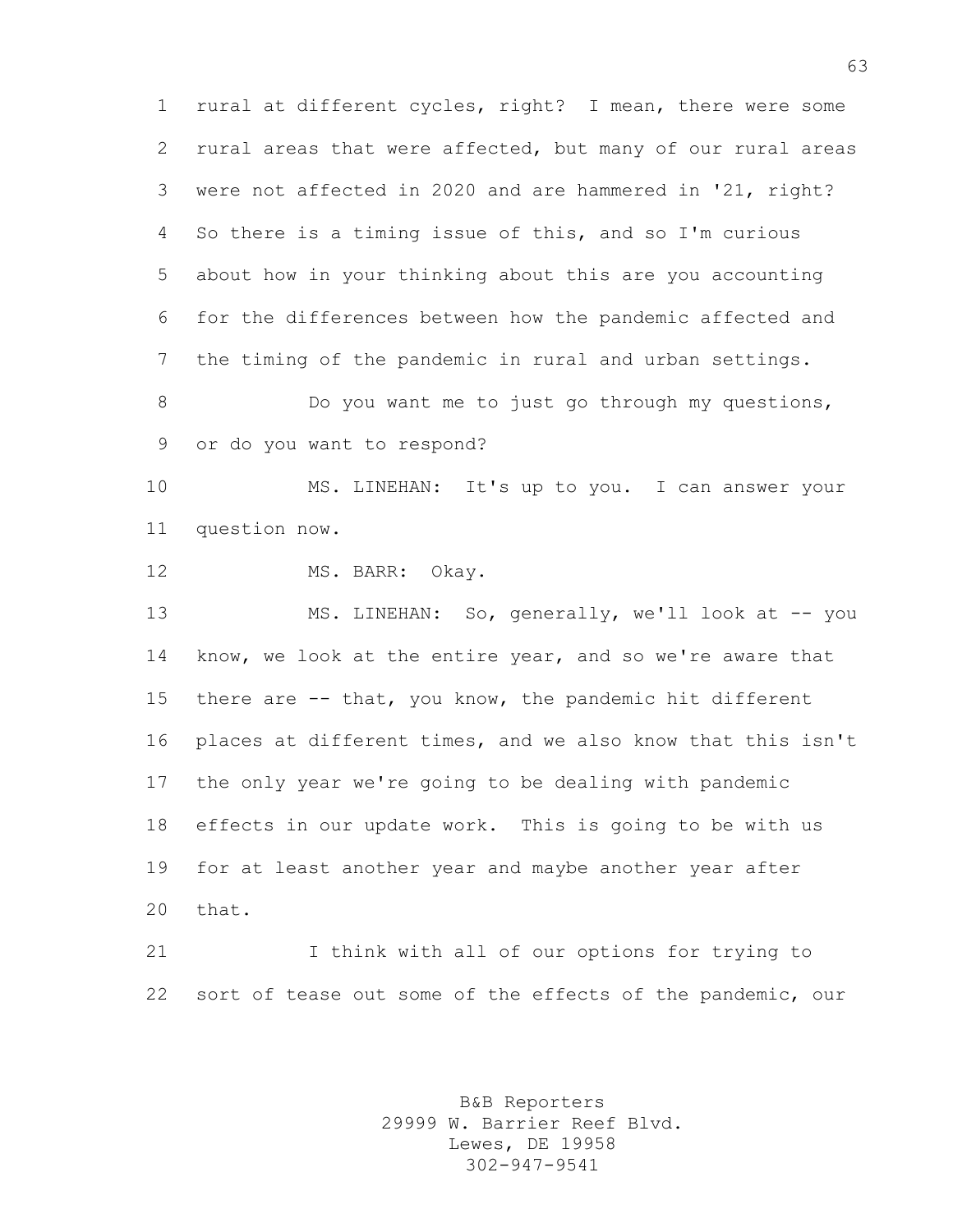rural at different cycles, right? I mean, there were some rural areas that were affected, but many of our rural areas were not affected in 2020 and are hammered in '21, right? So there is a timing issue of this, and so I'm curious about how in your thinking about this are you accounting for the differences between how the pandemic affected and the timing of the pandemic in rural and urban settings.

Do you want me to just go through my questions, or do you want to respond?

MS. LINEHAN: It's up to you. I can answer your question now.

MS. BARR: Okay.

MS. LINEHAN: So, generally, we'll look at -- you know, we look at the entire year, and so we're aware that there are -- that, you know, the pandemic hit different places at different times, and we also know that this isn't the only year we're going to be dealing with pandemic effects in our update work. This is going to be with us for at least another year and maybe another year after that.

I think with all of our options for trying to sort of tease out some of the effects of the pandemic, our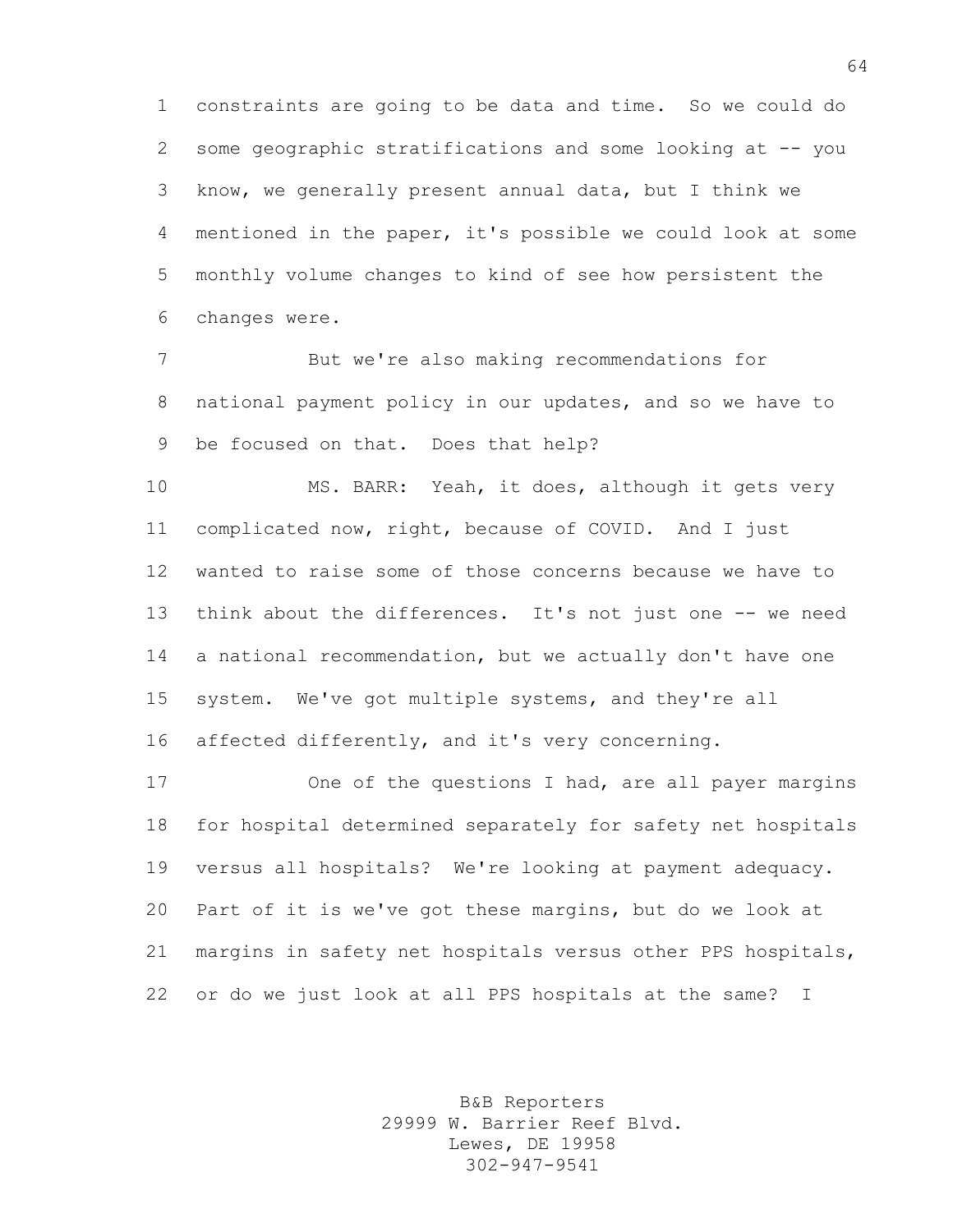constraints are going to be data and time. So we could do some geographic stratifications and some looking at -- you know, we generally present annual data, but I think we mentioned in the paper, it's possible we could look at some monthly volume changes to kind of see how persistent the changes were.

But we're also making recommendations for national payment policy in our updates, and so we have to be focused on that. Does that help?

MS. BARR: Yeah, it does, although it gets very complicated now, right, because of COVID. And I just wanted to raise some of those concerns because we have to think about the differences. It's not just one -- we need a national recommendation, but we actually don't have one system. We've got multiple systems, and they're all affected differently, and it's very concerning.

One of the questions I had, are all payer margins for hospital determined separately for safety net hospitals versus all hospitals? We're looking at payment adequacy. Part of it is we've got these margins, but do we look at margins in safety net hospitals versus other PPS hospitals, or do we just look at all PPS hospitals at the same? I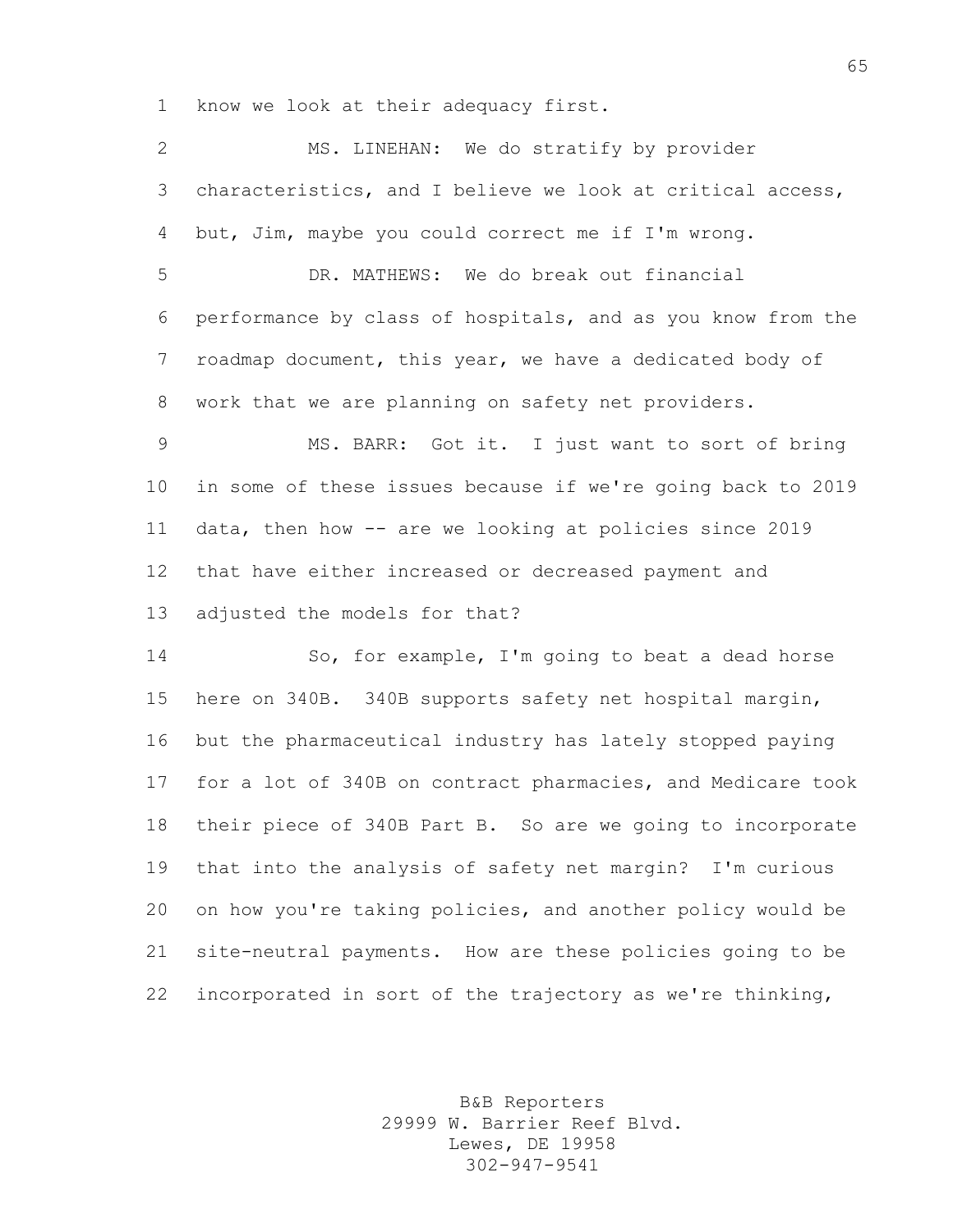know we look at their adequacy first.

MS. LINEHAN: We do stratify by provider characteristics, and I believe we look at critical access, but, Jim, maybe you could correct me if I'm wrong.

DR. MATHEWS: We do break out financial performance by class of hospitals, and as you know from the roadmap document, this year, we have a dedicated body of work that we are planning on safety net providers.

MS. BARR: Got it. I just want to sort of bring in some of these issues because if we're going back to 2019 data, then how -- are we looking at policies since 2019 that have either increased or decreased payment and adjusted the models for that?

So, for example, I'm going to beat a dead horse here on 340B. 340B supports safety net hospital margin, but the pharmaceutical industry has lately stopped paying for a lot of 340B on contract pharmacies, and Medicare took their piece of 340B Part B. So are we going to incorporate that into the analysis of safety net margin? I'm curious on how you're taking policies, and another policy would be site-neutral payments. How are these policies going to be incorporated in sort of the trajectory as we're thinking,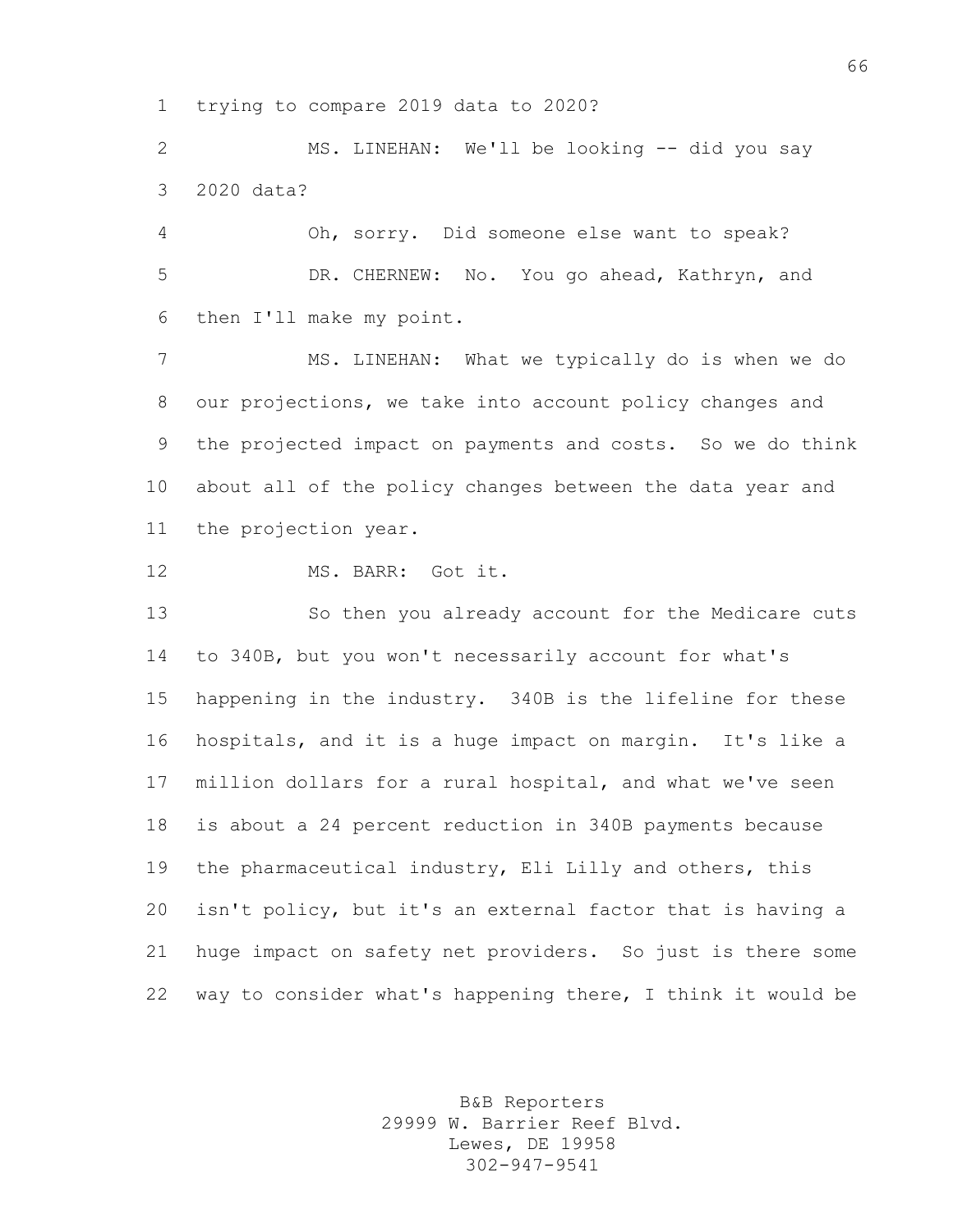trying to compare 2019 data to 2020?

MS. LINEHAN: We'll be looking -- did you say 2020 data?

Oh, sorry. Did someone else want to speak?

DR. CHERNEW: No. You go ahead, Kathryn, and then I'll make my point.

MS. LINEHAN: What we typically do is when we do our projections, we take into account policy changes and the projected impact on payments and costs. So we do think about all of the policy changes between the data year and the projection year.

MS. BARR: Got it.

So then you already account for the Medicare cuts to 340B, but you won't necessarily account for what's happening in the industry. 340B is the lifeline for these hospitals, and it is a huge impact on margin. It's like a million dollars for a rural hospital, and what we've seen is about a 24 percent reduction in 340B payments because the pharmaceutical industry, Eli Lilly and others, this isn't policy, but it's an external factor that is having a huge impact on safety net providers. So just is there some way to consider what's happening there, I think it would be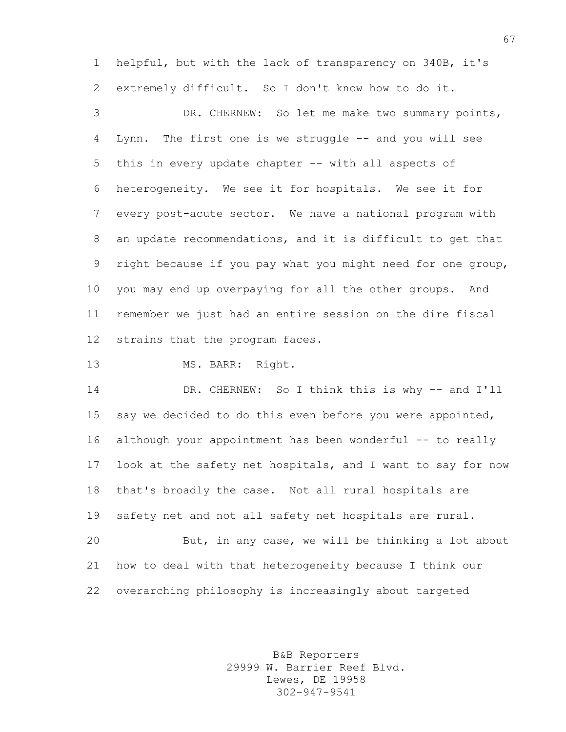helpful, but with the lack of transparency on 340B, it's extremely difficult. So I don't know how to do it.

DR. CHERNEW: So let me make two summary points, Lynn. The first one is we struggle -- and you will see this in every update chapter -- with all aspects of heterogeneity. We see it for hospitals. We see it for every post-acute sector. We have a national program with an update recommendations, and it is difficult to get that right because if you pay what you might need for one group, you may end up overpaying for all the other groups. And remember we just had an entire session on the dire fiscal strains that the program faces.

MS. BARR: Right.

DR. CHERNEW: So I think this is why -- and I'll say we decided to do this even before you were appointed, although your appointment has been wonderful -- to really look at the safety net hospitals, and I want to say for now that's broadly the case. Not all rural hospitals are safety net and not all safety net hospitals are rural.

But, in any case, we will be thinking a lot about how to deal with that heterogeneity because I think our overarching philosophy is increasingly about targeted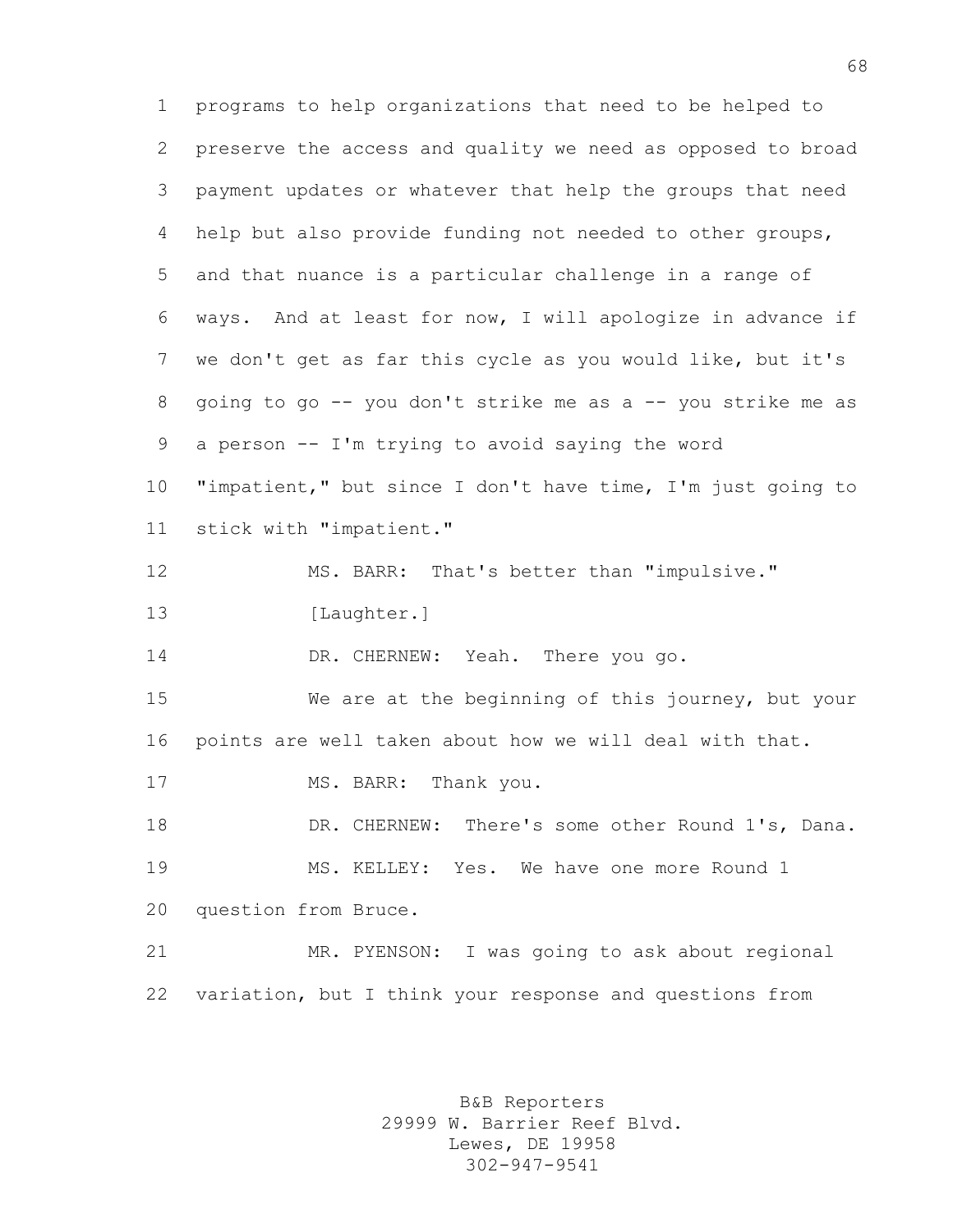programs to help organizations that need to be helped to preserve the access and quality we need as opposed to broad payment updates or whatever that help the groups that need help but also provide funding not needed to other groups, and that nuance is a particular challenge in a range of ways. And at least for now, I will apologize in advance if we don't get as far this cycle as you would like, but it's going to go -- you don't strike me as a -- you strike me as a person -- I'm trying to avoid saying the word "impatient," but since I don't have time, I'm just going to stick with "impatient."

MS. BARR: That's better than "impulsive."

[Laughter.]

DR. CHERNEW: Yeah. There you go.

We are at the beginning of this journey, but your points are well taken about how we will deal with that.

MS. BARR: Thank you.

DR. CHERNEW: There's some other Round 1's, Dana.

MS. KELLEY: Yes. We have one more Round 1 question from Bruce.

MR. PYENSON: I was going to ask about regional variation, but I think your response and questions from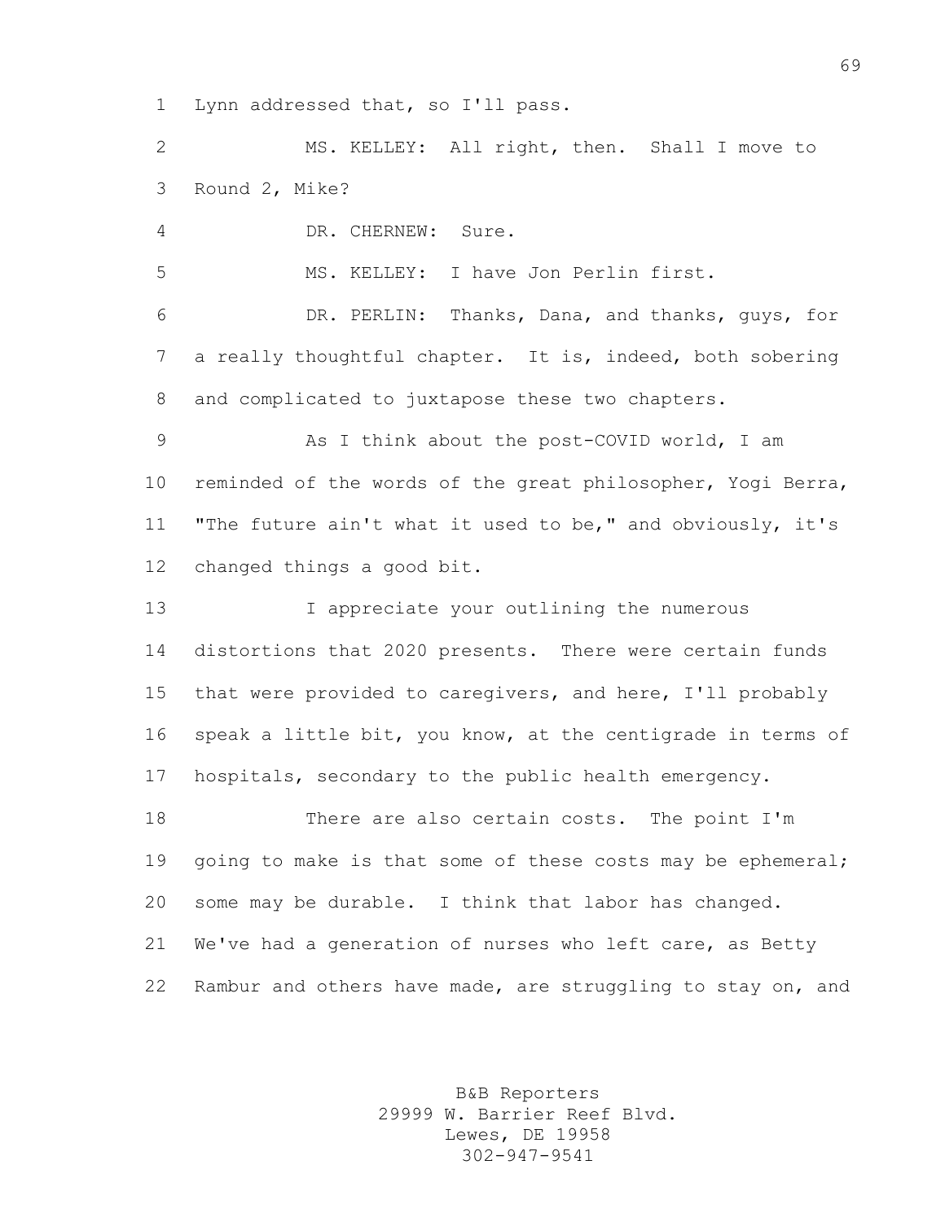Lynn addressed that, so I'll pass.

MS. KELLEY: All right, then. Shall I move to Round 2, Mike?

DR. CHERNEW: Sure.

MS. KELLEY: I have Jon Perlin first.

DR. PERLIN: Thanks, Dana, and thanks, guys, for a really thoughtful chapter. It is, indeed, both sobering and complicated to juxtapose these two chapters.

As I think about the post-COVID world, I am reminded of the words of the great philosopher, Yogi Berra, "The future ain't what it used to be," and obviously, it's changed things a good bit.

I appreciate your outlining the numerous distortions that 2020 presents. There were certain funds that were provided to caregivers, and here, I'll probably speak a little bit, you know, at the centigrade in terms of hospitals, secondary to the public health emergency.

There are also certain costs. The point I'm going to make is that some of these costs may be ephemeral; some may be durable. I think that labor has changed. We've had a generation of nurses who left care, as Betty Rambur and others have made, are struggling to stay on, and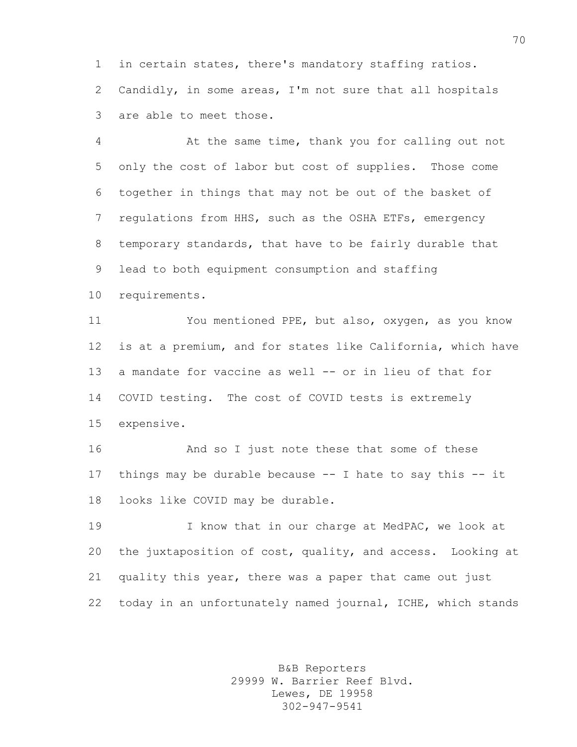in certain states, there's mandatory staffing ratios. Candidly, in some areas, I'm not sure that all hospitals are able to meet those.

At the same time, thank you for calling out not only the cost of labor but cost of supplies. Those come together in things that may not be out of the basket of regulations from HHS, such as the OSHA ETFs, emergency temporary standards, that have to be fairly durable that lead to both equipment consumption and staffing requirements.

You mentioned PPE, but also, oxygen, as you know is at a premium, and for states like California, which have a mandate for vaccine as well -- or in lieu of that for COVID testing. The cost of COVID tests is extremely expensive.

And so I just note these that some of these things may be durable because -- I hate to say this -- it looks like COVID may be durable.

I know that in our charge at MedPAC, we look at the juxtaposition of cost, quality, and access. Looking at quality this year, there was a paper that came out just today in an unfortunately named journal, ICHE, which stands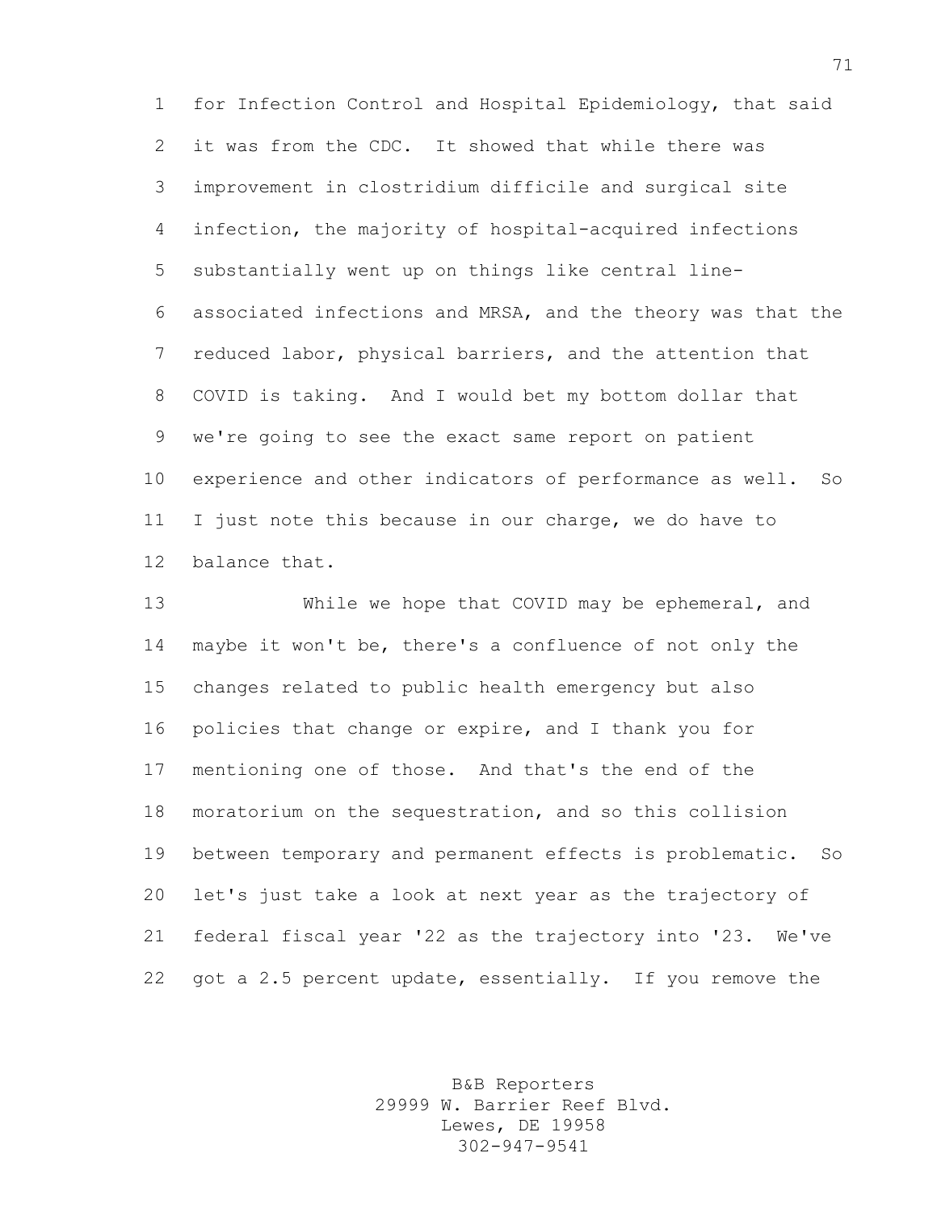for Infection Control and Hospital Epidemiology, that said it was from the CDC. It showed that while there was improvement in clostridium difficile and surgical site infection, the majority of hospital-acquired infections substantially went up on things like central line-associated infections and MRSA, and the theory was that the reduced labor, physical barriers, and the attention that COVID is taking. And I would bet my bottom dollar that we're going to see the exact same report on patient experience and other indicators of performance as well. So I just note this because in our charge, we do have to balance that.

While we hope that COVID may be ephemeral, and maybe it won't be, there's a confluence of not only the changes related to public health emergency but also policies that change or expire, and I thank you for mentioning one of those. And that's the end of the moratorium on the sequestration, and so this collision between temporary and permanent effects is problematic. So let's just take a look at next year as the trajectory of federal fiscal year '22 as the trajectory into '23. We've got a 2.5 percent update, essentially. If you remove the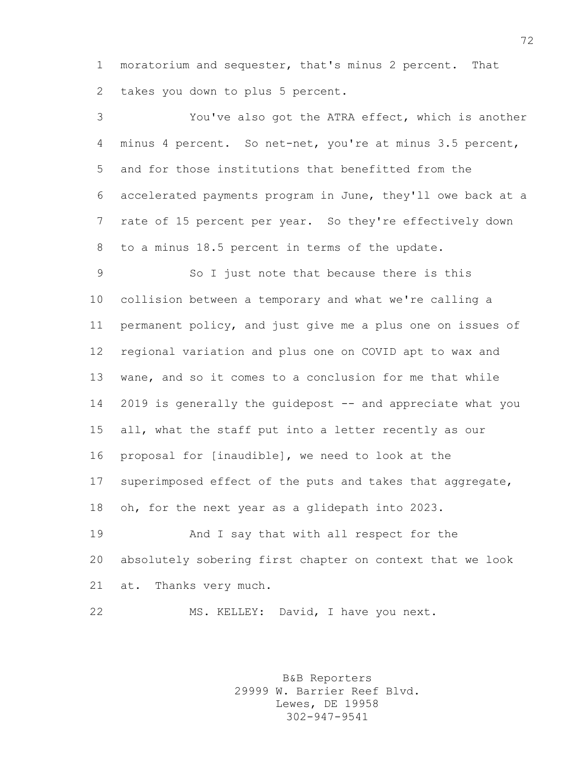moratorium and sequester, that's minus 2 percent. That takes you down to plus 5 percent.

You've also got the ATRA effect, which is another minus 4 percent. So net-net, you're at minus 3.5 percent, and for those institutions that benefitted from the accelerated payments program in June, they'll owe back at a rate of 15 percent per year. So they're effectively down to a minus 18.5 percent in terms of the update.

So I just note that because there is this collision between a temporary and what we're calling a permanent policy, and just give me a plus one on issues of regional variation and plus one on COVID apt to wax and wane, and so it comes to a conclusion for me that while 2019 is generally the guidepost -- and appreciate what you all, what the staff put into a letter recently as our proposal for [inaudible], we need to look at the superimposed effect of the puts and takes that aggregate, oh, for the next year as a glidepath into 2023.

And I say that with all respect for the absolutely sobering first chapter on context that we look at. Thanks very much.

MS. KELLEY: David, I have you next.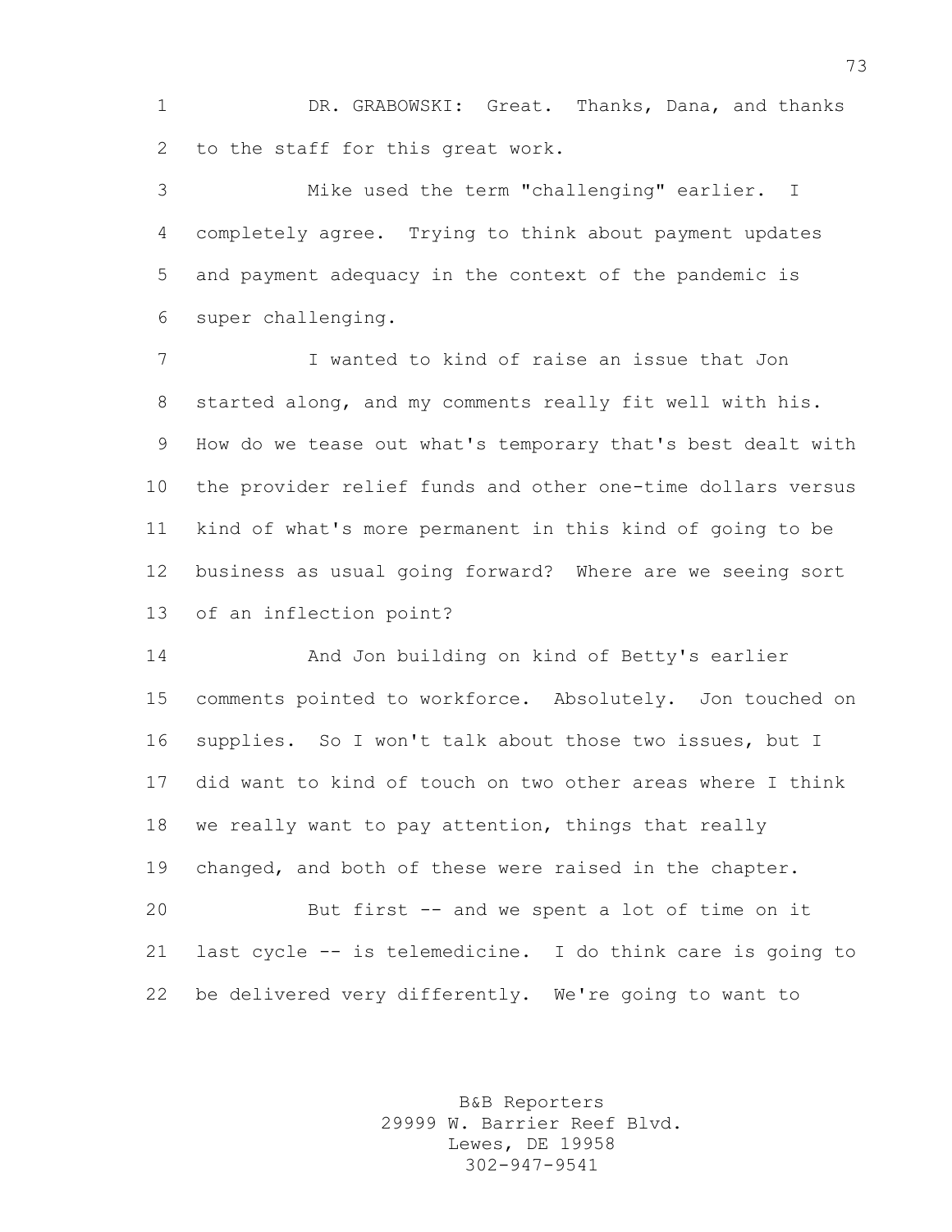DR. GRABOWSKI: Great. Thanks, Dana, and thanks to the staff for this great work.

Mike used the term "challenging" earlier. I completely agree. Trying to think about payment updates and payment adequacy in the context of the pandemic is super challenging.

I wanted to kind of raise an issue that Jon started along, and my comments really fit well with his. How do we tease out what's temporary that's best dealt with the provider relief funds and other one-time dollars versus kind of what's more permanent in this kind of going to be business as usual going forward? Where are we seeing sort of an inflection point?

And Jon building on kind of Betty's earlier comments pointed to workforce. Absolutely. Jon touched on supplies. So I won't talk about those two issues, but I did want to kind of touch on two other areas where I think we really want to pay attention, things that really changed, and both of these were raised in the chapter.

But first -- and we spent a lot of time on it last cycle -- is telemedicine. I do think care is going to be delivered very differently. We're going to want to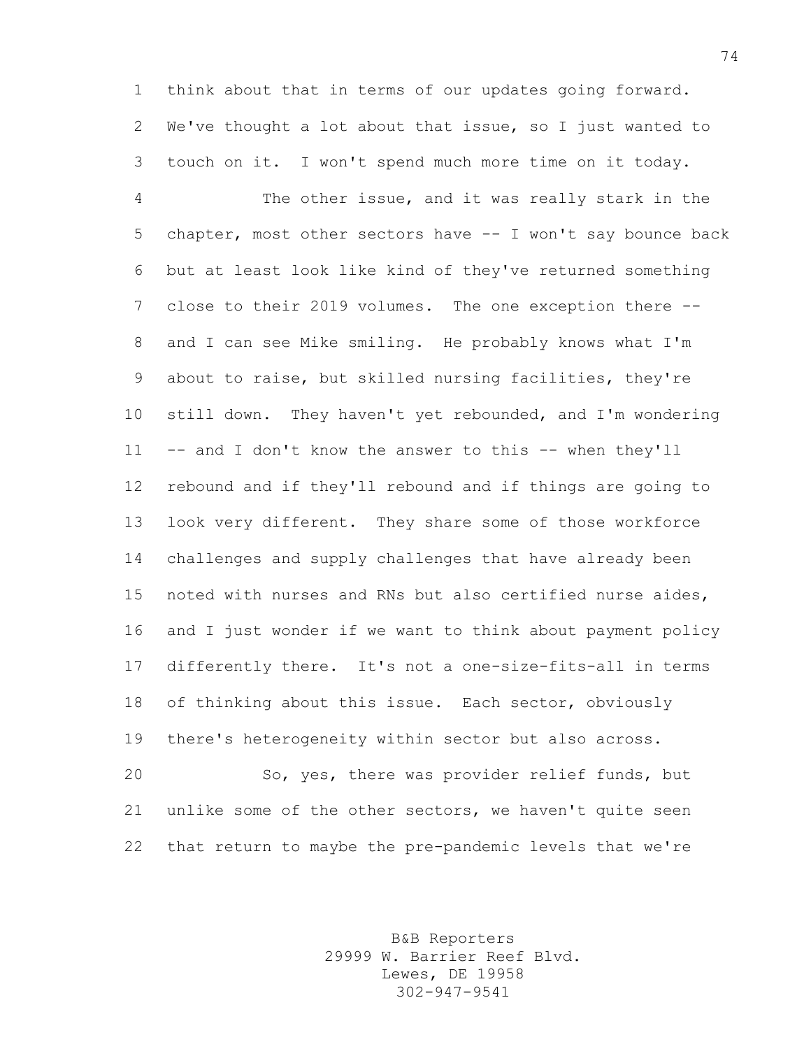think about that in terms of our updates going forward. We've thought a lot about that issue, so I just wanted to touch on it. I won't spend much more time on it today.

The other issue, and it was really stark in the chapter, most other sectors have -- I won't say bounce back but at least look like kind of they've returned something close to their 2019 volumes. The one exception there -- and I can see Mike smiling. He probably knows what I'm about to raise, but skilled nursing facilities, they're still down. They haven't yet rebounded, and I'm wondering -- and I don't know the answer to this -- when they'll rebound and if they'll rebound and if things are going to look very different. They share some of those workforce challenges and supply challenges that have already been noted with nurses and RNs but also certified nurse aides, and I just wonder if we want to think about payment policy differently there. It's not a one-size-fits-all in terms of thinking about this issue. Each sector, obviously there's heterogeneity within sector but also across.

So, yes, there was provider relief funds, but unlike some of the other sectors, we haven't quite seen that return to maybe the pre-pandemic levels that we're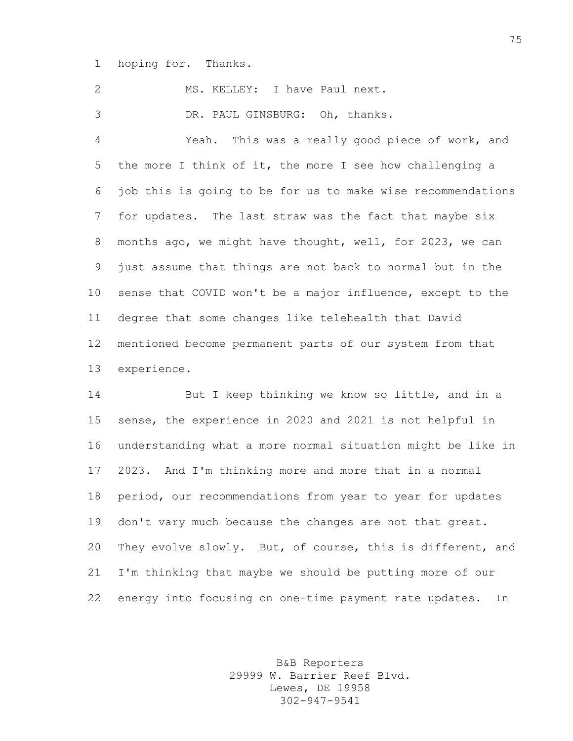hoping for. Thanks.

MS. KELLEY: I have Paul next.

DR. PAUL GINSBURG: Oh, thanks.

Yeah. This was a really good piece of work, and the more I think of it, the more I see how challenging a job this is going to be for us to make wise recommendations for updates. The last straw was the fact that maybe six months ago, we might have thought, well, for 2023, we can just assume that things are not back to normal but in the sense that COVID won't be a major influence, except to the degree that some changes like telehealth that David mentioned become permanent parts of our system from that experience.

But I keep thinking we know so little, and in a sense, the experience in 2020 and 2021 is not helpful in understanding what a more normal situation might be like in 2023. And I'm thinking more and more that in a normal period, our recommendations from year to year for updates don't vary much because the changes are not that great. They evolve slowly. But, of course, this is different, and I'm thinking that maybe we should be putting more of our energy into focusing on one-time payment rate updates. In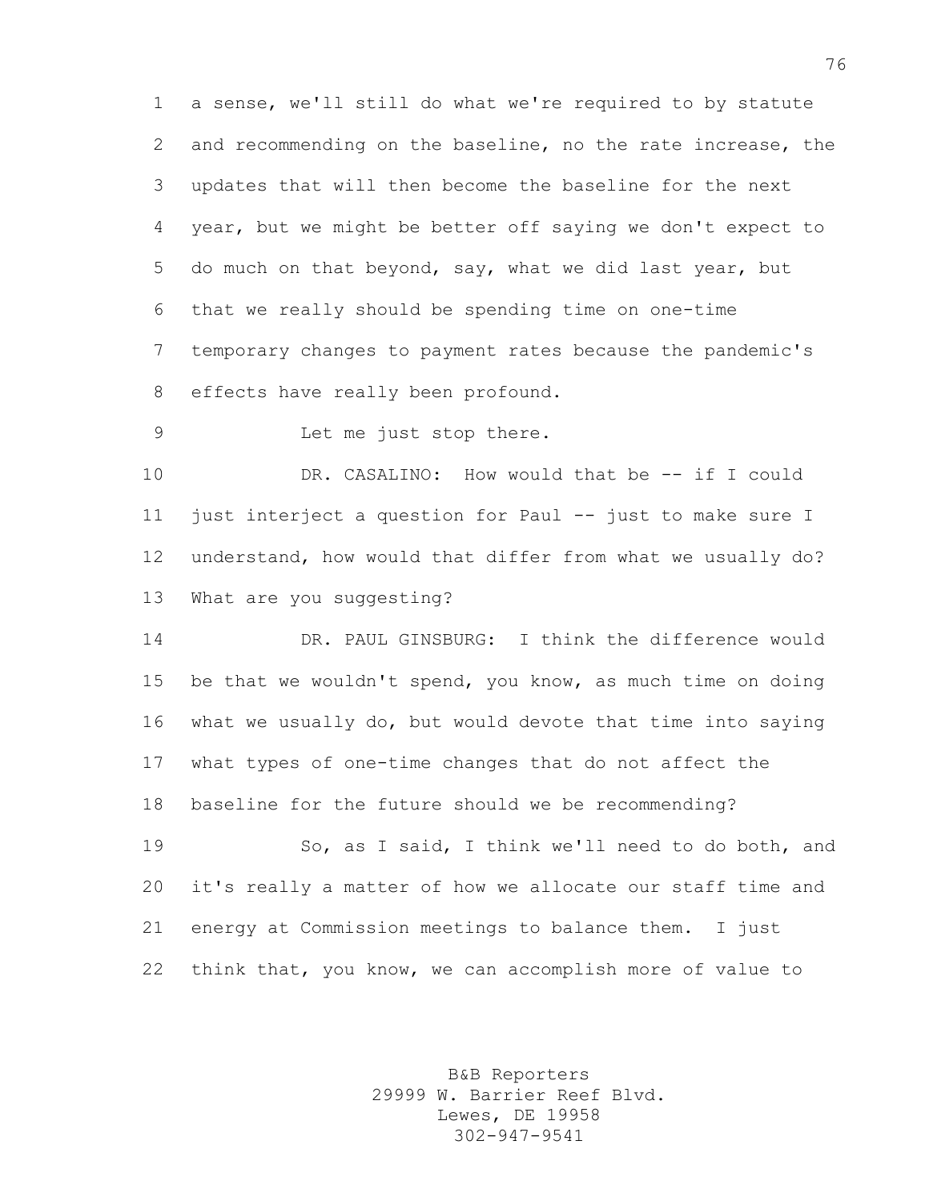a sense, we'll still do what we're required to by statute and recommending on the baseline, no the rate increase, the updates that will then become the baseline for the next year, but we might be better off saying we don't expect to do much on that beyond, say, what we did last year, but that we really should be spending time on one-time temporary changes to payment rates because the pandemic's effects have really been profound.

Let me just stop there.

DR. CASALINO: How would that be -- if I could just interject a question for Paul -- just to make sure I understand, how would that differ from what we usually do? What are you suggesting?

DR. PAUL GINSBURG: I think the difference would be that we wouldn't spend, you know, as much time on doing what we usually do, but would devote that time into saying what types of one-time changes that do not affect the baseline for the future should we be recommending?

So, as I said, I think we'll need to do both, and it's really a matter of how we allocate our staff time and energy at Commission meetings to balance them. I just think that, you know, we can accomplish more of value to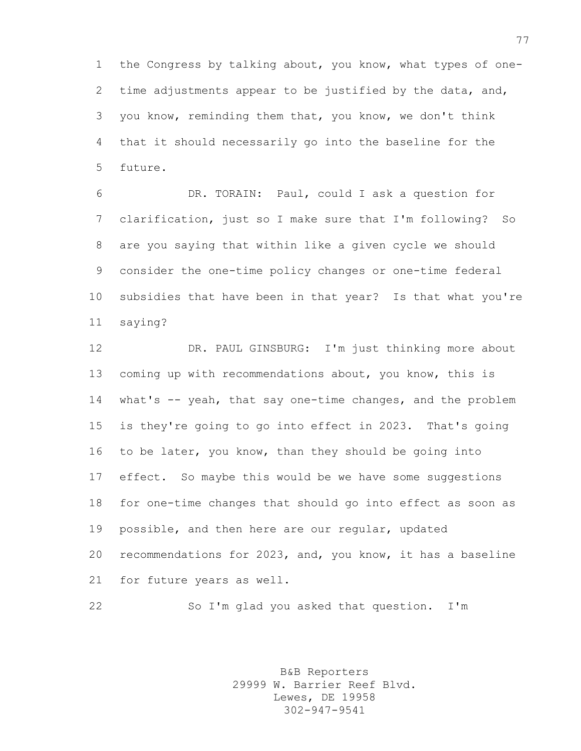the Congress by talking about, you know, what types of one-time adjustments appear to be justified by the data, and, you know, reminding them that, you know, we don't think that it should necessarily go into the baseline for the future.

DR. TORAIN: Paul, could I ask a question for clarification, just so I make sure that I'm following? So are you saying that within like a given cycle we should consider the one-time policy changes or one-time federal subsidies that have been in that year? Is that what you're saying?

DR. PAUL GINSBURG: I'm just thinking more about coming up with recommendations about, you know, this is what's -- yeah, that say one-time changes, and the problem is they're going to go into effect in 2023. That's going to be later, you know, than they should be going into effect. So maybe this would be we have some suggestions for one-time changes that should go into effect as soon as possible, and then here are our regular, updated recommendations for 2023, and, you know, it has a baseline for future years as well.

So I'm glad you asked that question. I'm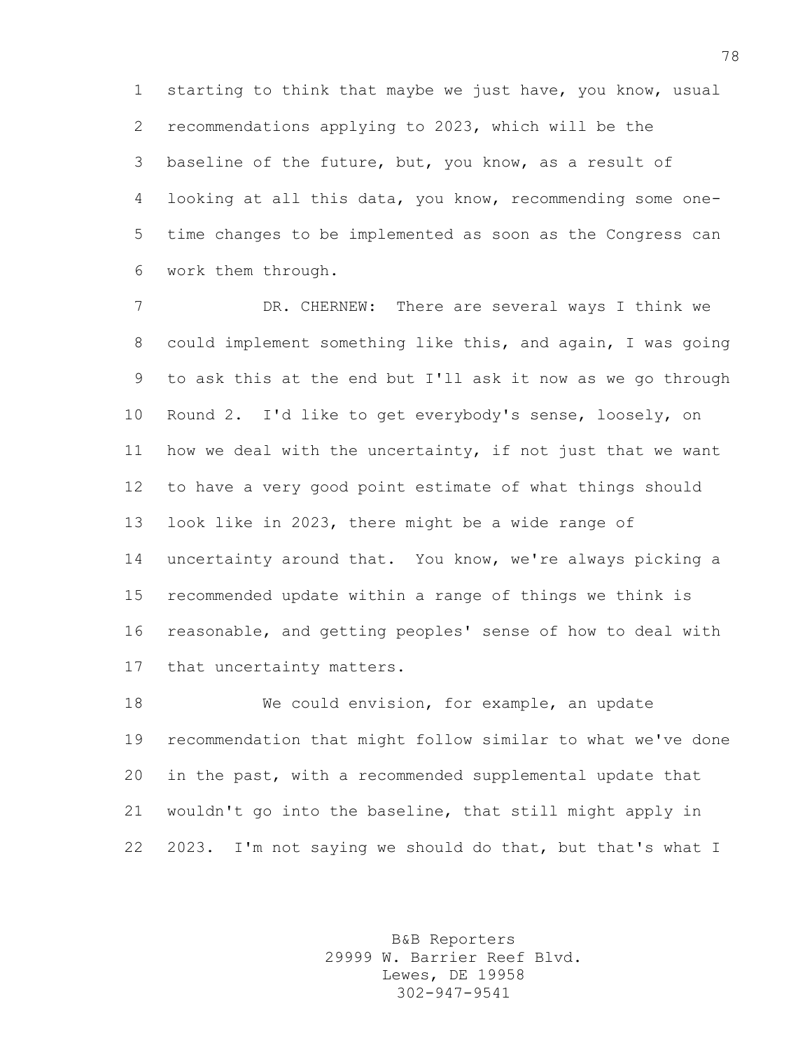starting to think that maybe we just have, you know, usual recommendations applying to 2023, which will be the baseline of the future, but, you know, as a result of looking at all this data, you know, recommending some one-time changes to be implemented as soon as the Congress can work them through.

DR. CHERNEW: There are several ways I think we could implement something like this, and again, I was going to ask this at the end but I'll ask it now as we go through Round 2. I'd like to get everybody's sense, loosely, on how we deal with the uncertainty, if not just that we want to have a very good point estimate of what things should look like in 2023, there might be a wide range of uncertainty around that. You know, we're always picking a recommended update within a range of things we think is reasonable, and getting peoples' sense of how to deal with that uncertainty matters.

We could envision, for example, an update recommendation that might follow similar to what we've done in the past, with a recommended supplemental update that wouldn't go into the baseline, that still might apply in 2023. I'm not saying we should do that, but that's what I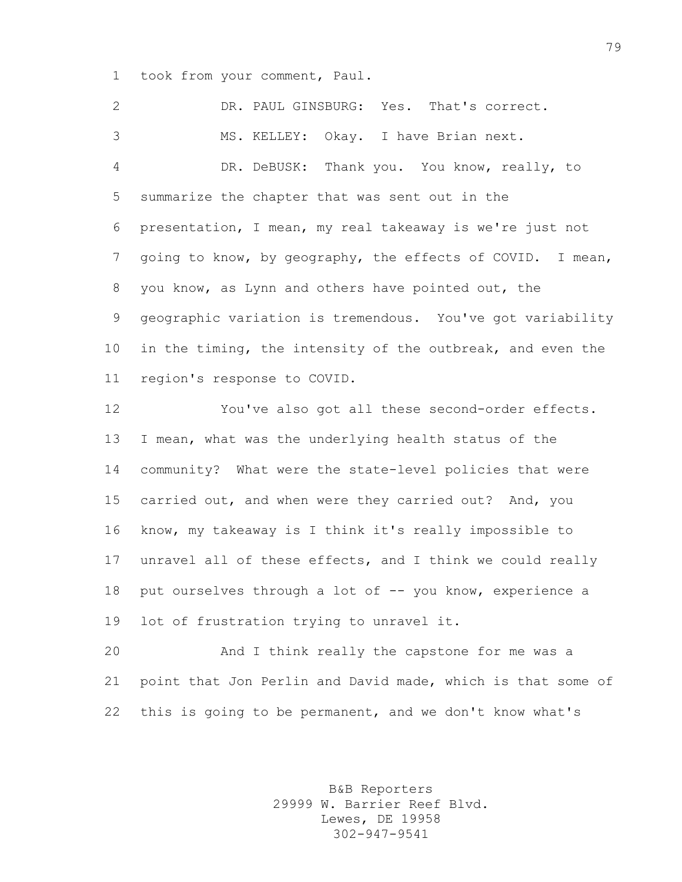took from your comment, Paul.

DR. PAUL GINSBURG: Yes. That's correct.

MS. KELLEY: Okay. I have Brian next.

DR. DeBUSK: Thank you. You know, really, to summarize the chapter that was sent out in the presentation, I mean, my real takeaway is we're just not going to know, by geography, the effects of COVID. I mean, you know, as Lynn and others have pointed out, the geographic variation is tremendous. You've got variability in the timing, the intensity of the outbreak, and even the region's response to COVID.

You've also got all these second-order effects. I mean, what was the underlying health status of the community? What were the state-level policies that were carried out, and when were they carried out? And, you know, my takeaway is I think it's really impossible to unravel all of these effects, and I think we could really put ourselves through a lot of -- you know, experience a lot of frustration trying to unravel it.

And I think really the capstone for me was a point that Jon Perlin and David made, which is that some of this is going to be permanent, and we don't know what's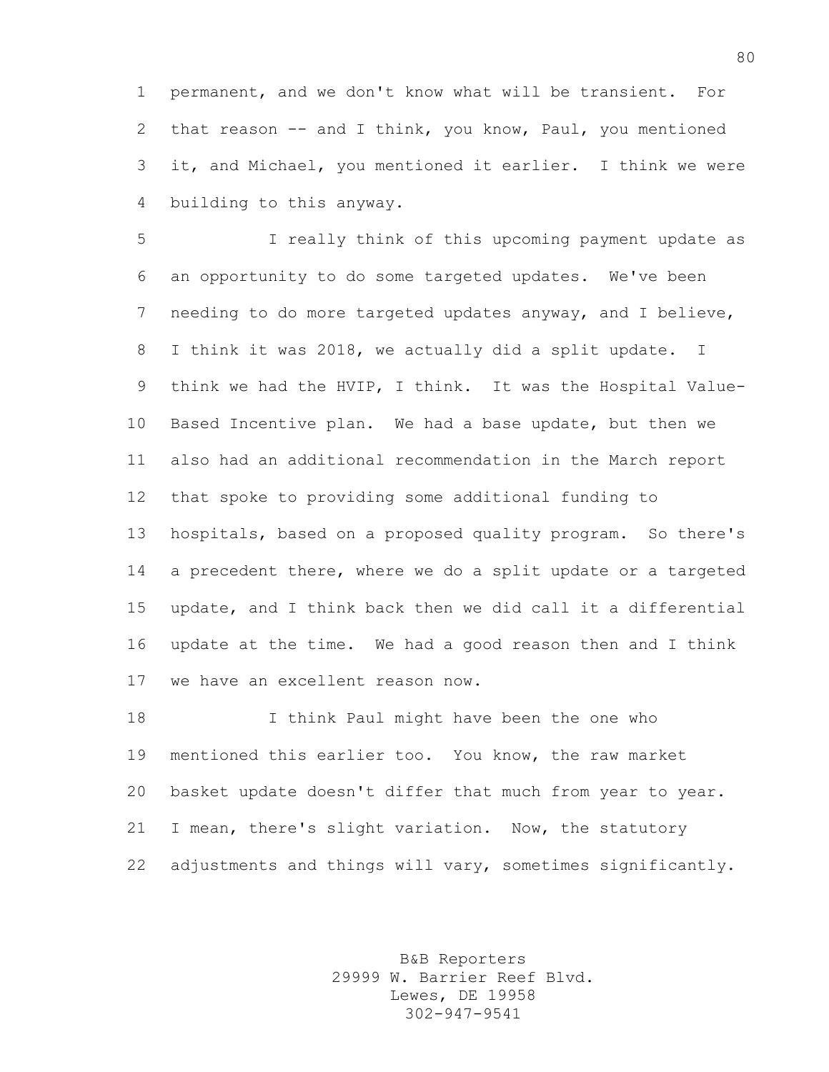permanent, and we don't know what will be transient. For that reason -- and I think, you know, Paul, you mentioned it, and Michael, you mentioned it earlier. I think we were building to this anyway.

I really think of this upcoming payment update as an opportunity to do some targeted updates. We've been needing to do more targeted updates anyway, and I believe, I think it was 2018, we actually did a split update. I think we had the HVIP, I think. It was the Hospital Value-Based Incentive plan. We had a base update, but then we also had an additional recommendation in the March report that spoke to providing some additional funding to hospitals, based on a proposed quality program. So there's a precedent there, where we do a split update or a targeted update, and I think back then we did call it a differential update at the time. We had a good reason then and I think we have an excellent reason now.

I think Paul might have been the one who mentioned this earlier too. You know, the raw market basket update doesn't differ that much from year to year. I mean, there's slight variation. Now, the statutory adjustments and things will vary, sometimes significantly.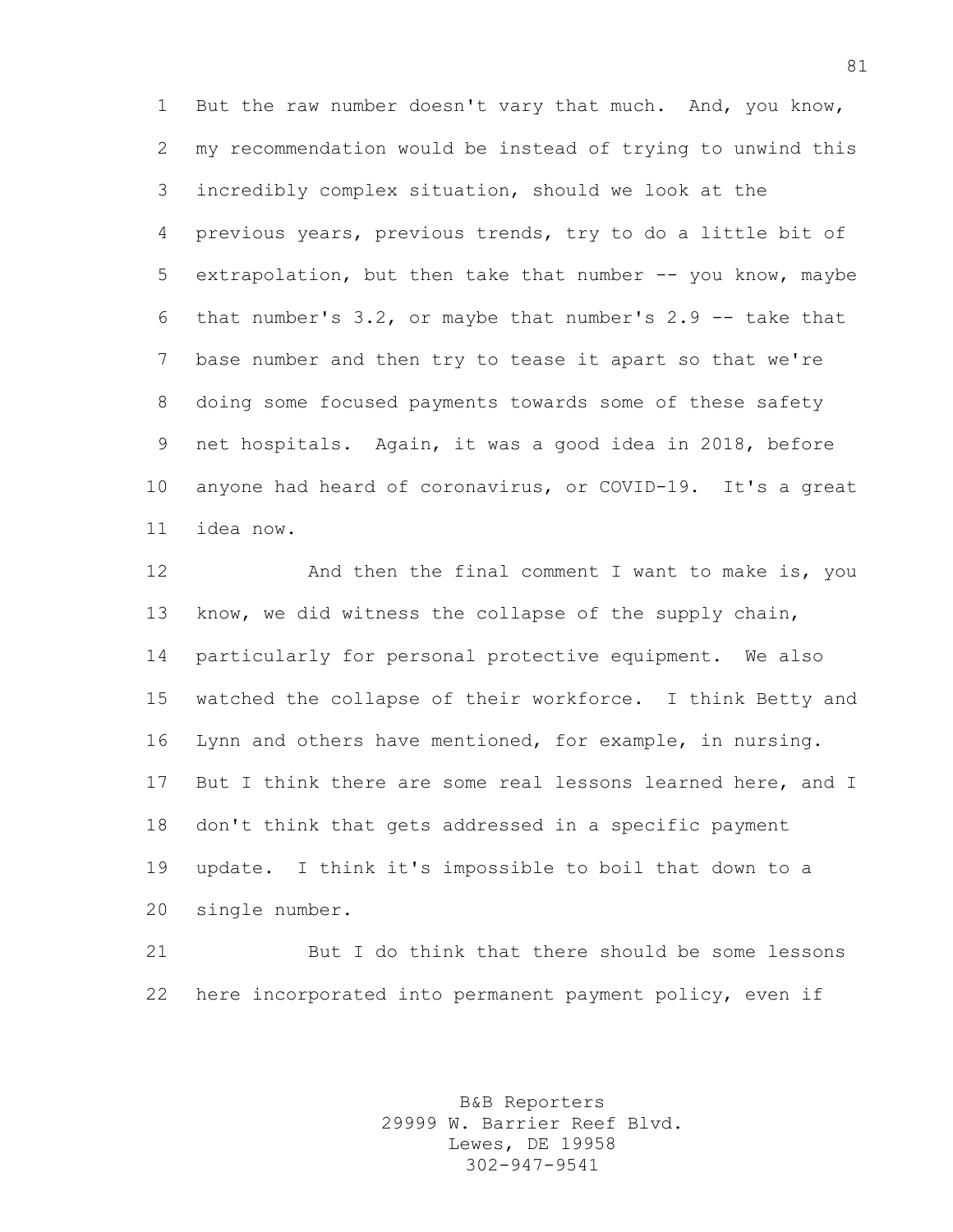But the raw number doesn't vary that much. And, you know, my recommendation would be instead of trying to unwind this incredibly complex situation, should we look at the previous years, previous trends, try to do a little bit of extrapolation, but then take that number -- you know, maybe that number's 3.2, or maybe that number's 2.9 -- take that base number and then try to tease it apart so that we're doing some focused payments towards some of these safety net hospitals. Again, it was a good idea in 2018, before anyone had heard of coronavirus, or COVID-19. It's a great idea now.

And then the final comment I want to make is, you know, we did witness the collapse of the supply chain, particularly for personal protective equipment. We also watched the collapse of their workforce. I think Betty and Lynn and others have mentioned, for example, in nursing. But I think there are some real lessons learned here, and I don't think that gets addressed in a specific payment update. I think it's impossible to boil that down to a single number.

But I do think that there should be some lessons here incorporated into permanent payment policy, even if

B&B Reporters
29999 W. Barrier Reef Blvd.
Lewes, DE 19958
302-947-9541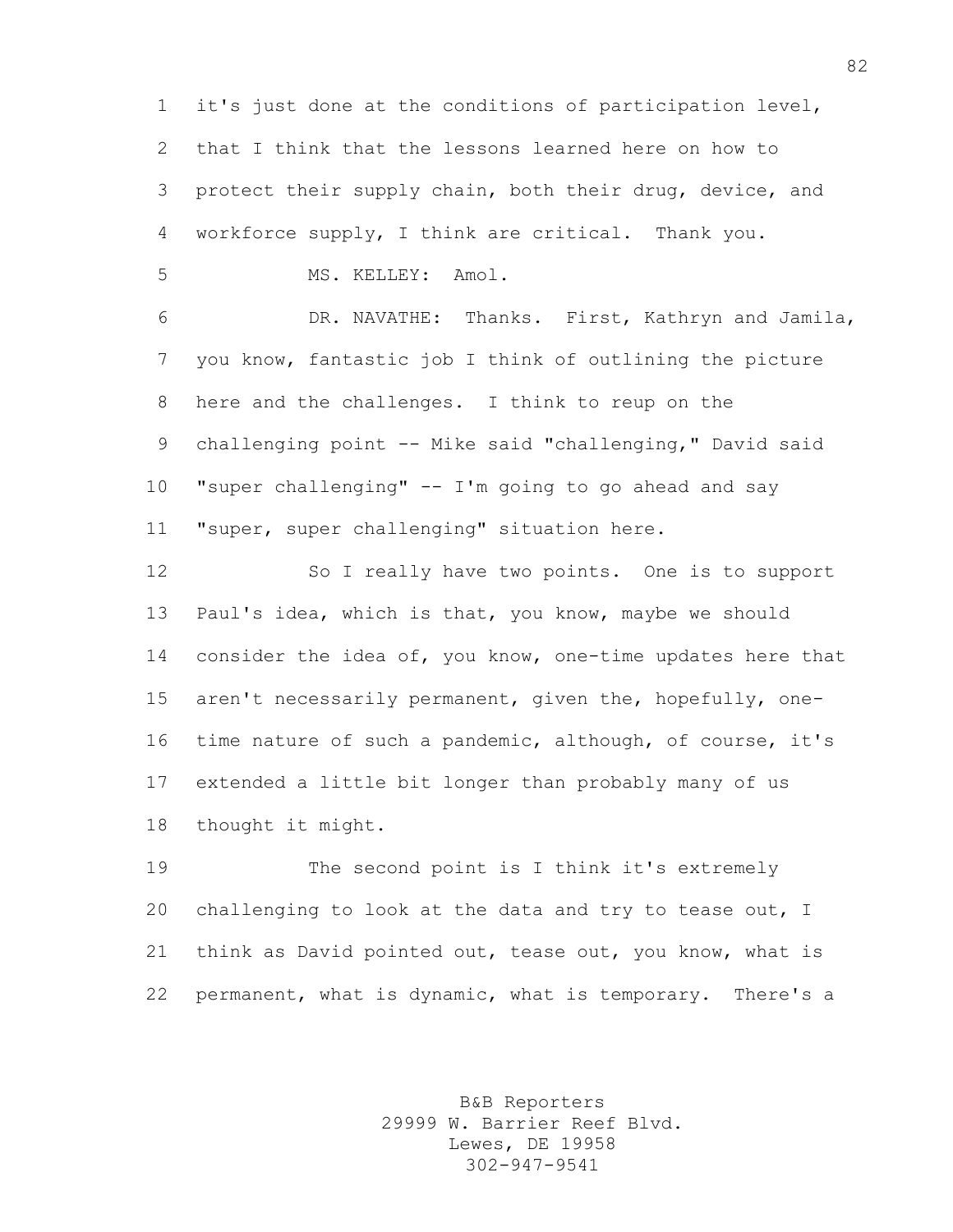it's just done at the conditions of participation level, that I think that the lessons learned here on how to protect their supply chain, both their drug, device, and workforce supply, I think are critical. Thank you.

MS. KELLEY: Amol.

DR. NAVATHE: Thanks. First, Kathryn and Jamila, you know, fantastic job I think of outlining the picture here and the challenges. I think to reup on the challenging point -- Mike said "challenging," David said "super challenging" -- I'm going to go ahead and say "super, super challenging" situation here.

So I really have two points. One is to support Paul's idea, which is that, you know, maybe we should consider the idea of, you know, one-time updates here that aren't necessarily permanent, given the, hopefully, one-time nature of such a pandemic, although, of course, it's extended a little bit longer than probably many of us thought it might.

The second point is I think it's extremely challenging to look at the data and try to tease out, I think as David pointed out, tease out, you know, what is permanent, what is dynamic, what is temporary. There's a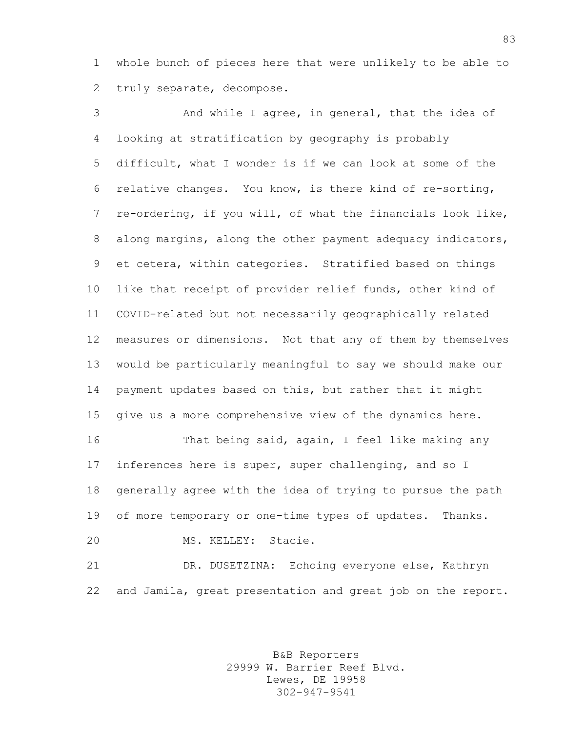whole bunch of pieces here that were unlikely to be able to truly separate, decompose.

And while I agree, in general, that the idea of looking at stratification by geography is probably difficult, what I wonder is if we can look at some of the relative changes. You know, is there kind of re-sorting, re-ordering, if you will, of what the financials look like, along margins, along the other payment adequacy indicators, et cetera, within categories. Stratified based on things like that receipt of provider relief funds, other kind of COVID-related but not necessarily geographically related measures or dimensions. Not that any of them by themselves would be particularly meaningful to say we should make our payment updates based on this, but rather that it might give us a more comprehensive view of the dynamics here.

That being said, again, I feel like making any inferences here is super, super challenging, and so I generally agree with the idea of trying to pursue the path of more temporary or one-time types of updates. Thanks.

MS. KELLEY: Stacie.

DR. DUSETZINA: Echoing everyone else, Kathryn and Jamila, great presentation and great job on the report.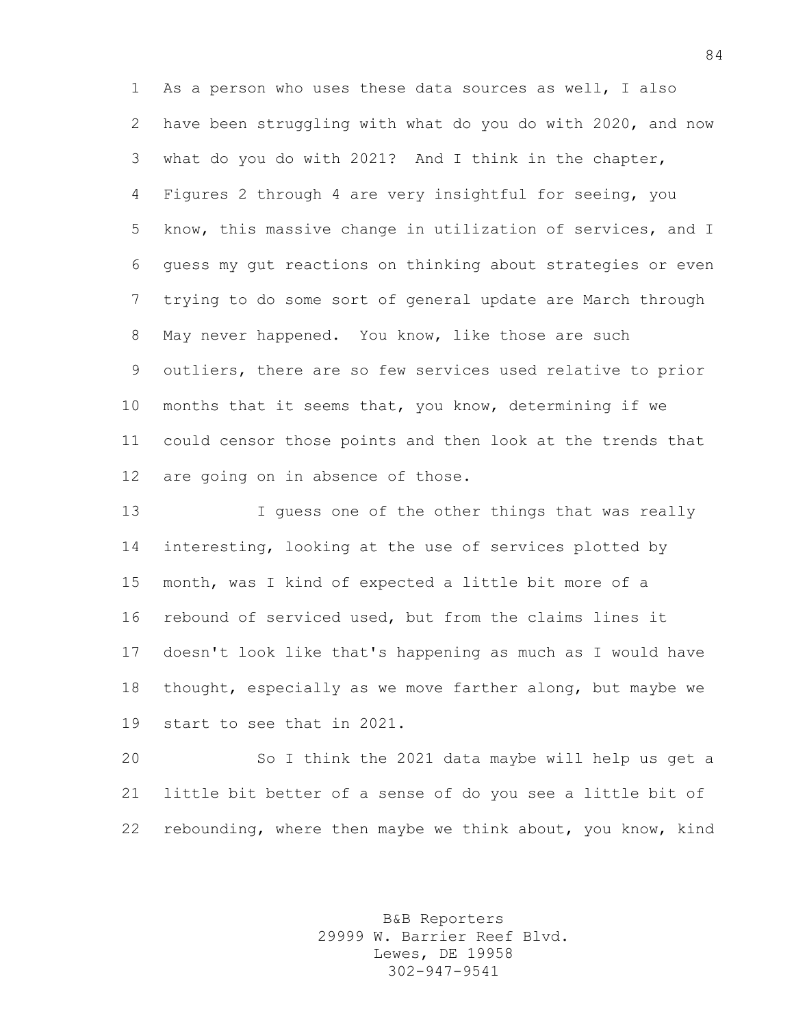As a person who uses these data sources as well, I also have been struggling with what do you do with 2020, and now what do you do with 2021? And I think in the chapter, Figures 2 through 4 are very insightful for seeing, you know, this massive change in utilization of services, and I guess my gut reactions on thinking about strategies or even trying to do some sort of general update are March through May never happened. You know, like those are such outliers, there are so few services used relative to prior months that it seems that, you know, determining if we could censor those points and then look at the trends that are going on in absence of those.

I guess one of the other things that was really interesting, looking at the use of services plotted by month, was I kind of expected a little bit more of a rebound of serviced used, but from the claims lines it doesn't look like that's happening as much as I would have thought, especially as we move farther along, but maybe we start to see that in 2021.

So I think the 2021 data maybe will help us get a little bit better of a sense of do you see a little bit of rebounding, where then maybe we think about, you know, kind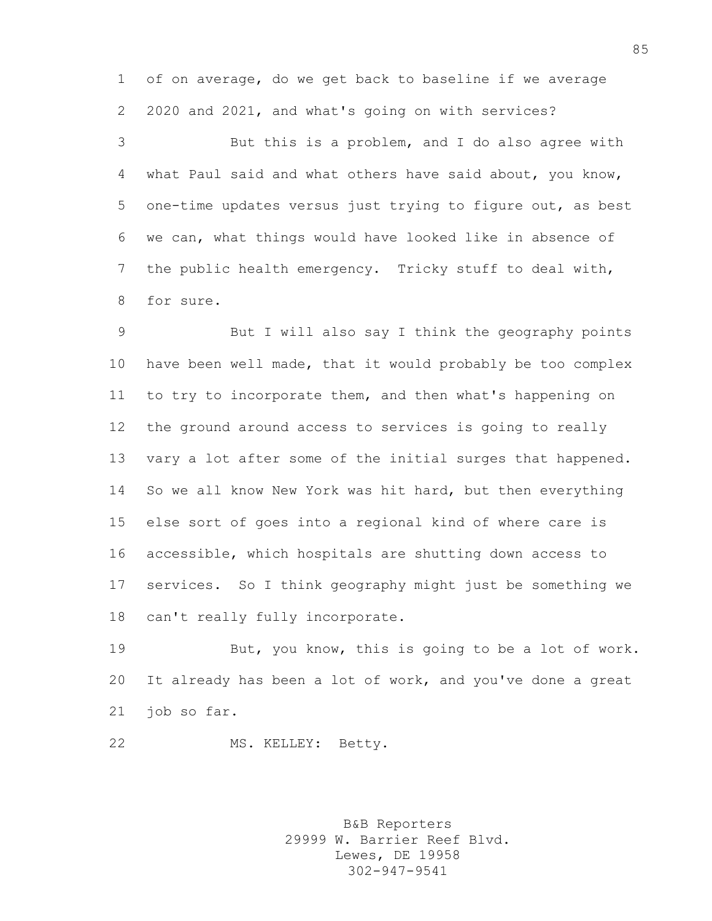of on average, do we get back to baseline if we average 2020 and 2021, and what's going on with services?

But this is a problem, and I do also agree with what Paul said and what others have said about, you know, one-time updates versus just trying to figure out, as best we can, what things would have looked like in absence of the public health emergency. Tricky stuff to deal with, for sure.

But I will also say I think the geography points have been well made, that it would probably be too complex to try to incorporate them, and then what's happening on the ground around access to services is going to really vary a lot after some of the initial surges that happened. So we all know New York was hit hard, but then everything else sort of goes into a regional kind of where care is accessible, which hospitals are shutting down access to services. So I think geography might just be something we can't really fully incorporate.

But, you know, this is going to be a lot of work. It already has been a lot of work, and you've done a great job so far.

MS. KELLEY: Betty.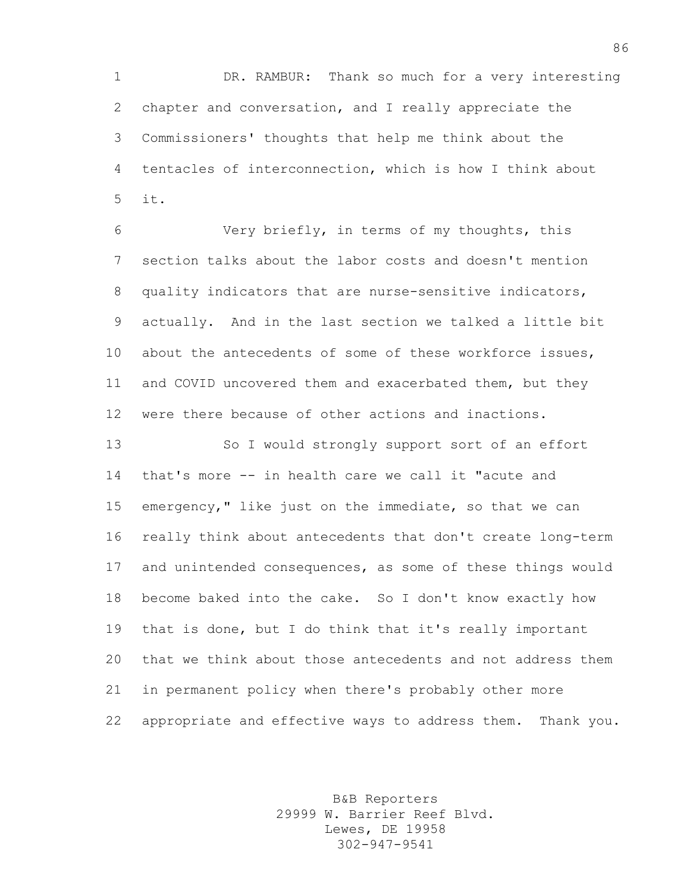DR. RAMBUR: Thank so much for a very interesting chapter and conversation, and I really appreciate the Commissioners' thoughts that help me think about the tentacles of interconnection, which is how I think about it.

Very briefly, in terms of my thoughts, this section talks about the labor costs and doesn't mention quality indicators that are nurse-sensitive indicators, actually. And in the last section we talked a little bit about the antecedents of some of these workforce issues, and COVID uncovered them and exacerbated them, but they were there because of other actions and inactions.

So I would strongly support sort of an effort that's more -- in health care we call it "acute and emergency," like just on the immediate, so that we can really think about antecedents that don't create long-term and unintended consequences, as some of these things would become baked into the cake. So I don't know exactly how that is done, but I do think that it's really important that we think about those antecedents and not address them in permanent policy when there's probably other more appropriate and effective ways to address them. Thank you.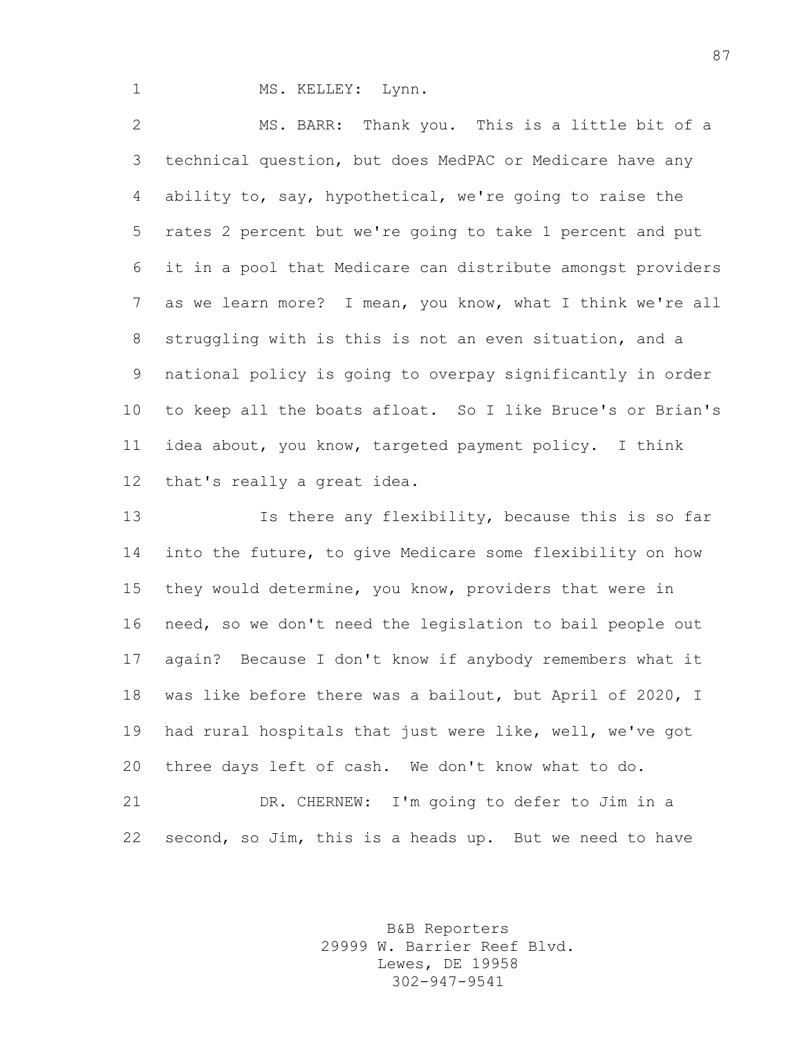MS. KELLEY: Lynn.

MS. BARR: Thank you. This is a little bit of a technical question, but does MedPAC or Medicare have any ability to, say, hypothetical, we're going to raise the rates 2 percent but we're going to take 1 percent and put it in a pool that Medicare can distribute amongst providers as we learn more? I mean, you know, what I think we're all struggling with is this is not an even situation, and a national policy is going to overpay significantly in order to keep all the boats afloat. So I like Bruce's or Brian's idea about, you know, targeted payment policy. I think that's really a great idea.

Is there any flexibility, because this is so far into the future, to give Medicare some flexibility on how they would determine, you know, providers that were in need, so we don't need the legislation to bail people out again? Because I don't know if anybody remembers what it was like before there was a bailout, but April of 2020, I had rural hospitals that just were like, well, we've got three days left of cash. We don't know what to do.

DR. CHERNEW: I'm going to defer to Jim in a second, so Jim, this is a heads up. But we need to have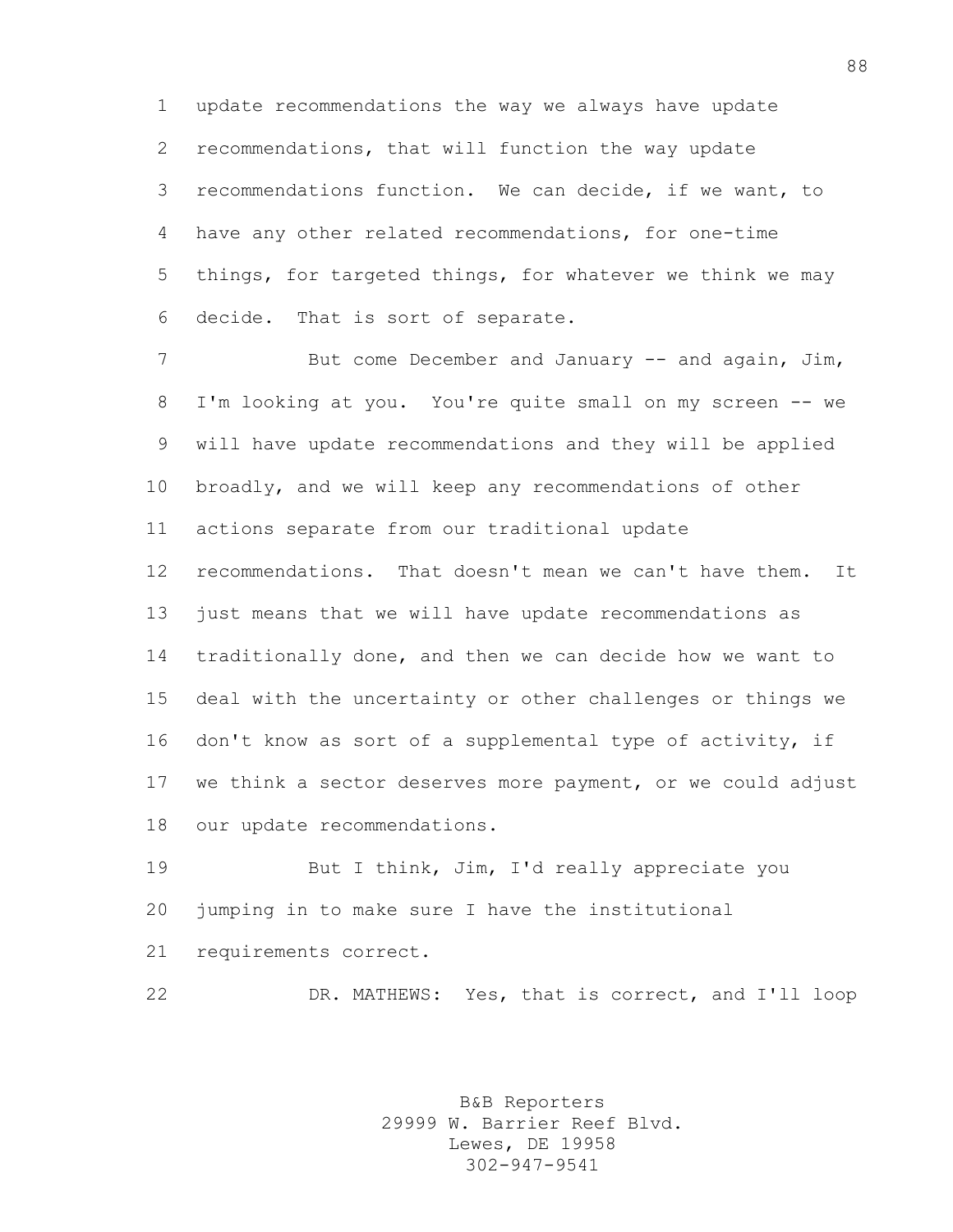update recommendations the way we always have update recommendations, that will function the way update recommendations function. We can decide, if we want, to have any other related recommendations, for one-time things, for targeted things, for whatever we think we may decide. That is sort of separate.

But come December and January -- and again, Jim, I'm looking at you. You're quite small on my screen -- we will have update recommendations and they will be applied broadly, and we will keep any recommendations of other actions separate from our traditional update recommendations. That doesn't mean we can't have them. It just means that we will have update recommendations as traditionally done, and then we can decide how we want to deal with the uncertainty or other challenges or things we don't know as sort of a supplemental type of activity, if we think a sector deserves more payment, or we could adjust our update recommendations.

But I think, Jim, I'd really appreciate you jumping in to make sure I have the institutional requirements correct.

DR. MATHEWS: Yes, that is correct, and I'll loop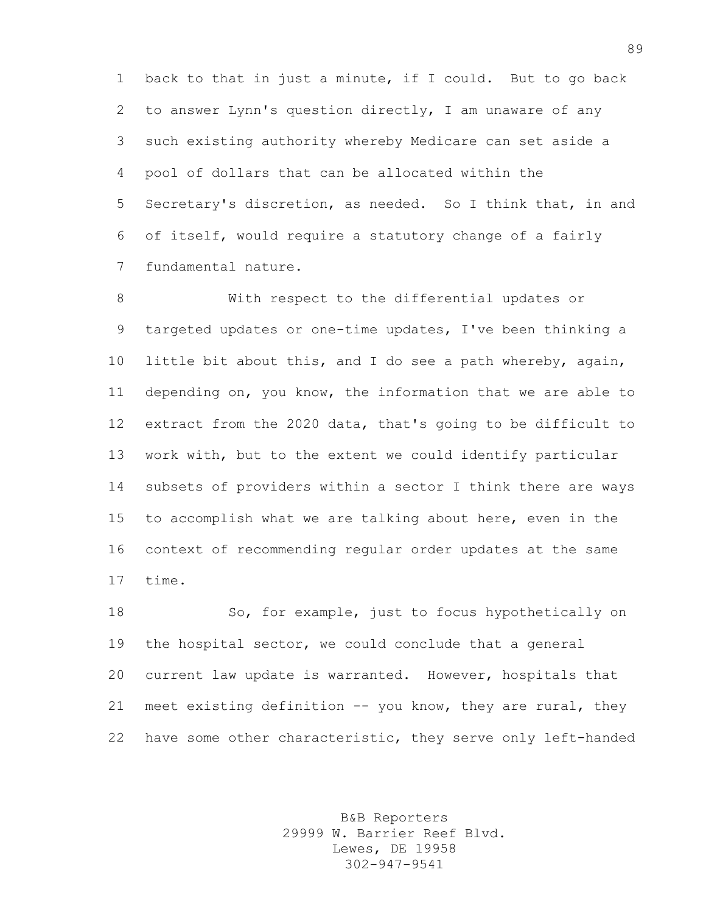back to that in just a minute, if I could. But to go back to answer Lynn's question directly, I am unaware of any such existing authority whereby Medicare can set aside a pool of dollars that can be allocated within the Secretary's discretion, as needed. So I think that, in and of itself, would require a statutory change of a fairly fundamental nature.

With respect to the differential updates or targeted updates or one-time updates, I've been thinking a little bit about this, and I do see a path whereby, again, depending on, you know, the information that we are able to extract from the 2020 data, that's going to be difficult to work with, but to the extent we could identify particular subsets of providers within a sector I think there are ways to accomplish what we are talking about here, even in the context of recommending regular order updates at the same time.

So, for example, just to focus hypothetically on the hospital sector, we could conclude that a general current law update is warranted. However, hospitals that meet existing definition -- you know, they are rural, they have some other characteristic, they serve only left-handed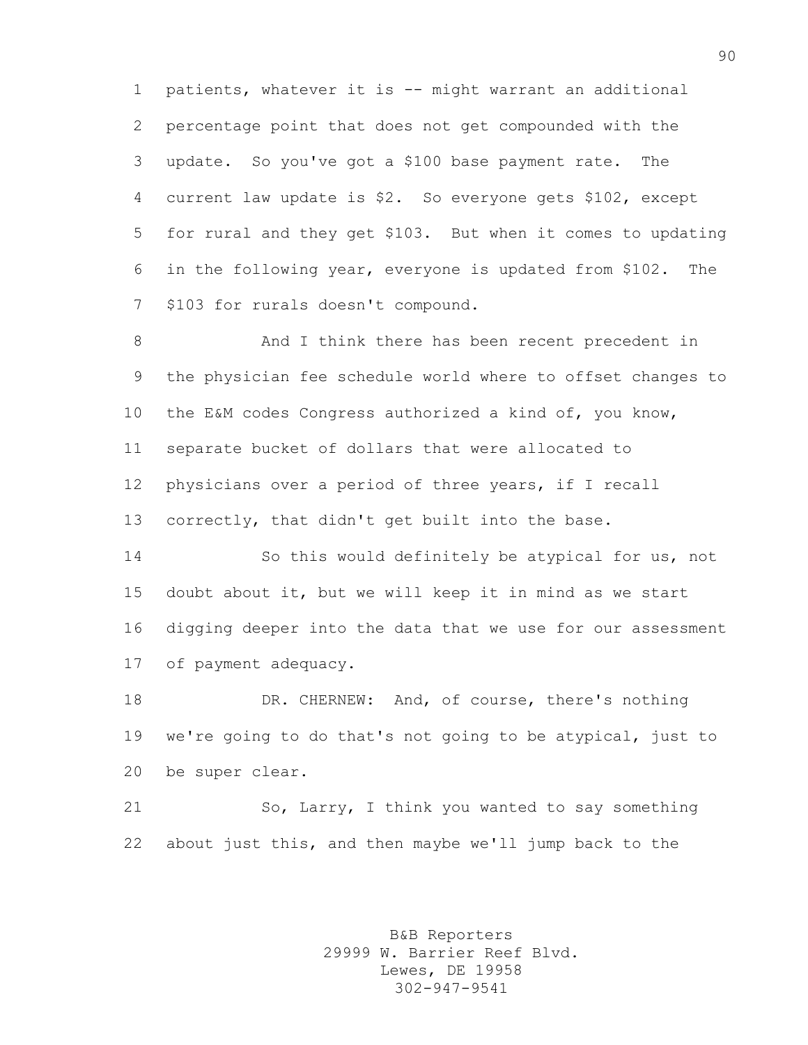patients, whatever it is -- might warrant an additional percentage point that does not get compounded with the update. So you've got a $100 base payment rate. The current law update is $2. So everyone gets $102, except for rural and they get $103. But when it comes to updating in the following year, everyone is updated from $102. The $103 for rurals doesn't compound.

And I think there has been recent precedent in the physician fee schedule world where to offset changes to the E&M codes Congress authorized a kind of, you know, separate bucket of dollars that were allocated to physicians over a period of three years, if I recall correctly, that didn't get built into the base.

So this would definitely be atypical for us, not doubt about it, but we will keep it in mind as we start digging deeper into the data that we use for our assessment of payment adequacy.

DR. CHERNEW: And, of course, there's nothing we're going to do that's not going to be atypical, just to be super clear.

So, Larry, I think you wanted to say something about just this, and then maybe we'll jump back to the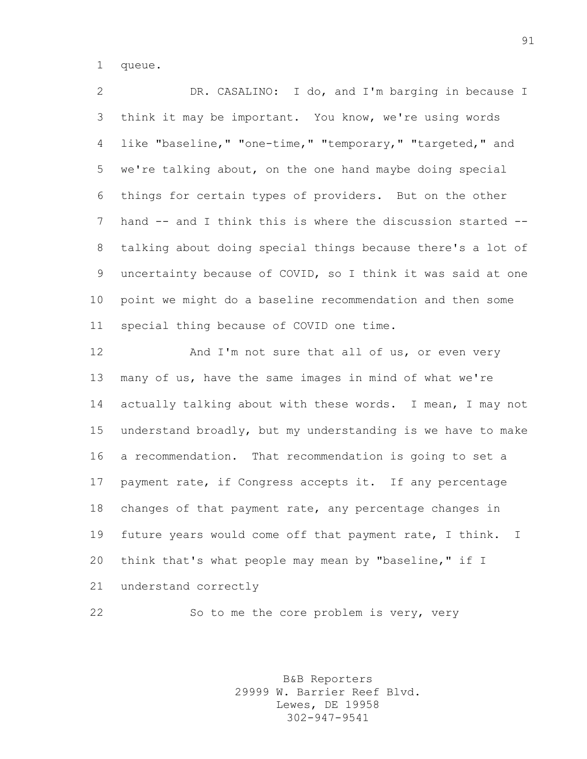queue.

DR. CASALINO: I do, and I'm barging in because I think it may be important. You know, we're using words like "baseline," "one-time," "temporary," "targeted," and we're talking about, on the one hand maybe doing special things for certain types of providers. But on the other hand -- and I think this is where the discussion started -- talking about doing special things because there's a lot of uncertainty because of COVID, so I think it was said at one point we might do a baseline recommendation and then some special thing because of COVID one time.

And I'm not sure that all of us, or even very many of us, have the same images in mind of what we're actually talking about with these words. I mean, I may not understand broadly, but my understanding is we have to make a recommendation. That recommendation is going to set a payment rate, if Congress accepts it. If any percentage changes of that payment rate, any percentage changes in future years would come off that payment rate, I think. I think that's what people may mean by "baseline," if I understand correctly

So to me the core problem is very, very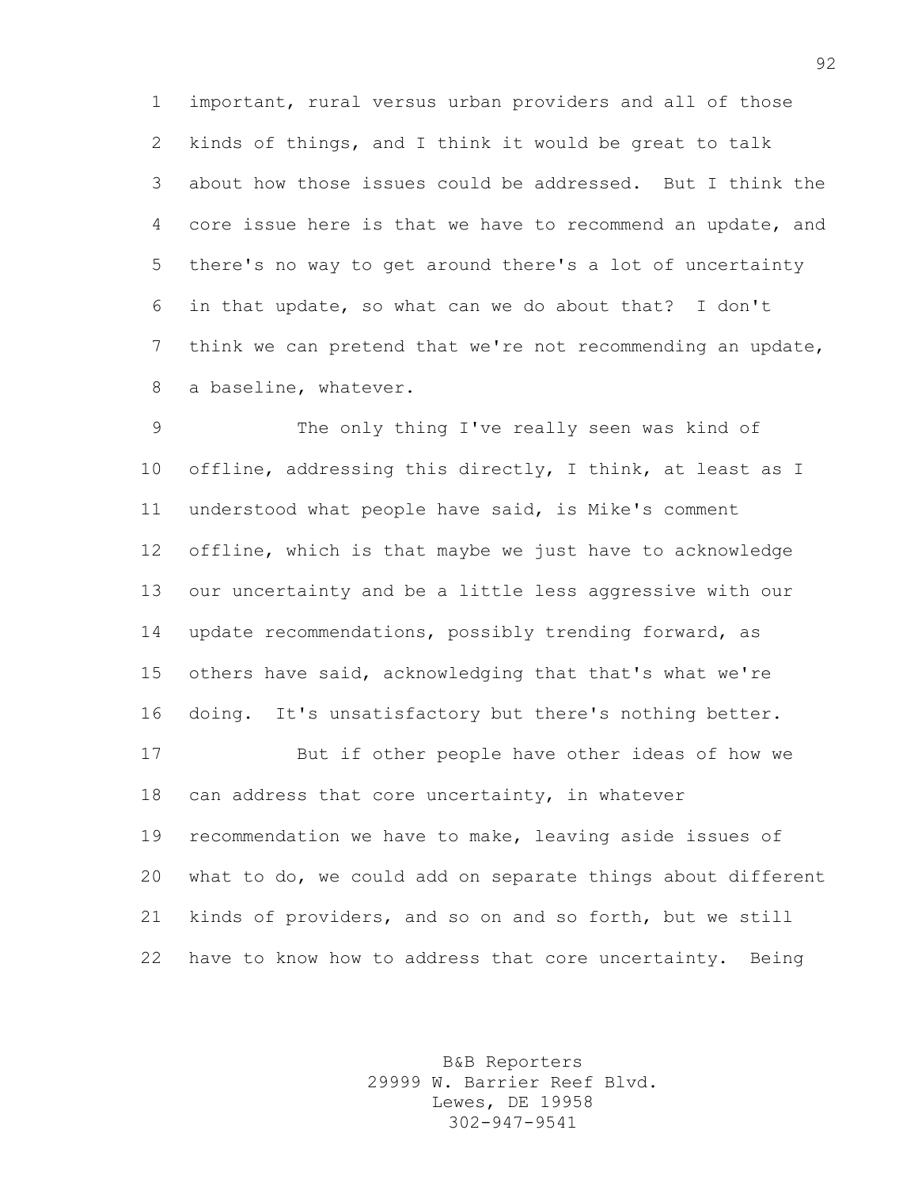important, rural versus urban providers and all of those kinds of things, and I think it would be great to talk about how those issues could be addressed. But I think the core issue here is that we have to recommend an update, and there's no way to get around there's a lot of uncertainty in that update, so what can we do about that? I don't think we can pretend that we're not recommending an update, a baseline, whatever.

The only thing I've really seen was kind of offline, addressing this directly, I think, at least as I understood what people have said, is Mike's comment offline, which is that maybe we just have to acknowledge our uncertainty and be a little less aggressive with our update recommendations, possibly trending forward, as others have said, acknowledging that that's what we're doing. It's unsatisfactory but there's nothing better.

But if other people have other ideas of how we can address that core uncertainty, in whatever recommendation we have to make, leaving aside issues of what to do, we could add on separate things about different kinds of providers, and so on and so forth, but we still have to know how to address that core uncertainty. Being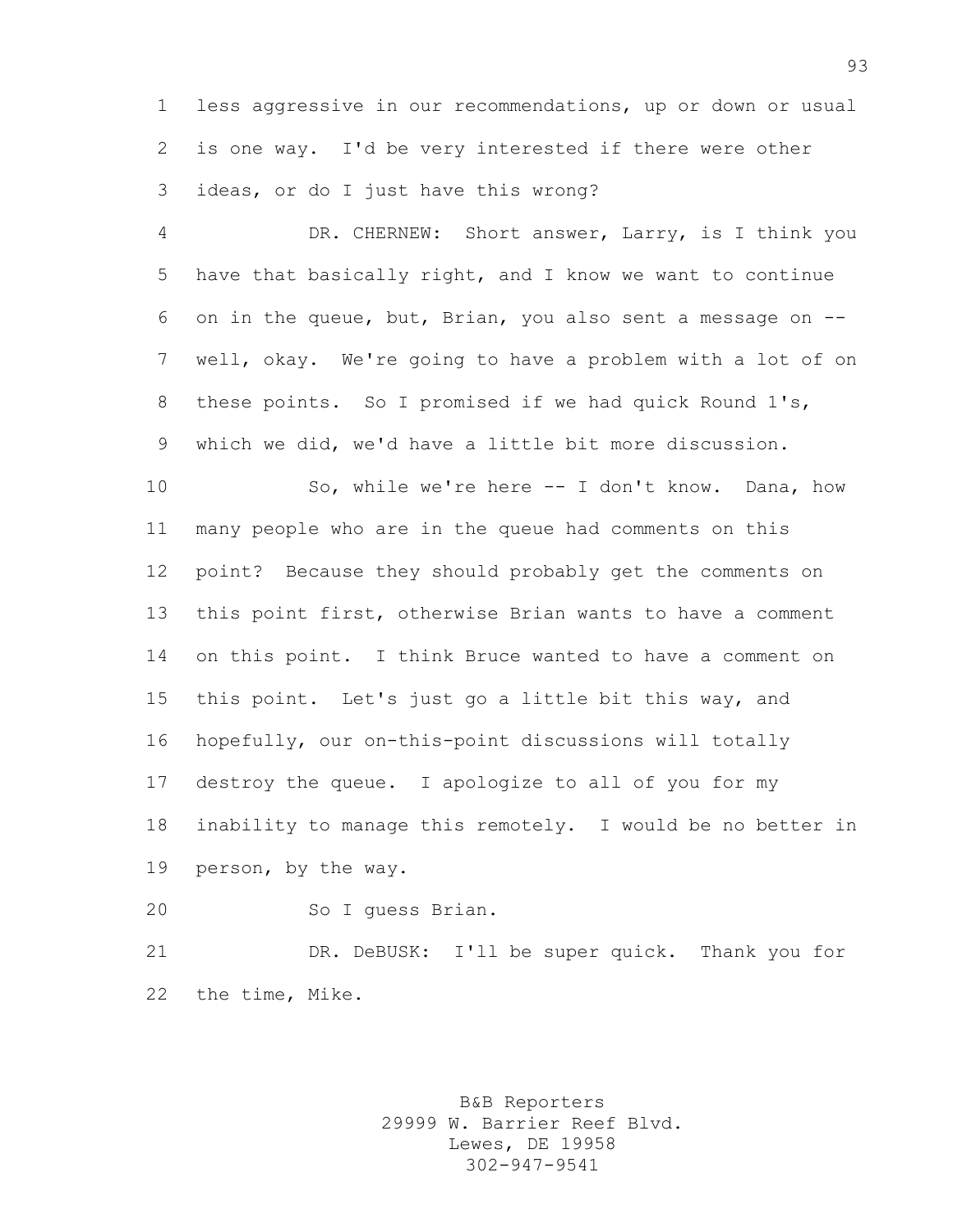less aggressive in our recommendations, up or down or usual is one way. I'd be very interested if there were other ideas, or do I just have this wrong?

DR. CHERNEW: Short answer, Larry, is I think you have that basically right, and I know we want to continue on in the queue, but, Brian, you also sent a message on -- well, okay. We're going to have a problem with a lot of on these points. So I promised if we had quick Round 1's, which we did, we'd have a little bit more discussion.

So, while we're here -- I don't know. Dana, how many people who are in the queue had comments on this point? Because they should probably get the comments on this point first, otherwise Brian wants to have a comment on this point. I think Bruce wanted to have a comment on this point. Let's just go a little bit this way, and hopefully, our on-this-point discussions will totally destroy the queue. I apologize to all of you for my inability to manage this remotely. I would be no better in person, by the way.

So I guess Brian.

DR. DeBUSK: I'll be super quick. Thank you for the time, Mike.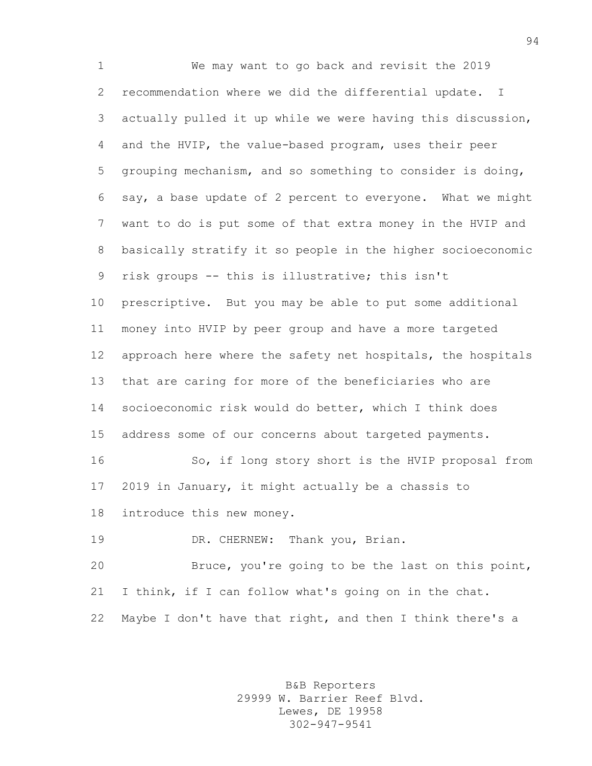We may want to go back and revisit the 2019 recommendation where we did the differential update. I actually pulled it up while we were having this discussion, and the HVIP, the value-based program, uses their peer grouping mechanism, and so something to consider is doing, say, a base update of 2 percent to everyone. What we might want to do is put some of that extra money in the HVIP and basically stratify it so people in the higher socioeconomic risk groups -- this is illustrative; this isn't prescriptive. But you may be able to put some additional money into HVIP by peer group and have a more targeted approach here where the safety net hospitals, the hospitals that are caring for more of the beneficiaries who are socioeconomic risk would do better, which I think does address some of our concerns about targeted payments.

So, if long story short is the HVIP proposal from 2019 in January, it might actually be a chassis to introduce this new money.

DR. CHERNEW: Thank you, Brian.

Bruce, you're going to be the last on this point, I think, if I can follow what's going on in the chat. Maybe I don't have that right, and then I think there's a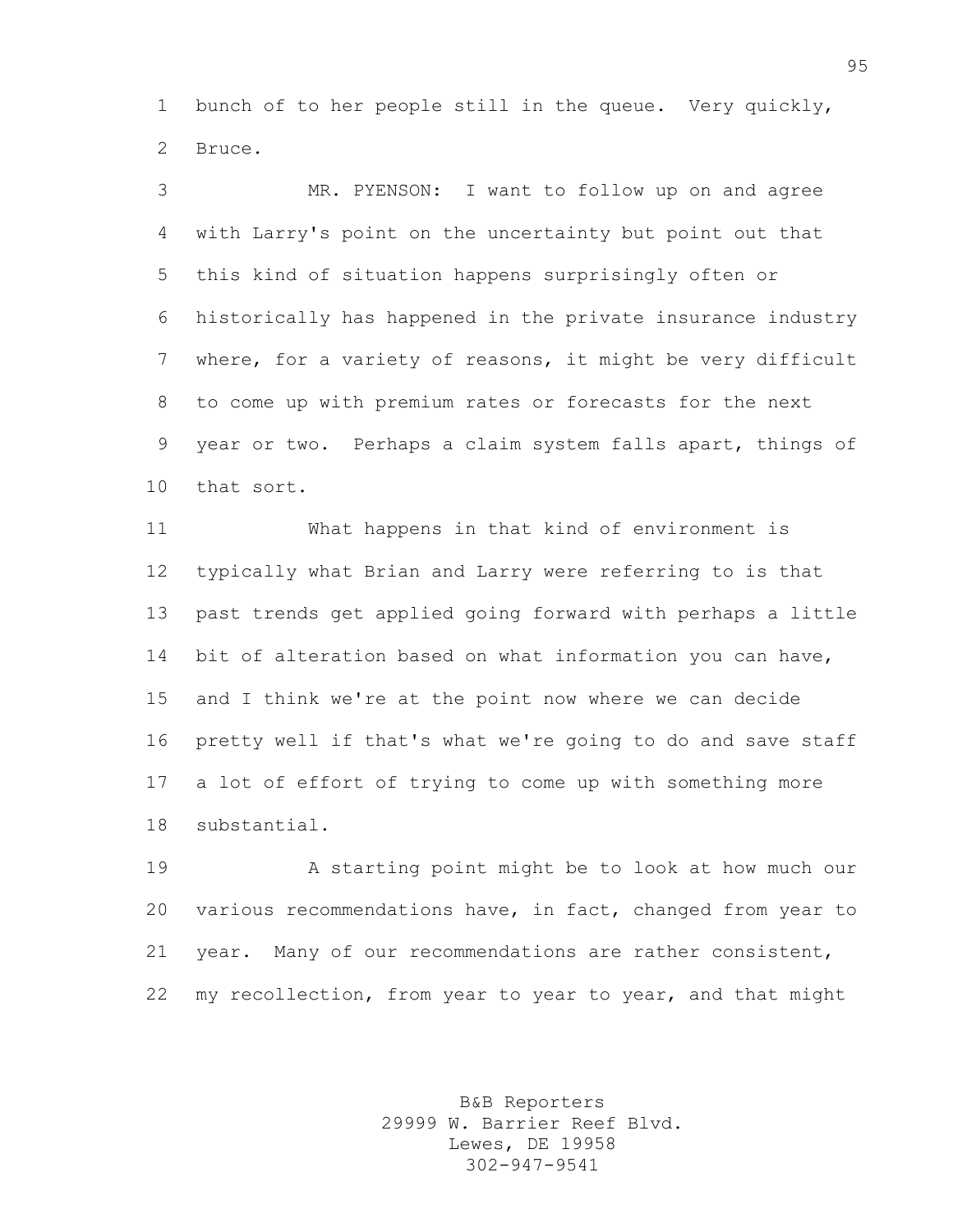bunch of to her people still in the queue. Very quickly, Bruce.

MR. PYENSON: I want to follow up on and agree with Larry's point on the uncertainty but point out that this kind of situation happens surprisingly often or historically has happened in the private insurance industry where, for a variety of reasons, it might be very difficult to come up with premium rates or forecasts for the next year or two. Perhaps a claim system falls apart, things of that sort.

What happens in that kind of environment is typically what Brian and Larry were referring to is that past trends get applied going forward with perhaps a little bit of alteration based on what information you can have, and I think we're at the point now where we can decide pretty well if that's what we're going to do and save staff a lot of effort of trying to come up with something more substantial.

A starting point might be to look at how much our various recommendations have, in fact, changed from year to year. Many of our recommendations are rather consistent, my recollection, from year to year to year, and that might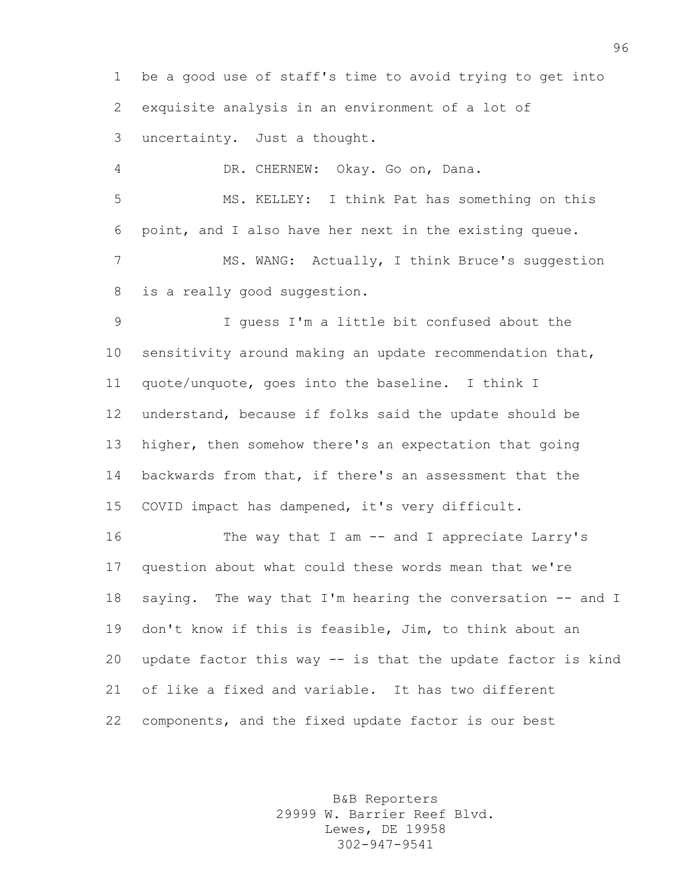be a good use of staff's time to avoid trying to get into exquisite analysis in an environment of a lot of uncertainty. Just a thought.

DR. CHERNEW: Okay. Go on, Dana.

MS. KELLEY: I think Pat has something on this point, and I also have her next in the existing queue.

MS. WANG: Actually, I think Bruce's suggestion is a really good suggestion.

I guess I'm a little bit confused about the sensitivity around making an update recommendation that, quote/unquote, goes into the baseline. I think I understand, because if folks said the update should be higher, then somehow there's an expectation that going backwards from that, if there's an assessment that the COVID impact has dampened, it's very difficult.

The way that I am -- and I appreciate Larry's question about what could these words mean that we're saying. The way that I'm hearing the conversation -- and I don't know if this is feasible, Jim, to think about an update factor this way -- is that the update factor is kind of like a fixed and variable. It has two different components, and the fixed update factor is our best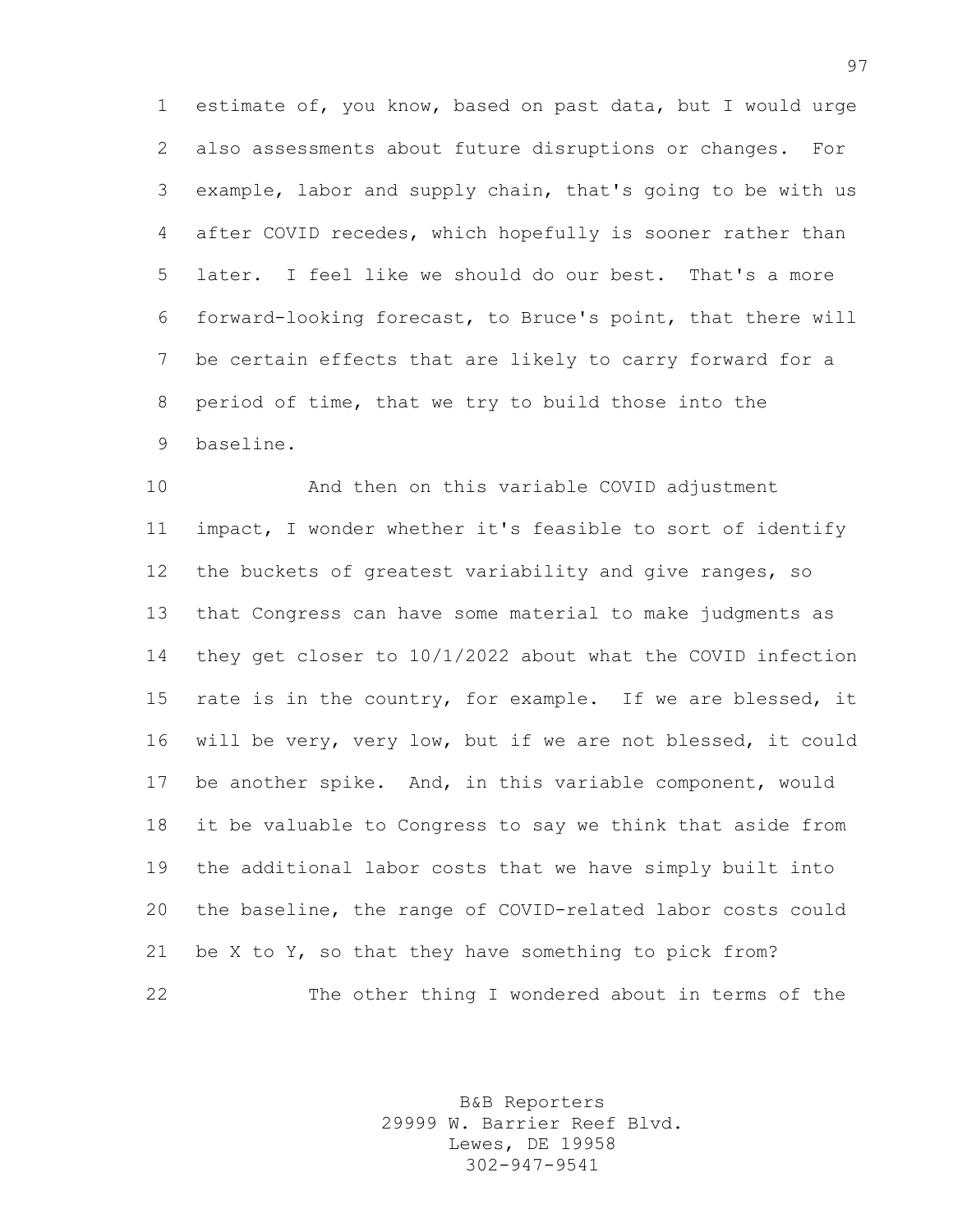estimate of, you know, based on past data, but I would urge also assessments about future disruptions or changes. For example, labor and supply chain, that's going to be with us after COVID recedes, which hopefully is sooner rather than later. I feel like we should do our best. That's a more forward-looking forecast, to Bruce's point, that there will be certain effects that are likely to carry forward for a period of time, that we try to build those into the baseline.

And then on this variable COVID adjustment impact, I wonder whether it's feasible to sort of identify the buckets of greatest variability and give ranges, so that Congress can have some material to make judgments as they get closer to 10/1/2022 about what the COVID infection rate is in the country, for example. If we are blessed, it will be very, very low, but if we are not blessed, it could be another spike. And, in this variable component, would it be valuable to Congress to say we think that aside from the additional labor costs that we have simply built into the baseline, the range of COVID-related labor costs could be X to Y, so that they have something to pick from?

The other thing I wondered about in terms of the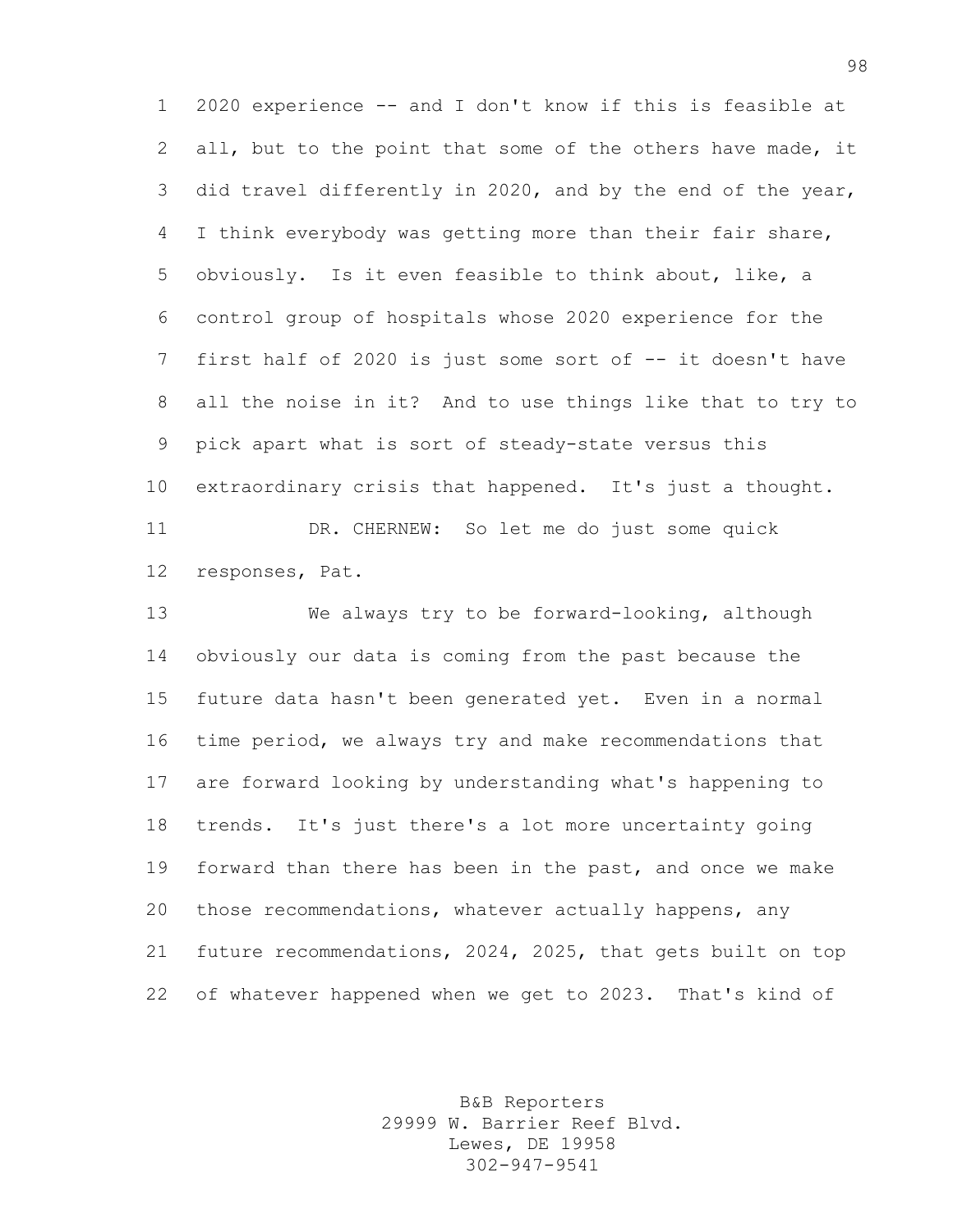2020 experience -- and I don't know if this is feasible at all, but to the point that some of the others have made, it did travel differently in 2020, and by the end of the year, I think everybody was getting more than their fair share, obviously. Is it even feasible to think about, like, a control group of hospitals whose 2020 experience for the first half of 2020 is just some sort of -- it doesn't have all the noise in it? And to use things like that to try to pick apart what is sort of steady-state versus this extraordinary crisis that happened. It's just a thought.

DR. CHERNEW: So let me do just some quick responses, Pat.

We always try to be forward-looking, although obviously our data is coming from the past because the future data hasn't been generated yet. Even in a normal time period, we always try and make recommendations that are forward looking by understanding what's happening to trends. It's just there's a lot more uncertainty going forward than there has been in the past, and once we make those recommendations, whatever actually happens, any future recommendations, 2024, 2025, that gets built on top of whatever happened when we get to 2023. That's kind of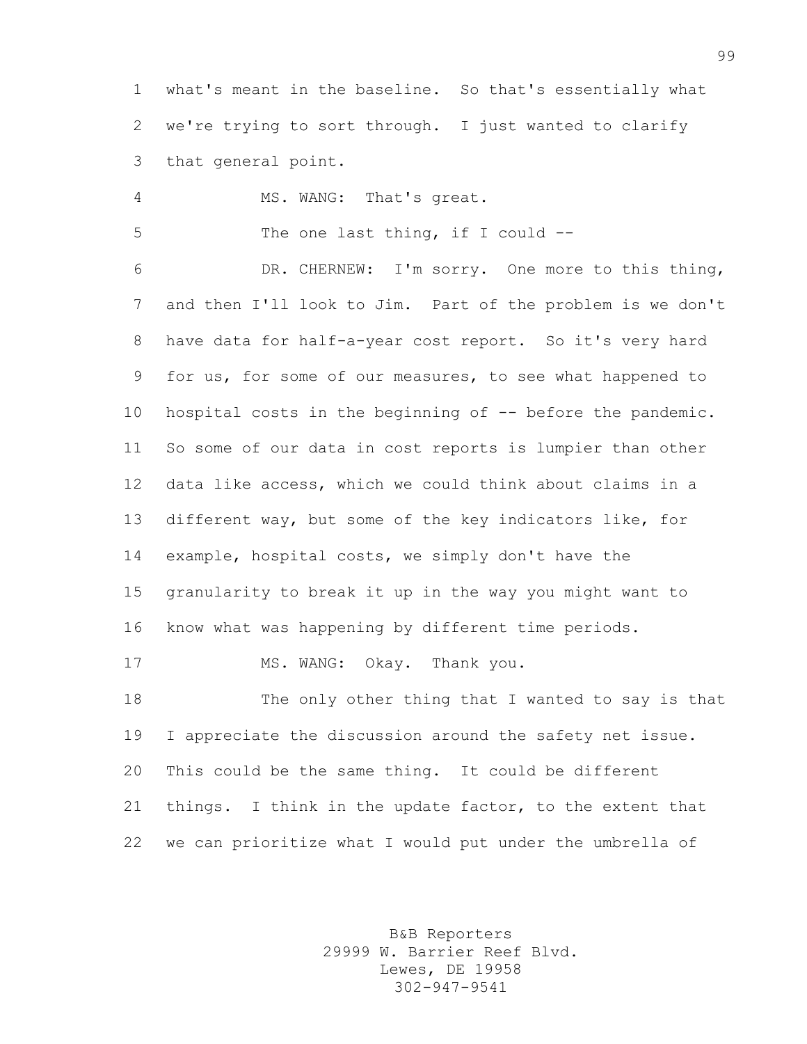what's meant in the baseline. So that's essentially what we're trying to sort through. I just wanted to clarify that general point.

MS. WANG: That's great.

The one last thing, if I could --

DR. CHERNEW: I'm sorry. One more to this thing, and then I'll look to Jim. Part of the problem is we don't have data for half-a-year cost report. So it's very hard for us, for some of our measures, to see what happened to hospital costs in the beginning of -- before the pandemic. So some of our data in cost reports is lumpier than other data like access, which we could think about claims in a different way, but some of the key indicators like, for example, hospital costs, we simply don't have the granularity to break it up in the way you might want to know what was happening by different time periods.

MS. WANG: Okay. Thank you.

The only other thing that I wanted to say is that I appreciate the discussion around the safety net issue. This could be the same thing. It could be different things. I think in the update factor, to the extent that we can prioritize what I would put under the umbrella of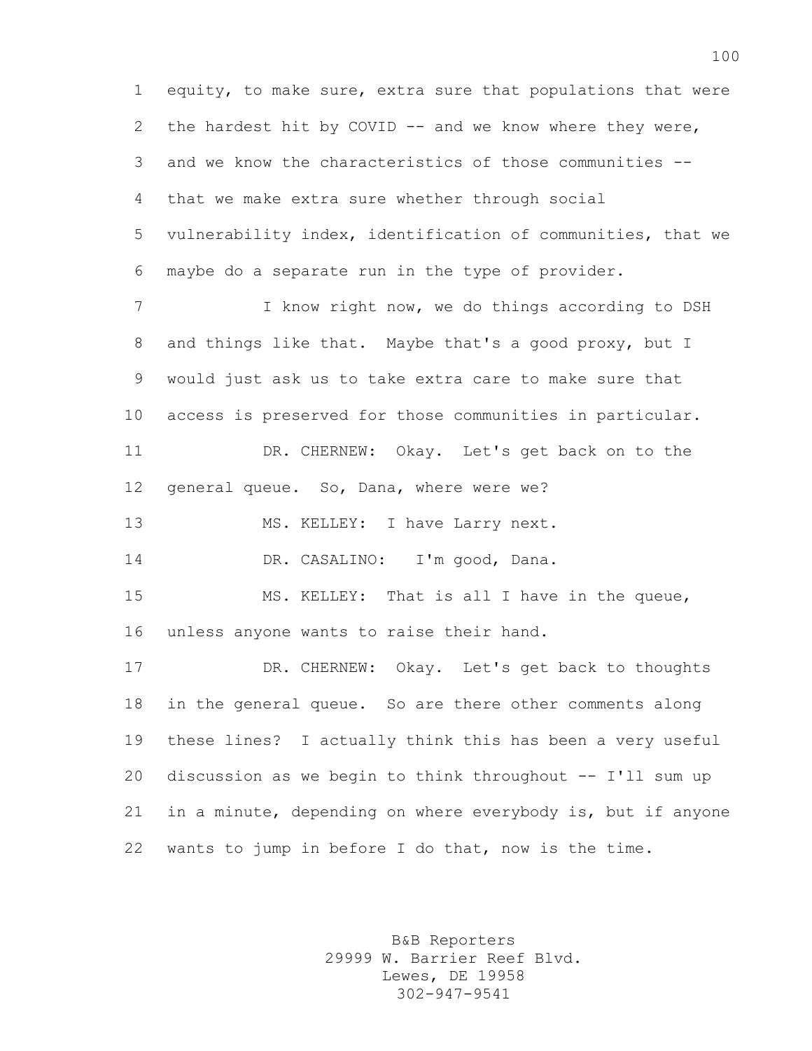equity, to make sure, extra sure that populations that were the hardest hit by COVID -- and we know where they were, and we know the characteristics of those communities -- that we make extra sure whether through social vulnerability index, identification of communities, that we maybe do a separate run in the type of provider.

I know right now, we do things according to DSH and things like that. Maybe that's a good proxy, but I would just ask us to take extra care to make sure that access is preserved for those communities in particular.

DR. CHERNEW: Okay. Let's get back on to the general queue. So, Dana, where were we?

MS. KELLEY: I have Larry next.

DR. CASALINO: I'm good, Dana.

MS. KELLEY: That is all I have in the queue, unless anyone wants to raise their hand.

DR. CHERNEW: Okay. Let's get back to thoughts in the general queue. So are there other comments along these lines? I actually think this has been a very useful discussion as we begin to think throughout -- I'll sum up in a minute, depending on where everybody is, but if anyone wants to jump in before I do that, now is the time.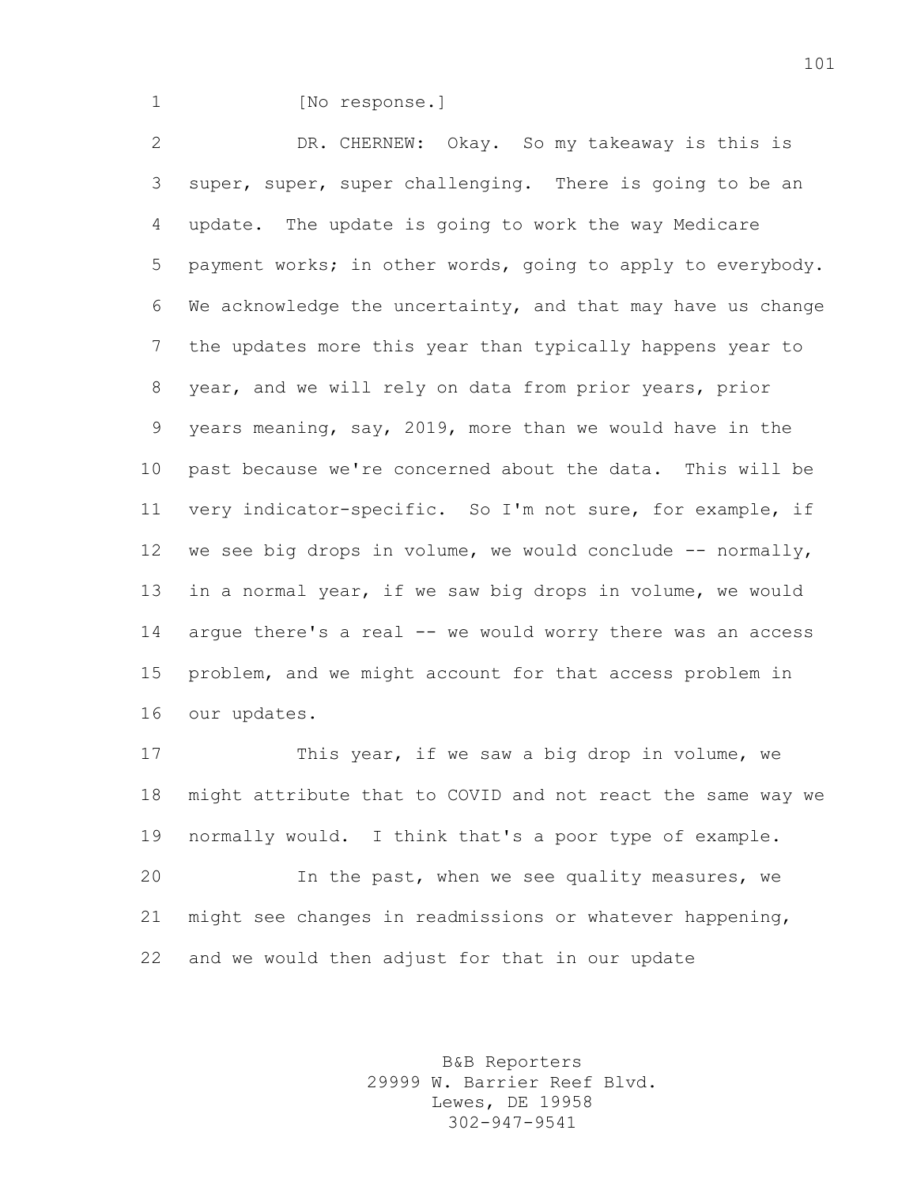[No response.]

DR. CHERNEW: Okay. So my takeaway is this is super, super, super challenging. There is going to be an update. The update is going to work the way Medicare payment works; in other words, going to apply to everybody. We acknowledge the uncertainty, and that may have us change the updates more this year than typically happens year to year, and we will rely on data from prior years, prior years meaning, say, 2019, more than we would have in the past because we're concerned about the data. This will be very indicator-specific. So I'm not sure, for example, if we see big drops in volume, we would conclude -- normally, in a normal year, if we saw big drops in volume, we would argue there's a real -- we would worry there was an access problem, and we might account for that access problem in our updates.

This year, if we saw a big drop in volume, we might attribute that to COVID and not react the same way we normally would. I think that's a poor type of example.

In the past, when we see quality measures, we might see changes in readmissions or whatever happening, and we would then adjust for that in our update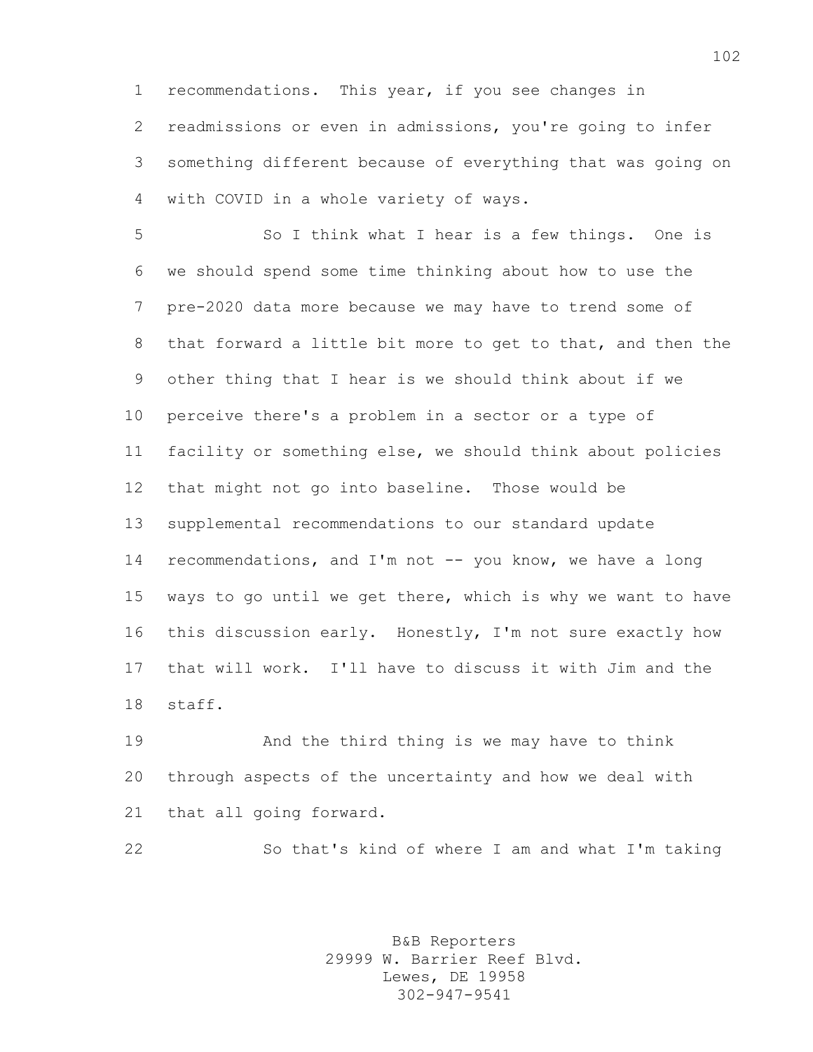recommendations. This year, if you see changes in readmissions or even in admissions, you're going to infer something different because of everything that was going on with COVID in a whole variety of ways.

So I think what I hear is a few things. One is we should spend some time thinking about how to use the pre-2020 data more because we may have to trend some of that forward a little bit more to get to that, and then the other thing that I hear is we should think about if we perceive there's a problem in a sector or a type of facility or something else, we should think about policies that might not go into baseline. Those would be supplemental recommendations to our standard update recommendations, and I'm not -- you know, we have a long ways to go until we get there, which is why we want to have this discussion early. Honestly, I'm not sure exactly how that will work. I'll have to discuss it with Jim and the staff.

And the third thing is we may have to think through aspects of the uncertainty and how we deal with that all going forward.

So that's kind of where I am and what I'm taking

B&B Reporters
29999 W. Barrier Reef Blvd.
Lewes, DE 19958
302-947-9541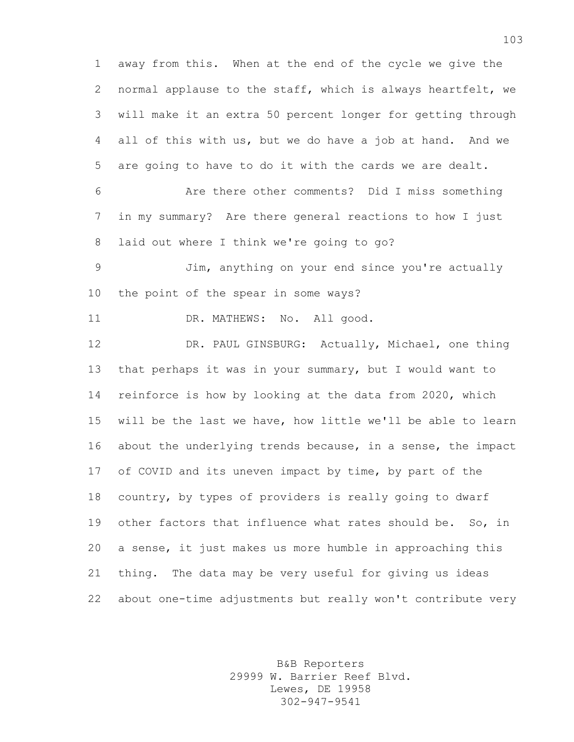away from this. When at the end of the cycle we give the normal applause to the staff, which is always heartfelt, we will make it an extra 50 percent longer for getting through all of this with us, but we do have a job at hand. And we are going to have to do it with the cards we are dealt.

Are there other comments? Did I miss something in my summary? Are there general reactions to how I just laid out where I think we're going to go?

Jim, anything on your end since you're actually the point of the spear in some ways?

DR. MATHEWS: No. All good.

DR. PAUL GINSBURG: Actually, Michael, one thing that perhaps it was in your summary, but I would want to reinforce is how by looking at the data from 2020, which will be the last we have, how little we'll be able to learn about the underlying trends because, in a sense, the impact of COVID and its uneven impact by time, by part of the country, by types of providers is really going to dwarf other factors that influence what rates should be. So, in a sense, it just makes us more humble in approaching this thing. The data may be very useful for giving us ideas about one-time adjustments but really won't contribute very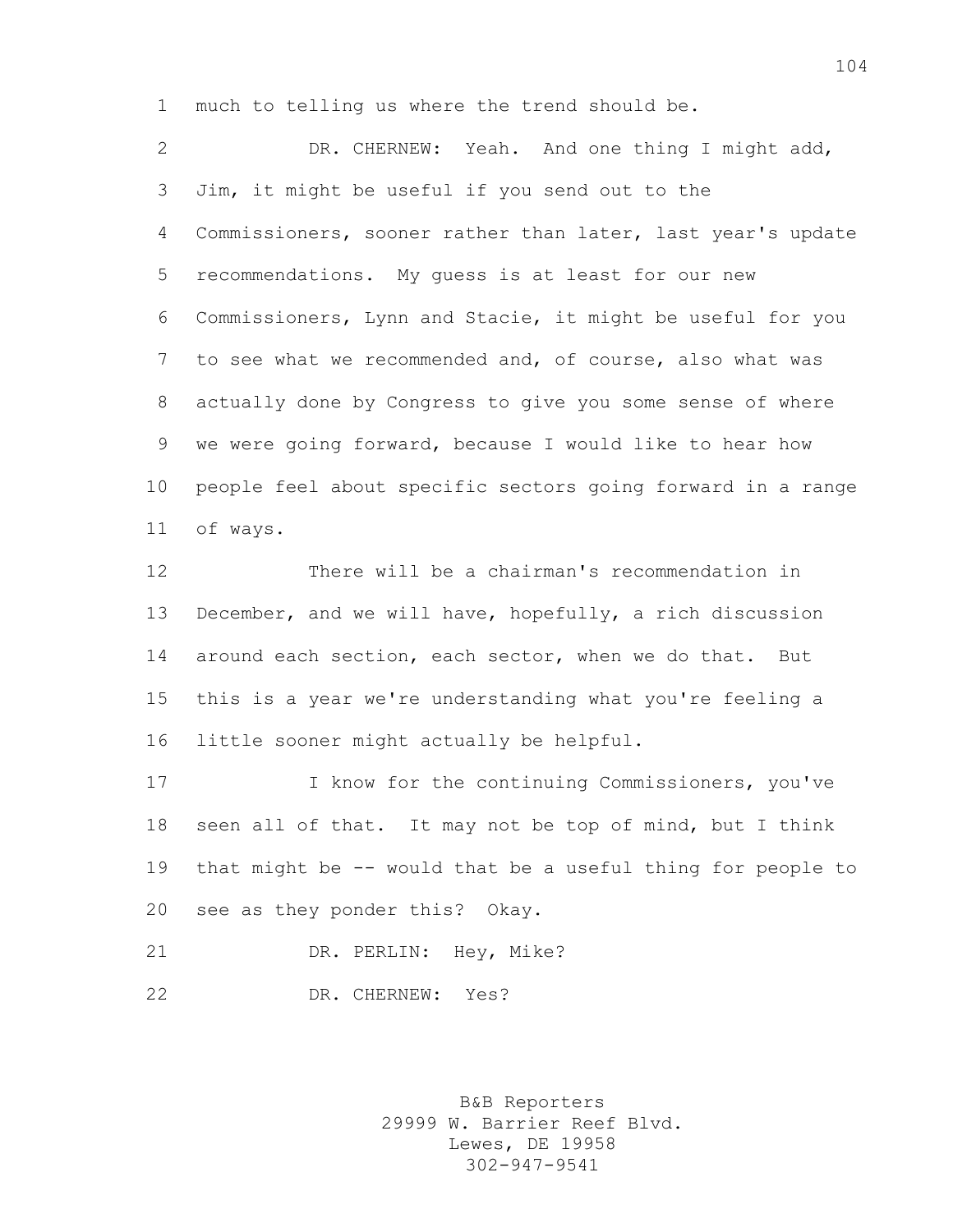much to telling us where the trend should be.

DR. CHERNEW: Yeah. And one thing I might add, Jim, it might be useful if you send out to the Commissioners, sooner rather than later, last year's update recommendations. My guess is at least for our new Commissioners, Lynn and Stacie, it might be useful for you to see what we recommended and, of course, also what was actually done by Congress to give you some sense of where we were going forward, because I would like to hear how people feel about specific sectors going forward in a range of ways.

There will be a chairman's recommendation in December, and we will have, hopefully, a rich discussion around each section, each sector, when we do that. But this is a year we're understanding what you're feeling a little sooner might actually be helpful.

I know for the continuing Commissioners, you've seen all of that. It may not be top of mind, but I think that might be -- would that be a useful thing for people to see as they ponder this? Okay.

DR. PERLIN: Hey, Mike?

DR. CHERNEW: Yes?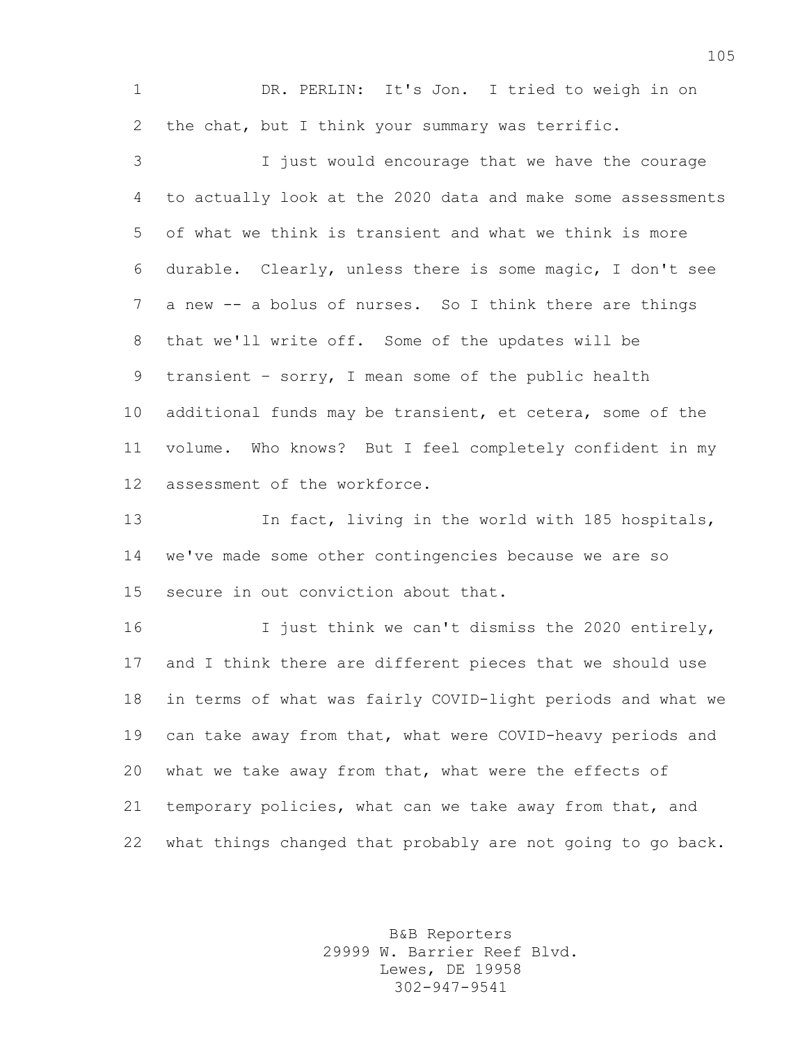DR. PERLIN: It's Jon. I tried to weigh in on the chat, but I think your summary was terrific.

I just would encourage that we have the courage to actually look at the 2020 data and make some assessments of what we think is transient and what we think is more durable. Clearly, unless there is some magic, I don't see a new -- a bolus of nurses. So I think there are things that we'll write off. Some of the updates will be transient – sorry, I mean some of the public health additional funds may be transient, et cetera, some of the volume. Who knows? But I feel completely confident in my assessment of the workforce.

In fact, living in the world with 185 hospitals, we've made some other contingencies because we are so secure in out conviction about that.

I just think we can't dismiss the 2020 entirely, and I think there are different pieces that we should use in terms of what was fairly COVID-light periods and what we can take away from that, what were COVID-heavy periods and what we take away from that, what were the effects of temporary policies, what can we take away from that, and what things changed that probably are not going to go back.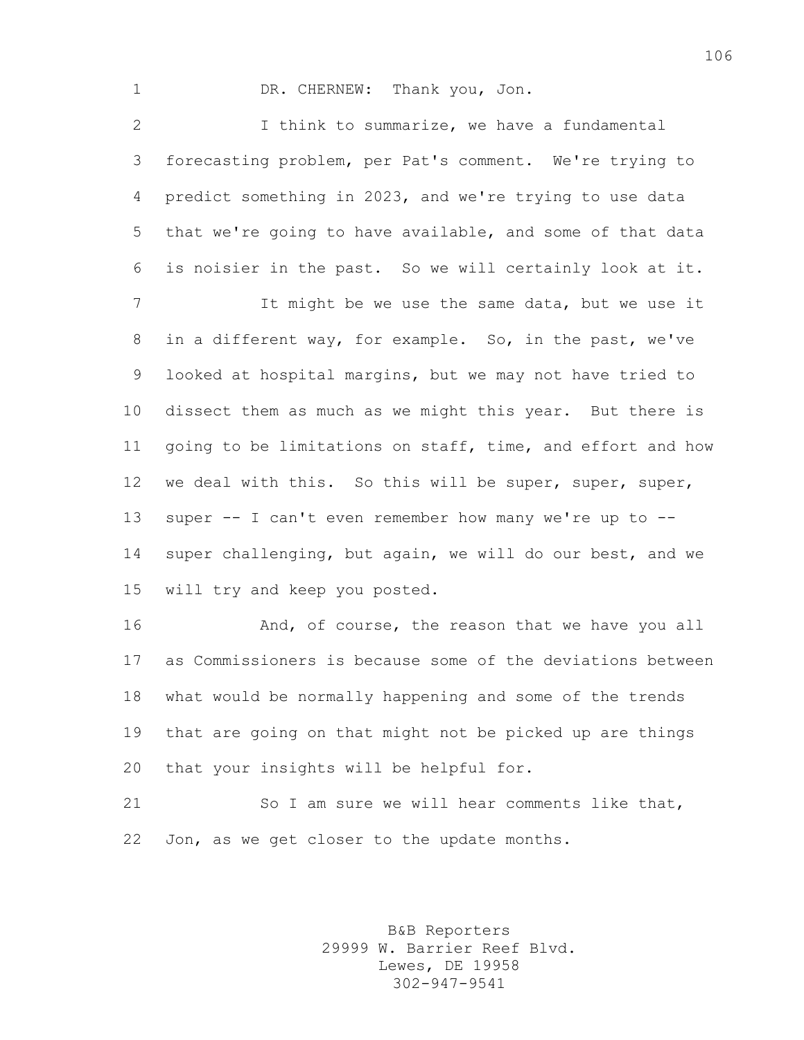DR. CHERNEW: Thank you, Jon.

I think to summarize, we have a fundamental forecasting problem, per Pat's comment. We're trying to predict something in 2023, and we're trying to use data that we're going to have available, and some of that data is noisier in the past. So we will certainly look at it.

It might be we use the same data, but we use it in a different way, for example. So, in the past, we've looked at hospital margins, but we may not have tried to dissect them as much as we might this year. But there is going to be limitations on staff, time, and effort and how we deal with this. So this will be super, super, super, super -- I can't even remember how many we're up to -- super challenging, but again, we will do our best, and we will try and keep you posted.

And, of course, the reason that we have you all as Commissioners is because some of the deviations between what would be normally happening and some of the trends that are going on that might not be picked up are things that your insights will be helpful for.

So I am sure we will hear comments like that, Jon, as we get closer to the update months.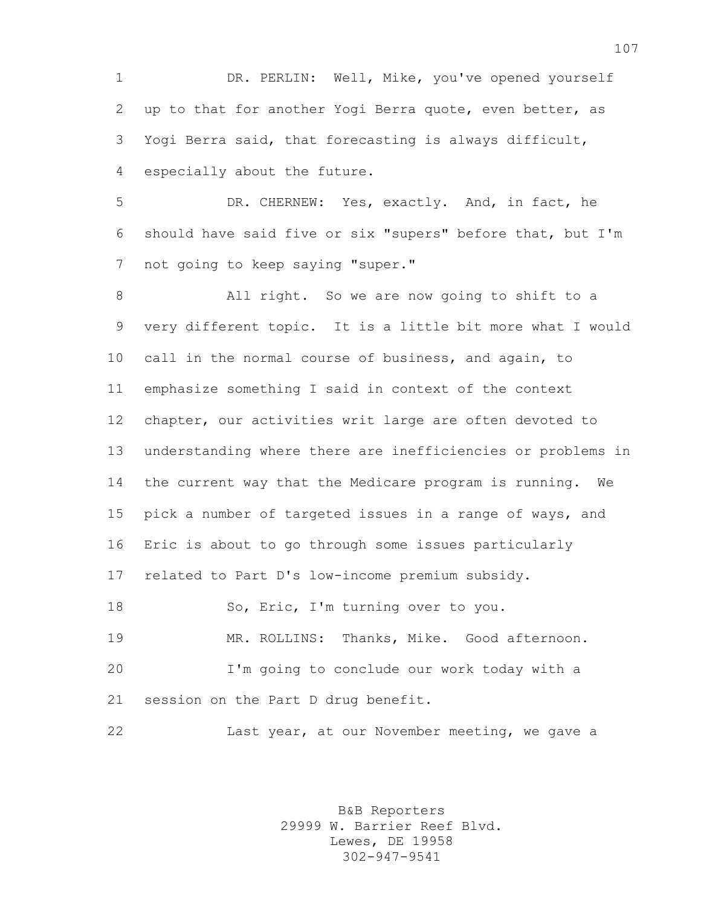DR. PERLIN: Well, Mike, you've opened yourself up to that for another Yogi Berra quote, even better, as Yogi Berra said, that forecasting is always difficult, especially about the future.

DR. CHERNEW: Yes, exactly. And, in fact, he should have said five or six "supers" before that, but I'm not going to keep saying "super."

All right. So we are now going to shift to a very different topic. It is a little bit more what I would call in the normal course of business, and again, to emphasize something I said in context of the context chapter, our activities writ large are often devoted to understanding where there are inefficiencies or problems in the current way that the Medicare program is running. We pick a number of targeted issues in a range of ways, and Eric is about to go through some issues particularly related to Part D's low-income premium subsidy.

So, Eric, I'm turning over to you.

MR. ROLLINS: Thanks, Mike. Good afternoon.

I'm going to conclude our work today with a session on the Part D drug benefit.

Last year, at our November meeting, we gave a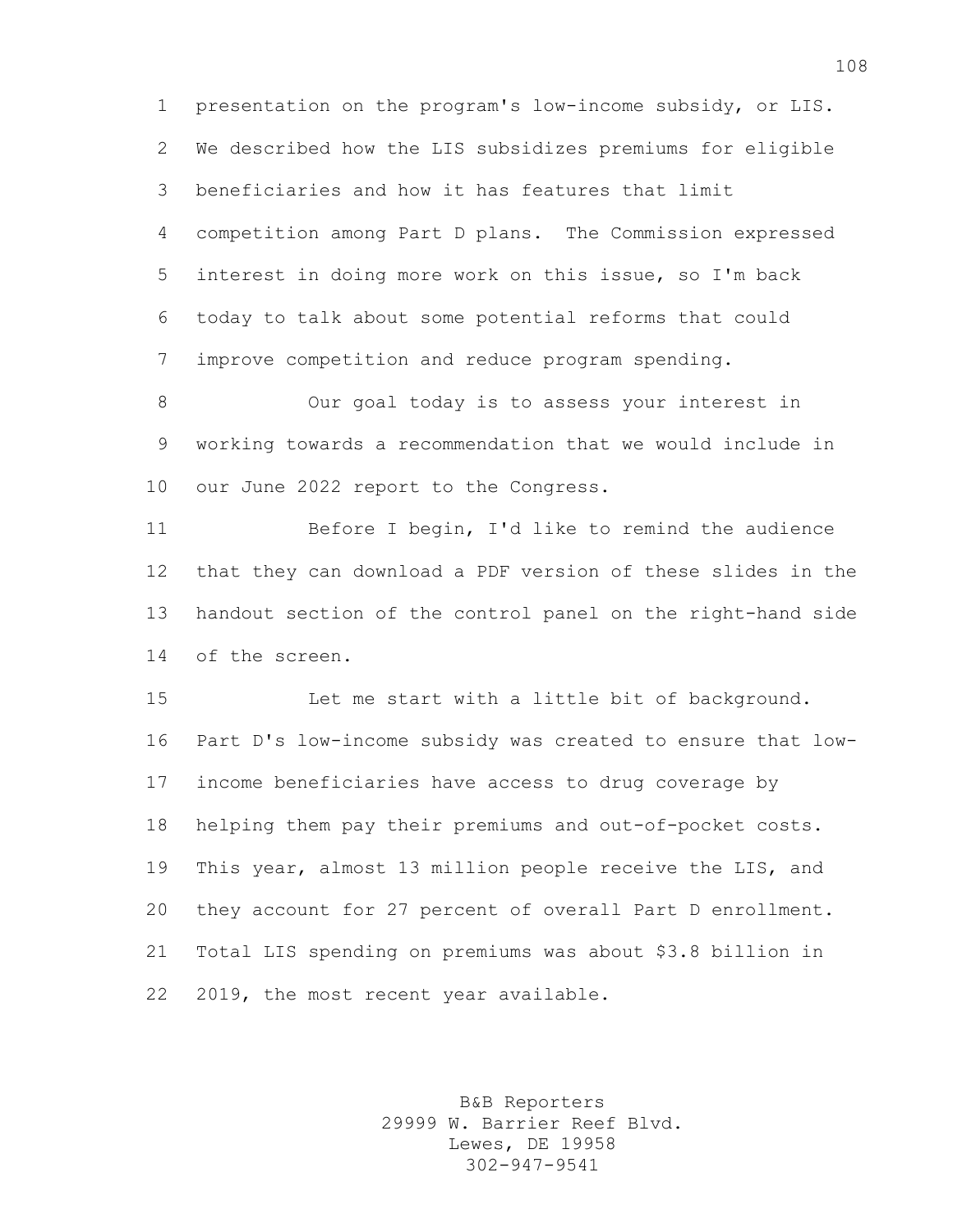presentation on the program's low-income subsidy, or LIS. We described how the LIS subsidizes premiums for eligible beneficiaries and how it has features that limit competition among Part D plans. The Commission expressed interest in doing more work on this issue, so I'm back today to talk about some potential reforms that could improve competition and reduce program spending.

Our goal today is to assess your interest in working towards a recommendation that we would include in our June 2022 report to the Congress.

Before I begin, I'd like to remind the audience that they can download a PDF version of these slides in the handout section of the control panel on the right-hand side of the screen.

Let me start with a little bit of background. Part D's low-income subsidy was created to ensure that low-income beneficiaries have access to drug coverage by helping them pay their premiums and out-of-pocket costs. This year, almost 13 million people receive the LIS, and they account for 27 percent of overall Part D enrollment. Total LIS spending on premiums was about $3.8 billion in 2019, the most recent year available.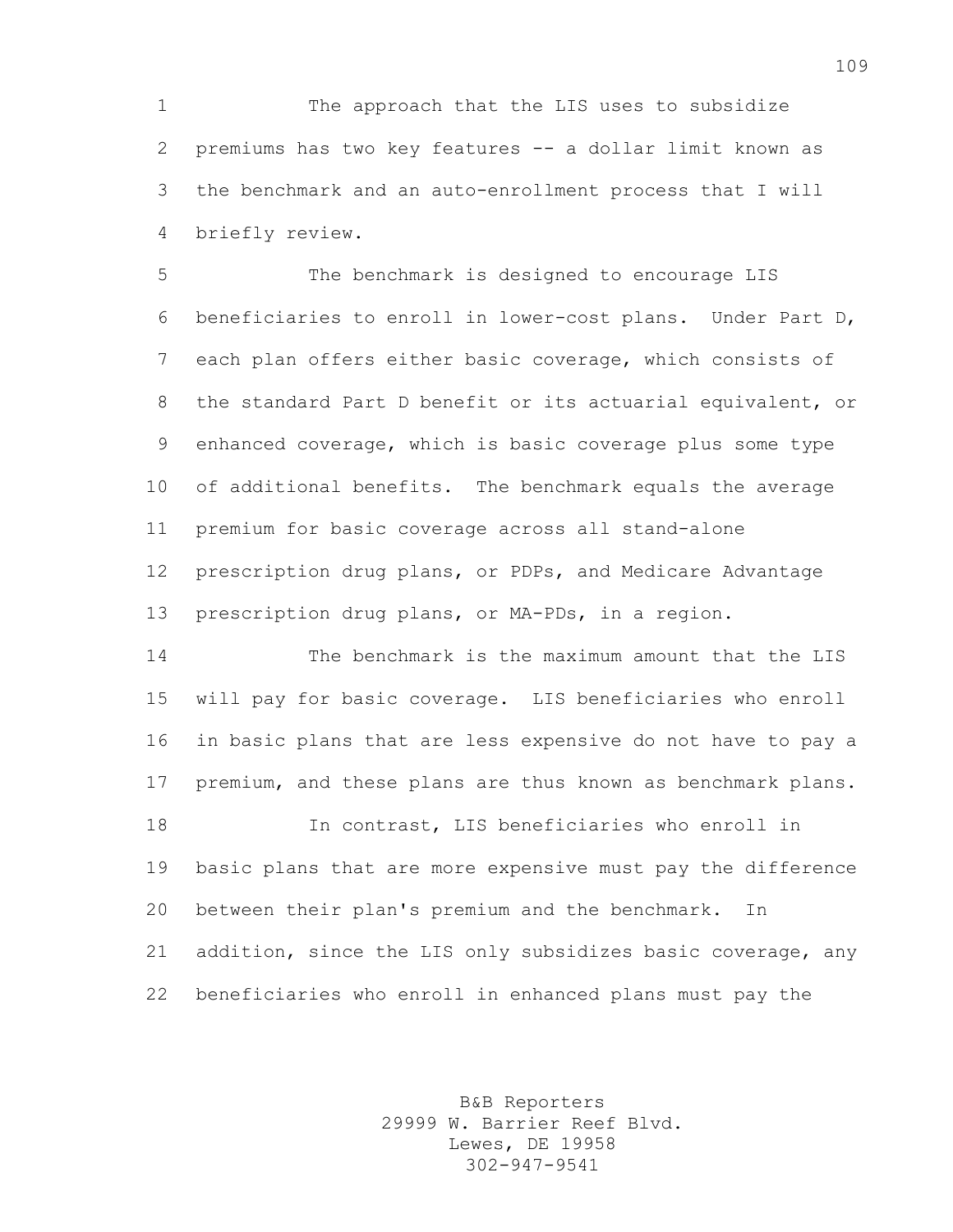The approach that the LIS uses to subsidize premiums has two key features -- a dollar limit known as the benchmark and an auto-enrollment process that I will briefly review.

The benchmark is designed to encourage LIS beneficiaries to enroll in lower-cost plans. Under Part D, each plan offers either basic coverage, which consists of the standard Part D benefit or its actuarial equivalent, or enhanced coverage, which is basic coverage plus some type of additional benefits. The benchmark equals the average premium for basic coverage across all stand-alone prescription drug plans, or PDPs, and Medicare Advantage prescription drug plans, or MA-PDs, in a region.

The benchmark is the maximum amount that the LIS will pay for basic coverage. LIS beneficiaries who enroll in basic plans that are less expensive do not have to pay a premium, and these plans are thus known as benchmark plans.

In contrast, LIS beneficiaries who enroll in basic plans that are more expensive must pay the difference between their plan's premium and the benchmark. In addition, since the LIS only subsidizes basic coverage, any beneficiaries who enroll in enhanced plans must pay the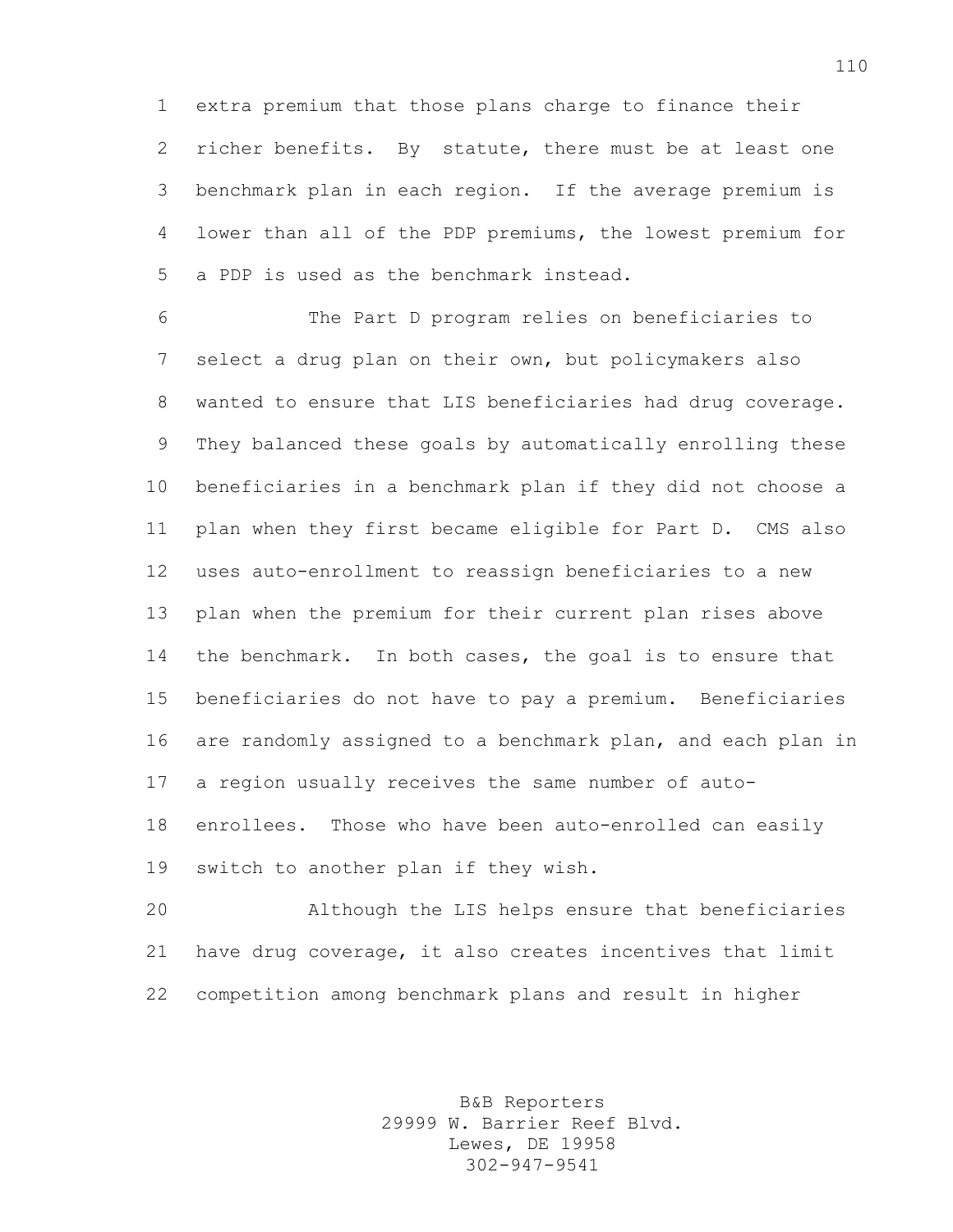extra premium that those plans charge to finance their richer benefits. By statute, there must be at least one benchmark plan in each region. If the average premium is lower than all of the PDP premiums, the lowest premium for a PDP is used as the benchmark instead.

The Part D program relies on beneficiaries to select a drug plan on their own, but policymakers also wanted to ensure that LIS beneficiaries had drug coverage. They balanced these goals by automatically enrolling these beneficiaries in a benchmark plan if they did not choose a plan when they first became eligible for Part D. CMS also uses auto-enrollment to reassign beneficiaries to a new plan when the premium for their current plan rises above the benchmark. In both cases, the goal is to ensure that beneficiaries do not have to pay a premium. Beneficiaries are randomly assigned to a benchmark plan, and each plan in a region usually receives the same number of auto-enrollees. Those who have been auto-enrolled can easily switch to another plan if they wish.

Although the LIS helps ensure that beneficiaries have drug coverage, it also creates incentives that limit competition among benchmark plans and result in higher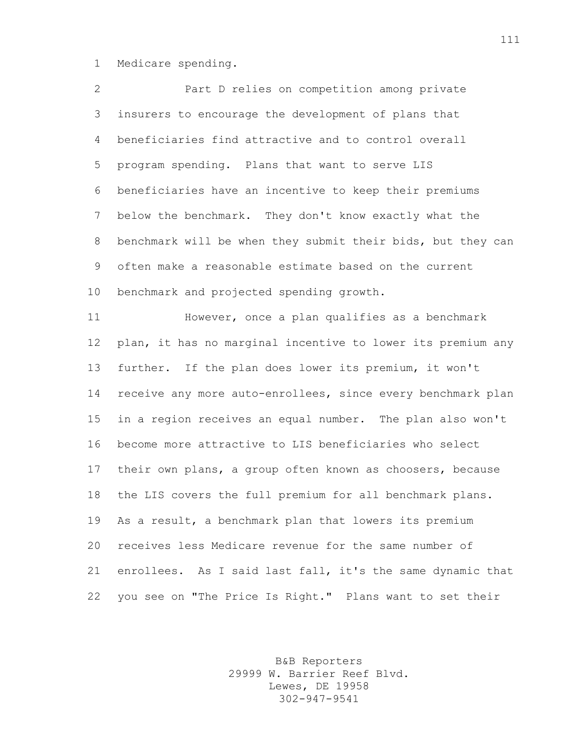Medicare spending.

Part D relies on competition among private insurers to encourage the development of plans that beneficiaries find attractive and to control overall program spending. Plans that want to serve LIS beneficiaries have an incentive to keep their premiums below the benchmark. They don't know exactly what the benchmark will be when they submit their bids, but they can often make a reasonable estimate based on the current benchmark and projected spending growth.

However, once a plan qualifies as a benchmark plan, it has no marginal incentive to lower its premium any further. If the plan does lower its premium, it won't receive any more auto-enrollees, since every benchmark plan in a region receives an equal number. The plan also won't become more attractive to LIS beneficiaries who select their own plans, a group often known as choosers, because the LIS covers the full premium for all benchmark plans. As a result, a benchmark plan that lowers its premium receives less Medicare revenue for the same number of enrollees. As I said last fall, it's the same dynamic that you see on "The Price Is Right." Plans want to set their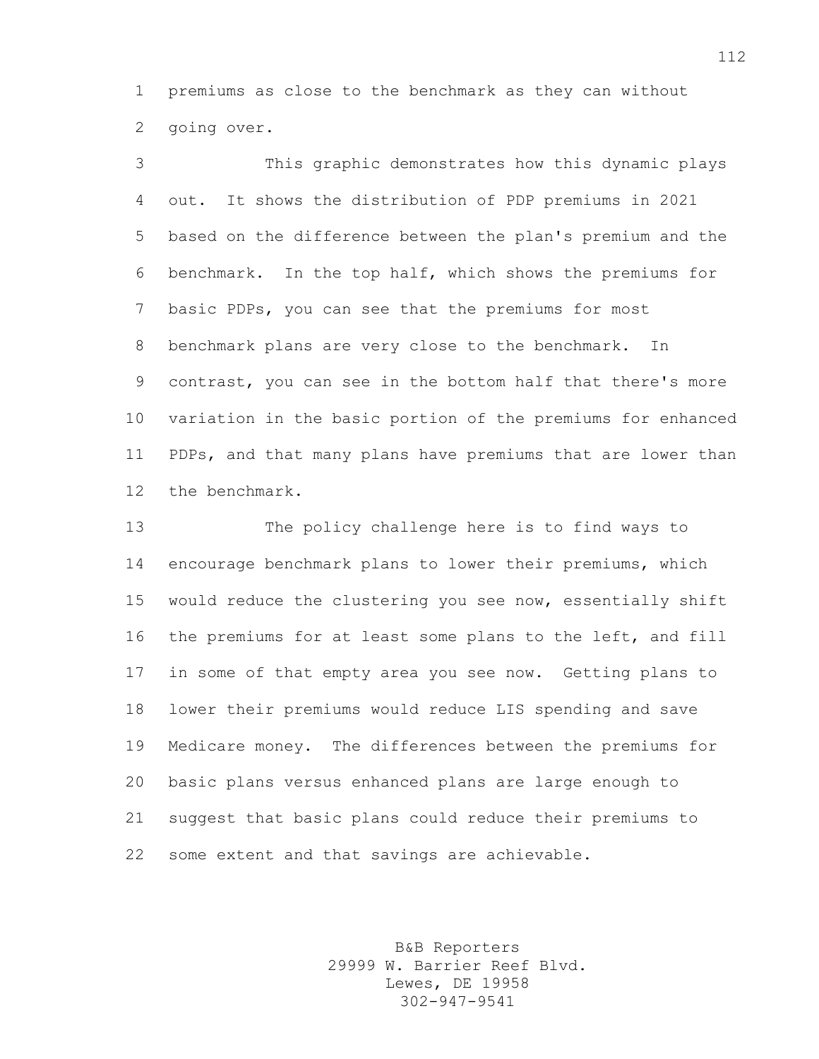premiums as close to the benchmark as they can without going over.

This graphic demonstrates how this dynamic plays out. It shows the distribution of PDP premiums in 2021 based on the difference between the plan's premium and the benchmark. In the top half, which shows the premiums for basic PDPs, you can see that the premiums for most benchmark plans are very close to the benchmark. In contrast, you can see in the bottom half that there's more variation in the basic portion of the premiums for enhanced PDPs, and that many plans have premiums that are lower than the benchmark.

The policy challenge here is to find ways to encourage benchmark plans to lower their premiums, which would reduce the clustering you see now, essentially shift the premiums for at least some plans to the left, and fill in some of that empty area you see now. Getting plans to lower their premiums would reduce LIS spending and save Medicare money. The differences between the premiums for basic plans versus enhanced plans are large enough to suggest that basic plans could reduce their premiums to some extent and that savings are achievable.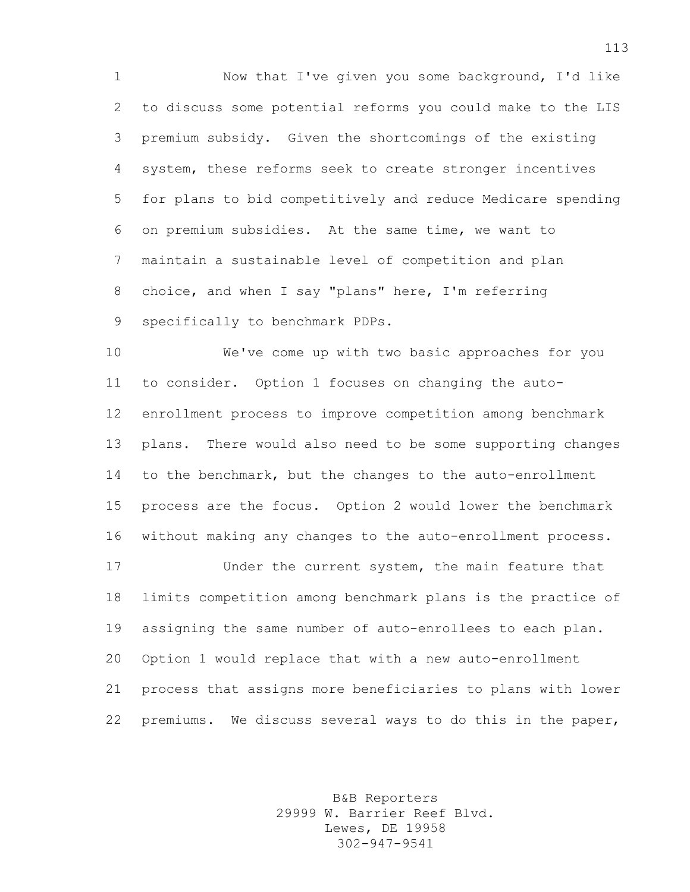Now that I've given you some background, I'd like to discuss some potential reforms you could make to the LIS premium subsidy. Given the shortcomings of the existing system, these reforms seek to create stronger incentives for plans to bid competitively and reduce Medicare spending on premium subsidies. At the same time, we want to maintain a sustainable level of competition and plan choice, and when I say "plans" here, I'm referring specifically to benchmark PDPs.

We've come up with two basic approaches for you to consider. Option 1 focuses on changing the auto-enrollment process to improve competition among benchmark plans. There would also need to be some supporting changes to the benchmark, but the changes to the auto-enrollment process are the focus. Option 2 would lower the benchmark without making any changes to the auto-enrollment process.

Under the current system, the main feature that limits competition among benchmark plans is the practice of assigning the same number of auto-enrollees to each plan. Option 1 would replace that with a new auto-enrollment process that assigns more beneficiaries to plans with lower premiums. We discuss several ways to do this in the paper,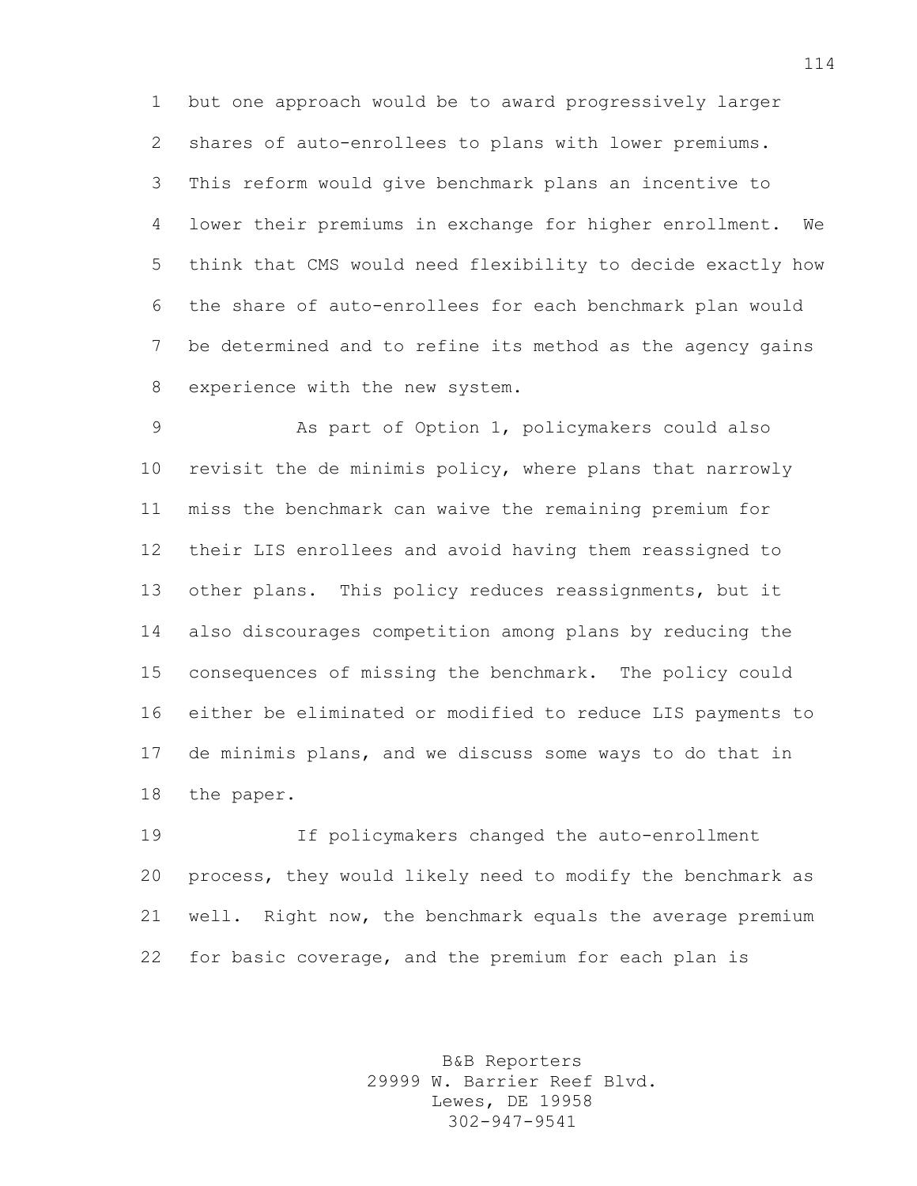but one approach would be to award progressively larger shares of auto-enrollees to plans with lower premiums. This reform would give benchmark plans an incentive to lower their premiums in exchange for higher enrollment. We think that CMS would need flexibility to decide exactly how the share of auto-enrollees for each benchmark plan would be determined and to refine its method as the agency gains experience with the new system.

As part of Option 1, policymakers could also revisit the de minimis policy, where plans that narrowly miss the benchmark can waive the remaining premium for their LIS enrollees and avoid having them reassigned to other plans. This policy reduces reassignments, but it also discourages competition among plans by reducing the consequences of missing the benchmark. The policy could either be eliminated or modified to reduce LIS payments to de minimis plans, and we discuss some ways to do that in the paper.

If policymakers changed the auto-enrollment process, they would likely need to modify the benchmark as well. Right now, the benchmark equals the average premium for basic coverage, and the premium for each plan is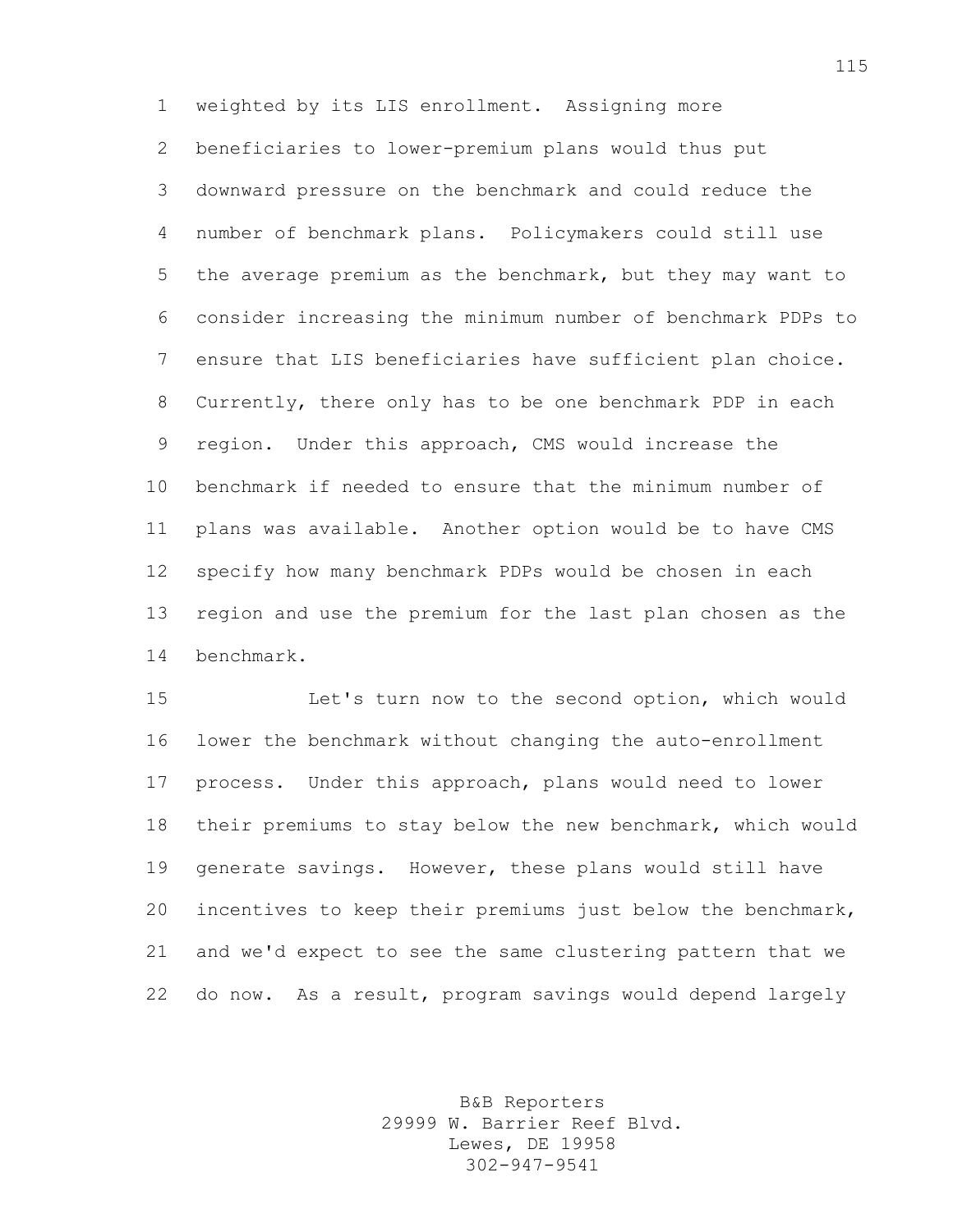weighted by its LIS enrollment. Assigning more beneficiaries to lower-premium plans would thus put downward pressure on the benchmark and could reduce the number of benchmark plans. Policymakers could still use the average premium as the benchmark, but they may want to consider increasing the minimum number of benchmark PDPs to ensure that LIS beneficiaries have sufficient plan choice. Currently, there only has to be one benchmark PDP in each region. Under this approach, CMS would increase the benchmark if needed to ensure that the minimum number of plans was available. Another option would be to have CMS specify how many benchmark PDPs would be chosen in each region and use the premium for the last plan chosen as the benchmark.

Let's turn now to the second option, which would lower the benchmark without changing the auto-enrollment process. Under this approach, plans would need to lower their premiums to stay below the new benchmark, which would generate savings. However, these plans would still have incentives to keep their premiums just below the benchmark, and we'd expect to see the same clustering pattern that we do now. As a result, program savings would depend largely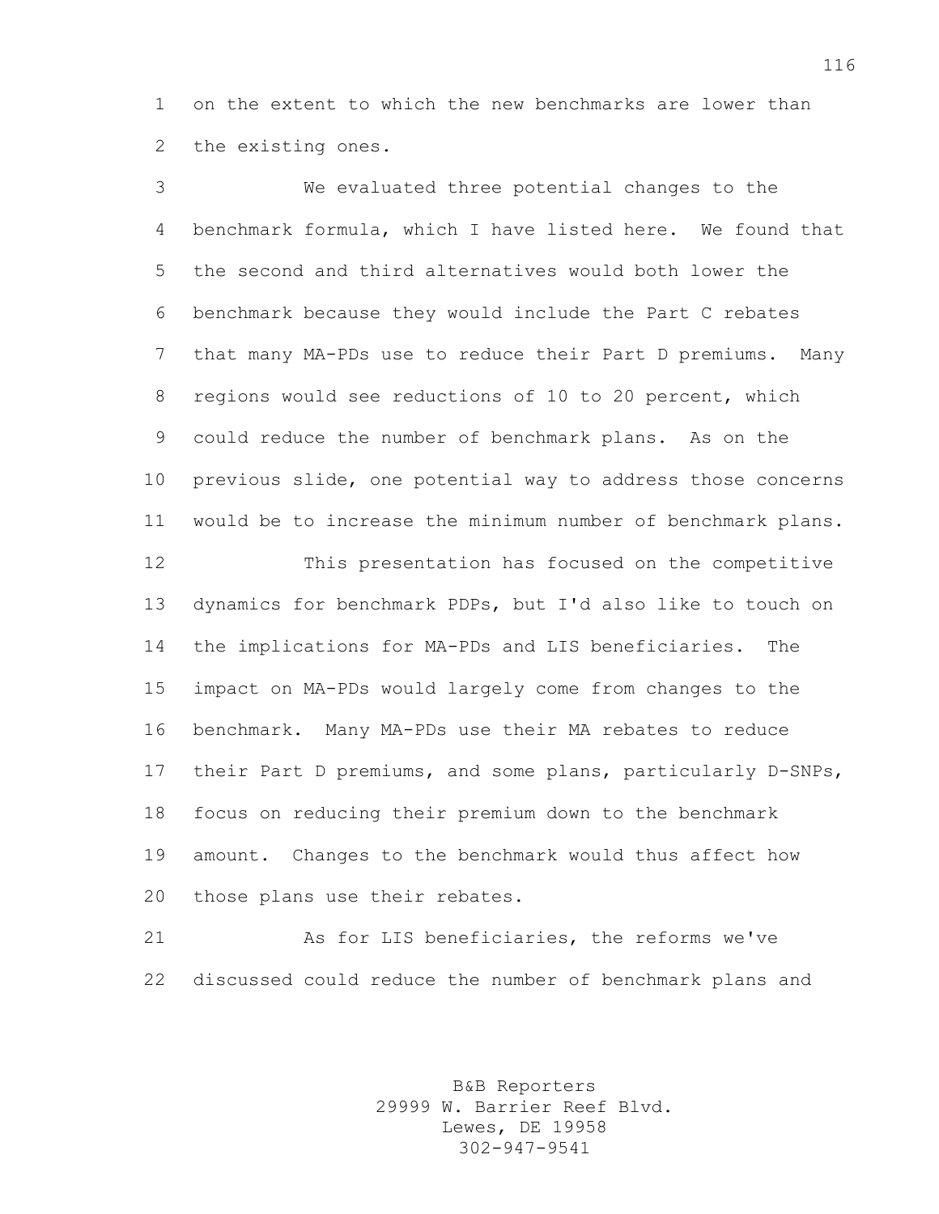on the extent to which the new benchmarks are lower than the existing ones.

We evaluated three potential changes to the benchmark formula, which I have listed here. We found that the second and third alternatives would both lower the benchmark because they would include the Part C rebates that many MA-PDs use to reduce their Part D premiums. Many regions would see reductions of 10 to 20 percent, which could reduce the number of benchmark plans. As on the previous slide, one potential way to address those concerns would be to increase the minimum number of benchmark plans.

This presentation has focused on the competitive dynamics for benchmark PDPs, but I'd also like to touch on the implications for MA-PDs and LIS beneficiaries. The impact on MA-PDs would largely come from changes to the benchmark. Many MA-PDs use their MA rebates to reduce their Part D premiums, and some plans, particularly D-SNPs, focus on reducing their premium down to the benchmark amount. Changes to the benchmark would thus affect how those plans use their rebates.

As for LIS beneficiaries, the reforms we've discussed could reduce the number of benchmark plans and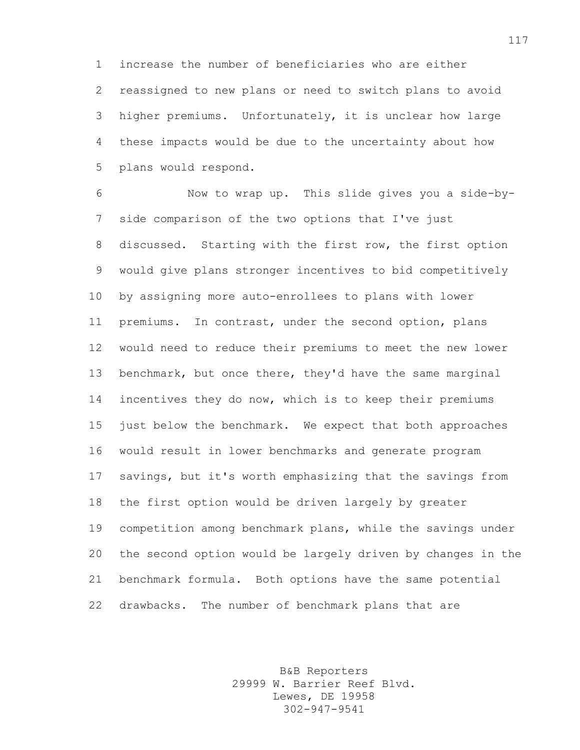increase the number of beneficiaries who are either reassigned to new plans or need to switch plans to avoid higher premiums. Unfortunately, it is unclear how large these impacts would be due to the uncertainty about how plans would respond.

Now to wrap up. This slide gives you a side-by-side comparison of the two options that I've just discussed. Starting with the first row, the first option would give plans stronger incentives to bid competitively by assigning more auto-enrollees to plans with lower premiums. In contrast, under the second option, plans would need to reduce their premiums to meet the new lower benchmark, but once there, they'd have the same marginal incentives they do now, which is to keep their premiums just below the benchmark. We expect that both approaches would result in lower benchmarks and generate program savings, but it's worth emphasizing that the savings from the first option would be driven largely by greater competition among benchmark plans, while the savings under the second option would be largely driven by changes in the benchmark formula. Both options have the same potential drawbacks. The number of benchmark plans that are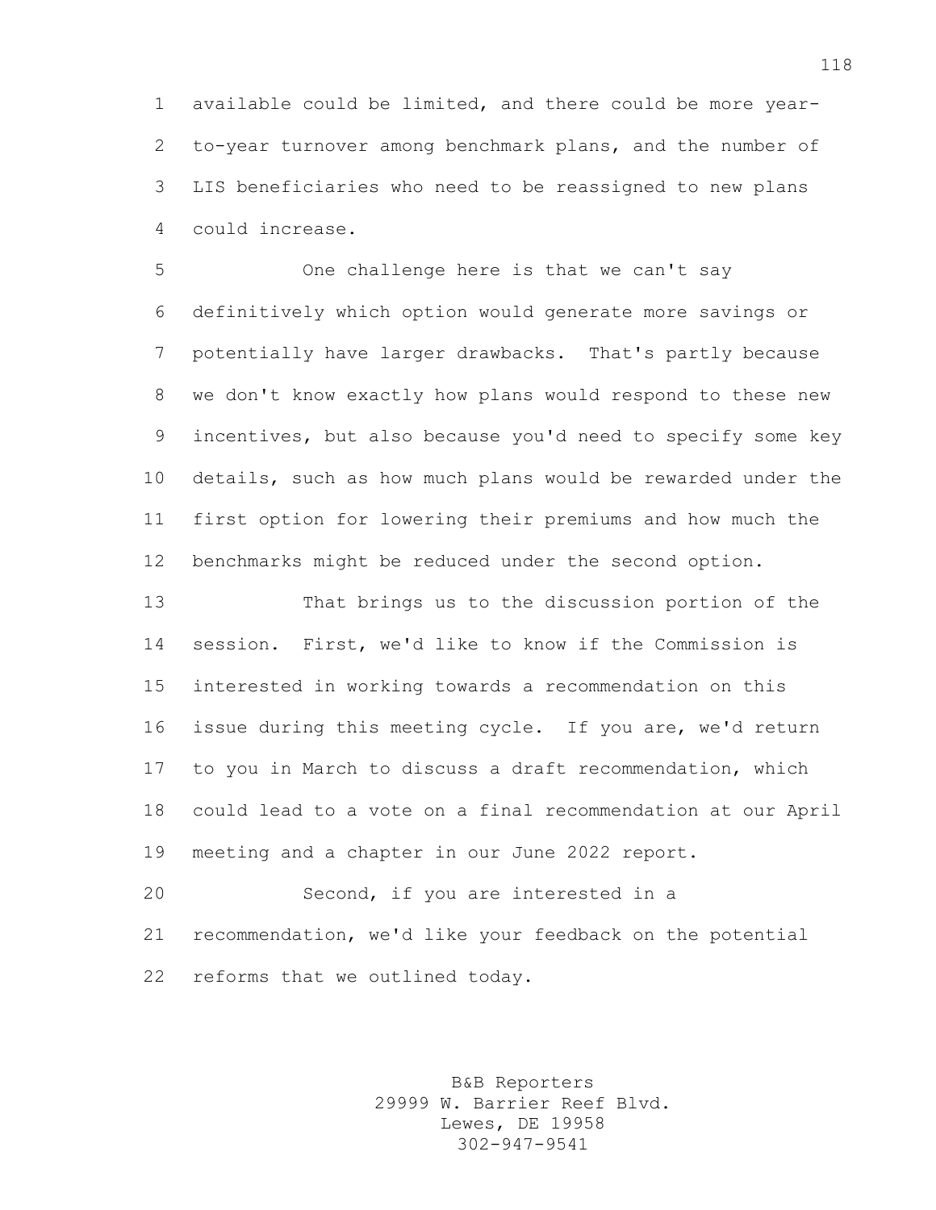available could be limited, and there could be more year-to-year turnover among benchmark plans, and the number of LIS beneficiaries who need to be reassigned to new plans could increase.

One challenge here is that we can't say definitively which option would generate more savings or potentially have larger drawbacks. That's partly because we don't know exactly how plans would respond to these new incentives, but also because you'd need to specify some key details, such as how much plans would be rewarded under the first option for lowering their premiums and how much the benchmarks might be reduced under the second option.

That brings us to the discussion portion of the session. First, we'd like to know if the Commission is interested in working towards a recommendation on this issue during this meeting cycle. If you are, we'd return to you in March to discuss a draft recommendation, which could lead to a vote on a final recommendation at our April meeting and a chapter in our June 2022 report.

Second, if you are interested in a recommendation, we'd like your feedback on the potential reforms that we outlined today.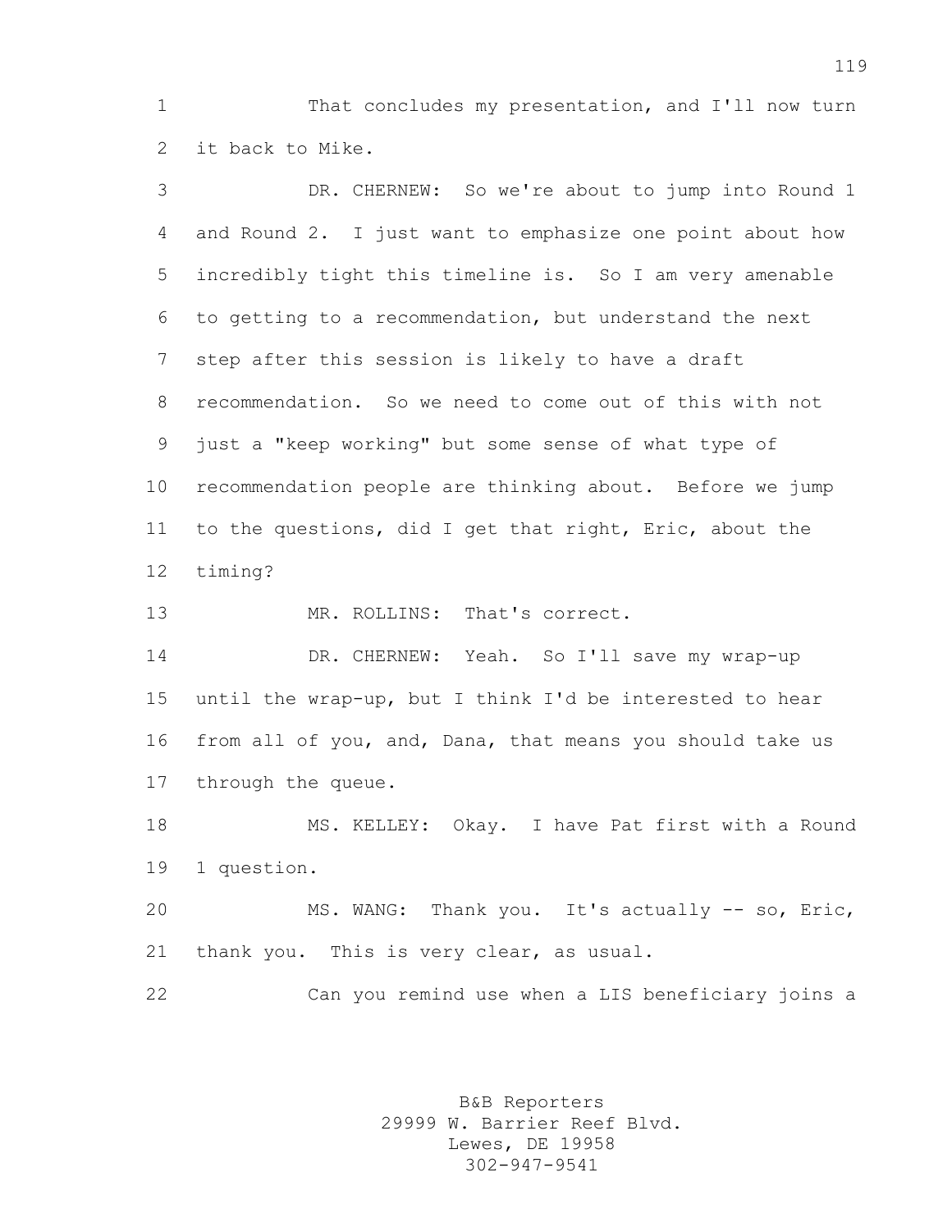That concludes my presentation, and I'll now turn it back to Mike.

DR. CHERNEW: So we're about to jump into Round 1 and Round 2. I just want to emphasize one point about how incredibly tight this timeline is. So I am very amenable to getting to a recommendation, but understand the next step after this session is likely to have a draft recommendation. So we need to come out of this with not just a "keep working" but some sense of what type of recommendation people are thinking about. Before we jump to the questions, did I get that right, Eric, about the timing?

MR. ROLLINS: That's correct.

DR. CHERNEW: Yeah. So I'll save my wrap-up until the wrap-up, but I think I'd be interested to hear from all of you, and, Dana, that means you should take us through the queue.

MS. KELLEY: Okay. I have Pat first with a Round 1 question.

MS. WANG: Thank you. It's actually -- so, Eric, thank you. This is very clear, as usual.

Can you remind use when a LIS beneficiary joins a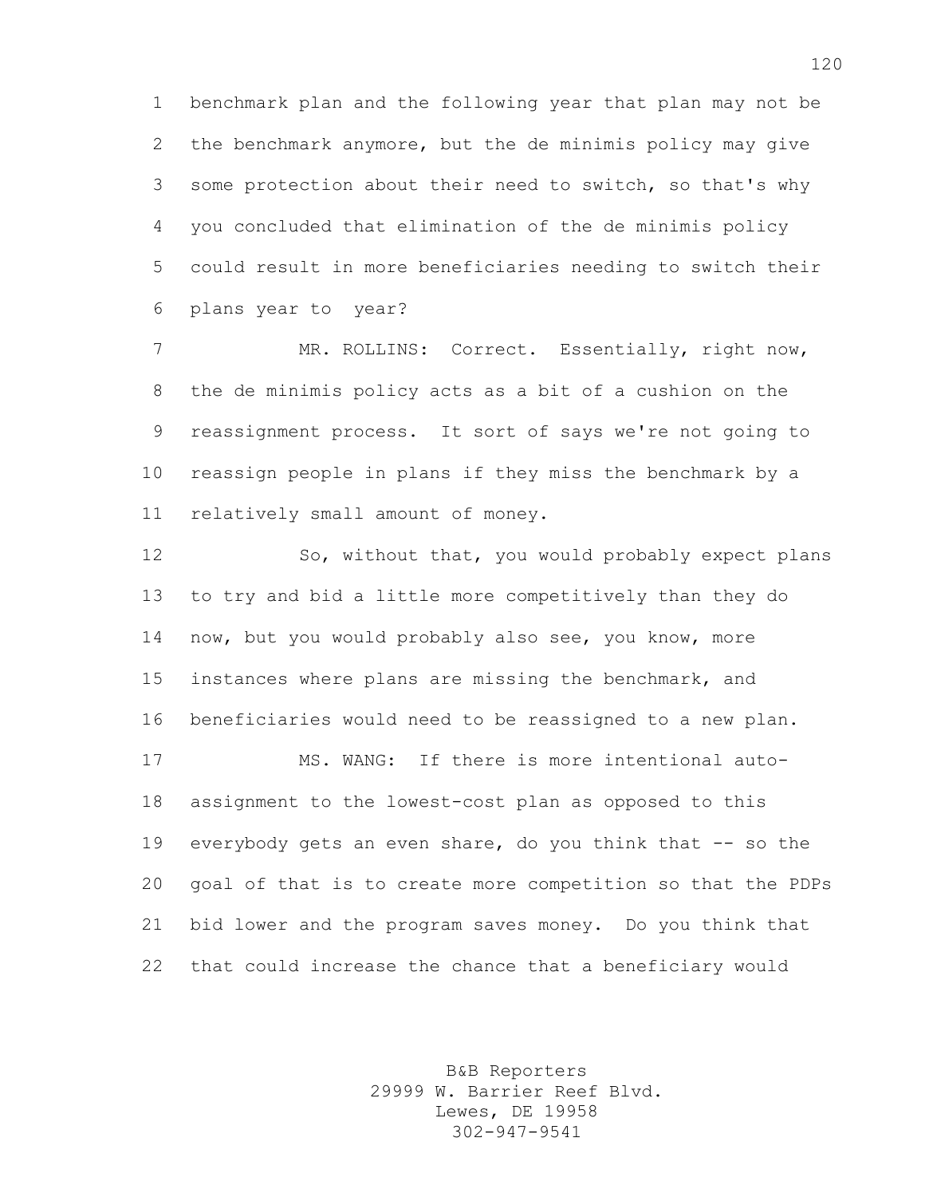benchmark plan and the following year that plan may not be the benchmark anymore, but the de minimis policy may give some protection about their need to switch, so that's why you concluded that elimination of the de minimis policy could result in more beneficiaries needing to switch their plans year to year?

MR. ROLLINS: Correct. Essentially, right now, the de minimis policy acts as a bit of a cushion on the reassignment process. It sort of says we're not going to reassign people in plans if they miss the benchmark by a relatively small amount of money.

So, without that, you would probably expect plans to try and bid a little more competitively than they do now, but you would probably also see, you know, more instances where plans are missing the benchmark, and beneficiaries would need to be reassigned to a new plan.

MS. WANG: If there is more intentional auto-assignment to the lowest-cost plan as opposed to this everybody gets an even share, do you think that -- so the goal of that is to create more competition so that the PDPs bid lower and the program saves money. Do you think that that could increase the chance that a beneficiary would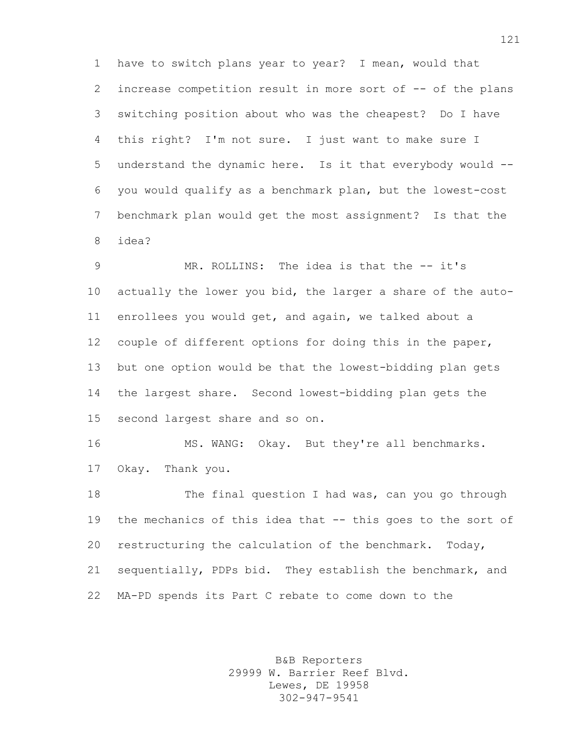have to switch plans year to year? I mean, would that increase competition result in more sort of -- of the plans switching position about who was the cheapest? Do I have this right? I'm not sure. I just want to make sure I understand the dynamic here. Is it that everybody would -- you would qualify as a benchmark plan, but the lowest-cost benchmark plan would get the most assignment? Is that the idea?

MR. ROLLINS: The idea is that the -- it's actually the lower you bid, the larger a share of the auto-enrollees you would get, and again, we talked about a couple of different options for doing this in the paper, but one option would be that the lowest-bidding plan gets the largest share. Second lowest-bidding plan gets the second largest share and so on.

MS. WANG: Okay. But they're all benchmarks. Okay. Thank you.

The final question I had was, can you go through the mechanics of this idea that -- this goes to the sort of restructuring the calculation of the benchmark. Today, sequentially, PDPs bid. They establish the benchmark, and MA-PD spends its Part C rebate to come down to the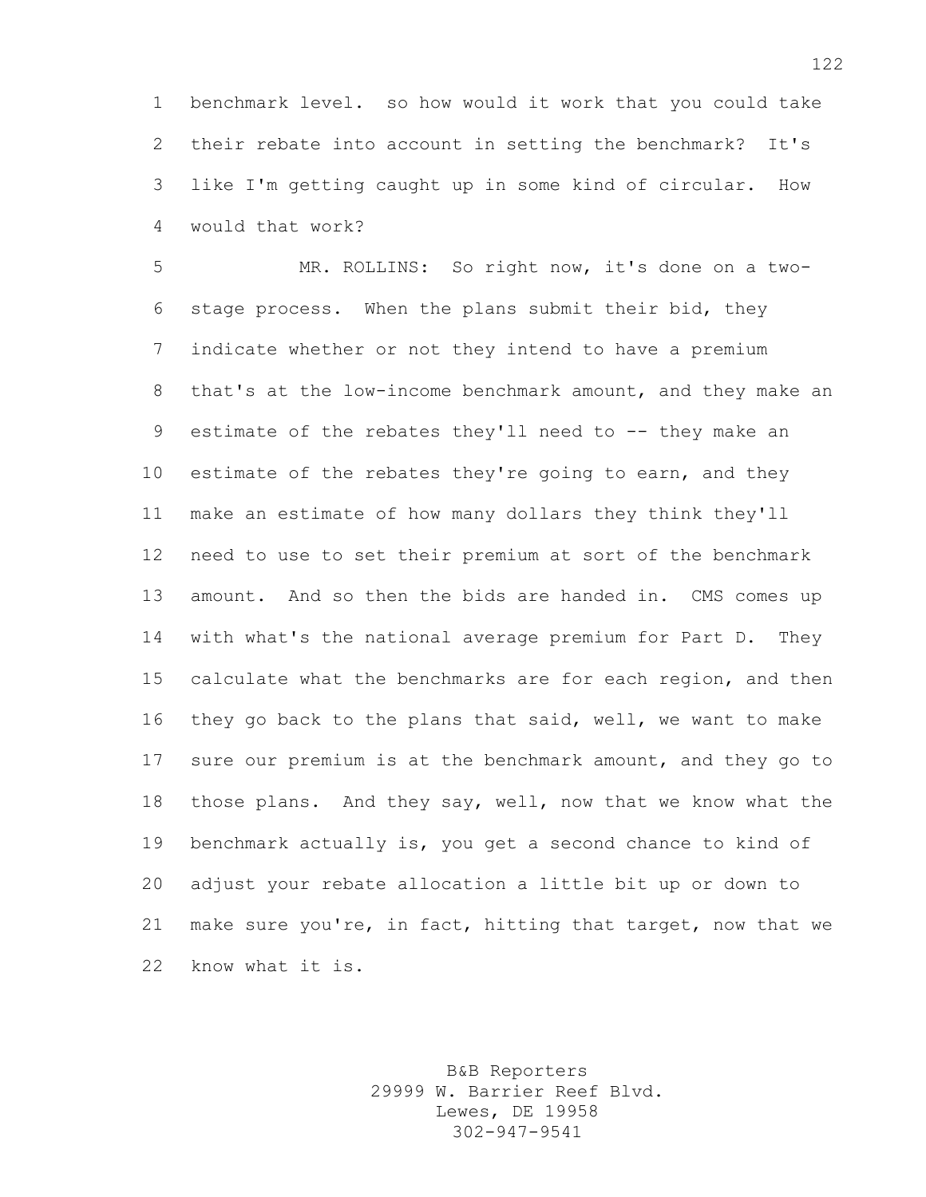benchmark level. so how would it work that you could take their rebate into account in setting the benchmark? It's like I'm getting caught up in some kind of circular. How would that work?

MR. ROLLINS: So right now, it's done on a two-stage process. When the plans submit their bid, they indicate whether or not they intend to have a premium that's at the low-income benchmark amount, and they make an estimate of the rebates they'll need to -- they make an estimate of the rebates they're going to earn, and they make an estimate of how many dollars they think they'll need to use to set their premium at sort of the benchmark amount. And so then the bids are handed in. CMS comes up with what's the national average premium for Part D. They calculate what the benchmarks are for each region, and then they go back to the plans that said, well, we want to make sure our premium is at the benchmark amount, and they go to those plans. And they say, well, now that we know what the benchmark actually is, you get a second chance to kind of adjust your rebate allocation a little bit up or down to make sure you're, in fact, hitting that target, now that we know what it is.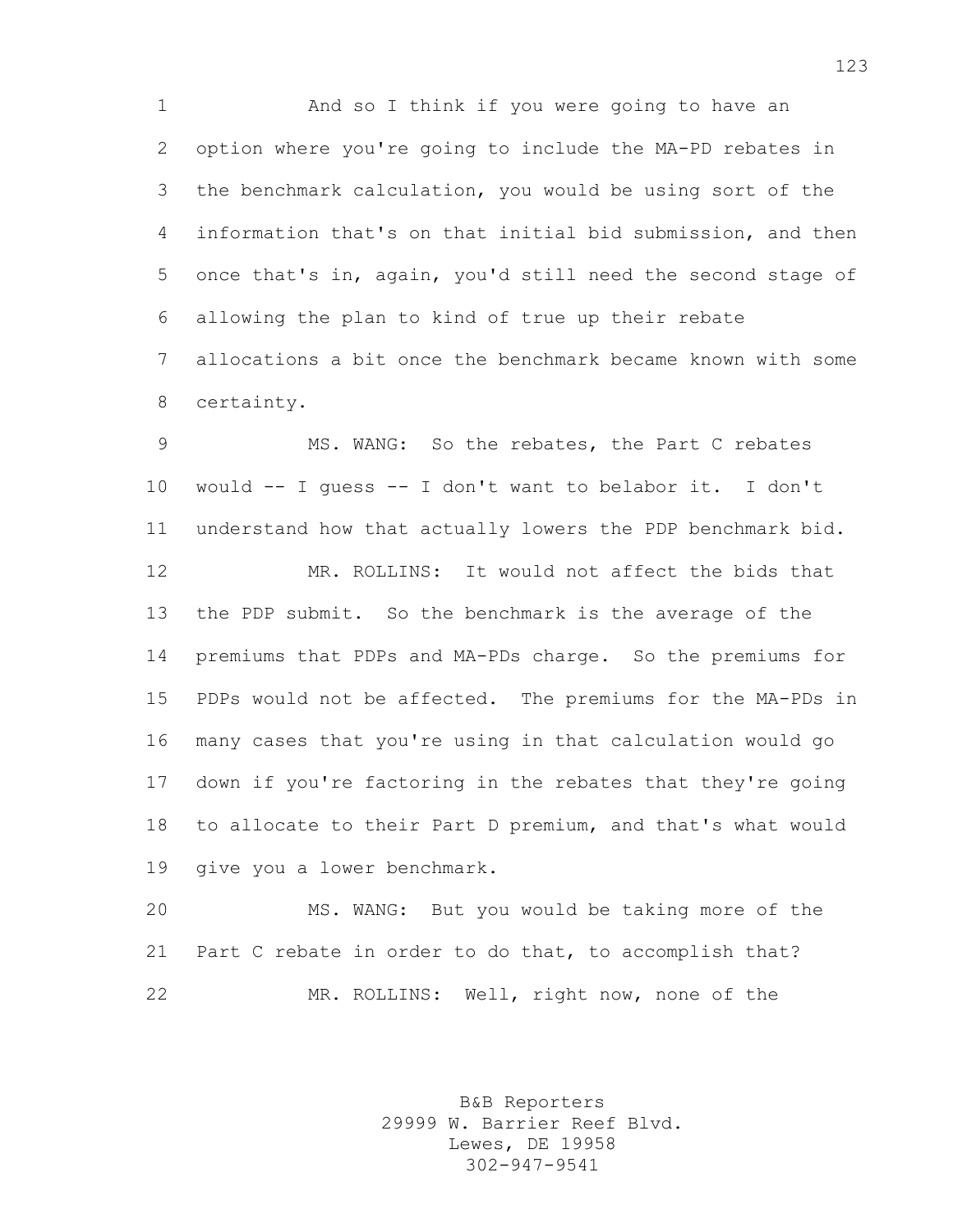And so I think if you were going to have an option where you're going to include the MA-PD rebates in the benchmark calculation, you would be using sort of the information that's on that initial bid submission, and then once that's in, again, you'd still need the second stage of allowing the plan to kind of true up their rebate allocations a bit once the benchmark became known with some certainty.

MS. WANG: So the rebates, the Part C rebates would -- I guess -- I don't want to belabor it. I don't understand how that actually lowers the PDP benchmark bid.

MR. ROLLINS: It would not affect the bids that the PDP submit. So the benchmark is the average of the premiums that PDPs and MA-PDs charge. So the premiums for PDPs would not be affected. The premiums for the MA-PDs in many cases that you're using in that calculation would go down if you're factoring in the rebates that they're going to allocate to their Part D premium, and that's what would give you a lower benchmark.

MS. WANG: But you would be taking more of the Part C rebate in order to do that, to accomplish that?

MR. ROLLINS: Well, right now, none of the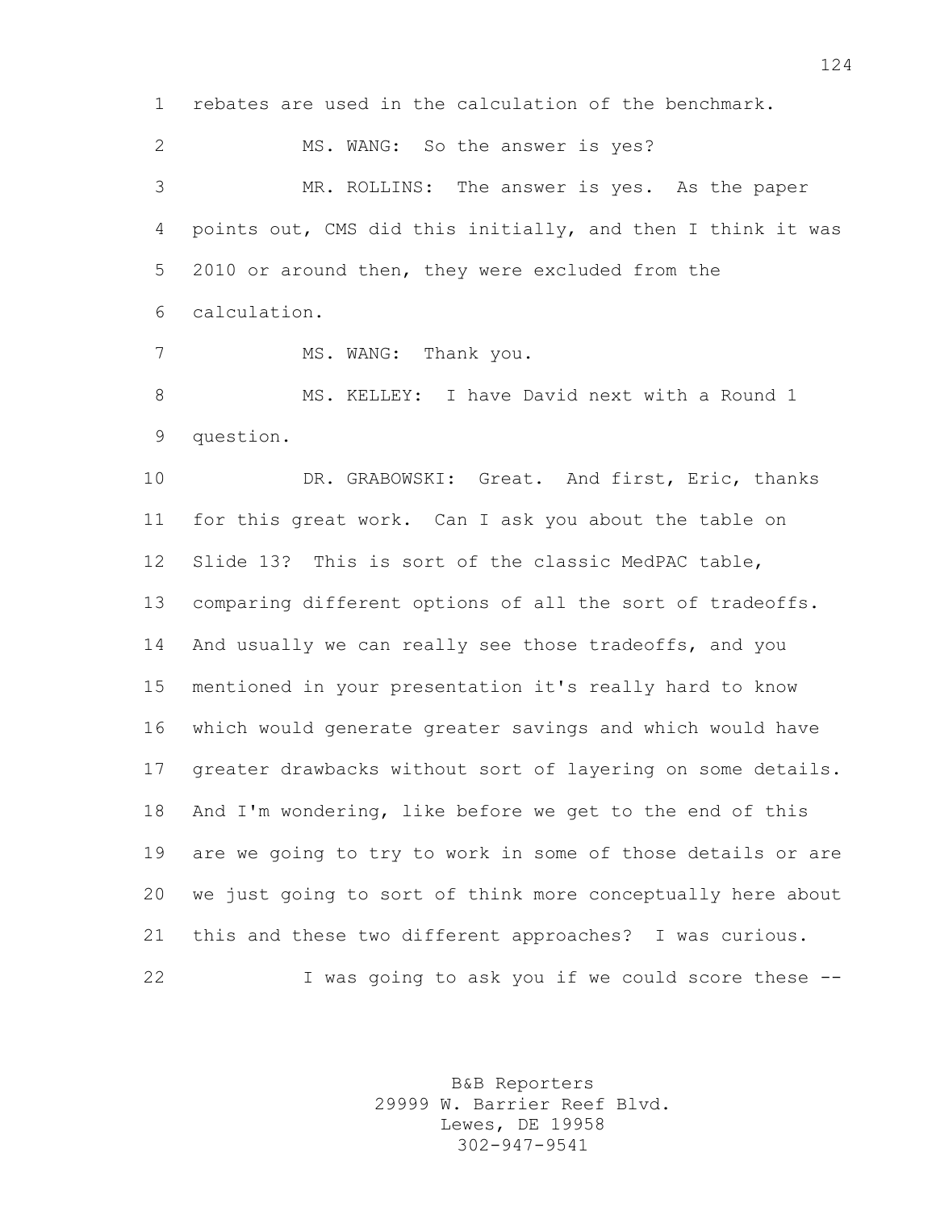rebates are used in the calculation of the benchmark.

MS. WANG: So the answer is yes?

MR. ROLLINS: The answer is yes. As the paper points out, CMS did this initially, and then I think it was 2010 or around then, they were excluded from the calculation.

MS. WANG: Thank you.

MS. KELLEY: I have David next with a Round 1 question.

DR. GRABOWSKI: Great. And first, Eric, thanks for this great work. Can I ask you about the table on Slide 13? This is sort of the classic MedPAC table, comparing different options of all the sort of tradeoffs. And usually we can really see those tradeoffs, and you mentioned in your presentation it's really hard to know which would generate greater savings and which would have greater drawbacks without sort of layering on some details. And I'm wondering, like before we get to the end of this are we going to try to work in some of those details or are we just going to sort of think more conceptually here about this and these two different approaches? I was curious.

I was going to ask you if we could score these --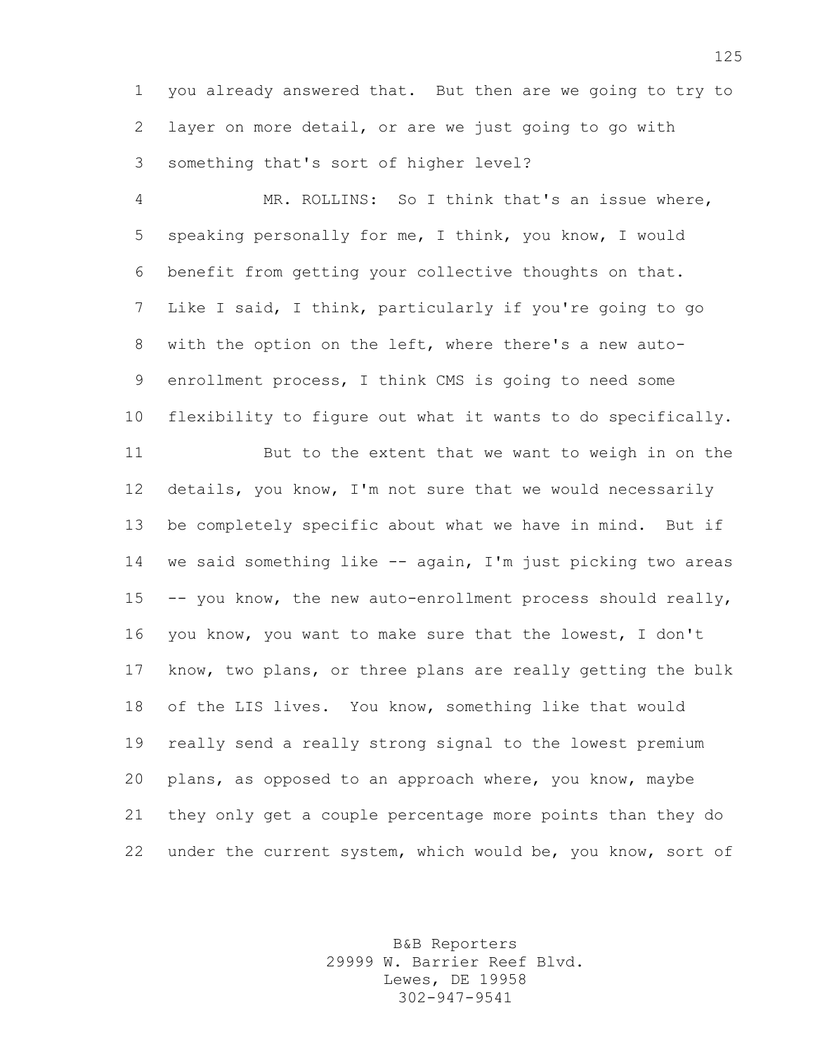you already answered that. But then are we going to try to layer on more detail, or are we just going to go with something that's sort of higher level?

MR. ROLLINS: So I think that's an issue where, speaking personally for me, I think, you know, I would benefit from getting your collective thoughts on that. Like I said, I think, particularly if you're going to go with the option on the left, where there's a new auto-enrollment process, I think CMS is going to need some flexibility to figure out what it wants to do specifically.

But to the extent that we want to weigh in on the details, you know, I'm not sure that we would necessarily be completely specific about what we have in mind. But if we said something like -- again, I'm just picking two areas -- you know, the new auto-enrollment process should really, you know, you want to make sure that the lowest, I don't know, two plans, or three plans are really getting the bulk of the LIS lives. You know, something like that would really send a really strong signal to the lowest premium plans, as opposed to an approach where, you know, maybe they only get a couple percentage more points than they do under the current system, which would be, you know, sort of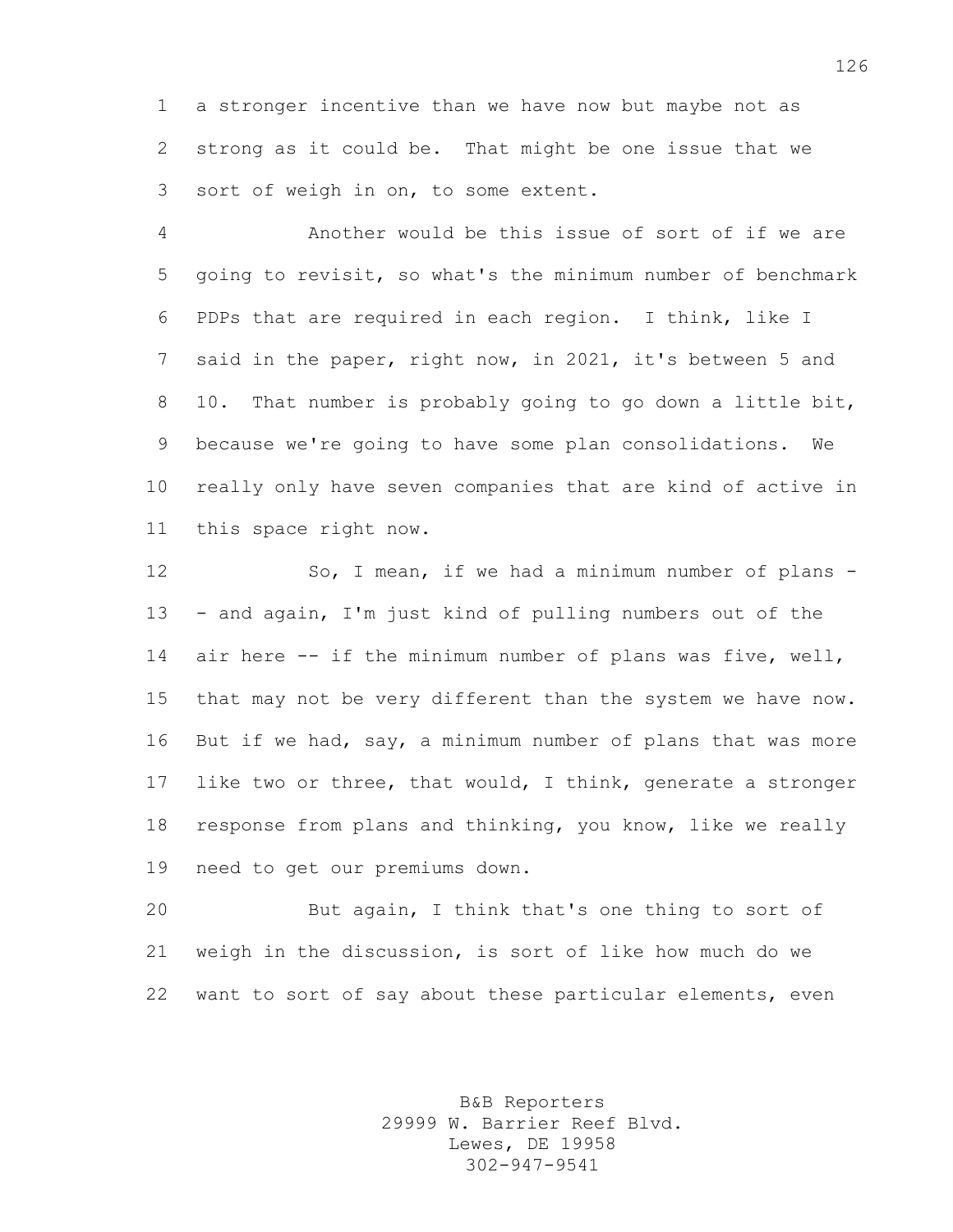a stronger incentive than we have now but maybe not as strong as it could be. That might be one issue that we sort of weigh in on, to some extent.

Another would be this issue of sort of if we are going to revisit, so what's the minimum number of benchmark PDPs that are required in each region. I think, like I said in the paper, right now, in 2021, it's between 5 and 10. That number is probably going to go down a little bit, because we're going to have some plan consolidations. We really only have seven companies that are kind of active in this space right now.

So, I mean, if we had a minimum number of plans -- and again, I'm just kind of pulling numbers out of the air here -- if the minimum number of plans was five, well, that may not be very different than the system we have now. But if we had, say, a minimum number of plans that was more like two or three, that would, I think, generate a stronger response from plans and thinking, you know, like we really need to get our premiums down.

But again, I think that's one thing to sort of weigh in the discussion, is sort of like how much do we want to sort of say about these particular elements, even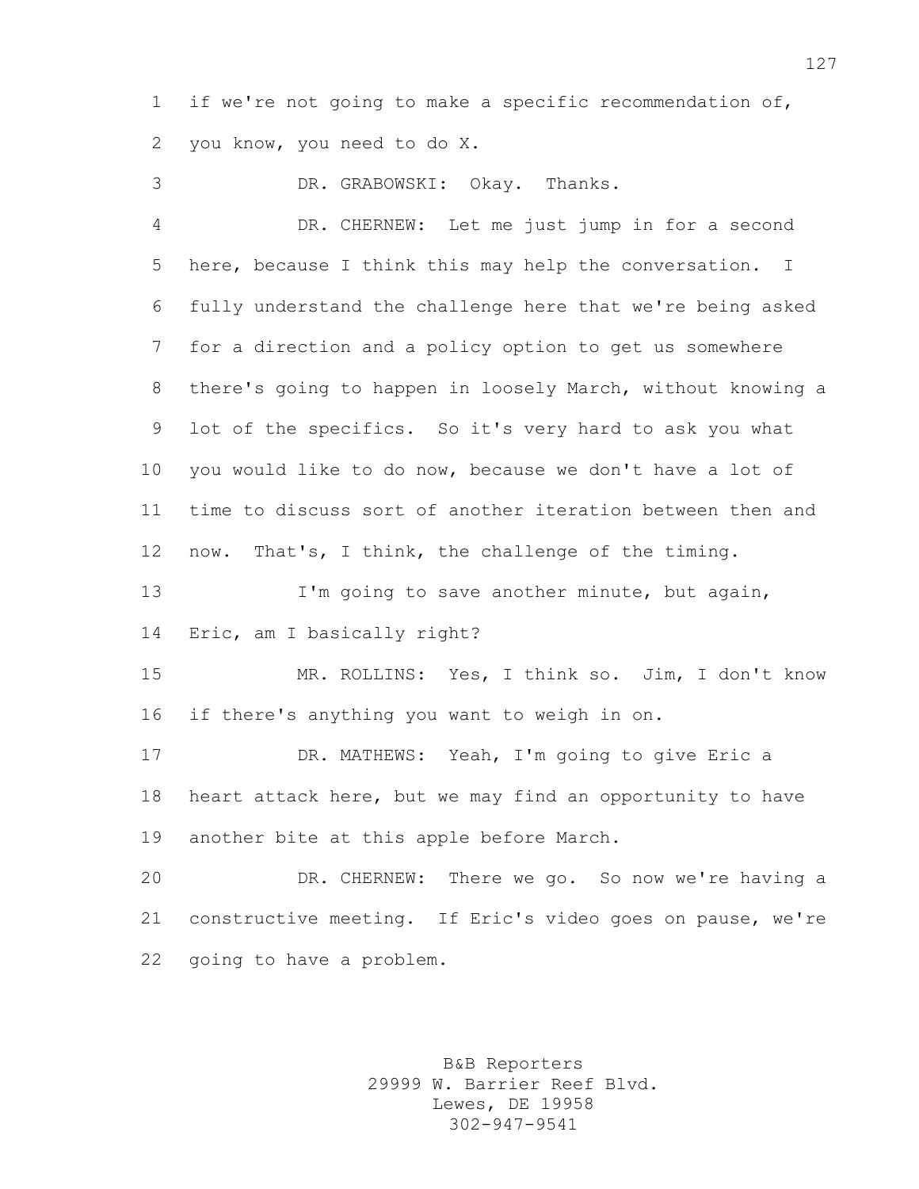if we're not going to make a specific recommendation of, you know, you need to do X.

DR. GRABOWSKI: Okay. Thanks.

DR. CHERNEW: Let me just jump in for a second here, because I think this may help the conversation. I fully understand the challenge here that we're being asked for a direction and a policy option to get us somewhere there's going to happen in loosely March, without knowing a lot of the specifics. So it's very hard to ask you what you would like to do now, because we don't have a lot of time to discuss sort of another iteration between then and now. That's, I think, the challenge of the timing.

I'm going to save another minute, but again, Eric, am I basically right?

MR. ROLLINS: Yes, I think so. Jim, I don't know if there's anything you want to weigh in on.

DR. MATHEWS: Yeah, I'm going to give Eric a heart attack here, but we may find an opportunity to have another bite at this apple before March.

DR. CHERNEW: There we go. So now we're having a constructive meeting. If Eric's video goes on pause, we're going to have a problem.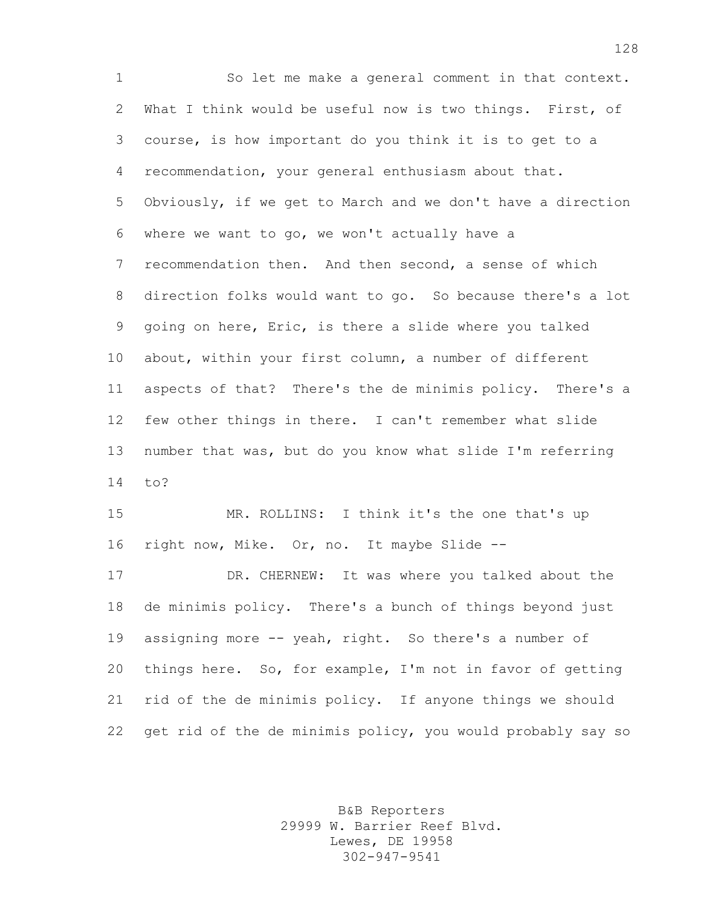So let me make a general comment in that context. What I think would be useful now is two things. First, of course, is how important do you think it is to get to a recommendation, your general enthusiasm about that. Obviously, if we get to March and we don't have a direction where we want to go, we won't actually have a recommendation then. And then second, a sense of which direction folks would want to go. So because there's a lot going on here, Eric, is there a slide where you talked about, within your first column, a number of different aspects of that? There's the de minimis policy. There's a few other things in there. I can't remember what slide number that was, but do you know what slide I'm referring to?

MR. ROLLINS: I think it's the one that's up right now, Mike. Or, no. It maybe Slide --

DR. CHERNEW: It was where you talked about the de minimis policy. There's a bunch of things beyond just assigning more -- yeah, right. So there's a number of things here. So, for example, I'm not in favor of getting rid of the de minimis policy. If anyone things we should get rid of the de minimis policy, you would probably say so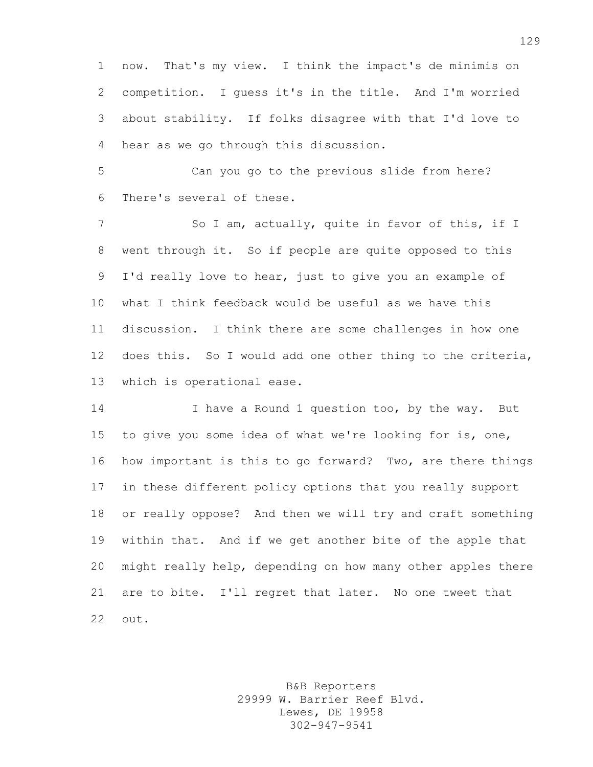now. That's my view. I think the impact's de minimis on competition. I guess it's in the title. And I'm worried about stability. If folks disagree with that I'd love to hear as we go through this discussion.

Can you go to the previous slide from here? There's several of these.

So I am, actually, quite in favor of this, if I went through it. So if people are quite opposed to this I'd really love to hear, just to give you an example of what I think feedback would be useful as we have this discussion. I think there are some challenges in how one does this. So I would add one other thing to the criteria, which is operational ease.

I have a Round 1 question too, by the way. But to give you some idea of what we're looking for is, one, how important is this to go forward? Two, are there things in these different policy options that you really support or really oppose? And then we will try and craft something within that. And if we get another bite of the apple that might really help, depending on how many other apples there are to bite. I'll regret that later. No one tweet that out.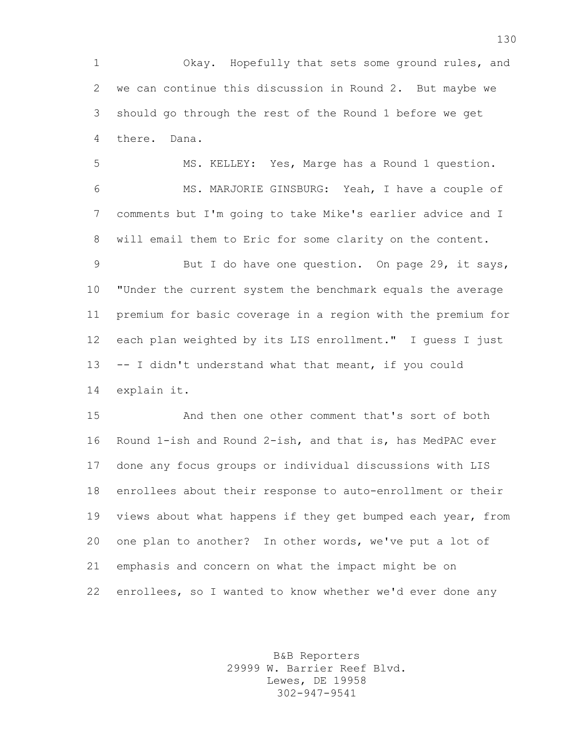Okay. Hopefully that sets some ground rules, and we can continue this discussion in Round 2. But maybe we should go through the rest of the Round 1 before we get there. Dana.

MS. KELLEY: Yes, Marge has a Round 1 question.

MS. MARJORIE GINSBURG: Yeah, I have a couple of comments but I'm going to take Mike's earlier advice and I will email them to Eric for some clarity on the content.

But I do have one question. On page 29, it says, "Under the current system the benchmark equals the average premium for basic coverage in a region with the premium for each plan weighted by its LIS enrollment." I guess I just -- I didn't understand what that meant, if you could explain it.

And then one other comment that's sort of both Round 1-ish and Round 2-ish, and that is, has MedPAC ever done any focus groups or individual discussions with LIS enrollees about their response to auto-enrollment or their views about what happens if they get bumped each year, from one plan to another? In other words, we've put a lot of emphasis and concern on what the impact might be on enrollees, so I wanted to know whether we'd ever done any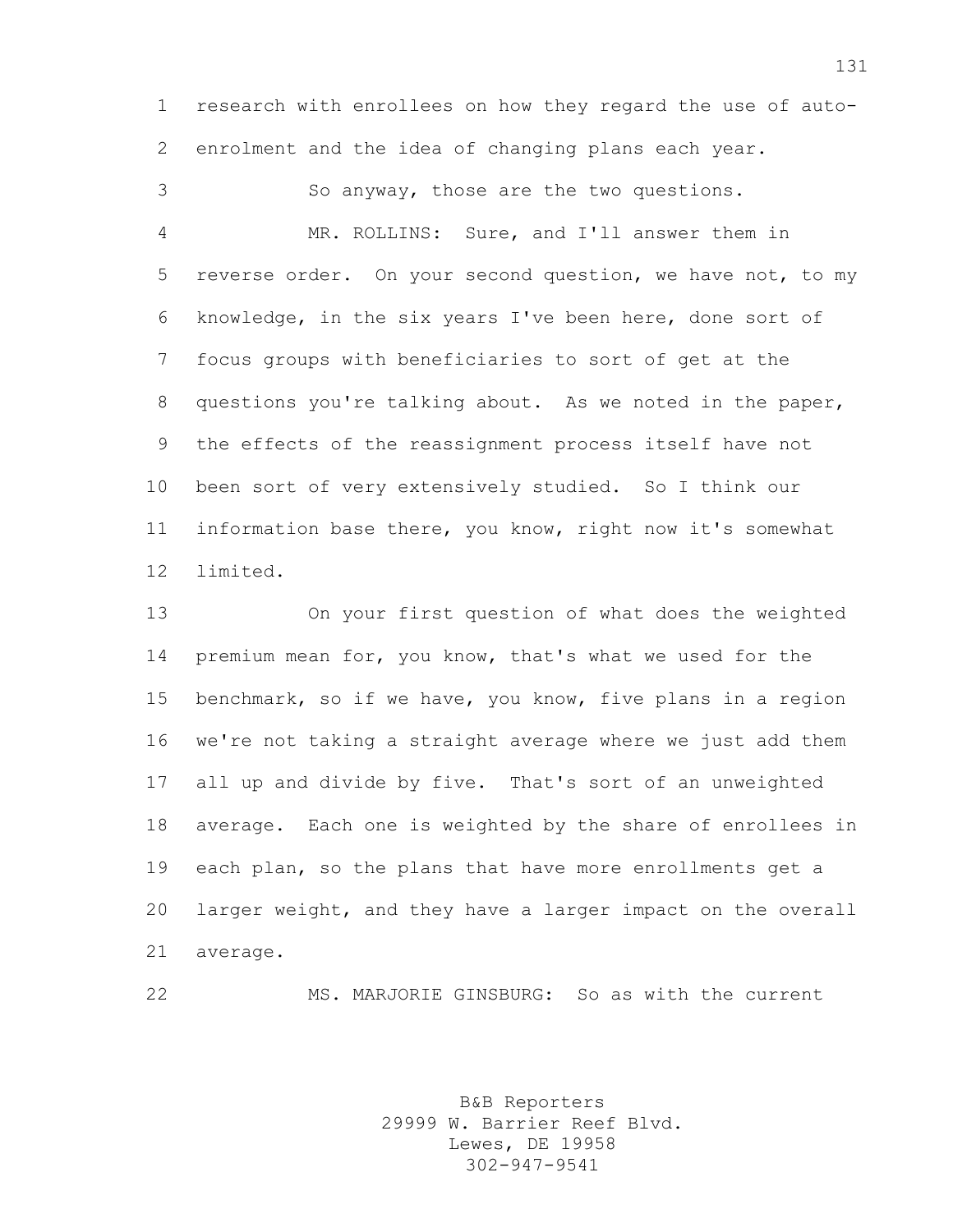research with enrollees on how they regard the use of auto-enrolment and the idea of changing plans each year.

So anyway, those are the two questions.

MR. ROLLINS: Sure, and I'll answer them in reverse order. On your second question, we have not, to my knowledge, in the six years I've been here, done sort of focus groups with beneficiaries to sort of get at the questions you're talking about. As we noted in the paper, the effects of the reassignment process itself have not been sort of very extensively studied. So I think our information base there, you know, right now it's somewhat limited.

On your first question of what does the weighted premium mean for, you know, that's what we used for the benchmark, so if we have, you know, five plans in a region we're not taking a straight average where we just add them all up and divide by five. That's sort of an unweighted average. Each one is weighted by the share of enrollees in each plan, so the plans that have more enrollments get a larger weight, and they have a larger impact on the overall average.

MS. MARJORIE GINSBURG: So as with the current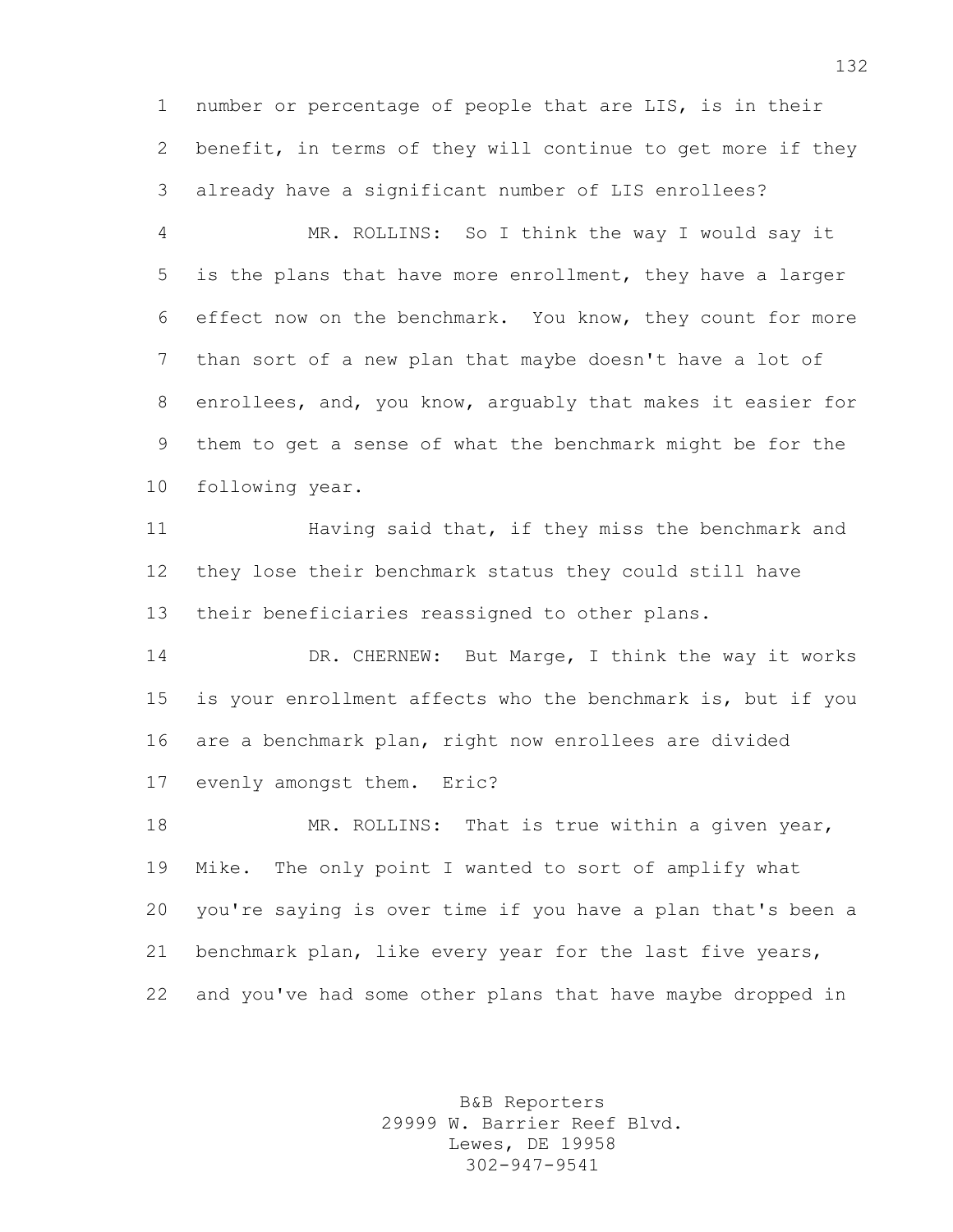number or percentage of people that are LIS, is in their benefit, in terms of they will continue to get more if they already have a significant number of LIS enrollees?

MR. ROLLINS: So I think the way I would say it is the plans that have more enrollment, they have a larger effect now on the benchmark. You know, they count for more than sort of a new plan that maybe doesn't have a lot of enrollees, and, you know, arguably that makes it easier for them to get a sense of what the benchmark might be for the following year.

Having said that, if they miss the benchmark and they lose their benchmark status they could still have their beneficiaries reassigned to other plans.

DR. CHERNEW: But Marge, I think the way it works is your enrollment affects who the benchmark is, but if you are a benchmark plan, right now enrollees are divided evenly amongst them. Eric?

MR. ROLLINS: That is true within a given year, Mike. The only point I wanted to sort of amplify what you're saying is over time if you have a plan that's been a benchmark plan, like every year for the last five years, and you've had some other plans that have maybe dropped in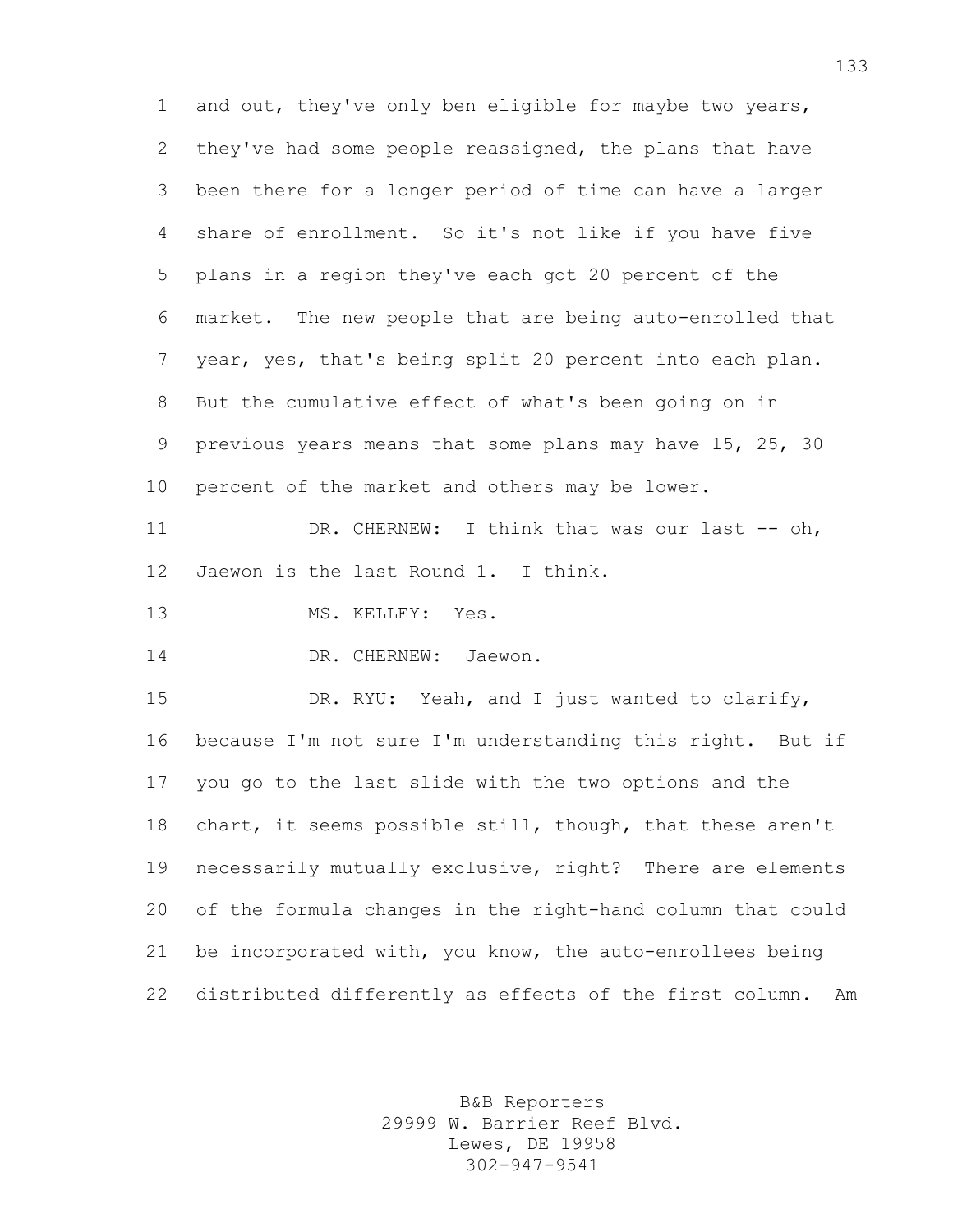and out, they've only ben eligible for maybe two years, they've had some people reassigned, the plans that have been there for a longer period of time can have a larger share of enrollment. So it's not like if you have five plans in a region they've each got 20 percent of the market. The new people that are being auto-enrolled that year, yes, that's being split 20 percent into each plan. But the cumulative effect of what's been going on in previous years means that some plans may have 15, 25, 30 percent of the market and others may be lower.

DR. CHERNEW: I think that was our last -- oh, Jaewon is the last Round 1. I think.

MS. KELLEY: Yes.

DR. CHERNEW: Jaewon.

DR. RYU: Yeah, and I just wanted to clarify, because I'm not sure I'm understanding this right. But if you go to the last slide with the two options and the chart, it seems possible still, though, that these aren't necessarily mutually exclusive, right? There are elements of the formula changes in the right-hand column that could be incorporated with, you know, the auto-enrollees being distributed differently as effects of the first column. Am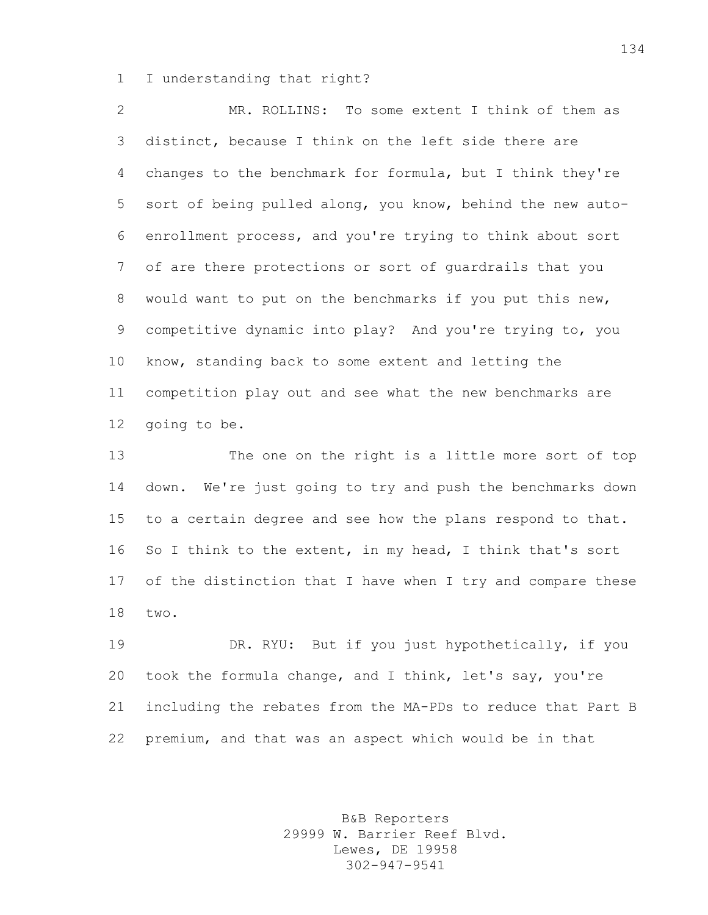I understanding that right?

MR. ROLLINS: To some extent I think of them as distinct, because I think on the left side there are changes to the benchmark for formula, but I think they're sort of being pulled along, you know, behind the new auto-enrollment process, and you're trying to think about sort of are there protections or sort of guardrails that you would want to put on the benchmarks if you put this new, competitive dynamic into play? And you're trying to, you know, standing back to some extent and letting the competition play out and see what the new benchmarks are going to be.

The one on the right is a little more sort of top down. We're just going to try and push the benchmarks down to a certain degree and see how the plans respond to that. So I think to the extent, in my head, I think that's sort of the distinction that I have when I try and compare these two.

DR. RYU: But if you just hypothetically, if you took the formula change, and I think, let's say, you're including the rebates from the MA-PDs to reduce that Part B premium, and that was an aspect which would be in that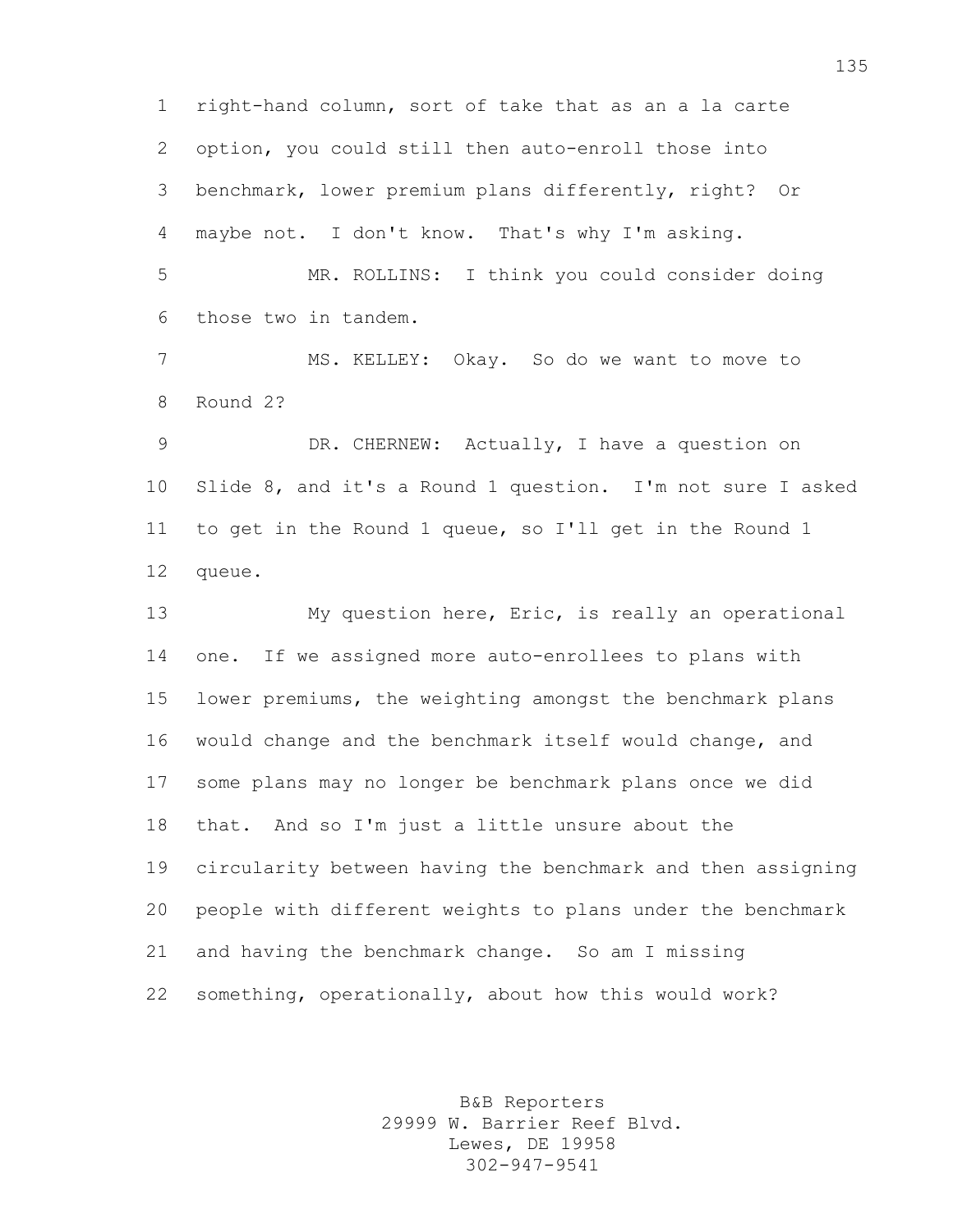right-hand column, sort of take that as an a la carte option, you could still then auto-enroll those into benchmark, lower premium plans differently, right? Or maybe not. I don't know. That's why I'm asking.

MR. ROLLINS: I think you could consider doing those two in tandem.

MS. KELLEY: Okay. So do we want to move to Round 2?

DR. CHERNEW: Actually, I have a question on Slide 8, and it's a Round 1 question. I'm not sure I asked to get in the Round 1 queue, so I'll get in the Round 1 queue.

My question here, Eric, is really an operational one. If we assigned more auto-enrollees to plans with lower premiums, the weighting amongst the benchmark plans would change and the benchmark itself would change, and some plans may no longer be benchmark plans once we did that. And so I'm just a little unsure about the circularity between having the benchmark and then assigning people with different weights to plans under the benchmark and having the benchmark change. So am I missing something, operationally, about how this would work?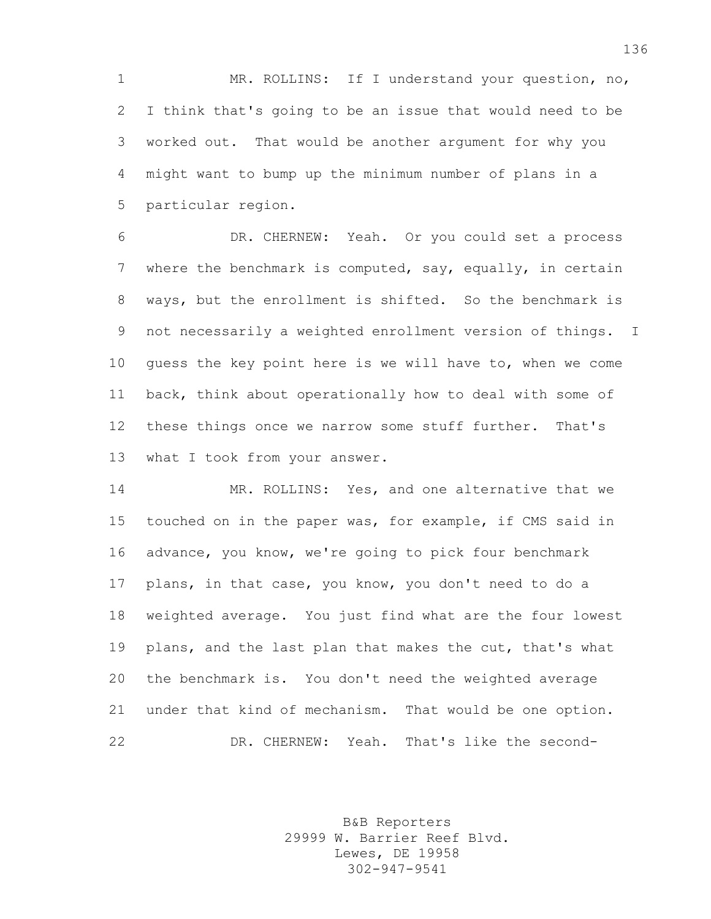MR. ROLLINS: If I understand your question, no, I think that's going to be an issue that would need to be worked out. That would be another argument for why you might want to bump up the minimum number of plans in a particular region.

DR. CHERNEW: Yeah. Or you could set a process where the benchmark is computed, say, equally, in certain ways, but the enrollment is shifted. So the benchmark is not necessarily a weighted enrollment version of things. I guess the key point here is we will have to, when we come back, think about operationally how to deal with some of these things once we narrow some stuff further. That's what I took from your answer.

MR. ROLLINS: Yes, and one alternative that we touched on in the paper was, for example, if CMS said in advance, you know, we're going to pick four benchmark plans, in that case, you know, you don't need to do a weighted average. You just find what are the four lowest plans, and the last plan that makes the cut, that's what the benchmark is. You don't need the weighted average under that kind of mechanism. That would be one option.

DR. CHERNEW: Yeah. That's like the second-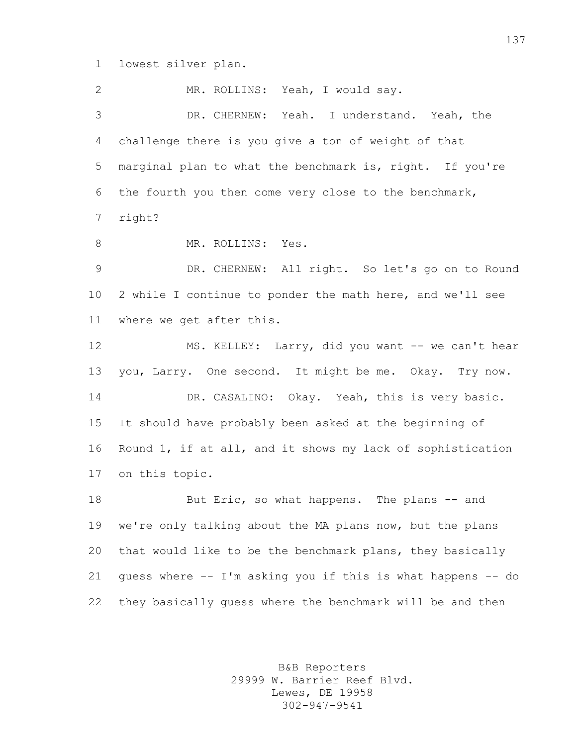lowest silver plan.

MR. ROLLINS: Yeah, I would say.

DR. CHERNEW: Yeah. I understand. Yeah, the challenge there is you give a ton of weight of that marginal plan to what the benchmark is, right. If you're the fourth you then come very close to the benchmark, right?

MR. ROLLINS: Yes.

DR. CHERNEW: All right. So let's go on to Round 2 while I continue to ponder the math here, and we'll see where we get after this.

MS. KELLEY: Larry, did you want -- we can't hear you, Larry. One second. It might be me. Okay. Try now.

DR. CASALINO: Okay. Yeah, this is very basic. It should have probably been asked at the beginning of Round 1, if at all, and it shows my lack of sophistication on this topic.

But Eric, so what happens. The plans -- and we're only talking about the MA plans now, but the plans that would like to be the benchmark plans, they basically guess where -- I'm asking you if this is what happens -- do they basically guess where the benchmark will be and then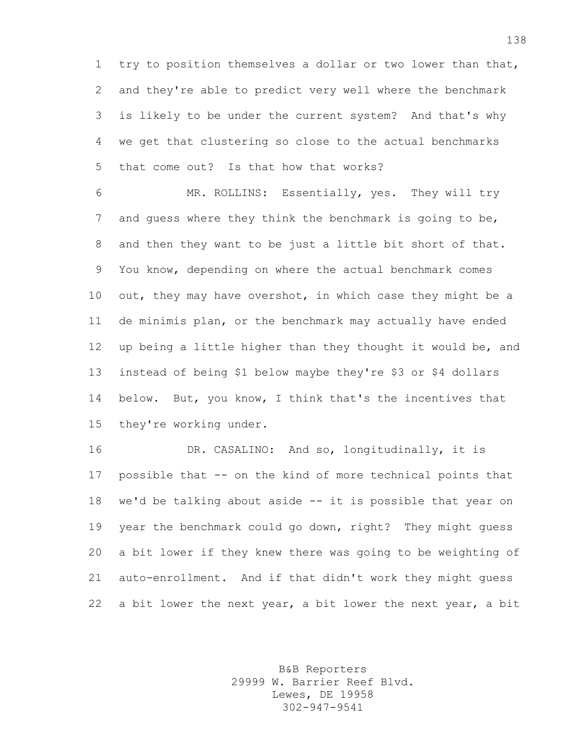try to position themselves a dollar or two lower than that, and they're able to predict very well where the benchmark is likely to be under the current system? And that's why we get that clustering so close to the actual benchmarks that come out? Is that how that works?

MR. ROLLINS: Essentially, yes. They will try and guess where they think the benchmark is going to be, and then they want to be just a little bit short of that. You know, depending on where the actual benchmark comes out, they may have overshot, in which case they might be a de minimis plan, or the benchmark may actually have ended up being a little higher than they thought it would be, and instead of being $1 below maybe they're $3 or $4 dollars below. But, you know, I think that's the incentives that they're working under.

DR. CASALINO: And so, longitudinally, it is possible that -- on the kind of more technical points that we'd be talking about aside -- it is possible that year on year the benchmark could go down, right? They might guess a bit lower if they knew there was going to be weighting of auto-enrollment. And if that didn't work they might guess a bit lower the next year, a bit lower the next year, a bit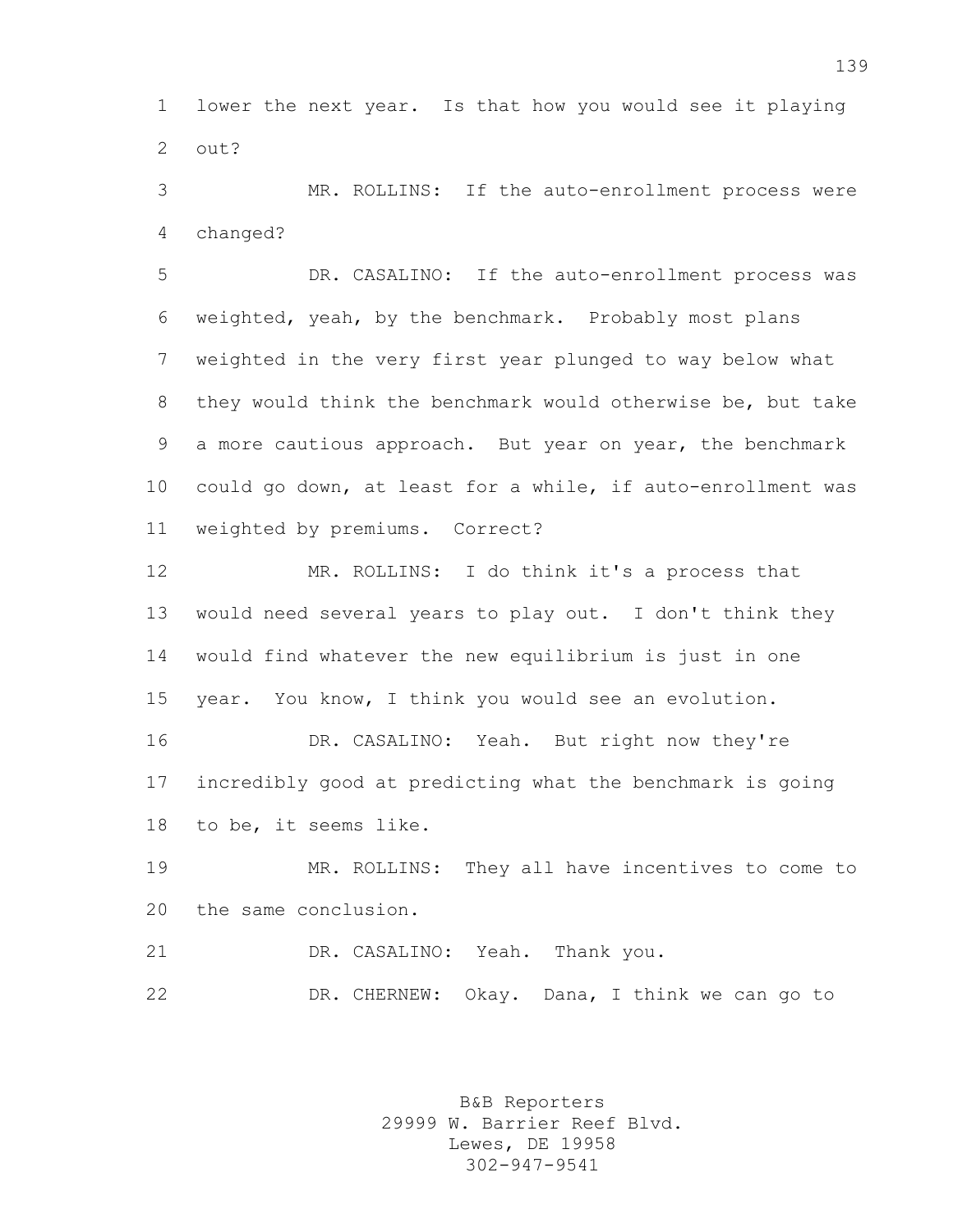lower the next year. Is that how you would see it playing out?

MR. ROLLINS: If the auto-enrollment process were changed?

DR. CASALINO: If the auto-enrollment process was weighted, yeah, by the benchmark. Probably most plans weighted in the very first year plunged to way below what they would think the benchmark would otherwise be, but take a more cautious approach. But year on year, the benchmark could go down, at least for a while, if auto-enrollment was weighted by premiums. Correct?

MR. ROLLINS: I do think it's a process that would need several years to play out. I don't think they would find whatever the new equilibrium is just in one year. You know, I think you would see an evolution.

DR. CASALINO: Yeah. But right now they're incredibly good at predicting what the benchmark is going to be, it seems like.

MR. ROLLINS: They all have incentives to come to the same conclusion.

DR. CASALINO: Yeah. Thank you.

DR. CHERNEW: Okay. Dana, I think we can go to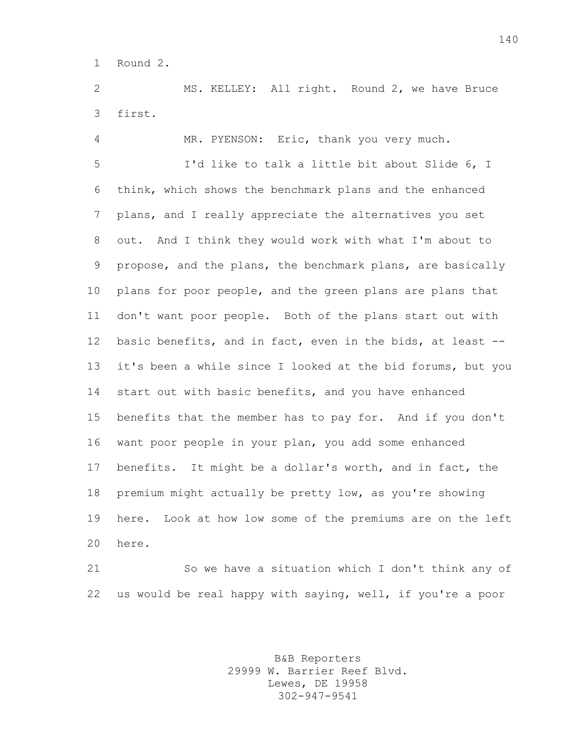Round 2.

MS. KELLEY: All right. Round 2, we have Bruce first.

MR. PYENSON: Eric, thank you very much.

I'd like to talk a little bit about Slide 6, I think, which shows the benchmark plans and the enhanced plans, and I really appreciate the alternatives you set out. And I think they would work with what I'm about to propose, and the plans, the benchmark plans, are basically plans for poor people, and the green plans are plans that don't want poor people. Both of the plans start out with basic benefits, and in fact, even in the bids, at least -- it's been a while since I looked at the bid forums, but you start out with basic benefits, and you have enhanced benefits that the member has to pay for. And if you don't want poor people in your plan, you add some enhanced benefits. It might be a dollar's worth, and in fact, the premium might actually be pretty low, as you're showing here. Look at how low some of the premiums are on the left here.

So we have a situation which I don't think any of us would be real happy with saying, well, if you're a poor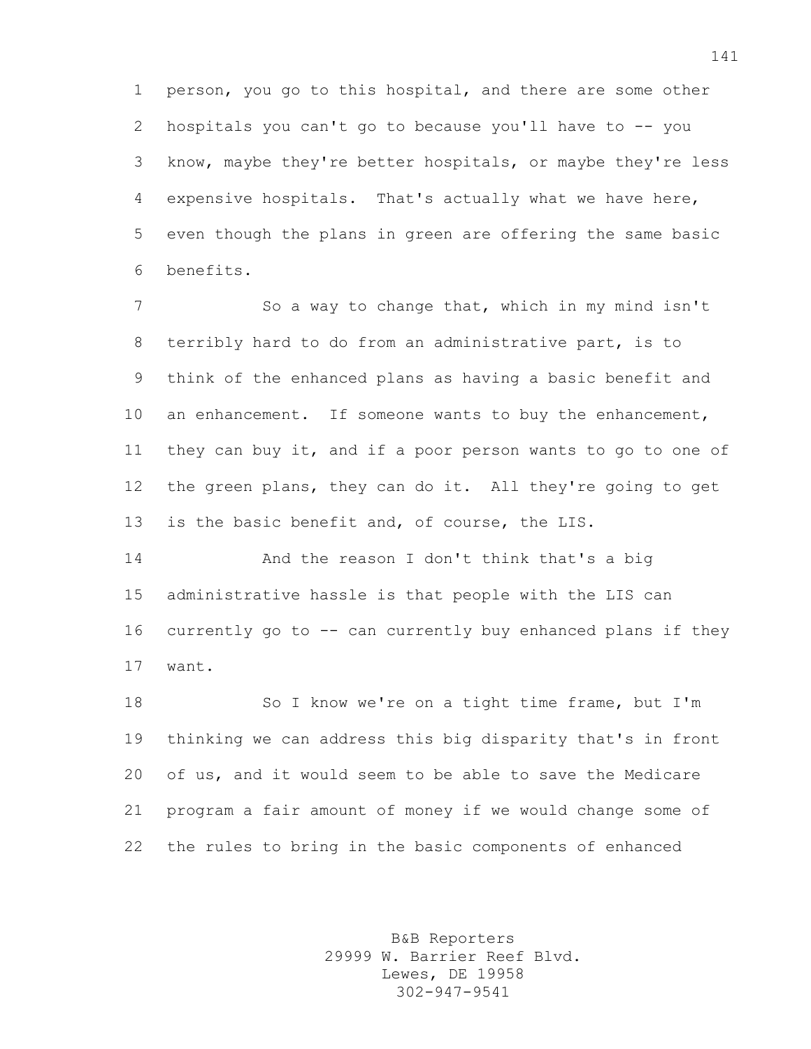person, you go to this hospital, and there are some other hospitals you can't go to because you'll have to -- you know, maybe they're better hospitals, or maybe they're less expensive hospitals. That's actually what we have here, even though the plans in green are offering the same basic benefits.

So a way to change that, which in my mind isn't terribly hard to do from an administrative part, is to think of the enhanced plans as having a basic benefit and an enhancement. If someone wants to buy the enhancement, they can buy it, and if a poor person wants to go to one of the green plans, they can do it. All they're going to get is the basic benefit and, of course, the LIS.

And the reason I don't think that's a big administrative hassle is that people with the LIS can currently go to -- can currently buy enhanced plans if they want.

So I know we're on a tight time frame, but I'm thinking we can address this big disparity that's in front of us, and it would seem to be able to save the Medicare program a fair amount of money if we would change some of the rules to bring in the basic components of enhanced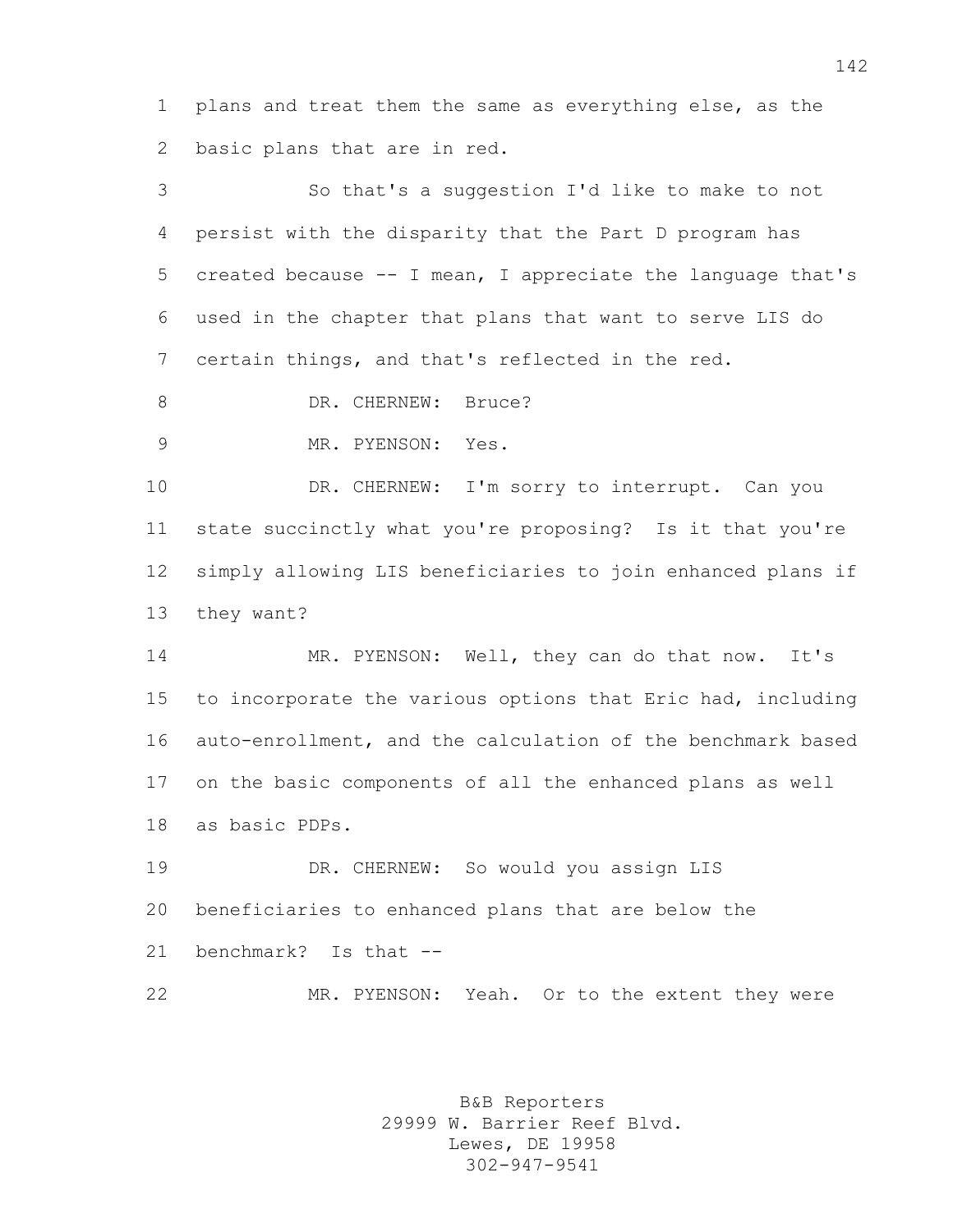plans and treat them the same as everything else, as the basic plans that are in red.

So that's a suggestion I'd like to make to not persist with the disparity that the Part D program has created because -- I mean, I appreciate the language that's used in the chapter that plans that want to serve LIS do certain things, and that's reflected in the red.

DR. CHERNEW: Bruce?

MR. PYENSON: Yes.

DR. CHERNEW: I'm sorry to interrupt. Can you state succinctly what you're proposing? Is it that you're simply allowing LIS beneficiaries to join enhanced plans if they want?

MR. PYENSON: Well, they can do that now. It's to incorporate the various options that Eric had, including auto-enrollment, and the calculation of the benchmark based on the basic components of all the enhanced plans as well as basic PDPs.

DR. CHERNEW: So would you assign LIS beneficiaries to enhanced plans that are below the benchmark? Is that --

MR. PYENSON: Yeah. Or to the extent they were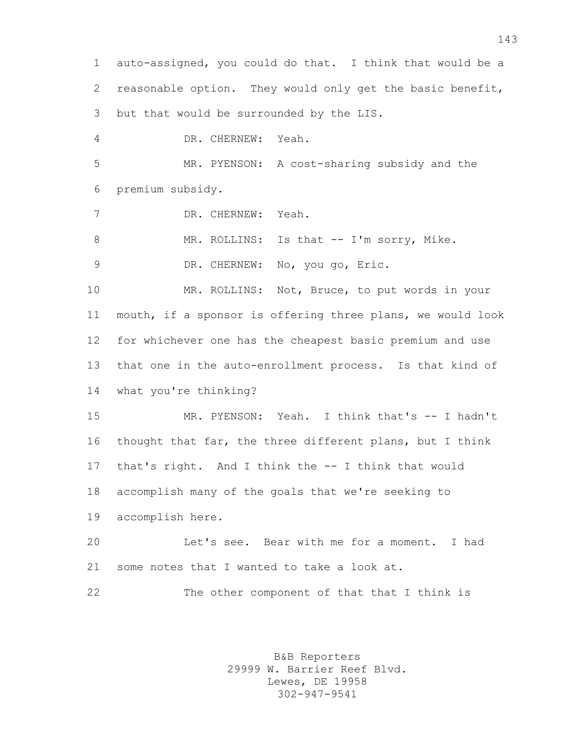auto-assigned, you could do that. I think that would be a reasonable option. They would only get the basic benefit, but that would be surrounded by the LIS.

DR. CHERNEW: Yeah.

MR. PYENSON: A cost-sharing subsidy and the premium subsidy.

DR. CHERNEW: Yeah.

MR. ROLLINS: Is that -- I'm sorry, Mike.

DR. CHERNEW: No, you go, Eric.

MR. ROLLINS: Not, Bruce, to put words in your mouth, if a sponsor is offering three plans, we would look for whichever one has the cheapest basic premium and use that one in the auto-enrollment process. Is that kind of what you're thinking?

MR. PYENSON: Yeah. I think that's -- I hadn't thought that far, the three different plans, but I think that's right. And I think the -- I think that would accomplish many of the goals that we're seeking to accomplish here.

Let's see. Bear with me for a moment. I had some notes that I wanted to take a look at.

The other component of that that I think is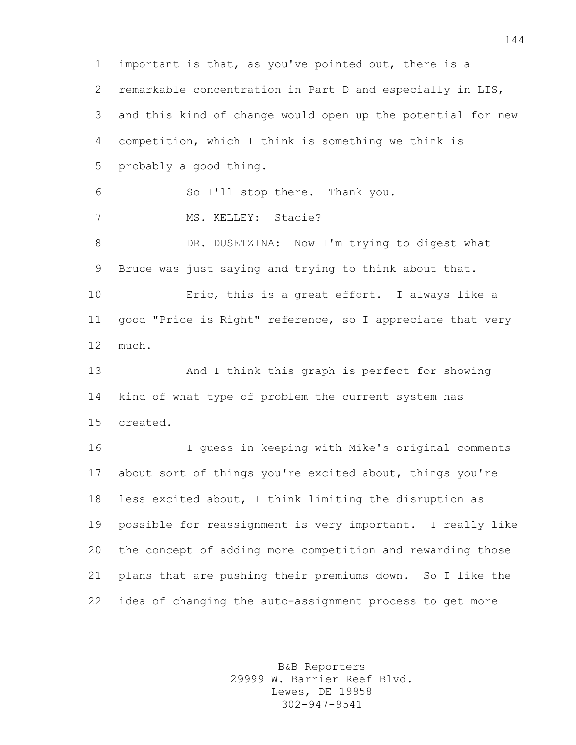important is that, as you've pointed out, there is a remarkable concentration in Part D and especially in LIS, and this kind of change would open up the potential for new competition, which I think is something we think is probably a good thing.

So I'll stop there. Thank you.

MS. KELLEY: Stacie?

DR. DUSETZINA: Now I'm trying to digest what Bruce was just saying and trying to think about that.

Eric, this is a great effort. I always like a good "Price is Right" reference, so I appreciate that very much.

And I think this graph is perfect for showing kind of what type of problem the current system has created.

I guess in keeping with Mike's original comments about sort of things you're excited about, things you're less excited about, I think limiting the disruption as possible for reassignment is very important. I really like the concept of adding more competition and rewarding those plans that are pushing their premiums down. So I like the idea of changing the auto-assignment process to get more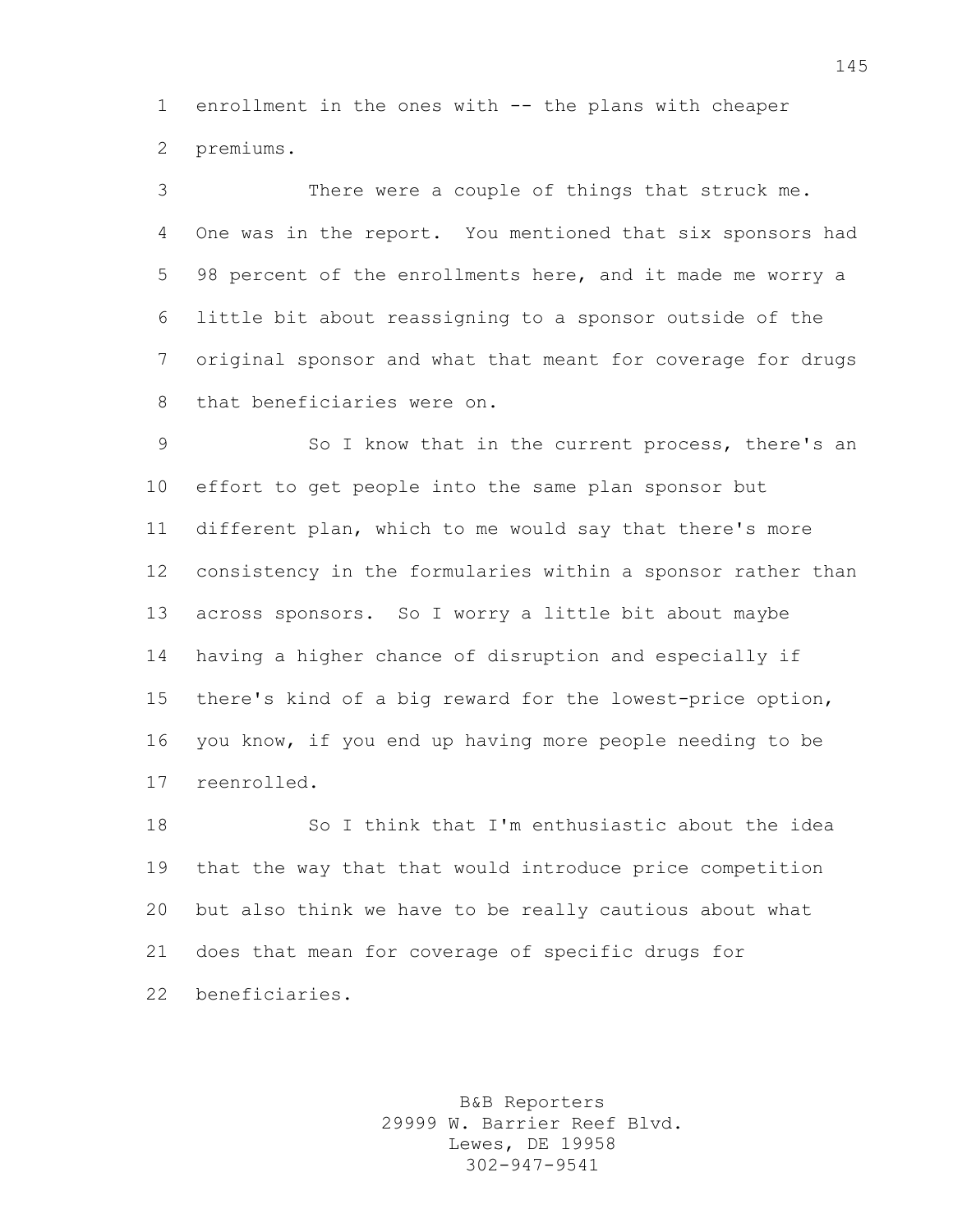enrollment in the ones with -- the plans with cheaper premiums.

There were a couple of things that struck me. One was in the report. You mentioned that six sponsors had 98 percent of the enrollments here, and it made me worry a little bit about reassigning to a sponsor outside of the original sponsor and what that meant for coverage for drugs that beneficiaries were on.

So I know that in the current process, there's an effort to get people into the same plan sponsor but different plan, which to me would say that there's more consistency in the formularies within a sponsor rather than across sponsors. So I worry a little bit about maybe having a higher chance of disruption and especially if there's kind of a big reward for the lowest-price option, you know, if you end up having more people needing to be reenrolled.

So I think that I'm enthusiastic about the idea that the way that that would introduce price competition but also think we have to be really cautious about what does that mean for coverage of specific drugs for beneficiaries.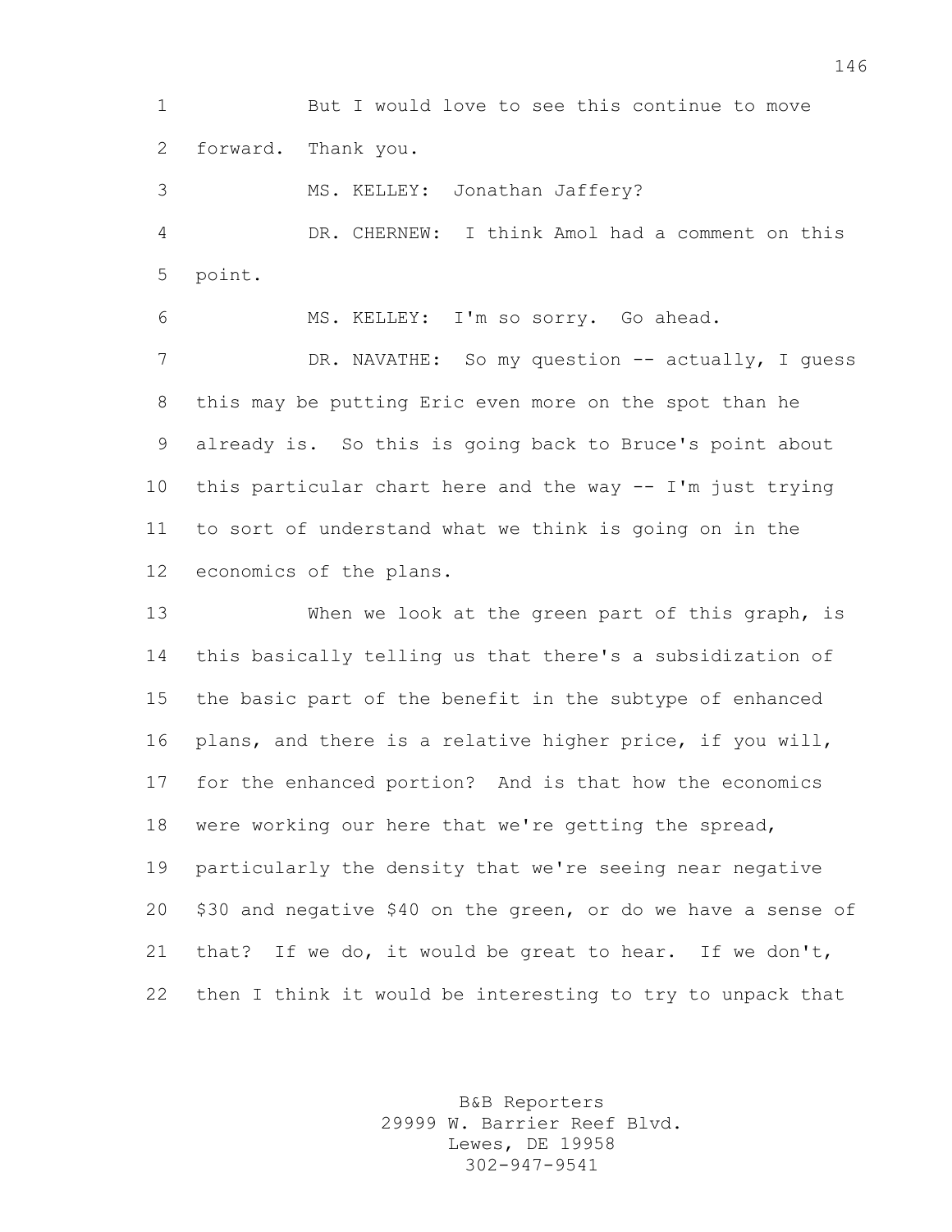But I would love to see this continue to move forward. Thank you.

MS. KELLEY: Jonathan Jaffery?

DR. CHERNEW: I think Amol had a comment on this point.

MS. KELLEY: I'm so sorry. Go ahead.

DR. NAVATHE: So my question -- actually, I guess this may be putting Eric even more on the spot than he already is. So this is going back to Bruce's point about this particular chart here and the way -- I'm just trying to sort of understand what we think is going on in the economics of the plans.

When we look at the green part of this graph, is this basically telling us that there's a subsidization of the basic part of the benefit in the subtype of enhanced plans, and there is a relative higher price, if you will, for the enhanced portion? And is that how the economics were working our here that we're getting the spread, particularly the density that we're seeing near negative $30 and negative $40 on the green, or do we have a sense of that? If we do, it would be great to hear. If we don't, then I think it would be interesting to try to unpack that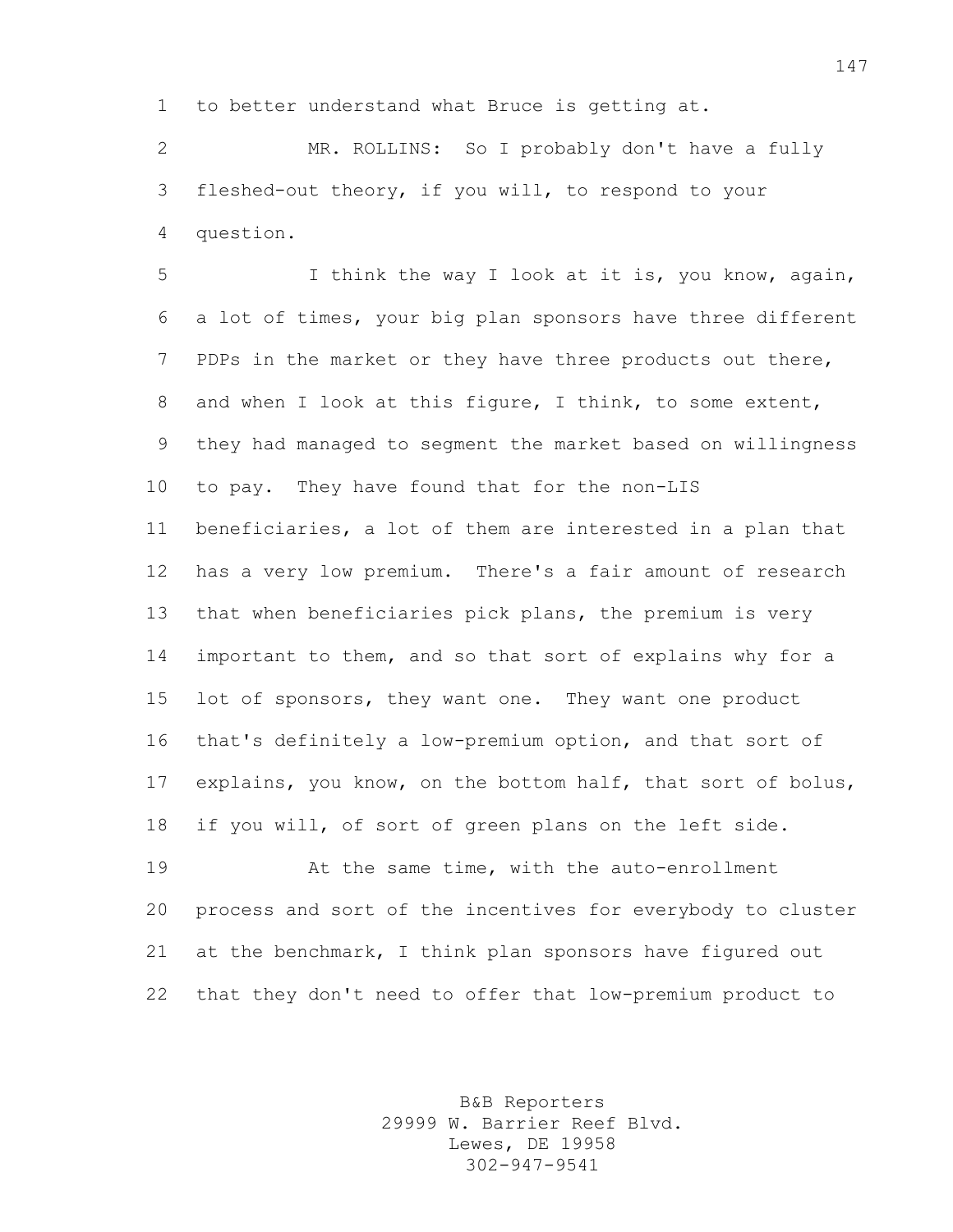to better understand what Bruce is getting at.

MR. ROLLINS: So I probably don't have a fully fleshed-out theory, if you will, to respond to your question.

I think the way I look at it is, you know, again, a lot of times, your big plan sponsors have three different PDPs in the market or they have three products out there, and when I look at this figure, I think, to some extent, they had managed to segment the market based on willingness to pay. They have found that for the non-LIS beneficiaries, a lot of them are interested in a plan that has a very low premium. There's a fair amount of research that when beneficiaries pick plans, the premium is very important to them, and so that sort of explains why for a lot of sponsors, they want one. They want one product that's definitely a low-premium option, and that sort of explains, you know, on the bottom half, that sort of bolus, if you will, of sort of green plans on the left side.

At the same time, with the auto-enrollment process and sort of the incentives for everybody to cluster at the benchmark, I think plan sponsors have figured out that they don't need to offer that low-premium product to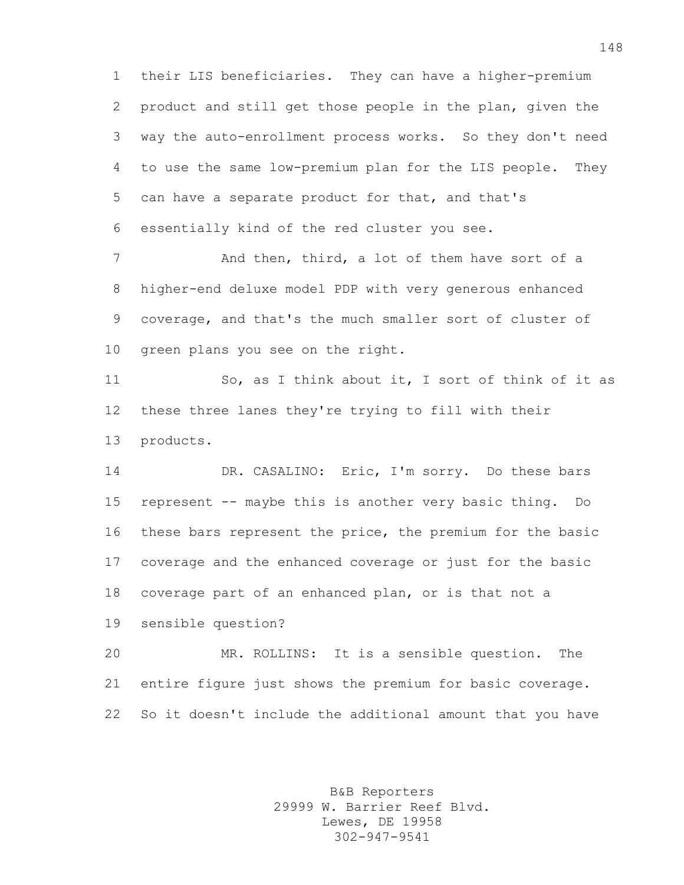their LIS beneficiaries. They can have a higher-premium product and still get those people in the plan, given the way the auto-enrollment process works. So they don't need to use the same low-premium plan for the LIS people. They can have a separate product for that, and that's essentially kind of the red cluster you see.

And then, third, a lot of them have sort of a higher-end deluxe model PDP with very generous enhanced coverage, and that's the much smaller sort of cluster of green plans you see on the right.

So, as I think about it, I sort of think of it as these three lanes they're trying to fill with their products.

DR. CASALINO: Eric, I'm sorry. Do these bars represent -- maybe this is another very basic thing. Do these bars represent the price, the premium for the basic coverage and the enhanced coverage or just for the basic coverage part of an enhanced plan, or is that not a sensible question?

MR. ROLLINS: It is a sensible question. The entire figure just shows the premium for basic coverage. So it doesn't include the additional amount that you have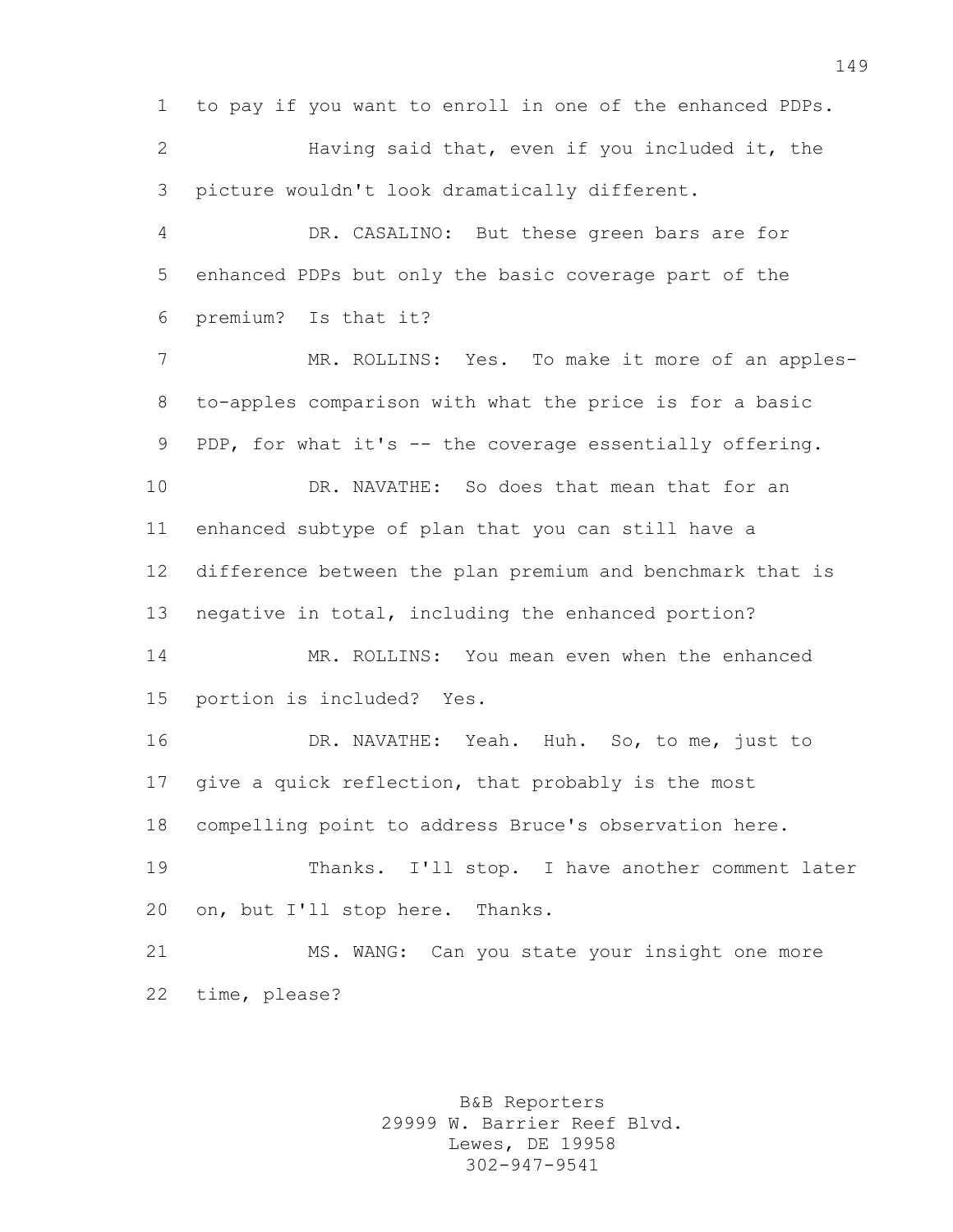to pay if you want to enroll in one of the enhanced PDPs.

Having said that, even if you included it, the picture wouldn't look dramatically different.

DR. CASALINO: But these green bars are for enhanced PDPs but only the basic coverage part of the premium? Is that it?

MR. ROLLINS: Yes. To make it more of an apples-to-apples comparison with what the price is for a basic PDP, for what it's -- the coverage essentially offering.

DR. NAVATHE: So does that mean that for an enhanced subtype of plan that you can still have a difference between the plan premium and benchmark that is negative in total, including the enhanced portion?

MR. ROLLINS: You mean even when the enhanced portion is included? Yes.

DR. NAVATHE: Yeah. Huh. So, to me, just to give a quick reflection, that probably is the most compelling point to address Bruce's observation here.

Thanks. I'll stop. I have another comment later on, but I'll stop here. Thanks.

MS. WANG: Can you state your insight one more time, please?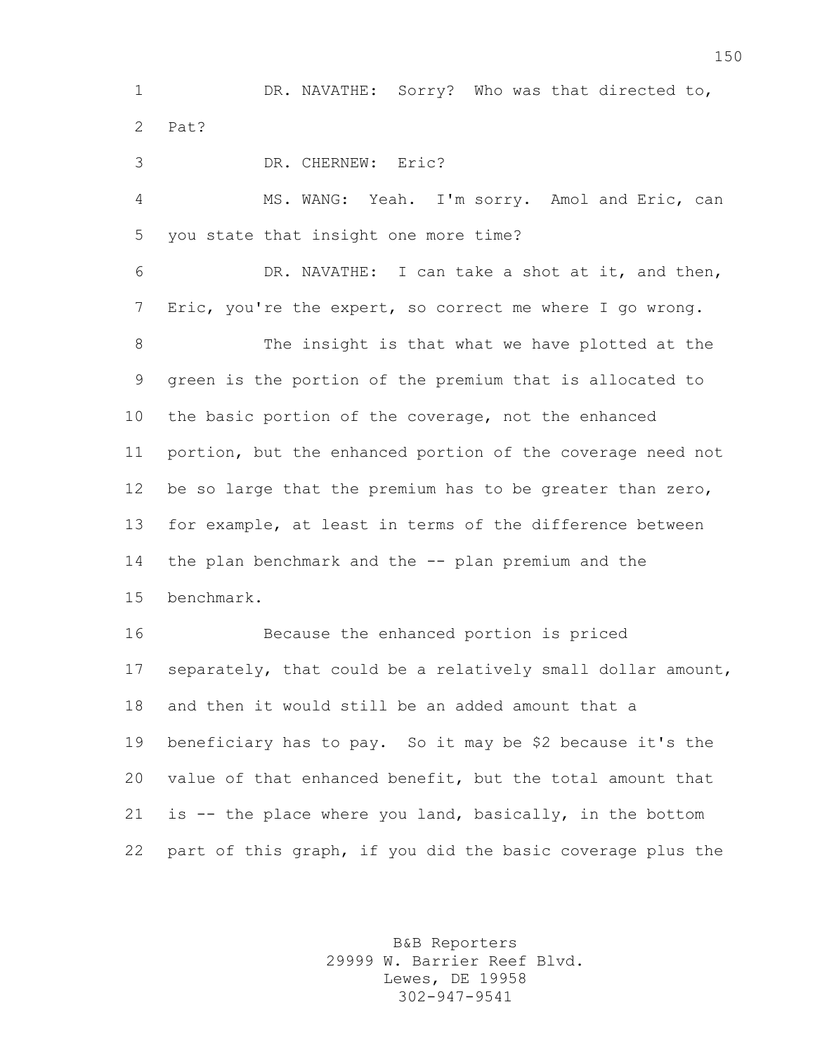DR. NAVATHE: Sorry? Who was that directed to, Pat?

DR. CHERNEW: Eric?

MS. WANG: Yeah. I'm sorry. Amol and Eric, can you state that insight one more time?

DR. NAVATHE: I can take a shot at it, and then, Eric, you're the expert, so correct me where I go wrong.

The insight is that what we have plotted at the green is the portion of the premium that is allocated to the basic portion of the coverage, not the enhanced portion, but the enhanced portion of the coverage need not be so large that the premium has to be greater than zero, for example, at least in terms of the difference between the plan benchmark and the -- plan premium and the benchmark.

Because the enhanced portion is priced separately, that could be a relatively small dollar amount, and then it would still be an added amount that a beneficiary has to pay. So it may be $2 because it's the value of that enhanced benefit, but the total amount that is -- the place where you land, basically, in the bottom part of this graph, if you did the basic coverage plus the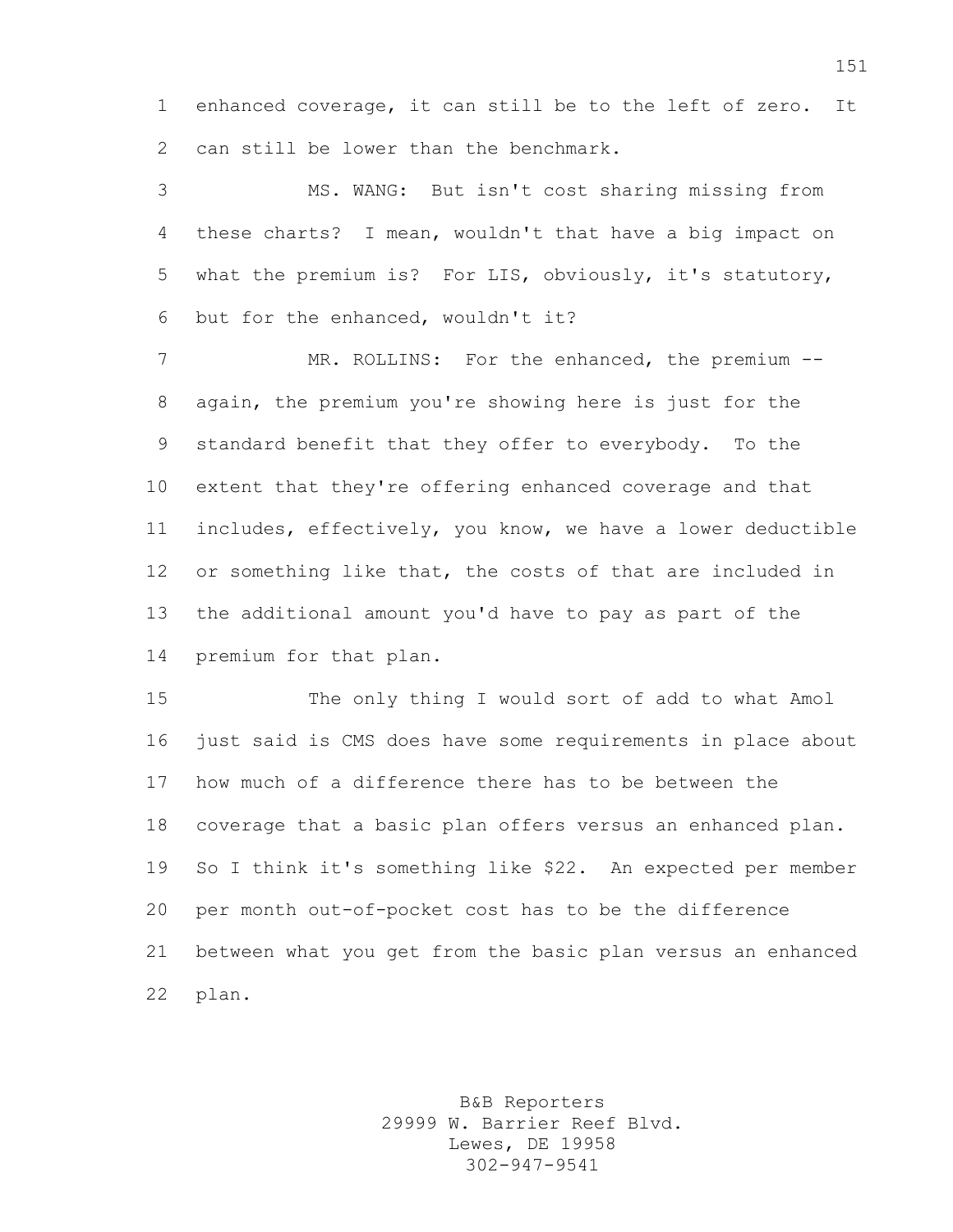enhanced coverage, it can still be to the left of zero. It can still be lower than the benchmark.

MS. WANG: But isn't cost sharing missing from these charts? I mean, wouldn't that have a big impact on what the premium is? For LIS, obviously, it's statutory, but for the enhanced, wouldn't it?

MR. ROLLINS: For the enhanced, the premium -- again, the premium you're showing here is just for the standard benefit that they offer to everybody. To the extent that they're offering enhanced coverage and that includes, effectively, you know, we have a lower deductible or something like that, the costs of that are included in the additional amount you'd have to pay as part of the premium for that plan.

The only thing I would sort of add to what Amol just said is CMS does have some requirements in place about how much of a difference there has to be between the coverage that a basic plan offers versus an enhanced plan. So I think it's something like $22. An expected per member per month out-of-pocket cost has to be the difference between what you get from the basic plan versus an enhanced plan.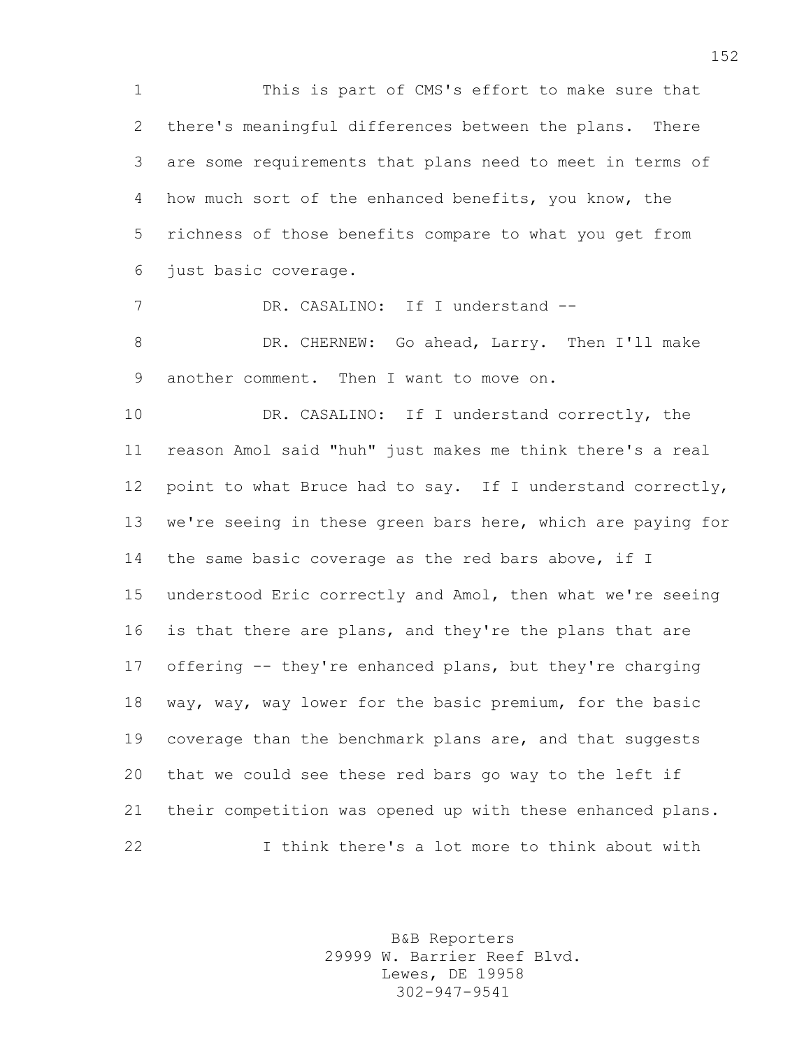This is part of CMS's effort to make sure that there's meaningful differences between the plans. There are some requirements that plans need to meet in terms of how much sort of the enhanced benefits, you know, the richness of those benefits compare to what you get from just basic coverage.

DR. CASALINO: If I understand --

DR. CHERNEW: Go ahead, Larry. Then I'll make another comment. Then I want to move on.

DR. CASALINO: If I understand correctly, the reason Amol said "huh" just makes me think there's a real point to what Bruce had to say. If I understand correctly, we're seeing in these green bars here, which are paying for the same basic coverage as the red bars above, if I understood Eric correctly and Amol, then what we're seeing is that there are plans, and they're the plans that are offering -- they're enhanced plans, but they're charging way, way, way lower for the basic premium, for the basic coverage than the benchmark plans are, and that suggests that we could see these red bars go way to the left if their competition was opened up with these enhanced plans.

I think there's a lot more to think about with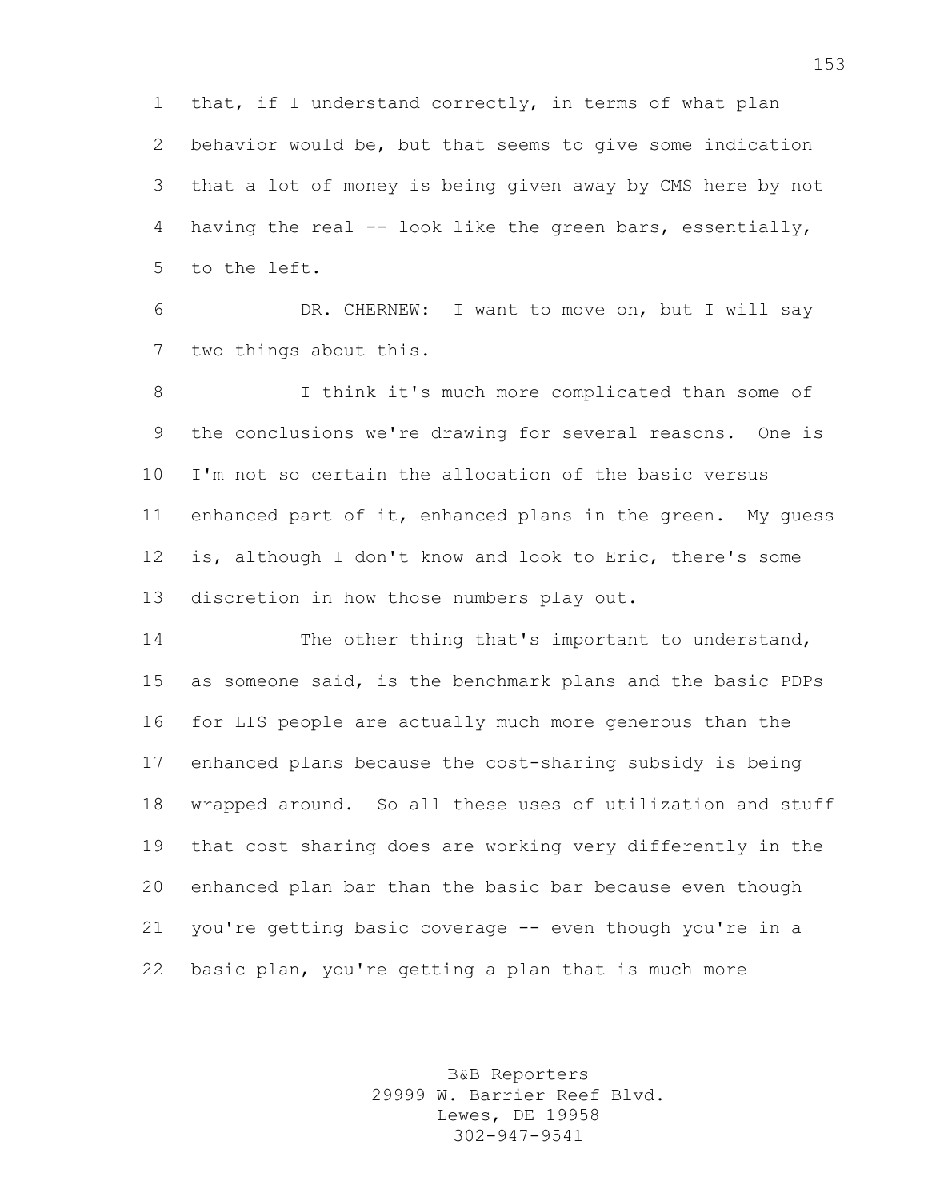that, if I understand correctly, in terms of what plan behavior would be, but that seems to give some indication that a lot of money is being given away by CMS here by not having the real -- look like the green bars, essentially, to the left.

DR. CHERNEW: I want to move on, but I will say two things about this.

I think it's much more complicated than some of the conclusions we're drawing for several reasons. One is I'm not so certain the allocation of the basic versus enhanced part of it, enhanced plans in the green. My guess is, although I don't know and look to Eric, there's some discretion in how those numbers play out.

The other thing that's important to understand, as someone said, is the benchmark plans and the basic PDPs for LIS people are actually much more generous than the enhanced plans because the cost-sharing subsidy is being wrapped around. So all these uses of utilization and stuff that cost sharing does are working very differently in the enhanced plan bar than the basic bar because even though you're getting basic coverage -- even though you're in a basic plan, you're getting a plan that is much more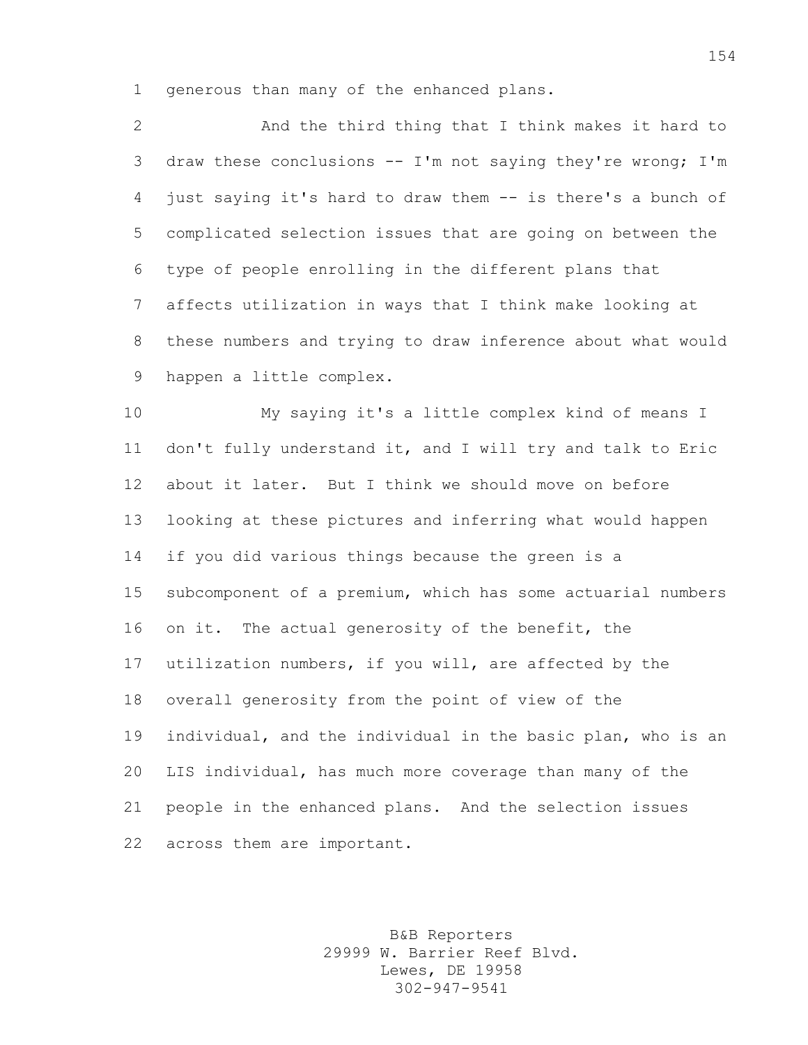generous than many of the enhanced plans.

And the third thing that I think makes it hard to draw these conclusions -- I'm not saying they're wrong; I'm just saying it's hard to draw them -- is there's a bunch of complicated selection issues that are going on between the type of people enrolling in the different plans that affects utilization in ways that I think make looking at these numbers and trying to draw inference about what would happen a little complex.

My saying it's a little complex kind of means I don't fully understand it, and I will try and talk to Eric about it later. But I think we should move on before looking at these pictures and inferring what would happen if you did various things because the green is a subcomponent of a premium, which has some actuarial numbers on it. The actual generosity of the benefit, the utilization numbers, if you will, are affected by the overall generosity from the point of view of the individual, and the individual in the basic plan, who is an LIS individual, has much more coverage than many of the people in the enhanced plans. And the selection issues across them are important.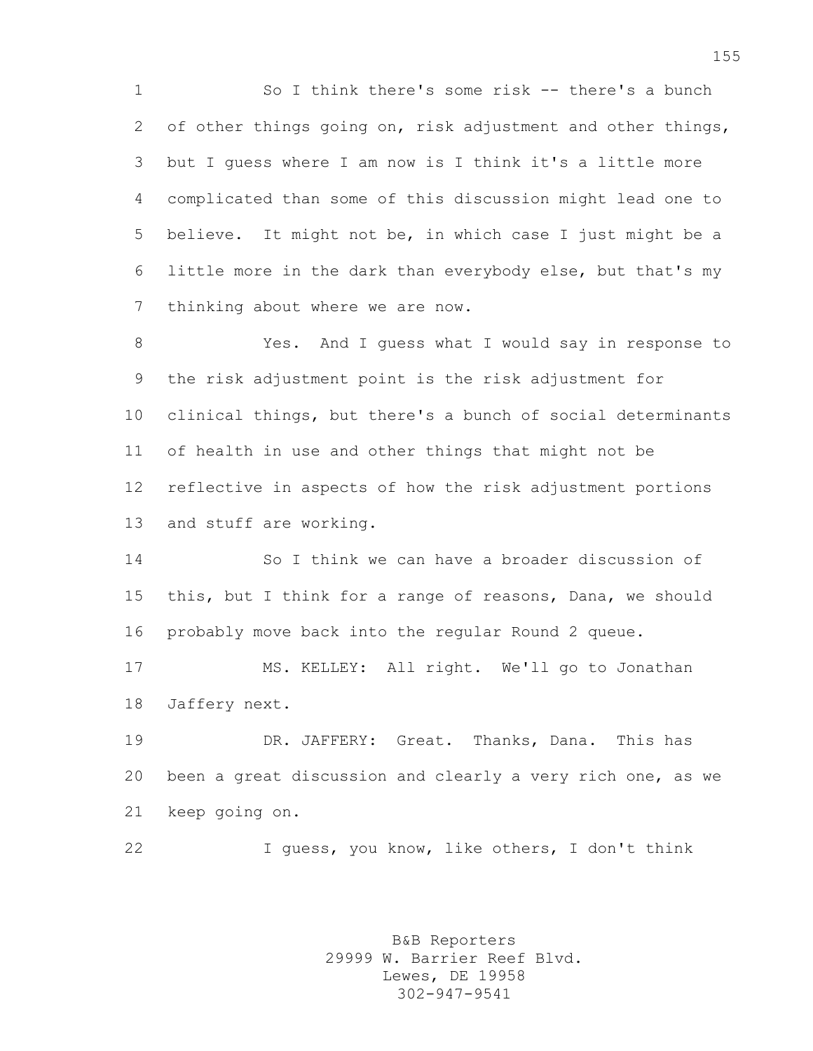So I think there's some risk -- there's a bunch of other things going on, risk adjustment and other things, but I guess where I am now is I think it's a little more complicated than some of this discussion might lead one to believe. It might not be, in which case I just might be a little more in the dark than everybody else, but that's my thinking about where we are now.

Yes. And I guess what I would say in response to the risk adjustment point is the risk adjustment for clinical things, but there's a bunch of social determinants of health in use and other things that might not be reflective in aspects of how the risk adjustment portions and stuff are working.

So I think we can have a broader discussion of this, but I think for a range of reasons, Dana, we should probably move back into the regular Round 2 queue.

MS. KELLEY: All right. We'll go to Jonathan Jaffery next.

DR. JAFFERY: Great. Thanks, Dana. This has been a great discussion and clearly a very rich one, as we keep going on.

I guess, you know, like others, I don't think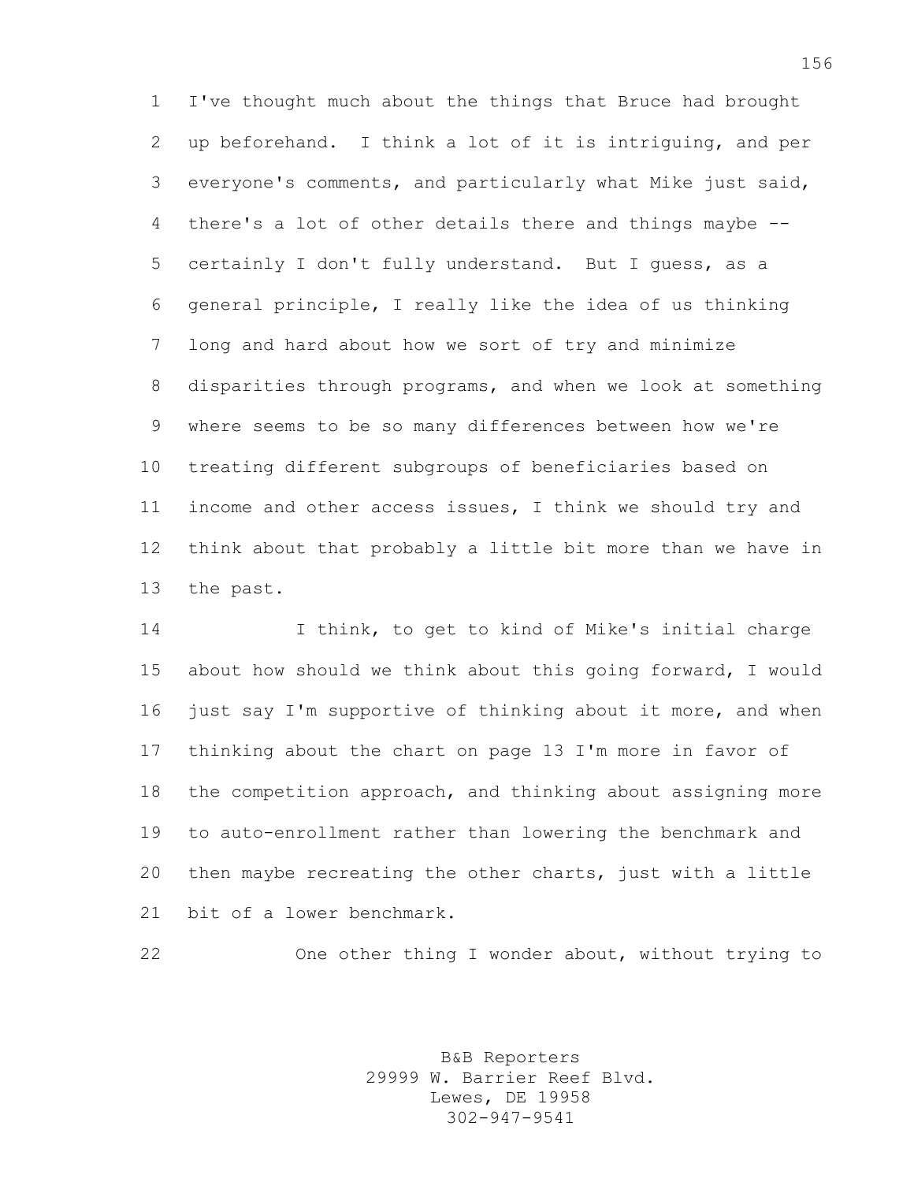I've thought much about the things that Bruce had brought up beforehand. I think a lot of it is intriguing, and per everyone's comments, and particularly what Mike just said, there's a lot of other details there and things maybe -- certainly I don't fully understand. But I guess, as a general principle, I really like the idea of us thinking long and hard about how we sort of try and minimize disparities through programs, and when we look at something where seems to be so many differences between how we're treating different subgroups of beneficiaries based on income and other access issues, I think we should try and think about that probably a little bit more than we have in the past.

I think, to get to kind of Mike's initial charge about how should we think about this going forward, I would just say I'm supportive of thinking about it more, and when thinking about the chart on page 13 I'm more in favor of the competition approach, and thinking about assigning more to auto-enrollment rather than lowering the benchmark and then maybe recreating the other charts, just with a little bit of a lower benchmark.

One other thing I wonder about, without trying to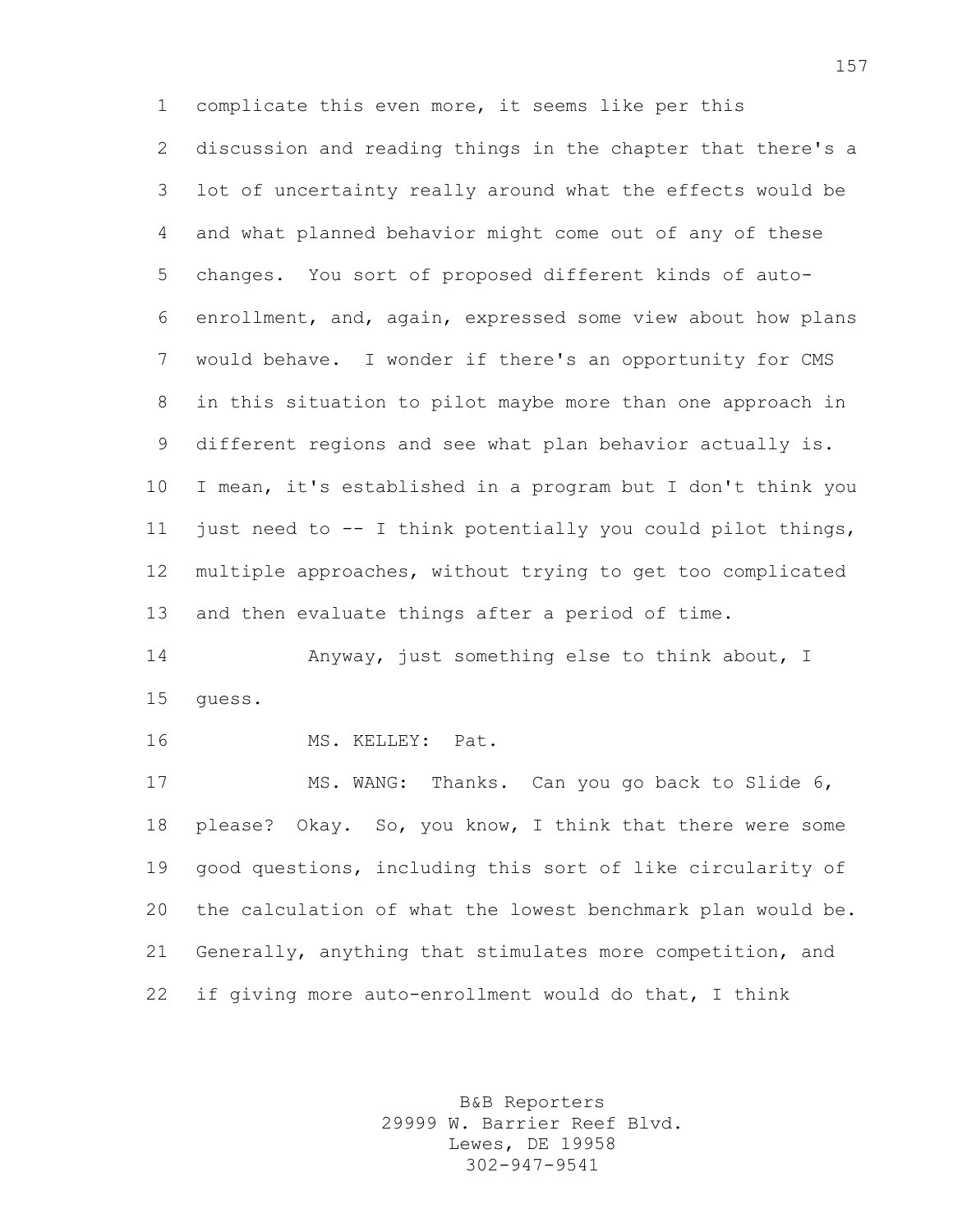complicate this even more, it seems like per this discussion and reading things in the chapter that there's a lot of uncertainty really around what the effects would be and what planned behavior might come out of any of these changes. You sort of proposed different kinds of auto-enrollment, and, again, expressed some view about how plans would behave. I wonder if there's an opportunity for CMS in this situation to pilot maybe more than one approach in different regions and see what plan behavior actually is. I mean, it's established in a program but I don't think you just need to -- I think potentially you could pilot things, multiple approaches, without trying to get too complicated and then evaluate things after a period of time.

Anyway, just something else to think about, I guess.

MS. KELLEY: Pat.

MS. WANG: Thanks. Can you go back to Slide 6, please? Okay. So, you know, I think that there were some good questions, including this sort of like circularity of the calculation of what the lowest benchmark plan would be. Generally, anything that stimulates more competition, and if giving more auto-enrollment would do that, I think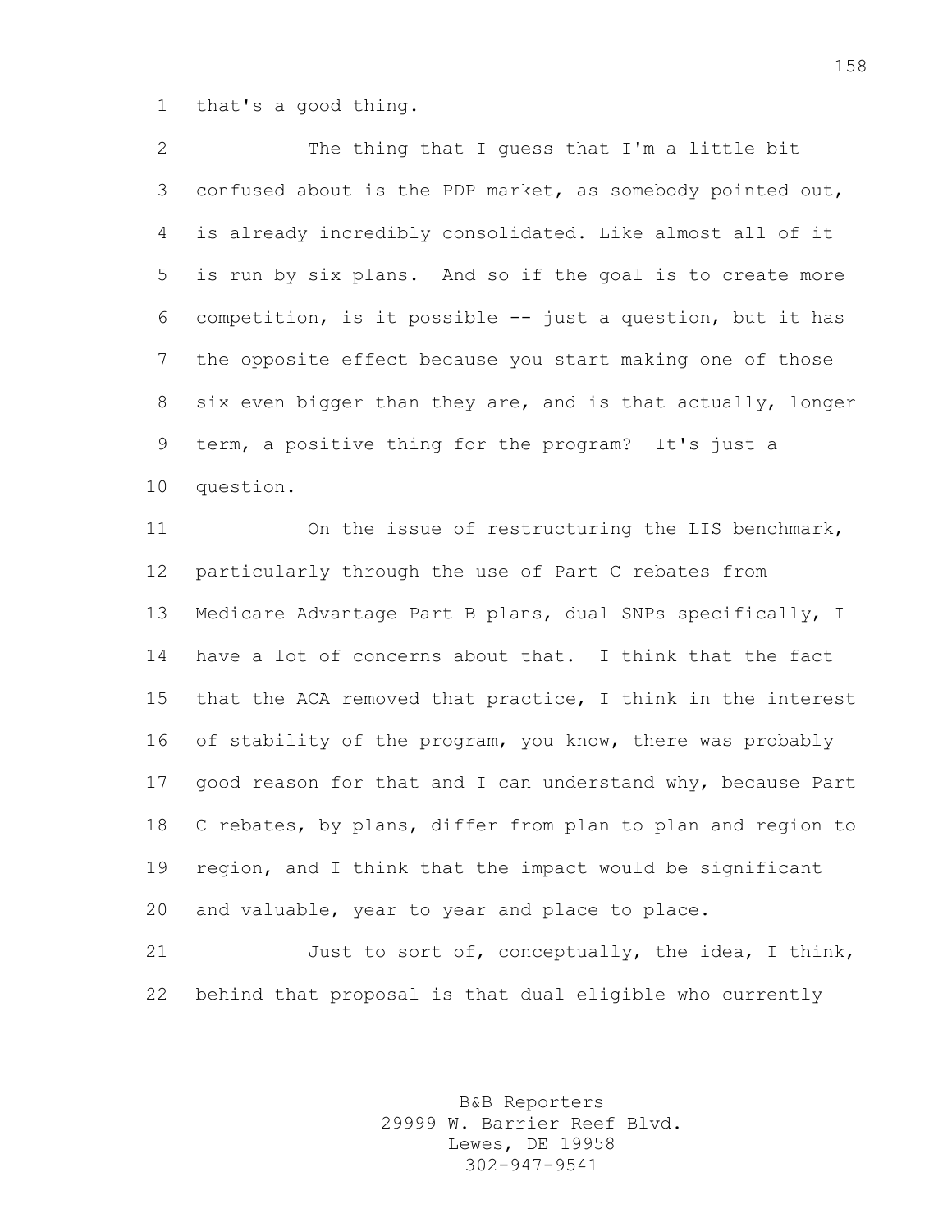that's a good thing.

The thing that I guess that I'm a little bit confused about is the PDP market, as somebody pointed out, is already incredibly consolidated. Like almost all of it is run by six plans. And so if the goal is to create more competition, is it possible -- just a question, but it has the opposite effect because you start making one of those six even bigger than they are, and is that actually, longer term, a positive thing for the program? It's just a question.

On the issue of restructuring the LIS benchmark, particularly through the use of Part C rebates from Medicare Advantage Part B plans, dual SNPs specifically, I have a lot of concerns about that. I think that the fact that the ACA removed that practice, I think in the interest of stability of the program, you know, there was probably good reason for that and I can understand why, because Part C rebates, by plans, differ from plan to plan and region to region, and I think that the impact would be significant and valuable, year to year and place to place.

Just to sort of, conceptually, the idea, I think, behind that proposal is that dual eligible who currently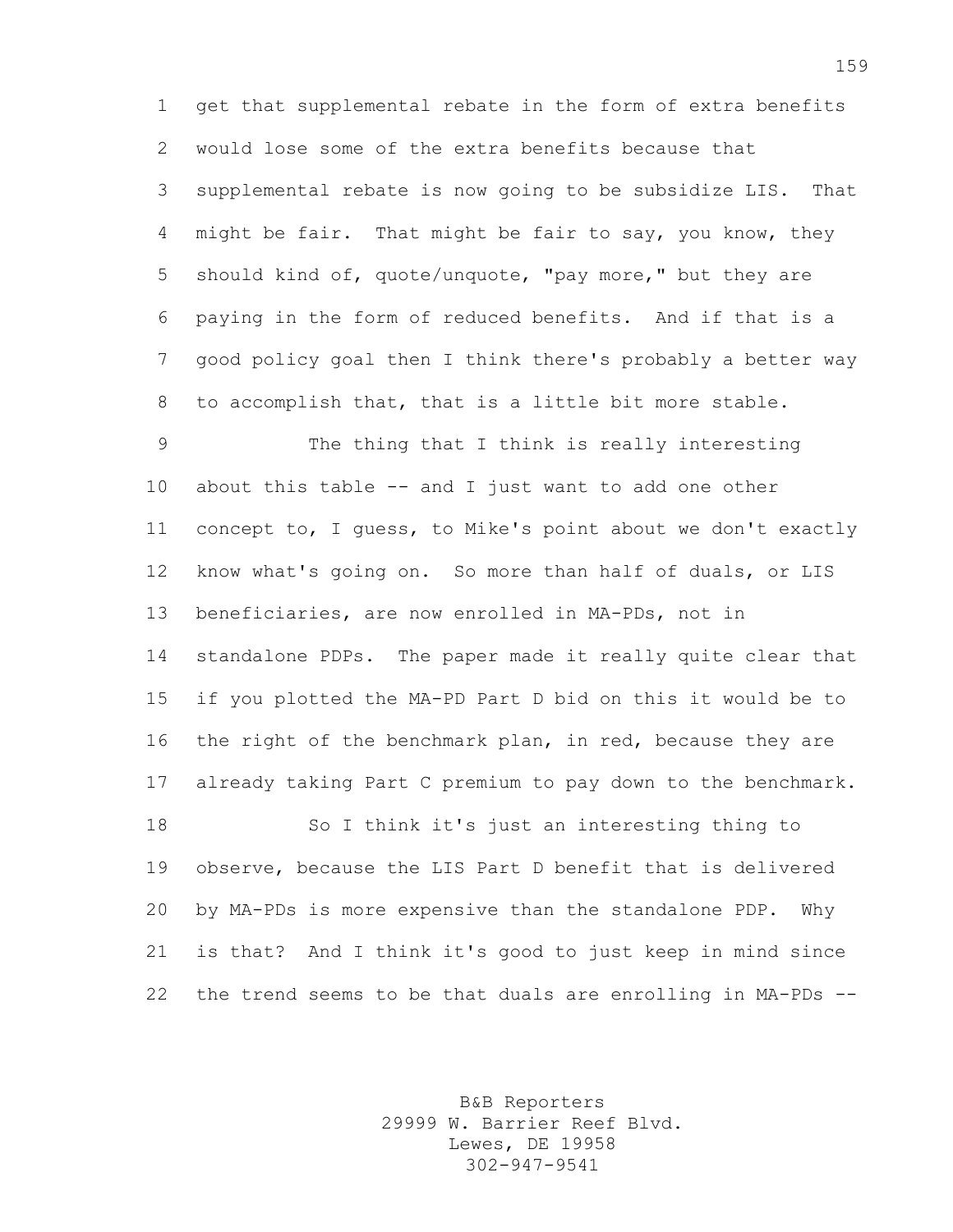get that supplemental rebate in the form of extra benefits would lose some of the extra benefits because that supplemental rebate is now going to be subsidize LIS. That might be fair. That might be fair to say, you know, they should kind of, quote/unquote, "pay more," but they are paying in the form of reduced benefits. And if that is a good policy goal then I think there's probably a better way to accomplish that, that is a little bit more stable.

The thing that I think is really interesting about this table -- and I just want to add one other concept to, I guess, to Mike's point about we don't exactly know what's going on. So more than half of duals, or LIS beneficiaries, are now enrolled in MA-PDs, not in standalone PDPs. The paper made it really quite clear that if you plotted the MA-PD Part D bid on this it would be to the right of the benchmark plan, in red, because they are already taking Part C premium to pay down to the benchmark.

So I think it's just an interesting thing to observe, because the LIS Part D benefit that is delivered by MA-PDs is more expensive than the standalone PDP. Why is that? And I think it's good to just keep in mind since the trend seems to be that duals are enrolling in MA-PDs --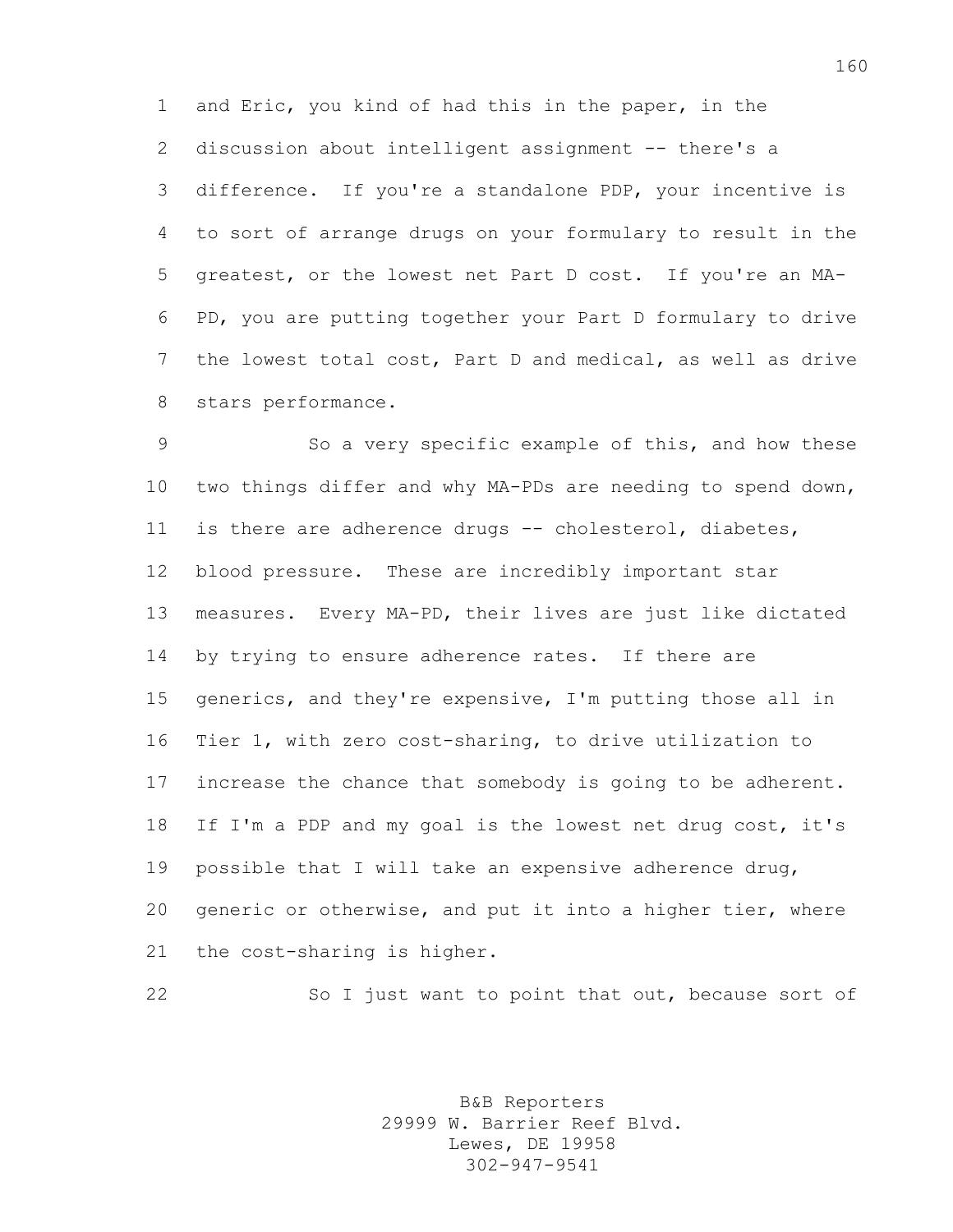and Eric, you kind of had this in the paper, in the discussion about intelligent assignment -- there's a difference. If you're a standalone PDP, your incentive is to sort of arrange drugs on your formulary to result in the greatest, or the lowest net Part D cost. If you're an MA-PD, you are putting together your Part D formulary to drive the lowest total cost, Part D and medical, as well as drive stars performance.

So a very specific example of this, and how these two things differ and why MA-PDs are needing to spend down, is there are adherence drugs -- cholesterol, diabetes, blood pressure. These are incredibly important star measures. Every MA-PD, their lives are just like dictated by trying to ensure adherence rates. If there are generics, and they're expensive, I'm putting those all in Tier 1, with zero cost-sharing, to drive utilization to increase the chance that somebody is going to be adherent. If I'm a PDP and my goal is the lowest net drug cost, it's possible that I will take an expensive adherence drug, generic or otherwise, and put it into a higher tier, where the cost-sharing is higher.

So I just want to point that out, because sort of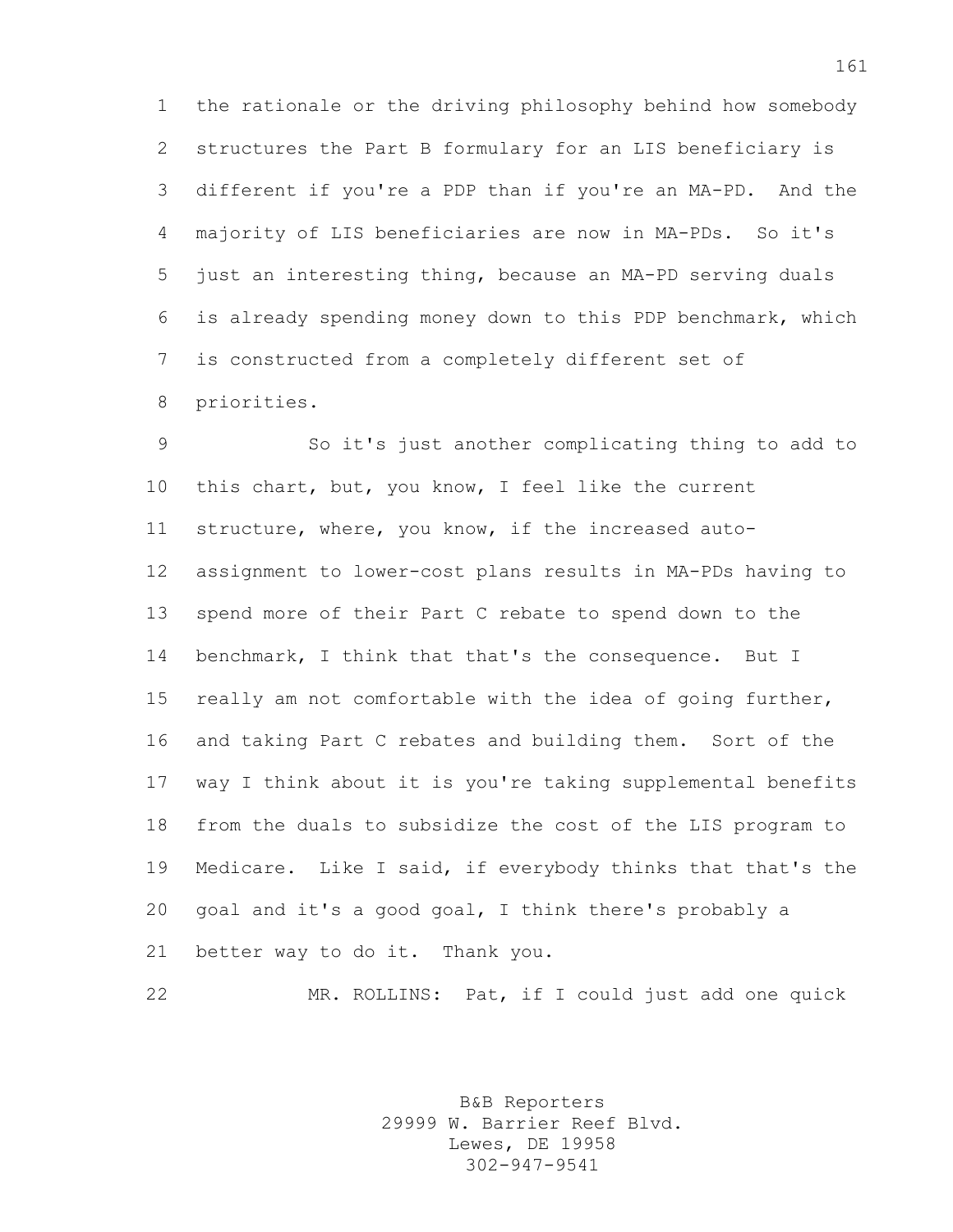the rationale or the driving philosophy behind how somebody structures the Part B formulary for an LIS beneficiary is different if you're a PDP than if you're an MA-PD. And the majority of LIS beneficiaries are now in MA-PDs. So it's just an interesting thing, because an MA-PD serving duals is already spending money down to this PDP benchmark, which is constructed from a completely different set of priorities.

So it's just another complicating thing to add to this chart, but, you know, I feel like the current structure, where, you know, if the increased auto-assignment to lower-cost plans results in MA-PDs having to spend more of their Part C rebate to spend down to the benchmark, I think that that's the consequence. But I really am not comfortable with the idea of going further, and taking Part C rebates and building them. Sort of the way I think about it is you're taking supplemental benefits from the duals to subsidize the cost of the LIS program to Medicare. Like I said, if everybody thinks that that's the goal and it's a good goal, I think there's probably a better way to do it. Thank you.

MR. ROLLINS: Pat, if I could just add one quick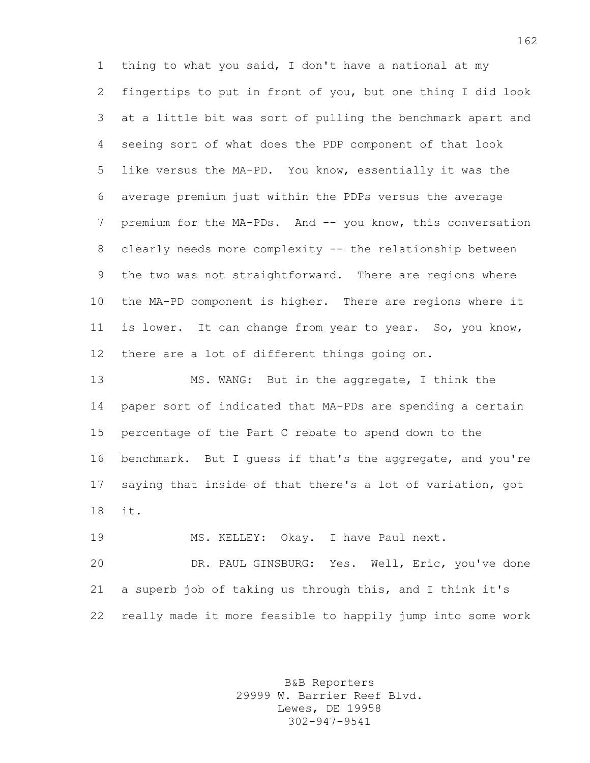thing to what you said, I don't have a national at my fingertips to put in front of you, but one thing I did look at a little bit was sort of pulling the benchmark apart and seeing sort of what does the PDP component of that look like versus the MA-PD. You know, essentially it was the average premium just within the PDPs versus the average premium for the MA-PDs. And -- you know, this conversation clearly needs more complexity -- the relationship between the two was not straightforward. There are regions where the MA-PD component is higher. There are regions where it is lower. It can change from year to year. So, you know, there are a lot of different things going on.

MS. WANG: But in the aggregate, I think the paper sort of indicated that MA-PDs are spending a certain percentage of the Part C rebate to spend down to the benchmark. But I guess if that's the aggregate, and you're saying that inside of that there's a lot of variation, got it.

MS. KELLEY: Okay. I have Paul next.

DR. PAUL GINSBURG: Yes. Well, Eric, you've done a superb job of taking us through this, and I think it's really made it more feasible to happily jump into some work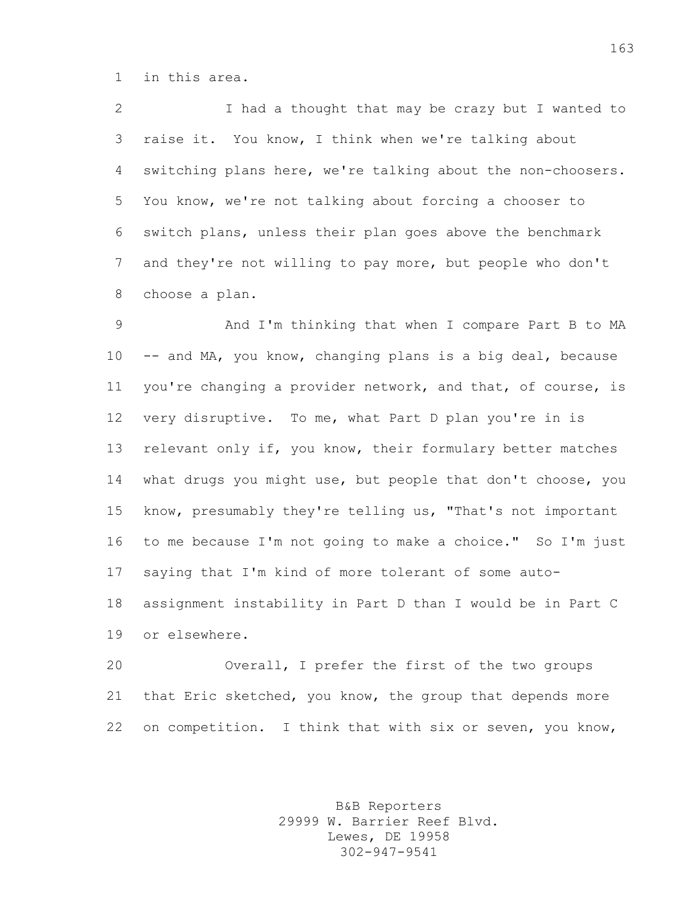in this area.

I had a thought that may be crazy but I wanted to raise it. You know, I think when we're talking about switching plans here, we're talking about the non-choosers. You know, we're not talking about forcing a chooser to switch plans, unless their plan goes above the benchmark and they're not willing to pay more, but people who don't choose a plan.

And I'm thinking that when I compare Part B to MA -- and MA, you know, changing plans is a big deal, because you're changing a provider network, and that, of course, is very disruptive. To me, what Part D plan you're in is relevant only if, you know, their formulary better matches what drugs you might use, but people that don't choose, you know, presumably they're telling us, "That's not important to me because I'm not going to make a choice." So I'm just saying that I'm kind of more tolerant of some auto-assignment instability in Part D than I would be in Part C or elsewhere.

Overall, I prefer the first of the two groups that Eric sketched, you know, the group that depends more on competition. I think that with six or seven, you know,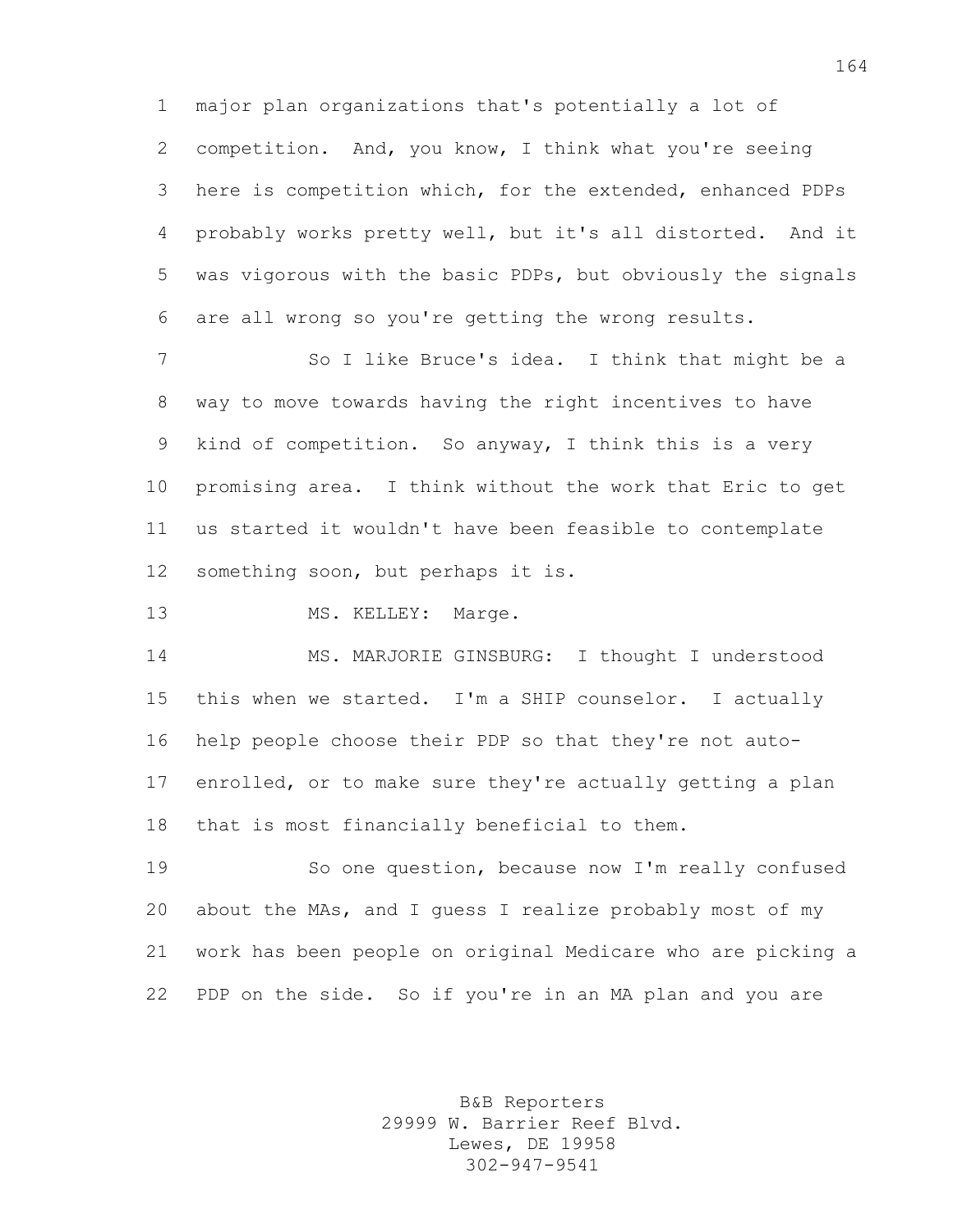major plan organizations that's potentially a lot of competition. And, you know, I think what you're seeing here is competition which, for the extended, enhanced PDPs probably works pretty well, but it's all distorted. And it was vigorous with the basic PDPs, but obviously the signals are all wrong so you're getting the wrong results.

So I like Bruce's idea. I think that might be a way to move towards having the right incentives to have kind of competition. So anyway, I think this is a very promising area. I think without the work that Eric to get us started it wouldn't have been feasible to contemplate something soon, but perhaps it is.

MS. KELLEY: Marge.

MS. MARJORIE GINSBURG: I thought I understood this when we started. I'm a SHIP counselor. I actually help people choose their PDP so that they're not auto-enrolled, or to make sure they're actually getting a plan that is most financially beneficial to them.

So one question, because now I'm really confused about the MAs, and I guess I realize probably most of my work has been people on original Medicare who are picking a PDP on the side. So if you're in an MA plan and you are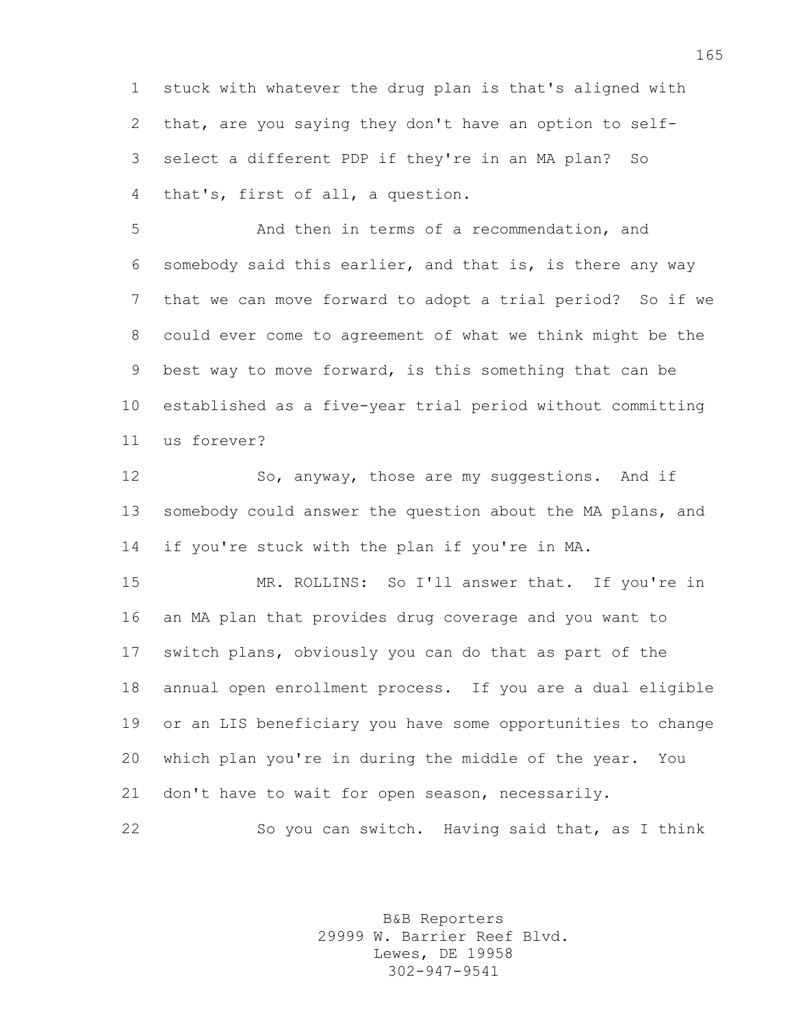stuck with whatever the drug plan is that's aligned with that, are you saying they don't have an option to self-select a different PDP if they're in an MA plan? So that's, first of all, a question.

And then in terms of a recommendation, and somebody said this earlier, and that is, is there any way that we can move forward to adopt a trial period? So if we could ever come to agreement of what we think might be the best way to move forward, is this something that can be established as a five-year trial period without committing us forever?

So, anyway, those are my suggestions. And if somebody could answer the question about the MA plans, and if you're stuck with the plan if you're in MA.

MR. ROLLINS: So I'll answer that. If you're in an MA plan that provides drug coverage and you want to switch plans, obviously you can do that as part of the annual open enrollment process. If you are a dual eligible or an LIS beneficiary you have some opportunities to change which plan you're in during the middle of the year. You don't have to wait for open season, necessarily.

So you can switch. Having said that, as I think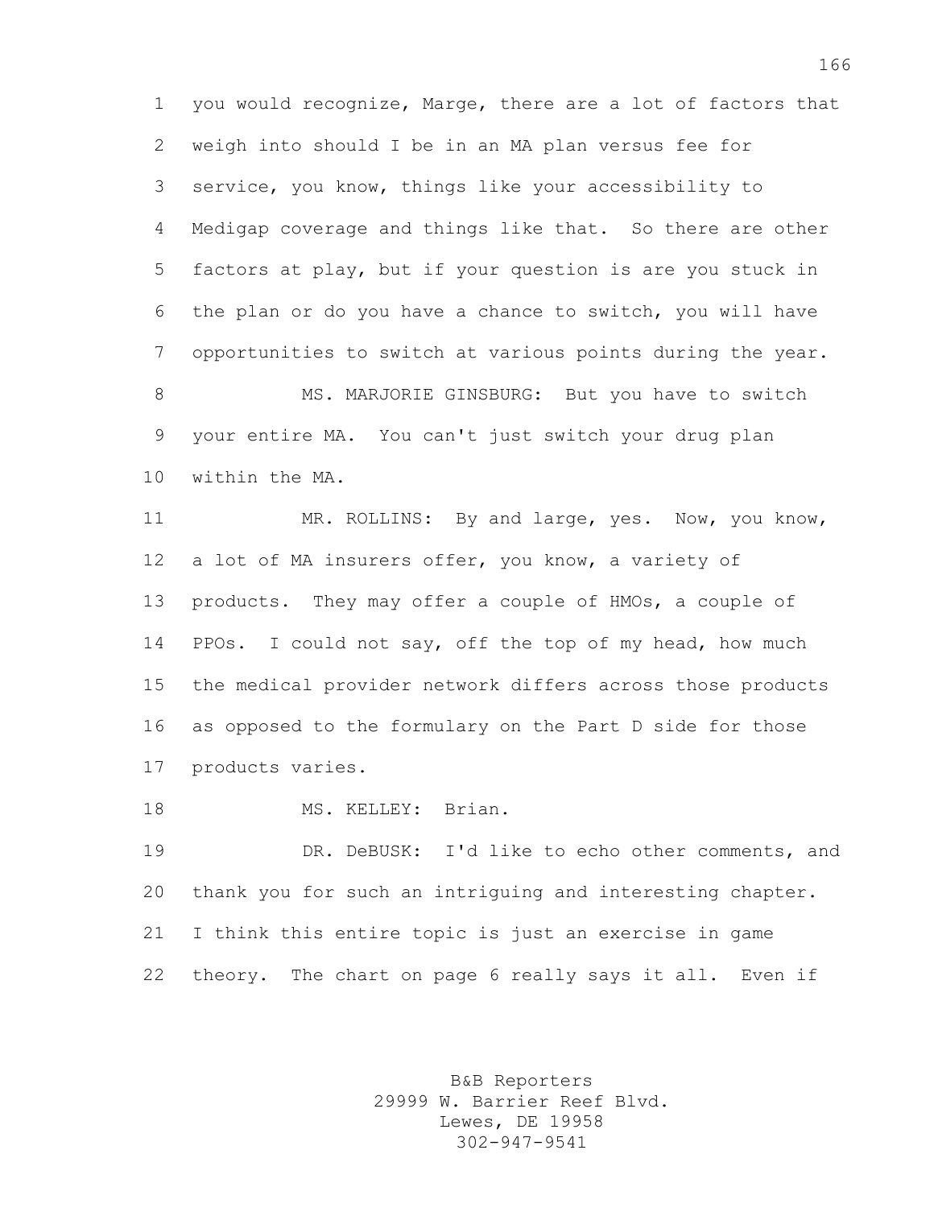you would recognize, Marge, there are a lot of factors that weigh into should I be in an MA plan versus fee for service, you know, things like your accessibility to Medigap coverage and things like that. So there are other factors at play, but if your question is are you stuck in the plan or do you have a chance to switch, you will have opportunities to switch at various points during the year.

MS. MARJORIE GINSBURG: But you have to switch your entire MA. You can't just switch your drug plan within the MA.

MR. ROLLINS: By and large, yes. Now, you know, a lot of MA insurers offer, you know, a variety of products. They may offer a couple of HMOs, a couple of PPOs. I could not say, off the top of my head, how much the medical provider network differs across those products as opposed to the formulary on the Part D side for those products varies.

MS. KELLEY: Brian.

DR. DeBUSK: I'd like to echo other comments, and thank you for such an intriguing and interesting chapter. I think this entire topic is just an exercise in game theory. The chart on page 6 really says it all. Even if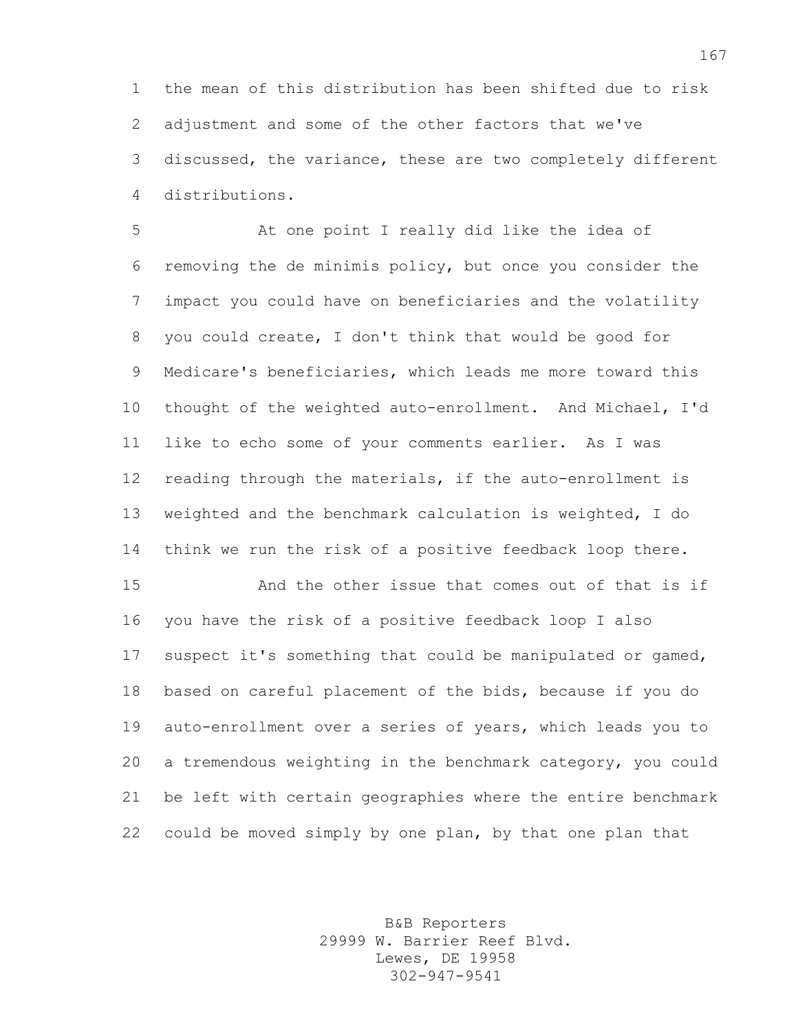the mean of this distribution has been shifted due to risk adjustment and some of the other factors that we've discussed, the variance, these are two completely different distributions.

At one point I really did like the idea of removing the de minimis policy, but once you consider the impact you could have on beneficiaries and the volatility you could create, I don't think that would be good for Medicare's beneficiaries, which leads me more toward this thought of the weighted auto-enrollment. And Michael, I'd like to echo some of your comments earlier. As I was reading through the materials, if the auto-enrollment is weighted and the benchmark calculation is weighted, I do think we run the risk of a positive feedback loop there.

And the other issue that comes out of that is if you have the risk of a positive feedback loop I also suspect it's something that could be manipulated or gamed, based on careful placement of the bids, because if you do auto-enrollment over a series of years, which leads you to a tremendous weighting in the benchmark category, you could be left with certain geographies where the entire benchmark could be moved simply by one plan, by that one plan that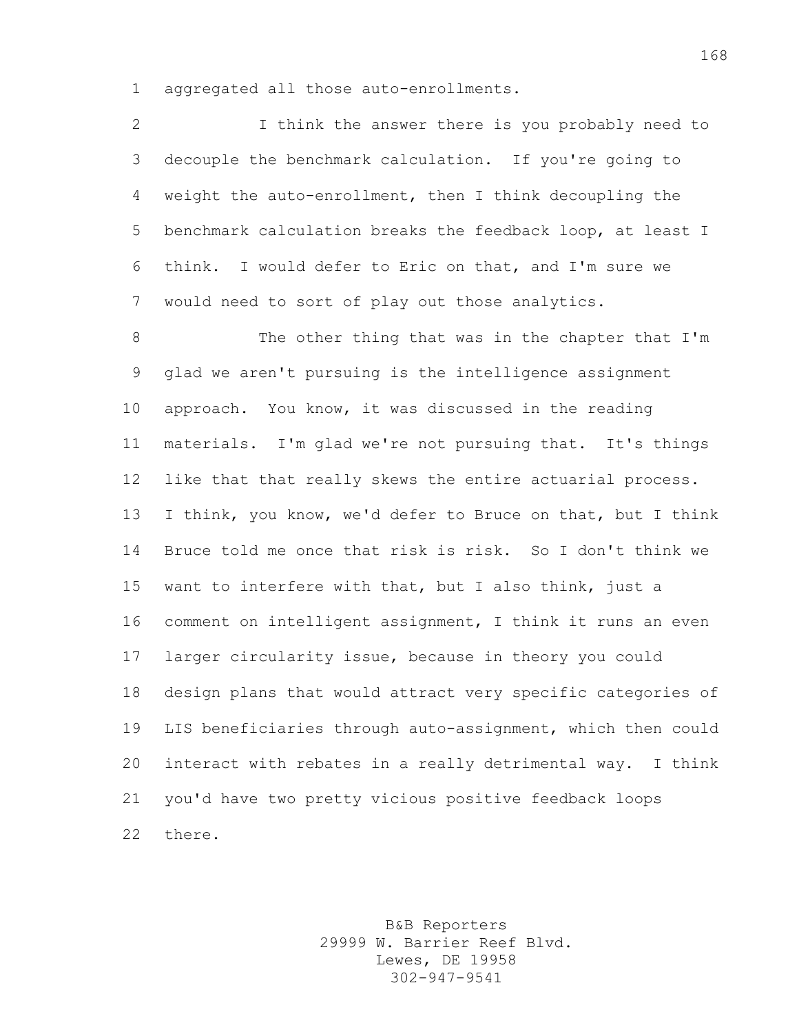aggregated all those auto-enrollments.

I think the answer there is you probably need to decouple the benchmark calculation. If you're going to weight the auto-enrollment, then I think decoupling the benchmark calculation breaks the feedback loop, at least I think. I would defer to Eric on that, and I'm sure we would need to sort of play out those analytics.

The other thing that was in the chapter that I'm glad we aren't pursuing is the intelligence assignment approach. You know, it was discussed in the reading materials. I'm glad we're not pursuing that. It's things like that that really skews the entire actuarial process. I think, you know, we'd defer to Bruce on that, but I think Bruce told me once that risk is risk. So I don't think we want to interfere with that, but I also think, just a comment on intelligent assignment, I think it runs an even larger circularity issue, because in theory you could design plans that would attract very specific categories of LIS beneficiaries through auto-assignment, which then could interact with rebates in a really detrimental way. I think you'd have two pretty vicious positive feedback loops there.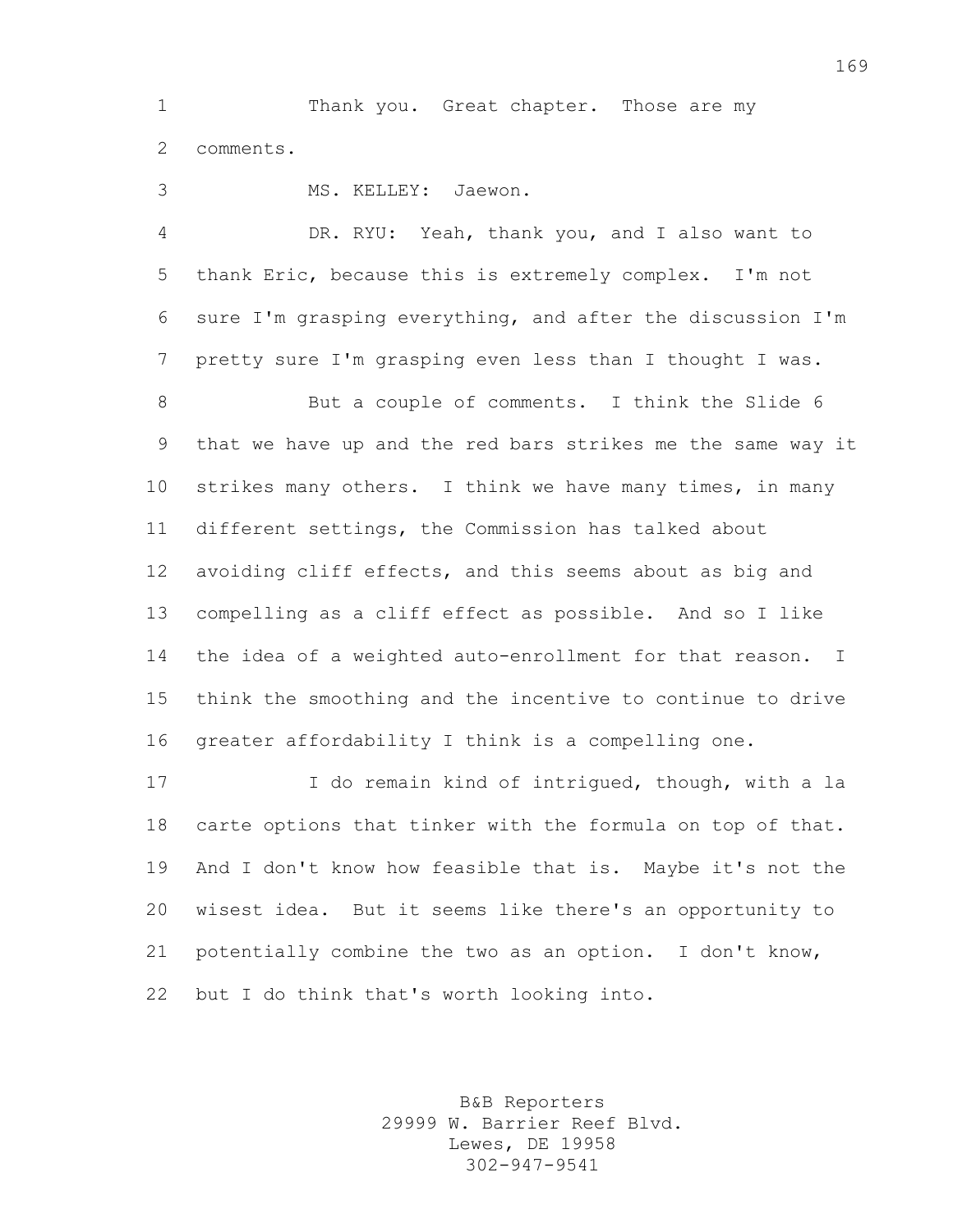Thank you. Great chapter. Those are my comments.

MS. KELLEY: Jaewon.

DR. RYU: Yeah, thank you, and I also want to thank Eric, because this is extremely complex. I'm not sure I'm grasping everything, and after the discussion I'm pretty sure I'm grasping even less than I thought I was.

But a couple of comments. I think the Slide 6 that we have up and the red bars strikes me the same way it strikes many others. I think we have many times, in many different settings, the Commission has talked about avoiding cliff effects, and this seems about as big and compelling as a cliff effect as possible. And so I like the idea of a weighted auto-enrollment for that reason. I think the smoothing and the incentive to continue to drive greater affordability I think is a compelling one.

I do remain kind of intrigued, though, with a la carte options that tinker with the formula on top of that. And I don't know how feasible that is. Maybe it's not the wisest idea. But it seems like there's an opportunity to potentially combine the two as an option. I don't know, but I do think that's worth looking into.

B&B Reporters
29999 W. Barrier Reef Blvd.
Lewes, DE 19958
302-947-9541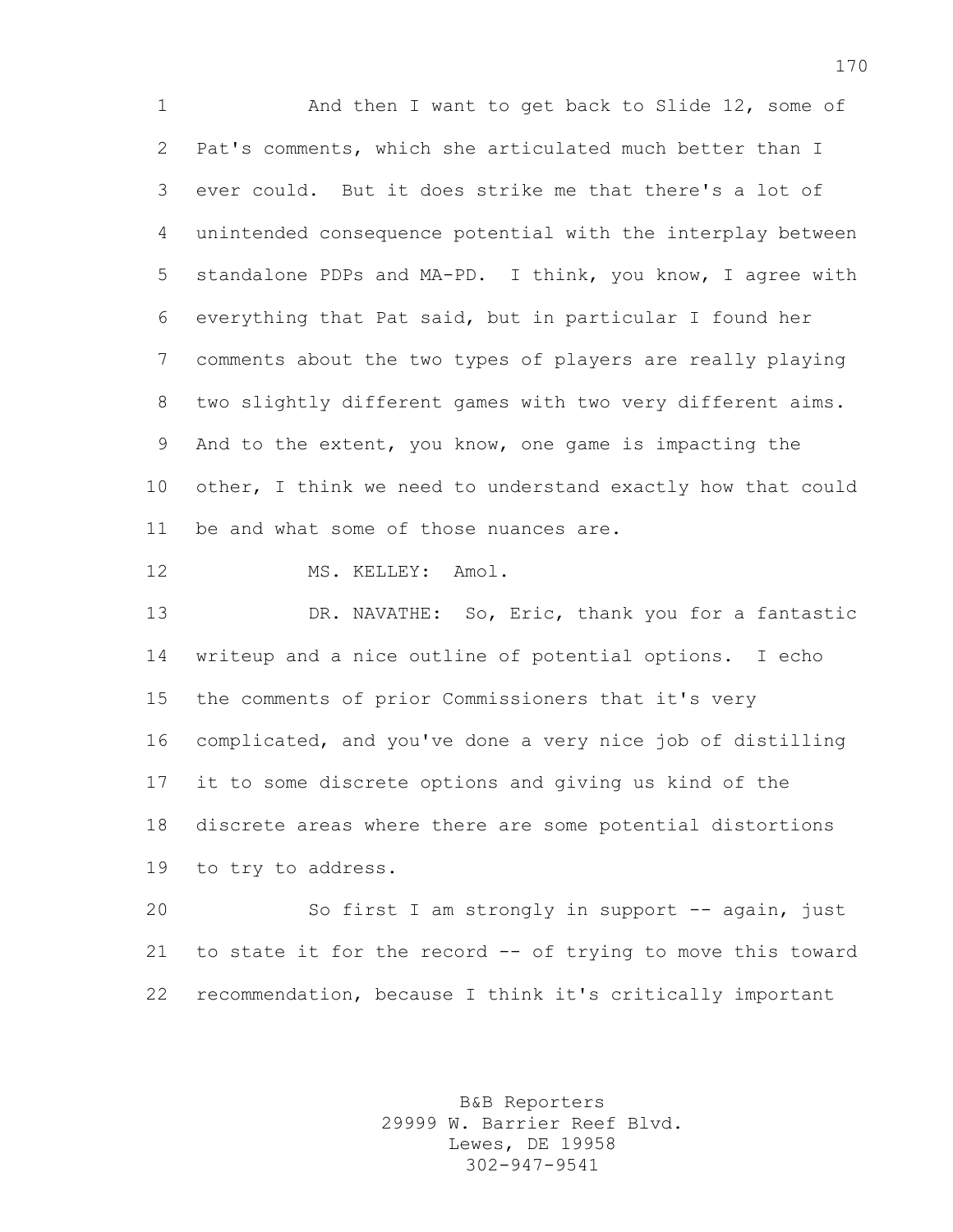And then I want to get back to Slide 12, some of Pat's comments, which she articulated much better than I ever could. But it does strike me that there's a lot of unintended consequence potential with the interplay between standalone PDPs and MA-PD. I think, you know, I agree with everything that Pat said, but in particular I found her comments about the two types of players are really playing two slightly different games with two very different aims. And to the extent, you know, one game is impacting the other, I think we need to understand exactly how that could be and what some of those nuances are.

MS. KELLEY: Amol.

DR. NAVATHE: So, Eric, thank you for a fantastic writeup and a nice outline of potential options. I echo the comments of prior Commissioners that it's very complicated, and you've done a very nice job of distilling it to some discrete options and giving us kind of the discrete areas where there are some potential distortions to try to address.

So first I am strongly in support -- again, just to state it for the record -- of trying to move this toward recommendation, because I think it's critically important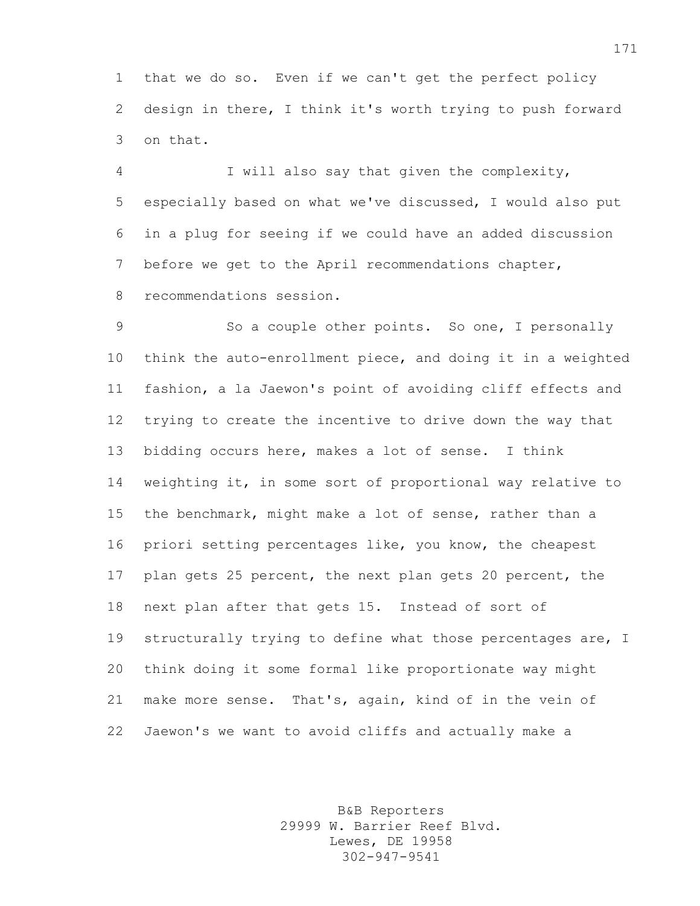that we do so. Even if we can't get the perfect policy design in there, I think it's worth trying to push forward on that.

I will also say that given the complexity, especially based on what we've discussed, I would also put in a plug for seeing if we could have an added discussion before we get to the April recommendations chapter, recommendations session.

So a couple other points. So one, I personally think the auto-enrollment piece, and doing it in a weighted fashion, a la Jaewon's point of avoiding cliff effects and trying to create the incentive to drive down the way that bidding occurs here, makes a lot of sense. I think weighting it, in some sort of proportional way relative to the benchmark, might make a lot of sense, rather than a priori setting percentages like, you know, the cheapest plan gets 25 percent, the next plan gets 20 percent, the next plan after that gets 15. Instead of sort of structurally trying to define what those percentages are, I think doing it some formal like proportionate way might make more sense. That's, again, kind of in the vein of Jaewon's we want to avoid cliffs and actually make a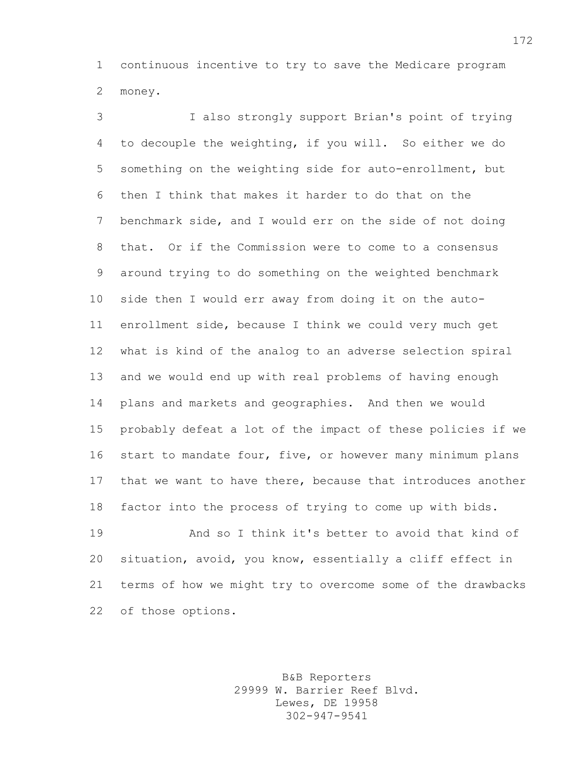continuous incentive to try to save the Medicare program money.

I also strongly support Brian's point of trying to decouple the weighting, if you will. So either we do something on the weighting side for auto-enrollment, but then I think that makes it harder to do that on the benchmark side, and I would err on the side of not doing that. Or if the Commission were to come to a consensus around trying to do something on the weighted benchmark side then I would err away from doing it on the auto-enrollment side, because I think we could very much get what is kind of the analog to an adverse selection spiral and we would end up with real problems of having enough plans and markets and geographies. And then we would probably defeat a lot of the impact of these policies if we start to mandate four, five, or however many minimum plans that we want to have there, because that introduces another factor into the process of trying to come up with bids.

And so I think it's better to avoid that kind of situation, avoid, you know, essentially a cliff effect in terms of how we might try to overcome some of the drawbacks of those options.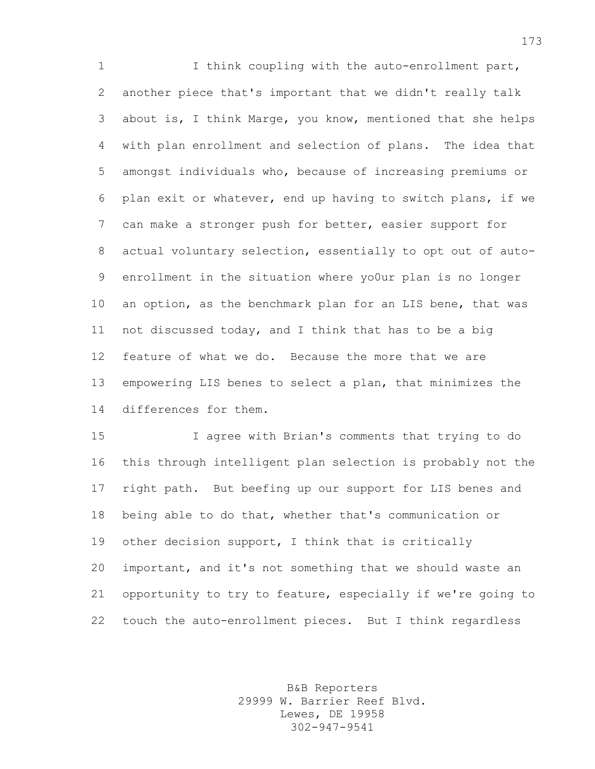I think coupling with the auto-enrollment part, another piece that's important that we didn't really talk about is, I think Marge, you know, mentioned that she helps with plan enrollment and selection of plans. The idea that amongst individuals who, because of increasing premiums or plan exit or whatever, end up having to switch plans, if we can make a stronger push for better, easier support for actual voluntary selection, essentially to opt out of auto-enrollment in the situation where yo0ur plan is no longer an option, as the benchmark plan for an LIS bene, that was not discussed today, and I think that has to be a big feature of what we do. Because the more that we are empowering LIS benes to select a plan, that minimizes the differences for them.

I agree with Brian's comments that trying to do this through intelligent plan selection is probably not the right path. But beefing up our support for LIS benes and being able to do that, whether that's communication or other decision support, I think that is critically important, and it's not something that we should waste an opportunity to try to feature, especially if we're going to touch the auto-enrollment pieces. But I think regardless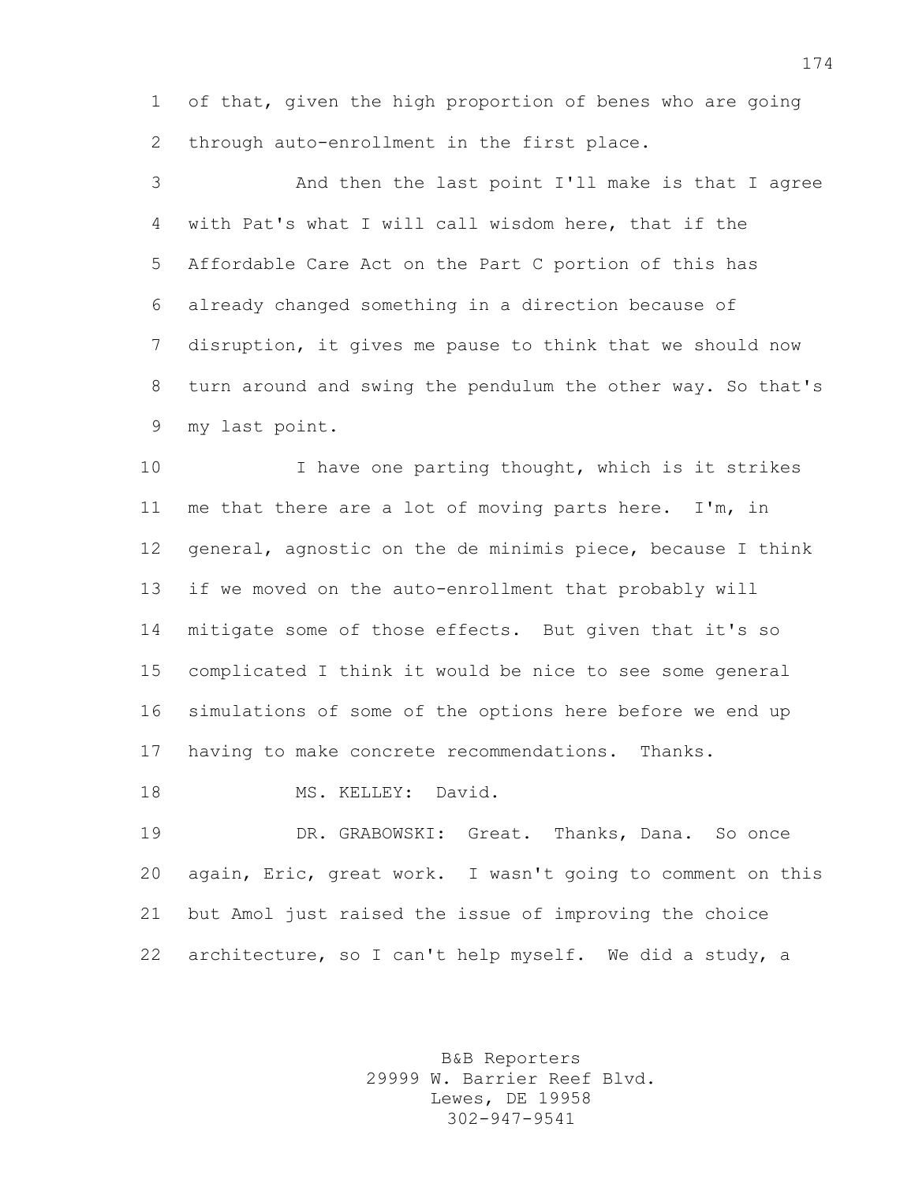of that, given the high proportion of benes who are going through auto-enrollment in the first place.

And then the last point I'll make is that I agree with Pat's what I will call wisdom here, that if the Affordable Care Act on the Part C portion of this has already changed something in a direction because of disruption, it gives me pause to think that we should now turn around and swing the pendulum the other way. So that's my last point.

I have one parting thought, which is it strikes me that there are a lot of moving parts here. I'm, in general, agnostic on the de minimis piece, because I think if we moved on the auto-enrollment that probably will mitigate some of those effects. But given that it's so complicated I think it would be nice to see some general simulations of some of the options here before we end up having to make concrete recommendations. Thanks.

MS. KELLEY: David.

DR. GRABOWSKI: Great. Thanks, Dana. So once again, Eric, great work. I wasn't going to comment on this but Amol just raised the issue of improving the choice architecture, so I can't help myself. We did a study, a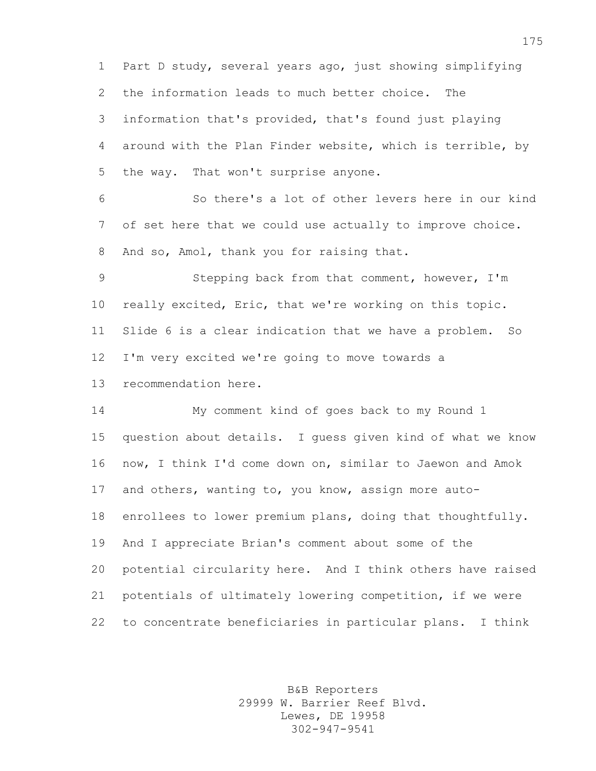Part D study, several years ago, just showing simplifying the information leads to much better choice. The information that's provided, that's found just playing around with the Plan Finder website, which is terrible, by the way. That won't surprise anyone.

So there's a lot of other levers here in our kind of set here that we could use actually to improve choice. And so, Amol, thank you for raising that.

Stepping back from that comment, however, I'm really excited, Eric, that we're working on this topic. Slide 6 is a clear indication that we have a problem. So I'm very excited we're going to move towards a recommendation here.

My comment kind of goes back to my Round 1 question about details. I guess given kind of what we know now, I think I'd come down on, similar to Jaewon and Amok and others, wanting to, you know, assign more auto-enrollees to lower premium plans, doing that thoughtfully. And I appreciate Brian's comment about some of the potential circularity here. And I think others have raised potentials of ultimately lowering competition, if we were to concentrate beneficiaries in particular plans. I think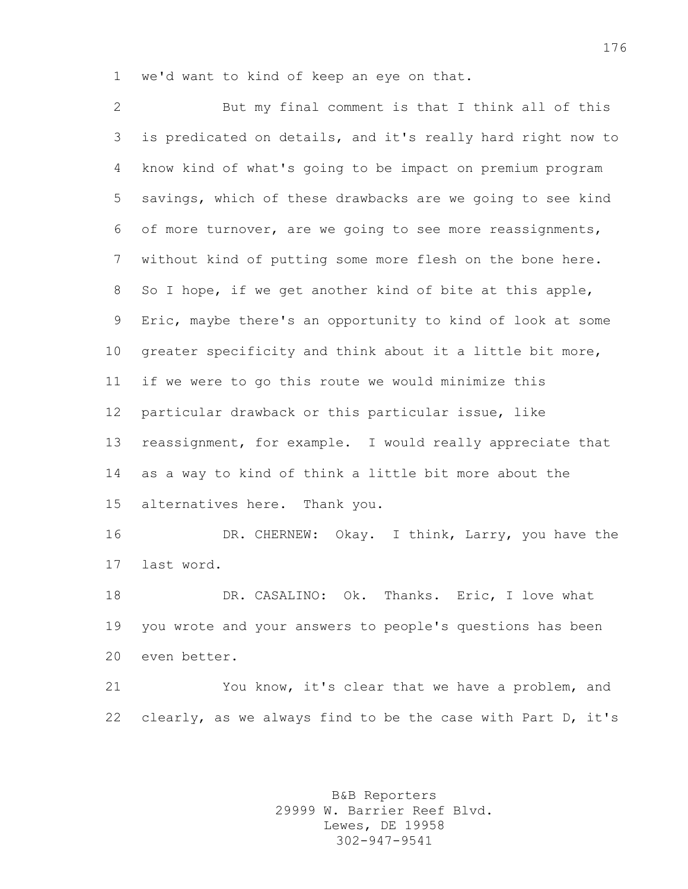we'd want to kind of keep an eye on that.

But my final comment is that I think all of this is predicated on details, and it's really hard right now to know kind of what's going to be impact on premium program savings, which of these drawbacks are we going to see kind of more turnover, are we going to see more reassignments, without kind of putting some more flesh on the bone here. So I hope, if we get another kind of bite at this apple, Eric, maybe there's an opportunity to kind of look at some greater specificity and think about it a little bit more, if we were to go this route we would minimize this particular drawback or this particular issue, like reassignment, for example. I would really appreciate that as a way to kind of think a little bit more about the alternatives here. Thank you.

DR. CHERNEW: Okay. I think, Larry, you have the last word.

DR. CASALINO: Ok. Thanks. Eric, I love what you wrote and your answers to people's questions has been even better.

You know, it's clear that we have a problem, and clearly, as we always find to be the case with Part D, it's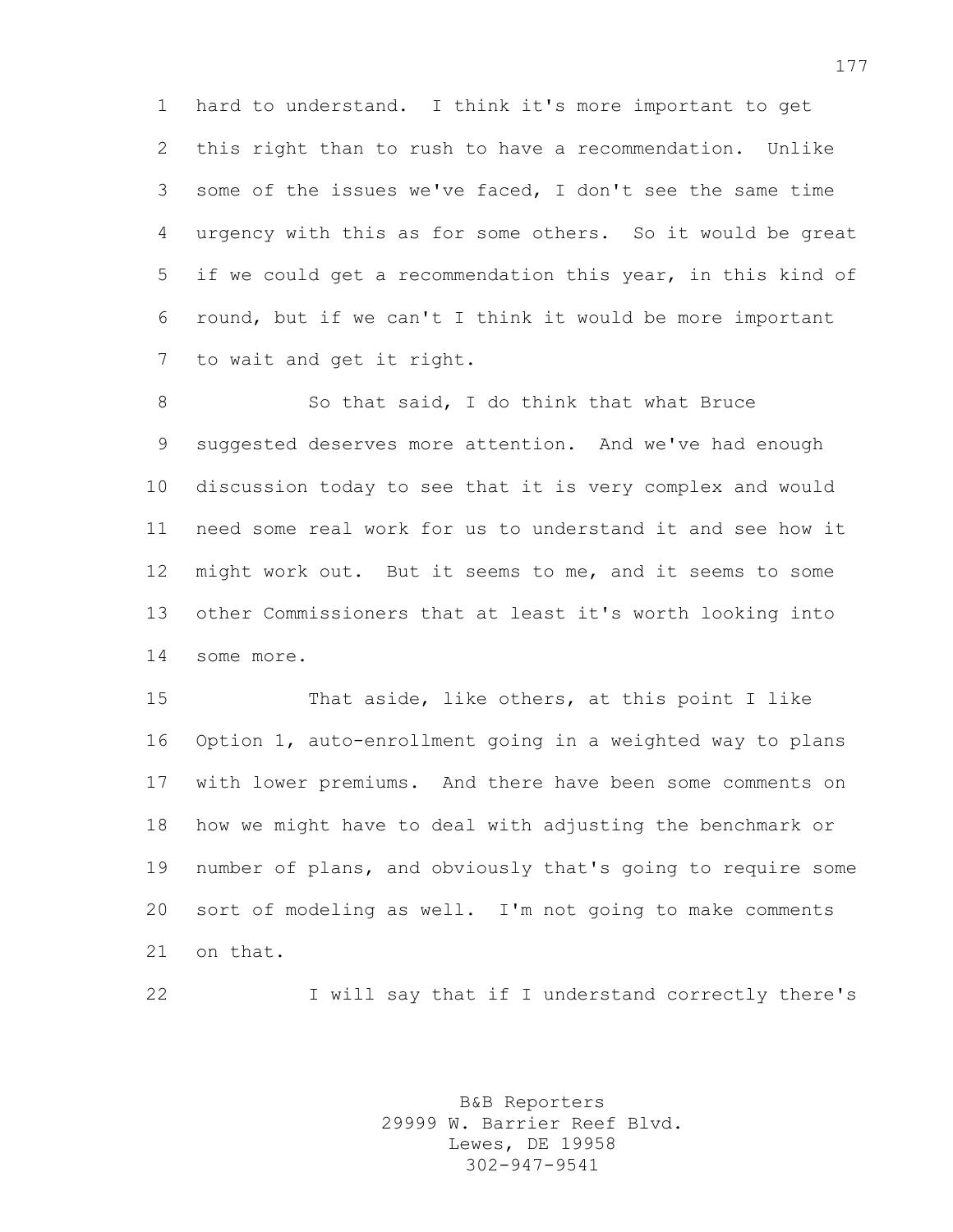hard to understand. I think it's more important to get this right than to rush to have a recommendation. Unlike some of the issues we've faced, I don't see the same time urgency with this as for some others. So it would be great if we could get a recommendation this year, in this kind of round, but if we can't I think it would be more important to wait and get it right.

So that said, I do think that what Bruce suggested deserves more attention. And we've had enough discussion today to see that it is very complex and would need some real work for us to understand it and see how it might work out. But it seems to me, and it seems to some other Commissioners that at least it's worth looking into some more.

That aside, like others, at this point I like Option 1, auto-enrollment going in a weighted way to plans with lower premiums. And there have been some comments on how we might have to deal with adjusting the benchmark or number of plans, and obviously that's going to require some sort of modeling as well. I'm not going to make comments on that.

I will say that if I understand correctly there's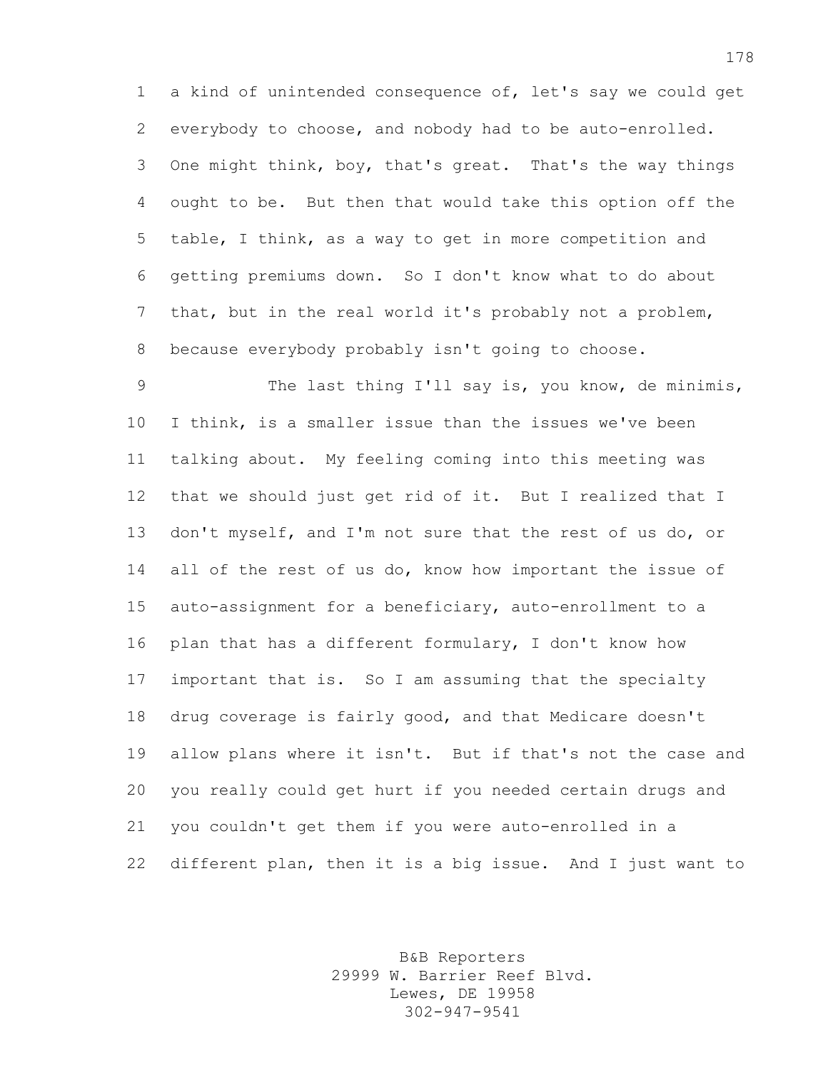a kind of unintended consequence of, let's say we could get everybody to choose, and nobody had to be auto-enrolled. One might think, boy, that's great. That's the way things ought to be. But then that would take this option off the table, I think, as a way to get in more competition and getting premiums down. So I don't know what to do about that, but in the real world it's probably not a problem, because everybody probably isn't going to choose.

The last thing I'll say is, you know, de minimis, I think, is a smaller issue than the issues we've been talking about. My feeling coming into this meeting was that we should just get rid of it. But I realized that I don't myself, and I'm not sure that the rest of us do, or all of the rest of us do, know how important the issue of auto-assignment for a beneficiary, auto-enrollment to a plan that has a different formulary, I don't know how important that is. So I am assuming that the specialty drug coverage is fairly good, and that Medicare doesn't allow plans where it isn't. But if that's not the case and you really could get hurt if you needed certain drugs and you couldn't get them if you were auto-enrolled in a different plan, then it is a big issue. And I just want to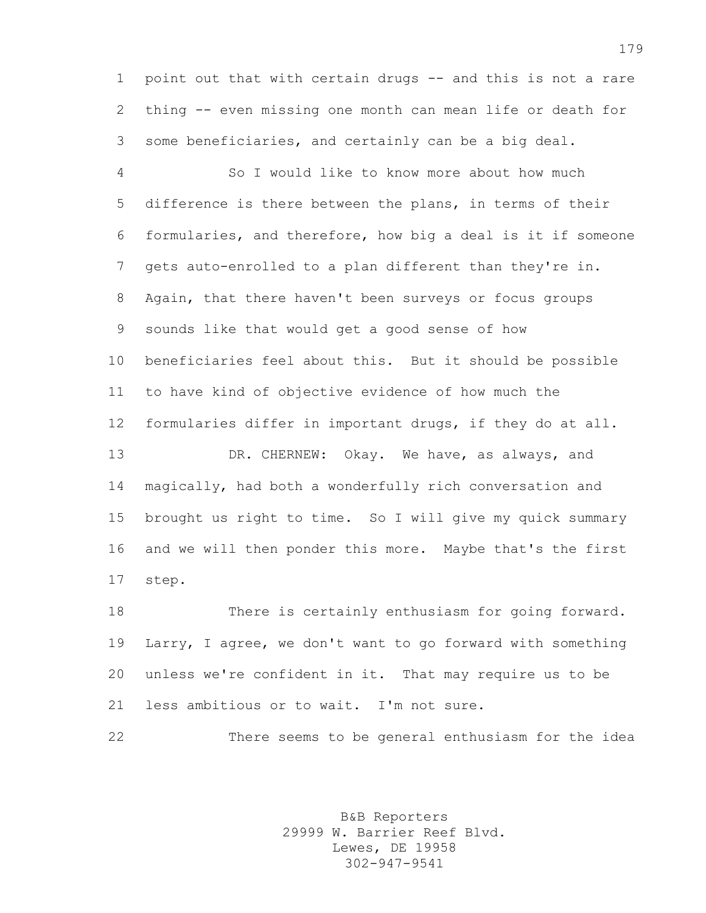point out that with certain drugs -- and this is not a rare thing -- even missing one month can mean life or death for some beneficiaries, and certainly can be a big deal.

So I would like to know more about how much difference is there between the plans, in terms of their formularies, and therefore, how big a deal is it if someone gets auto-enrolled to a plan different than they're in. Again, that there haven't been surveys or focus groups sounds like that would get a good sense of how beneficiaries feel about this. But it should be possible to have kind of objective evidence of how much the formularies differ in important drugs, if they do at all.

DR. CHERNEW: Okay. We have, as always, and magically, had both a wonderfully rich conversation and brought us right to time. So I will give my quick summary and we will then ponder this more. Maybe that's the first step.

There is certainly enthusiasm for going forward. Larry, I agree, we don't want to go forward with something unless we're confident in it. That may require us to be less ambitious or to wait. I'm not sure.

There seems to be general enthusiasm for the idea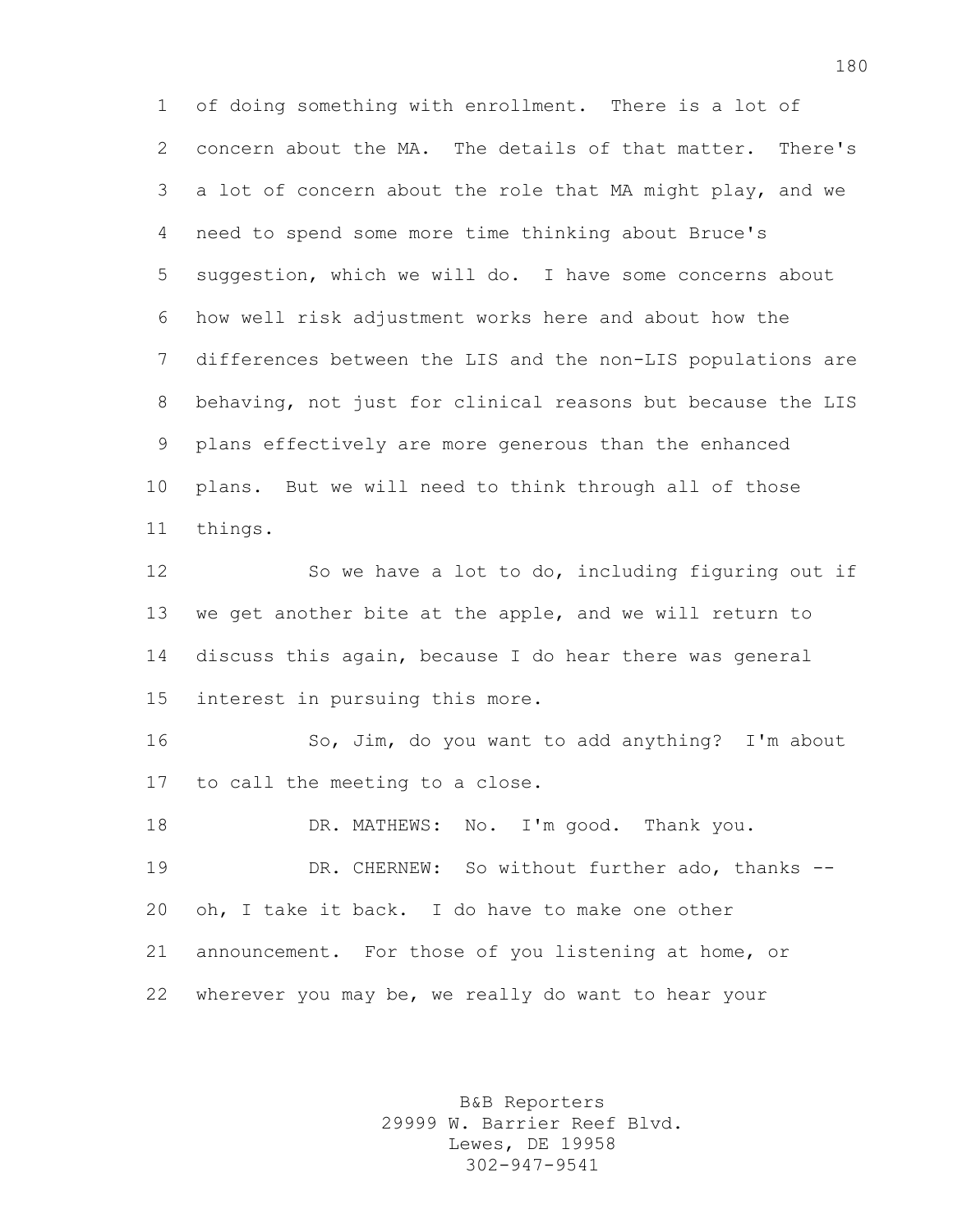of doing something with enrollment. There is a lot of concern about the MA. The details of that matter. There's a lot of concern about the role that MA might play, and we need to spend some more time thinking about Bruce's suggestion, which we will do. I have some concerns about how well risk adjustment works here and about how the differences between the LIS and the non-LIS populations are behaving, not just for clinical reasons but because the LIS plans effectively are more generous than the enhanced plans. But we will need to think through all of those things.

So we have a lot to do, including figuring out if we get another bite at the apple, and we will return to discuss this again, because I do hear there was general interest in pursuing this more.

So, Jim, do you want to add anything? I'm about to call the meeting to a close.

DR. MATHEWS: No. I'm good. Thank you.

DR. CHERNEW: So without further ado, thanks -- oh, I take it back. I do have to make one other announcement. For those of you listening at home, or wherever you may be, we really do want to hear your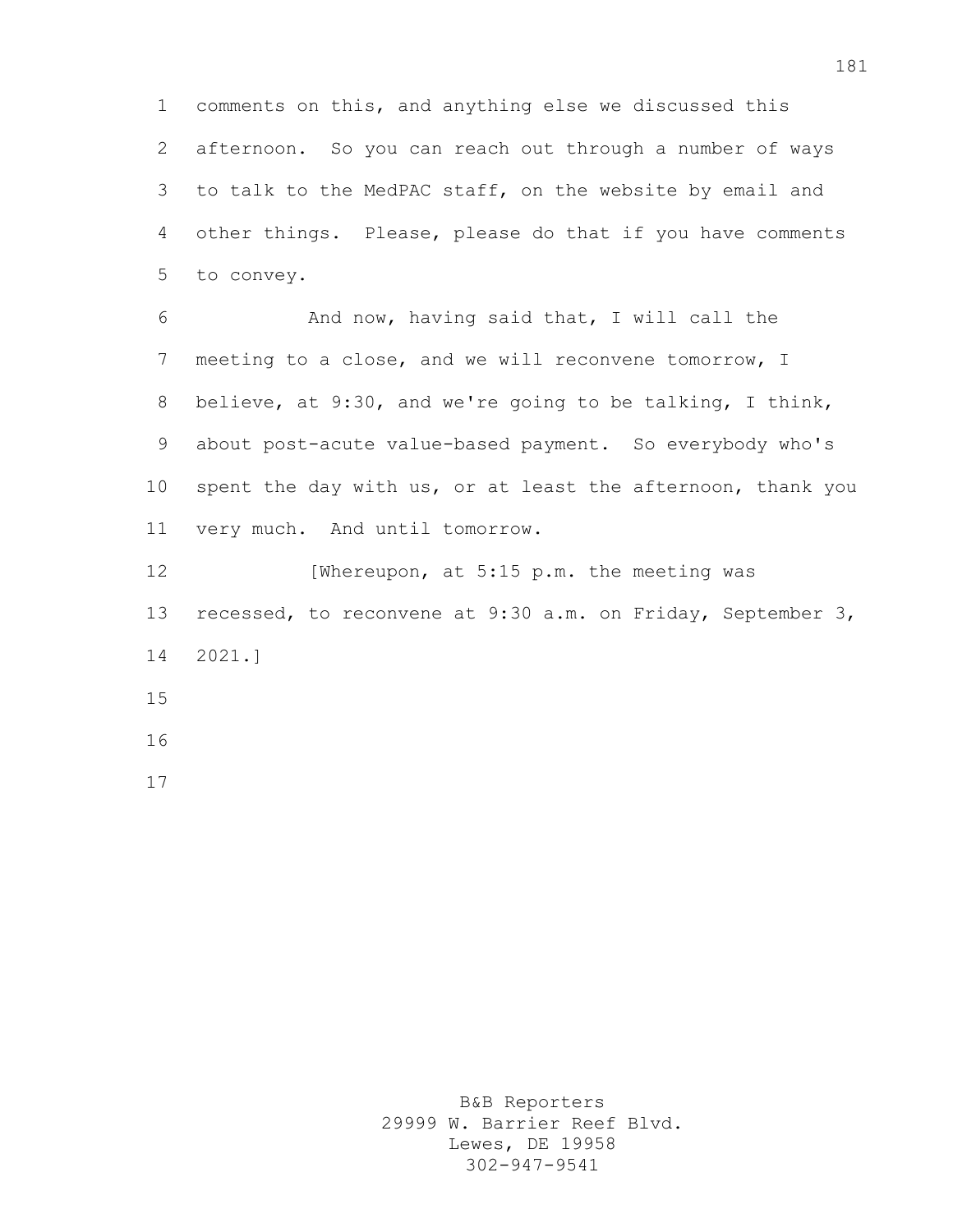comments on this, and anything else we discussed this afternoon. So you can reach out through a number of ways to talk to the MedPAC staff, on the website by email and other things. Please, please do that if you have comments to convey.

And now, having said that, I will call the meeting to a close, and we will reconvene tomorrow, I believe, at 9:30, and we're going to be talking, I think, about post-acute value-based payment. So everybody who's spent the day with us, or at least the afternoon, thank you very much. And until tomorrow.

[Whereupon, at 5:15 p.m. the meeting was recessed, to reconvene at 9:30 a.m. on Friday, September 3, 2021.]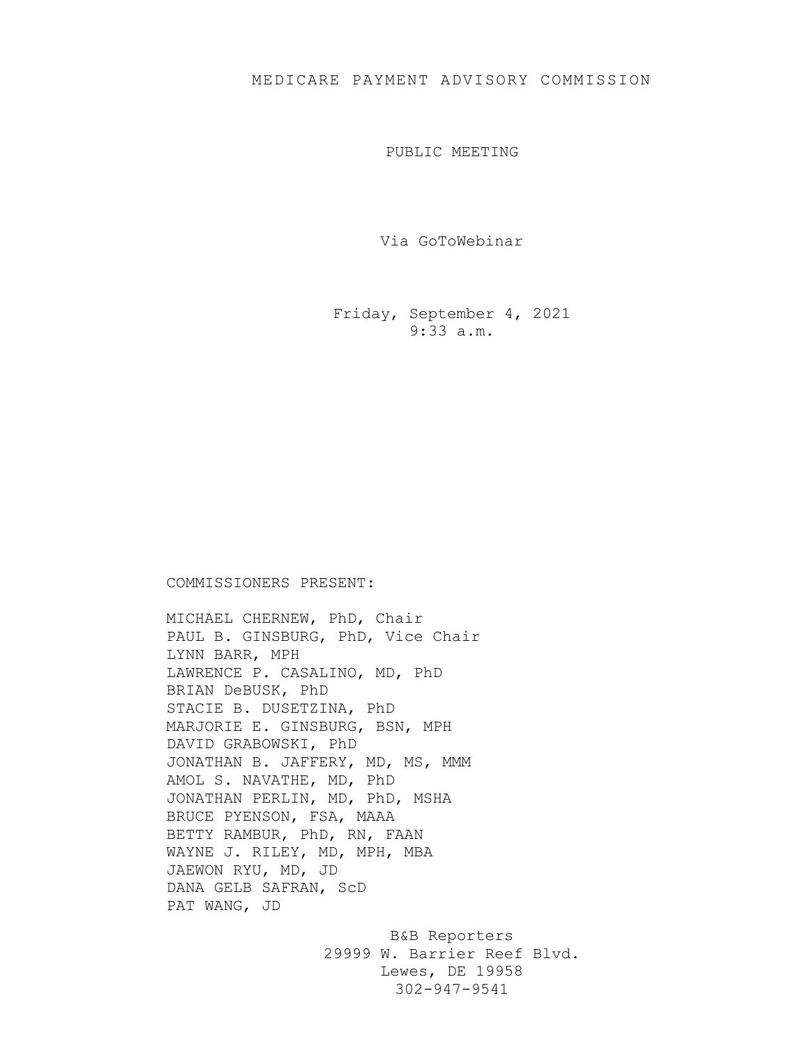MEDICARE PAYMENT ADVISORY COMMISSION

PUBLIC MEETING

Via GoToWebinar

Friday, September 4, 2021
9:33 a.m.

COMMISSIONERS PRESENT:

MICHAEL CHERNEW, PhD, Chair
PAUL B. GINSBURG, PhD, Vice Chair
LYNN BARR, MPH
LAWRENCE P. CASALINO, MD, PhD
BRIAN DeBUSK, PhD
STACIE B. DUSETZINA, PhD
MARJORIE E. GINSBURG, BSN, MPH
DAVID GRABOWSKI, PhD
JONATHAN B. JAFFERY, MD, MS, MMM
AMOL S. NAVATHE, MD, PhD
JONATHAN PERLIN, MD, PhD, MSHA
BRUCE PYENSON, FSA, MAAA
BETTY RAMBUR, PhD, RN, FAAN
WAYNE J. RILEY, MD, MPH, MBA
JAEWON RYU, MD, JD
DANA GELB SAFRAN, ScD
PAT WANG, JD

B&B Reporters
29999 W. Barrier Reef Blvd.
Lewes, DE 19958
302-947-9541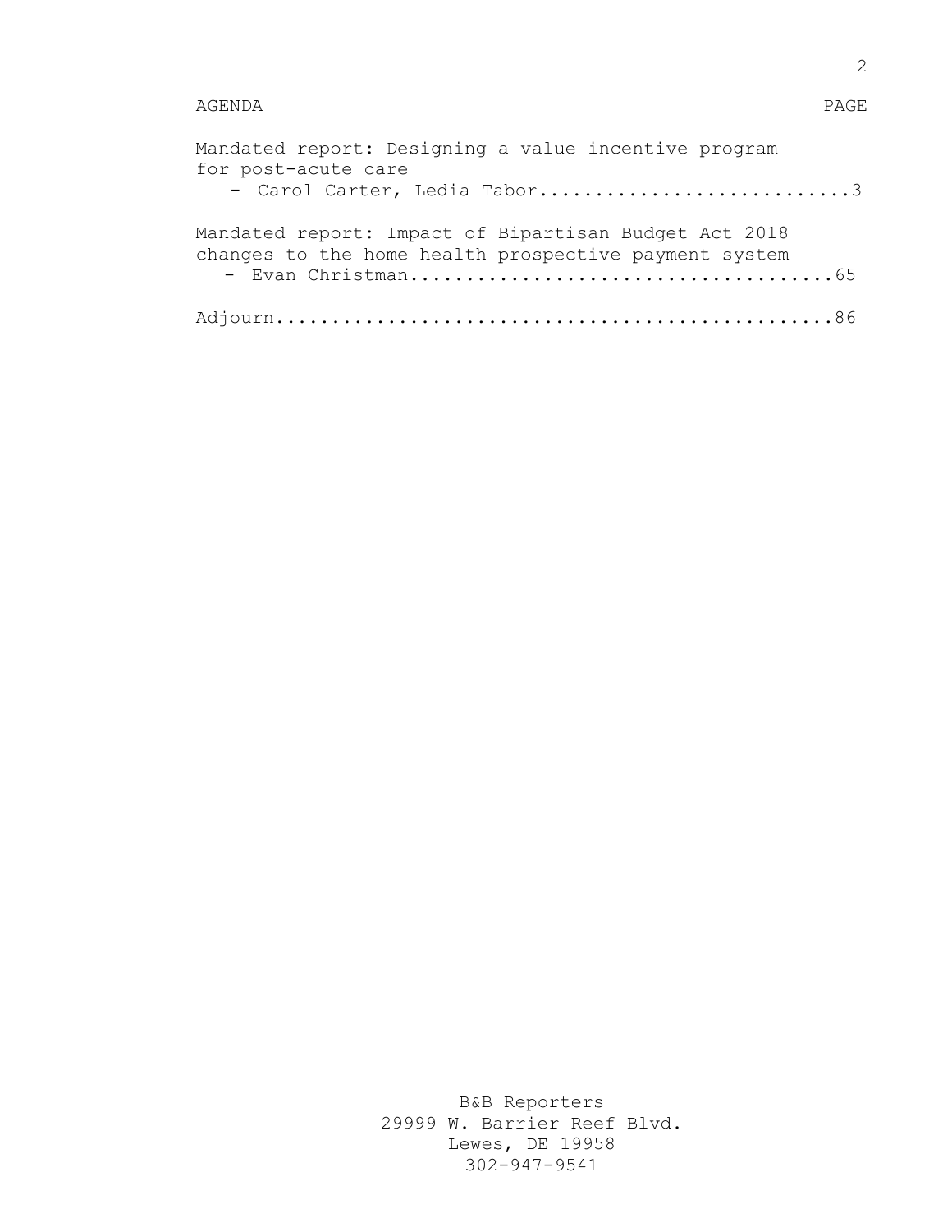AGENDA PAGE

Mandated report: Designing a value incentive program for post-acute care
- Carol Carter, Ledia Tabor...........................3

Mandated report: Impact of Bipartisan Budget Act 2018 changes to the home health prospective payment system
- Evan Christman.....................................65

Adjourn..................................................86

B&B Reporters
29999 W. Barrier Reef Blvd.
Lewes, DE 19958
302-947-9541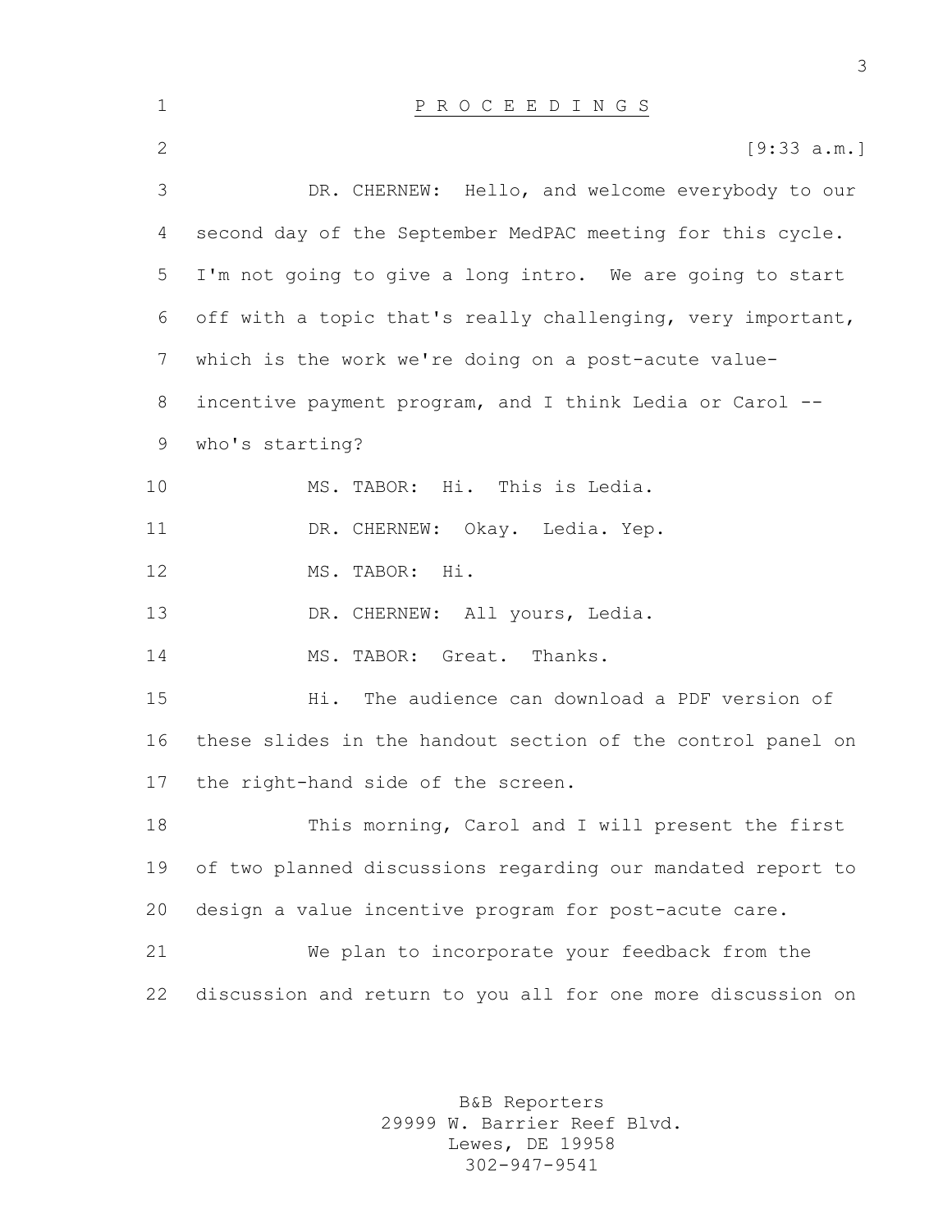# P R O C E E D I N G S

[9:33 a.m.]

DR. CHERNEW: Hello, and welcome everybody to our second day of the September MedPAC meeting for this cycle. I'm not going to give a long intro. We are going to start off with a topic that's really challenging, very important, which is the work we're doing on a post-acute value-incentive payment program, and I think Ledia or Carol -- who's starting?

MS. TABOR: Hi. This is Ledia.

DR. CHERNEW: Okay. Ledia. Yep.

MS. TABOR: Hi.

DR. CHERNEW: All yours, Ledia.

MS. TABOR: Great. Thanks.

Hi. The audience can download a PDF version of these slides in the handout section of the control panel on the right-hand side of the screen.

This morning, Carol and I will present the first of two planned discussions regarding our mandated report to design a value incentive program for post-acute care.

We plan to incorporate your feedback from the discussion and return to you all for one more discussion on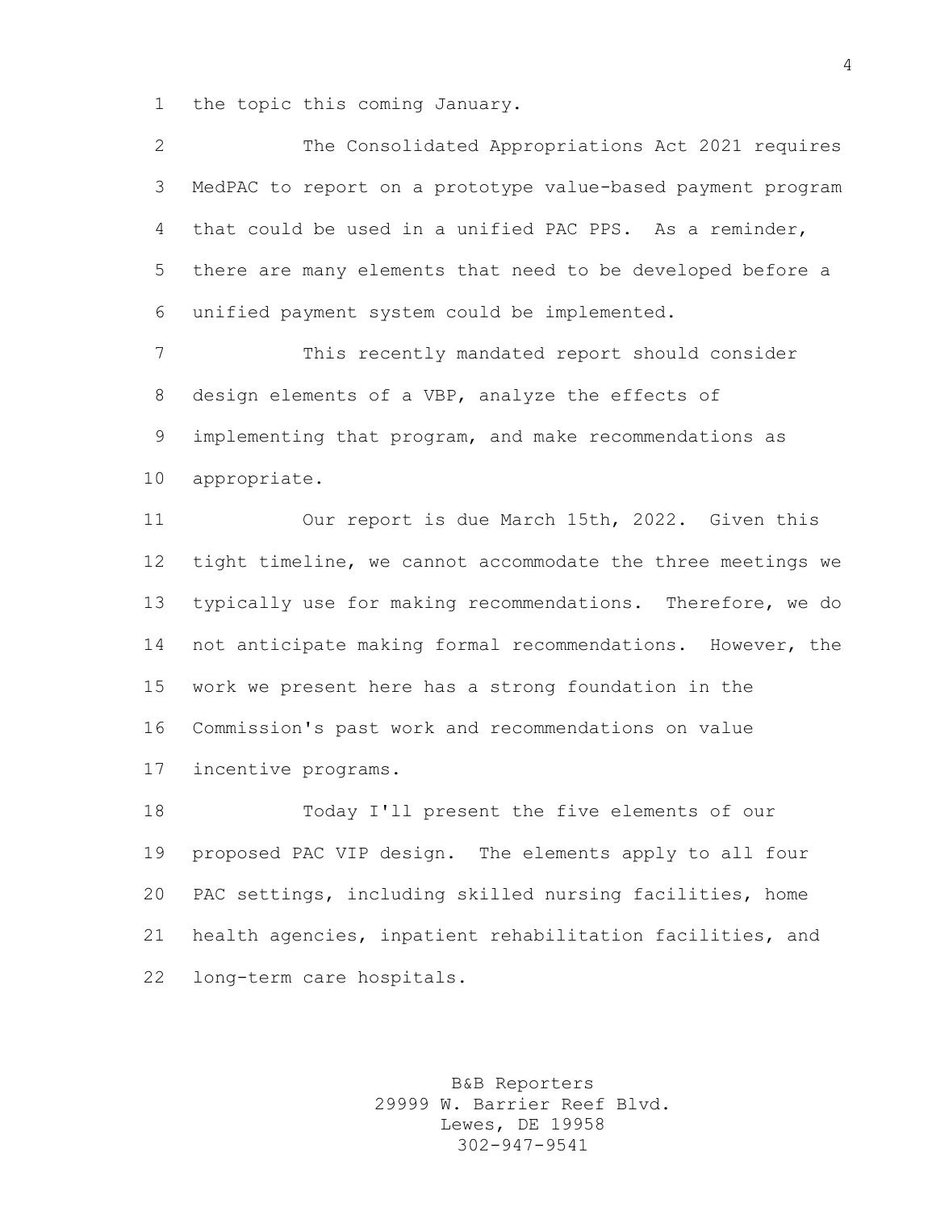the topic this coming January.

The Consolidated Appropriations Act 2021 requires MedPAC to report on a prototype value-based payment program that could be used in a unified PAC PPS. As a reminder, there are many elements that need to be developed before a unified payment system could be implemented.

This recently mandated report should consider design elements of a VBP, analyze the effects of implementing that program, and make recommendations as appropriate.

Our report is due March 15th, 2022. Given this tight timeline, we cannot accommodate the three meetings we typically use for making recommendations. Therefore, we do not anticipate making formal recommendations. However, the work we present here has a strong foundation in the Commission's past work and recommendations on value incentive programs.

Today I'll present the five elements of our proposed PAC VIP design. The elements apply to all four PAC settings, including skilled nursing facilities, home health agencies, inpatient rehabilitation facilities, and long-term care hospitals.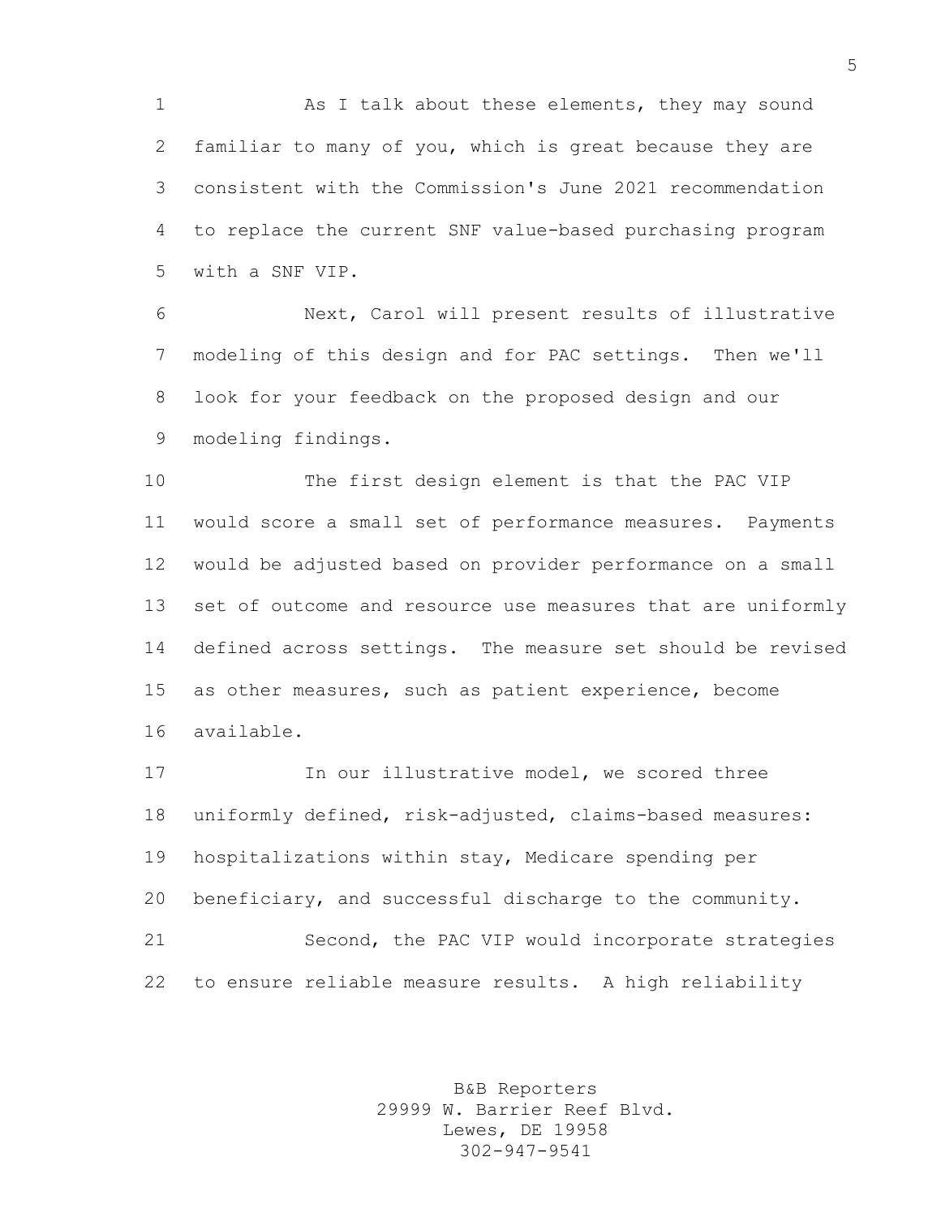As I talk about these elements, they may sound familiar to many of you, which is great because they are consistent with the Commission's June 2021 recommendation to replace the current SNF value-based purchasing program with a SNF VIP.

Next, Carol will present results of illustrative modeling of this design and for PAC settings. Then we'll look for your feedback on the proposed design and our modeling findings.

The first design element is that the PAC VIP would score a small set of performance measures. Payments would be adjusted based on provider performance on a small set of outcome and resource use measures that are uniformly defined across settings. The measure set should be revised as other measures, such as patient experience, become available.

In our illustrative model, we scored three uniformly defined, risk-adjusted, claims-based measures: hospitalizations within stay, Medicare spending per beneficiary, and successful discharge to the community.

Second, the PAC VIP would incorporate strategies to ensure reliable measure results. A high reliability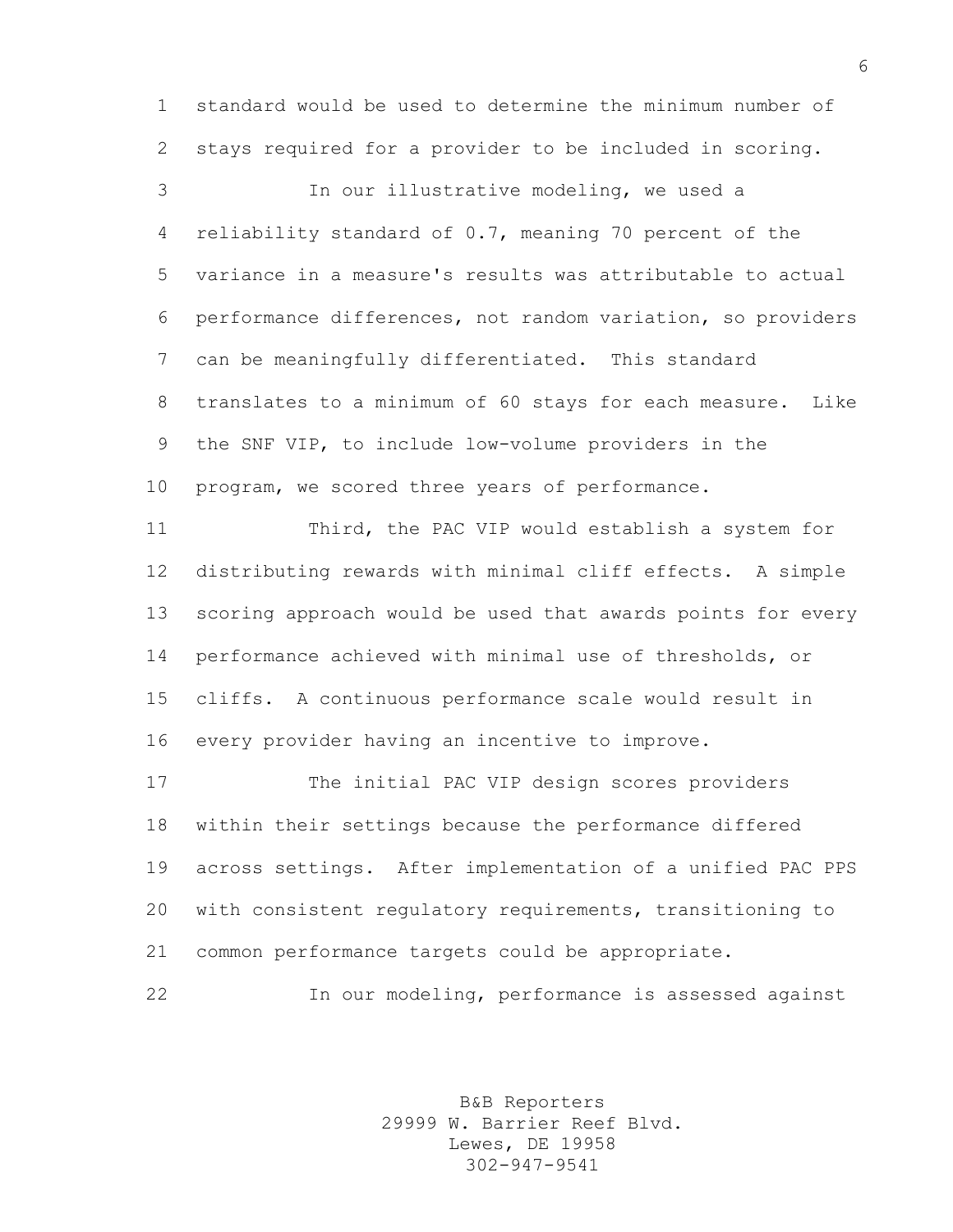standard would be used to determine the minimum number of stays required for a provider to be included in scoring.

In our illustrative modeling, we used a reliability standard of 0.7, meaning 70 percent of the variance in a measure's results was attributable to actual performance differences, not random variation, so providers can be meaningfully differentiated. This standard translates to a minimum of 60 stays for each measure. Like the SNF VIP, to include low-volume providers in the program, we scored three years of performance.

Third, the PAC VIP would establish a system for distributing rewards with minimal cliff effects. A simple scoring approach would be used that awards points for every performance achieved with minimal use of thresholds, or cliffs. A continuous performance scale would result in every provider having an incentive to improve.

The initial PAC VIP design scores providers within their settings because the performance differed across settings. After implementation of a unified PAC PPS with consistent regulatory requirements, transitioning to common performance targets could be appropriate.

In our modeling, performance is assessed against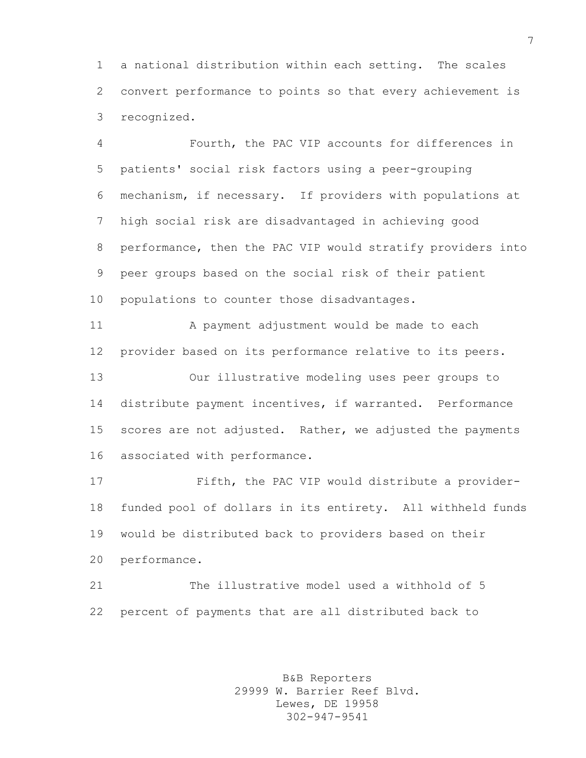a national distribution within each setting. The scales convert performance to points so that every achievement is recognized.

Fourth, the PAC VIP accounts for differences in patients' social risk factors using a peer-grouping mechanism, if necessary. If providers with populations at high social risk are disadvantaged in achieving good performance, then the PAC VIP would stratify providers into peer groups based on the social risk of their patient populations to counter those disadvantages.

A payment adjustment would be made to each provider based on its performance relative to its peers.

Our illustrative modeling uses peer groups to distribute payment incentives, if warranted. Performance scores are not adjusted. Rather, we adjusted the payments associated with performance.

Fifth, the PAC VIP would distribute a provider-funded pool of dollars in its entirety. All withheld funds would be distributed back to providers based on their performance.

The illustrative model used a withhold of 5 percent of payments that are all distributed back to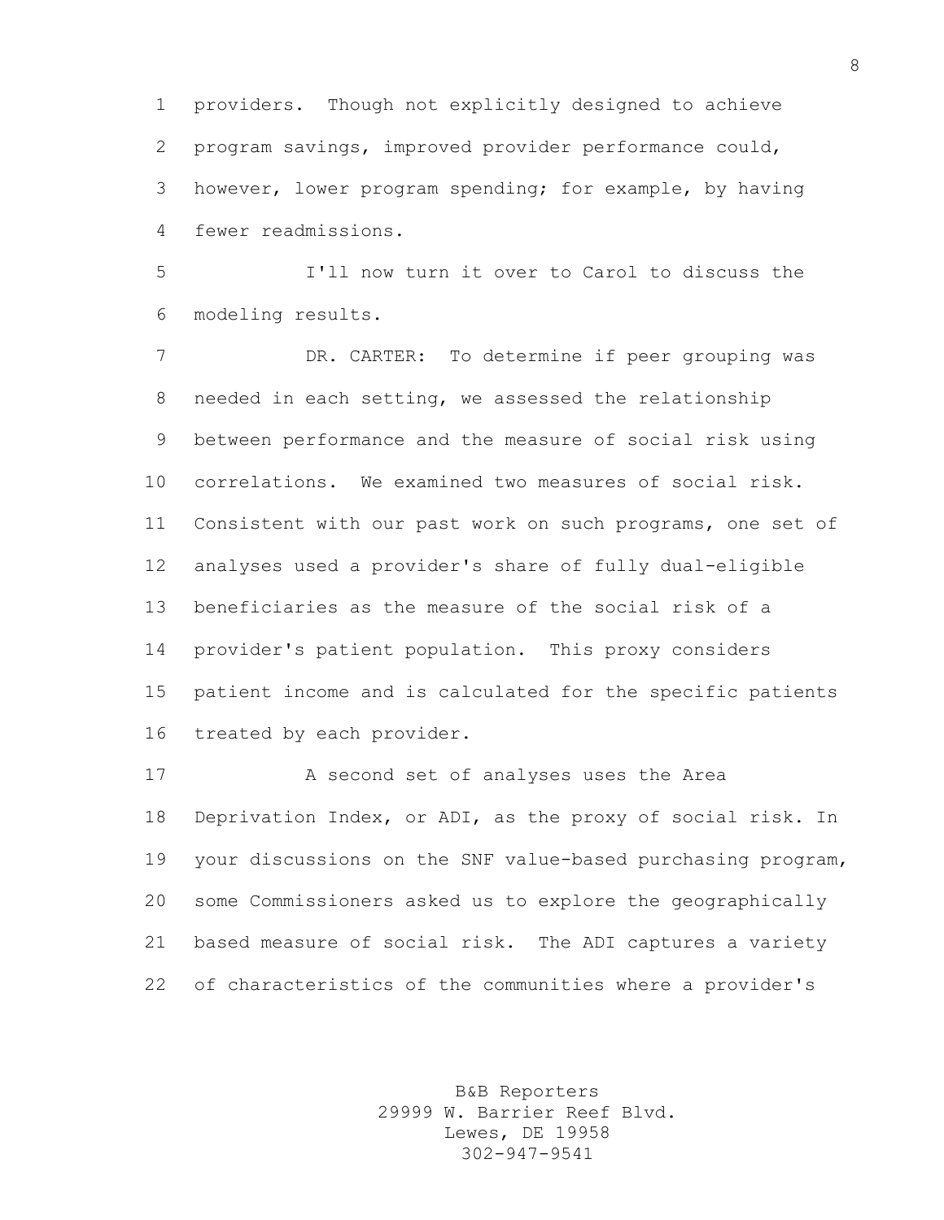providers. Though not explicitly designed to achieve program savings, improved provider performance could, however, lower program spending; for example, by having fewer readmissions.

I'll now turn it over to Carol to discuss the modeling results.

DR. CARTER: To determine if peer grouping was needed in each setting, we assessed the relationship between performance and the measure of social risk using correlations. We examined two measures of social risk. Consistent with our past work on such programs, one set of analyses used a provider's share of fully dual-eligible beneficiaries as the measure of the social risk of a provider's patient population. This proxy considers patient income and is calculated for the specific patients treated by each provider.

A second set of analyses uses the Area Deprivation Index, or ADI, as the proxy of social risk. In your discussions on the SNF value-based purchasing program, some Commissioners asked us to explore the geographically based measure of social risk. The ADI captures a variety of characteristics of the communities where a provider's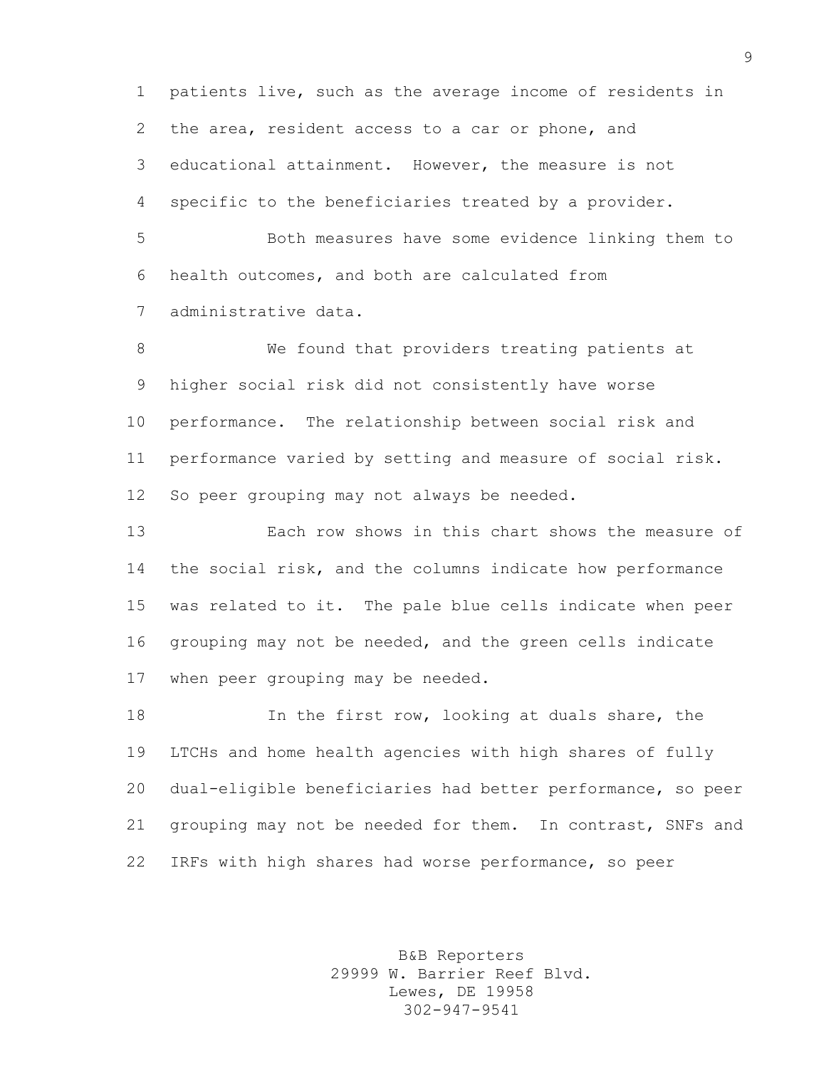patients live, such as the average income of residents in the area, resident access to a car or phone, and educational attainment. However, the measure is not specific to the beneficiaries treated by a provider.

Both measures have some evidence linking them to health outcomes, and both are calculated from administrative data.

We found that providers treating patients at higher social risk did not consistently have worse performance. The relationship between social risk and performance varied by setting and measure of social risk. So peer grouping may not always be needed.

Each row shows in this chart shows the measure of the social risk, and the columns indicate how performance was related to it. The pale blue cells indicate when peer grouping may not be needed, and the green cells indicate when peer grouping may be needed.

In the first row, looking at duals share, the LTCHs and home health agencies with high shares of fully dual-eligible beneficiaries had better performance, so peer grouping may not be needed for them. In contrast, SNFs and IRFs with high shares had worse performance, so peer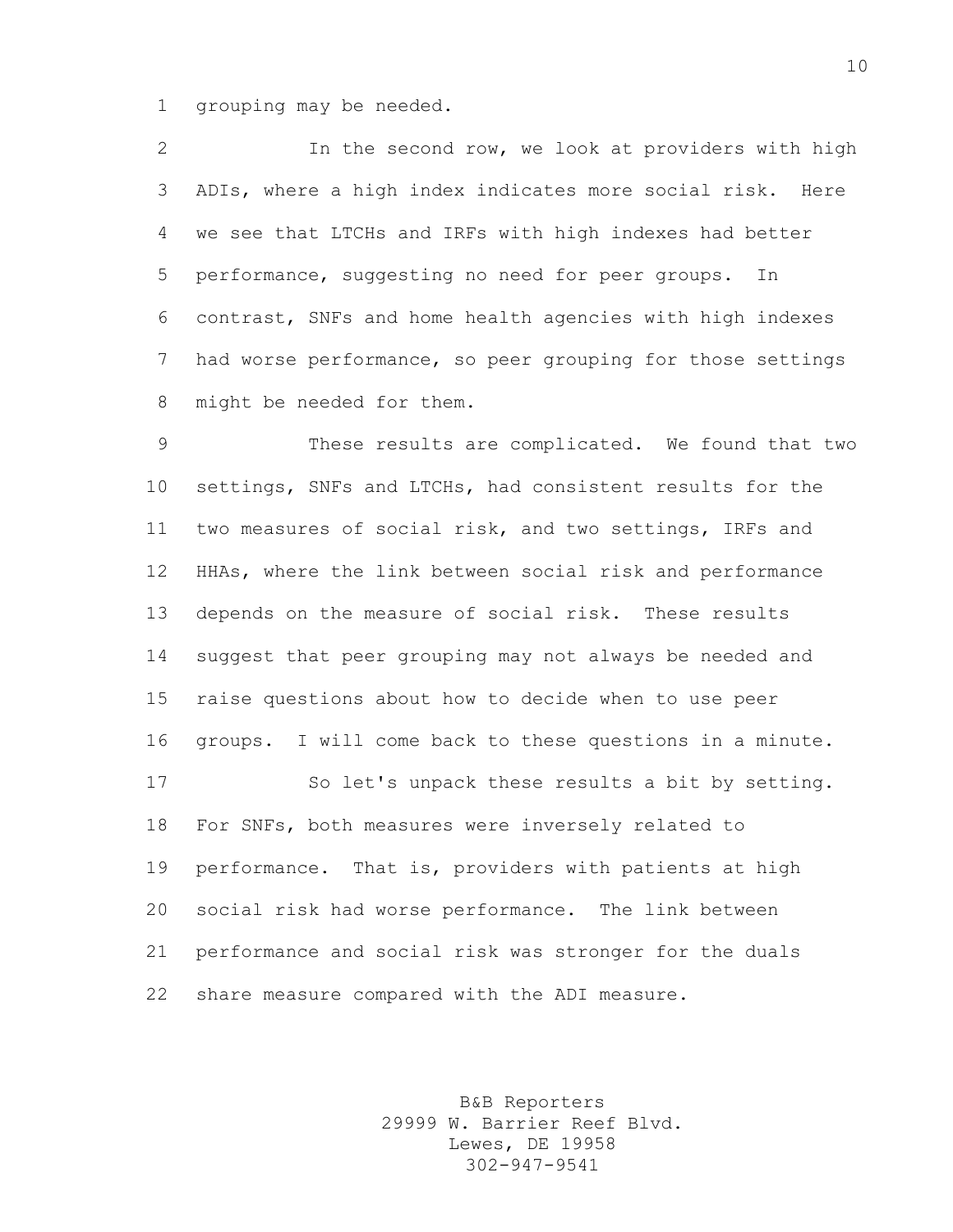grouping may be needed.

In the second row, we look at providers with high ADIs, where a high index indicates more social risk. Here we see that LTCHs and IRFs with high indexes had better performance, suggesting no need for peer groups. In contrast, SNFs and home health agencies with high indexes had worse performance, so peer grouping for those settings might be needed for them.

These results are complicated. We found that two settings, SNFs and LTCHs, had consistent results for the two measures of social risk, and two settings, IRFs and HHAs, where the link between social risk and performance depends on the measure of social risk. These results suggest that peer grouping may not always be needed and raise questions about how to decide when to use peer groups. I will come back to these questions in a minute.

So let's unpack these results a bit by setting. For SNFs, both measures were inversely related to performance. That is, providers with patients at high social risk had worse performance. The link between performance and social risk was stronger for the duals share measure compared with the ADI measure.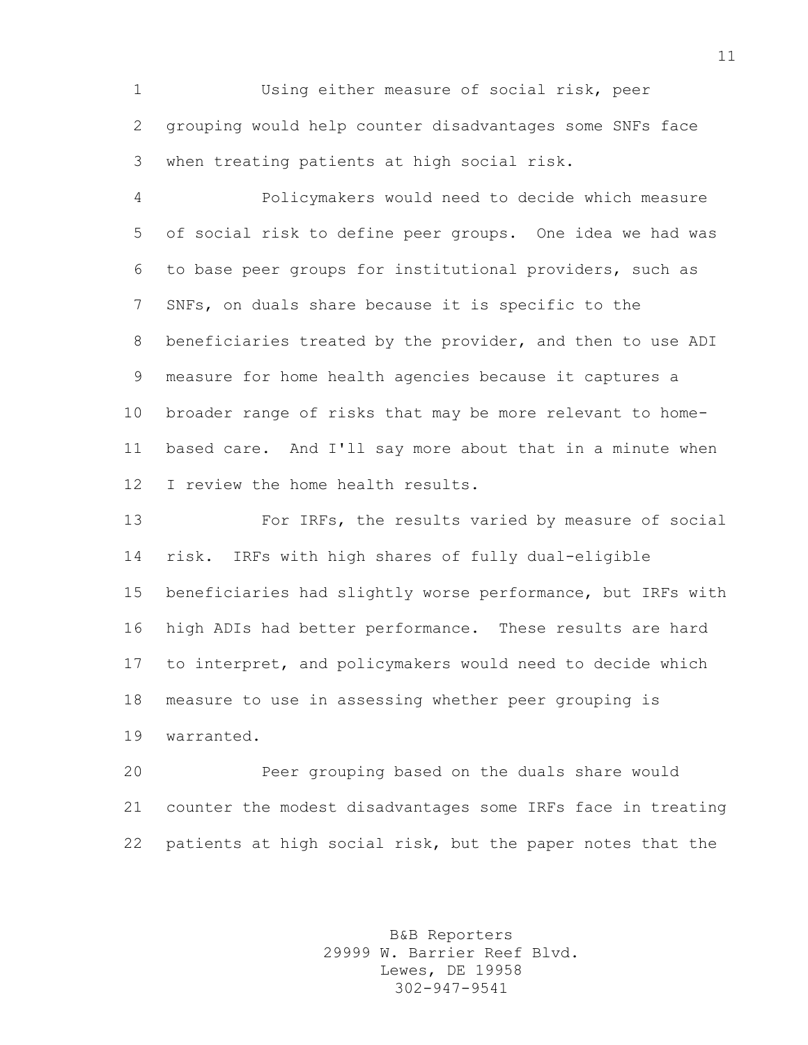Using either measure of social risk, peer grouping would help counter disadvantages some SNFs face when treating patients at high social risk.

Policymakers would need to decide which measure of social risk to define peer groups. One idea we had was to base peer groups for institutional providers, such as SNFs, on duals share because it is specific to the beneficiaries treated by the provider, and then to use ADI measure for home health agencies because it captures a broader range of risks that may be more relevant to home-based care. And I'll say more about that in a minute when I review the home health results.

For IRFs, the results varied by measure of social risk. IRFs with high shares of fully dual-eligible beneficiaries had slightly worse performance, but IRFs with high ADIs had better performance. These results are hard to interpret, and policymakers would need to decide which measure to use in assessing whether peer grouping is warranted.

Peer grouping based on the duals share would counter the modest disadvantages some IRFs face in treating patients at high social risk, but the paper notes that the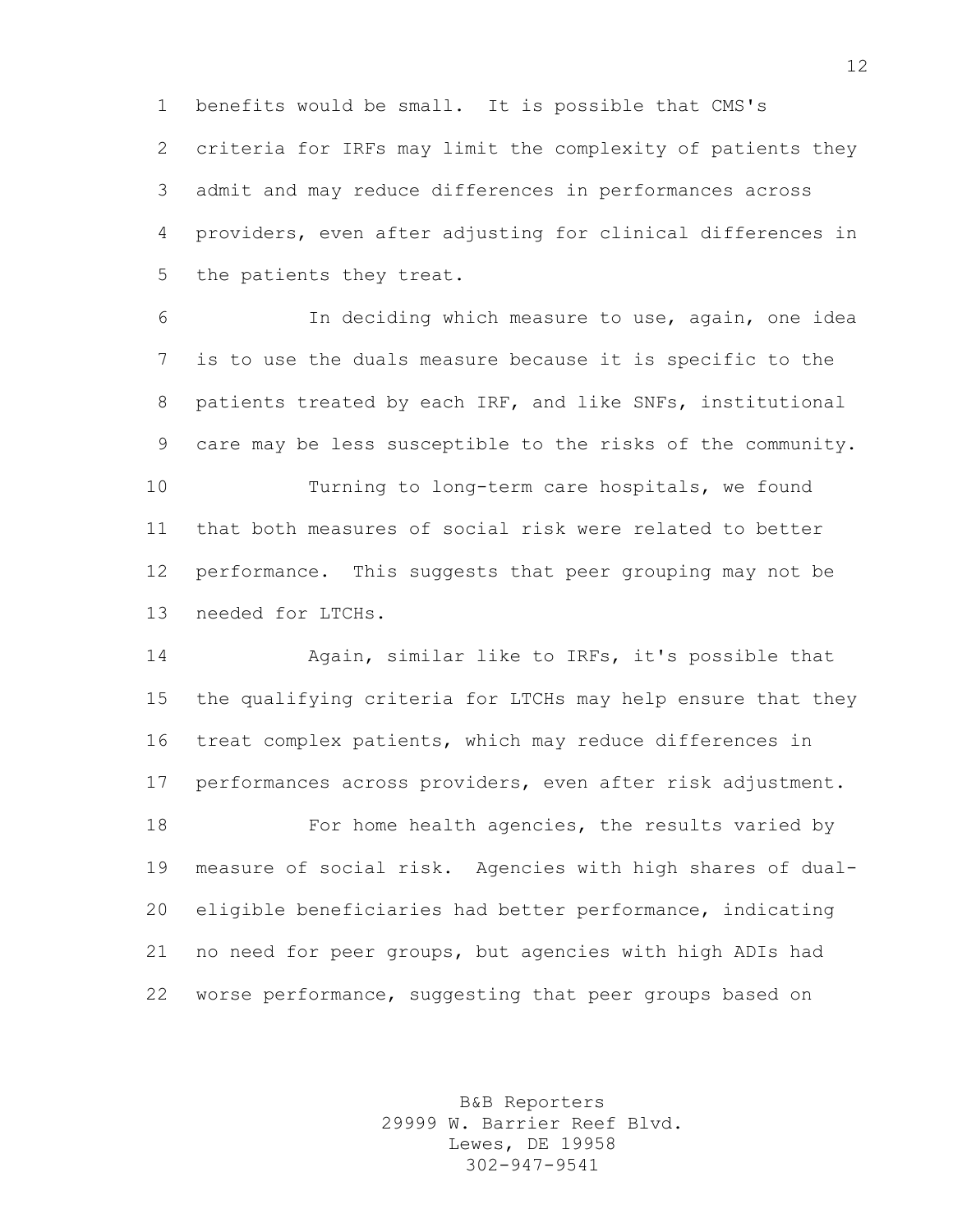benefits would be small. It is possible that CMS's criteria for IRFs may limit the complexity of patients they admit and may reduce differences in performances across providers, even after adjusting for clinical differences in the patients they treat.

In deciding which measure to use, again, one idea is to use the duals measure because it is specific to the patients treated by each IRF, and like SNFs, institutional care may be less susceptible to the risks of the community.

Turning to long-term care hospitals, we found that both measures of social risk were related to better performance. This suggests that peer grouping may not be needed for LTCHs.

Again, similar like to IRFs, it's possible that the qualifying criteria for LTCHs may help ensure that they treat complex patients, which may reduce differences in performances across providers, even after risk adjustment.

For home health agencies, the results varied by measure of social risk. Agencies with high shares of dual-eligible beneficiaries had better performance, indicating no need for peer groups, but agencies with high ADIs had worse performance, suggesting that peer groups based on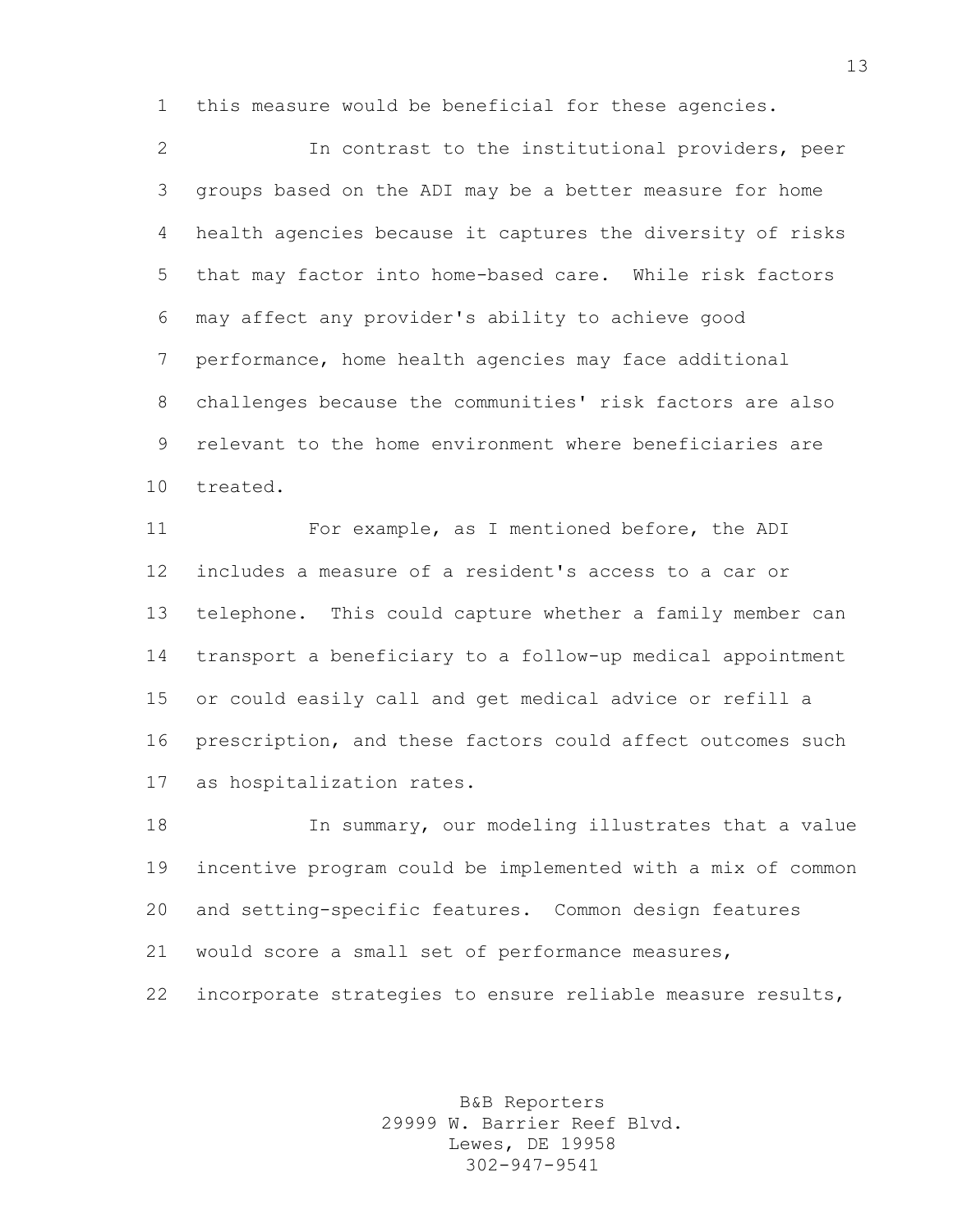this measure would be beneficial for these agencies.

In contrast to the institutional providers, peer groups based on the ADI may be a better measure for home health agencies because it captures the diversity of risks that may factor into home-based care. While risk factors may affect any provider's ability to achieve good performance, home health agencies may face additional challenges because the communities' risk factors are also relevant to the home environment where beneficiaries are treated.

For example, as I mentioned before, the ADI includes a measure of a resident's access to a car or telephone. This could capture whether a family member can transport a beneficiary to a follow-up medical appointment or could easily call and get medical advice or refill a prescription, and these factors could affect outcomes such as hospitalization rates.

In summary, our modeling illustrates that a value incentive program could be implemented with a mix of common and setting-specific features. Common design features would score a small set of performance measures, incorporate strategies to ensure reliable measure results,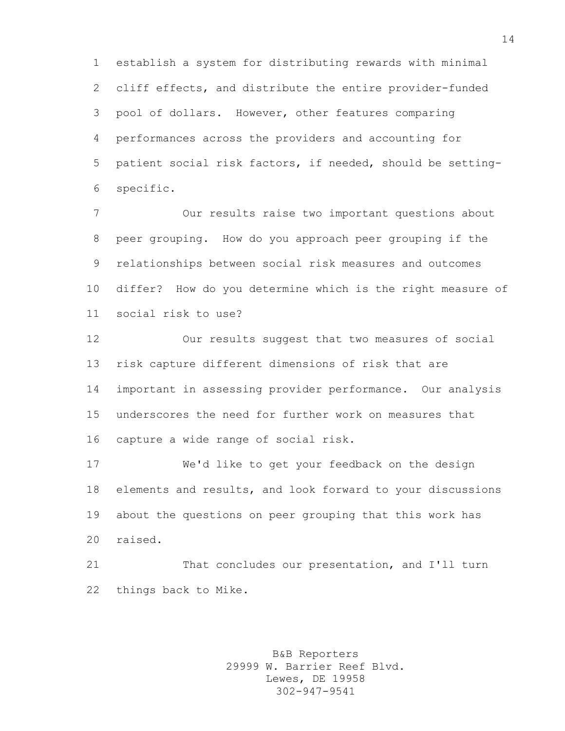establish a system for distributing rewards with minimal cliff effects, and distribute the entire provider-funded pool of dollars. However, other features comparing performances across the providers and accounting for patient social risk factors, if needed, should be setting-specific.

Our results raise two important questions about peer grouping. How do you approach peer grouping if the relationships between social risk measures and outcomes differ? How do you determine which is the right measure of social risk to use?

Our results suggest that two measures of social risk capture different dimensions of risk that are important in assessing provider performance. Our analysis underscores the need for further work on measures that capture a wide range of social risk.

We'd like to get your feedback on the design elements and results, and look forward to your discussions about the questions on peer grouping that this work has raised.

That concludes our presentation, and I'll turn things back to Mike.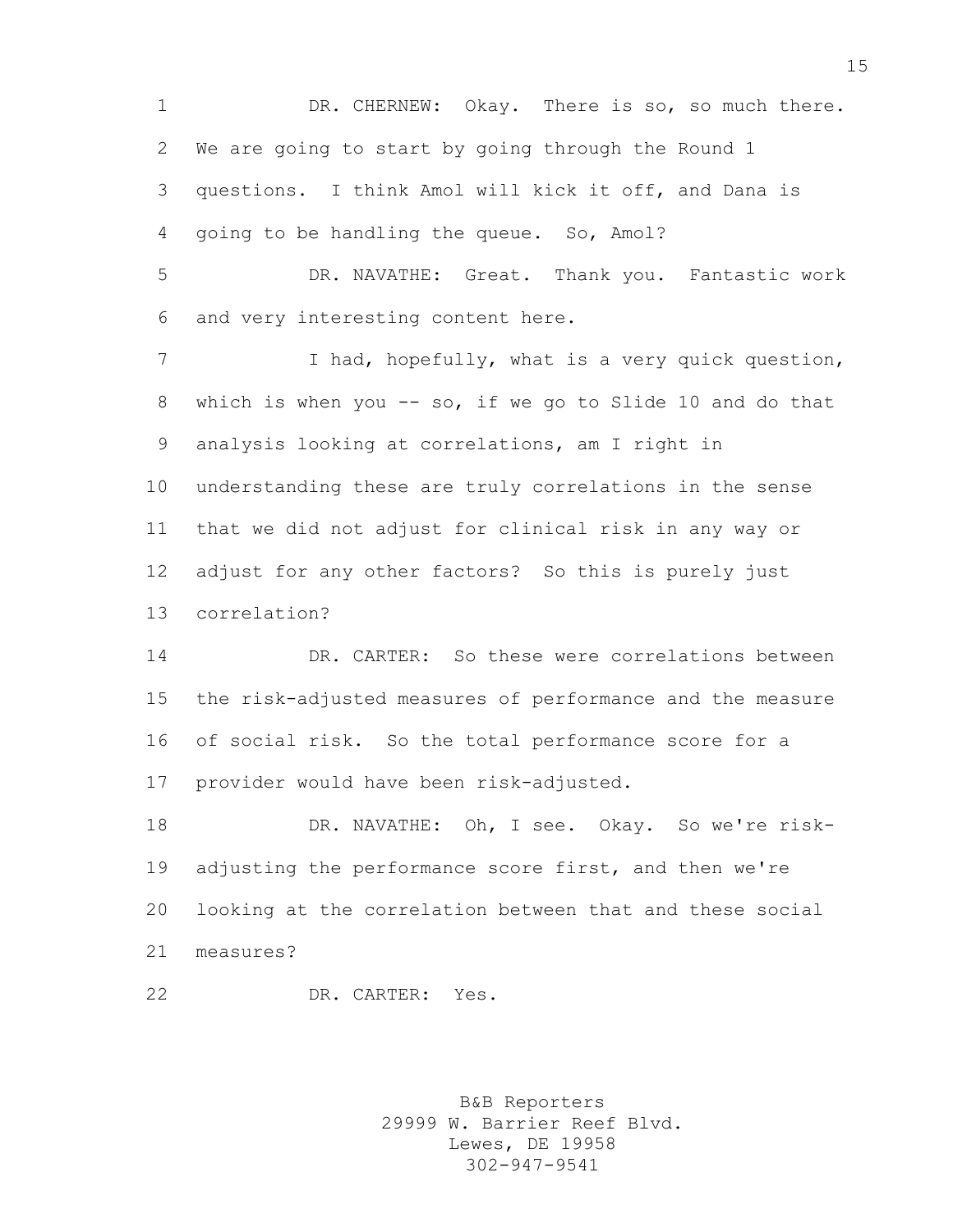DR. CHERNEW: Okay. There is so, so much there. We are going to start by going through the Round 1 questions. I think Amol will kick it off, and Dana is going to be handling the queue. So, Amol?

DR. NAVATHE: Great. Thank you. Fantastic work and very interesting content here.

I had, hopefully, what is a very quick question, which is when you -- so, if we go to Slide 10 and do that analysis looking at correlations, am I right in understanding these are truly correlations in the sense that we did not adjust for clinical risk in any way or adjust for any other factors? So this is purely just correlation?

DR. CARTER: So these were correlations between the risk-adjusted measures of performance and the measure of social risk. So the total performance score for a provider would have been risk-adjusted.

DR. NAVATHE: Oh, I see. Okay. So we're risk-adjusting the performance score first, and then we're looking at the correlation between that and these social measures?

DR. CARTER: Yes.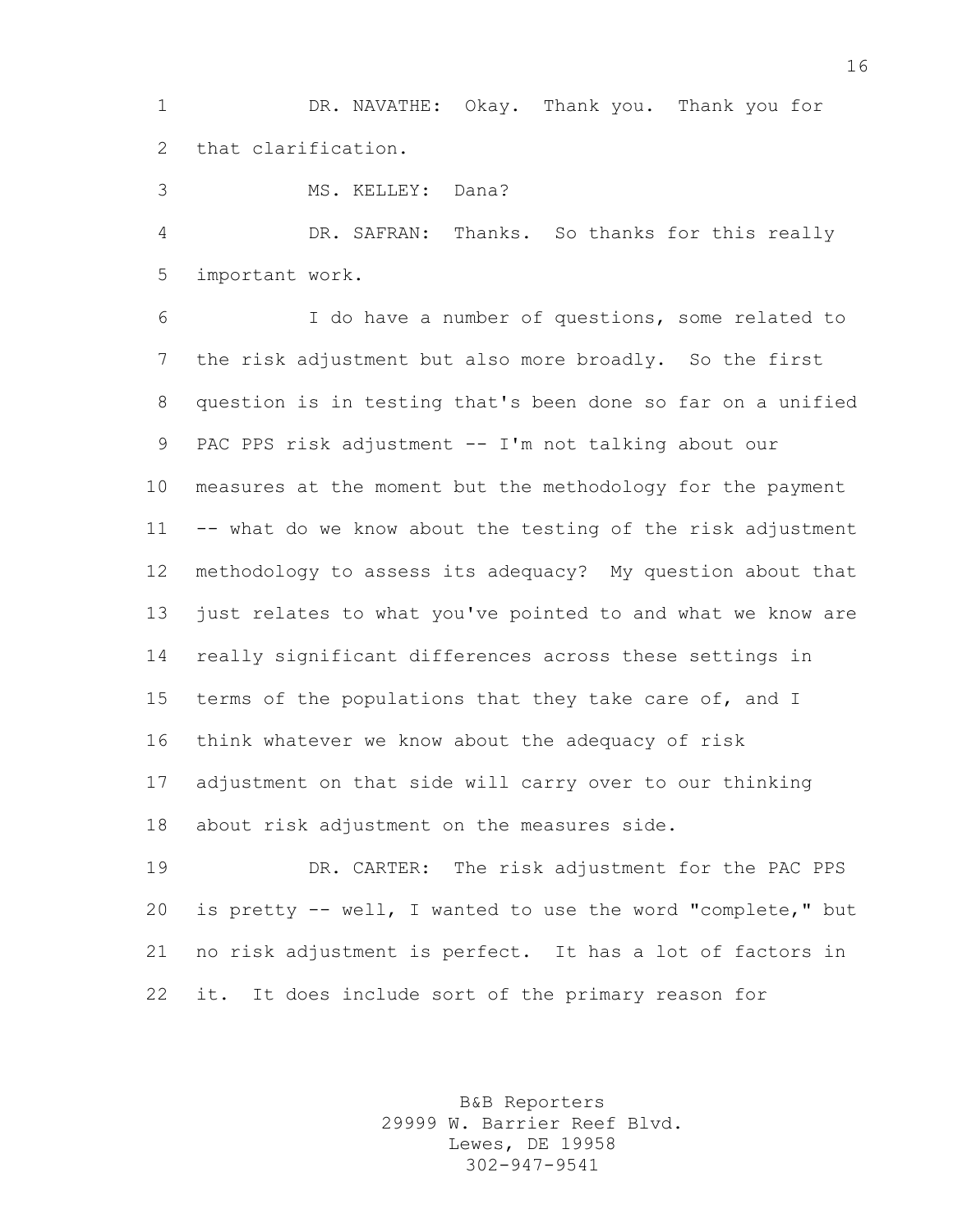DR. NAVATHE: Okay. Thank you. Thank you for that clarification.

MS. KELLEY: Dana?

DR. SAFRAN: Thanks. So thanks for this really important work.

I do have a number of questions, some related to the risk adjustment but also more broadly. So the first question is in testing that's been done so far on a unified PAC PPS risk adjustment -- I'm not talking about our measures at the moment but the methodology for the payment -- what do we know about the testing of the risk adjustment methodology to assess its adequacy? My question about that just relates to what you've pointed to and what we know are really significant differences across these settings in terms of the populations that they take care of, and I think whatever we know about the adequacy of risk adjustment on that side will carry over to our thinking about risk adjustment on the measures side.

DR. CARTER: The risk adjustment for the PAC PPS is pretty -- well, I wanted to use the word "complete," but no risk adjustment is perfect. It has a lot of factors in it. It does include sort of the primary reason for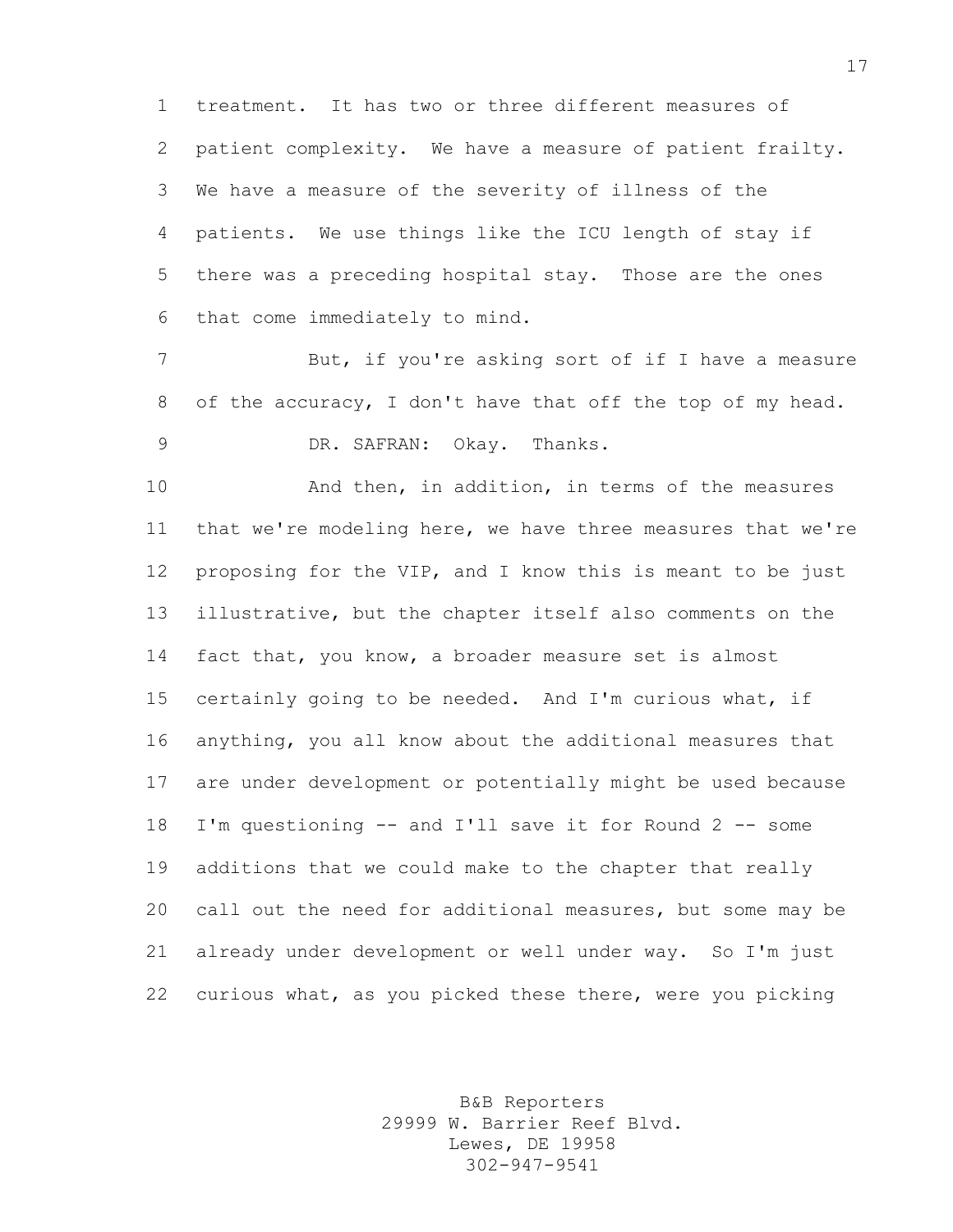treatment. It has two or three different measures of patient complexity. We have a measure of patient frailty. We have a measure of the severity of illness of the patients. We use things like the ICU length of stay if there was a preceding hospital stay. Those are the ones that come immediately to mind.

But, if you're asking sort of if I have a measure of the accuracy, I don't have that off the top of my head.

DR. SAFRAN: Okay. Thanks.

And then, in addition, in terms of the measures that we're modeling here, we have three measures that we're proposing for the VIP, and I know this is meant to be just illustrative, but the chapter itself also comments on the fact that, you know, a broader measure set is almost certainly going to be needed. And I'm curious what, if anything, you all know about the additional measures that are under development or potentially might be used because I'm questioning -- and I'll save it for Round 2 -- some additions that we could make to the chapter that really call out the need for additional measures, but some may be already under development or well under way. So I'm just curious what, as you picked these there, were you picking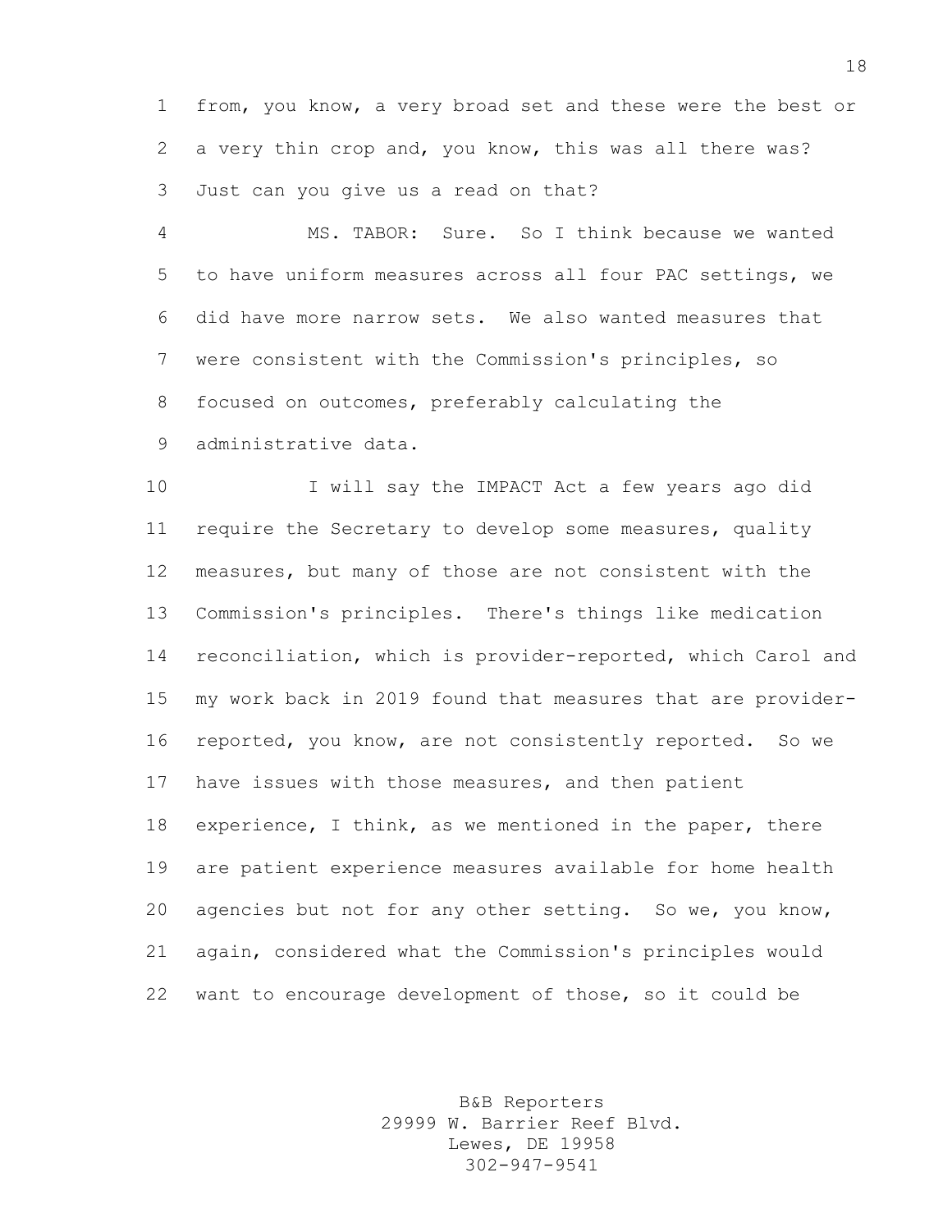from, you know, a very broad set and these were the best or a very thin crop and, you know, this was all there was? Just can you give us a read on that?

MS. TABOR: Sure. So I think because we wanted to have uniform measures across all four PAC settings, we did have more narrow sets. We also wanted measures that were consistent with the Commission's principles, so focused on outcomes, preferably calculating the administrative data.

I will say the IMPACT Act a few years ago did require the Secretary to develop some measures, quality measures, but many of those are not consistent with the Commission's principles. There's things like medication reconciliation, which is provider-reported, which Carol and my work back in 2019 found that measures that are provider-reported, you know, are not consistently reported. So we have issues with those measures, and then patient experience, I think, as we mentioned in the paper, there are patient experience measures available for home health agencies but not for any other setting. So we, you know, again, considered what the Commission's principles would want to encourage development of those, so it could be

B&B Reporters
29999 W. Barrier Reef Blvd.
Lewes, DE 19958
302-947-9541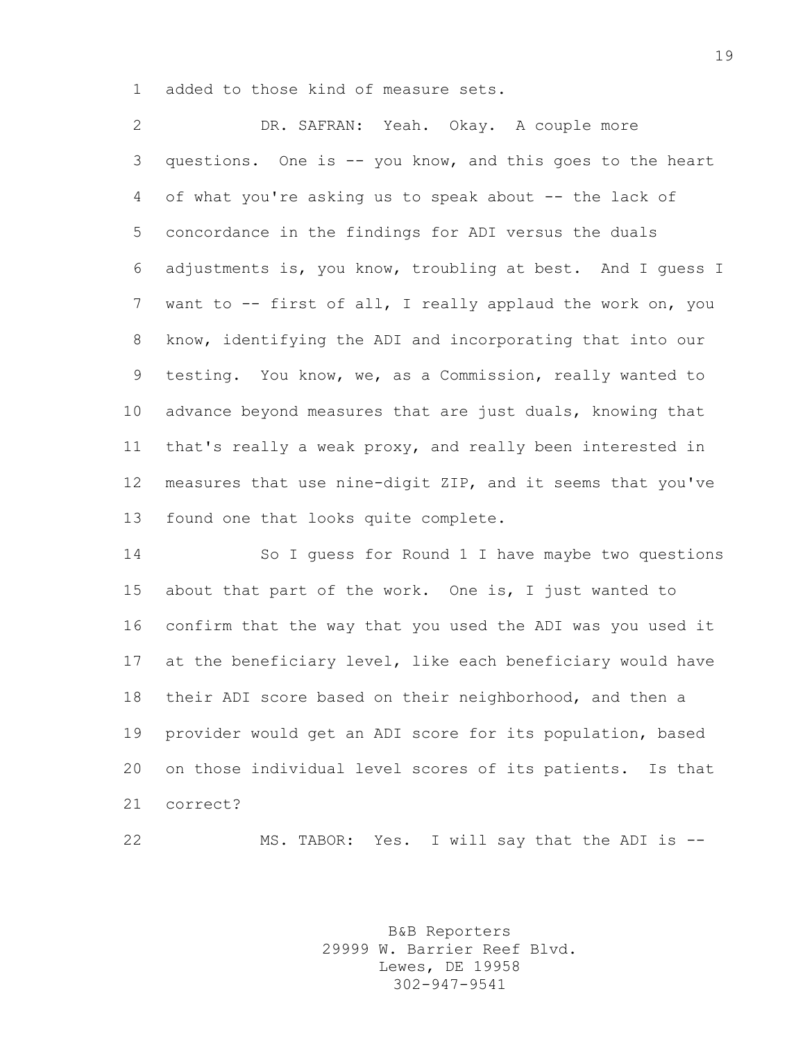added to those kind of measure sets.

DR. SAFRAN: Yeah. Okay. A couple more questions. One is -- you know, and this goes to the heart of what you're asking us to speak about -- the lack of concordance in the findings for ADI versus the duals adjustments is, you know, troubling at best. And I guess I want to -- first of all, I really applaud the work on, you know, identifying the ADI and incorporating that into our testing. You know, we, as a Commission, really wanted to advance beyond measures that are just duals, knowing that that's really a weak proxy, and really been interested in measures that use nine-digit ZIP, and it seems that you've found one that looks quite complete.

So I guess for Round 1 I have maybe two questions about that part of the work. One is, I just wanted to confirm that the way that you used the ADI was you used it at the beneficiary level, like each beneficiary would have their ADI score based on their neighborhood, and then a provider would get an ADI score for its population, based on those individual level scores of its patients. Is that correct?

MS. TABOR: Yes. I will say that the ADI is --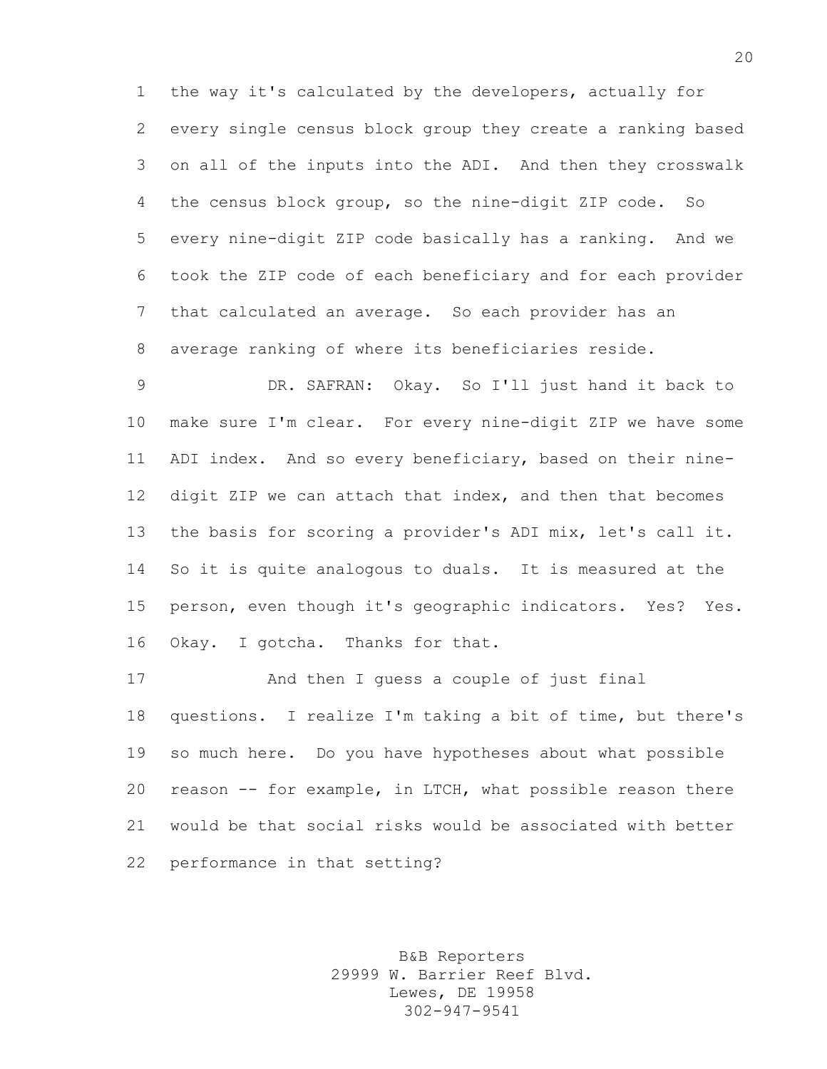the way it's calculated by the developers, actually for every single census block group they create a ranking based on all of the inputs into the ADI. And then they crosswalk the census block group, so the nine-digit ZIP code. So every nine-digit ZIP code basically has a ranking. And we took the ZIP code of each beneficiary and for each provider that calculated an average. So each provider has an average ranking of where its beneficiaries reside.

DR. SAFRAN: Okay. So I'll just hand it back to make sure I'm clear. For every nine-digit ZIP we have some ADI index. And so every beneficiary, based on their nine-digit ZIP we can attach that index, and then that becomes the basis for scoring a provider's ADI mix, let's call it. So it is quite analogous to duals. It is measured at the person, even though it's geographic indicators. Yes? Yes. Okay. I gotcha. Thanks for that.

And then I guess a couple of just final questions. I realize I'm taking a bit of time, but there's so much here. Do you have hypotheses about what possible reason -- for example, in LTCH, what possible reason there would be that social risks would be associated with better performance in that setting?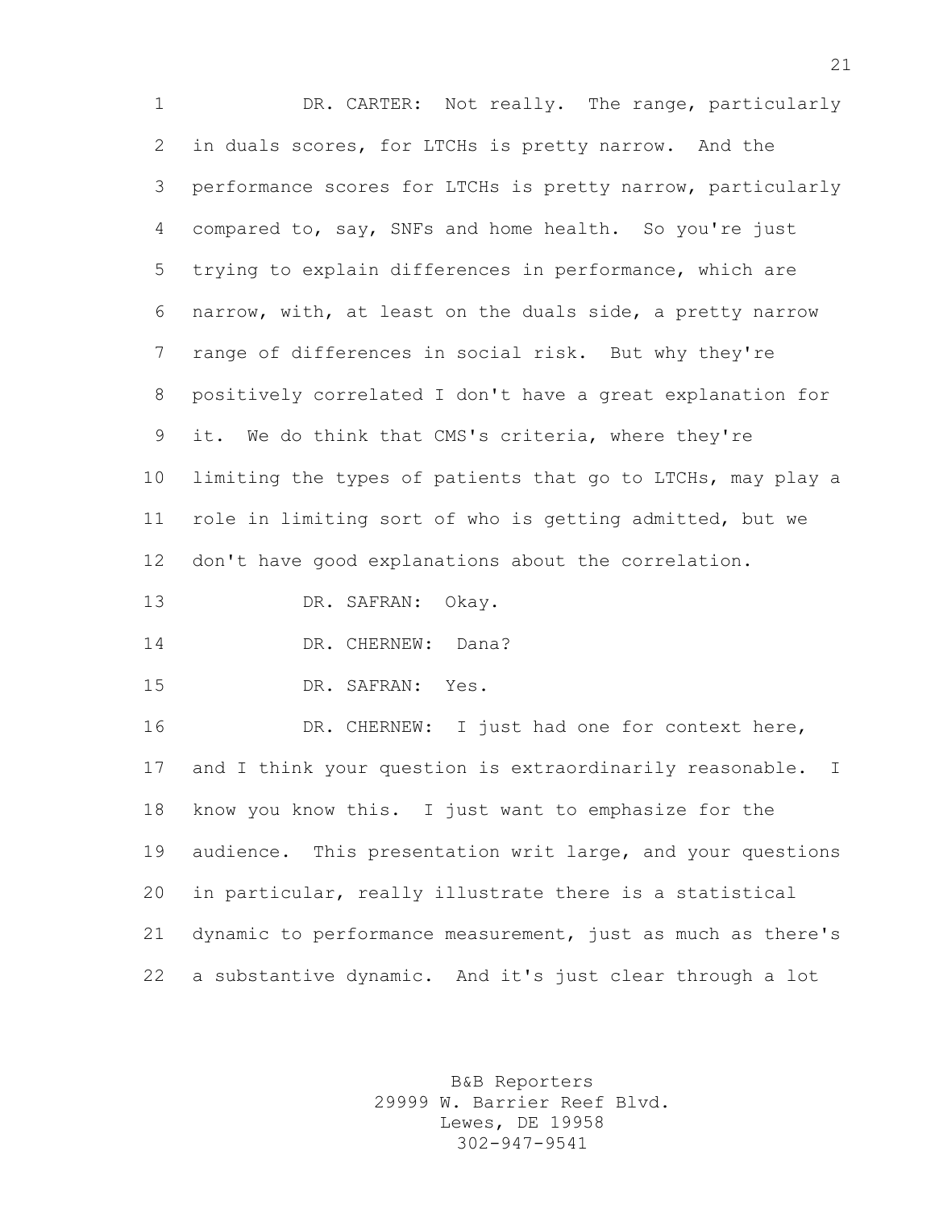DR. CARTER: Not really. The range, particularly in duals scores, for LTCHs is pretty narrow. And the performance scores for LTCHs is pretty narrow, particularly compared to, say, SNFs and home health. So you're just trying to explain differences in performance, which are narrow, with, at least on the duals side, a pretty narrow range of differences in social risk. But why they're positively correlated I don't have a great explanation for it. We do think that CMS's criteria, where they're limiting the types of patients that go to LTCHs, may play a role in limiting sort of who is getting admitted, but we don't have good explanations about the correlation.

DR. SAFRAN: Okay.

DR. CHERNEW: Dana?

DR. SAFRAN: Yes.

DR. CHERNEW: I just had one for context here, and I think your question is extraordinarily reasonable. I know you know this. I just want to emphasize for the audience. This presentation writ large, and your questions in particular, really illustrate there is a statistical dynamic to performance measurement, just as much as there's a substantive dynamic. And it's just clear through a lot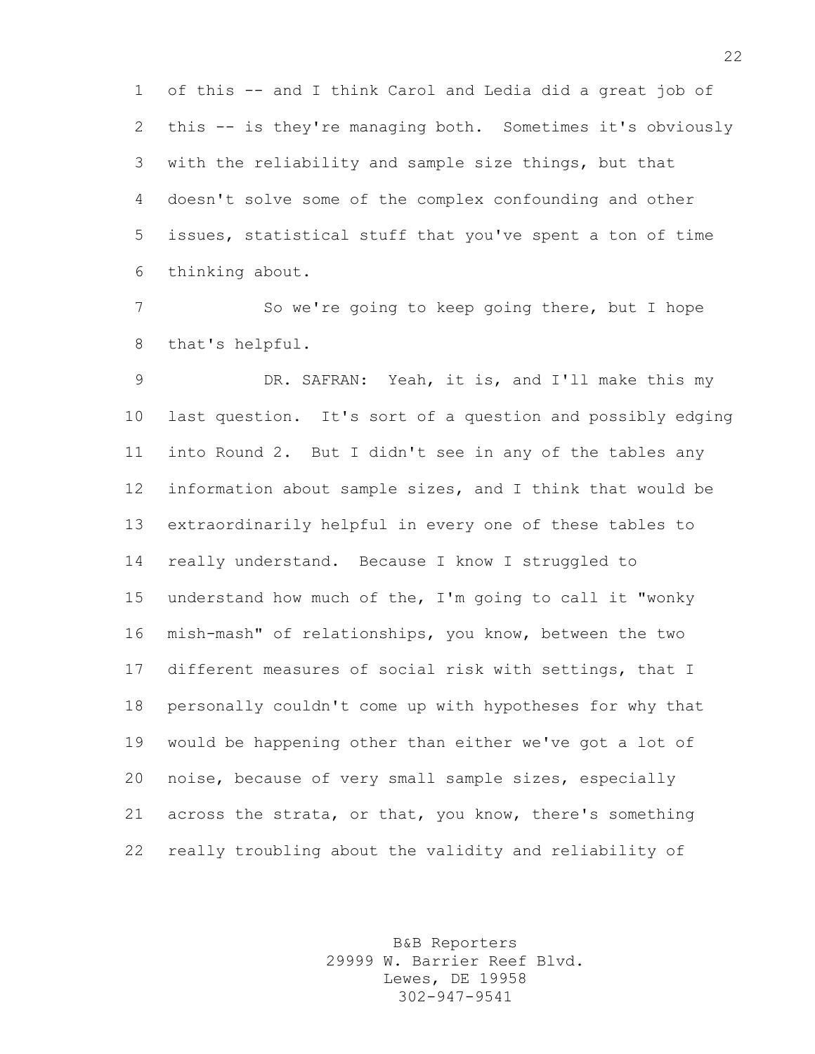of this -- and I think Carol and Ledia did a great job of this -- is they're managing both. Sometimes it's obviously with the reliability and sample size things, but that doesn't solve some of the complex confounding and other issues, statistical stuff that you've spent a ton of time thinking about.

So we're going to keep going there, but I hope that's helpful.

DR. SAFRAN: Yeah, it is, and I'll make this my last question. It's sort of a question and possibly edging into Round 2. But I didn't see in any of the tables any information about sample sizes, and I think that would be extraordinarily helpful in every one of these tables to really understand. Because I know I struggled to understand how much of the, I'm going to call it "wonky mish-mash" of relationships, you know, between the two different measures of social risk with settings, that I personally couldn't come up with hypotheses for why that would be happening other than either we've got a lot of noise, because of very small sample sizes, especially across the strata, or that, you know, there's something really troubling about the validity and reliability of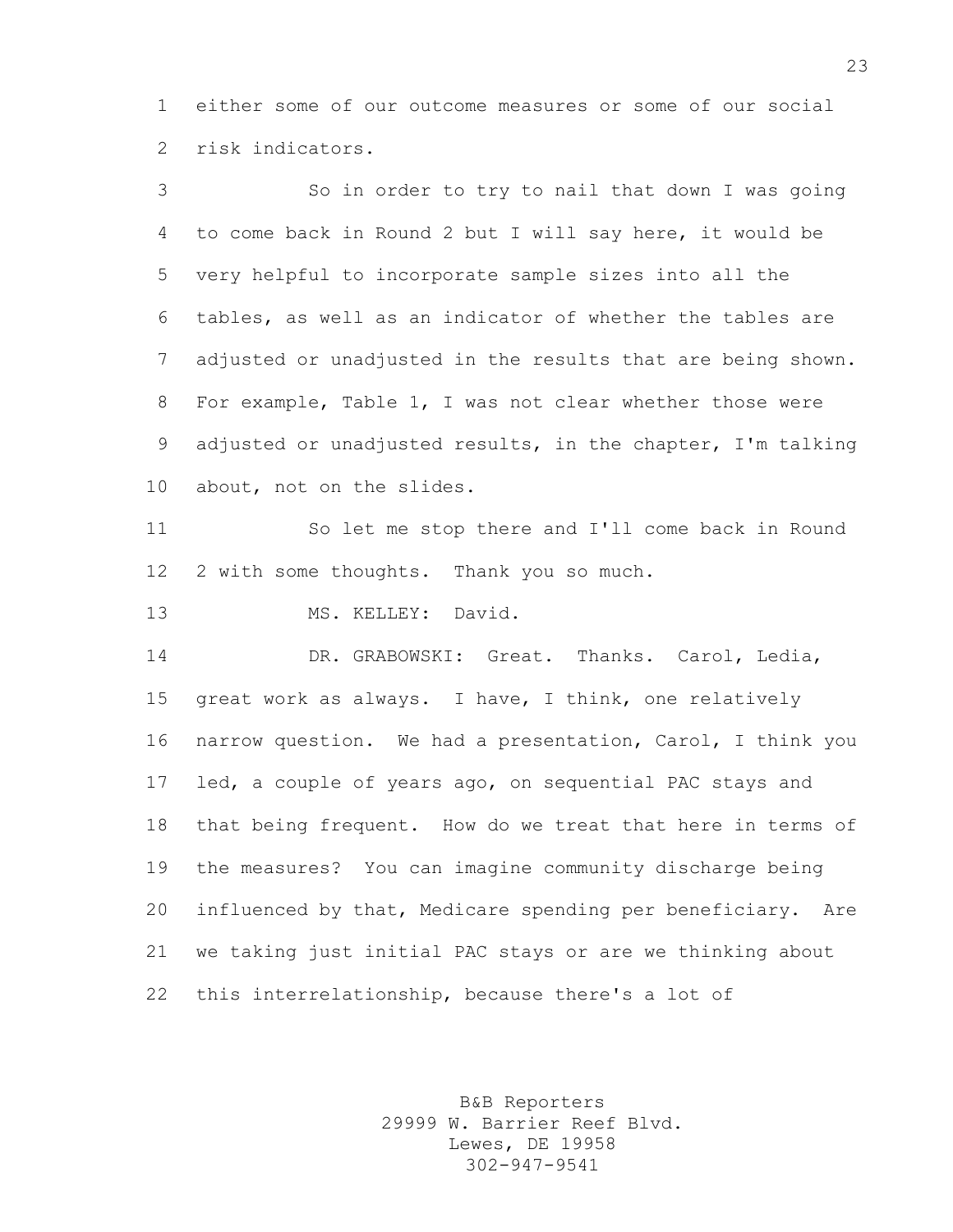either some of our outcome measures or some of our social risk indicators.

So in order to try to nail that down I was going to come back in Round 2 but I will say here, it would be very helpful to incorporate sample sizes into all the tables, as well as an indicator of whether the tables are adjusted or unadjusted in the results that are being shown. For example, Table 1, I was not clear whether those were adjusted or unadjusted results, in the chapter, I'm talking about, not on the slides.

So let me stop there and I'll come back in Round 2 with some thoughts. Thank you so much.

MS. KELLEY: David.

DR. GRABOWSKI: Great. Thanks. Carol, Ledia, great work as always. I have, I think, one relatively narrow question. We had a presentation, Carol, I think you led, a couple of years ago, on sequential PAC stays and that being frequent. How do we treat that here in terms of the measures? You can imagine community discharge being influenced by that, Medicare spending per beneficiary. Are we taking just initial PAC stays or are we thinking about this interrelationship, because there's a lot of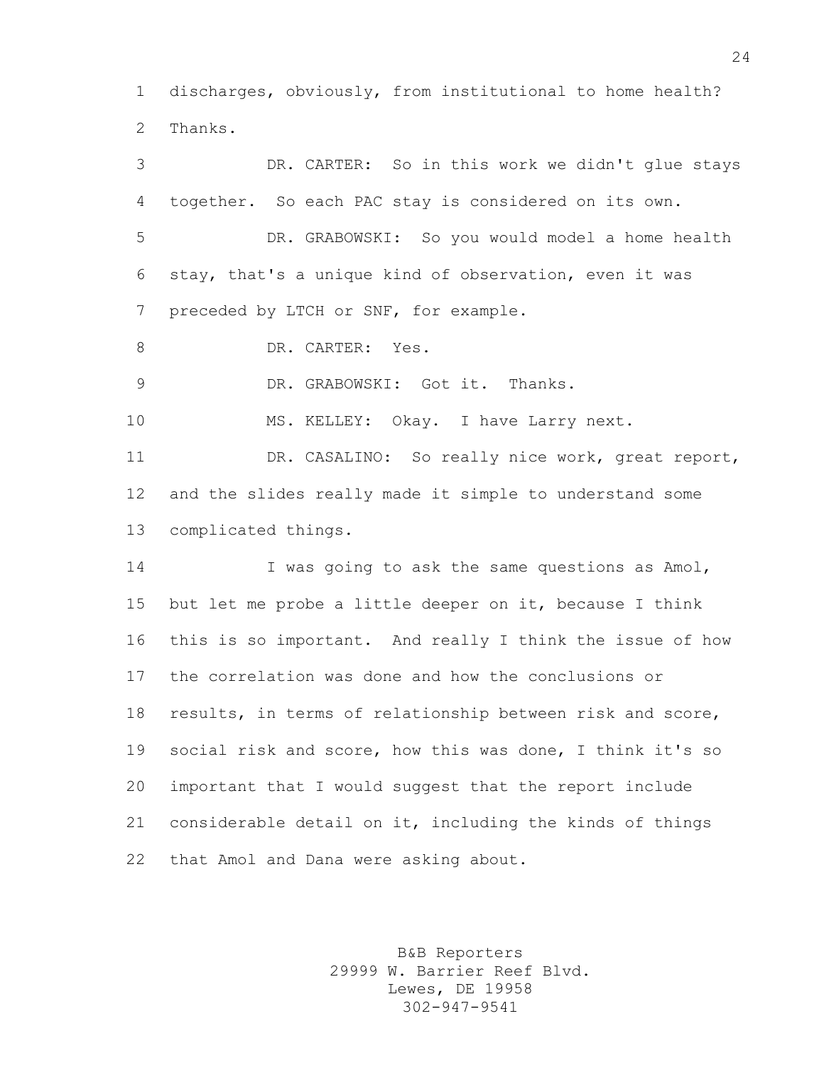discharges, obviously, from institutional to home health? Thanks.

DR. CARTER: So in this work we didn't glue stays together. So each PAC stay is considered on its own.

DR. GRABOWSKI: So you would model a home health stay, that's a unique kind of observation, even it was preceded by LTCH or SNF, for example.

DR. CARTER: Yes.

DR. GRABOWSKI: Got it. Thanks.

MS. KELLEY: Okay. I have Larry next.

DR. CASALINO: So really nice work, great report, and the slides really made it simple to understand some complicated things.

I was going to ask the same questions as Amol, but let me probe a little deeper on it, because I think this is so important. And really I think the issue of how the correlation was done and how the conclusions or results, in terms of relationship between risk and score, social risk and score, how this was done, I think it's so important that I would suggest that the report include considerable detail on it, including the kinds of things that Amol and Dana were asking about.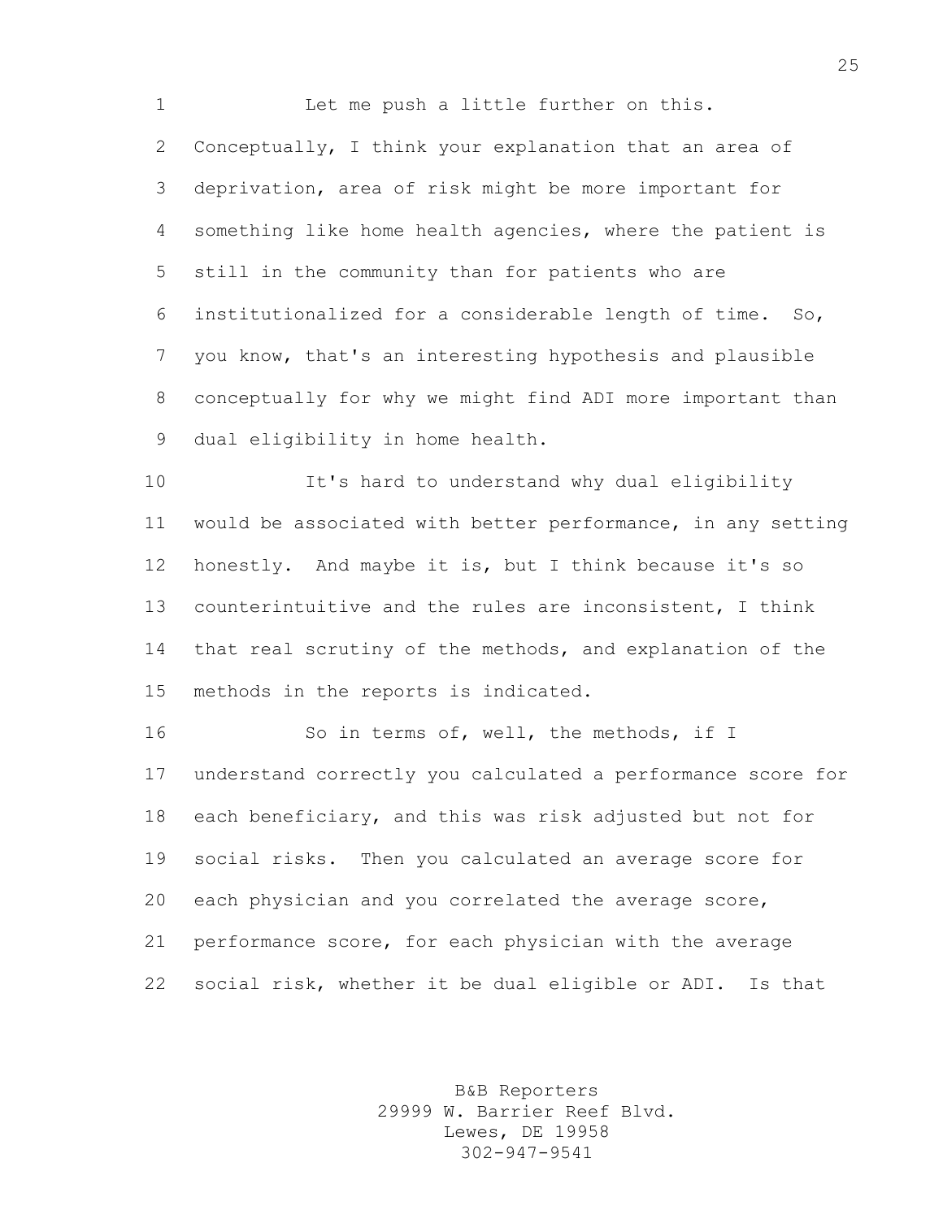Let me push a little further on this. Conceptually, I think your explanation that an area of deprivation, area of risk might be more important for something like home health agencies, where the patient is still in the community than for patients who are institutionalized for a considerable length of time. So, you know, that's an interesting hypothesis and plausible conceptually for why we might find ADI more important than dual eligibility in home health.

It's hard to understand why dual eligibility would be associated with better performance, in any setting honestly. And maybe it is, but I think because it's so counterintuitive and the rules are inconsistent, I think that real scrutiny of the methods, and explanation of the methods in the reports is indicated.

So in terms of, well, the methods, if I understand correctly you calculated a performance score for each beneficiary, and this was risk adjusted but not for social risks. Then you calculated an average score for each physician and you correlated the average score, performance score, for each physician with the average social risk, whether it be dual eligible or ADI. Is that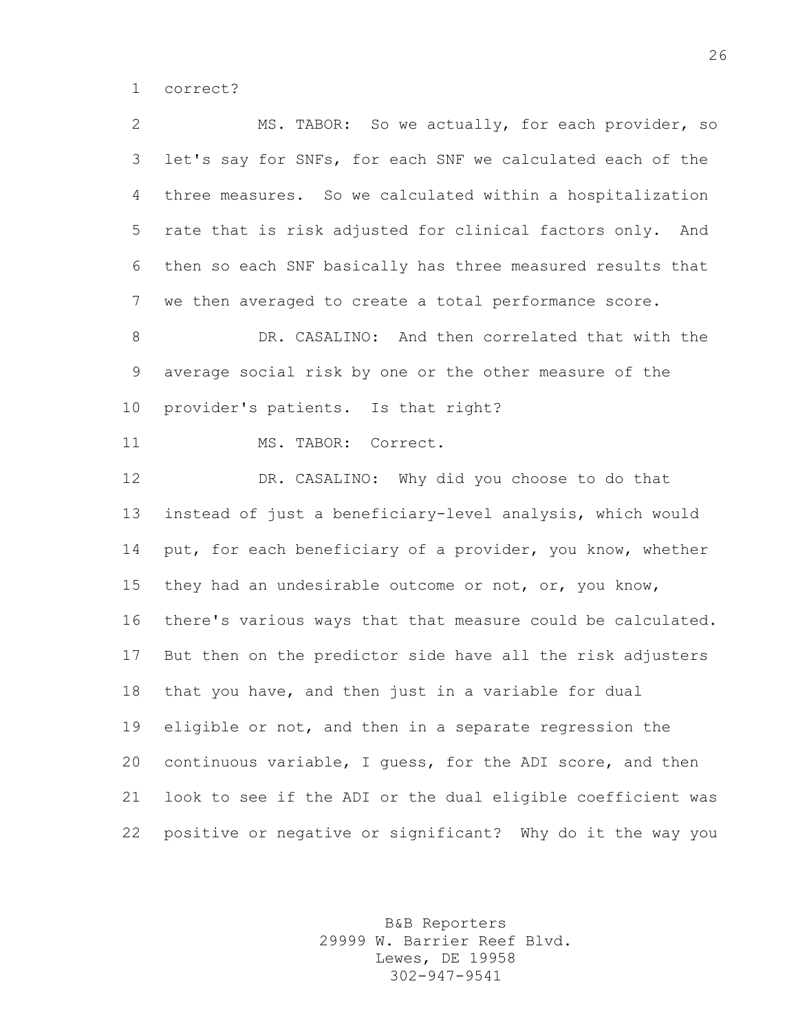correct?

MS. TABOR: So we actually, for each provider, so let's say for SNFs, for each SNF we calculated each of the three measures. So we calculated within a hospitalization rate that is risk adjusted for clinical factors only. And then so each SNF basically has three measured results that we then averaged to create a total performance score.

DR. CASALINO: And then correlated that with the average social risk by one or the other measure of the provider's patients. Is that right?

MS. TABOR: Correct.

DR. CASALINO: Why did you choose to do that instead of just a beneficiary-level analysis, which would put, for each beneficiary of a provider, you know, whether they had an undesirable outcome or not, or, you know, there's various ways that that measure could be calculated. But then on the predictor side have all the risk adjusters that you have, and then just in a variable for dual eligible or not, and then in a separate regression the continuous variable, I guess, for the ADI score, and then look to see if the ADI or the dual eligible coefficient was positive or negative or significant? Why do it the way you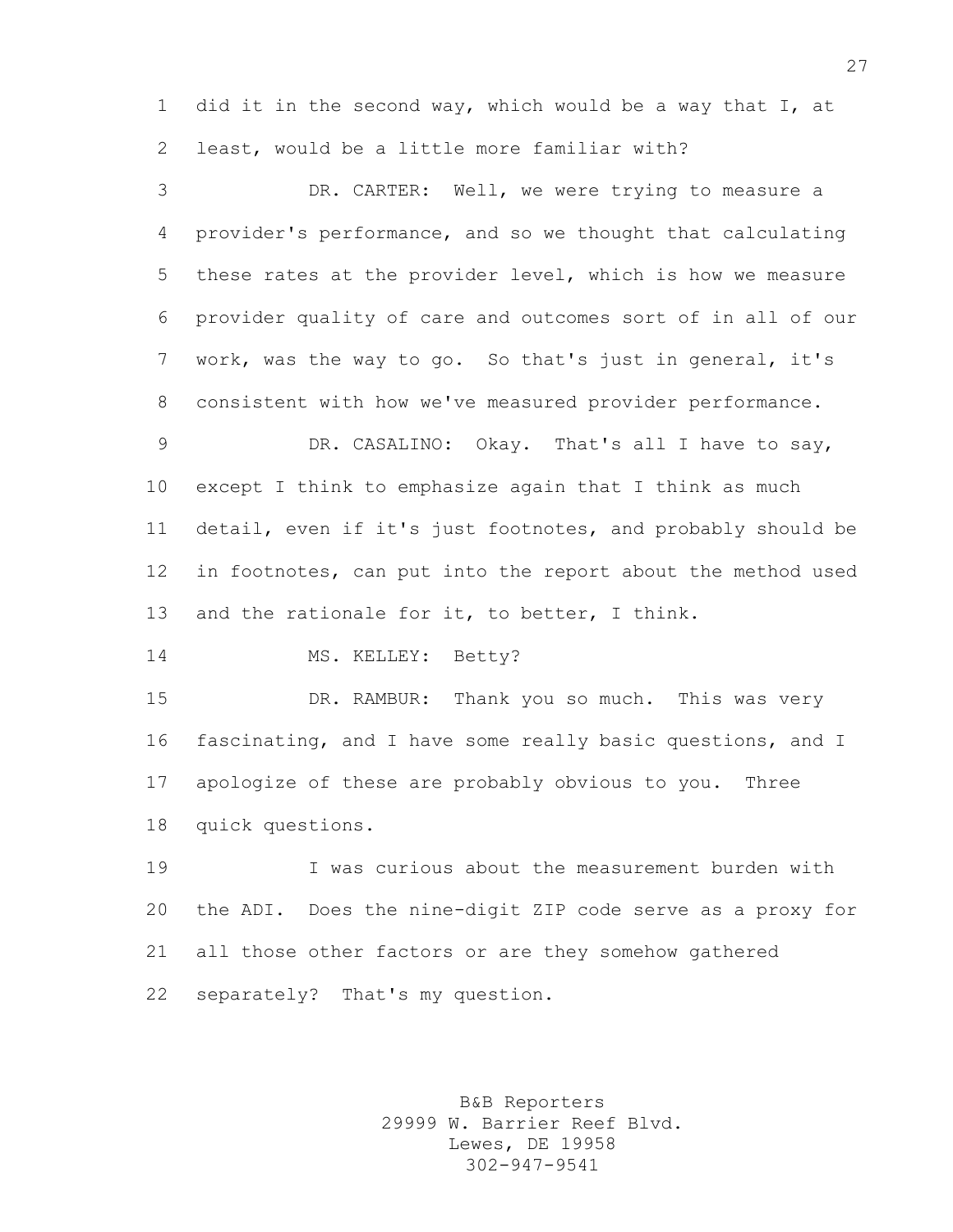did it in the second way, which would be a way that I, at least, would be a little more familiar with?

DR. CARTER: Well, we were trying to measure a provider's performance, and so we thought that calculating these rates at the provider level, which is how we measure provider quality of care and outcomes sort of in all of our work, was the way to go. So that's just in general, it's consistent with how we've measured provider performance.

DR. CASALINO: Okay. That's all I have to say, except I think to emphasize again that I think as much detail, even if it's just footnotes, and probably should be in footnotes, can put into the report about the method used and the rationale for it, to better, I think.

MS. KELLEY: Betty?

DR. RAMBUR: Thank you so much. This was very fascinating, and I have some really basic questions, and I apologize of these are probably obvious to you. Three quick questions.

I was curious about the measurement burden with the ADI. Does the nine-digit ZIP code serve as a proxy for all those other factors or are they somehow gathered separately? That's my question.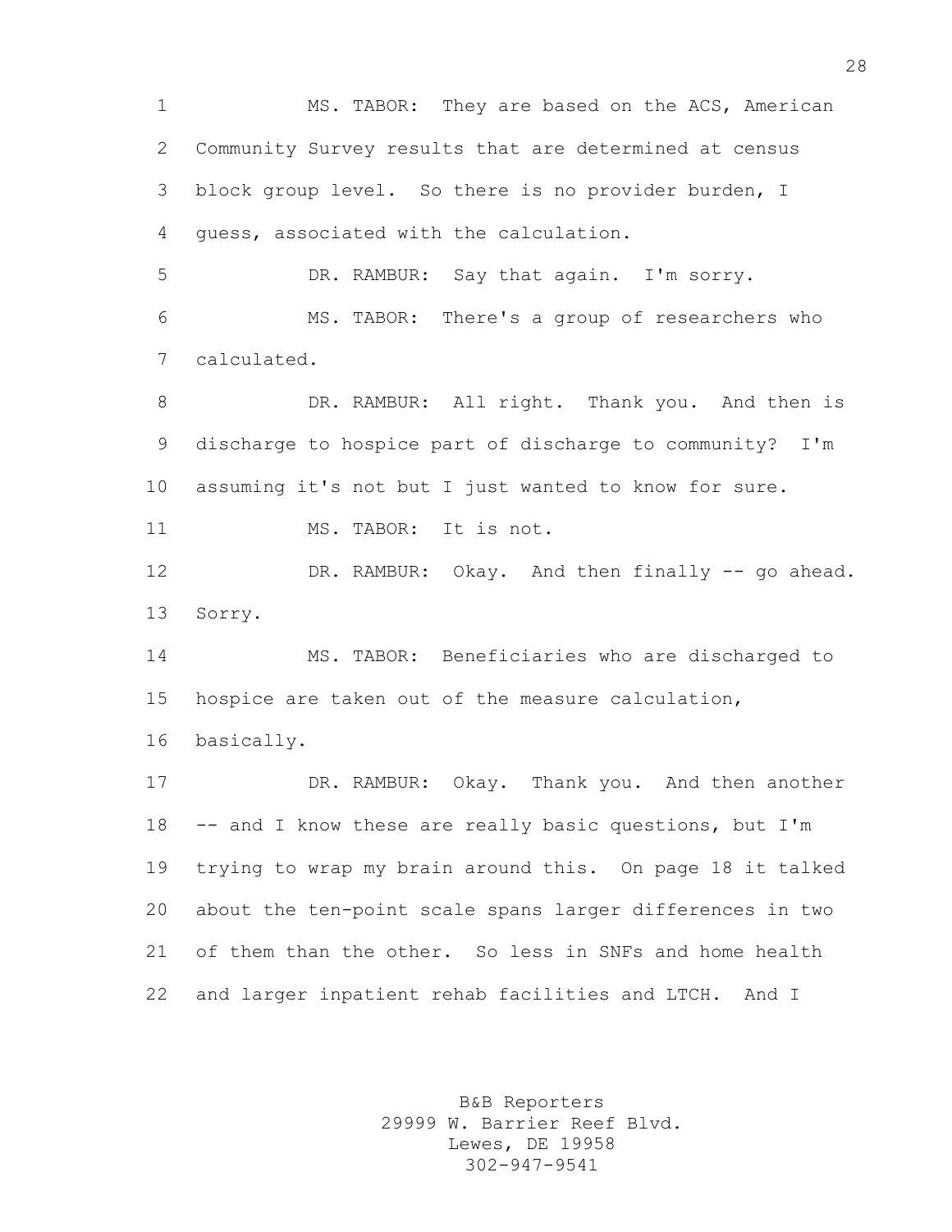MS. TABOR: They are based on the ACS, American Community Survey results that are determined at census block group level. So there is no provider burden, I guess, associated with the calculation.

DR. RAMBUR: Say that again. I'm sorry.

MS. TABOR: There's a group of researchers who calculated.

DR. RAMBUR: All right. Thank you. And then is discharge to hospice part of discharge to community? I'm assuming it's not but I just wanted to know for sure.

MS. TABOR: It is not.

DR. RAMBUR: Okay. And then finally -- go ahead. Sorry.

MS. TABOR: Beneficiaries who are discharged to hospice are taken out of the measure calculation, basically.

DR. RAMBUR: Okay. Thank you. And then another -- and I know these are really basic questions, but I'm trying to wrap my brain around this. On page 18 it talked about the ten-point scale spans larger differences in two of them than the other. So less in SNFs and home health and larger inpatient rehab facilities and LTCH. And I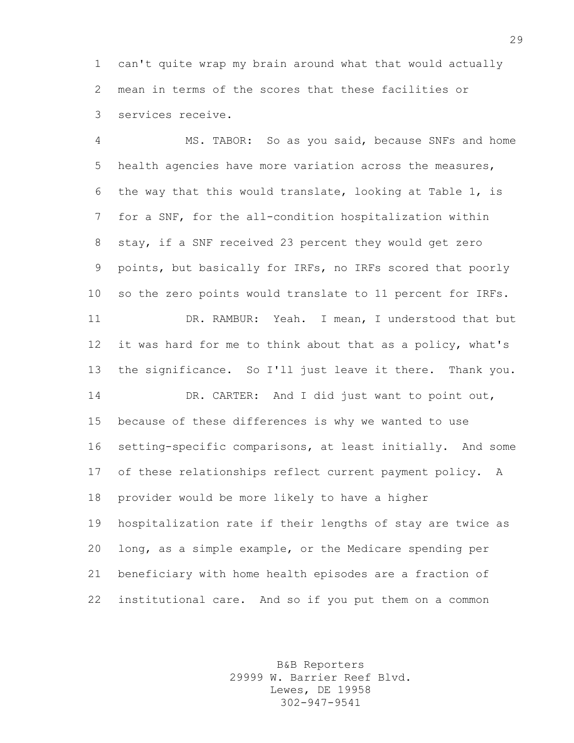can't quite wrap my brain around what that would actually mean in terms of the scores that these facilities or services receive.

MS. TABOR: So as you said, because SNFs and home health agencies have more variation across the measures, the way that this would translate, looking at Table 1, is for a SNF, for the all-condition hospitalization within stay, if a SNF received 23 percent they would get zero points, but basically for IRFs, no IRFs scored that poorly so the zero points would translate to 11 percent for IRFs.

DR. RAMBUR: Yeah. I mean, I understood that but it was hard for me to think about that as a policy, what's the significance. So I'll just leave it there. Thank you.

DR. CARTER: And I did just want to point out, because of these differences is why we wanted to use setting-specific comparisons, at least initially. And some of these relationships reflect current payment policy. A provider would be more likely to have a higher hospitalization rate if their lengths of stay are twice as long, as a simple example, or the Medicare spending per beneficiary with home health episodes are a fraction of institutional care. And so if you put them on a common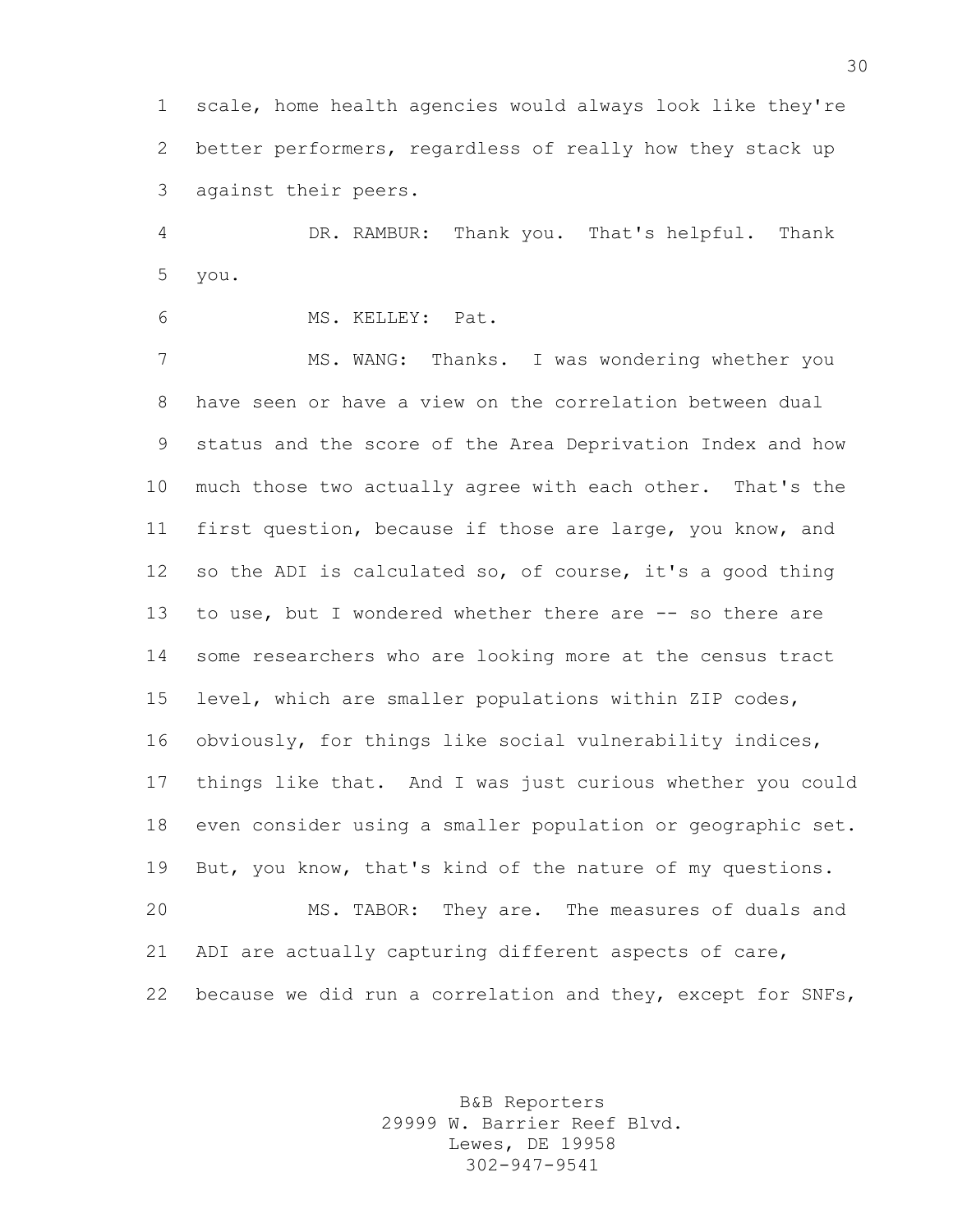scale, home health agencies would always look like they're better performers, regardless of really how they stack up against their peers.

DR. RAMBUR: Thank you. That's helpful. Thank you.

MS. KELLEY: Pat.

MS. WANG: Thanks. I was wondering whether you have seen or have a view on the correlation between dual status and the score of the Area Deprivation Index and how much those two actually agree with each other. That's the first question, because if those are large, you know, and so the ADI is calculated so, of course, it's a good thing to use, but I wondered whether there are -- so there are some researchers who are looking more at the census tract level, which are smaller populations within ZIP codes, obviously, for things like social vulnerability indices, things like that. And I was just curious whether you could even consider using a smaller population or geographic set. But, you know, that's kind of the nature of my questions.

MS. TABOR: They are. The measures of duals and ADI are actually capturing different aspects of care, because we did run a correlation and they, except for SNFs,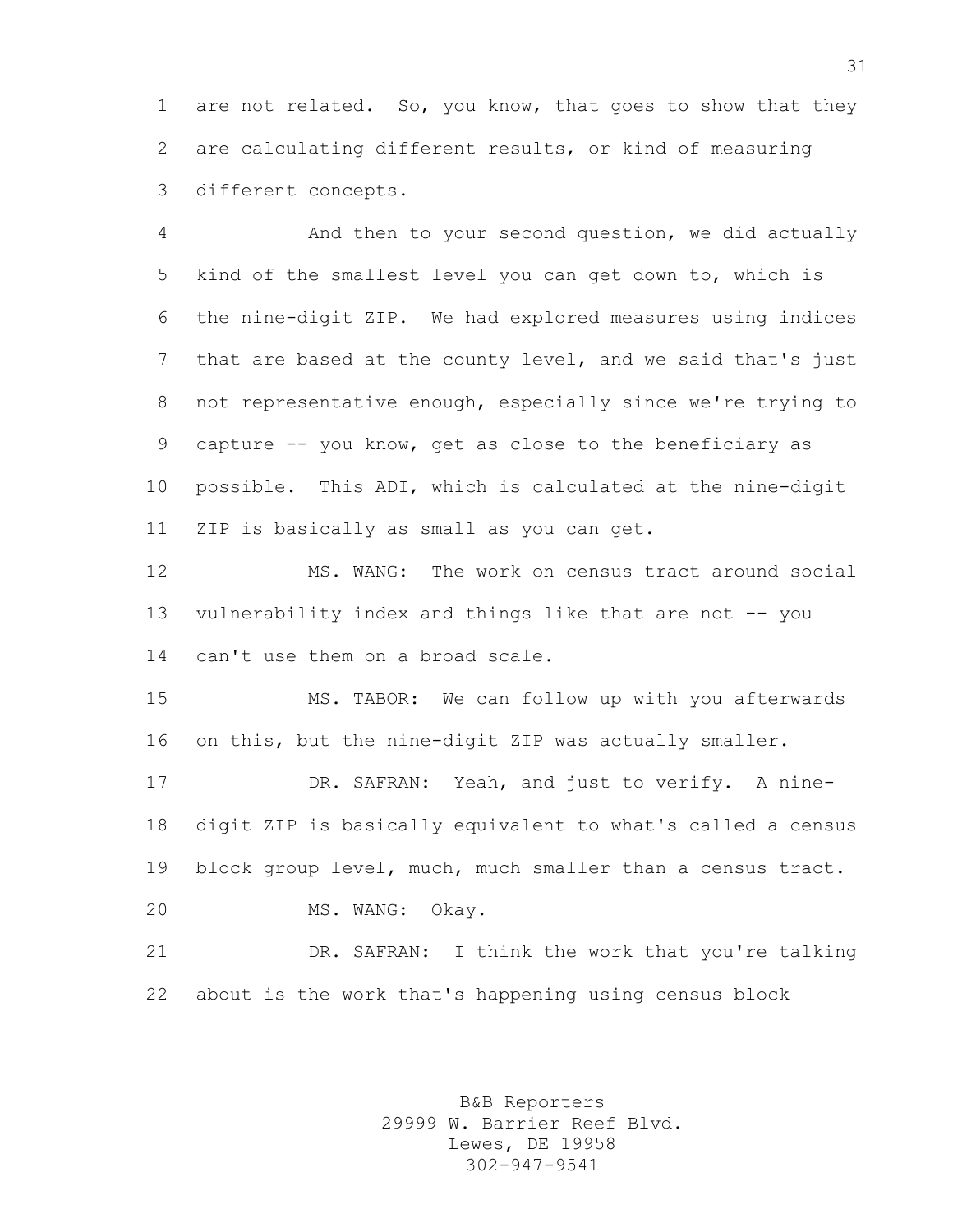are not related. So, you know, that goes to show that they are calculating different results, or kind of measuring different concepts.

And then to your second question, we did actually kind of the smallest level you can get down to, which is the nine-digit ZIP. We had explored measures using indices that are based at the county level, and we said that's just not representative enough, especially since we're trying to capture -- you know, get as close to the beneficiary as possible. This ADI, which is calculated at the nine-digit ZIP is basically as small as you can get.

MS. WANG: The work on census tract around social vulnerability index and things like that are not -- you can't use them on a broad scale.

MS. TABOR: We can follow up with you afterwards on this, but the nine-digit ZIP was actually smaller.

DR. SAFRAN: Yeah, and just to verify. A nine-digit ZIP is basically equivalent to what's called a census block group level, much, much smaller than a census tract.

MS. WANG: Okay.

DR. SAFRAN: I think the work that you're talking about is the work that's happening using census block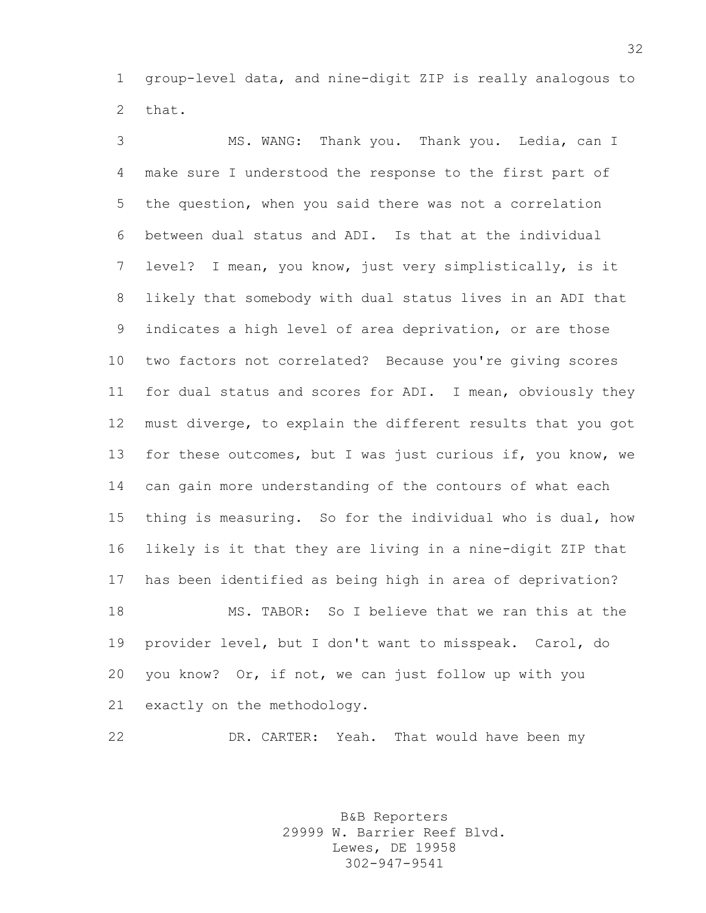group-level data, and nine-digit ZIP is really analogous to that.

MS. WANG: Thank you. Thank you. Ledia, can I make sure I understood the response to the first part of the question, when you said there was not a correlation between dual status and ADI. Is that at the individual level? I mean, you know, just very simplistically, is it likely that somebody with dual status lives in an ADI that indicates a high level of area deprivation, or are those two factors not correlated? Because you're giving scores for dual status and scores for ADI. I mean, obviously they must diverge, to explain the different results that you got for these outcomes, but I was just curious if, you know, we can gain more understanding of the contours of what each thing is measuring. So for the individual who is dual, how likely is it that they are living in a nine-digit ZIP that has been identified as being high in area of deprivation?

MS. TABOR: So I believe that we ran this at the provider level, but I don't want to misspeak. Carol, do you know? Or, if not, we can just follow up with you exactly on the methodology.

DR. CARTER: Yeah. That would have been my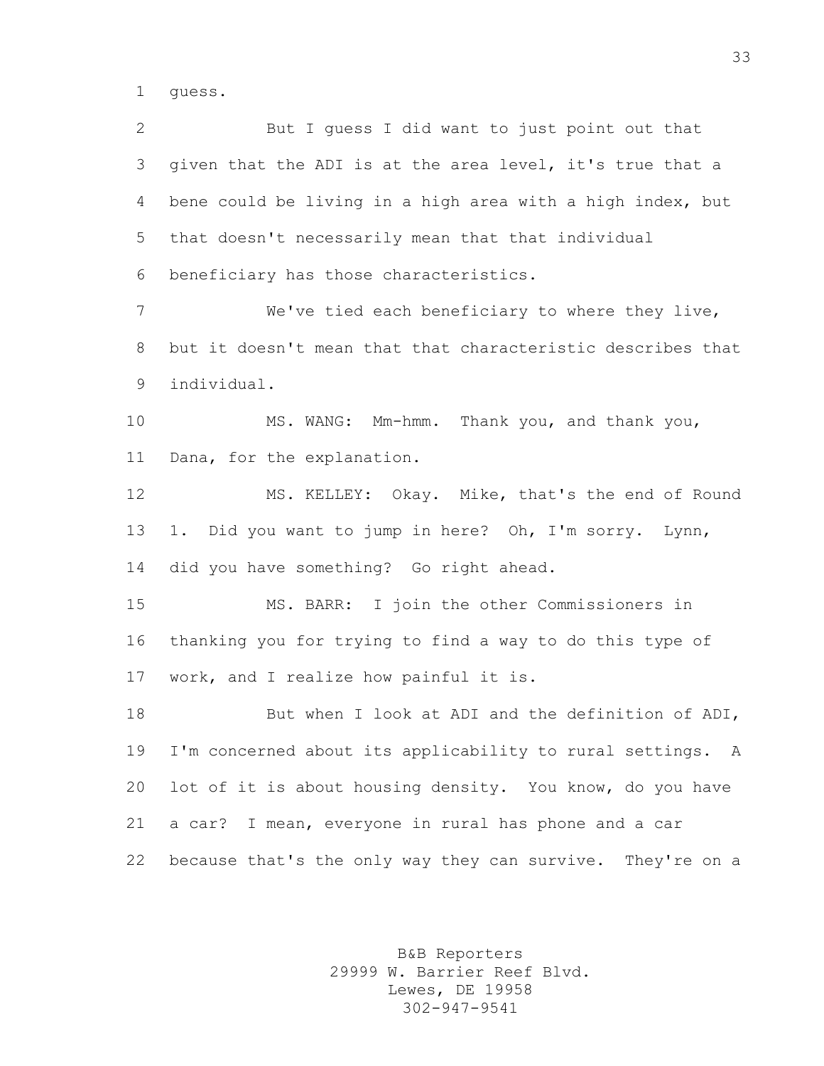guess.

But I guess I did want to just point out that given that the ADI is at the area level, it's true that a bene could be living in a high area with a high index, but that doesn't necessarily mean that that individual beneficiary has those characteristics.

We've tied each beneficiary to where they live, but it doesn't mean that that characteristic describes that individual.

MS. WANG: Mm-hmm. Thank you, and thank you, Dana, for the explanation.

MS. KELLEY: Okay. Mike, that's the end of Round 1. Did you want to jump in here? Oh, I'm sorry. Lynn, did you have something? Go right ahead.

MS. BARR: I join the other Commissioners in thanking you for trying to find a way to do this type of work, and I realize how painful it is.

But when I look at ADI and the definition of ADI, I'm concerned about its applicability to rural settings. A lot of it is about housing density. You know, do you have a car? I mean, everyone in rural has phone and a car because that's the only way they can survive. They're on a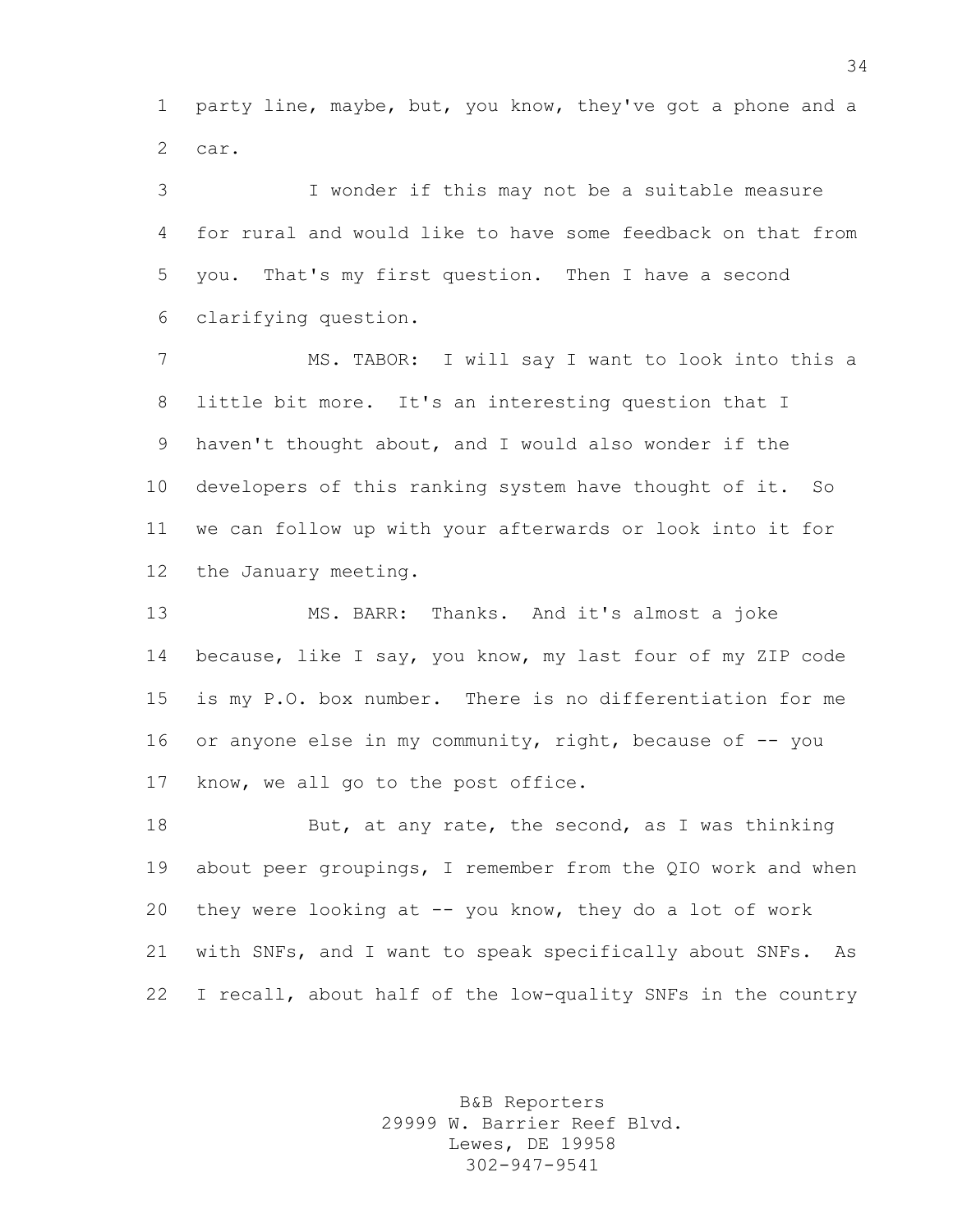party line, maybe, but, you know, they've got a phone and a car.

I wonder if this may not be a suitable measure for rural and would like to have some feedback on that from you. That's my first question. Then I have a second clarifying question.

MS. TABOR: I will say I want to look into this a little bit more. It's an interesting question that I haven't thought about, and I would also wonder if the developers of this ranking system have thought of it. So we can follow up with your afterwards or look into it for the January meeting.

MS. BARR: Thanks. And it's almost a joke because, like I say, you know, my last four of my ZIP code is my P.O. box number. There is no differentiation for me or anyone else in my community, right, because of -- you know, we all go to the post office.

But, at any rate, the second, as I was thinking about peer groupings, I remember from the QIO work and when they were looking at -- you know, they do a lot of work with SNFs, and I want to speak specifically about SNFs. As I recall, about half of the low-quality SNFs in the country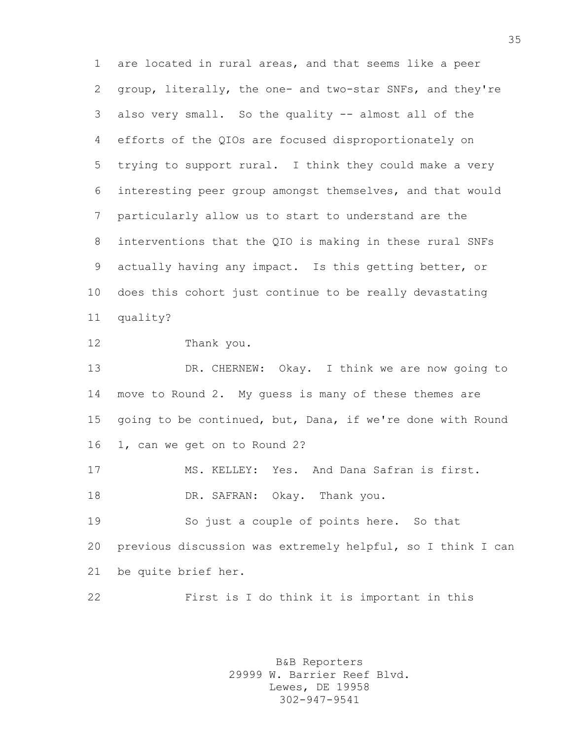are located in rural areas, and that seems like a peer group, literally, the one- and two-star SNFs, and they're also very small. So the quality -- almost all of the efforts of the QIOs are focused disproportionately on trying to support rural. I think they could make a very interesting peer group amongst themselves, and that would particularly allow us to start to understand are the interventions that the QIO is making in these rural SNFs actually having any impact. Is this getting better, or does this cohort just continue to be really devastating quality?

Thank you.

DR. CHERNEW: Okay. I think we are now going to move to Round 2. My guess is many of these themes are going to be continued, but, Dana, if we're done with Round 1, can we get on to Round 2?

MS. KELLEY: Yes. And Dana Safran is first.

DR. SAFRAN: Okay. Thank you.

So just a couple of points here. So that previous discussion was extremely helpful, so I think I can be quite brief her.

First is I do think it is important in this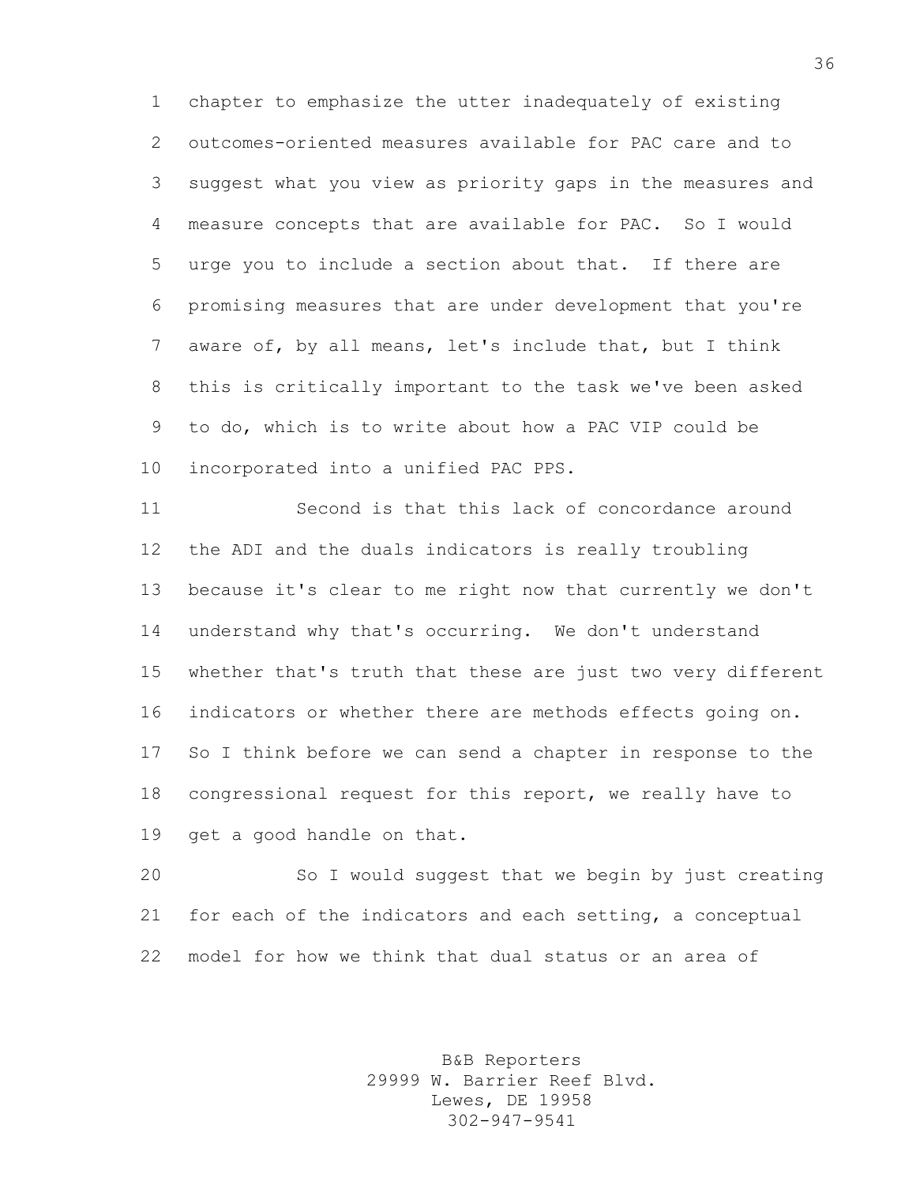chapter to emphasize the utter inadequately of existing outcomes-oriented measures available for PAC care and to suggest what you view as priority gaps in the measures and measure concepts that are available for PAC. So I would urge you to include a section about that. If there are promising measures that are under development that you're aware of, by all means, let's include that, but I think this is critically important to the task we've been asked to do, which is to write about how a PAC VIP could be incorporated into a unified PAC PPS.

Second is that this lack of concordance around the ADI and the duals indicators is really troubling because it's clear to me right now that currently we don't understand why that's occurring. We don't understand whether that's truth that these are just two very different indicators or whether there are methods effects going on. So I think before we can send a chapter in response to the congressional request for this report, we really have to get a good handle on that.

So I would suggest that we begin by just creating for each of the indicators and each setting, a conceptual model for how we think that dual status or an area of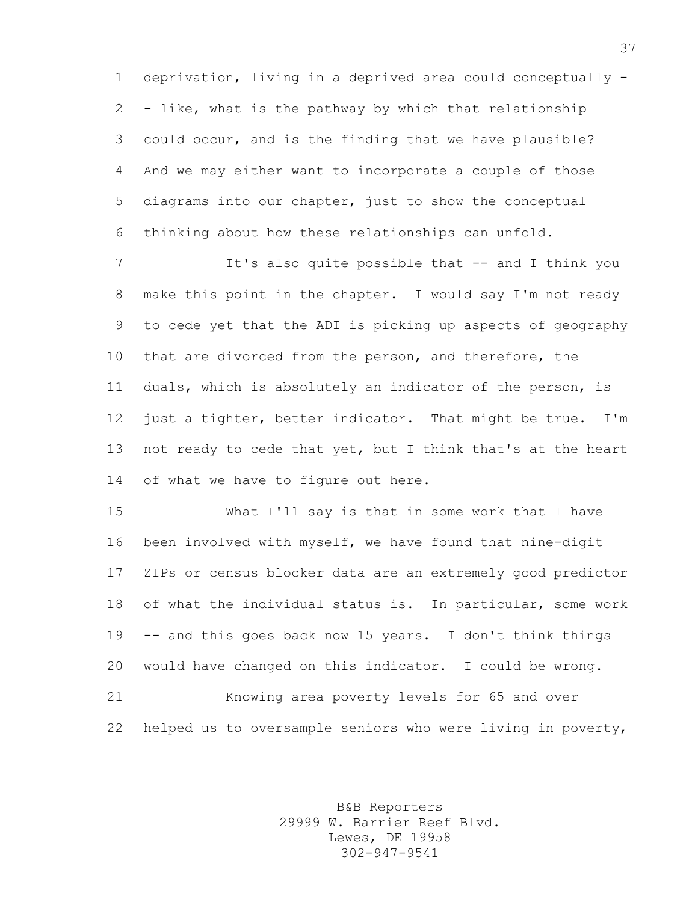deprivation, living in a deprived area could conceptually -- like, what is the pathway by which that relationship could occur, and is the finding that we have plausible? And we may either want to incorporate a couple of those diagrams into our chapter, just to show the conceptual thinking about how these relationships can unfold.

It's also quite possible that -- and I think you make this point in the chapter. I would say I'm not ready to cede yet that the ADI is picking up aspects of geography that are divorced from the person, and therefore, the duals, which is absolutely an indicator of the person, is just a tighter, better indicator. That might be true. I'm not ready to cede that yet, but I think that's at the heart of what we have to figure out here.

What I'll say is that in some work that I have been involved with myself, we have found that nine-digit ZIPs or census blocker data are an extremely good predictor of what the individual status is. In particular, some work -- and this goes back now 15 years. I don't think things would have changed on this indicator. I could be wrong.

Knowing area poverty levels for 65 and over helped us to oversample seniors who were living in poverty,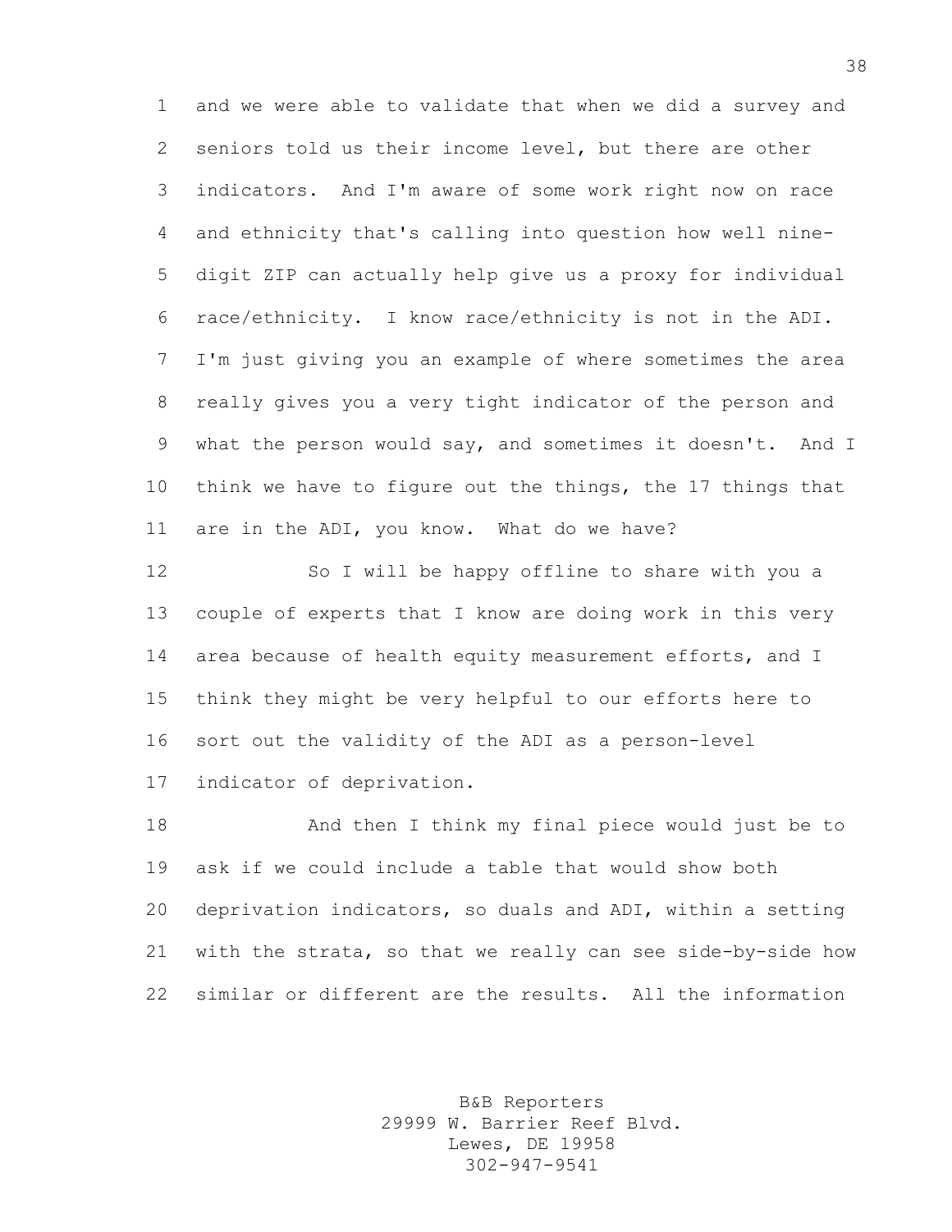and we were able to validate that when we did a survey and seniors told us their income level, but there are other indicators. And I'm aware of some work right now on race and ethnicity that's calling into question how well nine-digit ZIP can actually help give us a proxy for individual race/ethnicity. I know race/ethnicity is not in the ADI. I'm just giving you an example of where sometimes the area really gives you a very tight indicator of the person and what the person would say, and sometimes it doesn't. And I think we have to figure out the things, the 17 things that are in the ADI, you know. What do we have?

So I will be happy offline to share with you a couple of experts that I know are doing work in this very area because of health equity measurement efforts, and I think they might be very helpful to our efforts here to sort out the validity of the ADI as a person-level indicator of deprivation.

And then I think my final piece would just be to ask if we could include a table that would show both deprivation indicators, so duals and ADI, within a setting with the strata, so that we really can see side-by-side how similar or different are the results. All the information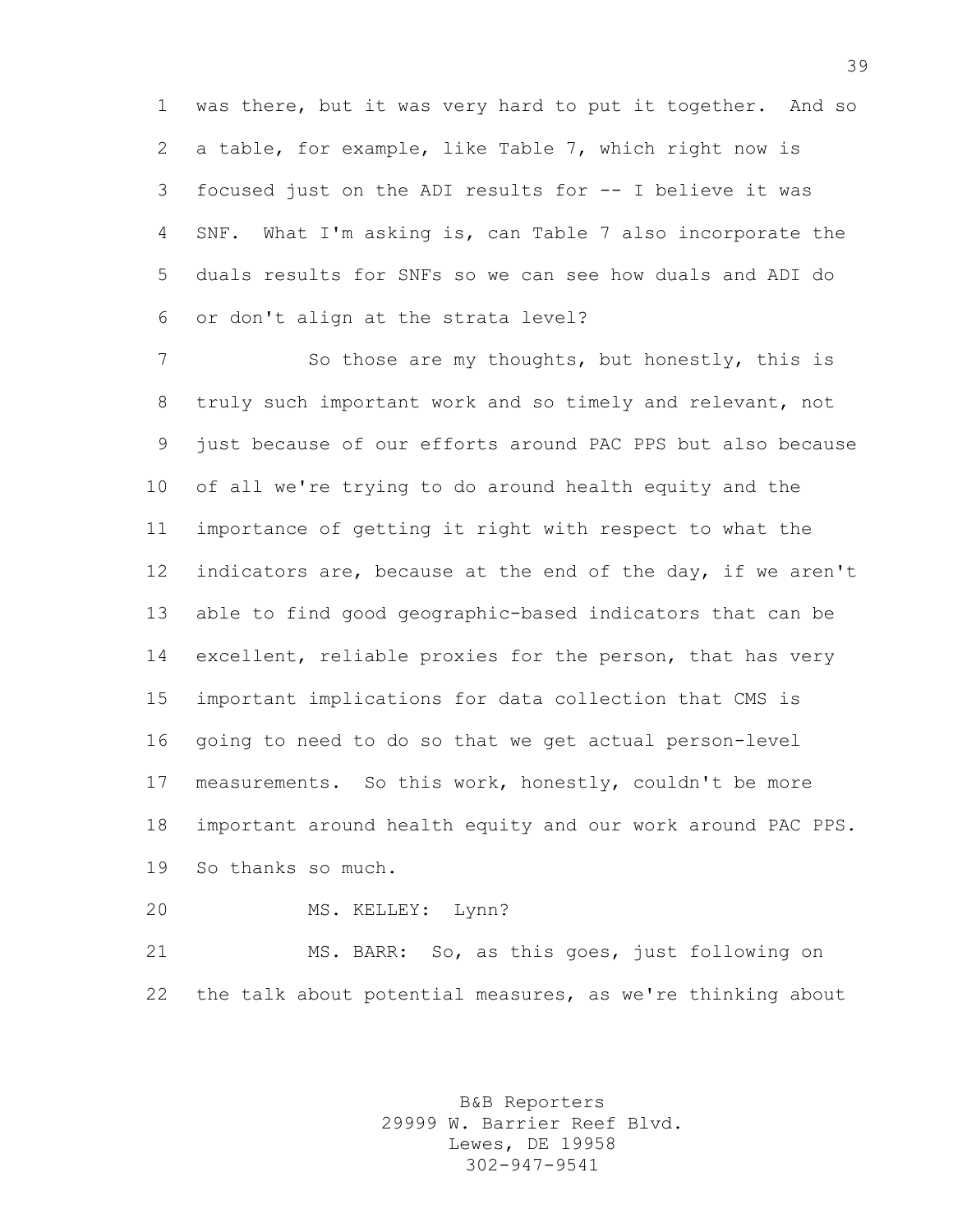was there, but it was very hard to put it together. And so a table, for example, like Table 7, which right now is focused just on the ADI results for -- I believe it was SNF. What I'm asking is, can Table 7 also incorporate the duals results for SNFs so we can see how duals and ADI do or don't align at the strata level?

So those are my thoughts, but honestly, this is truly such important work and so timely and relevant, not just because of our efforts around PAC PPS but also because of all we're trying to do around health equity and the importance of getting it right with respect to what the indicators are, because at the end of the day, if we aren't able to find good geographic-based indicators that can be excellent, reliable proxies for the person, that has very important implications for data collection that CMS is going to need to do so that we get actual person-level measurements. So this work, honestly, couldn't be more important around health equity and our work around PAC PPS. So thanks so much.

MS. KELLEY: Lynn?

MS. BARR: So, as this goes, just following on the talk about potential measures, as we're thinking about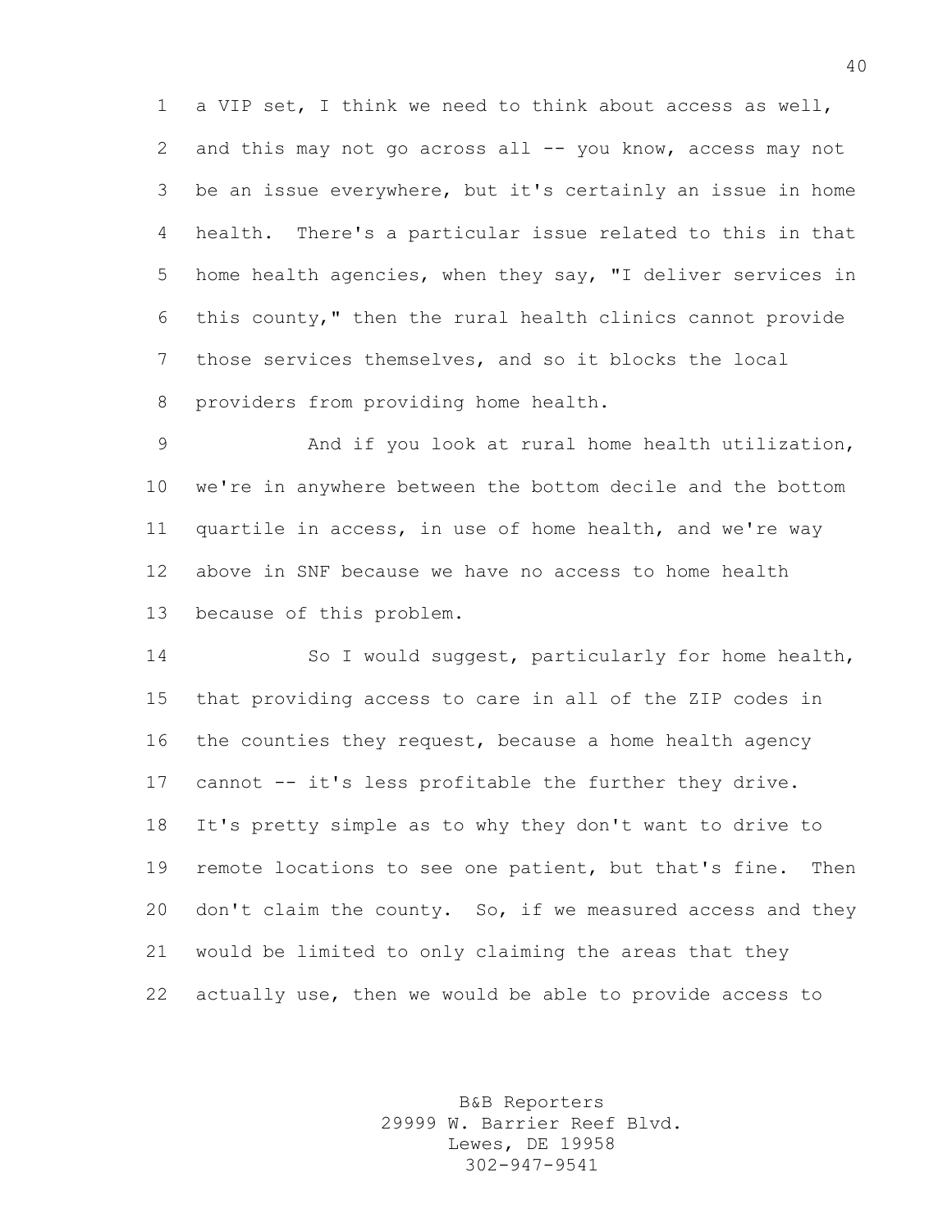a VIP set, I think we need to think about access as well, and this may not go across all -- you know, access may not be an issue everywhere, but it's certainly an issue in home health. There's a particular issue related to this in that home health agencies, when they say, "I deliver services in this county," then the rural health clinics cannot provide those services themselves, and so it blocks the local providers from providing home health.

And if you look at rural home health utilization, we're in anywhere between the bottom decile and the bottom quartile in access, in use of home health, and we're way above in SNF because we have no access to home health because of this problem.

So I would suggest, particularly for home health, that providing access to care in all of the ZIP codes in the counties they request, because a home health agency cannot -- it's less profitable the further they drive. It's pretty simple as to why they don't want to drive to remote locations to see one patient, but that's fine. Then don't claim the county. So, if we measured access and they would be limited to only claiming the areas that they actually use, then we would be able to provide access to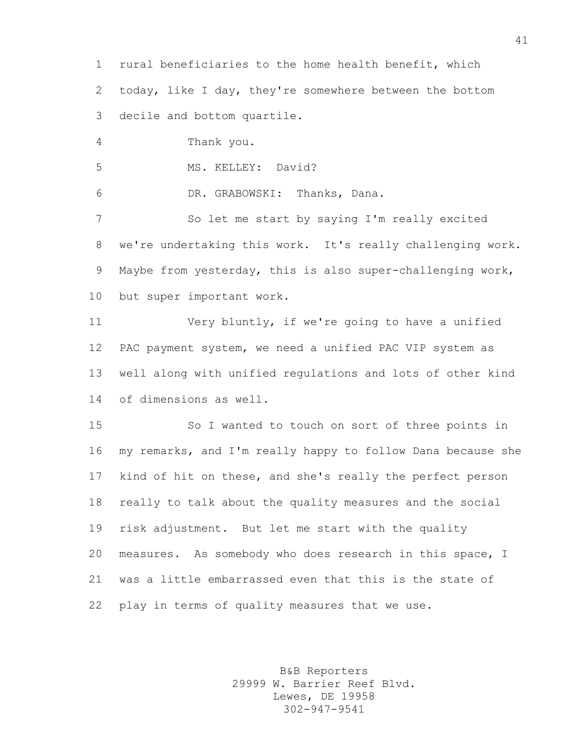rural beneficiaries to the home health benefit, which today, like I day, they're somewhere between the bottom decile and bottom quartile.

Thank you.

MS. KELLEY: David?

DR. GRABOWSKI: Thanks, Dana.

So let me start by saying I'm really excited we're undertaking this work. It's really challenging work. Maybe from yesterday, this is also super-challenging work, but super important work.

Very bluntly, if we're going to have a unified PAC payment system, we need a unified PAC VIP system as well along with unified regulations and lots of other kind of dimensions as well.

So I wanted to touch on sort of three points in my remarks, and I'm really happy to follow Dana because she kind of hit on these, and she's really the perfect person really to talk about the quality measures and the social risk adjustment. But let me start with the quality measures. As somebody who does research in this space, I was a little embarrassed even that this is the state of play in terms of quality measures that we use.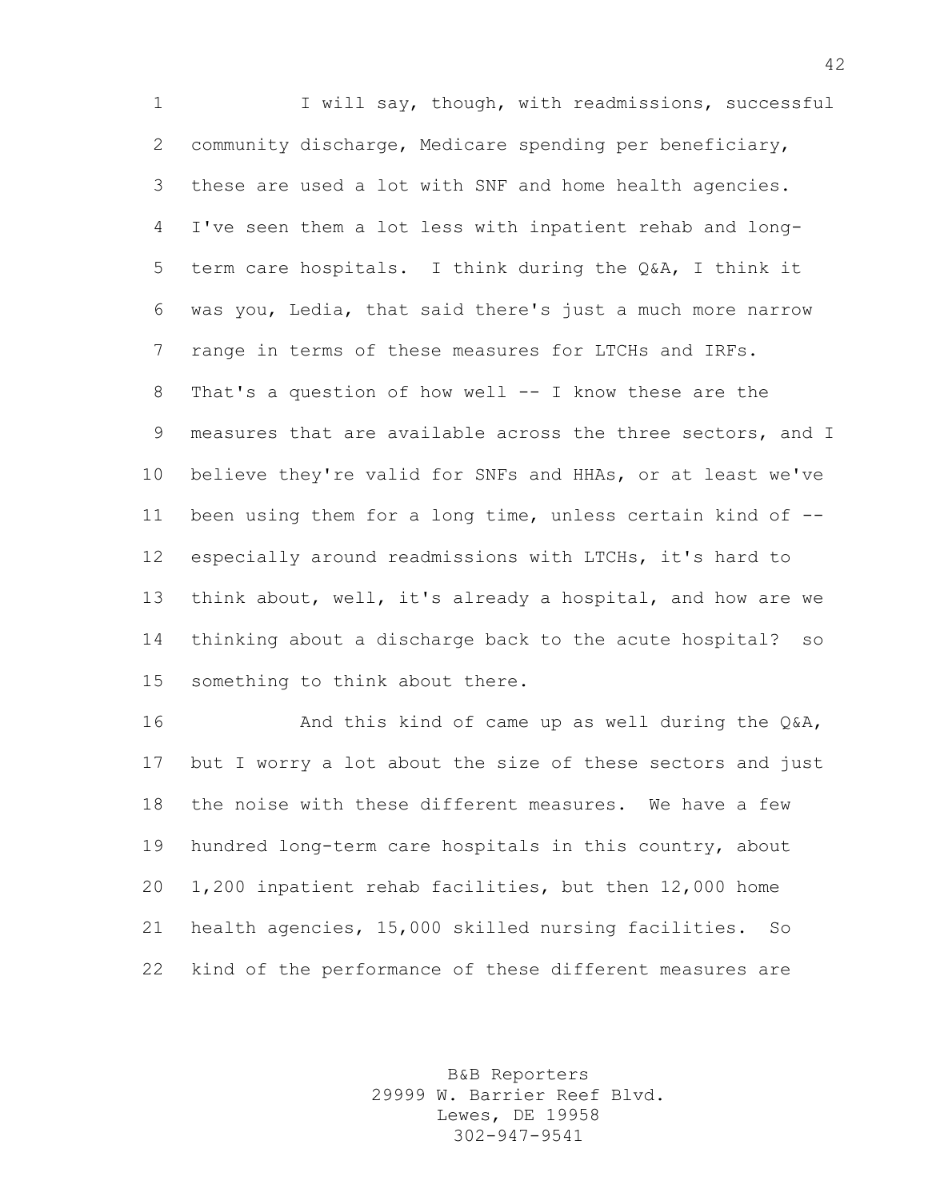I will say, though, with readmissions, successful community discharge, Medicare spending per beneficiary, these are used a lot with SNF and home health agencies. I've seen them a lot less with inpatient rehab and long-term care hospitals. I think during the Q&A, I think it was you, Ledia, that said there's just a much more narrow range in terms of these measures for LTCHs and IRFs. That's a question of how well -- I know these are the measures that are available across the three sectors, and I believe they're valid for SNFs and HHAs, or at least we've been using them for a long time, unless certain kind of -- especially around readmissions with LTCHs, it's hard to think about, well, it's already a hospital, and how are we thinking about a discharge back to the acute hospital? so something to think about there.

And this kind of came up as well during the Q&A, but I worry a lot about the size of these sectors and just the noise with these different measures. We have a few hundred long-term care hospitals in this country, about 1,200 inpatient rehab facilities, but then 12,000 home health agencies, 15,000 skilled nursing facilities. So kind of the performance of these different measures are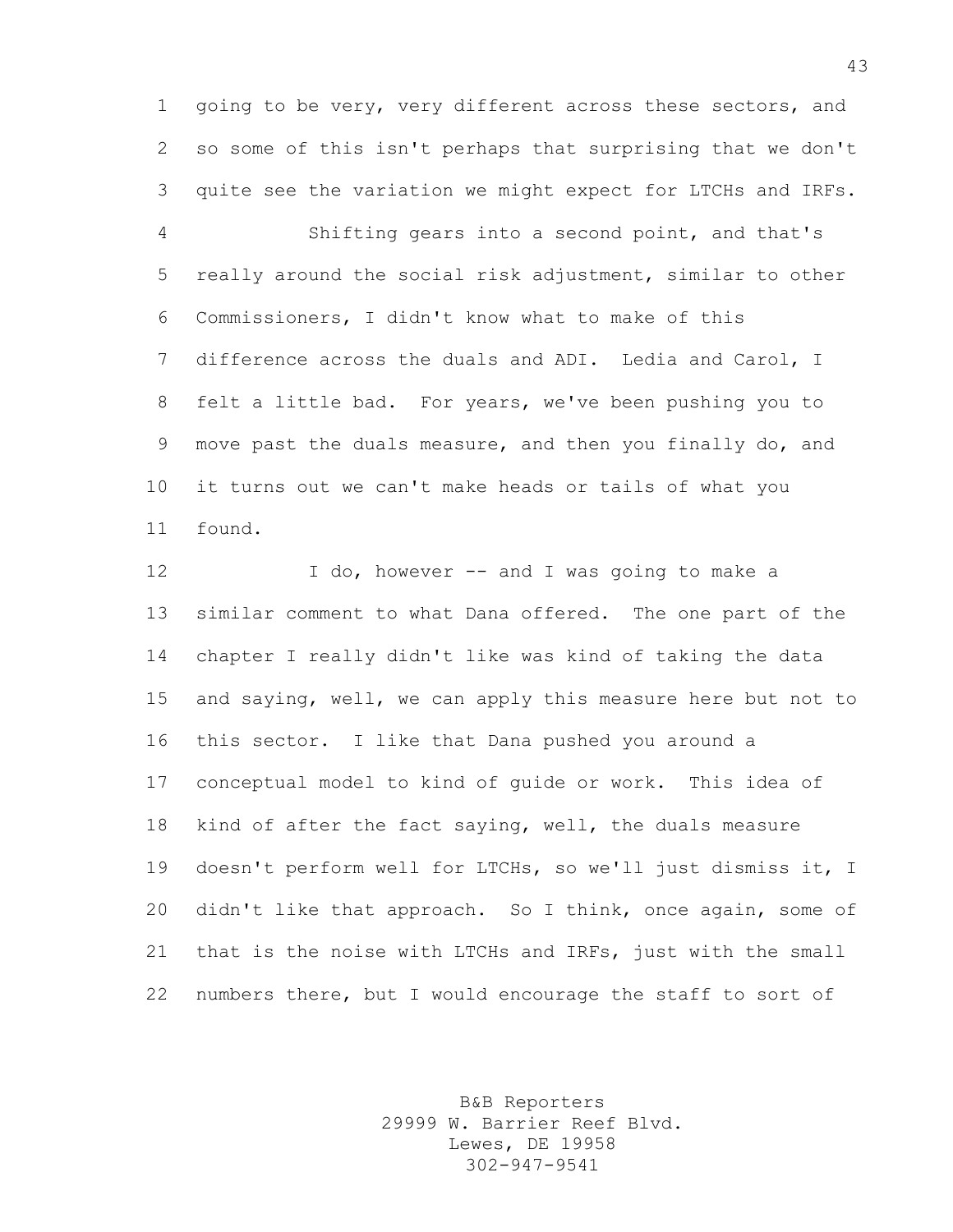going to be very, very different across these sectors, and so some of this isn't perhaps that surprising that we don't quite see the variation we might expect for LTCHs and IRFs.

Shifting gears into a second point, and that's really around the social risk adjustment, similar to other Commissioners, I didn't know what to make of this difference across the duals and ADI. Ledia and Carol, I felt a little bad. For years, we've been pushing you to move past the duals measure, and then you finally do, and it turns out we can't make heads or tails of what you found.

I do, however -- and I was going to make a similar comment to what Dana offered. The one part of the chapter I really didn't like was kind of taking the data and saying, well, we can apply this measure here but not to this sector. I like that Dana pushed you around a conceptual model to kind of guide or work. This idea of kind of after the fact saying, well, the duals measure doesn't perform well for LTCHs, so we'll just dismiss it, I didn't like that approach. So I think, once again, some of that is the noise with LTCHs and IRFs, just with the small numbers there, but I would encourage the staff to sort of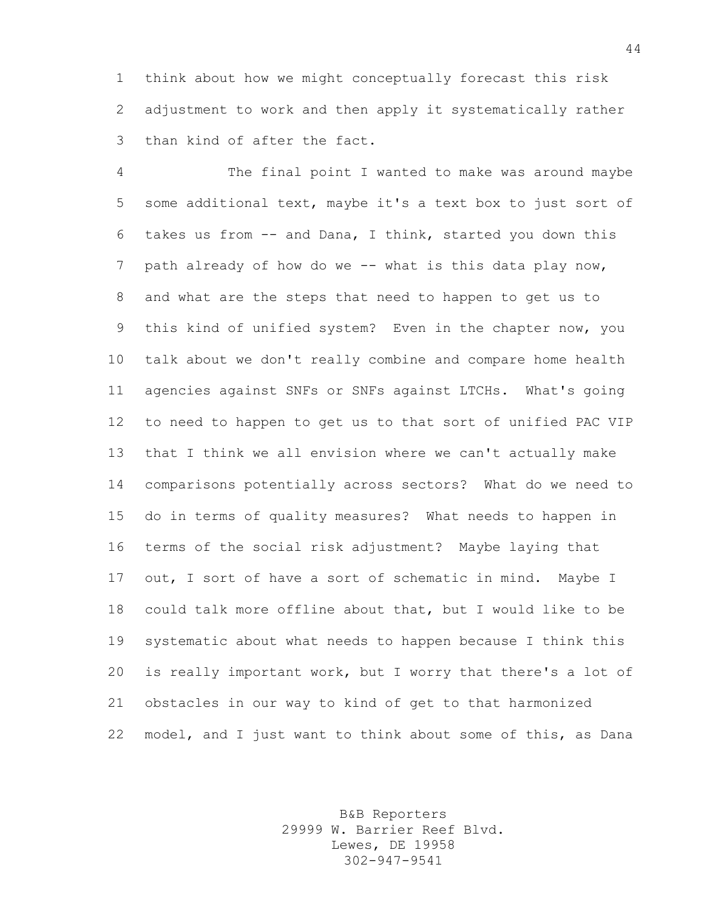think about how we might conceptually forecast this risk adjustment to work and then apply it systematically rather than kind of after the fact.

The final point I wanted to make was around maybe some additional text, maybe it's a text box to just sort of takes us from -- and Dana, I think, started you down this path already of how do we -- what is this data play now, and what are the steps that need to happen to get us to this kind of unified system? Even in the chapter now, you talk about we don't really combine and compare home health agencies against SNFs or SNFs against LTCHs. What's going to need to happen to get us to that sort of unified PAC VIP that I think we all envision where we can't actually make comparisons potentially across sectors? What do we need to do in terms of quality measures? What needs to happen in terms of the social risk adjustment? Maybe laying that out, I sort of have a sort of schematic in mind. Maybe I could talk more offline about that, but I would like to be systematic about what needs to happen because I think this is really important work, but I worry that there's a lot of obstacles in our way to kind of get to that harmonized model, and I just want to think about some of this, as Dana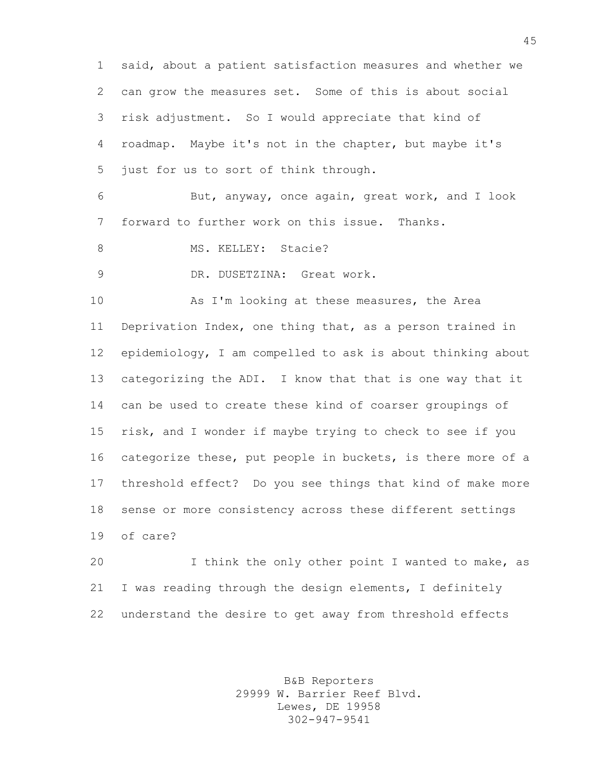said, about a patient satisfaction measures and whether we can grow the measures set. Some of this is about social risk adjustment. So I would appreciate that kind of roadmap. Maybe it's not in the chapter, but maybe it's just for us to sort of think through.

But, anyway, once again, great work, and I look forward to further work on this issue. Thanks.

MS. KELLEY: Stacie?

DR. DUSETZINA: Great work.

As I'm looking at these measures, the Area Deprivation Index, one thing that, as a person trained in epidemiology, I am compelled to ask is about thinking about categorizing the ADI. I know that that is one way that it can be used to create these kind of coarser groupings of risk, and I wonder if maybe trying to check to see if you categorize these, put people in buckets, is there more of a threshold effect? Do you see things that kind of make more sense or more consistency across these different settings of care?

I think the only other point I wanted to make, as I was reading through the design elements, I definitely understand the desire to get away from threshold effects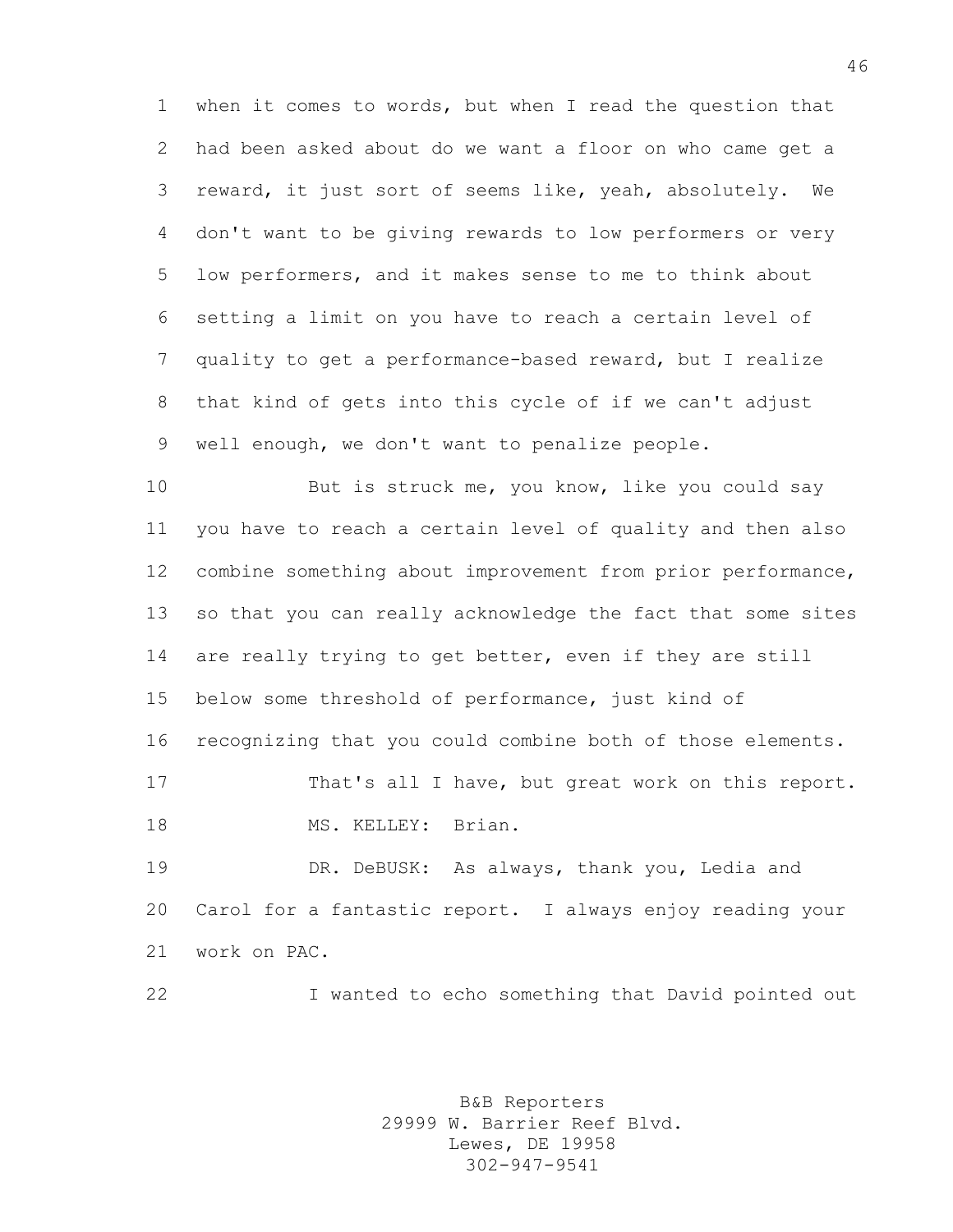when it comes to words, but when I read the question that had been asked about do we want a floor on who came get a reward, it just sort of seems like, yeah, absolutely. We don't want to be giving rewards to low performers or very low performers, and it makes sense to me to think about setting a limit on you have to reach a certain level of quality to get a performance-based reward, but I realize that kind of gets into this cycle of if we can't adjust well enough, we don't want to penalize people.

But is struck me, you know, like you could say you have to reach a certain level of quality and then also combine something about improvement from prior performance, so that you can really acknowledge the fact that some sites are really trying to get better, even if they are still below some threshold of performance, just kind of recognizing that you could combine both of those elements.

That's all I have, but great work on this report.

MS. KELLEY: Brian.

DR. DeBUSK: As always, thank you, Ledia and Carol for a fantastic report. I always enjoy reading your work on PAC.

I wanted to echo something that David pointed out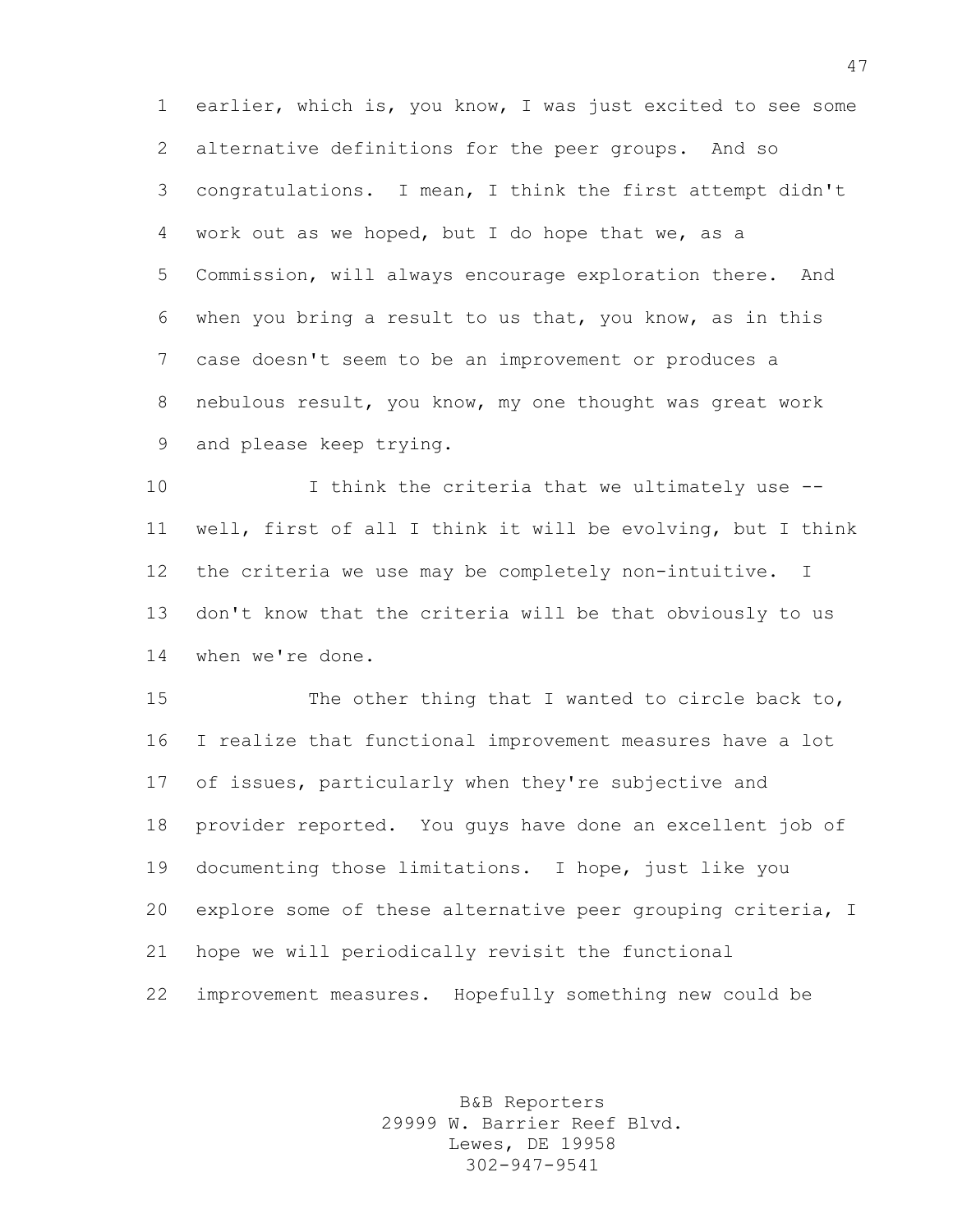earlier, which is, you know, I was just excited to see some alternative definitions for the peer groups. And so congratulations. I mean, I think the first attempt didn't work out as we hoped, but I do hope that we, as a Commission, will always encourage exploration there. And when you bring a result to us that, you know, as in this case doesn't seem to be an improvement or produces a nebulous result, you know, my one thought was great work and please keep trying.

I think the criteria that we ultimately use -- well, first of all I think it will be evolving, but I think the criteria we use may be completely non-intuitive. I don't know that the criteria will be that obviously to us when we're done.

The other thing that I wanted to circle back to, I realize that functional improvement measures have a lot of issues, particularly when they're subjective and provider reported. You guys have done an excellent job of documenting those limitations. I hope, just like you explore some of these alternative peer grouping criteria, I hope we will periodically revisit the functional improvement measures. Hopefully something new could be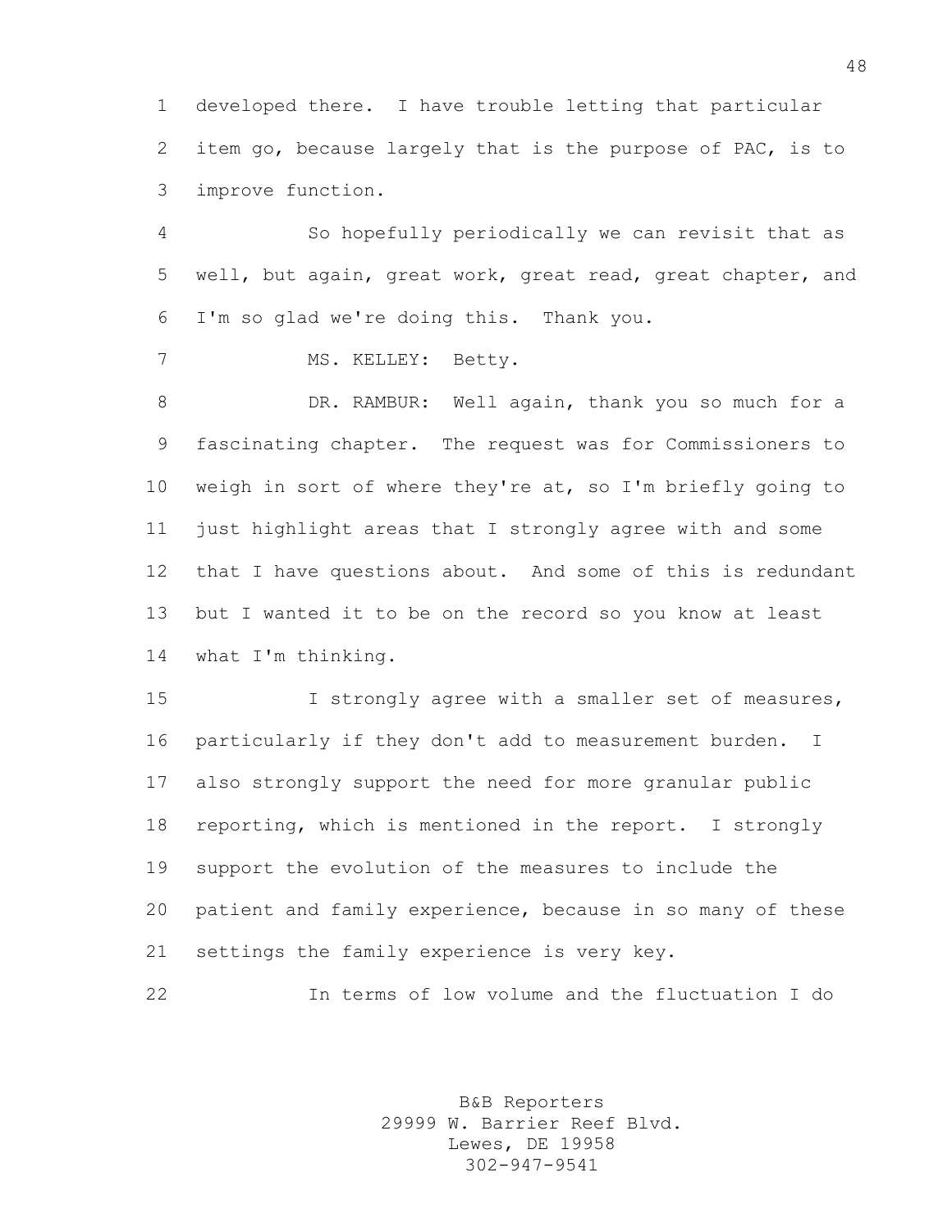developed there. I have trouble letting that particular item go, because largely that is the purpose of PAC, is to improve function.

So hopefully periodically we can revisit that as well, but again, great work, great read, great chapter, and I'm so glad we're doing this. Thank you.

MS. KELLEY: Betty.

DR. RAMBUR: Well again, thank you so much for a fascinating chapter. The request was for Commissioners to weigh in sort of where they're at, so I'm briefly going to just highlight areas that I strongly agree with and some that I have questions about. And some of this is redundant but I wanted it to be on the record so you know at least what I'm thinking.

I strongly agree with a smaller set of measures, particularly if they don't add to measurement burden. I also strongly support the need for more granular public reporting, which is mentioned in the report. I strongly support the evolution of the measures to include the patient and family experience, because in so many of these settings the family experience is very key.

In terms of low volume and the fluctuation I do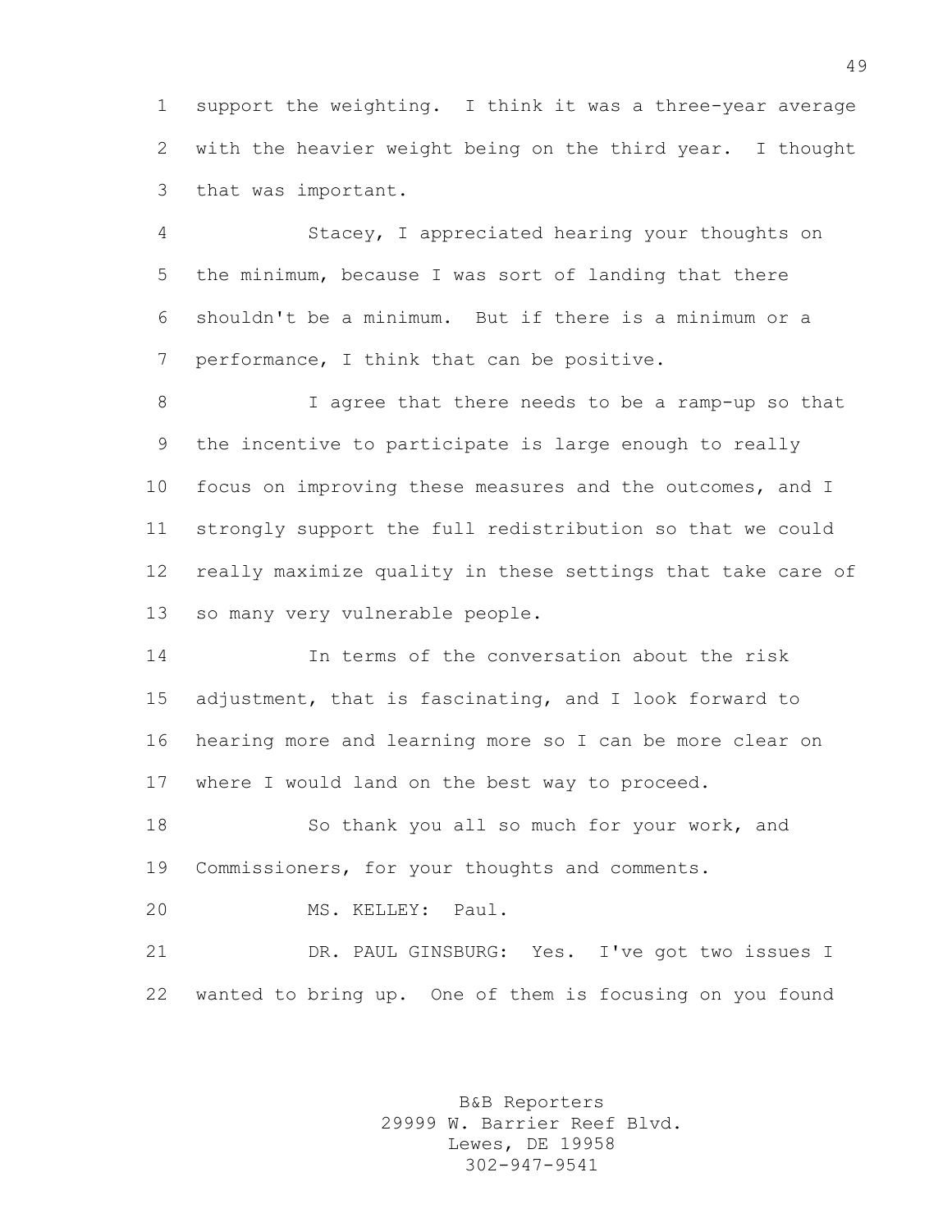support the weighting. I think it was a three-year average with the heavier weight being on the third year. I thought that was important.

Stacey, I appreciated hearing your thoughts on the minimum, because I was sort of landing that there shouldn't be a minimum. But if there is a minimum or a performance, I think that can be positive.

I agree that there needs to be a ramp-up so that the incentive to participate is large enough to really focus on improving these measures and the outcomes, and I strongly support the full redistribution so that we could really maximize quality in these settings that take care of so many very vulnerable people.

In terms of the conversation about the risk adjustment, that is fascinating, and I look forward to hearing more and learning more so I can be more clear on where I would land on the best way to proceed.

So thank you all so much for your work, and Commissioners, for your thoughts and comments.

MS. KELLEY: Paul.

DR. PAUL GINSBURG: Yes. I've got two issues I wanted to bring up. One of them is focusing on you found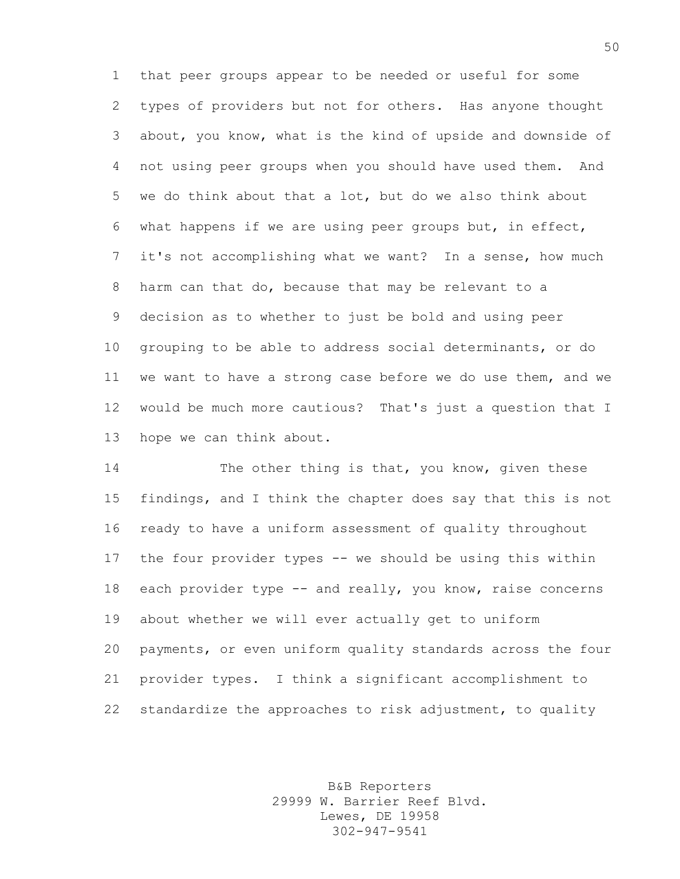that peer groups appear to be needed or useful for some types of providers but not for others. Has anyone thought about, you know, what is the kind of upside and downside of not using peer groups when you should have used them. And we do think about that a lot, but do we also think about what happens if we are using peer groups but, in effect, it's not accomplishing what we want? In a sense, how much harm can that do, because that may be relevant to a decision as to whether to just be bold and using peer grouping to be able to address social determinants, or do we want to have a strong case before we do use them, and we would be much more cautious? That's just a question that I hope we can think about.

The other thing is that, you know, given these findings, and I think the chapter does say that this is not ready to have a uniform assessment of quality throughout the four provider types -- we should be using this within each provider type -- and really, you know, raise concerns about whether we will ever actually get to uniform payments, or even uniform quality standards across the four provider types. I think a significant accomplishment to standardize the approaches to risk adjustment, to quality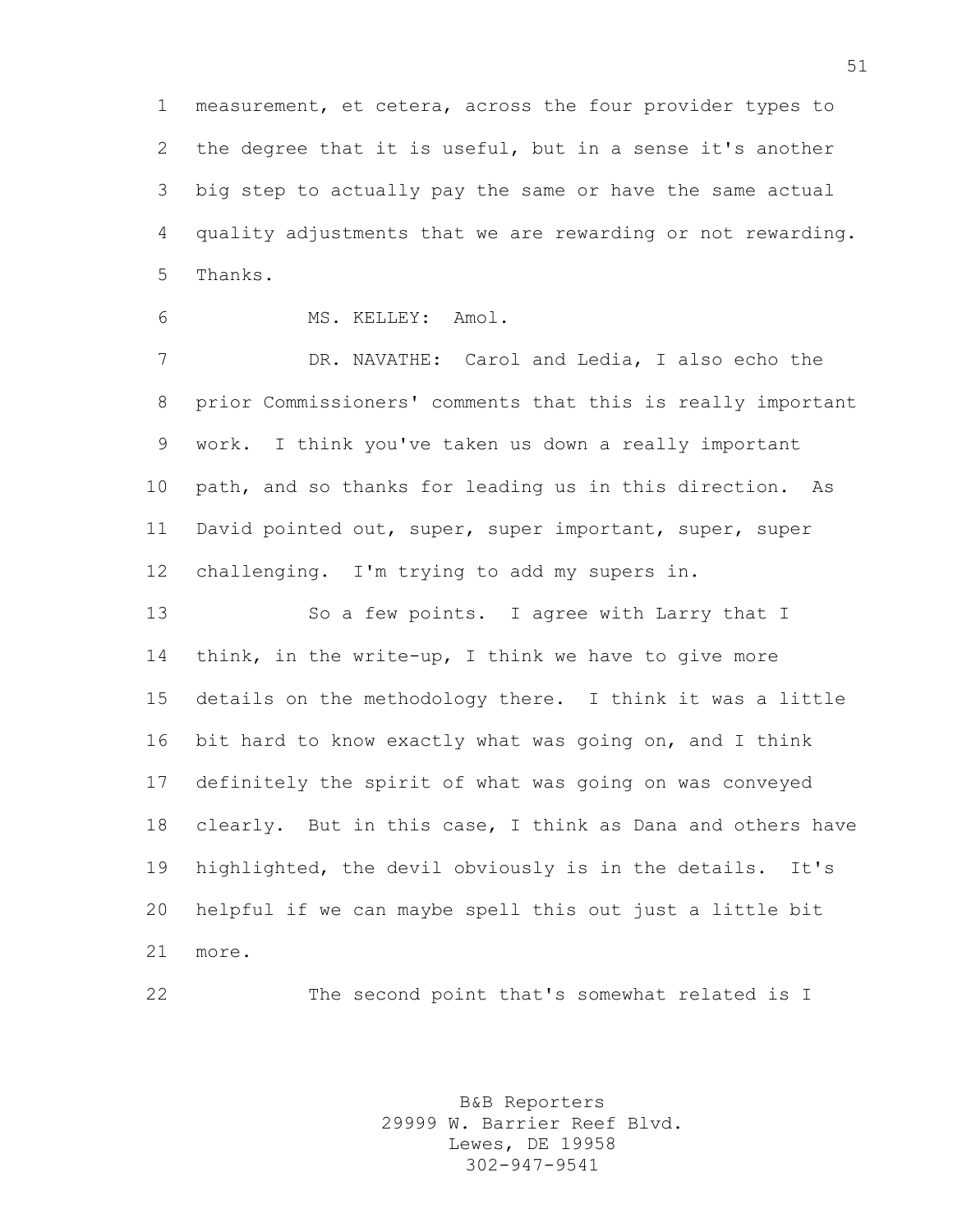measurement, et cetera, across the four provider types to the degree that it is useful, but in a sense it's another big step to actually pay the same or have the same actual quality adjustments that we are rewarding or not rewarding. Thanks.

MS. KELLEY: Amol.

DR. NAVATHE: Carol and Ledia, I also echo the prior Commissioners' comments that this is really important work. I think you've taken us down a really important path, and so thanks for leading us in this direction. As David pointed out, super, super important, super, super challenging. I'm trying to add my supers in.

So a few points. I agree with Larry that I think, in the write-up, I think we have to give more details on the methodology there. I think it was a little bit hard to know exactly what was going on, and I think definitely the spirit of what was going on was conveyed clearly. But in this case, I think as Dana and others have highlighted, the devil obviously is in the details. It's helpful if we can maybe spell this out just a little bit more.

The second point that's somewhat related is I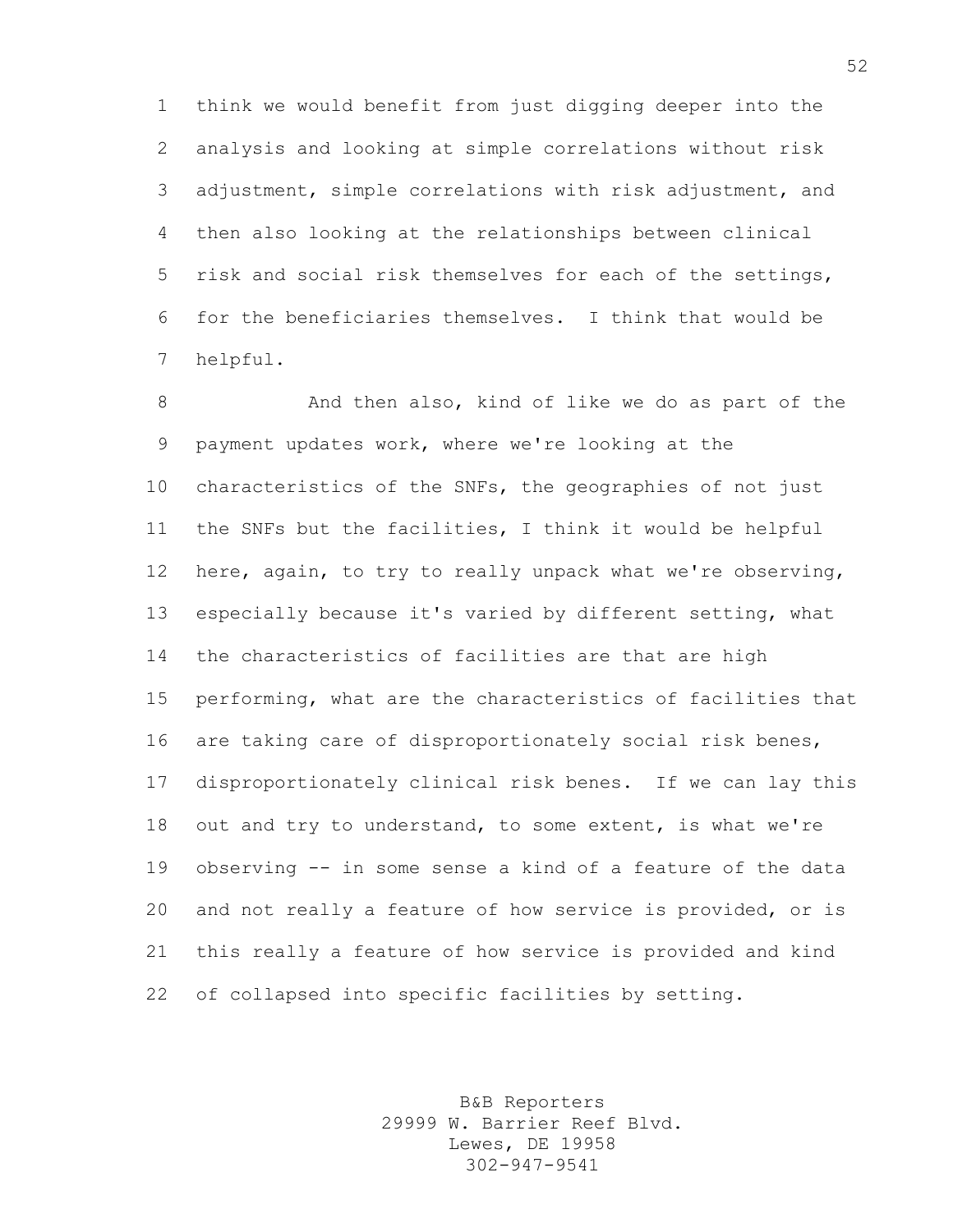think we would benefit from just digging deeper into the analysis and looking at simple correlations without risk adjustment, simple correlations with risk adjustment, and then also looking at the relationships between clinical risk and social risk themselves for each of the settings, for the beneficiaries themselves. I think that would be helpful.

And then also, kind of like we do as part of the payment updates work, where we're looking at the characteristics of the SNFs, the geographies of not just the SNFs but the facilities, I think it would be helpful here, again, to try to really unpack what we're observing, especially because it's varied by different setting, what the characteristics of facilities are that are high performing, what are the characteristics of facilities that are taking care of disproportionately social risk benes, disproportionately clinical risk benes. If we can lay this out and try to understand, to some extent, is what we're observing -- in some sense a kind of a feature of the data and not really a feature of how service is provided, or is this really a feature of how service is provided and kind of collapsed into specific facilities by setting.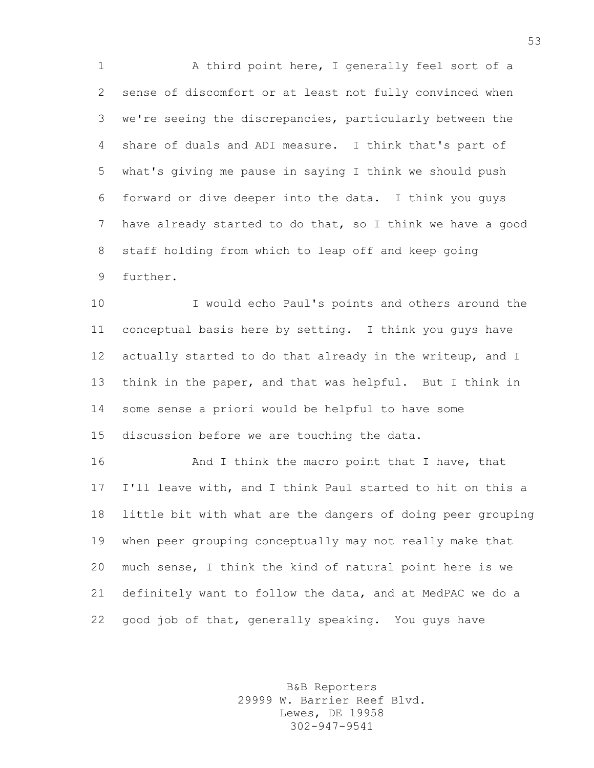A third point here, I generally feel sort of a sense of discomfort or at least not fully convinced when we're seeing the discrepancies, particularly between the share of duals and ADI measure. I think that's part of what's giving me pause in saying I think we should push forward or dive deeper into the data. I think you guys have already started to do that, so I think we have a good staff holding from which to leap off and keep going further.

I would echo Paul's points and others around the conceptual basis here by setting. I think you guys have actually started to do that already in the writeup, and I think in the paper, and that was helpful. But I think in some sense a priori would be helpful to have some discussion before we are touching the data.

And I think the macro point that I have, that I'll leave with, and I think Paul started to hit on this a little bit with what are the dangers of doing peer grouping when peer grouping conceptually may not really make that much sense, I think the kind of natural point here is we definitely want to follow the data, and at MedPAC we do a good job of that, generally speaking. You guys have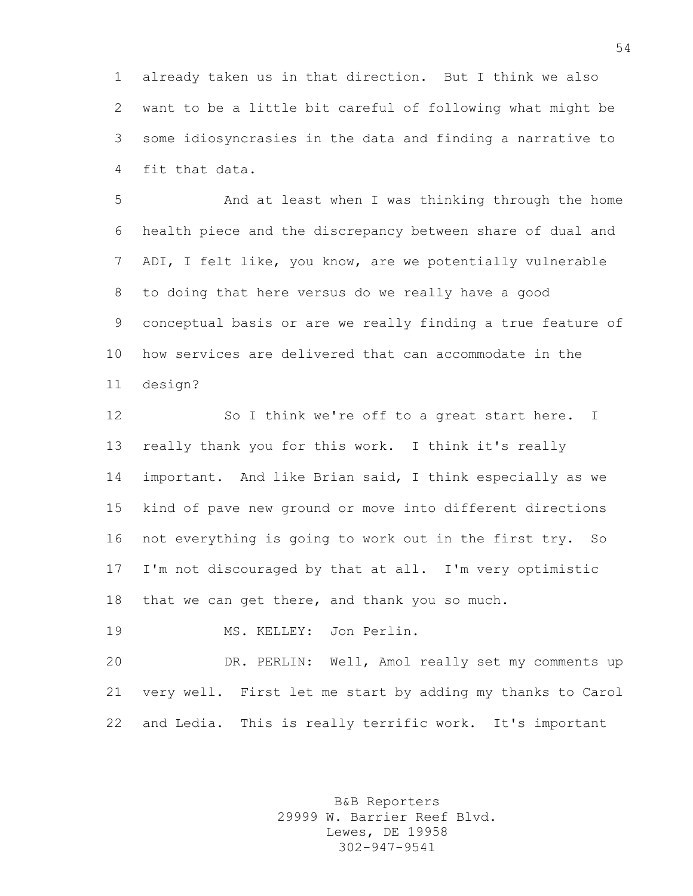already taken us in that direction. But I think we also want to be a little bit careful of following what might be some idiosyncrasies in the data and finding a narrative to fit that data.

And at least when I was thinking through the home health piece and the discrepancy between share of dual and ADI, I felt like, you know, are we potentially vulnerable to doing that here versus do we really have a good conceptual basis or are we really finding a true feature of how services are delivered that can accommodate in the design?

So I think we're off to a great start here. I really thank you for this work. I think it's really important. And like Brian said, I think especially as we kind of pave new ground or move into different directions not everything is going to work out in the first try. So I'm not discouraged by that at all. I'm very optimistic that we can get there, and thank you so much.

MS. KELLEY: Jon Perlin.

DR. PERLIN: Well, Amol really set my comments up very well. First let me start by adding my thanks to Carol and Ledia. This is really terrific work. It's important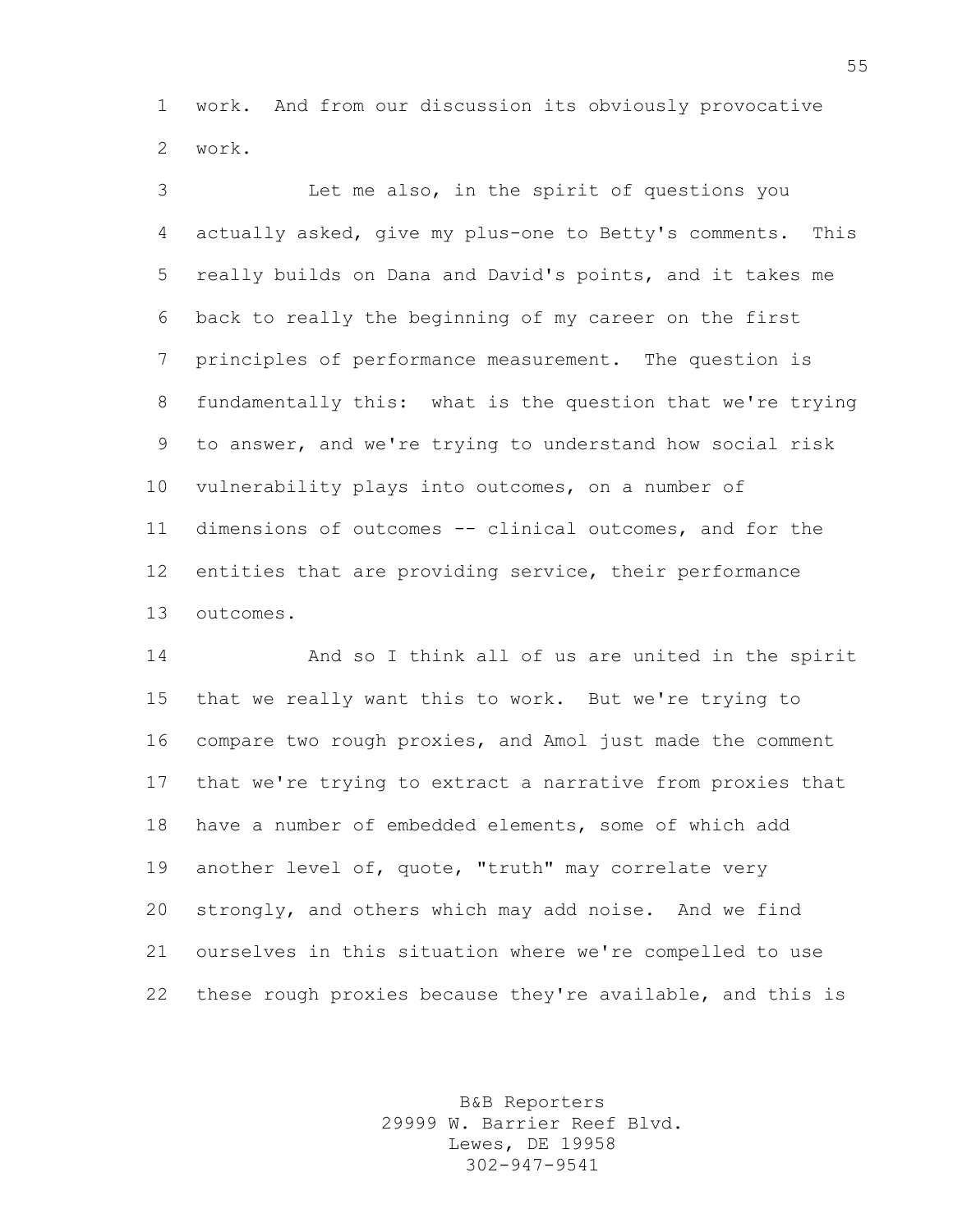work. And from our discussion its obviously provocative work.

Let me also, in the spirit of questions you actually asked, give my plus-one to Betty's comments. This really builds on Dana and David's points, and it takes me back to really the beginning of my career on the first principles of performance measurement. The question is fundamentally this: what is the question that we're trying to answer, and we're trying to understand how social risk vulnerability plays into outcomes, on a number of dimensions of outcomes -- clinical outcomes, and for the entities that are providing service, their performance outcomes.

And so I think all of us are united in the spirit that we really want this to work. But we're trying to compare two rough proxies, and Amol just made the comment that we're trying to extract a narrative from proxies that have a number of embedded elements, some of which add another level of, quote, "truth" may correlate very strongly, and others which may add noise. And we find ourselves in this situation where we're compelled to use these rough proxies because they're available, and this is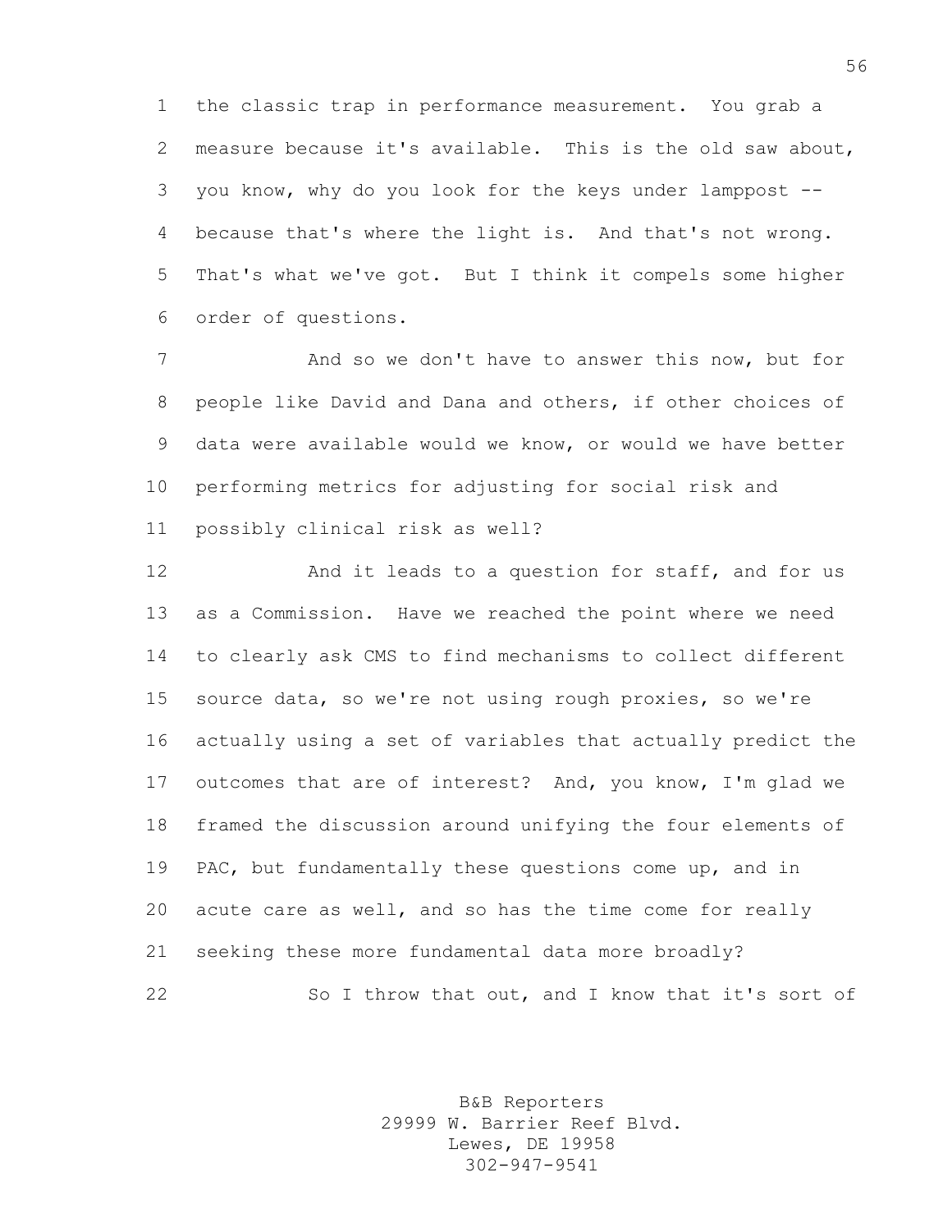the classic trap in performance measurement. You grab a measure because it's available. This is the old saw about, you know, why do you look for the keys under lamppost -- because that's where the light is. And that's not wrong. That's what we've got. But I think it compels some higher order of questions.

And so we don't have to answer this now, but for people like David and Dana and others, if other choices of data were available would we know, or would we have better performing metrics for adjusting for social risk and possibly clinical risk as well?

And it leads to a question for staff, and for us as a Commission. Have we reached the point where we need to clearly ask CMS to find mechanisms to collect different source data, so we're not using rough proxies, so we're actually using a set of variables that actually predict the outcomes that are of interest? And, you know, I'm glad we framed the discussion around unifying the four elements of PAC, but fundamentally these questions come up, and in acute care as well, and so has the time come for really seeking these more fundamental data more broadly?

So I throw that out, and I know that it's sort of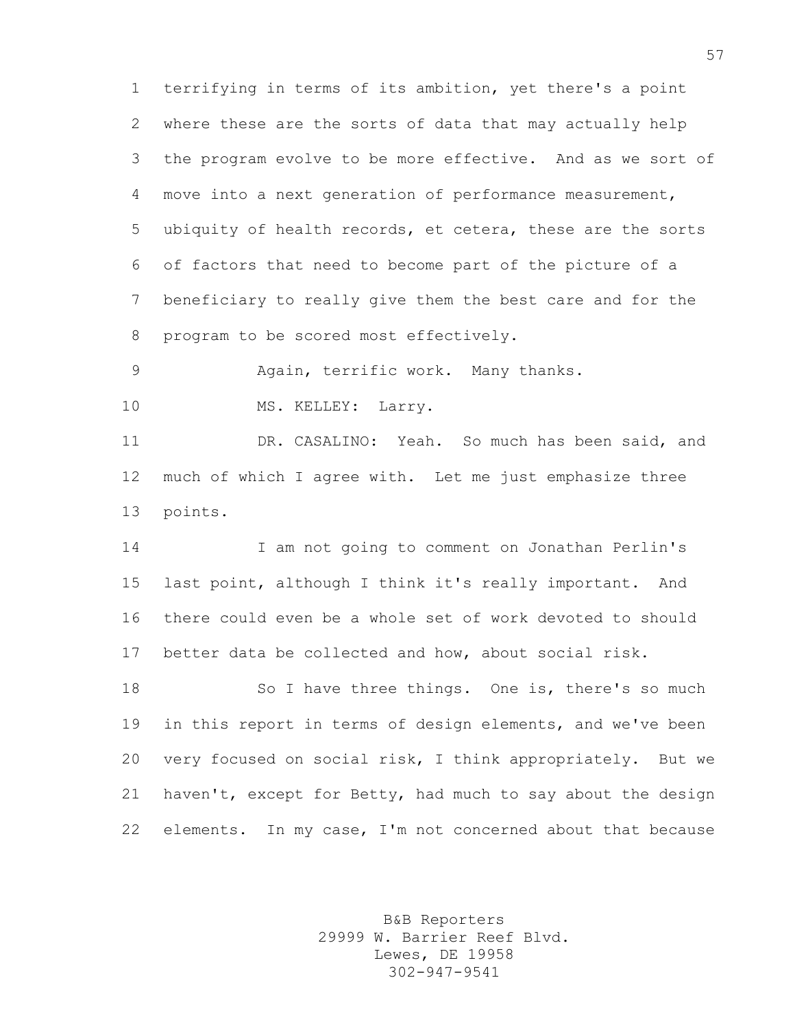terrifying in terms of its ambition, yet there's a point where these are the sorts of data that may actually help the program evolve to be more effective. And as we sort of move into a next generation of performance measurement, ubiquity of health records, et cetera, these are the sorts of factors that need to become part of the picture of a beneficiary to really give them the best care and for the program to be scored most effectively.

Again, terrific work. Many thanks.

MS. KELLEY: Larry.

DR. CASALINO: Yeah. So much has been said, and much of which I agree with. Let me just emphasize three points.

I am not going to comment on Jonathan Perlin's last point, although I think it's really important. And there could even be a whole set of work devoted to should better data be collected and how, about social risk.

So I have three things. One is, there's so much in this report in terms of design elements, and we've been very focused on social risk, I think appropriately. But we haven't, except for Betty, had much to say about the design elements. In my case, I'm not concerned about that because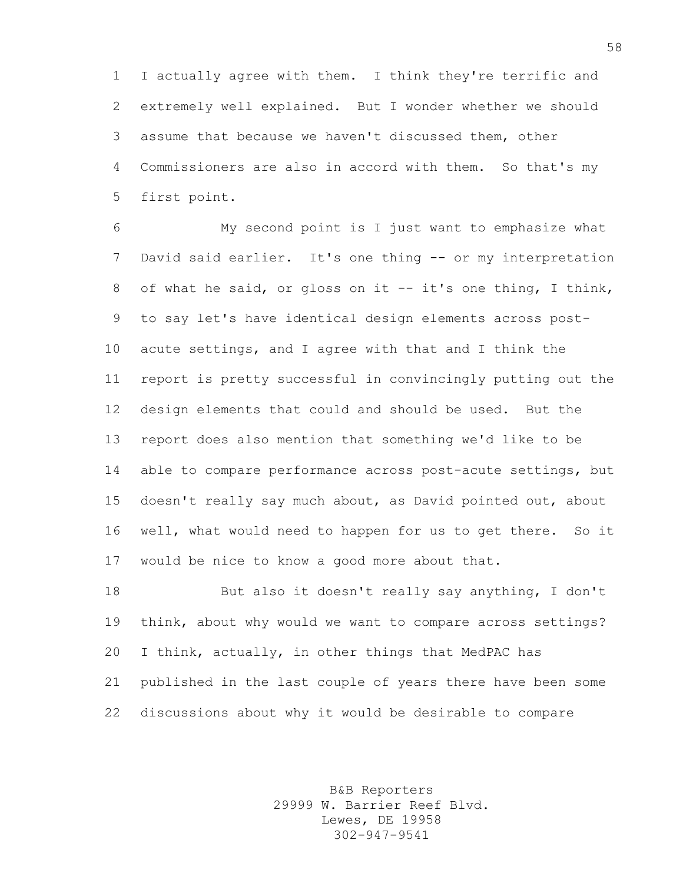I actually agree with them. I think they're terrific and extremely well explained. But I wonder whether we should assume that because we haven't discussed them, other Commissioners are also in accord with them. So that's my first point.

My second point is I just want to emphasize what David said earlier. It's one thing -- or my interpretation of what he said, or gloss on it -- it's one thing, I think, to say let's have identical design elements across post-acute settings, and I agree with that and I think the report is pretty successful in convincingly putting out the design elements that could and should be used. But the report does also mention that something we'd like to be able to compare performance across post-acute settings, but doesn't really say much about, as David pointed out, about well, what would need to happen for us to get there. So it would be nice to know a good more about that.

But also it doesn't really say anything, I don't think, about why would we want to compare across settings? I think, actually, in other things that MedPAC has published in the last couple of years there have been some discussions about why it would be desirable to compare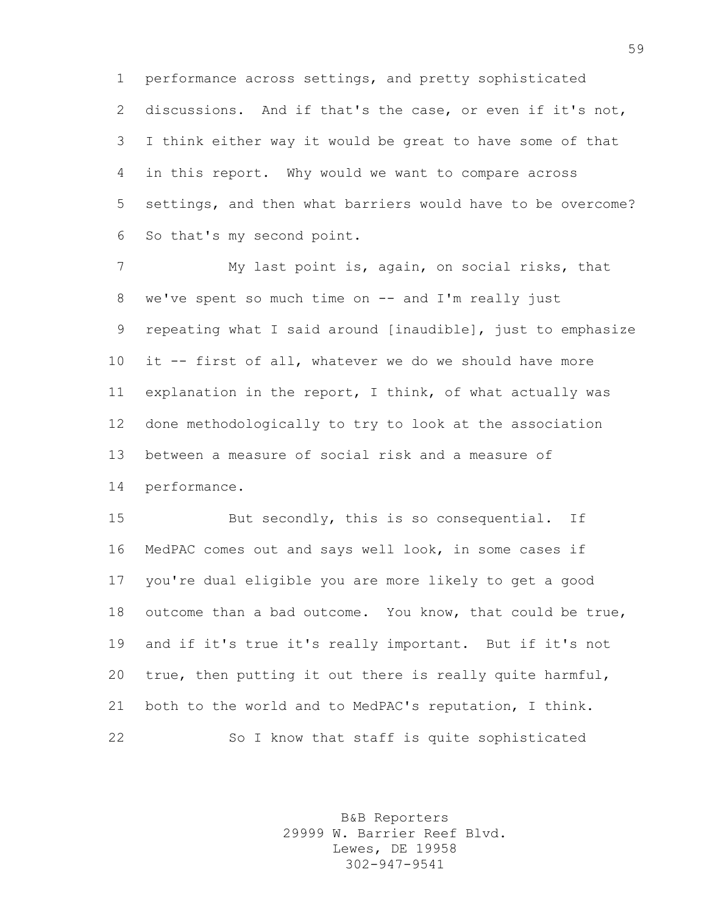performance across settings, and pretty sophisticated discussions. And if that's the case, or even if it's not, I think either way it would be great to have some of that in this report. Why would we want to compare across settings, and then what barriers would have to be overcome? So that's my second point.

My last point is, again, on social risks, that we've spent so much time on -- and I'm really just repeating what I said around [inaudible], just to emphasize it -- first of all, whatever we do we should have more explanation in the report, I think, of what actually was done methodologically to try to look at the association between a measure of social risk and a measure of performance.

But secondly, this is so consequential. If MedPAC comes out and says well look, in some cases if you're dual eligible you are more likely to get a good outcome than a bad outcome. You know, that could be true, and if it's true it's really important. But if it's not true, then putting it out there is really quite harmful, both to the world and to MedPAC's reputation, I think.

So I know that staff is quite sophisticated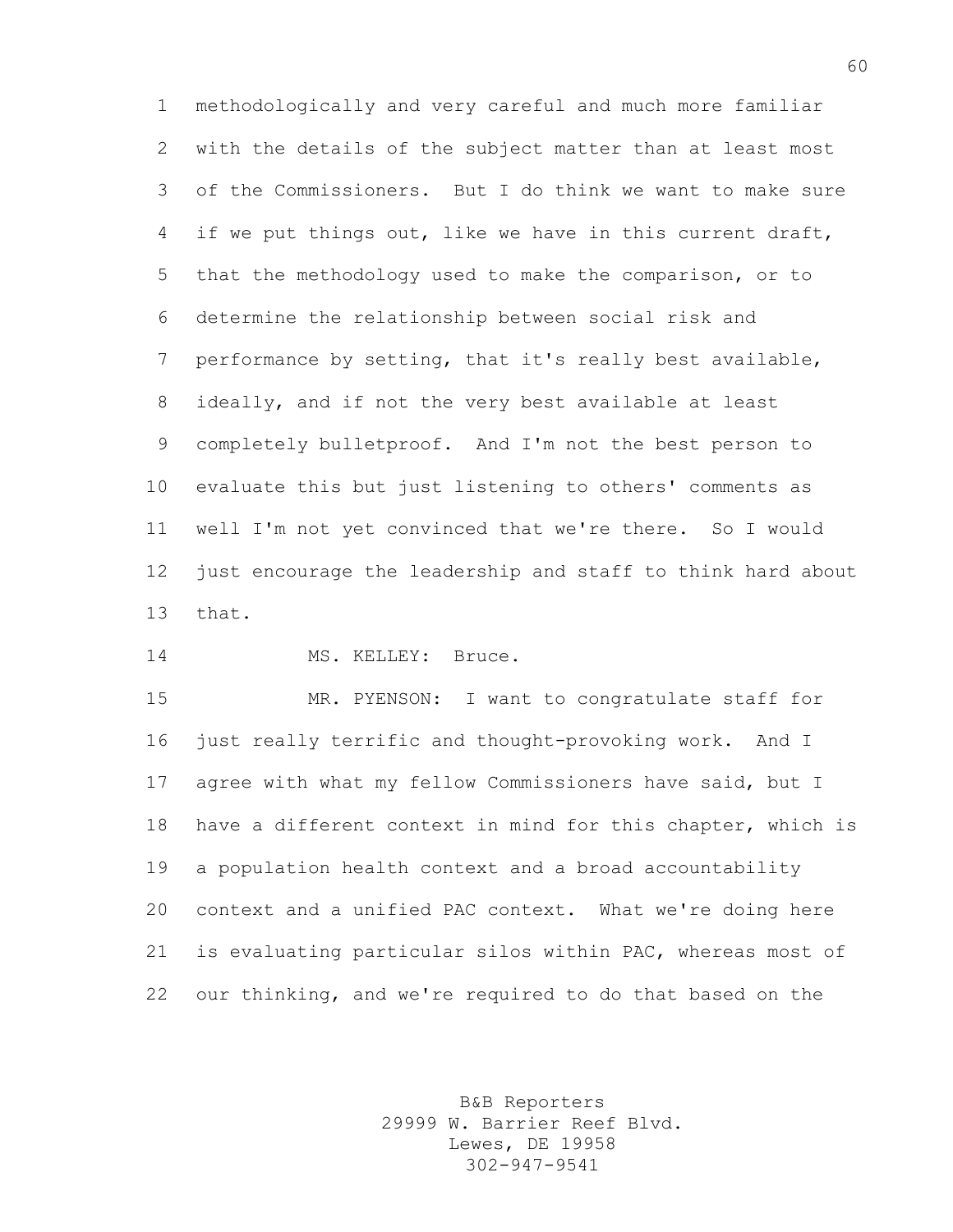methodologically and very careful and much more familiar with the details of the subject matter than at least most of the Commissioners. But I do think we want to make sure if we put things out, like we have in this current draft, that the methodology used to make the comparison, or to determine the relationship between social risk and performance by setting, that it's really best available, ideally, and if not the very best available at least completely bulletproof. And I'm not the best person to evaluate this but just listening to others' comments as well I'm not yet convinced that we're there. So I would just encourage the leadership and staff to think hard about that.

MS. KELLEY: Bruce.

MR. PYENSON: I want to congratulate staff for just really terrific and thought-provoking work. And I agree with what my fellow Commissioners have said, but I have a different context in mind for this chapter, which is a population health context and a broad accountability context and a unified PAC context. What we're doing here is evaluating particular silos within PAC, whereas most of our thinking, and we're required to do that based on the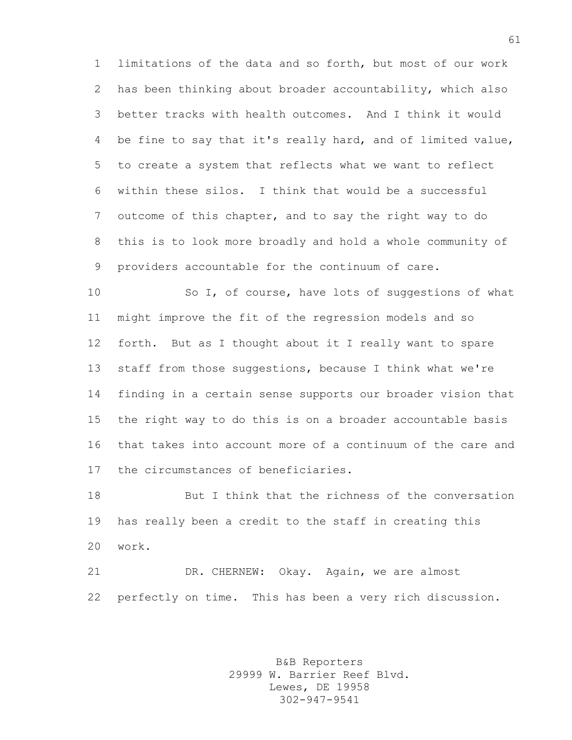limitations of the data and so forth, but most of our work has been thinking about broader accountability, which also better tracks with health outcomes. And I think it would be fine to say that it's really hard, and of limited value, to create a system that reflects what we want to reflect within these silos. I think that would be a successful outcome of this chapter, and to say the right way to do this is to look more broadly and hold a whole community of providers accountable for the continuum of care.

So I, of course, have lots of suggestions of what might improve the fit of the regression models and so forth. But as I thought about it I really want to spare staff from those suggestions, because I think what we're finding in a certain sense supports our broader vision that the right way to do this is on a broader accountable basis that takes into account more of a continuum of the care and the circumstances of beneficiaries.

But I think that the richness of the conversation has really been a credit to the staff in creating this work.

DR. CHERNEW: Okay. Again, we are almost perfectly on time. This has been a very rich discussion.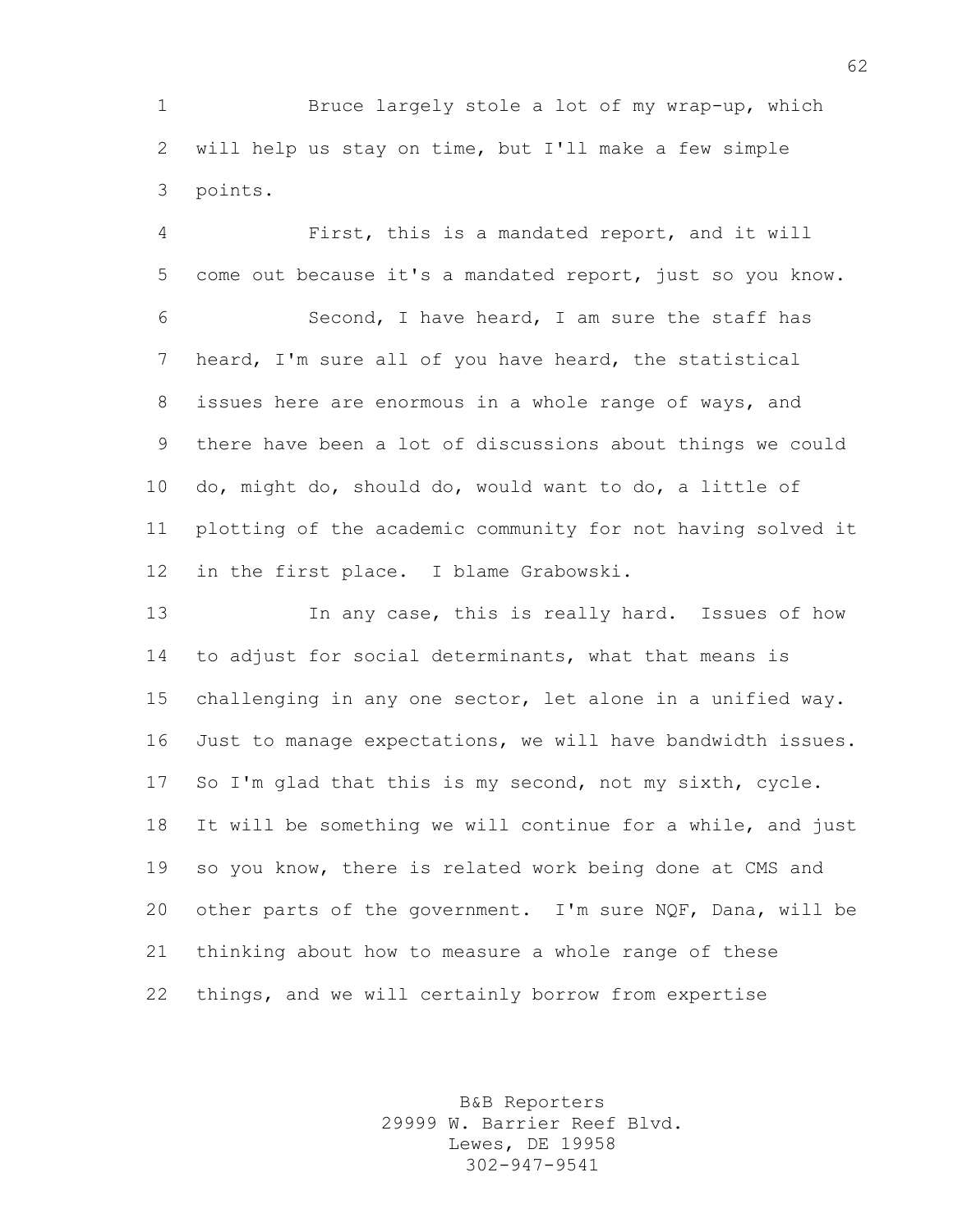Bruce largely stole a lot of my wrap-up, which will help us stay on time, but I'll make a few simple points.

First, this is a mandated report, and it will come out because it's a mandated report, just so you know.

Second, I have heard, I am sure the staff has heard, I'm sure all of you have heard, the statistical issues here are enormous in a whole range of ways, and there have been a lot of discussions about things we could do, might do, should do, would want to do, a little of plotting of the academic community for not having solved it in the first place. I blame Grabowski.

In any case, this is really hard. Issues of how to adjust for social determinants, what that means is challenging in any one sector, let alone in a unified way. Just to manage expectations, we will have bandwidth issues. So I'm glad that this is my second, not my sixth, cycle. It will be something we will continue for a while, and just so you know, there is related work being done at CMS and other parts of the government. I'm sure NQF, Dana, will be thinking about how to measure a whole range of these things, and we will certainly borrow from expertise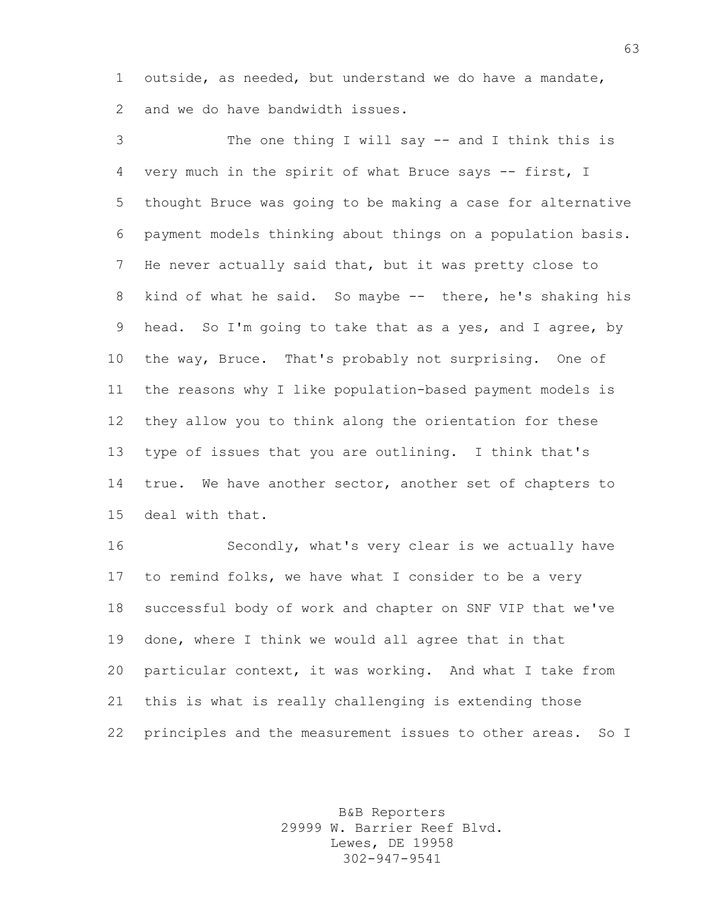outside, as needed, but understand we do have a mandate, and we do have bandwidth issues.

The one thing I will say -- and I think this is very much in the spirit of what Bruce says -- first, I thought Bruce was going to be making a case for alternative payment models thinking about things on a population basis. He never actually said that, but it was pretty close to kind of what he said. So maybe -- there, he's shaking his head. So I'm going to take that as a yes, and I agree, by the way, Bruce. That's probably not surprising. One of the reasons why I like population-based payment models is they allow you to think along the orientation for these type of issues that you are outlining. I think that's true. We have another sector, another set of chapters to deal with that.

Secondly, what's very clear is we actually have to remind folks, we have what I consider to be a very successful body of work and chapter on SNF VIP that we've done, where I think we would all agree that in that particular context, it was working. And what I take from this is what is really challenging is extending those principles and the measurement issues to other areas. So I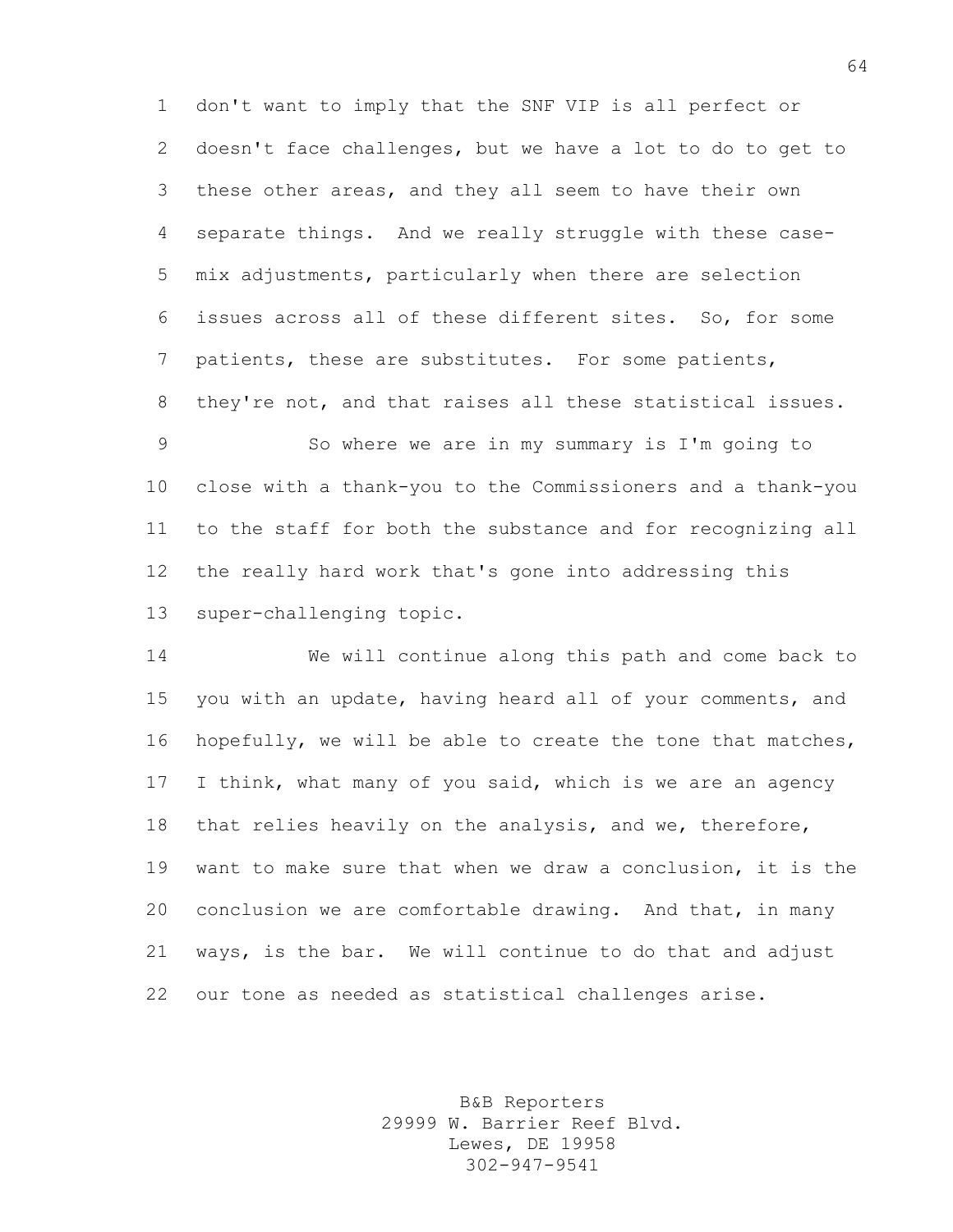don't want to imply that the SNF VIP is all perfect or doesn't face challenges, but we have a lot to do to get to these other areas, and they all seem to have their own separate things. And we really struggle with these case-mix adjustments, particularly when there are selection issues across all of these different sites. So, for some patients, these are substitutes. For some patients, they're not, and that raises all these statistical issues.

So where we are in my summary is I'm going to close with a thank-you to the Commissioners and a thank-you to the staff for both the substance and for recognizing all the really hard work that's gone into addressing this super-challenging topic.

We will continue along this path and come back to you with an update, having heard all of your comments, and hopefully, we will be able to create the tone that matches, I think, what many of you said, which is we are an agency that relies heavily on the analysis, and we, therefore, want to make sure that when we draw a conclusion, it is the conclusion we are comfortable drawing. And that, in many ways, is the bar. We will continue to do that and adjust our tone as needed as statistical challenges arise.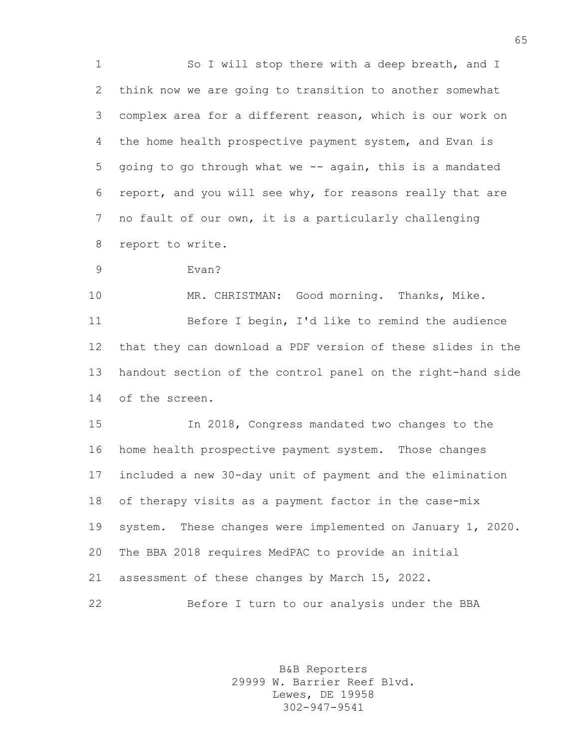So I will stop there with a deep breath, and I think now we are going to transition to another somewhat complex area for a different reason, which is our work on the home health prospective payment system, and Evan is going to go through what we -- again, this is a mandated report, and you will see why, for reasons really that are no fault of our own, it is a particularly challenging report to write.

Evan?

MR. CHRISTMAN: Good morning. Thanks, Mike.

Before I begin, I'd like to remind the audience that they can download a PDF version of these slides in the handout section of the control panel on the right-hand side of the screen.

In 2018, Congress mandated two changes to the home health prospective payment system. Those changes included a new 30-day unit of payment and the elimination of therapy visits as a payment factor in the case-mix system. These changes were implemented on January 1, 2020. The BBA 2018 requires MedPAC to provide an initial assessment of these changes by March 15, 2022.

Before I turn to our analysis under the BBA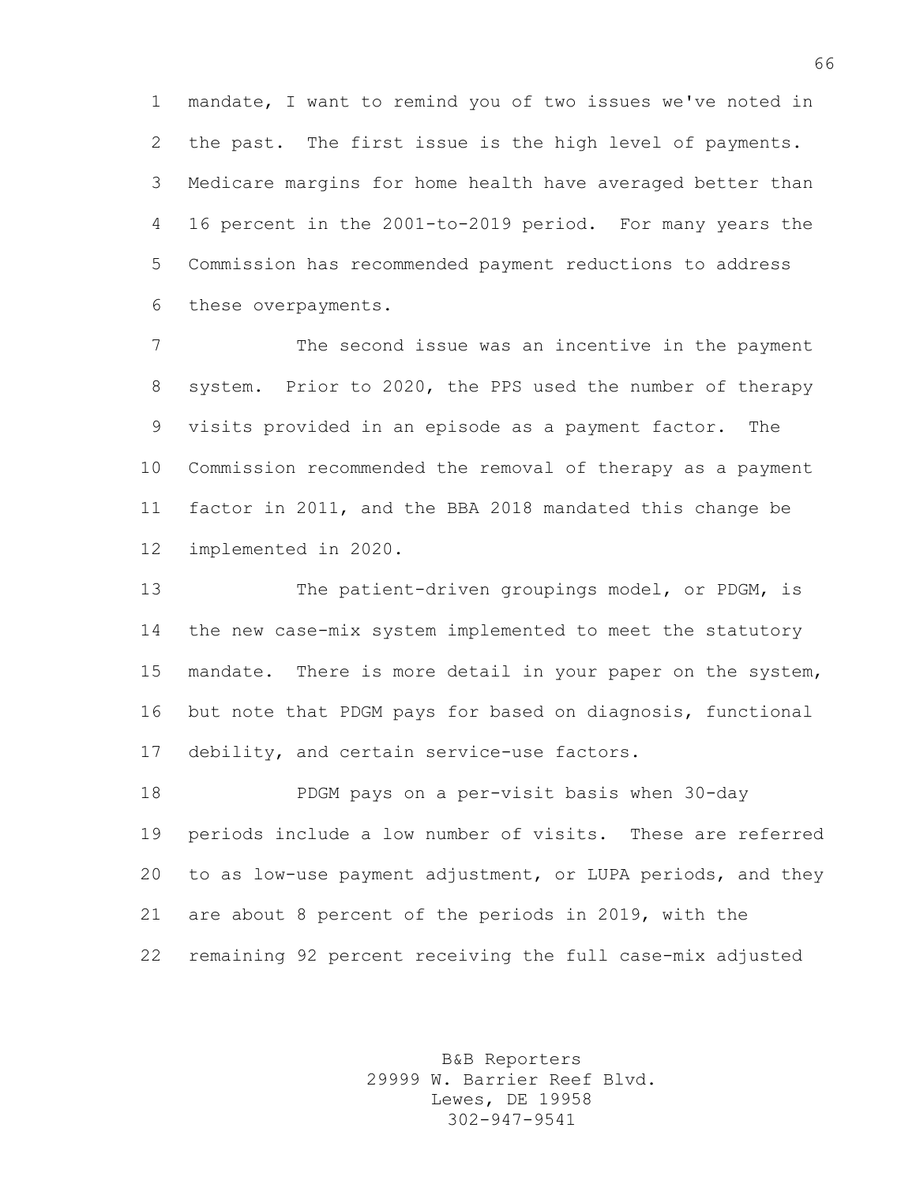mandate, I want to remind you of two issues we've noted in the past. The first issue is the high level of payments. Medicare margins for home health have averaged better than 16 percent in the 2001-to-2019 period. For many years the Commission has recommended payment reductions to address these overpayments.

The second issue was an incentive in the payment system. Prior to 2020, the PPS used the number of therapy visits provided in an episode as a payment factor. The Commission recommended the removal of therapy as a payment factor in 2011, and the BBA 2018 mandated this change be implemented in 2020.

The patient-driven groupings model, or PDGM, is the new case-mix system implemented to meet the statutory mandate. There is more detail in your paper on the system, but note that PDGM pays for based on diagnosis, functional debility, and certain service-use factors.

PDGM pays on a per-visit basis when 30-day periods include a low number of visits. These are referred to as low-use payment adjustment, or LUPA periods, and they are about 8 percent of the periods in 2019, with the remaining 92 percent receiving the full case-mix adjusted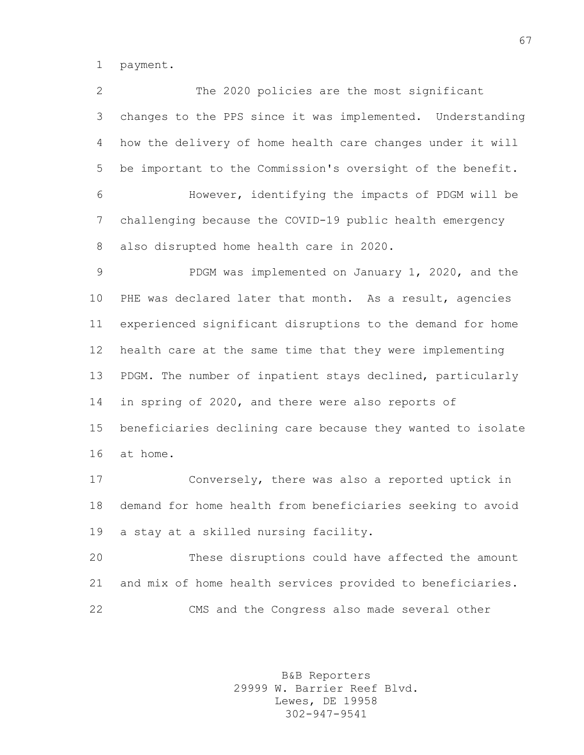payment.

The 2020 policies are the most significant changes to the PPS since it was implemented. Understanding how the delivery of home health care changes under it will be important to the Commission's oversight of the benefit.

However, identifying the impacts of PDGM will be challenging because the COVID-19 public health emergency also disrupted home health care in 2020.

PDGM was implemented on January 1, 2020, and the PHE was declared later that month. As a result, agencies experienced significant disruptions to the demand for home health care at the same time that they were implementing PDGM. The number of inpatient stays declined, particularly in spring of 2020, and there were also reports of beneficiaries declining care because they wanted to isolate at home.

Conversely, there was also a reported uptick in demand for home health from beneficiaries seeking to avoid a stay at a skilled nursing facility.

These disruptions could have affected the amount and mix of home health services provided to beneficiaries.

CMS and the Congress also made several other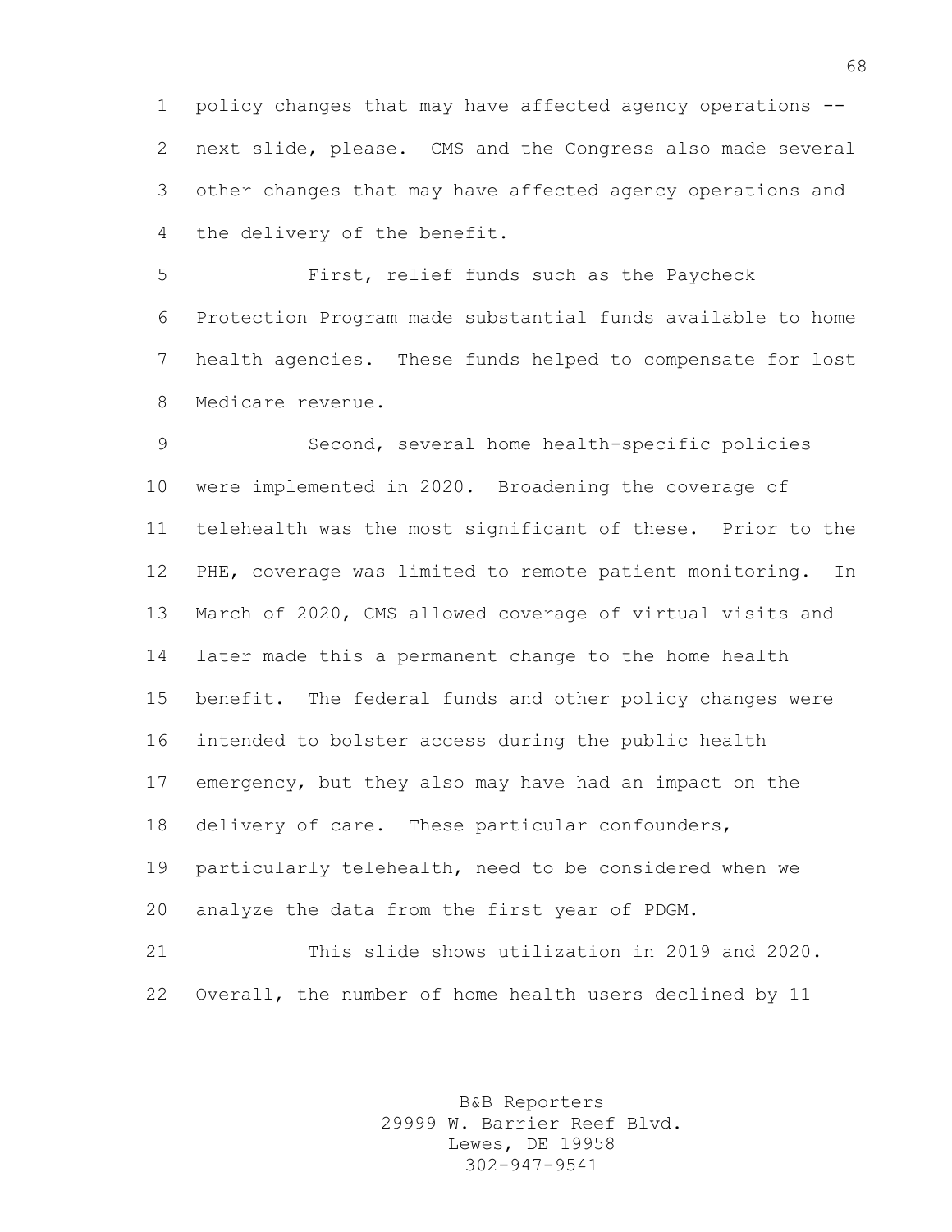policy changes that may have affected agency operations -- next slide, please. CMS and the Congress also made several other changes that may have affected agency operations and the delivery of the benefit.

First, relief funds such as the Paycheck Protection Program made substantial funds available to home health agencies. These funds helped to compensate for lost Medicare revenue.

Second, several home health-specific policies were implemented in 2020. Broadening the coverage of telehealth was the most significant of these. Prior to the PHE, coverage was limited to remote patient monitoring. In March of 2020, CMS allowed coverage of virtual visits and later made this a permanent change to the home health benefit. The federal funds and other policy changes were intended to bolster access during the public health emergency, but they also may have had an impact on the delivery of care. These particular confounders, particularly telehealth, need to be considered when we analyze the data from the first year of PDGM.

This slide shows utilization in 2019 and 2020. Overall, the number of home health users declined by 11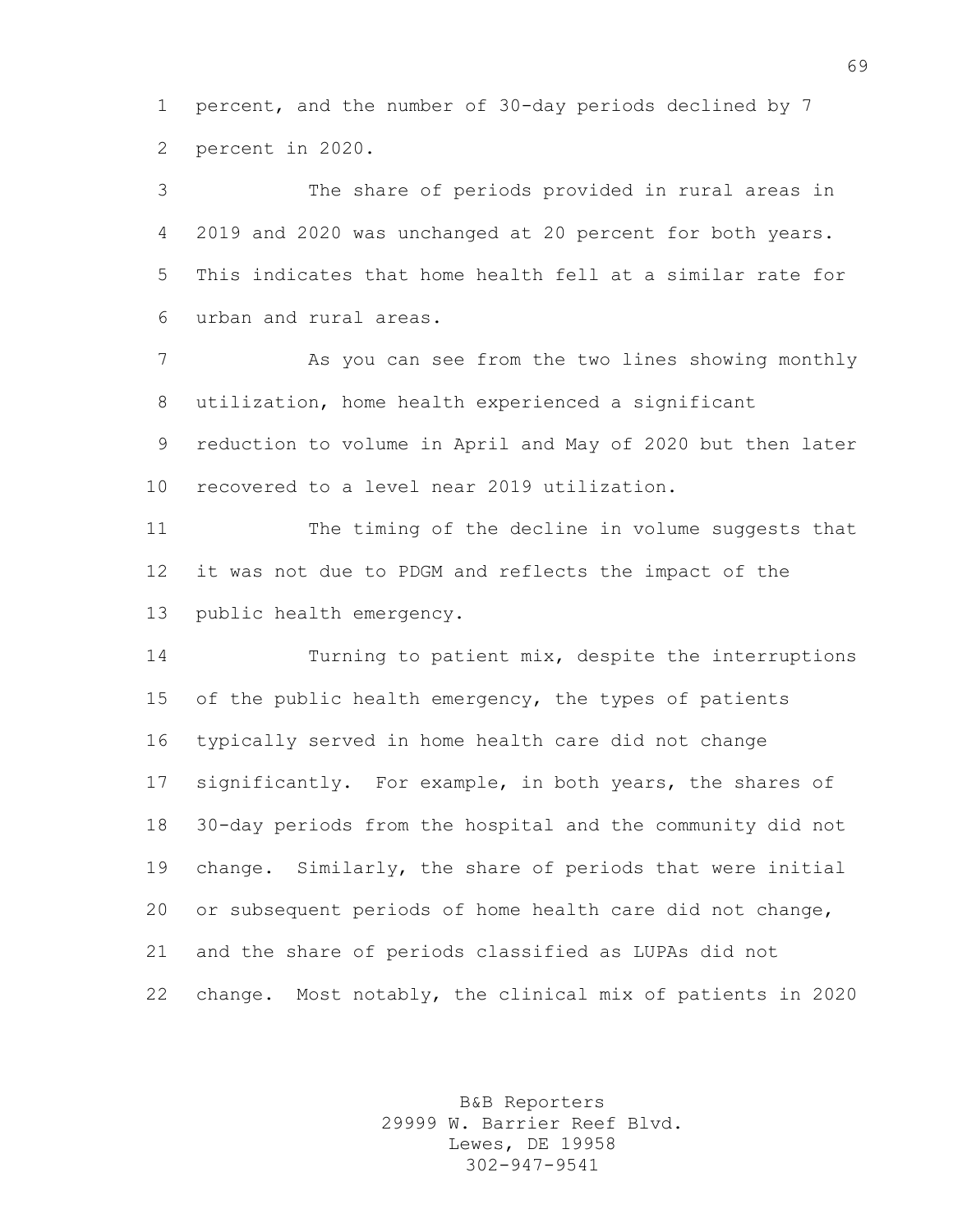percent, and the number of 30-day periods declined by 7 percent in 2020.

The share of periods provided in rural areas in 2019 and 2020 was unchanged at 20 percent for both years. This indicates that home health fell at a similar rate for urban and rural areas.

As you can see from the two lines showing monthly utilization, home health experienced a significant reduction to volume in April and May of 2020 but then later recovered to a level near 2019 utilization.

The timing of the decline in volume suggests that it was not due to PDGM and reflects the impact of the public health emergency.

Turning to patient mix, despite the interruptions of the public health emergency, the types of patients typically served in home health care did not change significantly. For example, in both years, the shares of 30-day periods from the hospital and the community did not change. Similarly, the share of periods that were initial or subsequent periods of home health care did not change, and the share of periods classified as LUPAs did not change. Most notably, the clinical mix of patients in 2020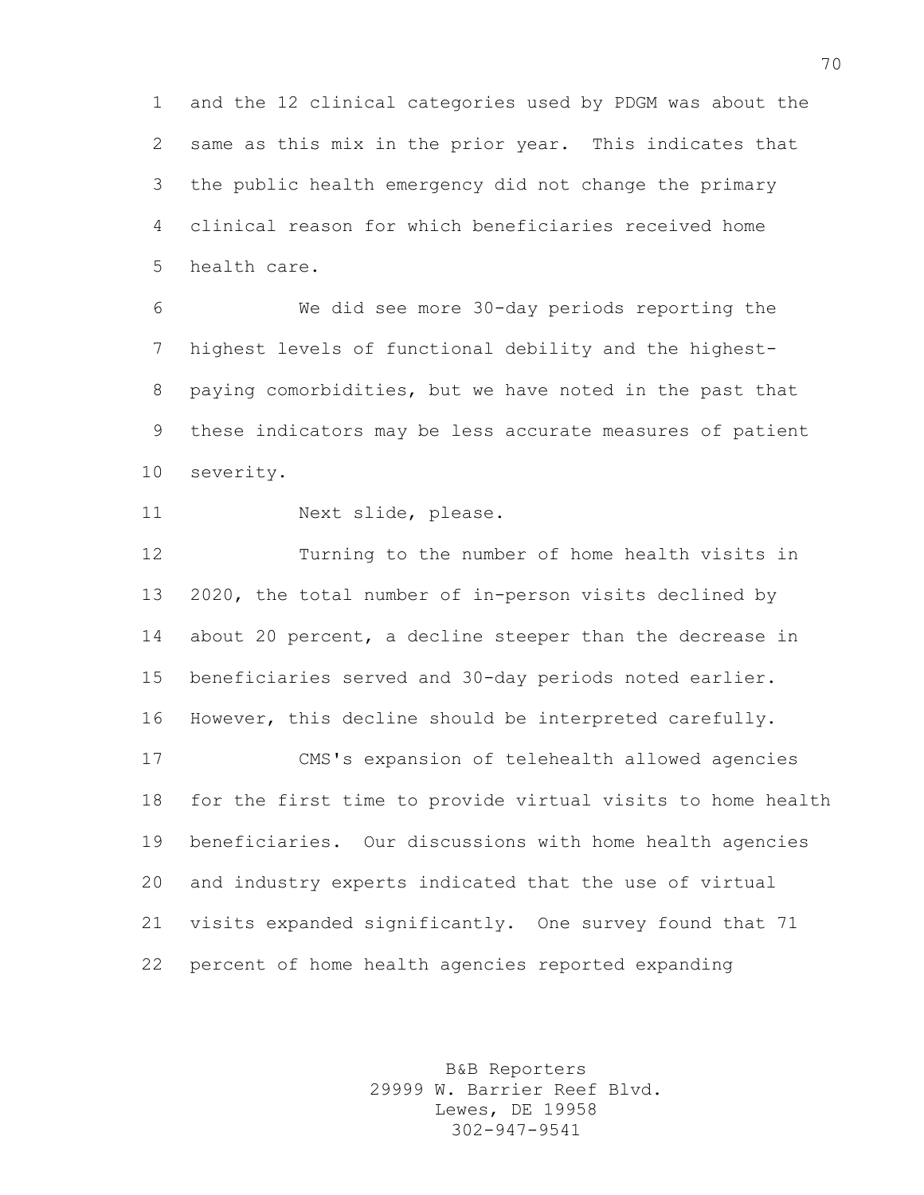and the 12 clinical categories used by PDGM was about the same as this mix in the prior year. This indicates that the public health emergency did not change the primary clinical reason for which beneficiaries received home health care.

We did see more 30-day periods reporting the highest levels of functional debility and the highest-paying comorbidities, but we have noted in the past that these indicators may be less accurate measures of patient severity.

Next slide, please.

Turning to the number of home health visits in 2020, the total number of in-person visits declined by about 20 percent, a decline steeper than the decrease in beneficiaries served and 30-day periods noted earlier. However, this decline should be interpreted carefully.

CMS's expansion of telehealth allowed agencies for the first time to provide virtual visits to home health beneficiaries. Our discussions with home health agencies and industry experts indicated that the use of virtual visits expanded significantly. One survey found that 71 percent of home health agencies reported expanding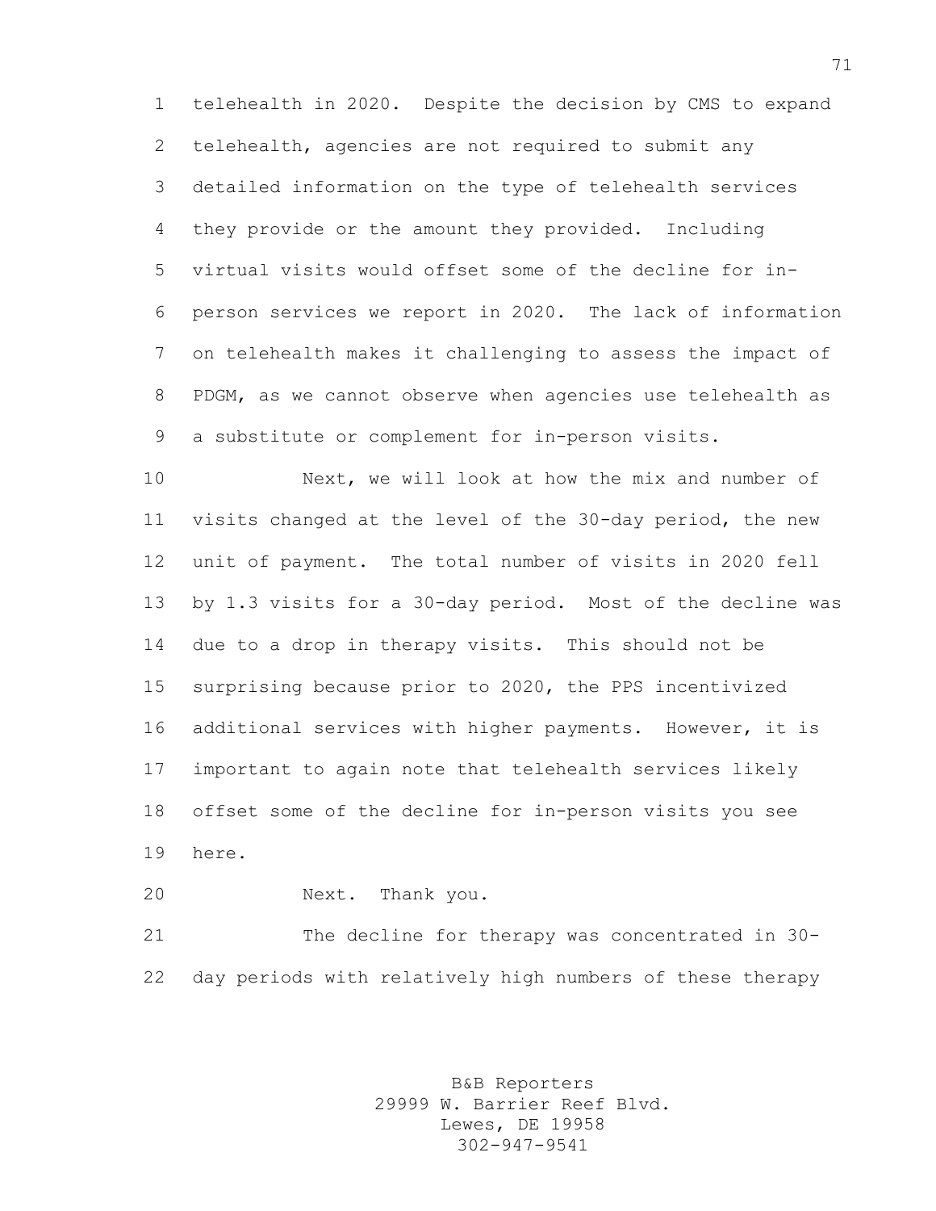telehealth in 2020. Despite the decision by CMS to expand telehealth, agencies are not required to submit any detailed information on the type of telehealth services they provide or the amount they provided. Including virtual visits would offset some of the decline for in-person services we report in 2020. The lack of information on telehealth makes it challenging to assess the impact of PDGM, as we cannot observe when agencies use telehealth as a substitute or complement for in-person visits.

Next, we will look at how the mix and number of visits changed at the level of the 30-day period, the new unit of payment. The total number of visits in 2020 fell by 1.3 visits for a 30-day period. Most of the decline was due to a drop in therapy visits. This should not be surprising because prior to 2020, the PPS incentivized additional services with higher payments. However, it is important to again note that telehealth services likely offset some of the decline for in-person visits you see here.

Next. Thank you.

The decline for therapy was concentrated in 30-day periods with relatively high numbers of these therapy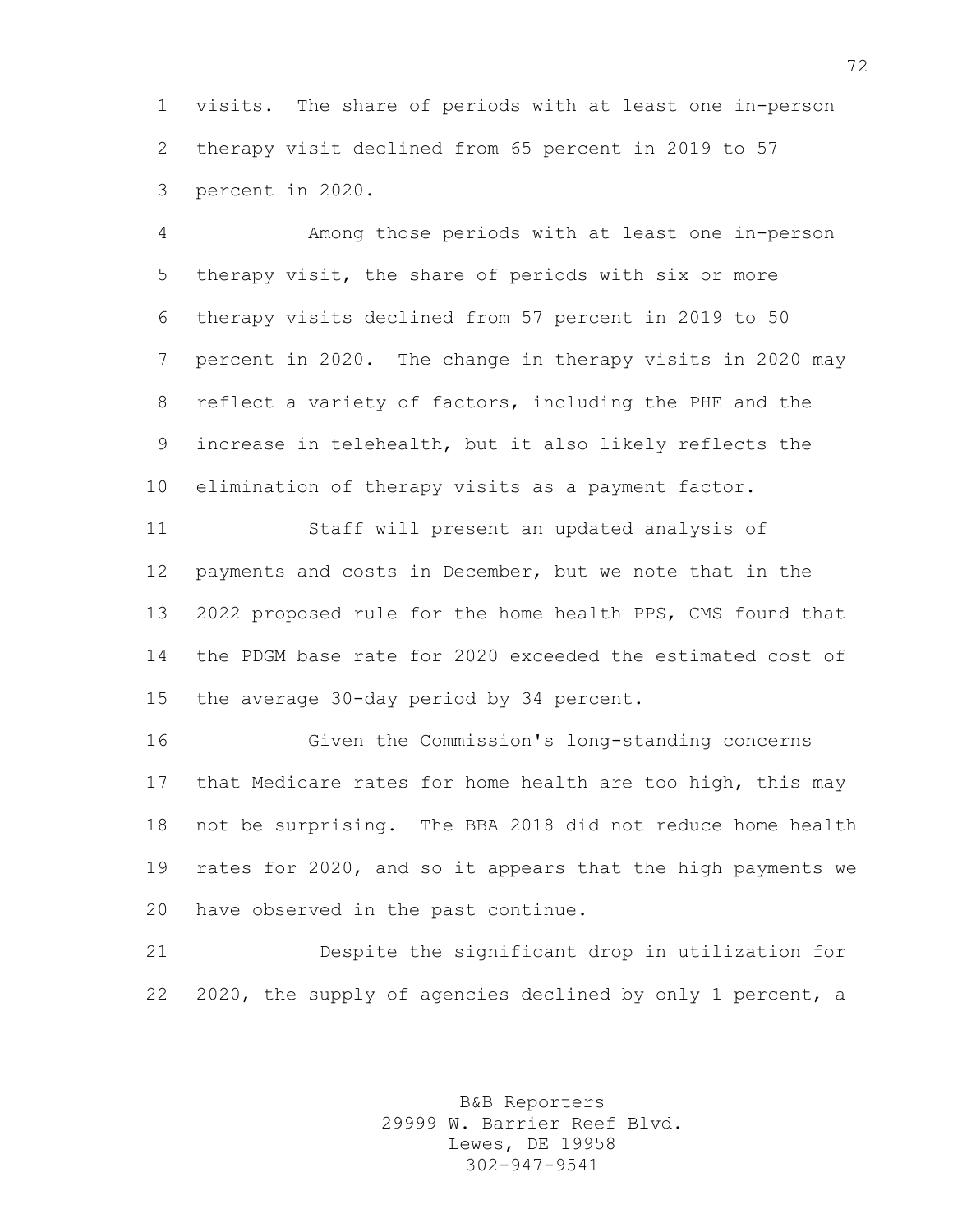visits. The share of periods with at least one in-person therapy visit declined from 65 percent in 2019 to 57 percent in 2020.

Among those periods with at least one in-person therapy visit, the share of periods with six or more therapy visits declined from 57 percent in 2019 to 50 percent in 2020. The change in therapy visits in 2020 may reflect a variety of factors, including the PHE and the increase in telehealth, but it also likely reflects the elimination of therapy visits as a payment factor.

Staff will present an updated analysis of payments and costs in December, but we note that in the 2022 proposed rule for the home health PPS, CMS found that the PDGM base rate for 2020 exceeded the estimated cost of the average 30-day period by 34 percent.

Given the Commission's long-standing concerns that Medicare rates for home health are too high, this may not be surprising. The BBA 2018 did not reduce home health rates for 2020, and so it appears that the high payments we have observed in the past continue.

Despite the significant drop in utilization for 2020, the supply of agencies declined by only 1 percent, a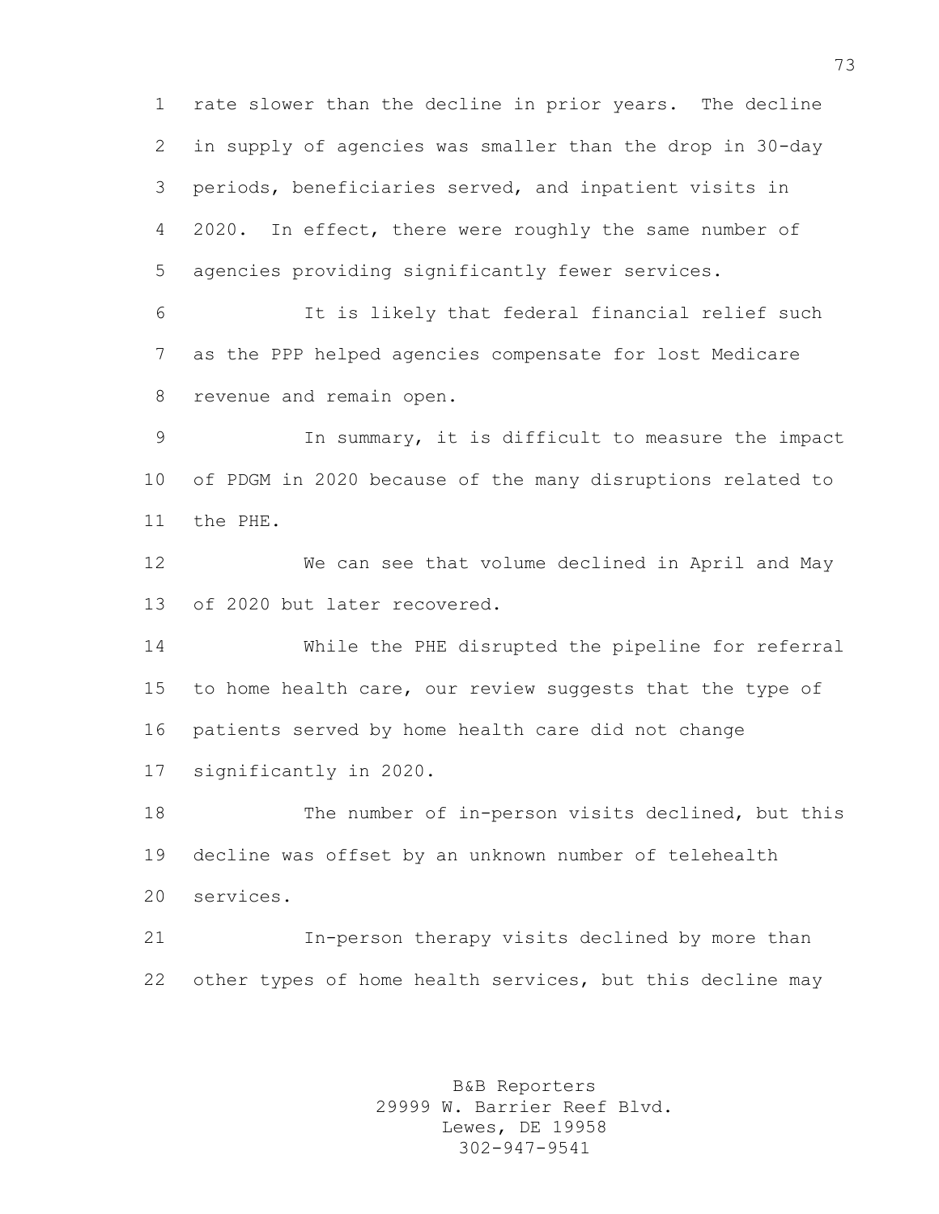rate slower than the decline in prior years. The decline in supply of agencies was smaller than the drop in 30-day periods, beneficiaries served, and inpatient visits in 2020. In effect, there were roughly the same number of agencies providing significantly fewer services.

It is likely that federal financial relief such as the PPP helped agencies compensate for lost Medicare revenue and remain open.

In summary, it is difficult to measure the impact of PDGM in 2020 because of the many disruptions related to the PHE.

We can see that volume declined in April and May of 2020 but later recovered.

While the PHE disrupted the pipeline for referral to home health care, our review suggests that the type of patients served by home health care did not change significantly in 2020.

The number of in-person visits declined, but this decline was offset by an unknown number of telehealth services.

In-person therapy visits declined by more than other types of home health services, but this decline may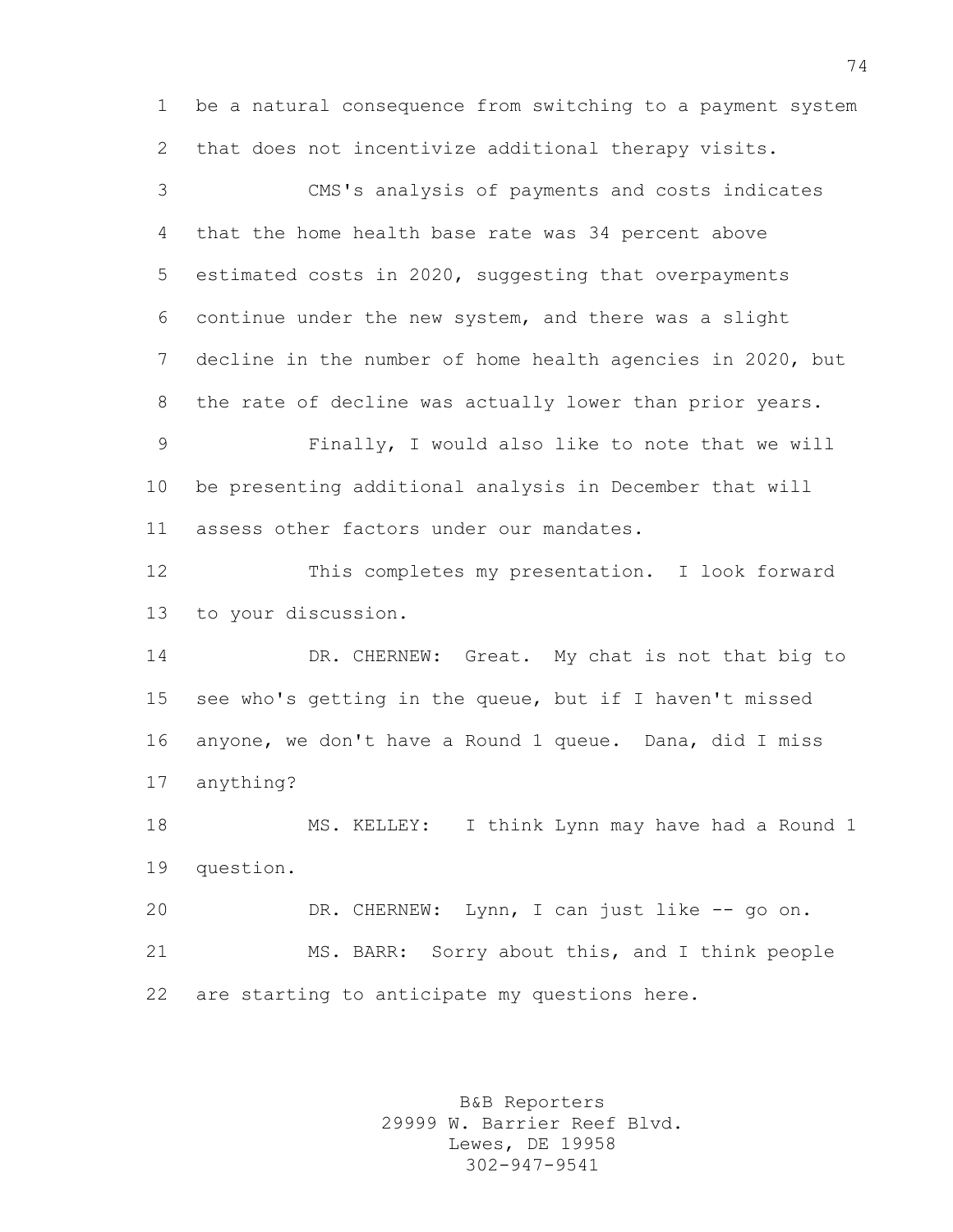be a natural consequence from switching to a payment system that does not incentivize additional therapy visits.

CMS's analysis of payments and costs indicates that the home health base rate was 34 percent above estimated costs in 2020, suggesting that overpayments continue under the new system, and there was a slight decline in the number of home health agencies in 2020, but the rate of decline was actually lower than prior years.

Finally, I would also like to note that we will be presenting additional analysis in December that will assess other factors under our mandates.

This completes my presentation. I look forward to your discussion.

DR. CHERNEW: Great. My chat is not that big to see who's getting in the queue, but if I haven't missed anyone, we don't have a Round 1 queue. Dana, did I miss anything?

MS. KELLEY: I think Lynn may have had a Round 1 question.

DR. CHERNEW: Lynn, I can just like -- go on.

MS. BARR: Sorry about this, and I think people are starting to anticipate my questions here.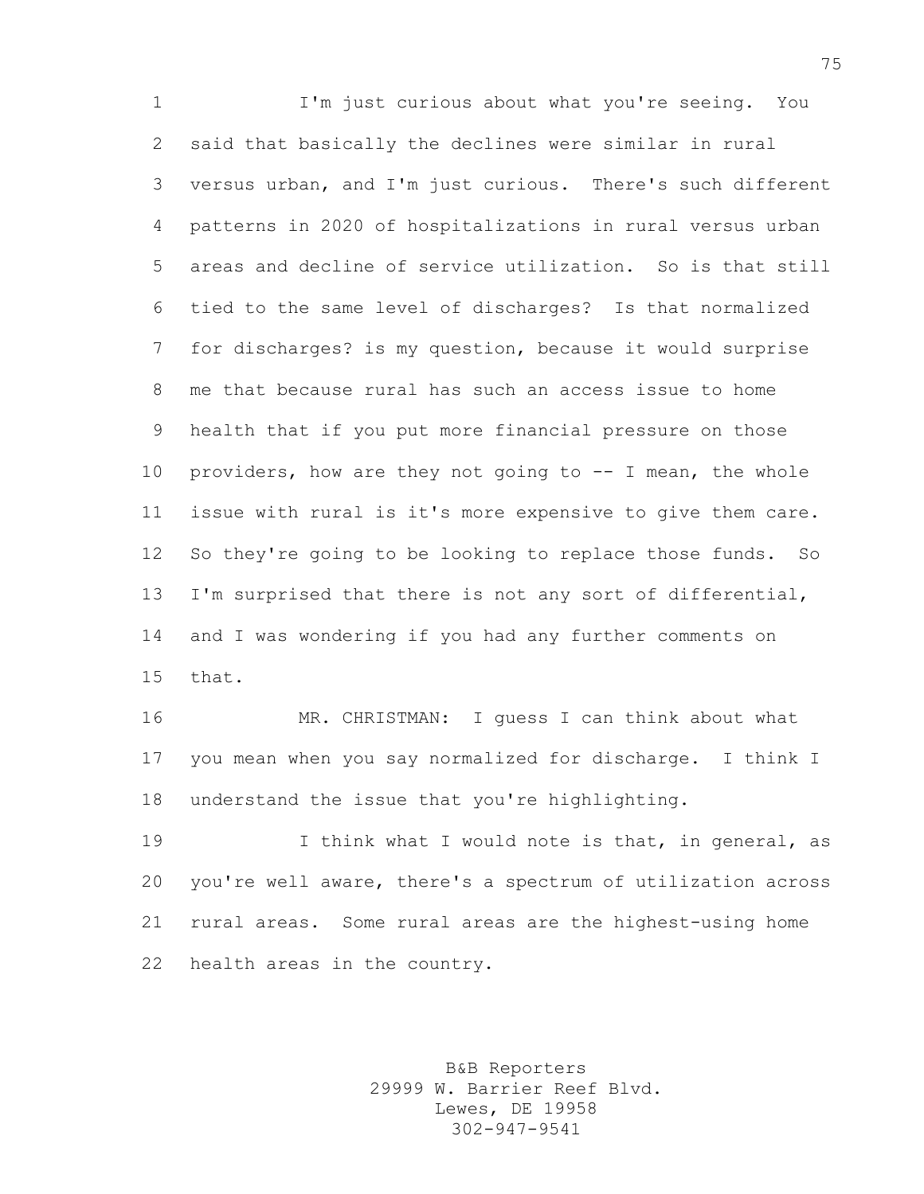I'm just curious about what you're seeing. You said that basically the declines were similar in rural versus urban, and I'm just curious. There's such different patterns in 2020 of hospitalizations in rural versus urban areas and decline of service utilization. So is that still tied to the same level of discharges? Is that normalized for discharges? is my question, because it would surprise me that because rural has such an access issue to home health that if you put more financial pressure on those providers, how are they not going to -- I mean, the whole issue with rural is it's more expensive to give them care. So they're going to be looking to replace those funds. So I'm surprised that there is not any sort of differential, and I was wondering if you had any further comments on that.

MR. CHRISTMAN: I guess I can think about what you mean when you say normalized for discharge. I think I understand the issue that you're highlighting.

I think what I would note is that, in general, as you're well aware, there's a spectrum of utilization across rural areas. Some rural areas are the highest-using home health areas in the country.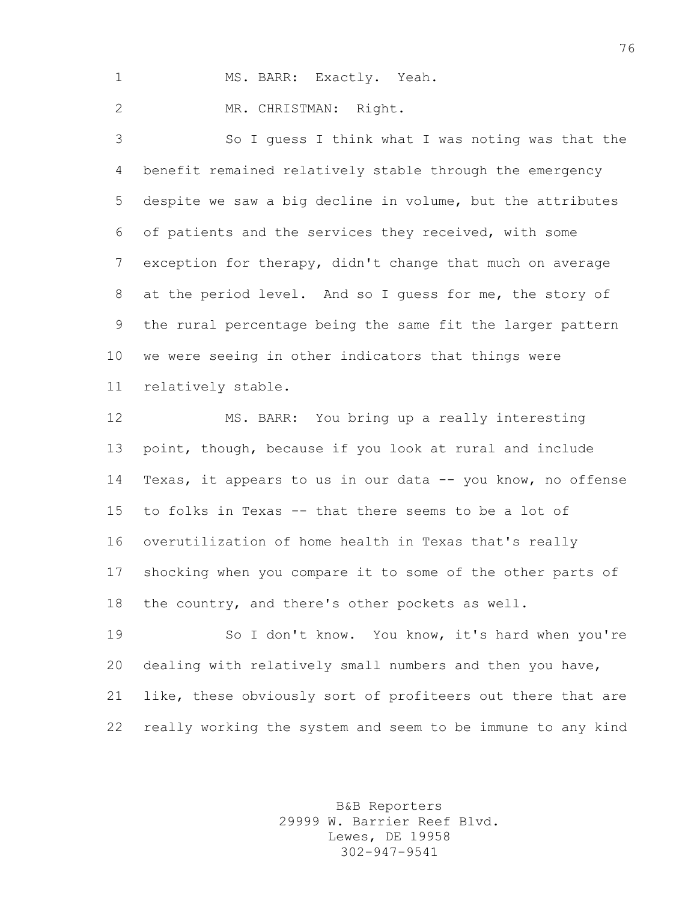MS. BARR: Exactly. Yeah.

MR. CHRISTMAN: Right.

So I guess I think what I was noting was that the benefit remained relatively stable through the emergency despite we saw a big decline in volume, but the attributes of patients and the services they received, with some exception for therapy, didn't change that much on average at the period level. And so I guess for me, the story of the rural percentage being the same fit the larger pattern we were seeing in other indicators that things were relatively stable.

MS. BARR: You bring up a really interesting point, though, because if you look at rural and include Texas, it appears to us in our data -- you know, no offense to folks in Texas -- that there seems to be a lot of overutilization of home health in Texas that's really shocking when you compare it to some of the other parts of the country, and there's other pockets as well.

So I don't know. You know, it's hard when you're dealing with relatively small numbers and then you have, like, these obviously sort of profiteers out there that are really working the system and seem to be immune to any kind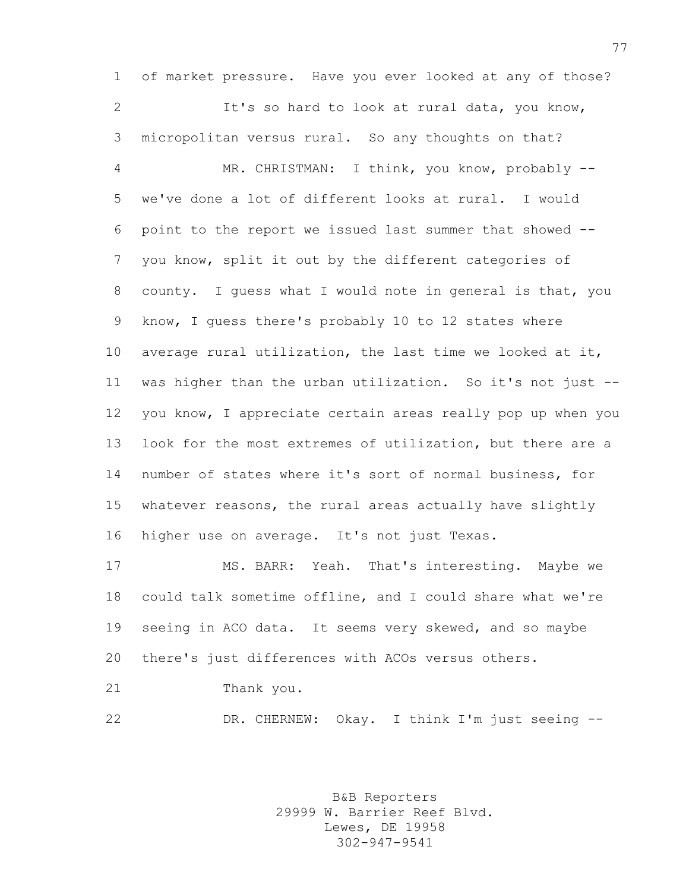of market pressure. Have you ever looked at any of those?

It's so hard to look at rural data, you know, micropolitan versus rural. So any thoughts on that?

MR. CHRISTMAN: I think, you know, probably -- we've done a lot of different looks at rural. I would point to the report we issued last summer that showed -- you know, split it out by the different categories of county. I guess what I would note in general is that, you know, I guess there's probably 10 to 12 states where average rural utilization, the last time we looked at it, was higher than the urban utilization. So it's not just -- you know, I appreciate certain areas really pop up when you look for the most extremes of utilization, but there are a number of states where it's sort of normal business, for whatever reasons, the rural areas actually have slightly higher use on average. It's not just Texas.

MS. BARR: Yeah. That's interesting. Maybe we could talk sometime offline, and I could share what we're seeing in ACO data. It seems very skewed, and so maybe there's just differences with ACOs versus others.

Thank you.

DR. CHERNEW: Okay. I think I'm just seeing --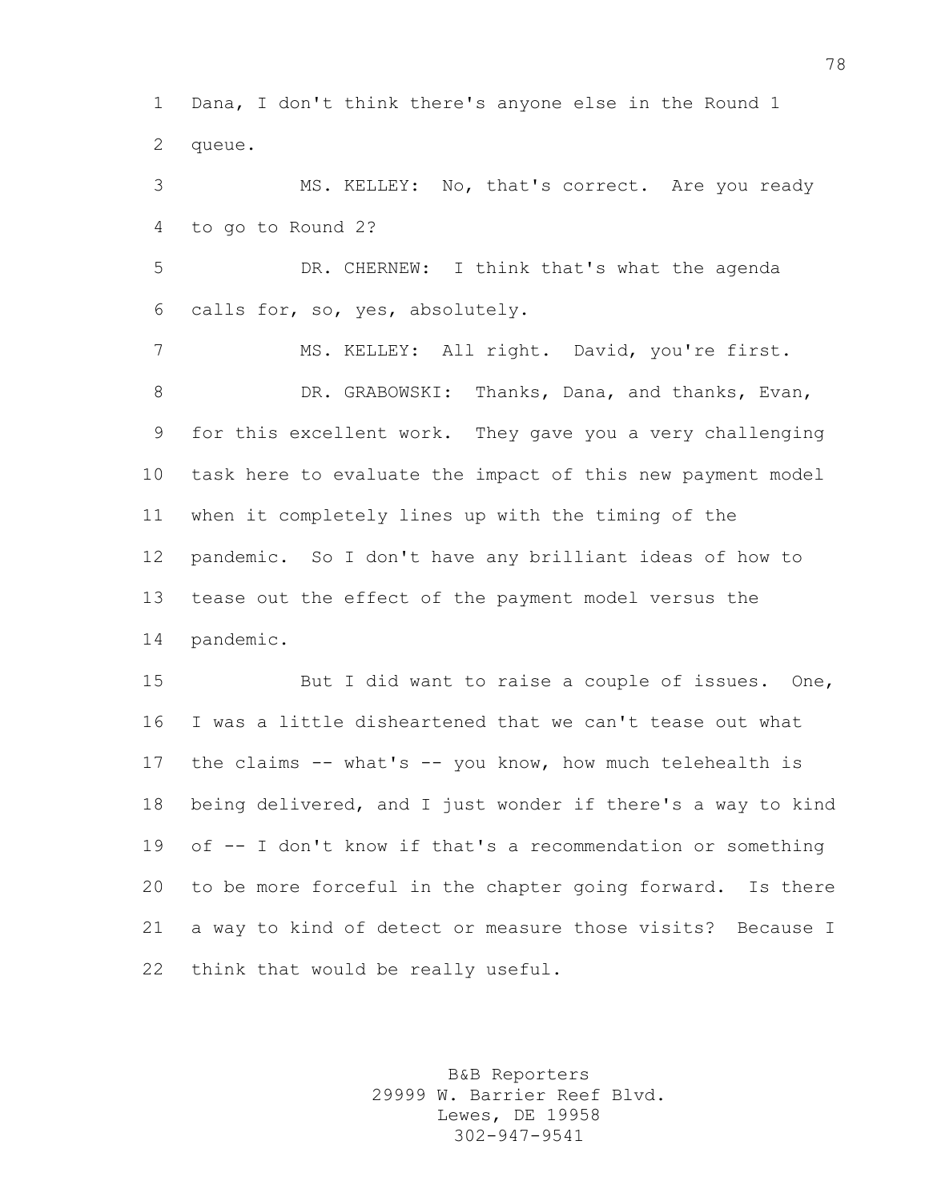Dana, I don't think there's anyone else in the Round 1 queue.

MS. KELLEY: No, that's correct. Are you ready to go to Round 2?

DR. CHERNEW: I think that's what the agenda calls for, so, yes, absolutely.

MS. KELLEY: All right. David, you're first.

DR. GRABOWSKI: Thanks, Dana, and thanks, Evan, for this excellent work. They gave you a very challenging task here to evaluate the impact of this new payment model when it completely lines up with the timing of the pandemic. So I don't have any brilliant ideas of how to tease out the effect of the payment model versus the pandemic.

But I did want to raise a couple of issues. One, I was a little disheartened that we can't tease out what the claims -- what's -- you know, how much telehealth is being delivered, and I just wonder if there's a way to kind of -- I don't know if that's a recommendation or something to be more forceful in the chapter going forward. Is there a way to kind of detect or measure those visits? Because I think that would be really useful.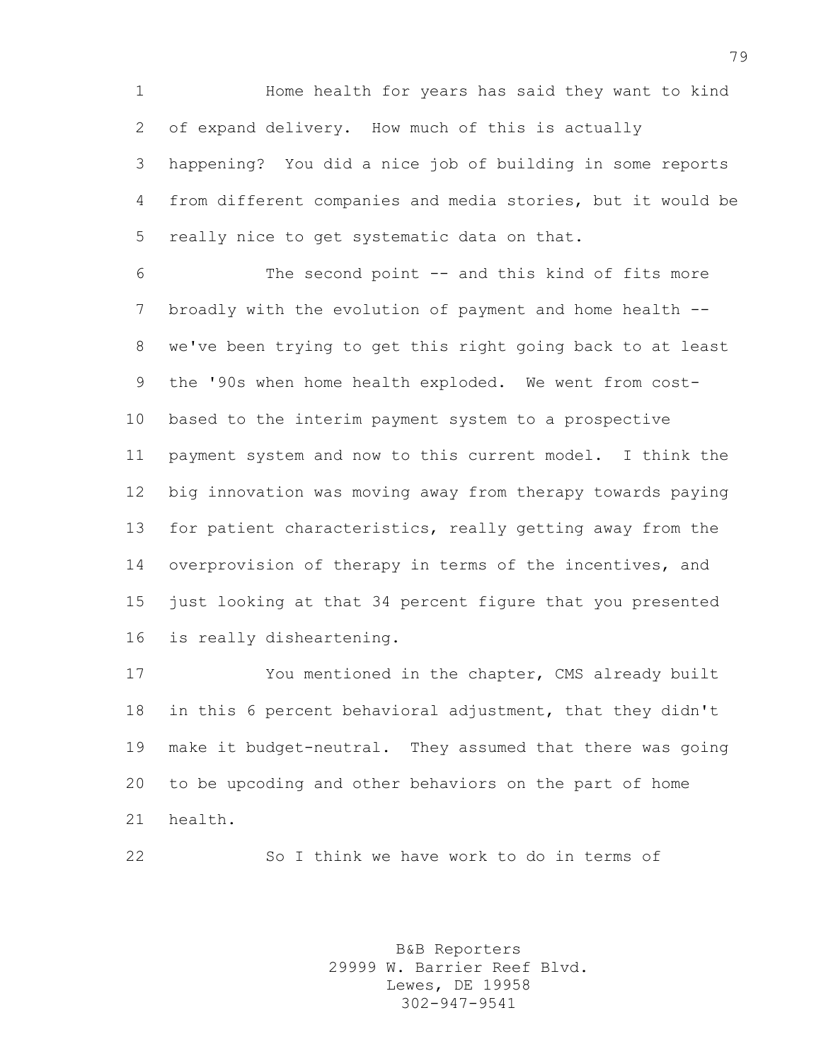Home health for years has said they want to kind of expand delivery. How much of this is actually happening? You did a nice job of building in some reports from different companies and media stories, but it would be really nice to get systematic data on that.

The second point -- and this kind of fits more broadly with the evolution of payment and home health -- we've been trying to get this right going back to at least the '90s when home health exploded. We went from cost-based to the interim payment system to a prospective payment system and now to this current model. I think the big innovation was moving away from therapy towards paying for patient characteristics, really getting away from the overprovision of therapy in terms of the incentives, and just looking at that 34 percent figure that you presented is really disheartening.

You mentioned in the chapter, CMS already built in this 6 percent behavioral adjustment, that they didn't make it budget-neutral. They assumed that there was going to be upcoding and other behaviors on the part of home health.

So I think we have work to do in terms of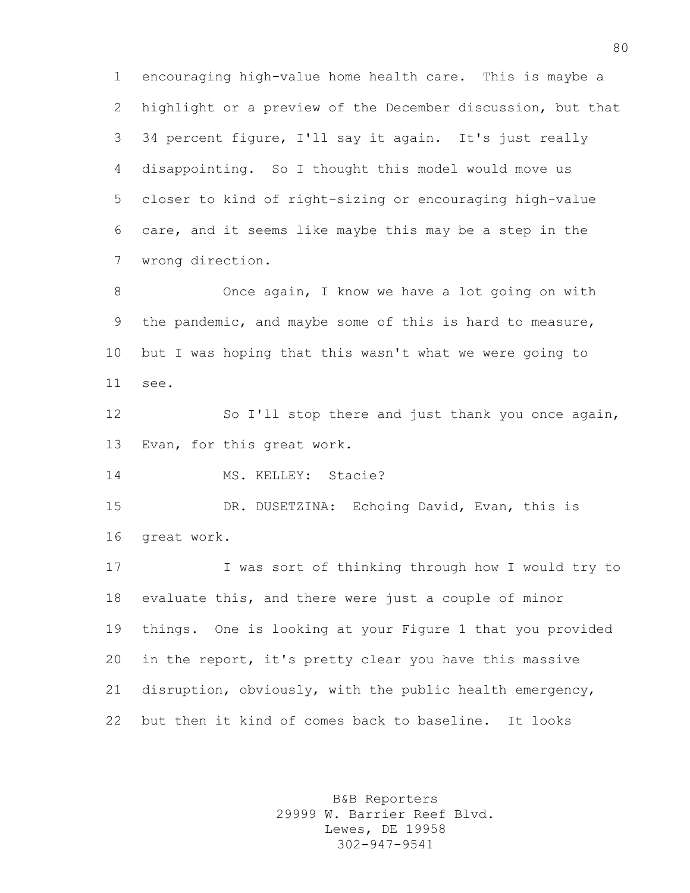encouraging high-value home health care. This is maybe a highlight or a preview of the December discussion, but that 34 percent figure, I'll say it again. It's just really disappointing. So I thought this model would move us closer to kind of right-sizing or encouraging high-value care, and it seems like maybe this may be a step in the wrong direction.

Once again, I know we have a lot going on with the pandemic, and maybe some of this is hard to measure, but I was hoping that this wasn't what we were going to see.

So I'll stop there and just thank you once again, Evan, for this great work.

MS. KELLEY: Stacie?

DR. DUSETZINA: Echoing David, Evan, this is great work.

I was sort of thinking through how I would try to evaluate this, and there were just a couple of minor things. One is looking at your Figure 1 that you provided in the report, it's pretty clear you have this massive disruption, obviously, with the public health emergency, but then it kind of comes back to baseline. It looks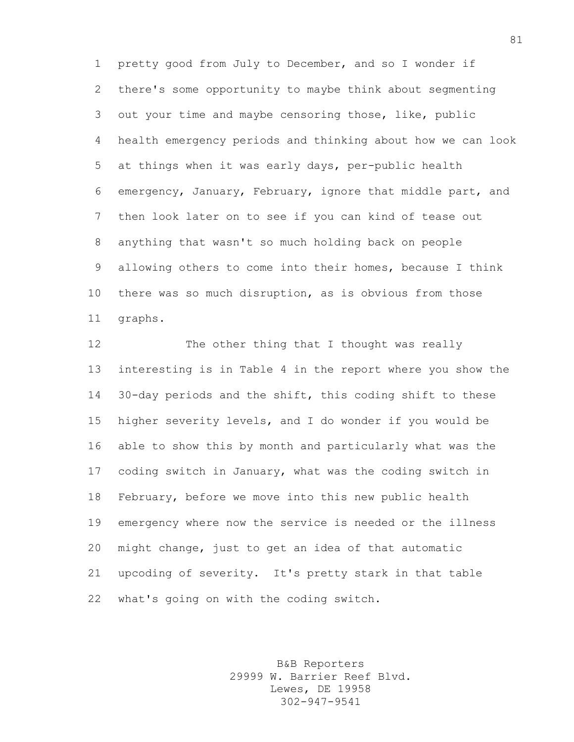pretty good from July to December, and so I wonder if there's some opportunity to maybe think about segmenting out your time and maybe censoring those, like, public health emergency periods and thinking about how we can look at things when it was early days, per-public health emergency, January, February, ignore that middle part, and then look later on to see if you can kind of tease out anything that wasn't so much holding back on people allowing others to come into their homes, because I think there was so much disruption, as is obvious from those graphs.

The other thing that I thought was really interesting is in Table 4 in the report where you show the 30-day periods and the shift, this coding shift to these higher severity levels, and I do wonder if you would be able to show this by month and particularly what was the coding switch in January, what was the coding switch in February, before we move into this new public health emergency where now the service is needed or the illness might change, just to get an idea of that automatic upcoding of severity. It's pretty stark in that table what's going on with the coding switch.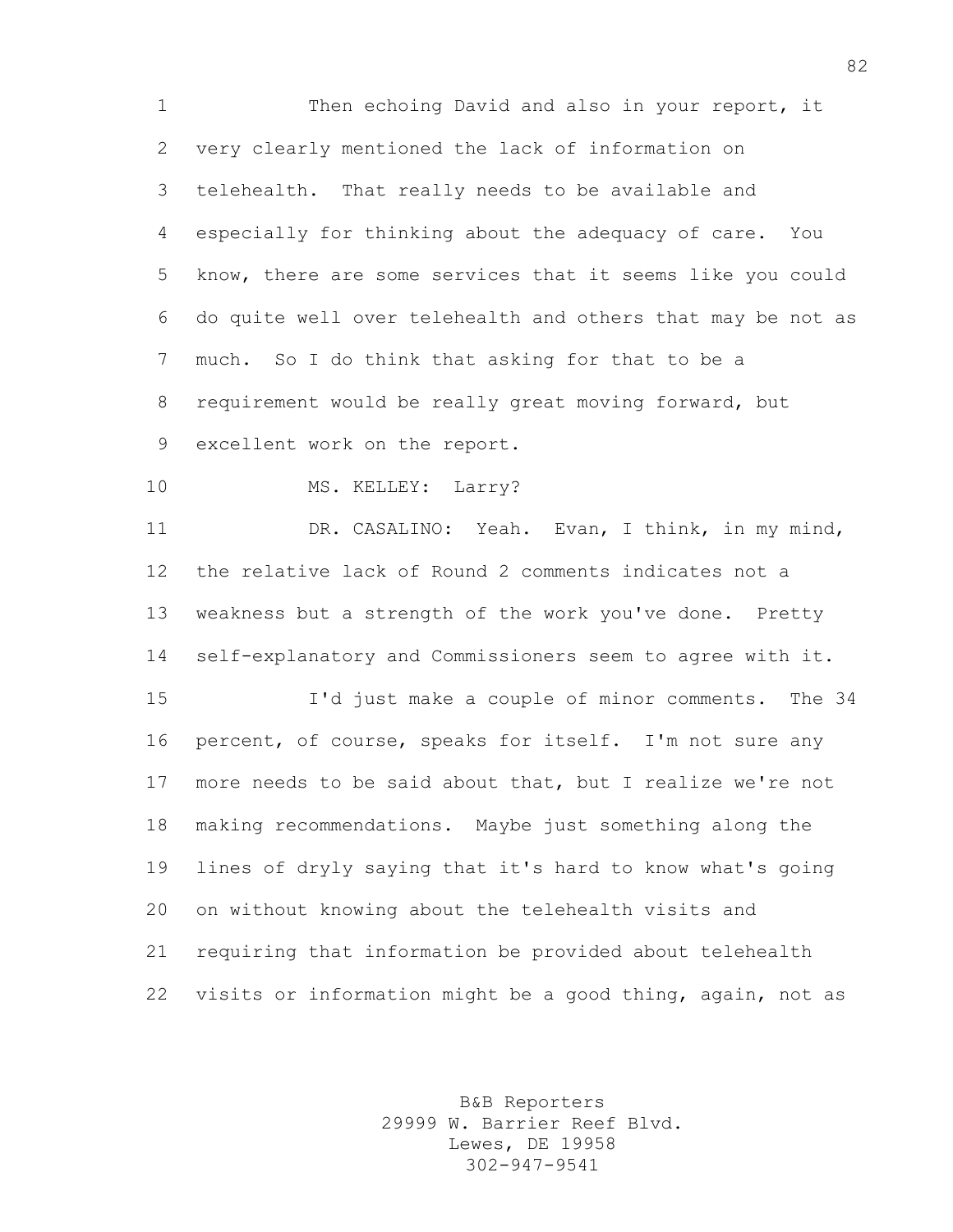Then echoing David and also in your report, it very clearly mentioned the lack of information on telehealth. That really needs to be available and especially for thinking about the adequacy of care. You know, there are some services that it seems like you could do quite well over telehealth and others that may be not as much. So I do think that asking for that to be a requirement would be really great moving forward, but excellent work on the report.

MS. KELLEY: Larry?

DR. CASALINO: Yeah. Evan, I think, in my mind, the relative lack of Round 2 comments indicates not a weakness but a strength of the work you've done. Pretty self-explanatory and Commissioners seem to agree with it.

I'd just make a couple of minor comments. The 34 percent, of course, speaks for itself. I'm not sure any more needs to be said about that, but I realize we're not making recommendations. Maybe just something along the lines of dryly saying that it's hard to know what's going on without knowing about the telehealth visits and requiring that information be provided about telehealth visits or information might be a good thing, again, not as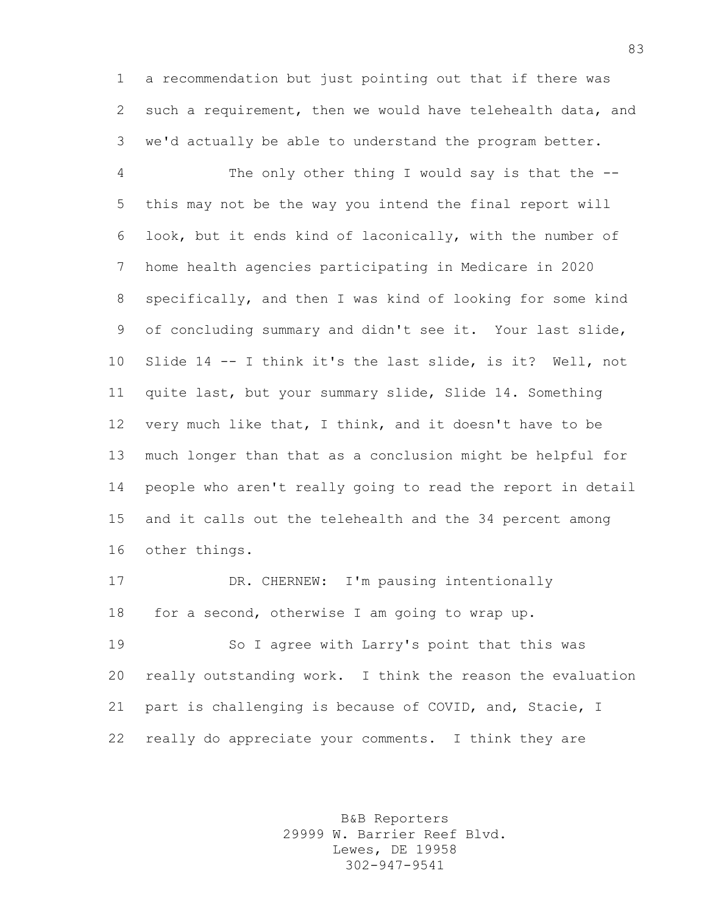a recommendation but just pointing out that if there was such a requirement, then we would have telehealth data, and we'd actually be able to understand the program better.

The only other thing I would say is that the -- this may not be the way you intend the final report will look, but it ends kind of laconically, with the number of home health agencies participating in Medicare in 2020 specifically, and then I was kind of looking for some kind of concluding summary and didn't see it. Your last slide, Slide 14 -- I think it's the last slide, is it? Well, not quite last, but your summary slide, Slide 14. Something very much like that, I think, and it doesn't have to be much longer than that as a conclusion might be helpful for people who aren't really going to read the report in detail and it calls out the telehealth and the 34 percent among other things.

DR. CHERNEW: I'm pausing intentionally for a second, otherwise I am going to wrap up.

So I agree with Larry's point that this was really outstanding work. I think the reason the evaluation part is challenging is because of COVID, and, Stacie, I really do appreciate your comments. I think they are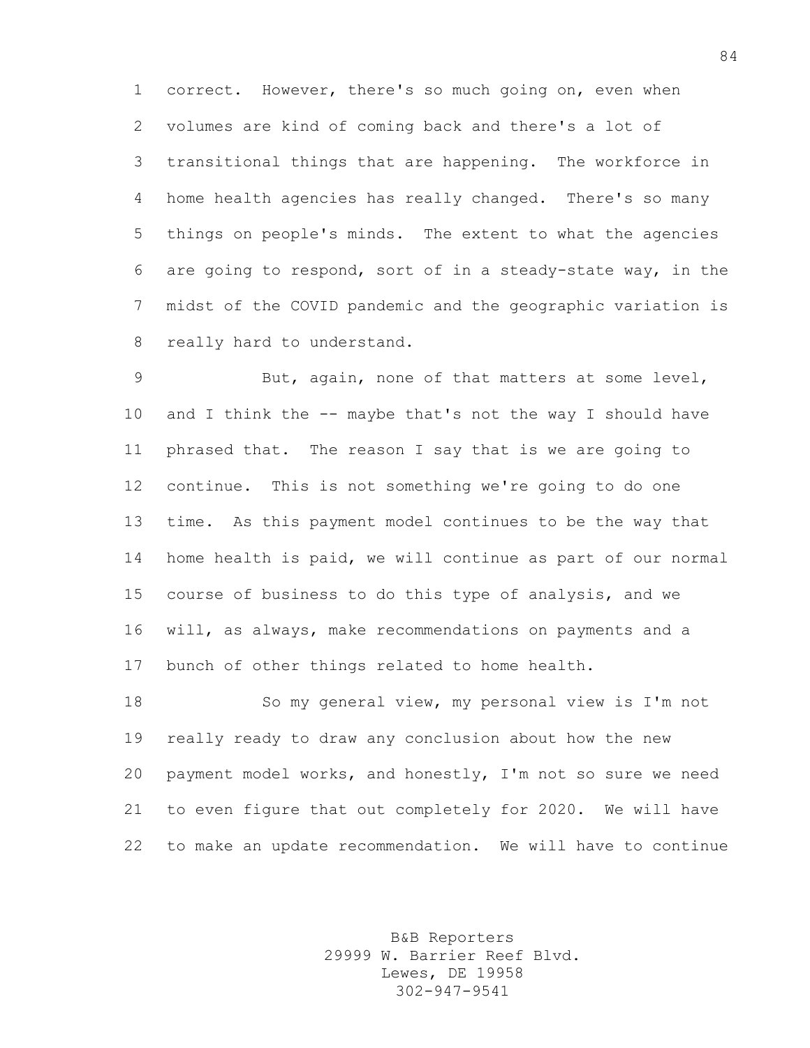correct. However, there's so much going on, even when volumes are kind of coming back and there's a lot of transitional things that are happening. The workforce in home health agencies has really changed. There's so many things on people's minds. The extent to what the agencies are going to respond, sort of in a steady-state way, in the midst of the COVID pandemic and the geographic variation is really hard to understand.

But, again, none of that matters at some level, and I think the -- maybe that's not the way I should have phrased that. The reason I say that is we are going to continue. This is not something we're going to do one time. As this payment model continues to be the way that home health is paid, we will continue as part of our normal course of business to do this type of analysis, and we will, as always, make recommendations on payments and a bunch of other things related to home health.

So my general view, my personal view is I'm not really ready to draw any conclusion about how the new payment model works, and honestly, I'm not so sure we need to even figure that out completely for 2020. We will have to make an update recommendation. We will have to continue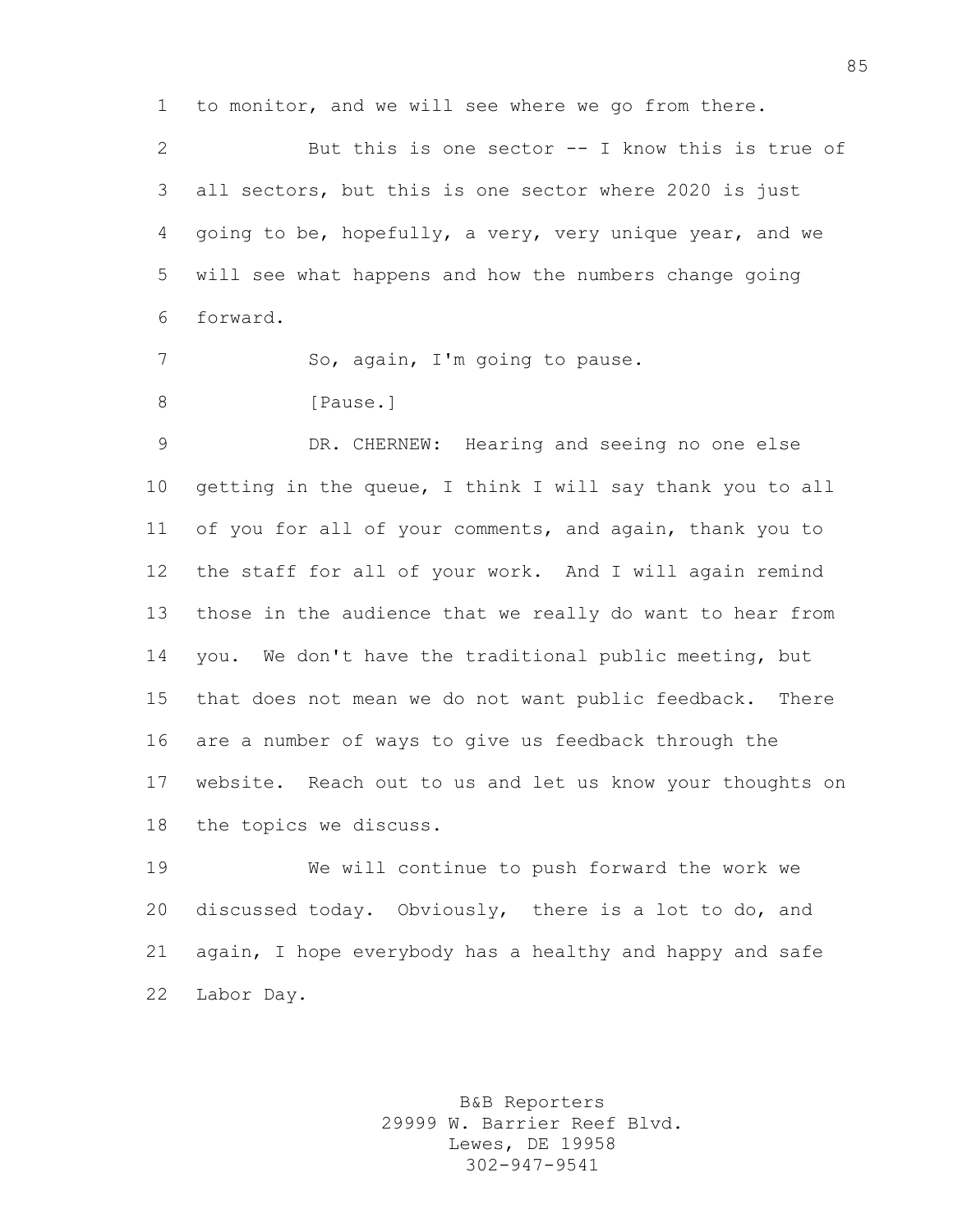to monitor, and we will see where we go from there.

But this is one sector -- I know this is true of all sectors, but this is one sector where 2020 is just going to be, hopefully, a very, very unique year, and we will see what happens and how the numbers change going forward.

So, again, I'm going to pause.

[Pause.]

DR. CHERNEW: Hearing and seeing no one else getting in the queue, I think I will say thank you to all of you for all of your comments, and again, thank you to the staff for all of your work. And I will again remind those in the audience that we really do want to hear from you. We don't have the traditional public meeting, but that does not mean we do not want public feedback. There are a number of ways to give us feedback through the website. Reach out to us and let us know your thoughts on the topics we discuss.

We will continue to push forward the work we discussed today. Obviously, there is a lot to do, and again, I hope everybody has a healthy and happy and safe Labor Day.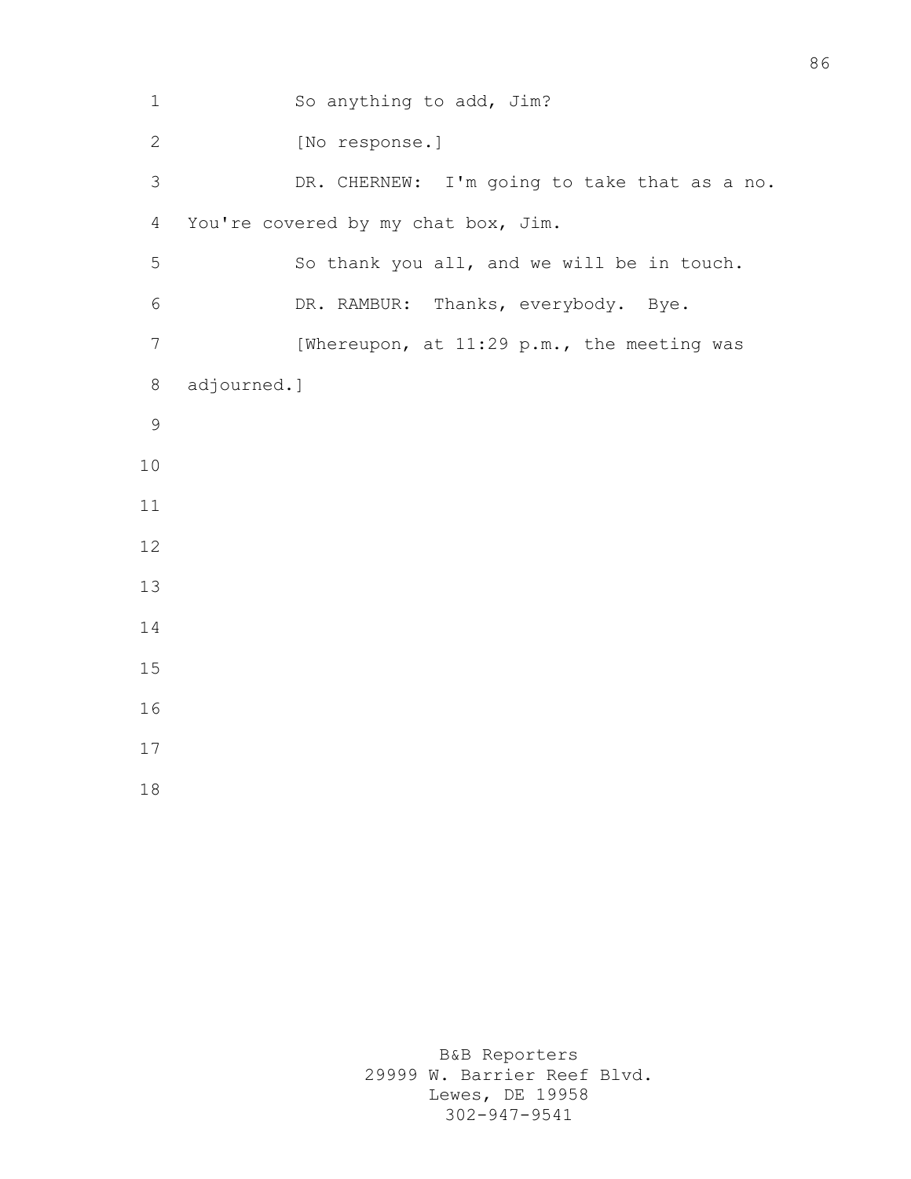So anything to add, Jim?

[No response.]

DR. CHERNEW: I'm going to take that as a no. You're covered by my chat box, Jim.

So thank you all, and we will be in touch.

DR. RAMBUR: Thanks, everybody. Bye.

[Whereupon, at 11:29 p.m., the meeting was adjourned.]

B&B Reporters
29999 W. Barrier Reef Blvd.
Lewes, DE 19958
302-947-9541